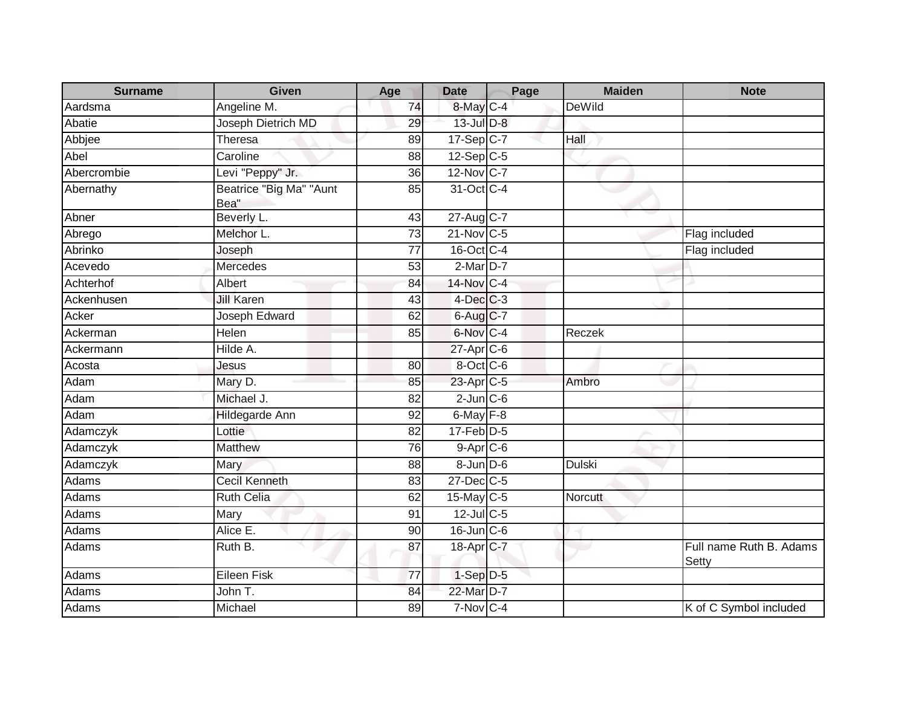| Surname | Given | Age | Date | Page | Maiden | Note |
|---|---|---|---|---|---|---|
| Aardsma | Angeline M. | 74 | 8-May | C-4 | DeWild | |
| Abatie | Joseph Dietrich MD | 29 | 13-Jul | D-8 | | |
| Abbjee | Theresa | 89 | 17-Sep | C-7 | Hall | |
| Abel | Caroline | 88 | 12-Sep | C-5 | | |
| Abercrombie | Levi "Peppy" Jr. | 36 | 12-Nov | C-7 | | |
| Abernathy | Beatrice "Big Ma" "Aunt Bea" | 85 | 31-Oct | C-4 | | |
| Abner | Beverly L. | 43 | 27-Aug | C-7 | | |
| Abrego | Melchor L. | 73 | 21-Nov | C-5 | | Flag included |
| Abrinko | Joseph | 77 | 16-Oct | C-4 | | Flag included |
| Acevedo | Mercedes | 53 | 2-Mar | D-7 | | |
| Achterhof | Albert | 84 | 14-Nov | C-4 | | |
| Ackenhusen | Jill Karen | 43 | 4-Dec | C-3 | | |
| Acker | Joseph Edward | 62 | 6-Aug | C-7 | | |
| Ackerman | Helen | 85 | 6-Nov | C-4 | Reczek | |
| Ackermann | Hilde A. | | 27-Apr | C-6 | | |
| Acosta | Jesus | 80 | 8-Oct | C-6 | | |
| Adam | Mary D. | 85 | 23-Apr | C-5 | Ambro | |
| Adam | Michael J. | 82 | 2-Jun | C-6 | | |
| Adam | Hildegarde Ann | 92 | 6-May | F-8 | | |
| Adamczyk | Lottie | 82 | 17-Feb | D-5 | | |
| Adamczyk | Matthew | 76 | 9-Apr | C-6 | | |
| Adamczyk | Mary | 88 | 8-Jun | D-6 | Dulski | |
| Adams | Cecil Kenneth | 83 | 27-Dec | C-5 | | |
| Adams | Ruth Celia | 62 | 15-May | C-5 | Norcutt | |
| Adams | Mary | 91 | 12-Jul | C-5 | | |
| Adams | Alice E. | 90 | 16-Jun | C-6 | | |
| Adams | Ruth B. | 87 | 18-Apr | C-7 | | Full name Ruth B. Adams Setty |
| Adams | Eileen Fisk | 77 | 1-Sep | D-5 | | |
| Adams | John T. | 84 | 22-Mar | D-7 | | |
| Adams | Michael | 89 | 7-Nov | C-4 | | K of C Symbol included |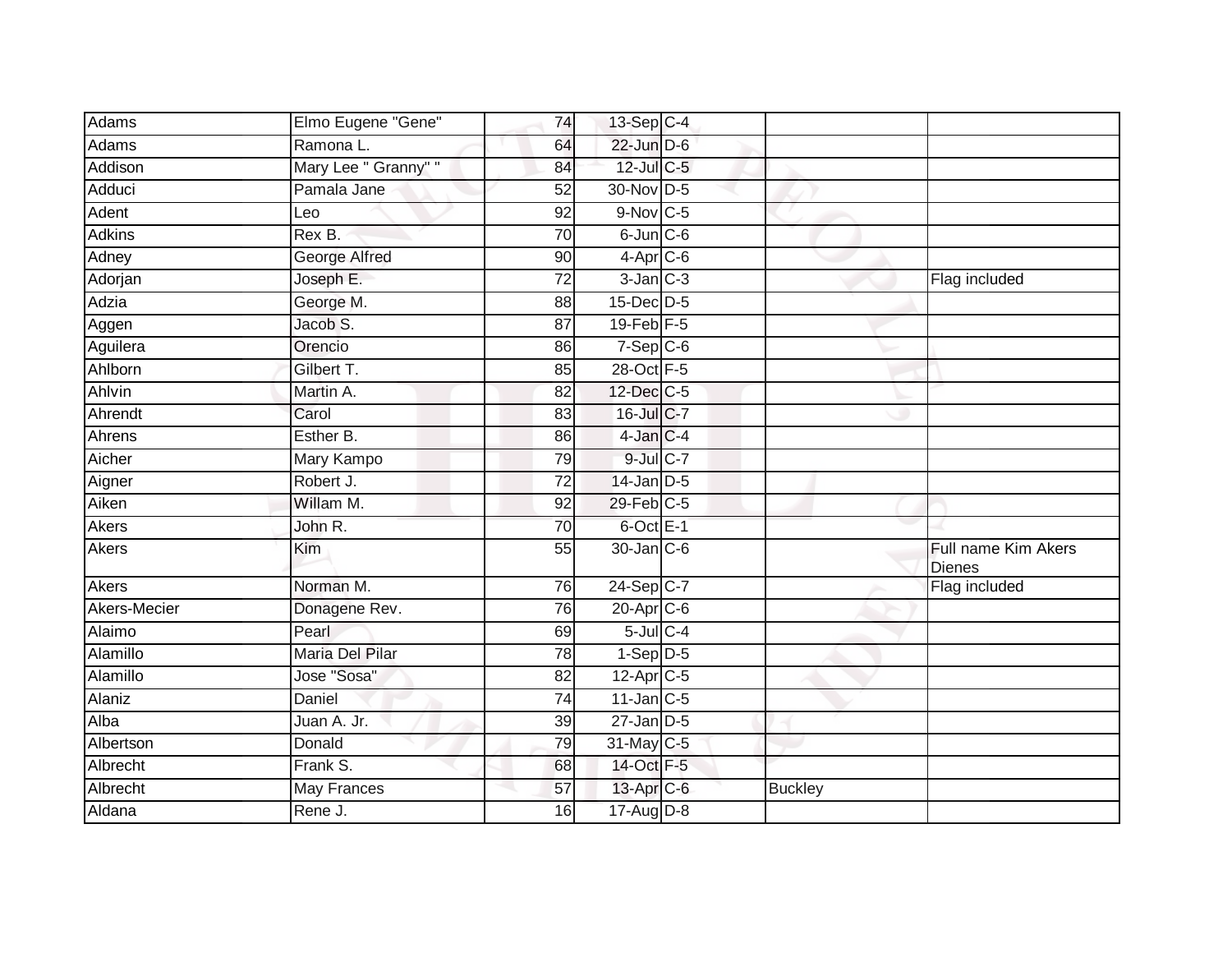| | | | | | | |
|---|---|---|---|---|---|---|
| Adams | Elmo Eugene "Gene" | 74 | 13-Sep | C-4 | | |
| Adams | Ramona L. | 64 | 22-Jun | D-6 | | |
| Addison | Mary Lee " Granny" " | 84 | 12-Jul | C-5 | | |
| Adduci | Pamala Jane | 52 | 30-Nov | D-5 | | |
| Adent | Leo | 92 | 9-Nov | C-5 | | |
| Adkins | Rex B. | 70 | 6-Jun | C-6 | | |
| Adney | George Alfred | 90 | 4-Apr | C-6 | | |
| Adorjan | Joseph E. | 72 | 3-Jan | C-3 | | Flag included |
| Adzia | George M. | 88 | 15-Dec | D-5 | | |
| Aggen | Jacob S. | 87 | 19-Feb | F-5 | | |
| Aguilera | Orencio | 86 | 7-Sep | C-6 | | |
| Ahlborn | Gilbert T. | 85 | 28-Oct | F-5 | | |
| Ahlvin | Martin A. | 82 | 12-Dec | C-5 | | |
| Ahrendt | Carol | 83 | 16-Jul | C-7 | | |
| Ahrens | Esther B. | 86 | 4-Jan | C-4 | | |
| Aicher | Mary Kampo | 79 | 9-Jul | C-7 | | |
| Aigner | Robert J. | 72 | 14-Jan | D-5 | | |
| Aiken | Willam M. | 92 | 29-Feb | C-5 | | |
| Akers | John R. | 70 | 6-Oct | E-1 | | |
| Akers | Kim | 55 | 30-Jan | C-6 | | Full name Kim Akers Dienes |
| Akers | Norman M. | 76 | 24-Sep | C-7 | | Flag included |
| Akers-Mecier | Donagene Rev. | 76 | 20-Apr | C-6 | | |
| Alaimo | Pearl | 69 | 5-Jul | C-4 | | |
| Alamillo | Maria Del Pilar | 78 | 1-Sep | D-5 | | |
| Alamillo | Jose "Sosa" | 82 | 12-Apr | C-5 | | |
| Alaniz | Daniel | 74 | 11-Jan | C-5 | | |
| Alba | Juan A. Jr. | 39 | 27-Jan | D-5 | | |
| Albertson | Donald | 79 | 31-May | C-5 | | |
| Albrecht | Frank S. | 68 | 14-Oct | F-5 | | |
| Albrecht | May Frances | 57 | 13-Apr | C-6 | Buckley | |
| Aldana | Rene J. | 16 | 17-Aug | D-8 | | |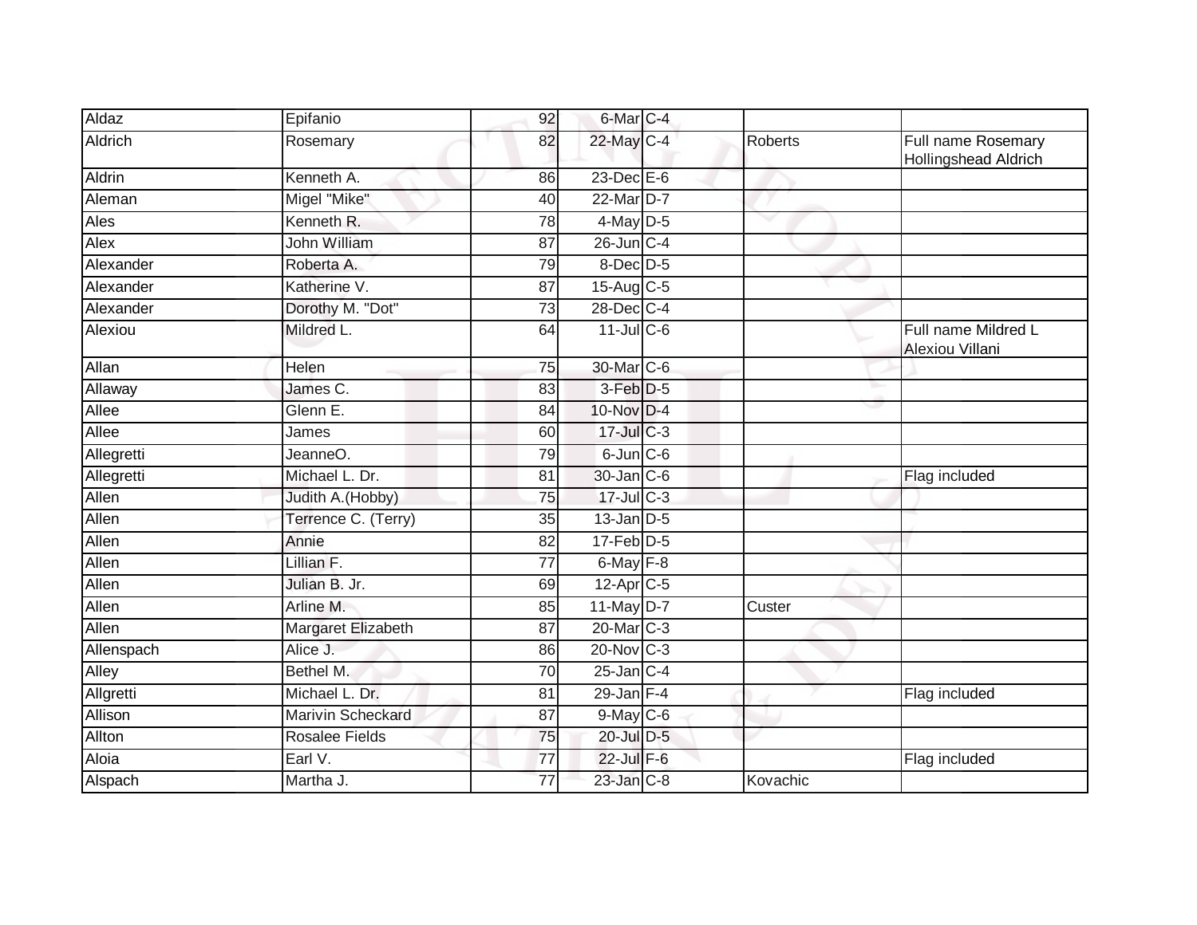| Aldaz | Epifanio | 92 | 6-Mar | C-4 | | |
|---|---|---|---|---|---|---|
| Aldrich | Rosemary | 82 | 22-May | C-4 | Roberts | Full name Rosemary Hollingshead Aldrich |
| Aldrin | Kenneth A. | 86 | 23-Dec | E-6 | | |
| Aleman | Migel "Mike" | 40 | 22-Mar | D-7 | | |
| Ales | Kenneth R. | 78 | 4-May | D-5 | | |
| Alex | John William | 87 | 26-Jun | C-4 | | |
| Alexander | Roberta A. | 79 | 8-Dec | D-5 | | |
| Alexander | Katherine V. | 87 | 15-Aug | C-5 | | |
| Alexander | Dorothy M. "Dot" | 73 | 28-Dec | C-4 | | |
| Alexiou | Mildred L. | 64 | 11-Jul | C-6 | | Full name Mildred L Alexiou Villani |
| Allan | Helen | 75 | 30-Mar | C-6 | | |
| Allaway | James C. | 83 | 3-Feb | D-5 | | |
| Allee | Glenn E. | 84 | 10-Nov | D-4 | | |
| Allee | James | 60 | 17-Jul | C-3 | | |
| Allegretti | JeanneO. | 79 | 6-Jun | C-6 | | |
| Allegretti | Michael L. Dr. | 81 | 30-Jan | C-6 | | Flag included |
| Allen | Judith A.(Hobby) | 75 | 17-Jul | C-3 | | |
| Allen | Terrence C. (Terry) | 35 | 13-Jan | D-5 | | |
| Allen | Annie | 82 | 17-Feb | D-5 | | |
| Allen | Lillian F. | 77 | 6-May | F-8 | | |
| Allen | Julian B. Jr. | 69 | 12-Apr | C-5 | | |
| Allen | Arline M. | 85 | 11-May | D-7 | Custer | |
| Allen | Margaret Elizabeth | 87 | 20-Mar | C-3 | | |
| Allenspach | Alice J. | 86 | 20-Nov | C-3 | | |
| Alley | Bethel M. | 70 | 25-Jan | C-4 | | |
| Allgretti | Michael L. Dr. | 81 | 29-Jan | F-4 | | Flag included |
| Allison | Marivin Scheckard | 87 | 9-May | C-6 | | |
| Allton | Rosalee Fields | 75 | 20-Jul | D-5 | | |
| Aloia | Earl V. | 77 | 22-Jul | F-6 | | Flag included |
| Alspach | Martha J. | 77 | 23-Jan | C-8 | Kovachic | |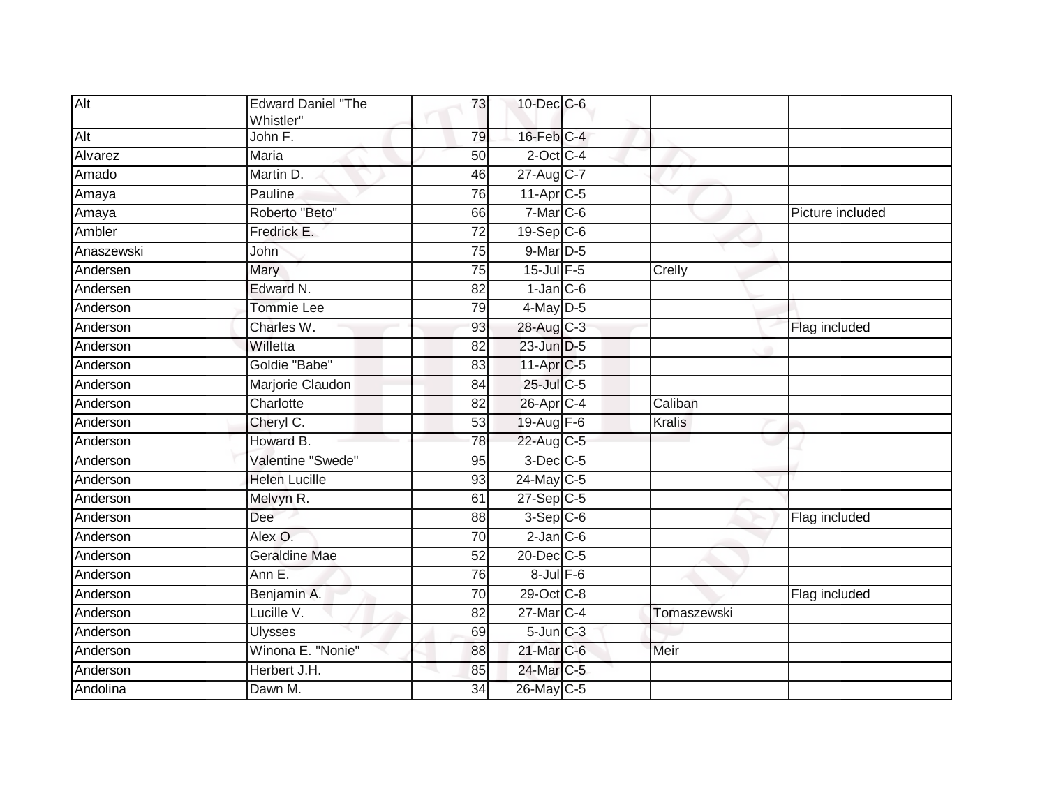| | | | | | | |
|---|---|---|---|---|---|---|
| Alt | Edward Daniel "The Whistler" | 73 | 10-Dec | C-6 | | |
| Alt | John F. | 79 | 16-Feb | C-4 | | |
| Alvarez | Maria | 50 | 2-Oct | C-4 | | |
| Amado | Martin D. | 46 | 27-Aug | C-7 | | |
| Amaya | Pauline | 76 | 11-Apr | C-5 | | |
| Amaya | Roberto "Beto" | 66 | 7-Mar | C-6 | | Picture included |
| Ambler | Fredrick E. | 72 | 19-Sep | C-6 | | |
| Anaszewski | John | 75 | 9-Mar | D-5 | | |
| Andersen | Mary | 75 | 15-Jul | F-5 | Crelly | |
| Andersen | Edward N. | 82 | 1-Jan | C-6 | | |
| Anderson | Tommie Lee | 79 | 4-May | D-5 | | |
| Anderson | Charles W. | 93 | 28-Aug | C-3 | | Flag included |
| Anderson | Willetta | 82 | 23-Jun | D-5 | | |
| Anderson | Goldie "Babe" | 83 | 11-Apr | C-5 | | |
| Anderson | Marjorie Claudon | 84 | 25-Jul | C-5 | | |
| Anderson | Charlotte | 82 | 26-Apr | C-4 | Caliban | |
| Anderson | Cheryl C. | 53 | 19-Aug | F-6 | Kralis | |
| Anderson | Howard B. | 78 | 22-Aug | C-5 | | |
| Anderson | Valentine "Swede" | 95 | 3-Dec | C-5 | | |
| Anderson | Helen Lucille | 93 | 24-May | C-5 | | |
| Anderson | Melvyn R. | 61 | 27-Sep | C-5 | | |
| Anderson | Dee | 88 | 3-Sep | C-6 | | Flag included |
| Anderson | Alex O. | 70 | 2-Jan | C-6 | | |
| Anderson | Geraldine Mae | 52 | 20-Dec | C-5 | | |
| Anderson | Ann E. | 76 | 8-Jul | F-6 | | |
| Anderson | Benjamin A. | 70 | 29-Oct | C-8 | | Flag included |
| Anderson | Lucille V. | 82 | 27-Mar | C-4 | Tomaszewski | |
| Anderson | Ulysses | 69 | 5-Jun | C-3 | | |
| Anderson | Winona E. "Nonie" | 88 | 21-Mar | C-6 | Meir | |
| Anderson | Herbert J.H. | 85 | 24-Mar | C-5 | | |
| Andolina | Dawn M. | 34 | 26-May | C-5 | | |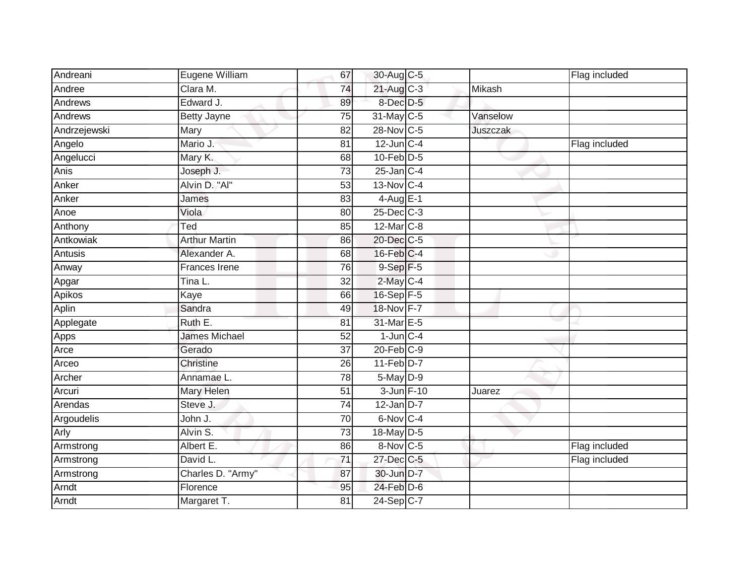| Andreani | Eugene William | 67 | 30-Aug | C-5 | | Flag included |
|---|---|---|---|---|---|---|
| Andree | Clara M. | 74 | 21-Aug | C-3 | Mikash | |
| Andrews | Edward J. | 89 | 8-Dec | D-5 | | |
| Andrews | Betty Jayne | 75 | 31-May | C-5 | Vanselow | |
| Andrzejewski | Mary | 82 | 28-Nov | C-5 | Juszczak | |
| Angelo | Mario J. | 81 | 12-Jun | C-4 | | Flag included |
| Angelucci | Mary K. | 68 | 10-Feb | D-5 | | |
| Anis | Joseph J. | 73 | 25-Jan | C-4 | | |
| Anker | Alvin D. "Al" | 53 | 13-Nov | C-4 | | |
| Anker | James | 83 | 4-Aug | E-1 | | |
| Anoe | Viola | 80 | 25-Dec | C-3 | | |
| Anthony | Ted | 85 | 12-Mar | C-8 | | |
| Antkowiak | Arthur Martin | 86 | 20-Dec | C-5 | | |
| Antusis | Alexander A. | 68 | 16-Feb | C-4 | | |
| Anway | Frances Irene | 76 | 9-Sep | F-5 | | |
| Apgar | Tina L. | 32 | 2-May | C-4 | | |
| Apikos | Kaye | 66 | 16-Sep | F-5 | | |
| Aplin | Sandra | 49 | 18-Nov | F-7 | | |
| Applegate | Ruth E. | 81 | 31-Mar | E-5 | | |
| Apps | James Michael | 52 | 1-Jun | C-4 | | |
| Arce | Gerado | 37 | 20-Feb | C-9 | | |
| Arceo | Christine | 26 | 11-Feb | D-7 | | |
| Archer | Annamae L. | 78 | 5-May | D-9 | | |
| Arcuri | Mary Helen | 51 | 3-Jun | F-10 | Juarez | |
| Arendas | Steve J. | 74 | 12-Jan | D-7 | | |
| Argoudelis | John J. | 70 | 6-Nov | C-4 | | |
| Arly | Alvin S. | 73 | 18-May | D-5 | | |
| Armstrong | Albert E. | 86 | 8-Nov | C-5 | | Flag included |
| Armstrong | David L. | 71 | 27-Dec | C-5 | | Flag included |
| Armstrong | Charles D. "Army" | 87 | 30-Jun | D-7 | | |
| Arndt | Florence | 95 | 24-Feb | D-6 | | |
| Arndt | Margaret T. | 81 | 24-Sep | C-7 | | |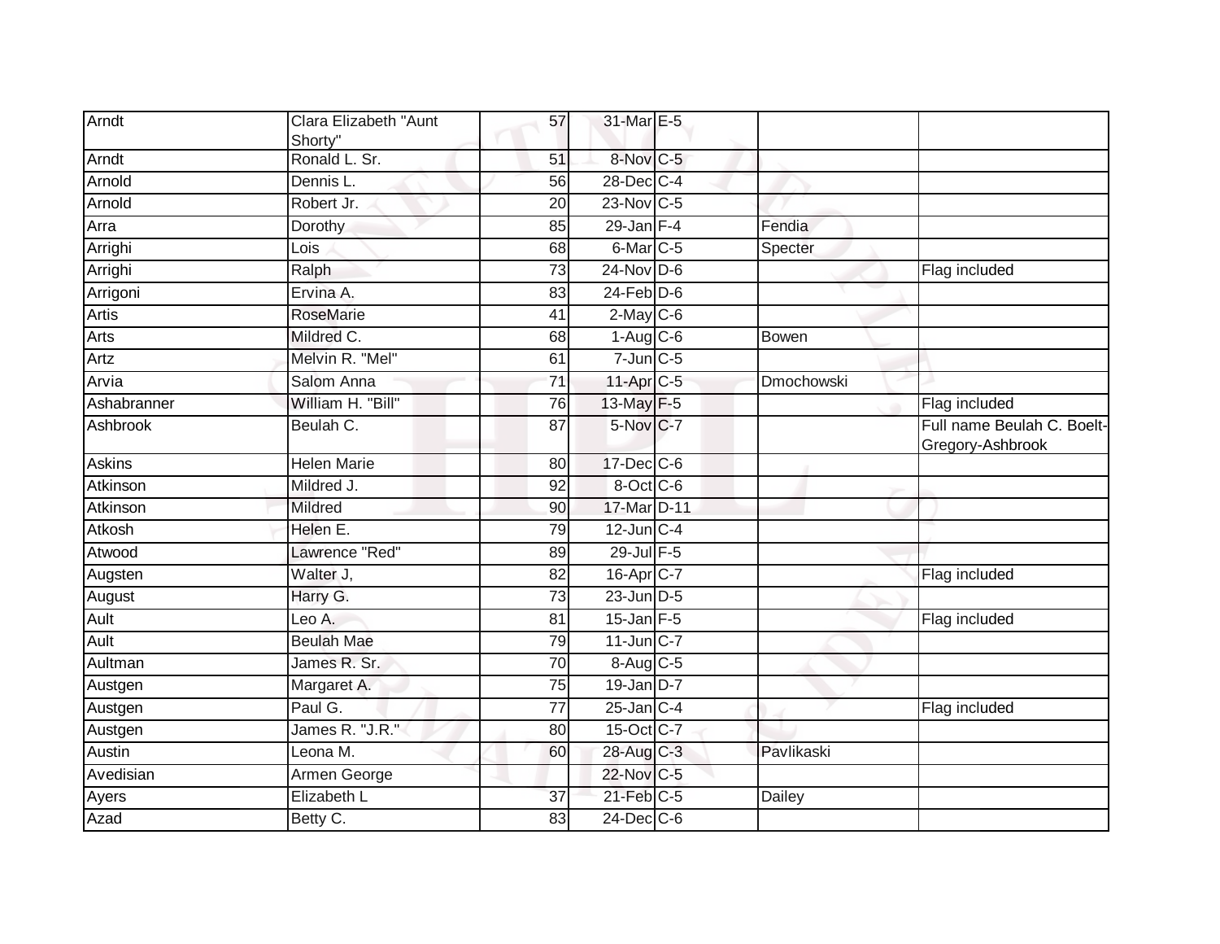| Arndt | Clara Elizabeth "Aunt Shorty" | 57 | 31-Mar | E-5 | | |
|---|---|---|---|---|---|---|
| Arndt | Ronald L. Sr. | 51 | 8-Nov | C-5 | | |
| Arnold | Dennis L. | 56 | 28-Dec | C-4 | | |
| Arnold | Robert Jr. | 20 | 23-Nov | C-5 | | |
| Arra | Dorothy | 85 | 29-Jan | F-4 | Fendia | |
| Arrighi | Lois | 68 | 6-Mar | C-5 | Specter | |
| Arrighi | Ralph | 73 | 24-Nov | D-6 | | Flag included |
| Arrigoni | Ervina A. | 83 | 24-Feb | D-6 | | |
| Artis | RoseMarie | 41 | 2-May | C-6 | | |
| Arts | Mildred C. | 68 | 1-Aug | C-6 | Bowen | |
| Artz | Melvin R. "Mel" | 61 | 7-Jun | C-5 | | |
| Arvia | Salom Anna | 71 | 11-Apr | C-5 | Dmochowski | |
| Ashabranner | William H. "Bill" | 76 | 13-May | F-5 | | Flag included |
| Ashbrook | Beulah C. | 87 | 5-Nov | C-7 | | Full name Beulah C. Boelt-Gregory-Ashbrook |
| Askins | Helen Marie | 80 | 17-Dec | C-6 | | |
| Atkinson | Mildred J. | 92 | 8-Oct | C-6 | | |
| Atkinson | Mildred | 90 | 17-Mar | D-11 | | |
| Atkosh | Helen E. | 79 | 12-Jun | C-4 | | |
| Atwood | Lawrence "Red" | 89 | 29-Jul | F-5 | | |
| Augsten | Walter J, | 82 | 16-Apr | C-7 | | Flag included |
| August | Harry G. | 73 | 23-Jun | D-5 | | |
| Ault | Leo A. | 81 | 15-Jan | F-5 | | Flag included |
| Ault | Beulah Mae | 79 | 11-Jun | C-7 | | |
| Aultman | James R. Sr. | 70 | 8-Aug | C-5 | | |
| Austgen | Margaret A. | 75 | 19-Jan | D-7 | | |
| Austgen | Paul G. | 77 | 25-Jan | C-4 | | Flag included |
| Austgen | James R. "J.R." | 80 | 15-Oct | C-7 | | |
| Austin | Leona M. | 60 | 28-Aug | C-3 | Pavlikaski | |
| Avedisian | Armen George | | 22-Nov | C-5 | | |
| Ayers | Elizabeth L | 37 | 21-Feb | C-5 | Dailey | |
| Azad | Betty C. | 83 | 24-Dec | C-6 | | |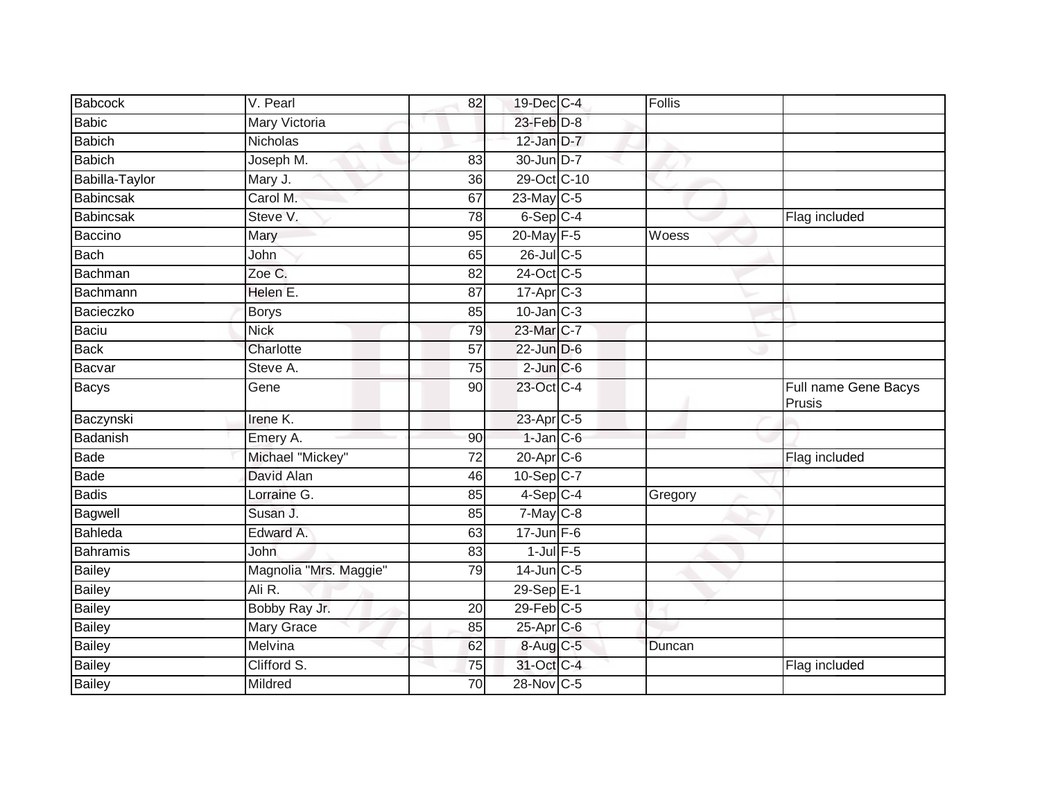| Babcock | V. Pearl | 82 | 19-Dec | C-4 | Follis | |
|---|---|---|---|---|---|---|
| Babic | Mary Victoria | | 23-Feb | D-8 | | |
| Babich | Nicholas | | 12-Jan | D-7 | | |
| Babich | Joseph M. | 83 | 30-Jun | D-7 | | |
| Babilla-Taylor | Mary J. | 36 | 29-Oct | C-10 | | |
| Babincsak | Carol M. | 67 | 23-May | C-5 | | |
| Babincsak | Steve V. | 78 | 6-Sep | C-4 | | Flag included |
| Baccino | Mary | 95 | 20-May | F-5 | Woess | |
| Bach | John | 65 | 26-Jul | C-5 | | |
| Bachman | Zoe C. | 82 | 24-Oct | C-5 | | |
| Bachmann | Helen E. | 87 | 17-Apr | C-3 | | |
| Bacieczko | Borys | 85 | 10-Jan | C-3 | | |
| Baciu | Nick | 79 | 23-Mar | C-7 | | |
| Back | Charlotte | 57 | 22-Jun | D-6 | | |
| Bacvar | Steve A. | 75 | 2-Jun | C-6 | | |
| Bacys | Gene | 90 | 23-Oct | C-4 | | Full name Gene Bacys Prusis |
| Baczynski | Irene K. | | 23-Apr | C-5 | | |
| Badanish | Emery A. | 90 | 1-Jan | C-6 | | |
| Bade | Michael "Mickey" | 72 | 20-Apr | C-6 | | Flag included |
| Bade | David Alan | 46 | 10-Sep | C-7 | | |
| Badis | Lorraine G. | 85 | 4-Sep | C-4 | Gregory | |
| Bagwell | Susan J. | 85 | 7-May | C-8 | | |
| Bahleda | Edward A. | 63 | 17-Jun | F-6 | | |
| Bahramis | John | 83 | 1-Jul | F-5 | | |
| Bailey | Magnolia "Mrs. Maggie" | 79 | 14-Jun | C-5 | | |
| Bailey | Ali R. | | 29-Sep | E-1 | | |
| Bailey | Bobby Ray Jr. | 20 | 29-Feb | C-5 | | |
| Bailey | Mary Grace | 85 | 25-Apr | C-6 | | |
| Bailey | Melvina | 62 | 8-Aug | C-5 | Duncan | |
| Bailey | Clifford S. | 75 | 31-Oct | C-4 | | Flag included |
| Bailey | Mildred | 70 | 28-Nov | C-5 | | |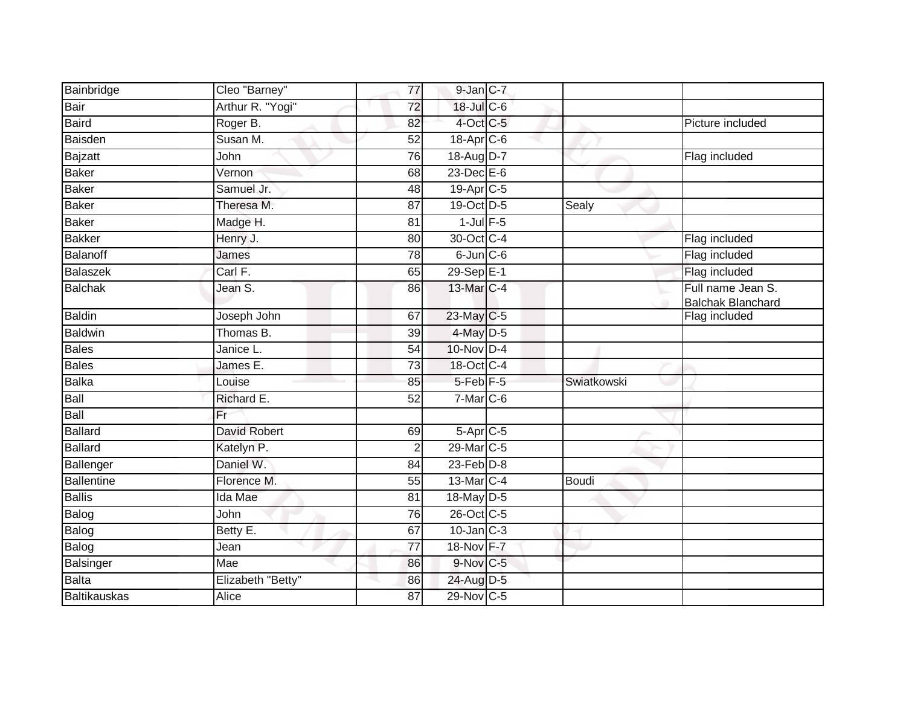| | | | | | | |
|---|---|---|---|---|---|---|
| Bainbridge | Cleo "Barney" | 77 | 9-Jan | C-7 | | |
| Bair | Arthur R. "Yogi" | 72 | 18-Jul | C-6 | | |
| Baird | Roger B. | 82 | 4-Oct | C-5 | | Picture included |
| Baisden | Susan M. | 52 | 18-Apr | C-6 | | |
| Bajzatt | John | 76 | 18-Aug | D-7 | | Flag included |
| Baker | Vernon | 68 | 23-Dec | E-6 | | |
| Baker | Samuel Jr. | 48 | 19-Apr | C-5 | | |
| Baker | Theresa M. | 87 | 19-Oct | D-5 | Sealy | |
| Baker | Madge H. | 81 | 1-Jul | F-5 | | |
| Bakker | Henry J. | 80 | 30-Oct | C-4 | | Flag included |
| Balanoff | James | 78 | 6-Jun | C-6 | | Flag included |
| Balaszek | Carl F. | 65 | 29-Sep | E-1 | | Flag included |
| Balchak | Jean S. | 86 | 13-Mar | C-4 | | Full name Jean S. Balchak Blanchard |
| Baldin | Joseph John | 67 | 23-May | C-5 | | Flag included |
| Baldwin | Thomas B. | 39 | 4-May | D-5 | | |
| Bales | Janice L. | 54 | 10-Nov | D-4 | | |
| Bales | James E. | 73 | 18-Oct | C-4 | | |
| Balka | Louise | 85 | 5-Feb | F-5 | Swiatkowski | |
| Ball | Richard E. | 52 | 7-Mar | C-6 | | |
| Ball | Fr | | | | | |
| Ballard | David Robert | 69 | 5-Apr | C-5 | | |
| Ballard | Katelyn P. | 2 | 29-Mar | C-5 | | |
| Ballenger | Daniel W. | 84 | 23-Feb | D-8 | | |
| Ballentine | Florence M. | 55 | 13-Mar | C-4 | Boudi | |
| Ballis | Ida Mae | 81 | 18-May | D-5 | | |
| Balog | John | 76 | 26-Oct | C-5 | | |
| Balog | Betty E. | 67 | 10-Jan | C-3 | | |
| Balog | Jean | 77 | 18-Nov | F-7 | | |
| Balsinger | Mae | 86 | 9-Nov | C-5 | | |
| Balta | Elizabeth "Betty" | 86 | 24-Aug | D-5 | | |
| Baltikauskas | Alice | 87 | 29-Nov | C-5 | | |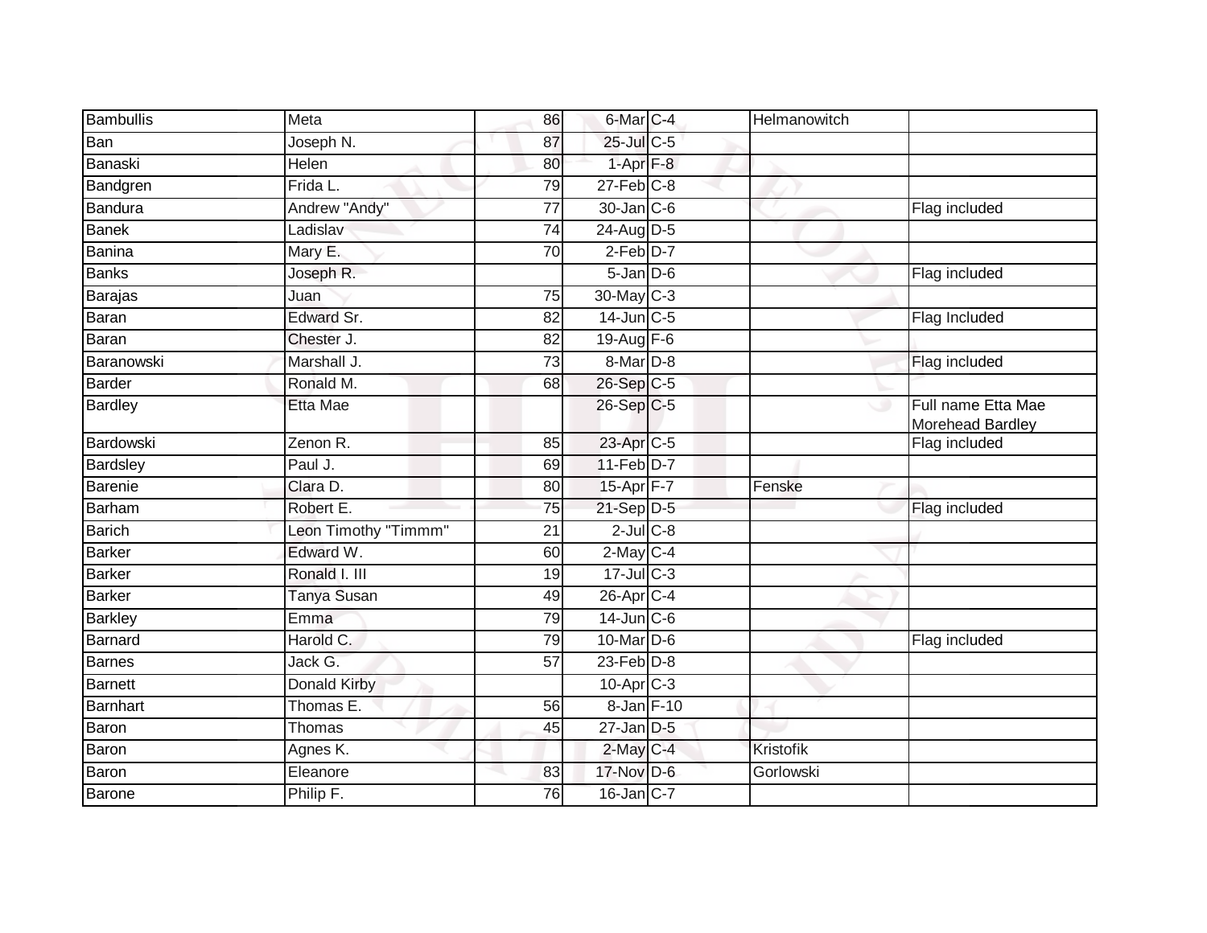| Bambullis | Meta | 86 | 6-Mar | C-4 | Helmanowitch | |
|---|---|---|---|---|---|---|
| Ban | Joseph N. | 87 | 25-Jul | C-5 | | |
| Banaski | Helen | 80 | 1-Apr | F-8 | | |
| Bandgren | Frida L. | 79 | 27-Feb | C-8 | | |
| Bandura | Andrew "Andy" | 77 | 30-Jan | C-6 | | Flag included |
| Banek | Ladislav | 74 | 24-Aug | D-5 | | |
| Banina | Mary E. | 70 | 2-Feb | D-7 | | |
| Banks | Joseph R. | | 5-Jan | D-6 | | Flag included |
| Barajas | Juan | 75 | 30-May | C-3 | | |
| Baran | Edward Sr. | 82 | 14-Jun | C-5 | | Flag Included |
| Baran | Chester J. | 82 | 19-Aug | F-6 | | |
| Baranowski | Marshall J. | 73 | 8-Mar | D-8 | | Flag included |
| Barder | Ronald M. | 68 | 26-Sep | C-5 | | |
| Bardley | Etta Mae | | 26-Sep | C-5 | | Full name Etta Mae Morehead Bardley |
| Bardowski | Zenon R. | 85 | 23-Apr | C-5 | | Flag included |
| Bardsley | Paul J. | 69 | 11-Feb | D-7 | | |
| Barenie | Clara D. | 80 | 15-Apr | F-7 | Fenske | |
| Barham | Robert E. | 75 | 21-Sep | D-5 | | Flag included |
| Barich | Leon Timothy "Timmm" | 21 | 2-Jul | C-8 | | |
| Barker | Edward W. | 60 | 2-May | C-4 | | |
| Barker | Ronald I. III | 19 | 17-Jul | C-3 | | |
| Barker | Tanya Susan | 49 | 26-Apr | C-4 | | |
| Barkley | Emma | 79 | 14-Jun | C-6 | | |
| Barnard | Harold C. | 79 | 10-Mar | D-6 | | Flag included |
| Barnes | Jack G. | 57 | 23-Feb | D-8 | | |
| Barnett | Donald Kirby | | 10-Apr | C-3 | | |
| Barnhart | Thomas E. | 56 | 8-Jan | F-10 | | |
| Baron | Thomas | 45 | 27-Jan | D-5 | | |
| Baron | Agnes K. | | 2-May | C-4 | Kristofik | |
| Baron | Eleanore | 83 | 17-Nov | D-6 | Gorlowski | |
| Barone | Philip F. | 76 | 16-Jan | C-7 | | |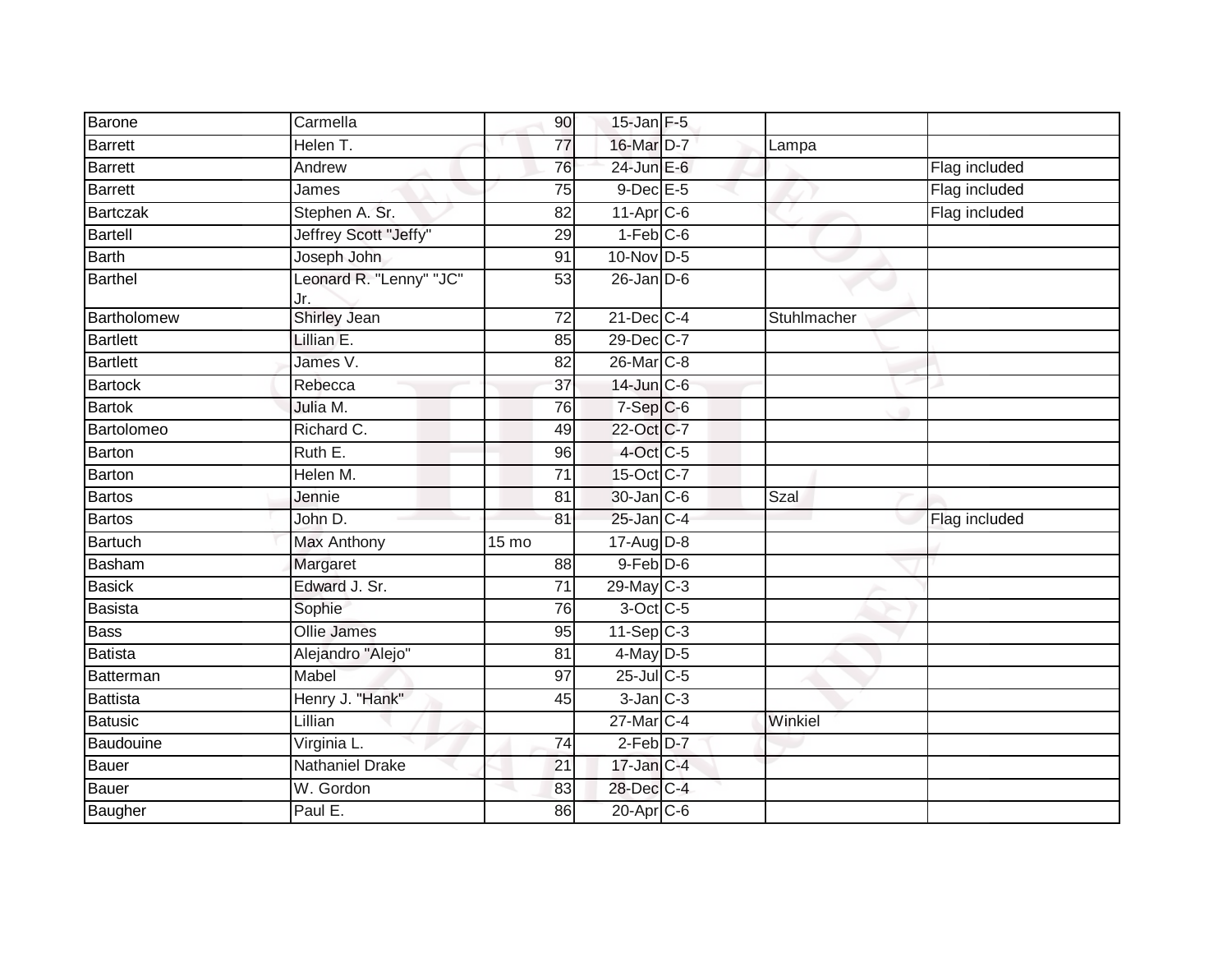| | | | | | | |
|---|---|---|---|---|---|---|
| Barone | Carmella | 90 | 15-Jan | F-5 | | |
| Barrett | Helen T. | 77 | 16-Mar | D-7 | Lampa | |
| Barrett | Andrew | 76 | 24-Jun | E-6 | | Flag included |
| Barrett | James | 75 | 9-Dec | E-5 | | Flag included |
| Bartczak | Stephen A. Sr. | 82 | 11-Apr | C-6 | | Flag included |
| Bartell | Jeffrey Scott "Jeffy" | 29 | 1-Feb | C-6 | | |
| Barth | Joseph John | 91 | 10-Nov | D-5 | | |
| Barthel | Leonard R. "Lenny" "JC" Jr. | 53 | 26-Jan | D-6 | | |
| Bartholomew | Shirley Jean | 72 | 21-Dec | C-4 | Stuhlmacher | |
| Bartlett | Lillian E. | 85 | 29-Dec | C-7 | | |
| Bartlett | James V. | 82 | 26-Mar | C-8 | | |
| Bartock | Rebecca | 37 | 14-Jun | C-6 | | |
| Bartok | Julia M. | 76 | 7-Sep | C-6 | | |
| Bartolomeo | Richard C. | 49 | 22-Oct | C-7 | | |
| Barton | Ruth E. | 96 | 4-Oct | C-5 | | |
| Barton | Helen M. | 71 | 15-Oct | C-7 | | |
| Bartos | Jennie | 81 | 30-Jan | C-6 | Szal | |
| Bartos | John D. | 81 | 25-Jan | C-4 | | Flag included |
| Bartuch | Max Anthony | 15 mo | 17-Aug | D-8 | | |
| Basham | Margaret | 88 | 9-Feb | D-6 | | |
| Basick | Edward J. Sr. | 71 | 29-May | C-3 | | |
| Basista | Sophie | 76 | 3-Oct | C-5 | | |
| Bass | Ollie James | 95 | 11-Sep | C-3 | | |
| Batista | Alejandro "Alejo" | 81 | 4-May | D-5 | | |
| Batterman | Mabel | 97 | 25-Jul | C-5 | | |
| Battista | Henry J. "Hank" | 45 | 3-Jan | C-3 | | |
| Batusic | Lillian | | 27-Mar | C-4 | Winkiel | |
| Baudouine | Virginia L. | 74 | 2-Feb | D-7 | | |
| Bauer | Nathaniel Drake | 21 | 17-Jan | C-4 | | |
| Bauer | W. Gordon | 83 | 28-Dec | C-4 | | |
| Baugher | Paul E. | 86 | 20-Apr | C-6 | | |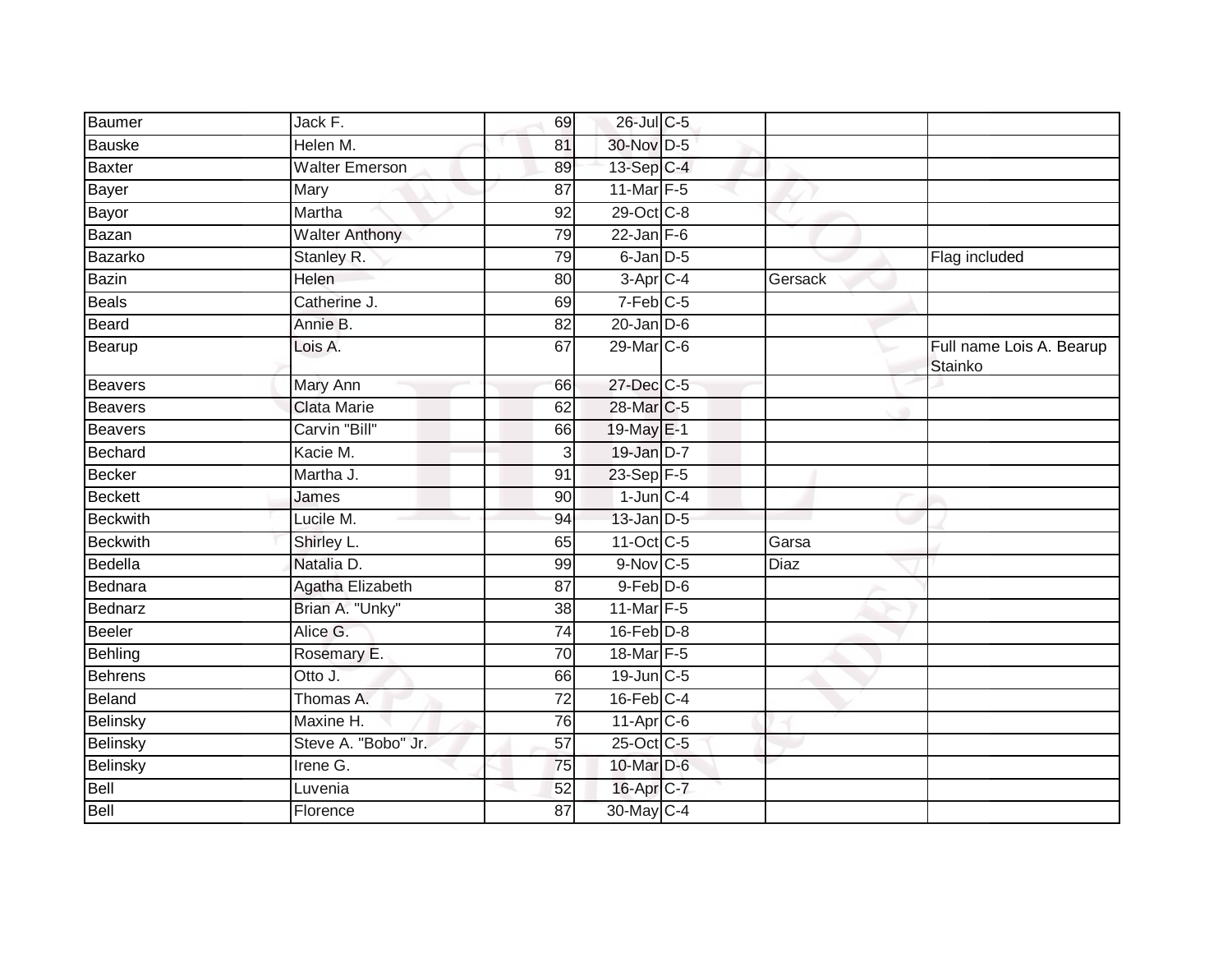| | | | | | | |
|---|---|---|---|---|---|---|
| Baumer | Jack F. | 69 | 26-Jul | C-5 | | |
| Bauske | Helen M. | 81 | 30-Nov | D-5 | | |
| Baxter | Walter Emerson | 89 | 13-Sep | C-4 | | |
| Bayer | Mary | 87 | 11-Mar | F-5 | | |
| Bayor | Martha | 92 | 29-Oct | C-8 | | |
| Bazan | Walter Anthony | 79 | 22-Jan | F-6 | | |
| Bazarko | Stanley R. | 79 | 6-Jan | D-5 | | Flag included |
| Bazin | Helen | 80 | 3-Apr | C-4 | Gersack | |
| Beals | Catherine J. | 69 | 7-Feb | C-5 | | |
| Beard | Annie B. | 82 | 20-Jan | D-6 | | |
| Bearup | Lois A. | 67 | 29-Mar | C-6 | | Full name Lois A. Bearup Stainko |
| Beavers | Mary Ann | 66 | 27-Dec | C-5 | | |
| Beavers | Clata Marie | 62 | 28-Mar | C-5 | | |
| Beavers | Carvin "Bill" | 66 | 19-May | E-1 | | |
| Bechard | Kacie M. | 3 | 19-Jan | D-7 | | |
| Becker | Martha J. | 91 | 23-Sep | F-5 | | |
| Beckett | James | 90 | 1-Jun | C-4 | | |
| Beckwith | Lucile M. | 94 | 13-Jan | D-5 | | |
| Beckwith | Shirley L. | 65 | 11-Oct | C-5 | Garsa | |
| Bedella | Natalia D. | 99 | 9-Nov | C-5 | Diaz | |
| Bednara | Agatha Elizabeth | 87 | 9-Feb | D-6 | | |
| Bednarz | Brian A. "Unky" | 38 | 11-Mar | F-5 | | |
| Beeler | Alice G. | 74 | 16-Feb | D-8 | | |
| Behling | Rosemary E. | 70 | 18-Mar | F-5 | | |
| Behrens | Otto J. | 66 | 19-Jun | C-5 | | |
| Beland | Thomas A. | 72 | 16-Feb | C-4 | | |
| Belinsky | Maxine H. | 76 | 11-Apr | C-6 | | |
| Belinsky | Steve A. "Bobo" Jr. | 57 | 25-Oct | C-5 | | |
| Belinsky | Irene G. | 75 | 10-Mar | D-6 | | |
| Bell | Luvenia | 52 | 16-Apr | C-7 | | |
| Bell | Florence | 87 | 30-May | C-4 | | |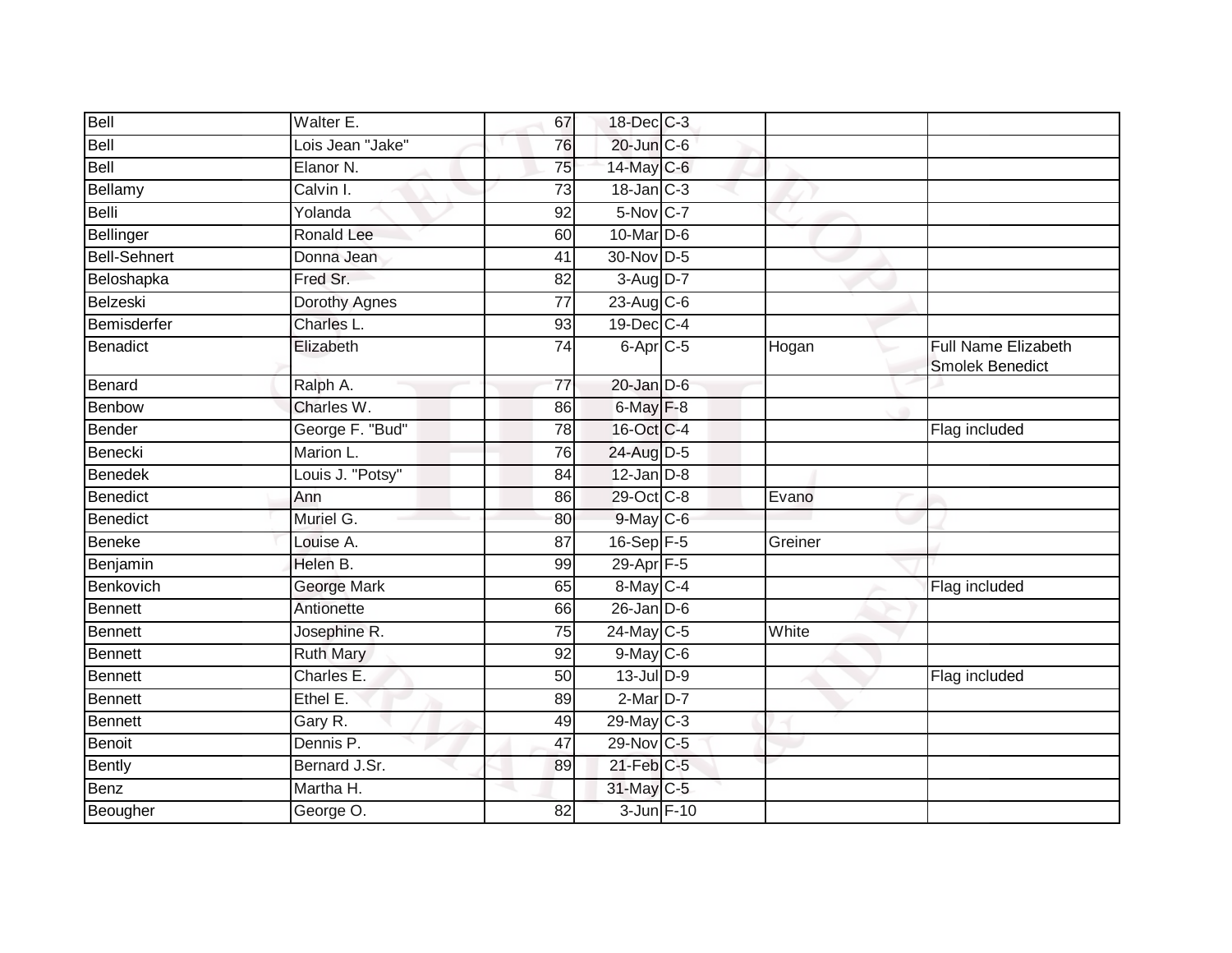| | | | | | | |
|---|---|---|---|---|---|---|
| Bell | Walter E. | 67 | 18-Dec | C-3 | | |
| Bell | Lois Jean "Jake" | 76 | 20-Jun | C-6 | | |
| Bell | Elanor N. | 75 | 14-May | C-6 | | |
| Bellamy | Calvin I. | 73 | 18-Jan | C-3 | | |
| Belli | Yolanda | 92 | 5-Nov | C-7 | | |
| Bellinger | Ronald Lee | 60 | 10-Mar | D-6 | | |
| Bell-Sehnert | Donna Jean | 41 | 30-Nov | D-5 | | |
| Beloshapka | Fred Sr. | 82 | 3-Aug | D-7 | | |
| Belzeski | Dorothy Agnes | 77 | 23-Aug | C-6 | | |
| Bemisderfer | Charles L. | 93 | 19-Dec | C-4 | | |
| Benadict | Elizabeth | 74 | 6-Apr | C-5 | Hogan | Full Name Elizabeth Smolek Benedict |
| Benard | Ralph A. | 77 | 20-Jan | D-6 | | |
| Benbow | Charles W. | 86 | 6-May | F-8 | | |
| Bender | George F. "Bud" | 78 | 16-Oct | C-4 | | Flag included |
| Benecki | Marion L. | 76 | 24-Aug | D-5 | | |
| Benedek | Louis J. "Potsy" | 84 | 12-Jan | D-8 | | |
| Benedict | Ann | 86 | 29-Oct | C-8 | Evano | |
| Benedict | Muriel G. | 80 | 9-May | C-6 | | |
| Beneke | Louise A. | 87 | 16-Sep | F-5 | Greiner | |
| Benjamin | Helen B. | 99 | 29-Apr | F-5 | | |
| Benkovich | George Mark | 65 | 8-May | C-4 | | Flag included |
| Bennett | Antionette | 66 | 26-Jan | D-6 | | |
| Bennett | Josephine R. | 75 | 24-May | C-5 | White | |
| Bennett | Ruth Mary | 92 | 9-May | C-6 | | |
| Bennett | Charles E. | 50 | 13-Jul | D-9 | | Flag included |
| Bennett | Ethel E. | 89 | 2-Mar | D-7 | | |
| Bennett | Gary R. | 49 | 29-May | C-3 | | |
| Benoit | Dennis P. | 47 | 29-Nov | C-5 | | |
| Bently | Bernard J.Sr. | 89 | 21-Feb | C-5 | | |
| Benz | Martha H. | | 31-May | C-5 | | |
| Beougher | George O. | 82 | 3-Jun | F-10 | | |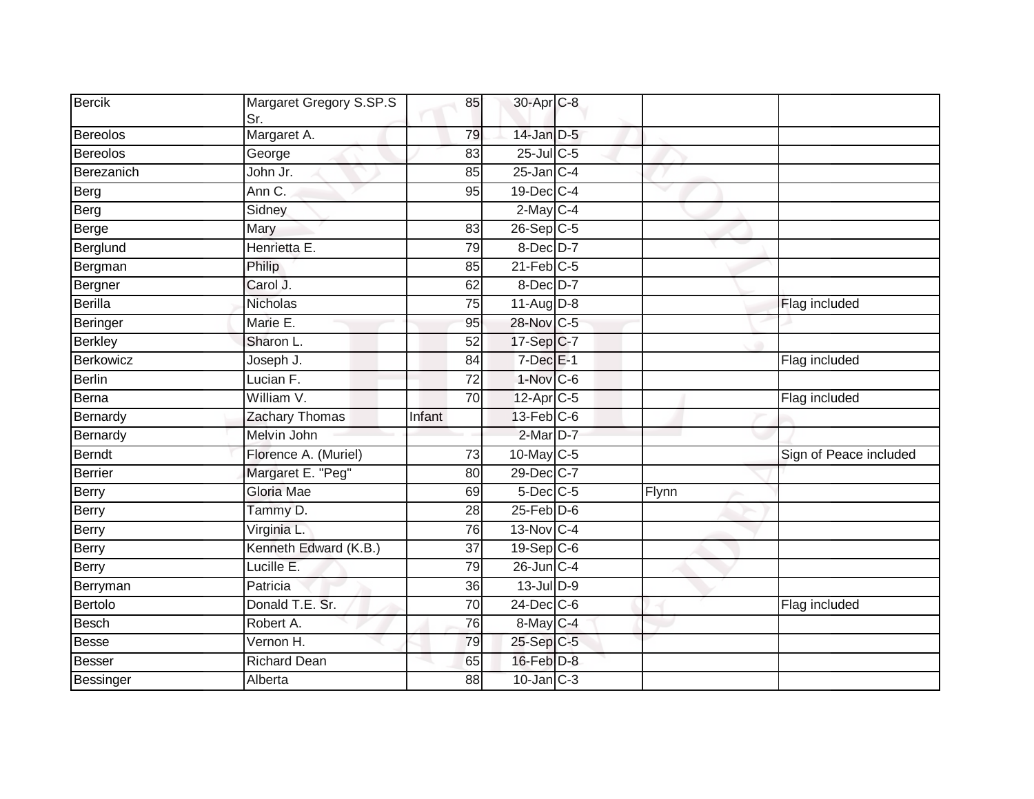| | | | | | | |
|---|---|---|---|---|---|---|
| Bercik | Margaret Gregory S.SP.S Sr. | 85 | 30-Apr | C-8 | | |
| Bereolos | Margaret A. | 79 | 14-Jan | D-5 | | |
| Bereolos | George | 83 | 25-Jul | C-5 | | |
| Berezanich | John Jr. | 85 | 25-Jan | C-4 | | |
| Berg | Ann C. | 95 | 19-Dec | C-4 | | |
| Berg | Sidney | | 2-May | C-4 | | |
| Berge | Mary | 83 | 26-Sep | C-5 | | |
| Berglund | Henrietta E. | 79 | 8-Dec | D-7 | | |
| Bergman | Philip | 85 | 21-Feb | C-5 | | |
| Bergner | Carol J. | 62 | 8-Dec | D-7 | | |
| Berilla | Nicholas | 75 | 11-Aug | D-8 | | Flag included |
| Beringer | Marie E. | 95 | 28-Nov | C-5 | | |
| Berkley | Sharon L. | 52 | 17-Sep | C-7 | | |
| Berkowicz | Joseph J. | 84 | 7-Dec | E-1 | | Flag included |
| Berlin | Lucian F. | 72 | 1-Nov | C-6 | | |
| Berna | William V. | 70 | 12-Apr | C-5 | | Flag included |
| Bernardy | Zachary Thomas | Infant | 13-Feb | C-6 | | |
| Bernardy | Melvin John | | 2-Mar | D-7 | | |
| Berndt | Florence A. (Muriel) | 73 | 10-May | C-5 | | Sign of Peace included |
| Berrier | Margaret E. "Peg" | 80 | 29-Dec | C-7 | | |
| Berry | Gloria Mae | 69 | 5-Dec | C-5 | Flynn | |
| Berry | Tammy D. | 28 | 25-Feb | D-6 | | |
| Berry | Virginia L. | 76 | 13-Nov | C-4 | | |
| Berry | Kenneth Edward (K.B.) | 37 | 19-Sep | C-6 | | |
| Berry | Lucille E. | 79 | 26-Jun | C-4 | | |
| Berryman | Patricia | 36 | 13-Jul | D-9 | | |
| Bertolo | Donald T.E. Sr. | 70 | 24-Dec | C-6 | | Flag included |
| Besch | Robert A. | 76 | 8-May | C-4 | | |
| Besse | Vernon H. | 79 | 25-Sep | C-5 | | |
| Besser | Richard Dean | 65 | 16-Feb | D-8 | | |
| Bessinger | Alberta | 88 | 10-Jan | C-3 | | |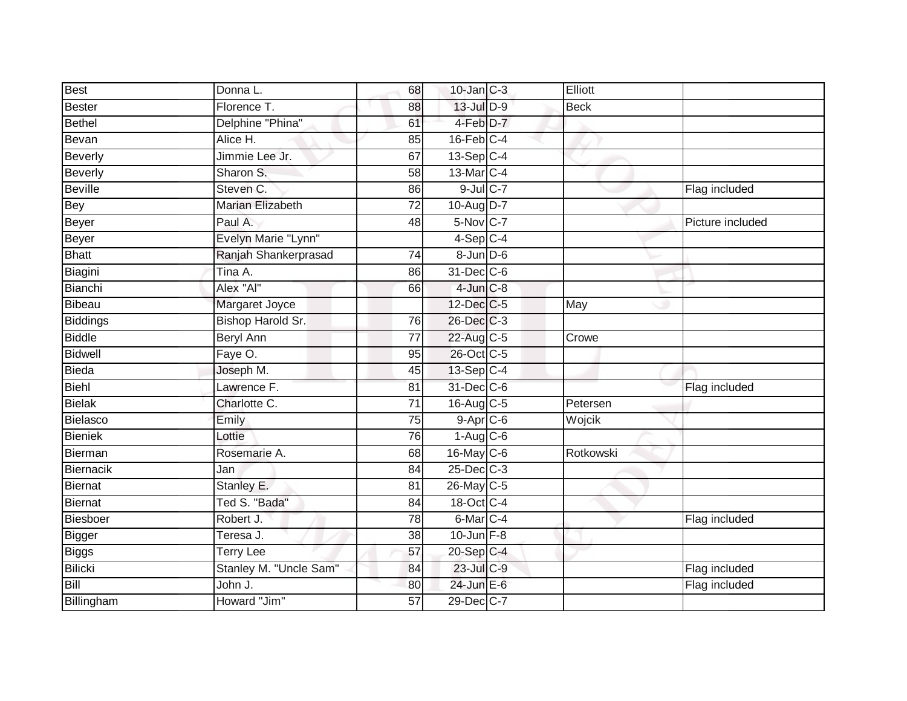| | | | | | | |
|---|---|---|---|---|---|---|
| Best | Donna L. | 68 | 10-Jan | C-3 | Elliott | |
| Bester | Florence T. | 88 | 13-Jul | D-9 | Beck | |
| Bethel | Delphine "Phina" | 61 | 4-Feb | D-7 | | |
| Bevan | Alice H. | 85 | 16-Feb | C-4 | | |
| Beverly | Jimmie Lee Jr. | 67 | 13-Sep | C-4 | | |
| Beverly | Sharon S. | 58 | 13-Mar | C-4 | | |
| Beville | Steven C. | 86 | 9-Jul | C-7 | | Flag included |
| Bey | Marian Elizabeth | 72 | 10-Aug | D-7 | | |
| Beyer | Paul A. | 48 | 5-Nov | C-7 | | Picture included |
| Beyer | Evelyn Marie "Lynn" | | 4-Sep | C-4 | | |
| Bhatt | Ranjah Shankerprasad | 74 | 8-Jun | D-6 | | |
| Biagini | Tina A. | 86 | 31-Dec | C-6 | | |
| Bianchi | Alex "Al" | 66 | 4-Jun | C-8 | | |
| Bibeau | Margaret Joyce | | 12-Dec | C-5 | May | |
| Biddings | Bishop Harold Sr. | 76 | 26-Dec | C-3 | | |
| Biddle | Beryl Ann | 77 | 22-Aug | C-5 | Crowe | |
| Bidwell | Faye O. | 95 | 26-Oct | C-5 | | |
| Bieda | Joseph M. | 45 | 13-Sep | C-4 | | |
| Biehl | Lawrence F. | 81 | 31-Dec | C-6 | | Flag included |
| Bielak | Charlotte C. | 71 | 16-Aug | C-5 | Petersen | |
| Bielasco | Emily | 75 | 9-Apr | C-6 | Wojcik | |
| Bieniek | Lottie | 76 | 1-Aug | C-6 | | |
| Bierman | Rosemarie A. | 68 | 16-May | C-6 | Rotkowski | |
| Biernacik | Jan | 84 | 25-Dec | C-3 | | |
| Biernat | Stanley E. | 81 | 26-May | C-5 | | |
| Biernat | Ted S. "Bada" | 84 | 18-Oct | C-4 | | |
| Biesboer | Robert J. | 78 | 6-Mar | C-4 | | Flag included |
| Bigger | Teresa J. | 38 | 10-Jun | F-8 | | |
| Biggs | Terry Lee | 57 | 20-Sep | C-4 | | |
| Bilicki | Stanley M. "Uncle Sam" | 84 | 23-Jul | C-9 | | Flag included |
| Bill | John J. | 80 | 24-Jun | E-6 | | Flag included |
| Billingham | Howard "Jim" | 57 | 29-Dec | C-7 | | |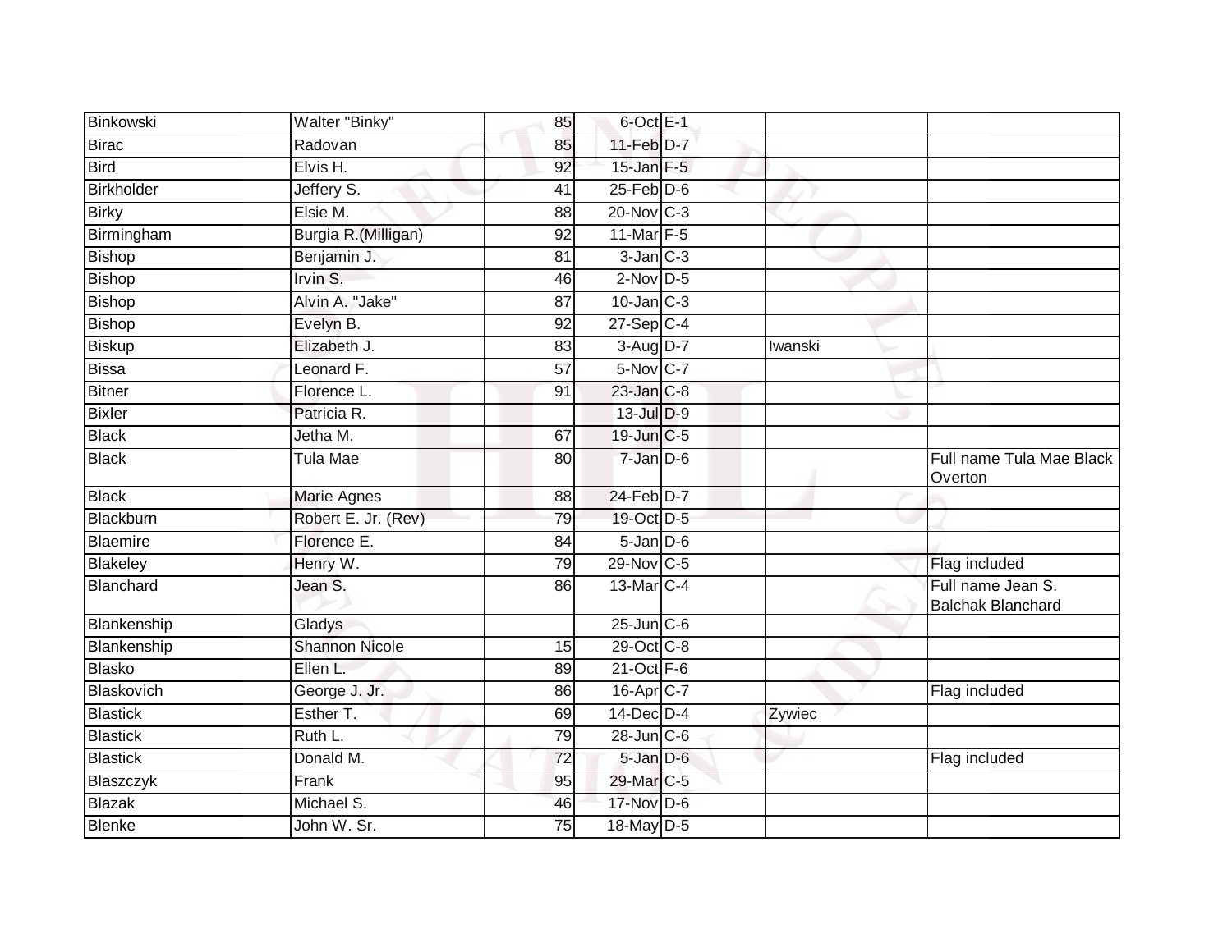| | | | | | | |
|---|---|---|---|---|---|---|
| Binkowski | Walter "Binky" | 85 | 6-Oct | E-1 | | |
| Birac | Radovan | 85 | 11-Feb | D-7 | | |
| Bird | Elvis H. | 92 | 15-Jan | F-5 | | |
| Birkholder | Jeffery S. | 41 | 25-Feb | D-6 | | |
| Birky | Elsie M. | 88 | 20-Nov | C-3 | | |
| Birmingham | Burgia R.(Milligan) | 92 | 11-Mar | F-5 | | |
| Bishop | Benjamin J. | 81 | 3-Jan | C-3 | | |
| Bishop | Irvin S. | 46 | 2-Nov | D-5 | | |
| Bishop | Alvin A. "Jake" | 87 | 10-Jan | C-3 | | |
| Bishop | Evelyn B. | 92 | 27-Sep | C-4 | | |
| Biskup | Elizabeth J. | 83 | 3-Aug | D-7 | Iwanski | |
| Bissa | Leonard F. | 57 | 5-Nov | C-7 | | |
| Bitner | Florence L. | 91 | 23-Jan | C-8 | | |
| Bixler | Patricia R. | | 13-Jul | D-9 | | |
| Black | Jetha M. | 67 | 19-Jun | C-5 | | |
| Black | Tula Mae | 80 | 7-Jan | D-6 | | Full name Tula Mae Black Overton |
| Black | Marie Agnes | 88 | 24-Feb | D-7 | | |
| Blackburn | Robert E. Jr. (Rev) | 79 | 19-Oct | D-5 | | |
| Blaemire | Florence E. | 84 | 5-Jan | D-6 | | |
| Blakeley | Henry W. | 79 | 29-Nov | C-5 | | Flag included |
| Blanchard | Jean S. | 86 | 13-Mar | C-4 | | Full name Jean S. Balchak Blanchard |
| Blankenship | Gladys | | 25-Jun | C-6 | | |
| Blankenship | Shannon Nicole | 15 | 29-Oct | C-8 | | |
| Blasko | Ellen L. | 89 | 21-Oct | F-6 | | |
| Blaskovich | George J. Jr. | 86 | 16-Apr | C-7 | | Flag included |
| Blastick | Esther T. | 69 | 14-Dec | D-4 | Zywiec | |
| Blastick | Ruth L. | 79 | 28-Jun | C-6 | | |
| Blastick | Donald M. | 72 | 5-Jan | D-6 | | Flag included |
| Blaszczyk | Frank | 95 | 29-Mar | C-5 | | |
| Blazak | Michael S. | 46 | 17-Nov | D-6 | | |
| Blenke | John W. Sr. | 75 | 18-May | D-5 | | |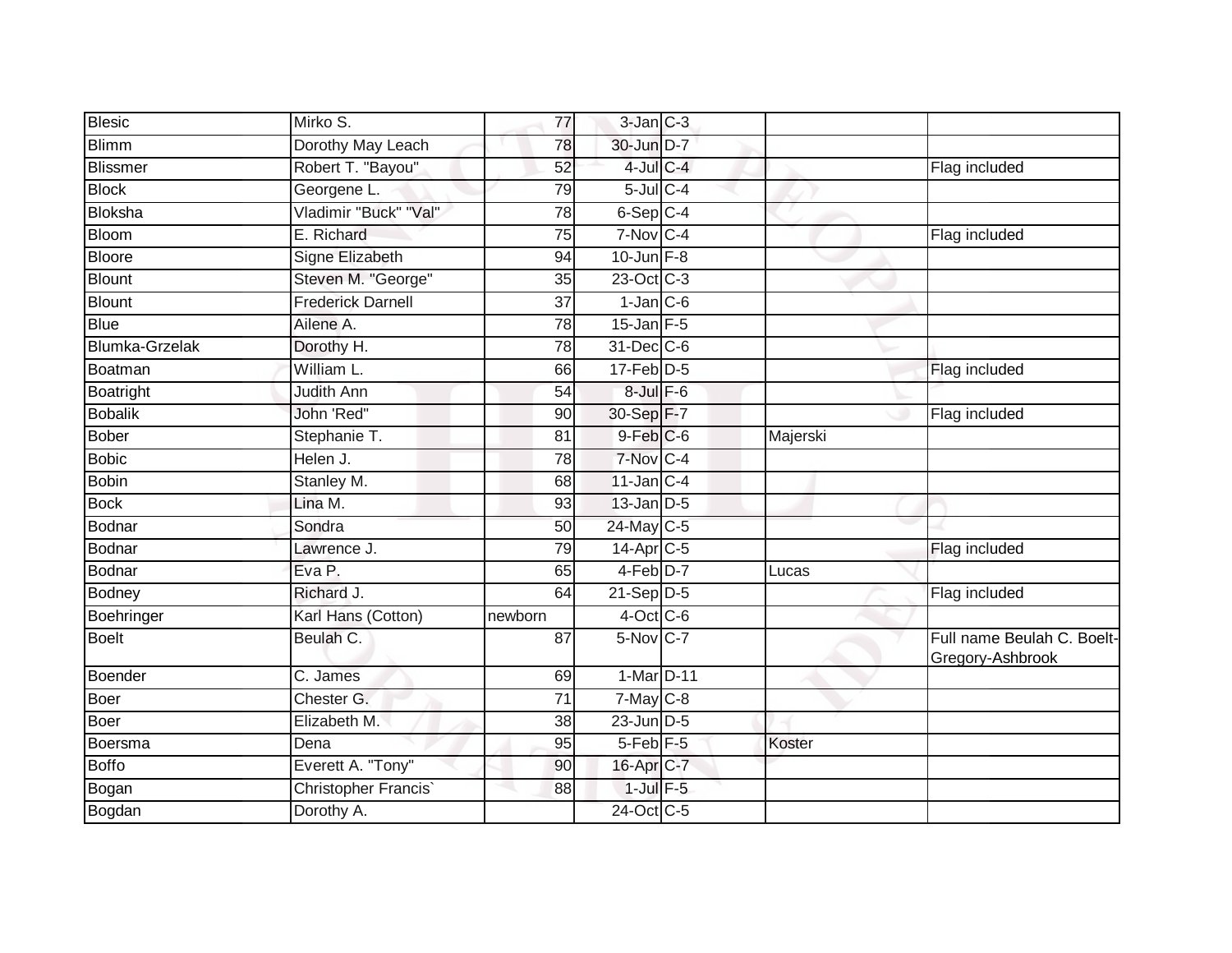| | | | | | | |
|---|---|---|---|---|---|---|
| Blesic | Mirko S. | 77 | 3-Jan | C-3 | | |
| Blimm | Dorothy May Leach | 78 | 30-Jun | D-7 | | |
| Blissmer | Robert T. "Bayou" | 52 | 4-Jul | C-4 | | Flag included |
| Block | Georgene L. | 79 | 5-Jul | C-4 | | |
| Bloksha | Vladimir "Buck" "Val" | 78 | 6-Sep | C-4 | | |
| Bloom | E. Richard | 75 | 7-Nov | C-4 | | Flag included |
| Bloore | Signe Elizabeth | 94 | 10-Jun | F-8 | | |
| Blount | Steven M. "George" | 35 | 23-Oct | C-3 | | |
| Blount | Frederick Darnell | 37 | 1-Jan | C-6 | | |
| Blue | Ailene A. | 78 | 15-Jan | F-5 | | |
| Blumka-Grzelak | Dorothy H. | 78 | 31-Dec | C-6 | | |
| Boatman | William L. | 66 | 17-Feb | D-5 | | Flag included |
| Boatright | Judith Ann | 54 | 8-Jul | F-6 | | |
| Bobalik | John 'Red" | 90 | 30-Sep | F-7 | | Flag included |
| Bober | Stephanie T. | 81 | 9-Feb | C-6 | Majerski | |
| Bobic | Helen J. | 78 | 7-Nov | C-4 | | |
| Bobin | Stanley M. | 68 | 11-Jan | C-4 | | |
| Bock | Lina M. | 93 | 13-Jan | D-5 | | |
| Bodnar | Sondra | 50 | 24-May | C-5 | | |
| Bodnar | Lawrence J. | 79 | 14-Apr | C-5 | | Flag included |
| Bodnar | Eva P. | 65 | 4-Feb | D-7 | Lucas | |
| Bodney | Richard J. | 64 | 21-Sep | D-5 | | Flag included |
| Boehringer | Karl Hans (Cotton) | newborn | 4-Oct | C-6 | | |
| Boelt | Beulah C. | 87 | 5-Nov | C-7 | | Full name Beulah C. Boelt-Gregory-Ashbrook |
| Boender | C. James | 69 | 1-Mar | D-11 | | |
| Boer | Chester G. | 71 | 7-May | C-8 | | |
| Boer | Elizabeth M. | 38 | 23-Jun | D-5 | | |
| Boersma | Dena | 95 | 5-Feb | F-5 | Koster | |
| Boffo | Everett A. "Tony" | 90 | 16-Apr | C-7 | | |
| Bogan | Christopher Francis` | 88 | 1-Jul | F-5 | | |
| Bogdan | Dorothy A. | | 24-Oct | C-5 | | |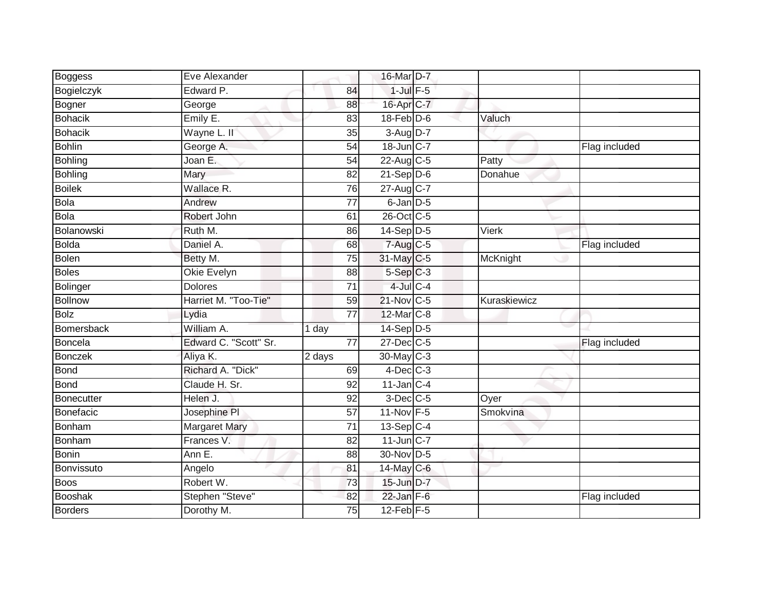| | | | | | | |
|---|---|---|---|---|---|---|
| Boggess | Eve Alexander | | 16-Mar | D-7 | | |
| Bogielczyk | Edward P. | 84 | 1-Jul | F-5 | | |
| Bogner | George | 88 | 16-Apr | C-7 | | |
| Bohacik | Emily E. | 83 | 18-Feb | D-6 | Valuch | |
| Bohacik | Wayne L. II | 35 | 3-Aug | D-7 | | |
| Bohlin | George A. | 54 | 18-Jun | C-7 | | Flag included |
| Bohling | Joan E. | 54 | 22-Aug | C-5 | Patty | |
| Bohling | Mary | 82 | 21-Sep | D-6 | Donahue | |
| Boilek | Wallace R. | 76 | 27-Aug | C-7 | | |
| Bola | Andrew | 77 | 6-Jan | D-5 | | |
| Bola | Robert John | 61 | 26-Oct | C-5 | | |
| Bolanowski | Ruth M. | 86 | 14-Sep | D-5 | Vierk | |
| Bolda | Daniel A. | 68 | 7-Aug | C-5 | | Flag included |
| Bolen | Betty M. | 75 | 31-May | C-5 | McKnight | |
| Boles | Okie Evelyn | 88 | 5-Sep | C-3 | | |
| Bolinger | Dolores | 71 | 4-Jul | C-4 | | |
| Bollnow | Harriet M. "Too-Tie" | 59 | 21-Nov | C-5 | Kuraskiewicz | |
| Bolz | Lydia | 77 | 12-Mar | C-8 | | |
| Bomersback | William A. | 1 day | 14-Sep | D-5 | | |
| Boncela | Edward C. "Scott" Sr. | 77 | 27-Dec | C-5 | | Flag included |
| Bonczek | Aliya K. | 2 days | 30-May | C-3 | | |
| Bond | Richard A. "Dick" | 69 | 4-Dec | C-3 | | |
| Bond | Claude H. Sr. | 92 | 11-Jan | C-4 | | |
| Bonecutter | Helen J. | 92 | 3-Dec | C-5 | Oyer | |
| Bonefacic | Josephine Pl | 57 | 11-Nov | F-5 | Smokvina | |
| Bonham | Margaret Mary | 71 | 13-Sep | C-4 | | |
| Bonham | Frances V. | 82 | 11-Jun | C-7 | | |
| Bonin | Ann E. | 88 | 30-Nov | D-5 | | |
| Bonvissuto | Angelo | 81 | 14-May | C-6 | | |
| Boos | Robert W. | 73 | 15-Jun | D-7 | | |
| Booshak | Stephen "Steve" | 82 | 22-Jan | F-6 | | Flag included |
| Borders | Dorothy M. | 75 | 12-Feb | F-5 | | |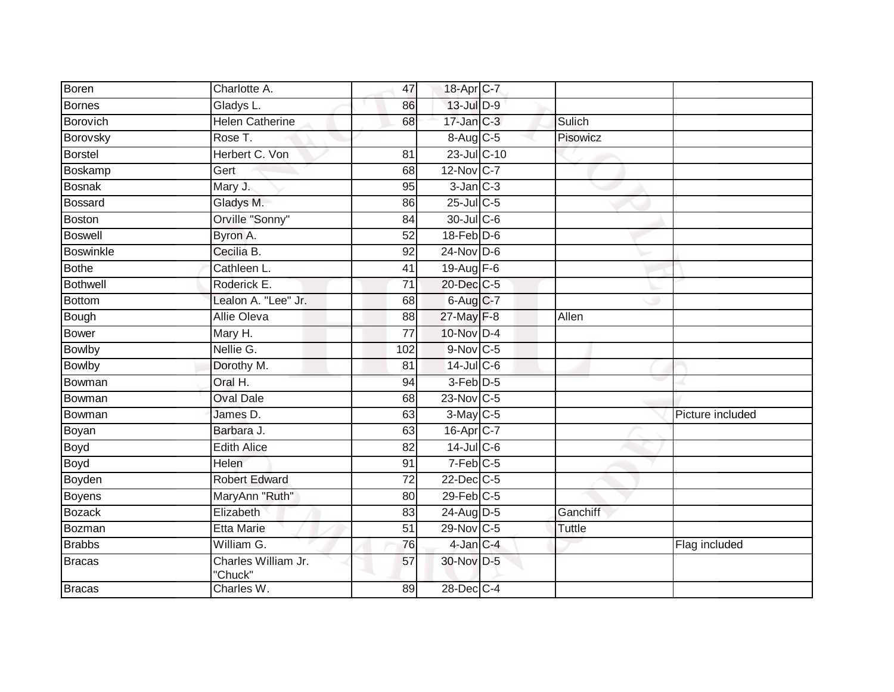| | | | | | | |
|---|---|---|---|---|---|---|
| Boren | Charlotte A. | 47 | 18-Apr | C-7 | | |
| Bornes | Gladys L. | 86 | 13-Jul | D-9 | | |
| Borovich | Helen Catherine | 68 | 17-Jan | C-3 | Sulich | |
| Borovsky | Rose T. | | 8-Aug | C-5 | Pisowicz | |
| Borstel | Herbert C. Von | 81 | 23-Jul | C-10 | | |
| Boskamp | Gert | 68 | 12-Nov | C-7 | | |
| Bosnak | Mary J. | 95 | 3-Jan | C-3 | | |
| Bossard | Gladys M. | 86 | 25-Jul | C-5 | | |
| Boston | Orville "Sonny" | 84 | 30-Jul | C-6 | | |
| Boswell | Byron A. | 52 | 18-Feb | D-6 | | |
| Boswinkle | Cecilia B. | 92 | 24-Nov | D-6 | | |
| Bothe | Cathleen L. | 41 | 19-Aug | F-6 | | |
| Bothwell | Roderick E. | 71 | 20-Dec | C-5 | | |
| Bottom | Lealon A. "Lee" Jr. | 68 | 6-Aug | C-7 | | |
| Bough | Allie Oleva | 88 | 27-May | F-8 | Allen | |
| Bower | Mary H. | 77 | 10-Nov | D-4 | | |
| Bowlby | Nellie G. | 102 | 9-Nov | C-5 | | |
| Bowlby | Dorothy M. | 81 | 14-Jul | C-6 | | |
| Bowman | Oral H. | 94 | 3-Feb | D-5 | | |
| Bowman | Oval Dale | 68 | 23-Nov | C-5 | | |
| Bowman | James D. | 63 | 3-May | C-5 | | Picture included |
| Boyan | Barbara J. | 63 | 16-Apr | C-7 | | |
| Boyd | Edith Alice | 82 | 14-Jul | C-6 | | |
| Boyd | Helen | 91 | 7-Feb | C-5 | | |
| Boyden | Robert Edward | 72 | 22-Dec | C-5 | | |
| Boyens | MaryAnn "Ruth" | 80 | 29-Feb | C-5 | | |
| Bozack | Elizabeth | 83 | 24-Aug | D-5 | Ganchiff | |
| Bozman | Etta Marie | 51 | 29-Nov | C-5 | Tuttle | |
| Brabbs | William G. | 76 | 4-Jan | C-4 | | Flag included |
| Bracas | Charles William Jr. "Chuck" | 57 | 30-Nov | D-5 | | |
| Bracas | Charles W. | 89 | 28-Dec | C-4 | | |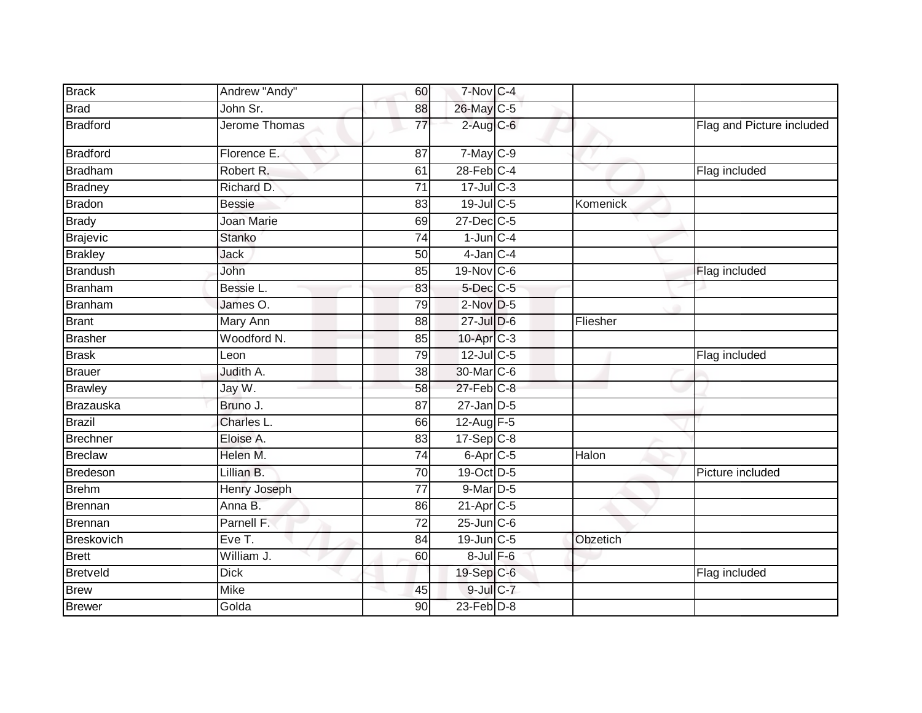| | | | | | | |
|---|---|---|---|---|---|---|
| Brack | Andrew "Andy" | 60 | 7-Nov | C-4 | | |
| Brad | John Sr. | 88 | 26-May | C-5 | | |
| Bradford | Jerome Thomas | 77 | 2-Aug | C-6 | | Flag and Picture included |
| Bradford | Florence E. | 87 | 7-May | C-9 | | |
| Bradham | Robert R. | 61 | 28-Feb | C-4 | | Flag included |
| Bradney | Richard D. | 71 | 17-Jul | C-3 | | |
| Bradon | Bessie | 83 | 19-Jul | C-5 | Komenick | |
| Brady | Joan Marie | 69 | 27-Dec | C-5 | | |
| Brajevic | Stanko | 74 | 1-Jun | C-4 | | |
| Brakley | Jack | 50 | 4-Jan | C-4 | | |
| Brandush | John | 85 | 19-Nov | C-6 | | Flag included |
| Branham | Bessie L. | 83 | 5-Dec | C-5 | | |
| Branham | James O. | 79 | 2-Nov | D-5 | | |
| Brant | Mary Ann | 88 | 27-Jul | D-6 | Fliesher | |
| Brasher | Woodford N. | 85 | 10-Apr | C-3 | | |
| Brask | Leon | 79 | 12-Jul | C-5 | | Flag included |
| Brauer | Judith A. | 38 | 30-Mar | C-6 | | |
| Brawley | Jay W. | 58 | 27-Feb | C-8 | | |
| Brazauska | Bruno J. | 87 | 27-Jan | D-5 | | |
| Brazil | Charles L. | 66 | 12-Aug | F-5 | | |
| Brechner | Eloise A. | 83 | 17-Sep | C-8 | | |
| Breclaw | Helen M. | 74 | 6-Apr | C-5 | Halon | |
| Bredeson | Lillian B. | 70 | 19-Oct | D-5 | | Picture included |
| Brehm | Henry Joseph | 77 | 9-Mar | D-5 | | |
| Brennan | Anna B. | 86 | 21-Apr | C-5 | | |
| Brennan | Parnell F. | 72 | 25-Jun | C-6 | | |
| Breskovich | Eve T. | 84 | 19-Jun | C-5 | Obzetich | |
| Brett | William J. | 60 | 8-Jul | F-6 | | |
| Bretveld | Dick | | 19-Sep | C-6 | | Flag included |
| Brew | Mike | 45 | 9-Jul | C-7 | | |
| Brewer | Golda | 90 | 23-Feb | D-8 | | |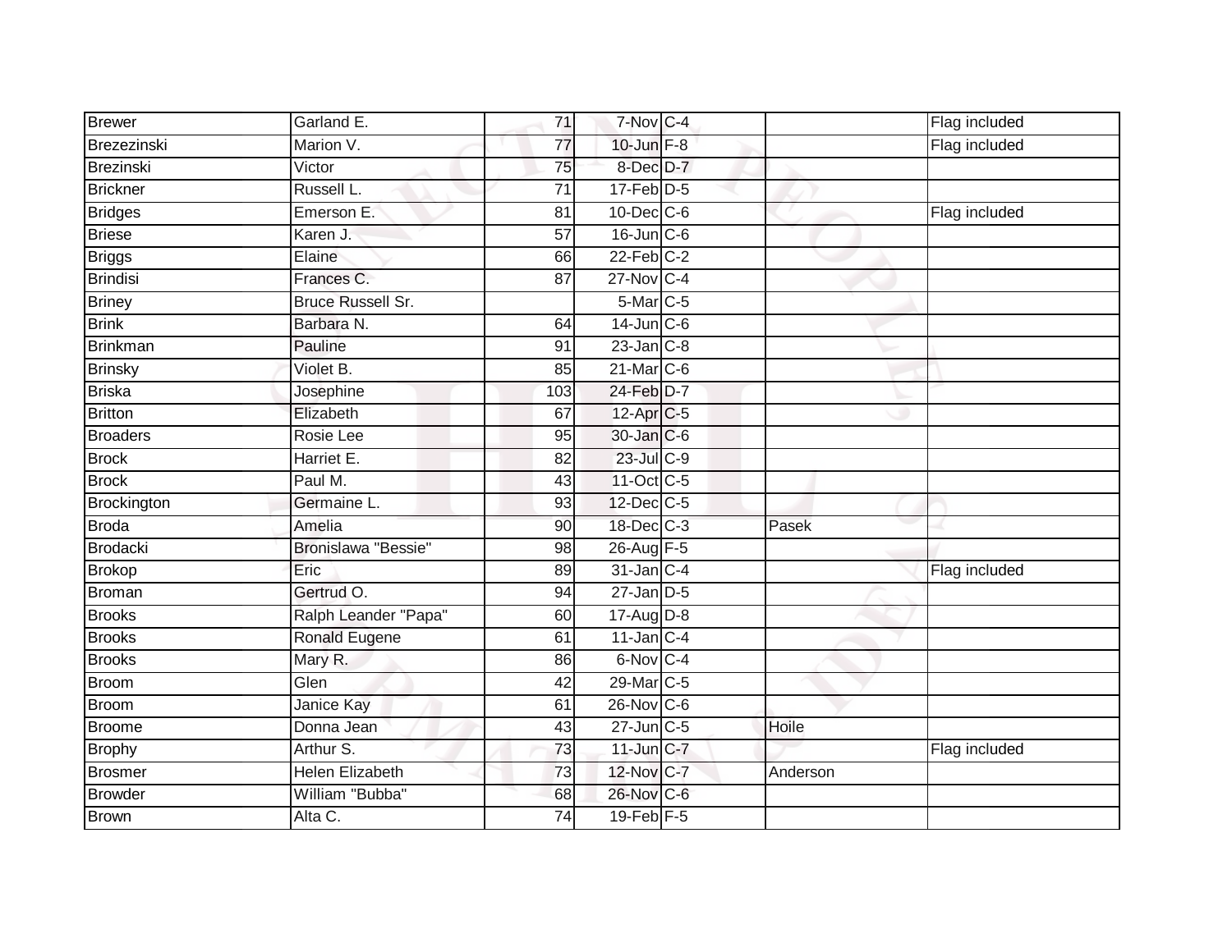| | | | | | | |
|---|---|---|---|---|---|---|
| Brewer | Garland E. | 71 | 7-Nov | C-4 | | Flag included |
| Brezezinski | Marion V. | 77 | 10-Jun | F-8 | | Flag included |
| Brezinski | Victor | 75 | 8-Dec | D-7 | | |
| Brickner | Russell L. | 71 | 17-Feb | D-5 | | |
| Bridges | Emerson E. | 81 | 10-Dec | C-6 | | Flag included |
| Briese | Karen J. | 57 | 16-Jun | C-6 | | |
| Briggs | Elaine | 66 | 22-Feb | C-2 | | |
| Brindisi | Frances C. | 87 | 27-Nov | C-4 | | |
| Briney | Bruce Russell Sr. | | 5-Mar | C-5 | | |
| Brink | Barbara N. | 64 | 14-Jun | C-6 | | |
| Brinkman | Pauline | 91 | 23-Jan | C-8 | | |
| Brinsky | Violet B. | 85 | 21-Mar | C-6 | | |
| Briska | Josephine | 103 | 24-Feb | D-7 | | |
| Britton | Elizabeth | 67 | 12-Apr | C-5 | | |
| Broaders | Rosie Lee | 95 | 30-Jan | C-6 | | |
| Brock | Harriet E. | 82 | 23-Jul | C-9 | | |
| Brock | Paul M. | 43 | 11-Oct | C-5 | | |
| Brockington | Germaine L. | 93 | 12-Dec | C-5 | | |
| Broda | Amelia | 90 | 18-Dec | C-3 | Pasek | |
| Brodacki | Bronislawa "Bessie" | 98 | 26-Aug | F-5 | | |
| Brokop | Eric | 89 | 31-Jan | C-4 | | Flag included |
| Broman | Gertrud O. | 94 | 27-Jan | D-5 | | |
| Brooks | Ralph Leander "Papa" | 60 | 17-Aug | D-8 | | |
| Brooks | Ronald Eugene | 61 | 11-Jan | C-4 | | |
| Brooks | Mary R. | 86 | 6-Nov | C-4 | | |
| Broom | Glen | 42 | 29-Mar | C-5 | | |
| Broom | Janice Kay | 61 | 26-Nov | C-6 | | |
| Broome | Donna Jean | 43 | 27-Jun | C-5 | Hoile | |
| Brophy | Arthur S. | 73 | 11-Jun | C-7 | | Flag included |
| Brosmer | Helen Elizabeth | 73 | 12-Nov | C-7 | Anderson | |
| Browder | William "Bubba" | 68 | 26-Nov | C-6 | | |
| Brown | Alta C. | 74 | 19-Feb | F-5 | | |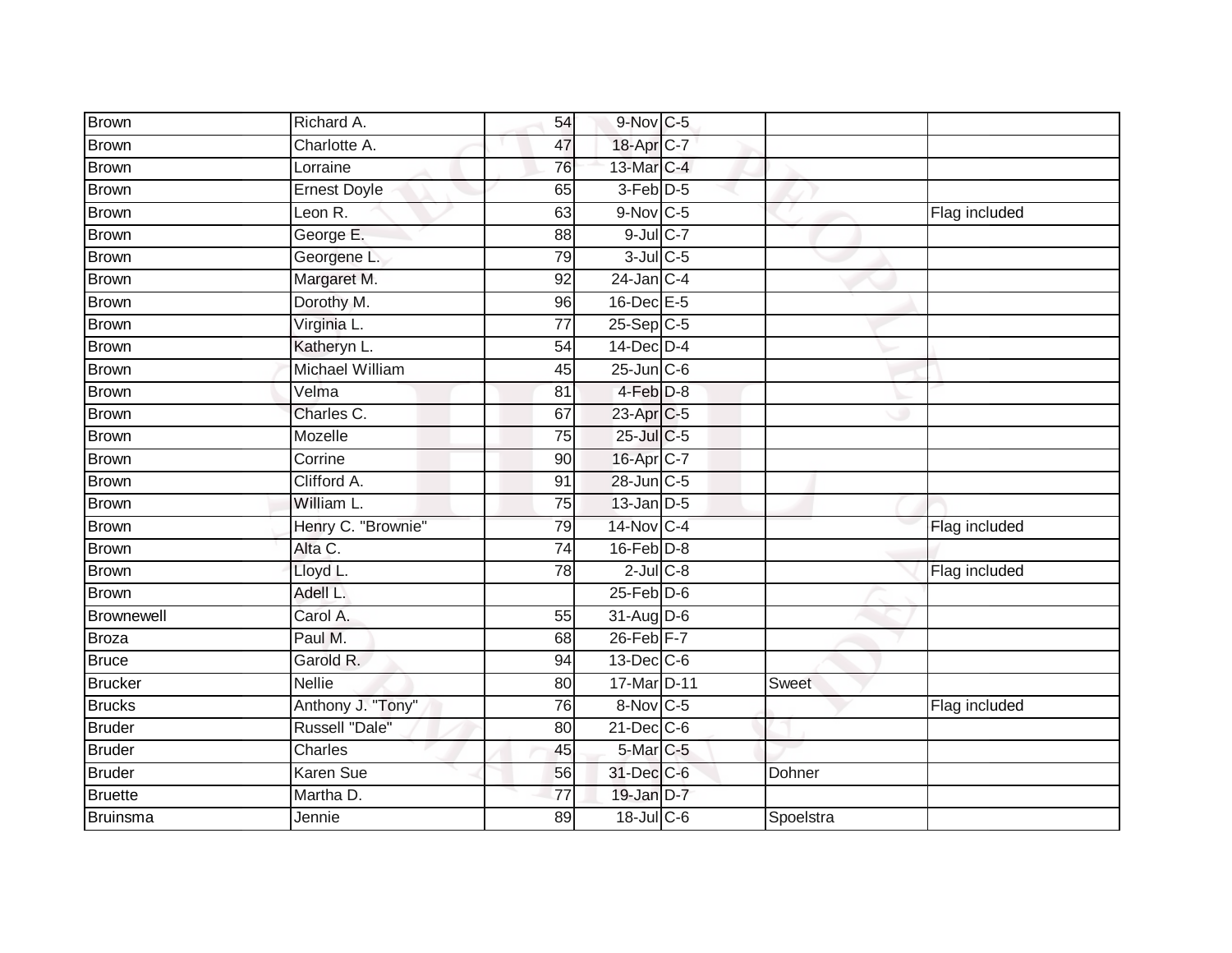| Brown | Richard A. | 54 | 9-Nov | C-5 | | |
|---|---|---|---|---|---|---|
| Brown | Charlotte A. | 47 | 18-Apr | C-7 | | |
| Brown | Lorraine | 76 | 13-Mar | C-4 | | |
| Brown | Ernest Doyle | 65 | 3-Feb | D-5 | | |
| Brown | Leon R. | 63 | 9-Nov | C-5 | | Flag included |
| Brown | George E. | 88 | 9-Jul | C-7 | | |
| Brown | Georgene L. | 79 | 3-Jul | C-5 | | |
| Brown | Margaret M. | 92 | 24-Jan | C-4 | | |
| Brown | Dorothy M. | 96 | 16-Dec | E-5 | | |
| Brown | Virginia L. | 77 | 25-Sep | C-5 | | |
| Brown | Katheryn L. | 54 | 14-Dec | D-4 | | |
| Brown | Michael William | 45 | 25-Jun | C-6 | | |
| Brown | Velma | 81 | 4-Feb | D-8 | | |
| Brown | Charles C. | 67 | 23-Apr | C-5 | | |
| Brown | Mozelle | 75 | 25-Jul | C-5 | | |
| Brown | Corrine | 90 | 16-Apr | C-7 | | |
| Brown | Clifford A. | 91 | 28-Jun | C-5 | | |
| Brown | William L. | 75 | 13-Jan | D-5 | | |
| Brown | Henry C. "Brownie" | 79 | 14-Nov | C-4 | | Flag included |
| Brown | Alta C. | 74 | 16-Feb | D-8 | | |
| Brown | Lloyd L. | 78 | 2-Jul | C-8 | | Flag included |
| Brown | Adell L. | | 25-Feb | D-6 | | |
| Brownewell | Carol A. | 55 | 31-Aug | D-6 | | |
| Broza | Paul M. | 68 | 26-Feb | F-7 | | |
| Bruce | Garold R. | 94 | 13-Dec | C-6 | | |
| Brucker | Nellie | 80 | 17-Mar | D-11 | Sweet | |
| Brucks | Anthony J. "Tony" | 76 | 8-Nov | C-5 | | Flag included |
| Bruder | Russell "Dale" | 80 | 21-Dec | C-6 | | |
| Bruder | Charles | 45 | 5-Mar | C-5 | | |
| Bruder | Karen Sue | 56 | 31-Dec | C-6 | Dohner | |
| Bruette | Martha D. | 77 | 19-Jan | D-7 | | |
| Bruinsma | Jennie | 89 | 18-Jul | C-6 | Spoelstra | |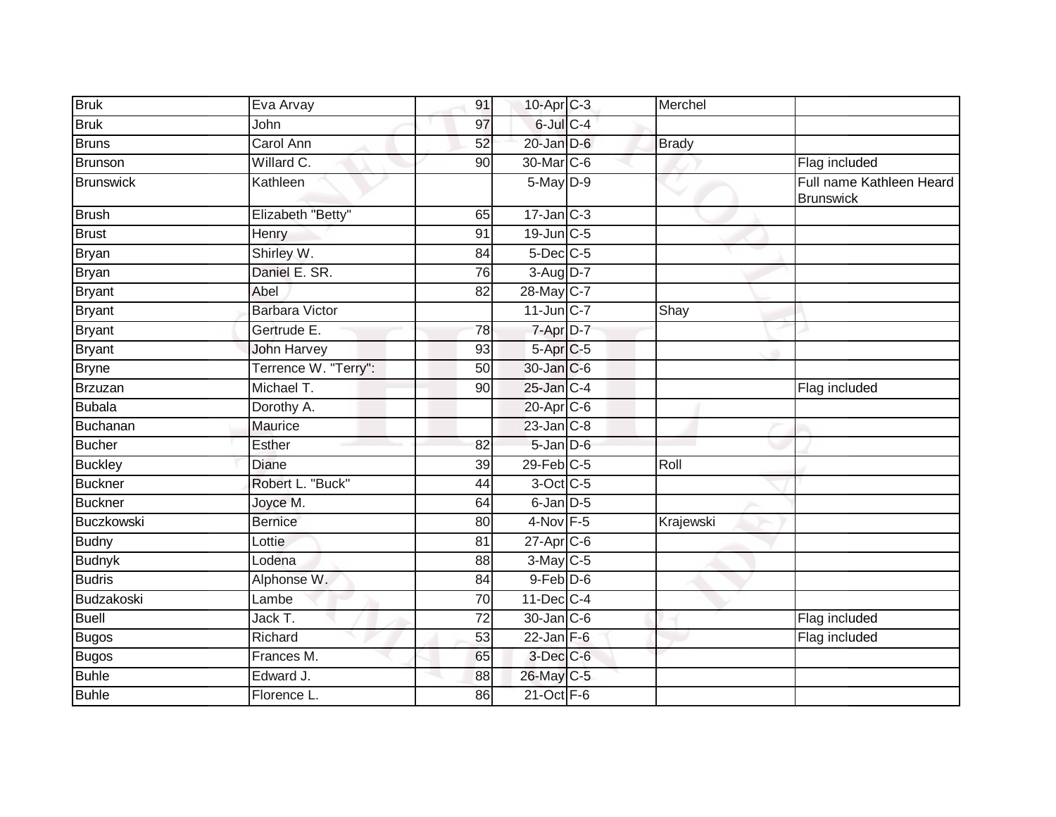| | | | | | | |
|---|---|---|---|---|---|---|
| Bruk | Eva Arvay | 91 | 10-Apr | C-3 | Merchel | |
| Bruk | John | 97 | 6-Jul | C-4 | | |
| Bruns | Carol Ann | 52 | 20-Jan | D-6 | Brady | |
| Brunson | Willard C. | 90 | 30-Mar | C-6 | | Flag included |
| Brunswick | Kathleen | | 5-May | D-9 | | Full name Kathleen Heard Brunswick |
| Brush | Elizabeth "Betty" | 65 | 17-Jan | C-3 | | |
| Brust | Henry | 91 | 19-Jun | C-5 | | |
| Bryan | Shirley W. | 84 | 5-Dec | C-5 | | |
| Bryan | Daniel E. SR. | 76 | 3-Aug | D-7 | | |
| Bryant | Abel | 82 | 28-May | C-7 | | |
| Bryant | Barbara Victor | | 11-Jun | C-7 | Shay | |
| Bryant | Gertrude E. | 78 | 7-Apr | D-7 | | |
| Bryant | John Harvey | 93 | 5-Apr | C-5 | | |
| Bryne | Terrence W. "Terry": | 50 | 30-Jan | C-6 | | |
| Brzuzan | Michael T. | 90 | 25-Jan | C-4 | | Flag included |
| Bubala | Dorothy A. | | 20-Apr | C-6 | | |
| Buchanan | Maurice | | 23-Jan | C-8 | | |
| Bucher | Esther | 82 | 5-Jan | D-6 | | |
| Buckley | Diane | 39 | 29-Feb | C-5 | Roll | |
| Buckner | Robert L. "Buck" | 44 | 3-Oct | C-5 | | |
| Buckner | Joyce M. | 64 | 6-Jan | D-5 | | |
| Buczkowski | Bernice | 80 | 4-Nov | F-5 | Krajewski | |
| Budny | Lottie | 81 | 27-Apr | C-6 | | |
| Budnyk | Lodena | 88 | 3-May | C-5 | | |
| Budris | Alphonse W. | 84 | 9-Feb | D-6 | | |
| Budzakoski | Lambe | 70 | 11-Dec | C-4 | | |
| Buell | Jack T. | 72 | 30-Jan | C-6 | | Flag included |
| Bugos | Richard | 53 | 22-Jan | F-6 | | Flag included |
| Bugos | Frances M. | 65 | 3-Dec | C-6 | | |
| Buhle | Edward J. | 88 | 26-May | C-5 | | |
| Buhle | Florence L. | 86 | 21-Oct | F-6 | | |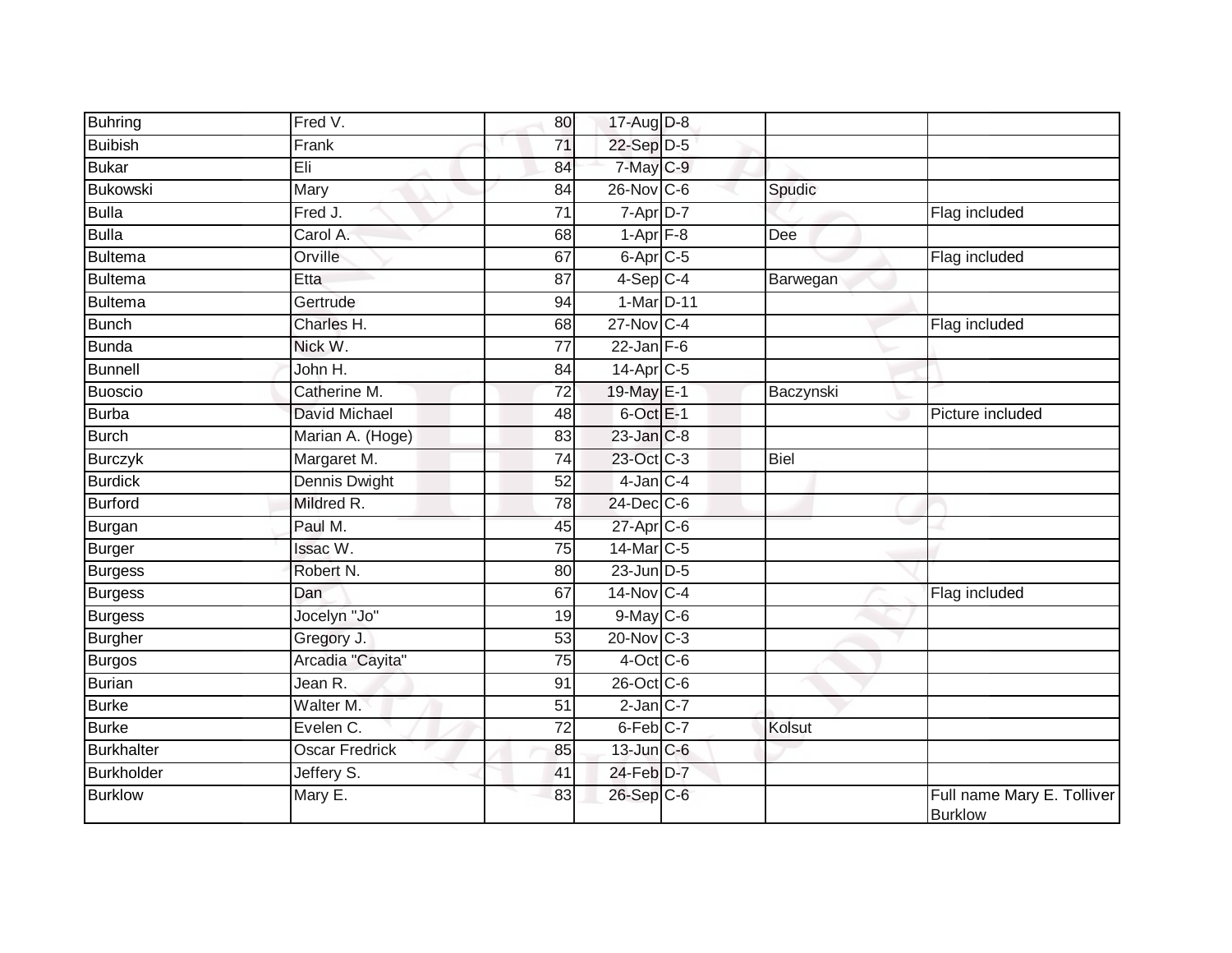| | | | | | | |
|---|---|---|---|---|---|---|
| Buhring | Fred V. | 80 | 17-Aug | D-8 | | |
| Buibish | Frank | 71 | 22-Sep | D-5 | | |
| Bukar | Eli | 84 | 7-May | C-9 | | |
| Bukowski | Mary | 84 | 26-Nov | C-6 | Spudic | |
| Bulla | Fred J. | 71 | 7-Apr | D-7 | | Flag included |
| Bulla | Carol A. | 68 | 1-Apr | F-8 | Dee | |
| Bultema | Orville | 67 | 6-Apr | C-5 | | Flag included |
| Bultema | Etta | 87 | 4-Sep | C-4 | Barwegan | |
| Bultema | Gertrude | 94 | 1-Mar | D-11 | | |
| Bunch | Charles H. | 68 | 27-Nov | C-4 | | Flag included |
| Bunda | Nick W. | 77 | 22-Jan | F-6 | | |
| Bunnell | John H. | 84 | 14-Apr | C-5 | | |
| Buoscio | Catherine M. | 72 | 19-May | E-1 | Baczynski | |
| Burba | David Michael | 48 | 6-Oct | E-1 | | Picture included |
| Burch | Marian A. (Hoge) | 83 | 23-Jan | C-8 | | |
| Burczyk | Margaret M. | 74 | 23-Oct | C-3 | Biel | |
| Burdick | Dennis Dwight | 52 | 4-Jan | C-4 | | |
| Burford | Mildred R. | 78 | 24-Dec | C-6 | | |
| Burgan | Paul M. | 45 | 27-Apr | C-6 | | |
| Burger | Issac W. | 75 | 14-Mar | C-5 | | |
| Burgess | Robert N. | 80 | 23-Jun | D-5 | | |
| Burgess | Dan | 67 | 14-Nov | C-4 | | Flag included |
| Burgess | Jocelyn "Jo" | 19 | 9-May | C-6 | | |
| Burgher | Gregory J. | 53 | 20-Nov | C-3 | | |
| Burgos | Arcadia "Cayita" | 75 | 4-Oct | C-6 | | |
| Burian | Jean R. | 91 | 26-Oct | C-6 | | |
| Burke | Walter M. | 51 | 2-Jan | C-7 | | |
| Burke | Evelen C. | 72 | 6-Feb | C-7 | Kolsut | |
| Burkhalter | Oscar Fredrick | 85 | 13-Jun | C-6 | | |
| Burkholder | Jeffery S. | 41 | 24-Feb | D-7 | | |
| Burklow | Mary E. | 83 | 26-Sep | C-6 | | Full name Mary E. Tolliver Burklow |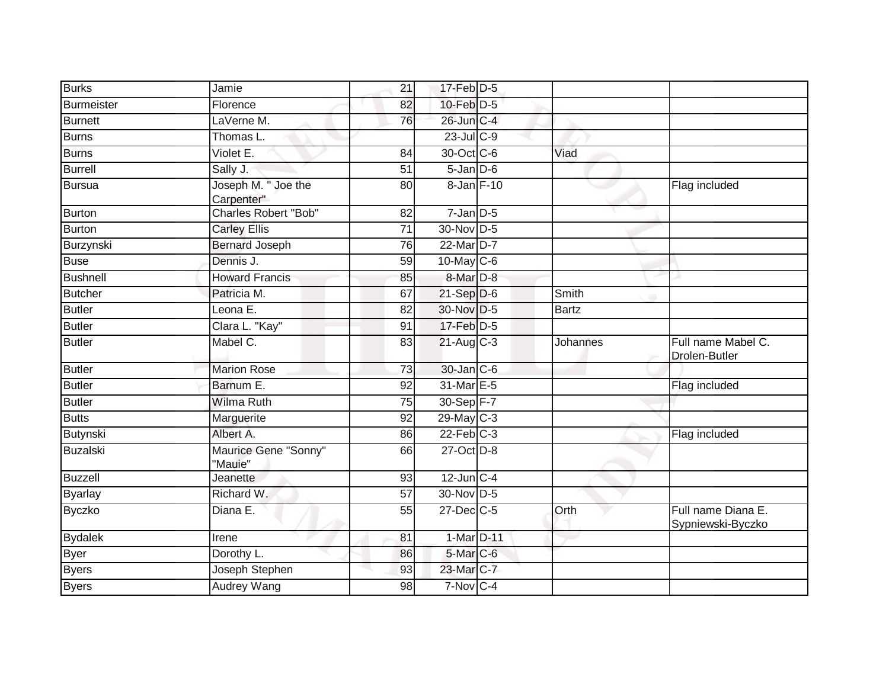| | | | | | | |
|---|---|---|---|---|---|---|
| Burks | Jamie | 21 | 17-Feb | D-5 | | |
| Burmeister | Florence | 82 | 10-Feb | D-5 | | |
| Burnett | LaVerne M. | 76 | 26-Jun | C-4 | | |
| Burns | Thomas L. | | 23-Jul | C-9 | | |
| Burns | Violet E. | 84 | 30-Oct | C-6 | Viad | |
| Burrell | Sally J. | 51 | 5-Jan | D-6 | | |
| Bursua | Joseph M. " Joe the Carpenter" | 80 | 8-Jan | F-10 | | Flag included |
| Burton | Charles Robert "Bob" | 82 | 7-Jan | D-5 | | |
| Burton | Carley Ellis | 71 | 30-Nov | D-5 | | |
| Burzynski | Bernard Joseph | 76 | 22-Mar | D-7 | | |
| Buse | Dennis J. | 59 | 10-May | C-6 | | |
| Bushnell | Howard Francis | 85 | 8-Mar | D-8 | | |
| Butcher | Patricia M. | 67 | 21-Sep | D-6 | Smith | |
| Butler | Leona E. | 82 | 30-Nov | D-5 | Bartz | |
| Butler | Clara L. "Kay" | 91 | 17-Feb | D-5 | | |
| Butler | Mabel C. | 83 | 21-Aug | C-3 | Johannes | Full name Mabel C. Drolen-Butler |
| Butler | Marion Rose | 73 | 30-Jan | C-6 | | |
| Butler | Barnum E. | 92 | 31-Mar | E-5 | | Flag included |
| Butler | Wilma Ruth | 75 | 30-Sep | F-7 | | |
| Butts | Marguerite | 92 | 29-May | C-3 | | |
| Butynski | Albert A. | 86 | 22-Feb | C-3 | | Flag included |
| Buzalski | Maurice Gene "Sonny" "Mauie" | 66 | 27-Oct | D-8 | | |
| Buzzell | Jeanette | 93 | 12-Jun | C-4 | | |
| Byarlay | Richard W. | 57 | 30-Nov | D-5 | | |
| Byczko | Diana E. | 55 | 27-Dec | C-5 | Orth | Full name Diana E. Sypniewski-Byczko |
| Bydalek | Irene | 81 | 1-Mar | D-11 | | |
| Byer | Dorothy L. | 86 | 5-Mar | C-6 | | |
| Byers | Joseph Stephen | 93 | 23-Mar | C-7 | | |
| Byers | Audrey Wang | 98 | 7-Nov | C-4 | | |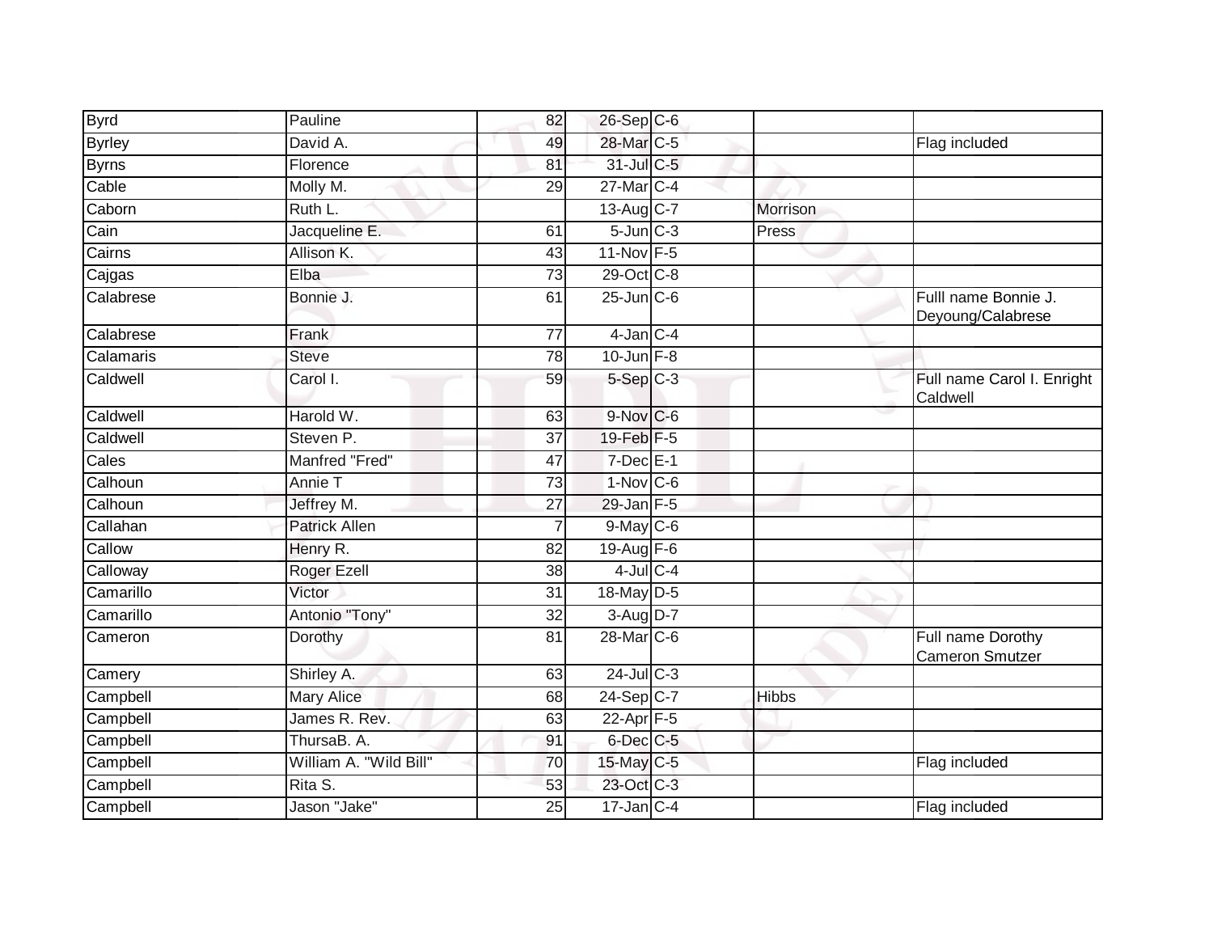| | | | | | | |
|---|---|---|---|---|---|---|
| Byrd | Pauline | 82 | 26-Sep | C-6 | | |
| Byrley | David A. | 49 | 28-Mar | C-5 | | Flag included |
| Byrns | Florence | 81 | 31-Jul | C-5 | | |
| Cable | Molly M. | 29 | 27-Mar | C-4 | | |
| Caborn | Ruth L. | | 13-Aug | C-7 | Morrison | |
| Cain | Jacqueline E. | 61 | 5-Jun | C-3 | Press | |
| Cairns | Allison K. | 43 | 11-Nov | F-5 | | |
| Cajgas | Elba | 73 | 29-Oct | C-8 | | |
| Calabrese | Bonnie J. | 61 | 25-Jun | C-6 | | Fulll name Bonnie J. Deyoung/Calabrese |
| Calabrese | Frank | 77 | 4-Jan | C-4 | | |
| Calamaris | Steve | 78 | 10-Jun | F-8 | | |
| Caldwell | Carol I. | 59 | 5-Sep | C-3 | | Full name Carol I. Enright Caldwell |
| Caldwell | Harold W. | 63 | 9-Nov | C-6 | | |
| Caldwell | Steven P. | 37 | 19-Feb | F-5 | | |
| Cales | Manfred "Fred" | 47 | 7-Dec | E-1 | | |
| Calhoun | Annie T | 73 | 1-Nov | C-6 | | |
| Calhoun | Jeffrey M. | 27 | 29-Jan | F-5 | | |
| Callahan | Patrick Allen | 7 | 9-May | C-6 | | |
| Callow | Henry R. | 82 | 19-Aug | F-6 | | |
| Calloway | Roger Ezell | 38 | 4-Jul | C-4 | | |
| Camarillo | Victor | 31 | 18-May | D-5 | | |
| Camarillo | Antonio "Tony" | 32 | 3-Aug | D-7 | | |
| Cameron | Dorothy | 81 | 28-Mar | C-6 | | Full name Dorothy Cameron Smutzer |
| Camery | Shirley A. | 63 | 24-Jul | C-3 | | |
| Campbell | Mary Alice | 68 | 24-Sep | C-7 | Hibbs | |
| Campbell | James R. Rev. | 63 | 22-Apr | F-5 | | |
| Campbell | ThursaB. A. | 91 | 6-Dec | C-5 | | |
| Campbell | William A. "Wild Bill" | 70 | 15-May | C-5 | | Flag included |
| Campbell | Rita S. | 53 | 23-Oct | C-3 | | |
| Campbell | Jason "Jake" | 25 | 17-Jan | C-4 | | Flag included |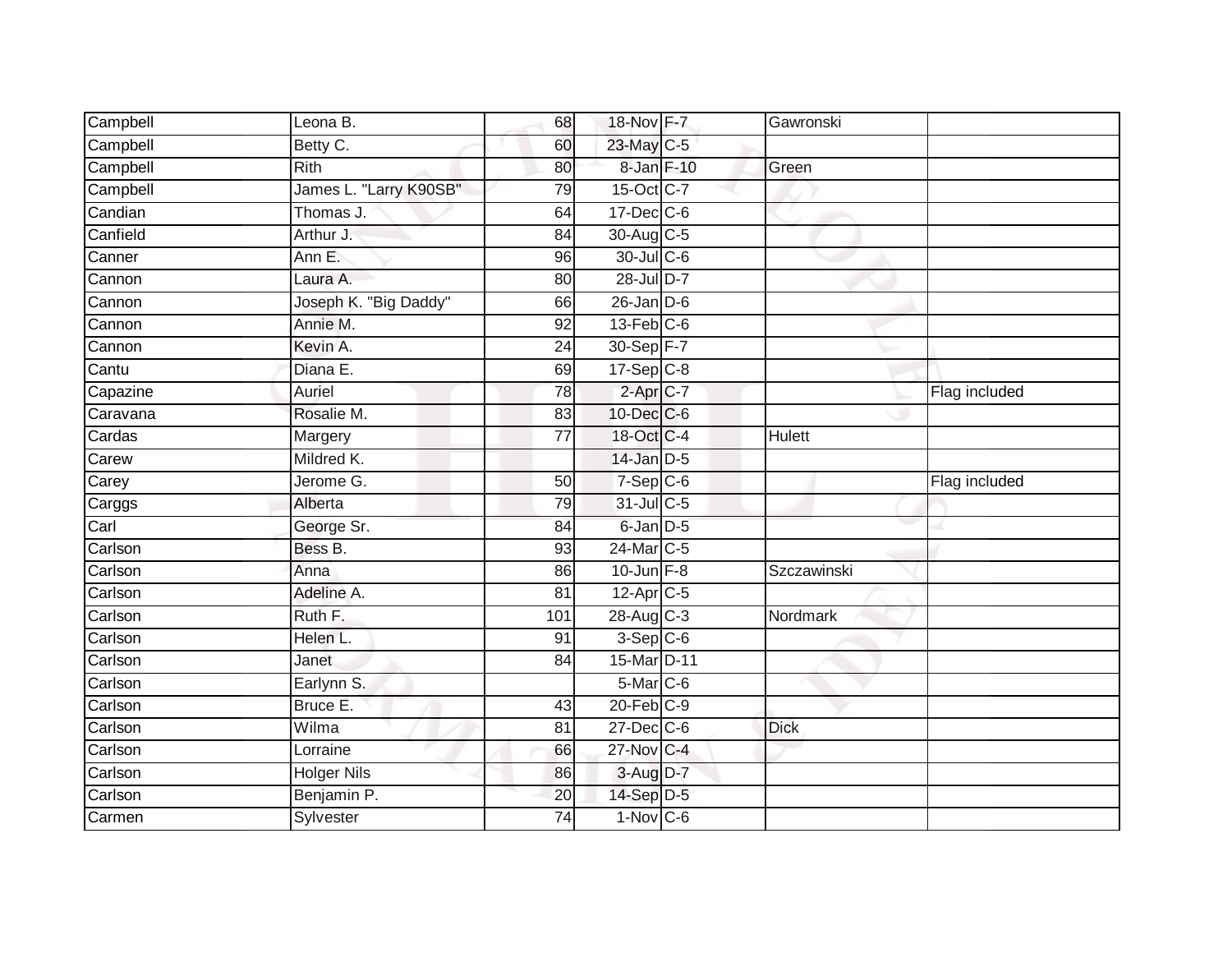| | | | | | | |
|---|---|---|---|---|---|---|
| Campbell | Leona B. | 68 | 18-Nov | F-7 | Gawronski | |
| Campbell | Betty C. | 60 | 23-May | C-5 | | |
| Campbell | Rith | 80 | 8-Jan | F-10 | Green | |
| Campbell | James L. "Larry K90SB" | 79 | 15-Oct | C-7 | | |
| Candian | Thomas J. | 64 | 17-Dec | C-6 | | |
| Canfield | Arthur J. | 84 | 30-Aug | C-5 | | |
| Canner | Ann E. | 96 | 30-Jul | C-6 | | |
| Cannon | Laura A. | 80 | 28-Jul | D-7 | | |
| Cannon | Joseph K. "Big Daddy" | 66 | 26-Jan | D-6 | | |
| Cannon | Annie M. | 92 | 13-Feb | C-6 | | |
| Cannon | Kevin A. | 24 | 30-Sep | F-7 | | |
| Cantu | Diana E. | 69 | 17-Sep | C-8 | | |
| Capazine | Auriel | 78 | 2-Apr | C-7 | | Flag included |
| Caravana | Rosalie M. | 83 | 10-Dec | C-6 | | |
| Cardas | Margery | 77 | 18-Oct | C-4 | Hulett | |
| Carew | Mildred K. | | 14-Jan | D-5 | | |
| Carey | Jerome G. | 50 | 7-Sep | C-6 | | Flag included |
| Carggs | Alberta | 79 | 31-Jul | C-5 | | |
| Carl | George Sr. | 84 | 6-Jan | D-5 | | |
| Carlson | Bess B. | 93 | 24-Mar | C-5 | | |
| Carlson | Anna | 86 | 10-Jun | F-8 | Szczawinski | |
| Carlson | Adeline A. | 81 | 12-Apr | C-5 | | |
| Carlson | Ruth F. | 101 | 28-Aug | C-3 | Nordmark | |
| Carlson | Helen L. | 91 | 3-Sep | C-6 | | |
| Carlson | Janet | 84 | 15-Mar | D-11 | | |
| Carlson | Earlynn S. | | 5-Mar | C-6 | | |
| Carlson | Bruce E. | 43 | 20-Feb | C-9 | | |
| Carlson | Wilma | 81 | 27-Dec | C-6 | Dick | |
| Carlson | Lorraine | 66 | 27-Nov | C-4 | | |
| Carlson | Holger Nils | 86 | 3-Aug | D-7 | | |
| Carlson | Benjamin P. | 20 | 14-Sep | D-5 | | |
| Carmen | Sylvester | 74 | 1-Nov | C-6 | | |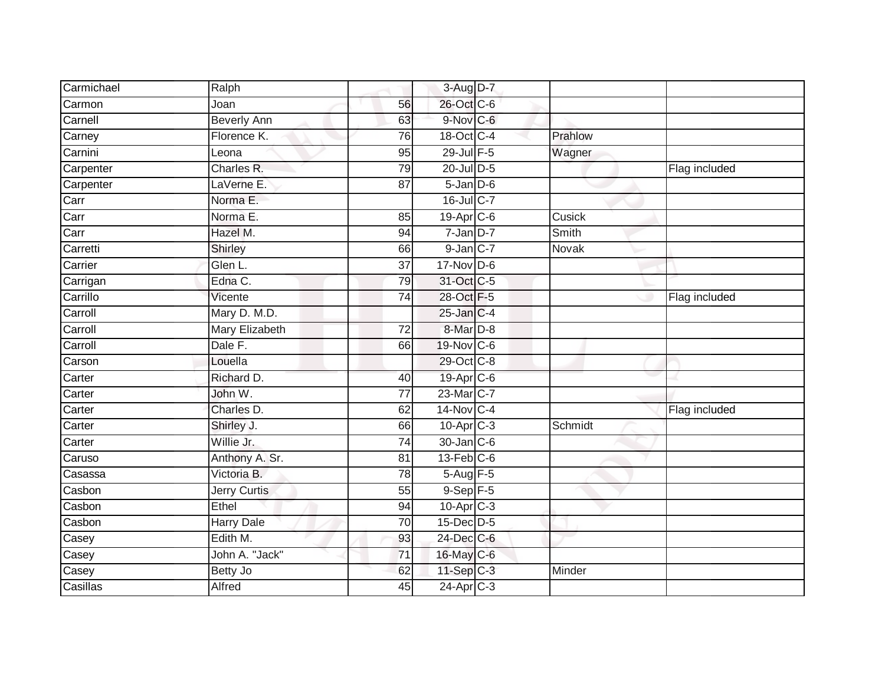| | | | | | | |
|---|---|---|---|---|---|---|
| Carmichael | Ralph | | 3-Aug | D-7 | | |
| Carmon | Joan | 56 | 26-Oct | C-6 | | |
| Carnell | Beverly Ann | 63 | 9-Nov | C-6 | | |
| Carney | Florence K. | 76 | 18-Oct | C-4 | Prahlow | |
| Carnini | Leona | 95 | 29-Jul | F-5 | Wagner | |
| Carpenter | Charles R. | 79 | 20-Jul | D-5 | | Flag included |
| Carpenter | LaVerne E. | 87 | 5-Jan | D-6 | | |
| Carr | Norma E. | | 16-Jul | C-7 | | |
| Carr | Norma E. | 85 | 19-Apr | C-6 | Cusick | |
| Carr | Hazel M. | 94 | 7-Jan | D-7 | Smith | |
| Carretti | Shirley | 66 | 9-Jan | C-7 | Novak | |
| Carrier | Glen L. | 37 | 17-Nov | D-6 | | |
| Carrigan | Edna C. | 79 | 31-Oct | C-5 | | |
| Carrillo | Vicente | 74 | 28-Oct | F-5 | | Flag included |
| Carroll | Mary D. M.D. | | 25-Jan | C-4 | | |
| Carroll | Mary Elizabeth | 72 | 8-Mar | D-8 | | |
| Carroll | Dale F. | 66 | 19-Nov | C-6 | | |
| Carson | Louella | | 29-Oct | C-8 | | |
| Carter | Richard D. | 40 | 19-Apr | C-6 | | |
| Carter | John W. | 77 | 23-Mar | C-7 | | |
| Carter | Charles D. | 62 | 14-Nov | C-4 | | Flag included |
| Carter | Shirley J. | 66 | 10-Apr | C-3 | Schmidt | |
| Carter | Willie Jr. | 74 | 30-Jan | C-6 | | |
| Caruso | Anthony A. Sr. | 81 | 13-Feb | C-6 | | |
| Casassa | Victoria B. | 78 | 5-Aug | F-5 | | |
| Casbon | Jerry Curtis | 55 | 9-Sep | F-5 | | |
| Casbon | Ethel | 94 | 10-Apr | C-3 | | |
| Casbon | Harry Dale | 70 | 15-Dec | D-5 | | |
| Casey | Edith M. | 93 | 24-Dec | C-6 | | |
| Casey | John A. "Jack" | 71 | 16-May | C-6 | | |
| Casey | Betty Jo | 62 | 11-Sep | C-3 | Minder | |
| Casillas | Alfred | 45 | 24-Apr | C-3 | | |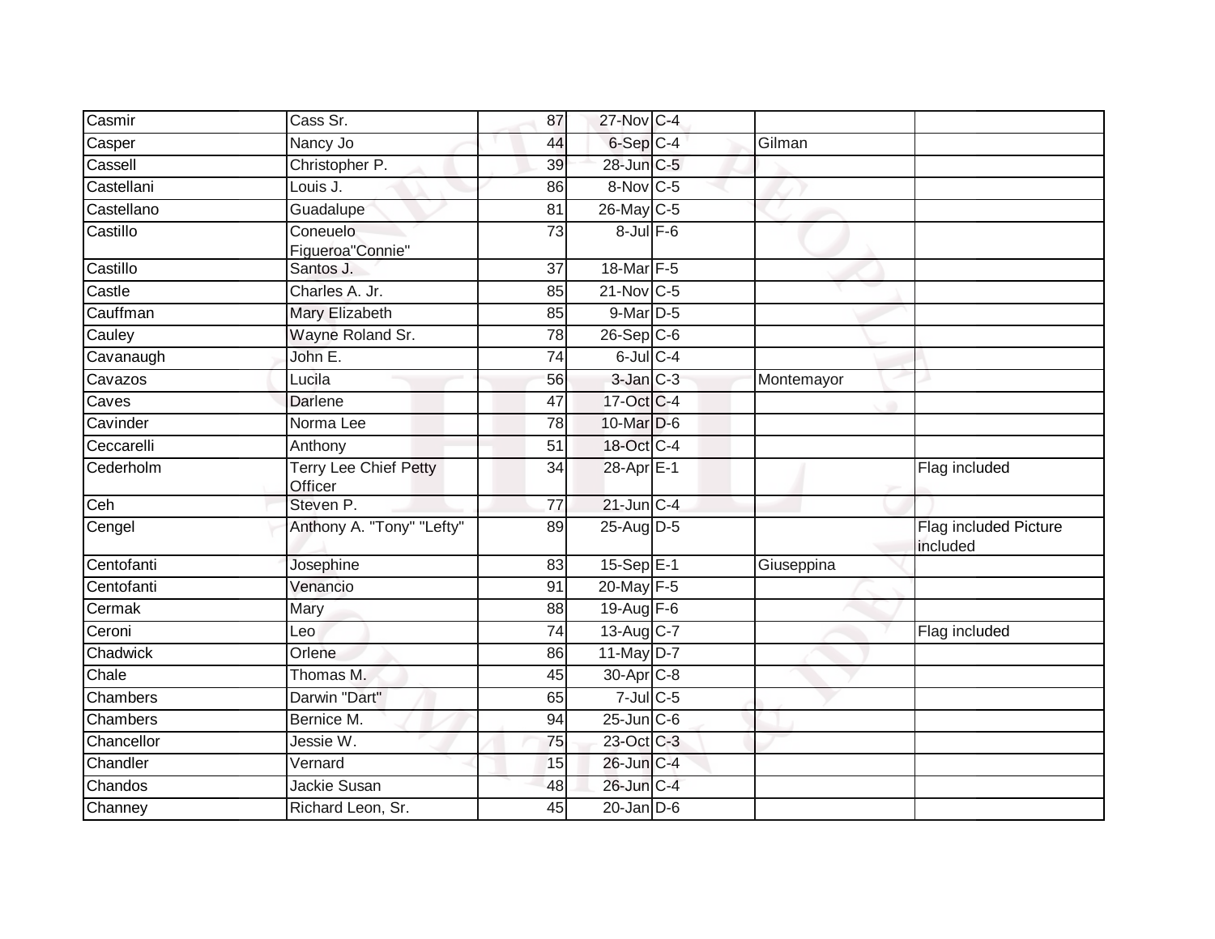| Casmir | Cass Sr. | 87 | 27-Nov | C-4 | | |
|---|---|---|---|---|---|---|
| Casper | Nancy Jo | 44 | 6-Sep | C-4 | Gilman | |
| Cassell | Christopher P. | 39 | 28-Jun | C-5 | | |
| Castellani | Louis J. | 86 | 8-Nov | C-5 | | |
| Castellano | Guadalupe | 81 | 26-May | C-5 | | |
| Castillo | Coneuelo Figueroa"Connie" | 73 | 8-Jul | F-6 | | |
| Castillo | Santos J. | 37 | 18-Mar | F-5 | | |
| Castle | Charles A. Jr. | 85 | 21-Nov | C-5 | | |
| Cauffman | Mary Elizabeth | 85 | 9-Mar | D-5 | | |
| Cauley | Wayne Roland Sr. | 78 | 26-Sep | C-6 | | |
| Cavanaugh | John E. | 74 | 6-Jul | C-4 | | |
| Cavazos | Lucila | 56 | 3-Jan | C-3 | Montemayor | |
| Caves | Darlene | 47 | 17-Oct | C-4 | | |
| Cavinder | Norma Lee | 78 | 10-Mar | D-6 | | |
| Ceccarelli | Anthony | 51 | 18-Oct | C-4 | | |
| Cederholm | Terry Lee Chief Petty Officer | 34 | 28-Apr | E-1 | | Flag included |
| Ceh | Steven P. | 77 | 21-Jun | C-4 | | |
| Cengel | Anthony A. "Tony" "Lefty" | 89 | 25-Aug | D-5 | | Flag included Picture included |
| Centofanti | Josephine | 83 | 15-Sep | E-1 | Giuseppina | |
| Centofanti | Venancio | 91 | 20-May | F-5 | | |
| Cermak | Mary | 88 | 19-Aug | F-6 | | |
| Ceroni | Leo | 74 | 13-Aug | C-7 | | Flag included |
| Chadwick | Orlene | 86 | 11-May | D-7 | | |
| Chale | Thomas M. | 45 | 30-Apr | C-8 | | |
| Chambers | Darwin "Dart" | 65 | 7-Jul | C-5 | | |
| Chambers | Bernice M. | 94 | 25-Jun | C-6 | | |
| Chancellor | Jessie W. | 75 | 23-Oct | C-3 | | |
| Chandler | Vernard | 15 | 26-Jun | C-4 | | |
| Chandos | Jackie Susan | 48 | 26-Jun | C-4 | | |
| Channey | Richard Leon, Sr. | 45 | 20-Jan | D-6 | | |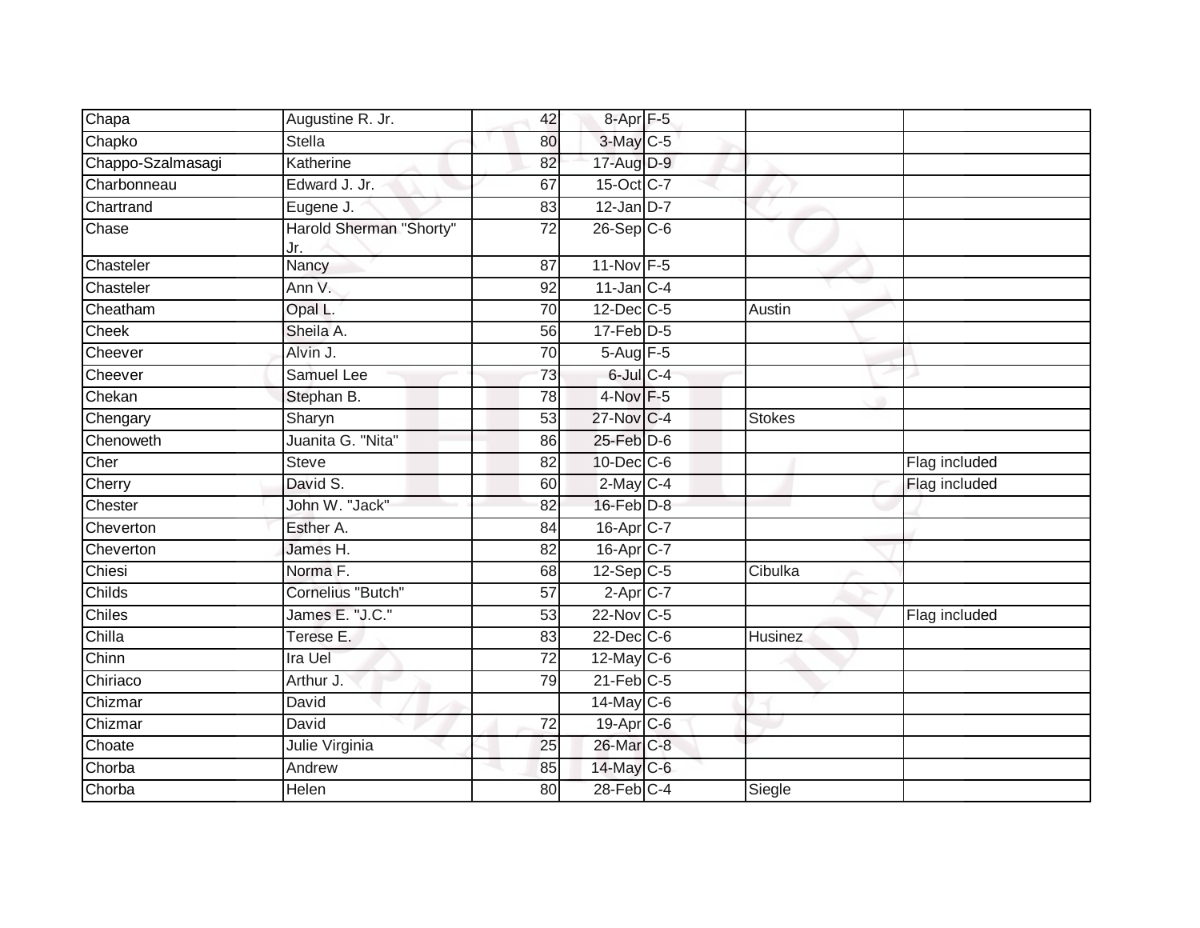| | | | | | | |
|---|---|---|---|---|---|---|
| Chapa | Augustine R. Jr. | 42 | 8-Apr | F-5 | | |
| Chapko | Stella | 80 | 3-May | C-5 | | |
| Chappo-Szalmasagi | Katherine | 82 | 17-Aug | D-9 | | |
| Charbonneau | Edward J. Jr. | 67 | 15-Oct | C-7 | | |
| Chartrand | Eugene J. | 83 | 12-Jan | D-7 | | |
| Chase | Harold Sherman "Shorty" Jr. | 72 | 26-Sep | C-6 | | |
| Chasteler | Nancy | 87 | 11-Nov | F-5 | | |
| Chasteler | Ann V. | 92 | 11-Jan | C-4 | | |
| Cheatham | Opal L. | 70 | 12-Dec | C-5 | Austin | |
| Cheek | Sheila A. | 56 | 17-Feb | D-5 | | |
| Cheever | Alvin J. | 70 | 5-Aug | F-5 | | |
| Cheever | Samuel Lee | 73 | 6-Jul | C-4 | | |
| Chekan | Stephan B. | 78 | 4-Nov | F-5 | | |
| Chengary | Sharyn | 53 | 27-Nov | C-4 | Stokes | |
| Chenoweth | Juanita G. "Nita" | 86 | 25-Feb | D-6 | | |
| Cher | Steve | 82 | 10-Dec | C-6 | | Flag included |
| Cherry | David S. | 60 | 2-May | C-4 | | Flag included |
| Chester | John W. "Jack" | 82 | 16-Feb | D-8 | | |
| Cheverton | Esther A. | 84 | 16-Apr | C-7 | | |
| Cheverton | James H. | 82 | 16-Apr | C-7 | | |
| Chiesi | Norma F. | 68 | 12-Sep | C-5 | Cibulka | |
| Childs | Cornelius "Butch" | 57 | 2-Apr | C-7 | | |
| Chiles | James E. "J.C." | 53 | 22-Nov | C-5 | | Flag included |
| Chilla | Terese E. | 83 | 22-Dec | C-6 | Husinez | |
| Chinn | Ira Uel | 72 | 12-May | C-6 | | |
| Chiriaco | Arthur J. | 79 | 21-Feb | C-5 | | |
| Chizmar | David | | 14-May | C-6 | | |
| Chizmar | David | 72 | 19-Apr | C-6 | | |
| Choate | Julie Virginia | 25 | 26-Mar | C-8 | | |
| Chorba | Andrew | 85 | 14-May | C-6 | | |
| Chorba | Helen | 80 | 28-Feb | C-4 | Siegle | |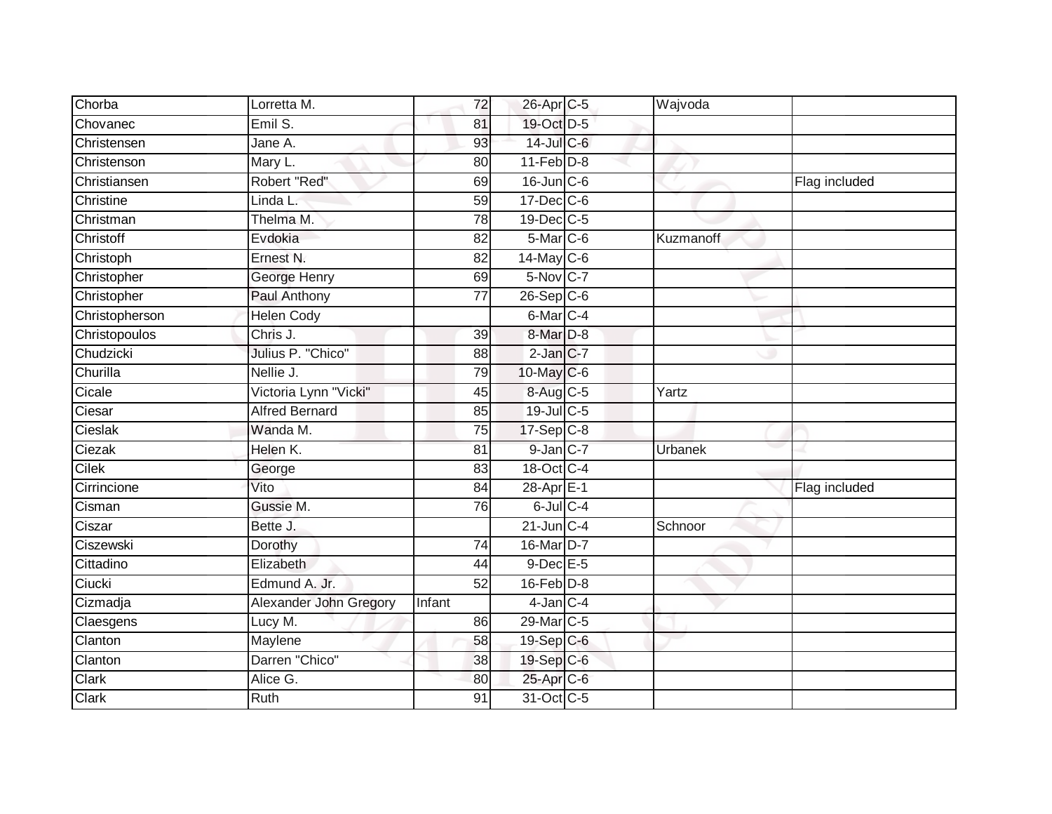| | | | | | | |
|---|---|---|---|---|---|---|
| Chorba | Lorretta M. | 72 | 26-Apr | C-5 | Wajvoda | |
| Chovanec | Emil S. | 81 | 19-Oct | D-5 | | |
| Christensen | Jane A. | 93 | 14-Jul | C-6 | | |
| Christenson | Mary L. | 80 | 11-Feb | D-8 | | |
| Christiansen | Robert "Red" | 69 | 16-Jun | C-6 | | Flag included |
| Christine | Linda L. | 59 | 17-Dec | C-6 | | |
| Christman | Thelma M. | 78 | 19-Dec | C-5 | | |
| Christoff | Evdokia | 82 | 5-Mar | C-6 | Kuzmanoff | |
| Christoph | Ernest N. | 82 | 14-May | C-6 | | |
| Christopher | George Henry | 69 | 5-Nov | C-7 | | |
| Christopher | Paul Anthony | 77 | 26-Sep | C-6 | | |
| Christopherson | Helen Cody | | 6-Mar | C-4 | | |
| Christopoulos | Chris J. | 39 | 8-Mar | D-8 | | |
| Chudzicki | Julius P. "Chico" | 88 | 2-Jan | C-7 | | |
| Churilla | Nellie J. | 79 | 10-May | C-6 | | |
| Cicale | Victoria Lynn "Vicki" | 45 | 8-Aug | C-5 | Yartz | |
| Ciesar | Alfred Bernard | 85 | 19-Jul | C-5 | | |
| Cieslak | Wanda M. | 75 | 17-Sep | C-8 | | |
| Ciezak | Helen K. | 81 | 9-Jan | C-7 | Urbanek | |
| Cilek | George | 83 | 18-Oct | C-4 | | |
| Cirrincione | Vito | 84 | 28-Apr | E-1 | | Flag included |
| Cisman | Gussie M. | 76 | 6-Jul | C-4 | | |
| Ciszar | Bette J. | | 21-Jun | C-4 | Schnoor | |
| Ciszewski | Dorothy | 74 | 16-Mar | D-7 | | |
| Cittadino | Elizabeth | 44 | 9-Dec | E-5 | | |
| Ciucki | Edmund A. Jr. | 52 | 16-Feb | D-8 | | |
| Cizmadja | Alexander John Gregory | Infant | 4-Jan | C-4 | | |
| Claesgens | Lucy M. | 86 | 29-Mar | C-5 | | |
| Clanton | Maylene | 58 | 19-Sep | C-6 | | |
| Clanton | Darren "Chico" | 38 | 19-Sep | C-6 | | |
| Clark | Alice G. | 80 | 25-Apr | C-6 | | |
| Clark | Ruth | 91 | 31-Oct | C-5 | | |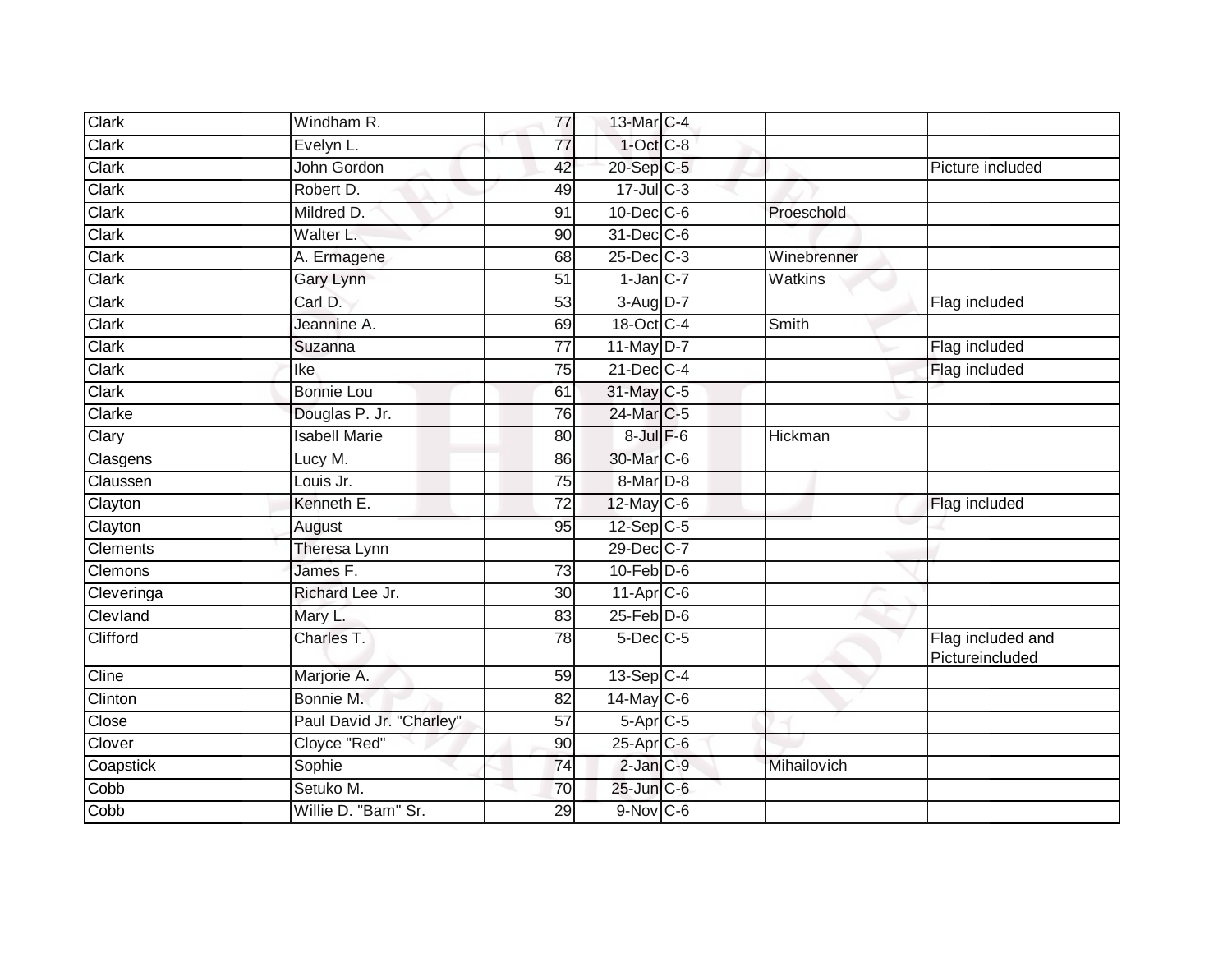| | | | | | | |
|---|---|---|---|---|---|---|
| Clark | Windham R. | 77 | 13-Mar | C-4 | | |
| Clark | Evelyn L. | 77 | 1-Oct | C-8 | | |
| Clark | John Gordon | 42 | 20-Sep | C-5 | | Picture included |
| Clark | Robert D. | 49 | 17-Jul | C-3 | | |
| Clark | Mildred D. | 91 | 10-Dec | C-6 | Proeschold | |
| Clark | Walter L. | 90 | 31-Dec | C-6 | | |
| Clark | A. Ermagene | 68 | 25-Dec | C-3 | Winebrenner | |
| Clark | Gary Lynn | 51 | 1-Jan | C-7 | Watkins | |
| Clark | Carl D. | 53 | 3-Aug | D-7 | | Flag included |
| Clark | Jeannine A. | 69 | 18-Oct | C-4 | Smith | |
| Clark | Suzanna | 77 | 11-May | D-7 | | Flag included |
| Clark | Ike | 75 | 21-Dec | C-4 | | Flag included |
| Clark | Bonnie Lou | 61 | 31-May | C-5 | | |
| Clarke | Douglas P. Jr. | 76 | 24-Mar | C-5 | | |
| Clary | Isabell Marie | 80 | 8-Jul | F-6 | Hickman | |
| Clasgens | Lucy M. | 86 | 30-Mar | C-6 | | |
| Claussen | Louis Jr. | 75 | 8-Mar | D-8 | | |
| Clayton | Kenneth E. | 72 | 12-May | C-6 | | Flag included |
| Clayton | August | 95 | 12-Sep | C-5 | | |
| Clements | Theresa Lynn | | 29-Dec | C-7 | | |
| Clemons | James F. | 73 | 10-Feb | D-6 | | |
| Cleveringa | Richard Lee Jr. | 30 | 11-Apr | C-6 | | |
| Clevland | Mary L. | 83 | 25-Feb | D-6 | | |
| Clifford | Charles T. | 78 | 5-Dec | C-5 | | Flag included and Pictureincluded |
| Cline | Marjorie A. | 59 | 13-Sep | C-4 | | |
| Clinton | Bonnie M. | 82 | 14-May | C-6 | | |
| Close | Paul David Jr. "Charley" | 57 | 5-Apr | C-5 | | |
| Clover | Cloyce "Red" | 90 | 25-Apr | C-6 | | |
| Coapstick | Sophie | 74 | 2-Jan | C-9 | Mihailovich | |
| Cobb | Setuko M. | 70 | 25-Jun | C-6 | | |
| Cobb | Willie D. "Bam" Sr. | 29 | 9-Nov | C-6 | | |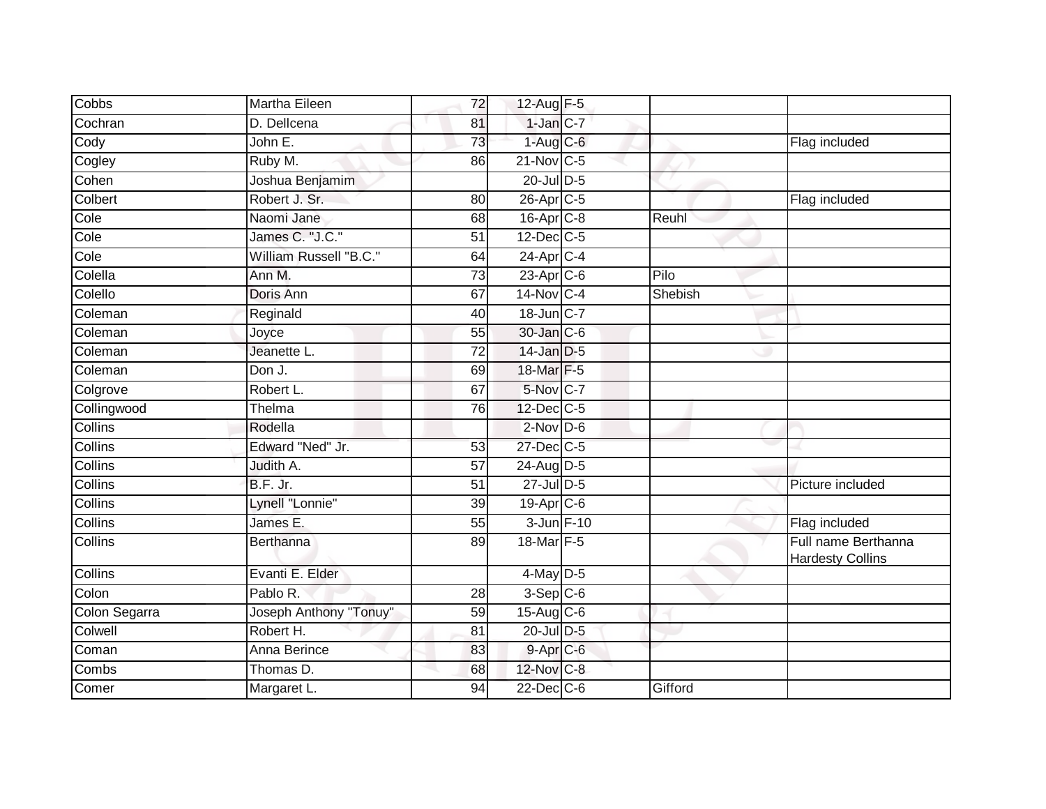| | | | | | | |
|---|---|---|---|---|---|---|
| Cobbs | Martha Eileen | 72 | 12-Aug | F-5 | | |
| Cochran | D. Dellcena | 81 | 1-Jan | C-7 | | |
| Cody | John E. | 73 | 1-Aug | C-6 | | Flag included |
| Cogley | Ruby M. | 86 | 21-Nov | C-5 | | |
| Cohen | Joshua Benjamim | | 20-Jul | D-5 | | |
| Colbert | Robert J. Sr. | 80 | 26-Apr | C-5 | | Flag included |
| Cole | Naomi Jane | 68 | 16-Apr | C-8 | Reuhl | |
| Cole | James C. "J.C." | 51 | 12-Dec | C-5 | | |
| Cole | William Russell "B.C." | 64 | 24-Apr | C-4 | | |
| Colella | Ann M. | 73 | 23-Apr | C-6 | Pilo | |
| Colello | Doris Ann | 67 | 14-Nov | C-4 | Shebish | |
| Coleman | Reginald | 40 | 18-Jun | C-7 | | |
| Coleman | Joyce | 55 | 30-Jan | C-6 | | |
| Coleman | Jeanette L. | 72 | 14-Jan | D-5 | | |
| Coleman | Don J. | 69 | 18-Mar | F-5 | | |
| Colgrove | Robert L. | 67 | 5-Nov | C-7 | | |
| Collingwood | Thelma | 76 | 12-Dec | C-5 | | |
| Collins | Rodella | | 2-Nov | D-6 | | |
| Collins | Edward "Ned" Jr. | 53 | 27-Dec | C-5 | | |
| Collins | Judith A. | 57 | 24-Aug | D-5 | | |
| Collins | B.F. Jr. | 51 | 27-Jul | D-5 | | Picture included |
| Collins | Lynell "Lonnie" | 39 | 19-Apr | C-6 | | |
| Collins | James E. | 55 | 3-Jun | F-10 | | Flag included |
| Collins | Berthanna | 89 | 18-Mar | F-5 | | Full name Berthanna Hardesty Collins |
| Collins | Evanti E. Elder | | 4-May | D-5 | | |
| Colon | Pablo R. | 28 | 3-Sep | C-6 | | |
| Colon Segarra | Joseph Anthony "Tonuy" | 59 | 15-Aug | C-6 | | |
| Colwell | Robert H. | 81 | 20-Jul | D-5 | | |
| Coman | Anna Berince | 83 | 9-Apr | C-6 | | |
| Combs | Thomas D. | 68 | 12-Nov | C-8 | | |
| Comer | Margaret L. | 94 | 22-Dec | C-6 | Gifford | |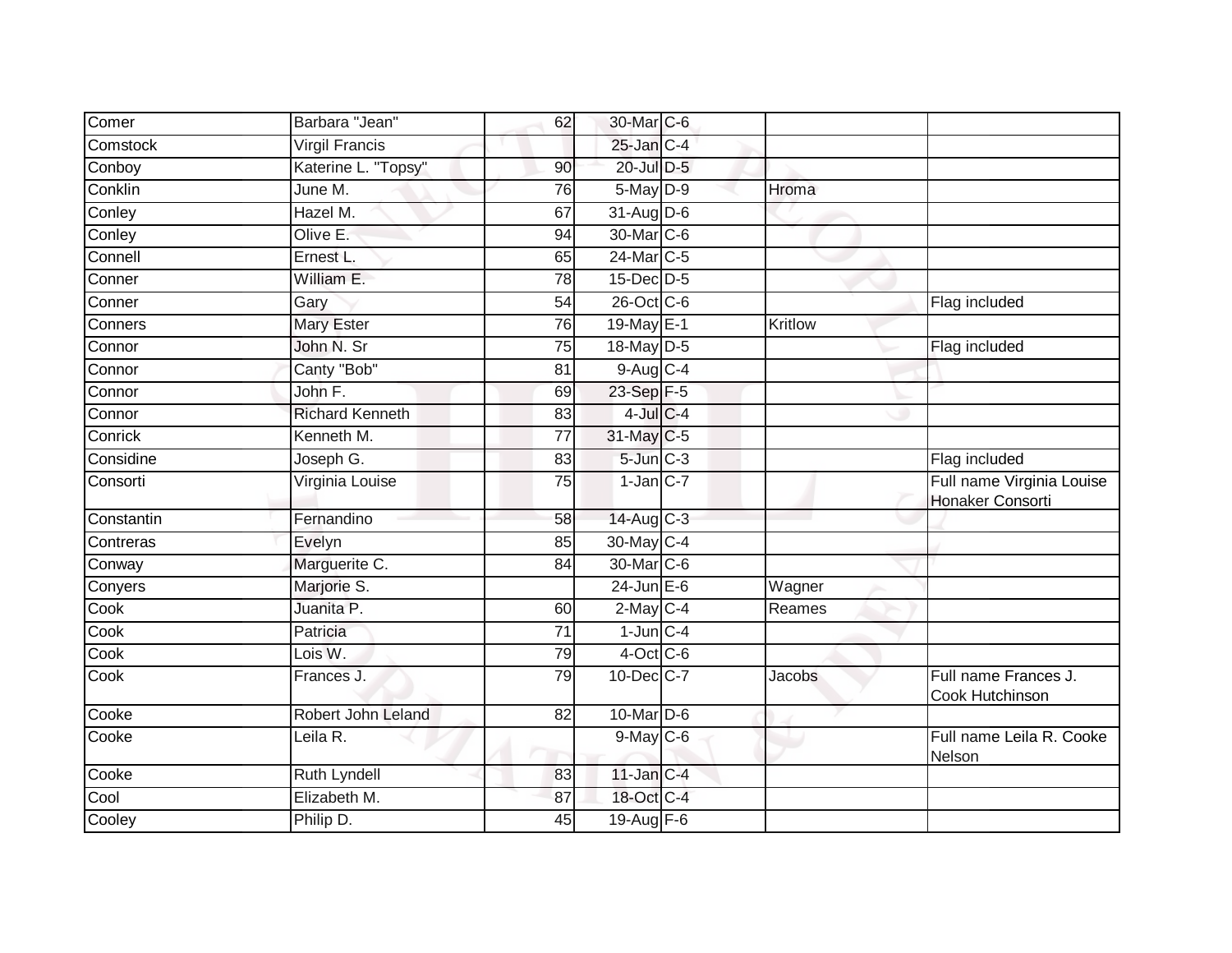| | | | | | | |
|---|---|---|---|---|---|---|
| Comer | Barbara "Jean" | 62 | 30-Mar | C-6 | | |
| Comstock | Virgil Francis | | 25-Jan | C-4 | | |
| Conboy | Katerine L. "Topsy" | 90 | 20-Jul | D-5 | | |
| Conklin | June M. | 76 | 5-May | D-9 | Hroma | |
| Conley | Hazel M. | 67 | 31-Aug | D-6 | | |
| Conley | Olive E. | 94 | 30-Mar | C-6 | | |
| Connell | Ernest L. | 65 | 24-Mar | C-5 | | |
| Conner | William E. | 78 | 15-Dec | D-5 | | |
| Conner | Gary | 54 | 26-Oct | C-6 | | Flag included |
| Conners | Mary Ester | 76 | 19-May | E-1 | Kritlow | |
| Connor | John N. Sr | 75 | 18-May | D-5 | | Flag included |
| Connor | Canty "Bob" | 81 | 9-Aug | C-4 | | |
| Connor | John F. | 69 | 23-Sep | F-5 | | |
| Connor | Richard Kenneth | 83 | 4-Jul | C-4 | | |
| Conrick | Kenneth M. | 77 | 31-May | C-5 | | |
| Considine | Joseph G. | 83 | 5-Jun | C-3 | | Flag included |
| Consorti | Virginia Louise | 75 | 1-Jan | C-7 | | Full name Virginia Louise Honaker Consorti |
| Constantin | Fernandino | 58 | 14-Aug | C-3 | | |
| Contreras | Evelyn | 85 | 30-May | C-4 | | |
| Conway | Marguerite C. | 84 | 30-Mar | C-6 | | |
| Conyers | Marjorie S. | | 24-Jun | E-6 | Wagner | |
| Cook | Juanita P. | 60 | 2-May | C-4 | Reames | |
| Cook | Patricia | 71 | 1-Jun | C-4 | | |
| Cook | Lois W. | 79 | 4-Oct | C-6 | | |
| Cook | Frances J. | 79 | 10-Dec | C-7 | Jacobs | Full name Frances J. Cook Hutchinson |
| Cooke | Robert John Leland | 82 | 10-Mar | D-6 | | |
| Cooke | Leila R. | | 9-May | C-6 | | Full name Leila R. Cooke Nelson |
| Cooke | Ruth Lyndell | 83 | 11-Jan | C-4 | | |
| Cool | Elizabeth M. | 87 | 18-Oct | C-4 | | |
| Cooley | Philip D. | 45 | 19-Aug | F-6 | | |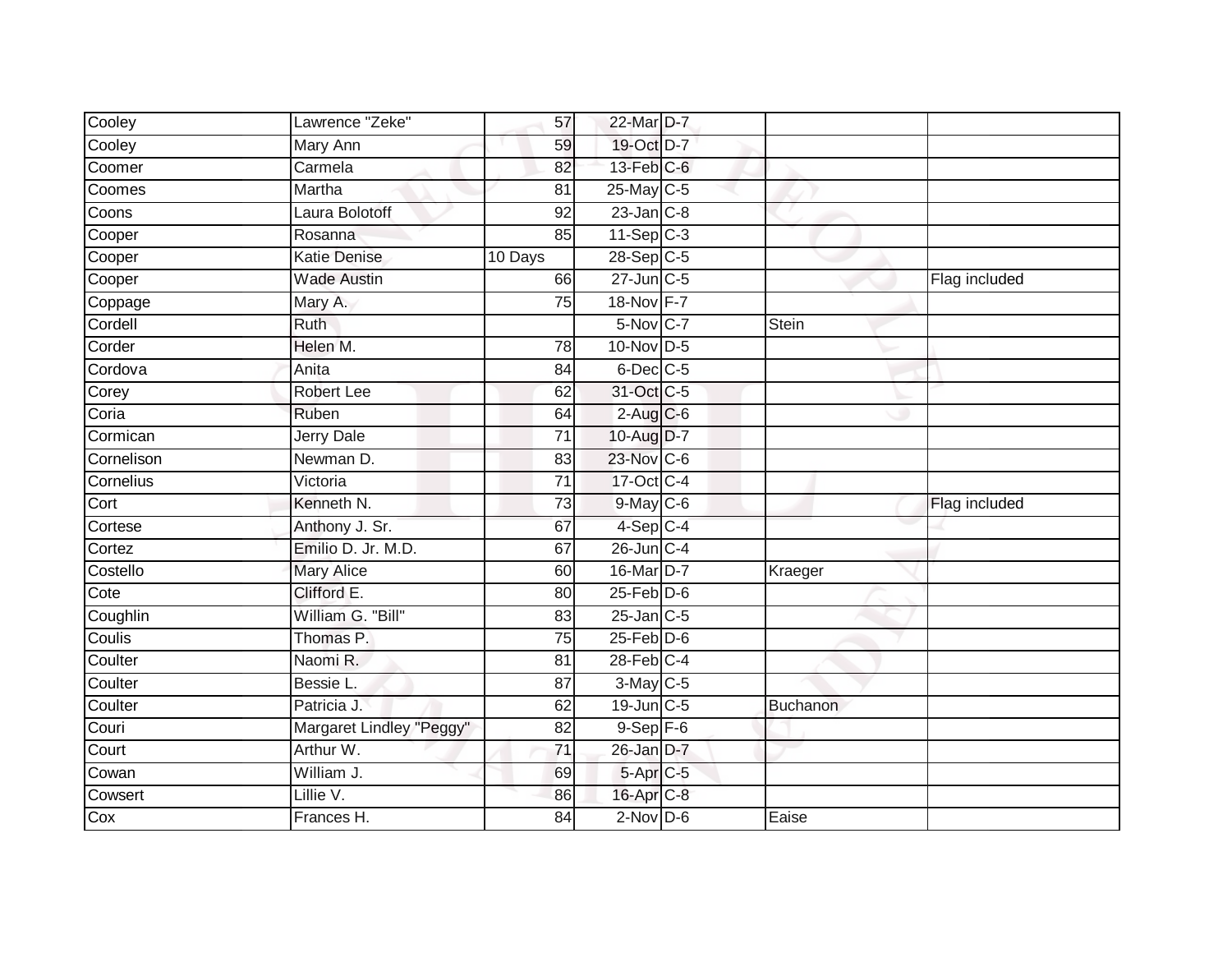| Cooley | Lawrence "Zeke" | 57 | 22-Mar | D-7 | | |
|---|---|---|---|---|---|---|
| Cooley | Mary Ann | 59 | 19-Oct | D-7 | | |
| Coomer | Carmela | 82 | 13-Feb | C-6 | | |
| Coomes | Martha | 81 | 25-May | C-5 | | |
| Coons | Laura Bolotoff | 92 | 23-Jan | C-8 | | |
| Cooper | Rosanna | 85 | 11-Sep | C-3 | | |
| Cooper | Katie Denise | 10 Days | 28-Sep | C-5 | | |
| Cooper | Wade Austin | 66 | 27-Jun | C-5 | | Flag included |
| Coppage | Mary A. | 75 | 18-Nov | F-7 | | |
| Cordell | Ruth | | 5-Nov | C-7 | Stein | |
| Corder | Helen M. | 78 | 10-Nov | D-5 | | |
| Cordova | Anita | 84 | 6-Dec | C-5 | | |
| Corey | Robert Lee | 62 | 31-Oct | C-5 | | |
| Coria | Ruben | 64 | 2-Aug | C-6 | | |
| Cormican | Jerry Dale | 71 | 10-Aug | D-7 | | |
| Cornelison | Newman D. | 83 | 23-Nov | C-6 | | |
| Cornelius | Victoria | 71 | 17-Oct | C-4 | | |
| Cort | Kenneth N. | 73 | 9-May | C-6 | | Flag included |
| Cortese | Anthony J. Sr. | 67 | 4-Sep | C-4 | | |
| Cortez | Emilio D. Jr. M.D. | 67 | 26-Jun | C-4 | | |
| Costello | Mary Alice | 60 | 16-Mar | D-7 | Kraeger | |
| Cote | Clifford E. | 80 | 25-Feb | D-6 | | |
| Coughlin | William G. "Bill" | 83 | 25-Jan | C-5 | | |
| Coulis | Thomas P. | 75 | 25-Feb | D-6 | | |
| Coulter | Naomi R. | 81 | 28-Feb | C-4 | | |
| Coulter | Bessie L. | 87 | 3-May | C-5 | | |
| Coulter | Patricia J. | 62 | 19-Jun | C-5 | Buchanon | |
| Couri | Margaret Lindley "Peggy" | 82 | 9-Sep | F-6 | | |
| Court | Arthur W. | 71 | 26-Jan | D-7 | | |
| Cowan | William J. | 69 | 5-Apr | C-5 | | |
| Cowsert | Lillie V. | 86 | 16-Apr | C-8 | | |
| Cox | Frances H. | 84 | 2-Nov | D-6 | Eaise | |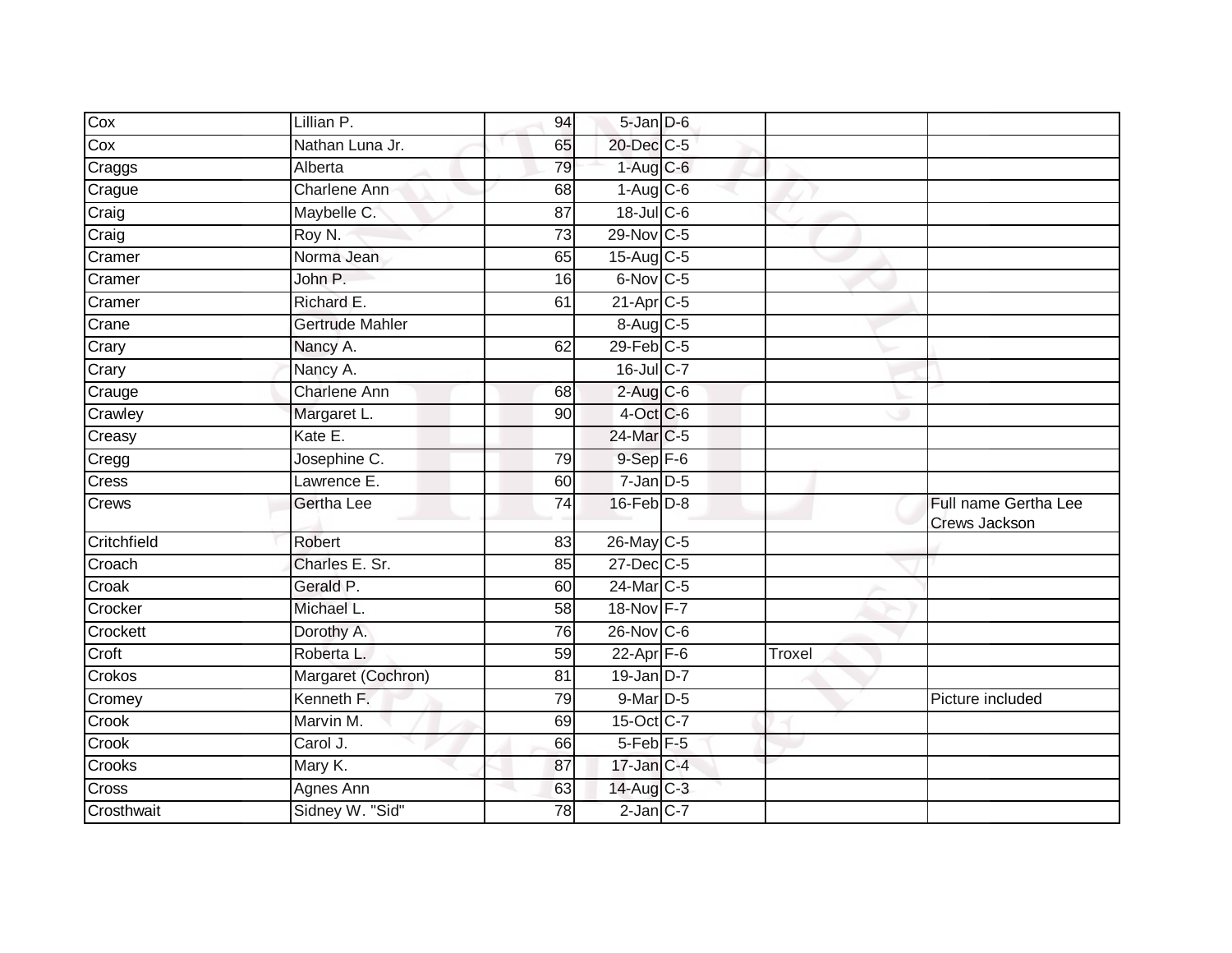| | | | | | | |
|---|---|---|---|---|---|---|
| Cox | Lillian P. | 94 | 5-Jan | D-6 | | |
| Cox | Nathan Luna Jr. | 65 | 20-Dec | C-5 | | |
| Craggs | Alberta | 79 | 1-Aug | C-6 | | |
| Crague | Charlene Ann | 68 | 1-Aug | C-6 | | |
| Craig | Maybelle C. | 87 | 18-Jul | C-6 | | |
| Craig | Roy N. | 73 | 29-Nov | C-5 | | |
| Cramer | Norma Jean | 65 | 15-Aug | C-5 | | |
| Cramer | John P. | 16 | 6-Nov | C-5 | | |
| Cramer | Richard E. | 61 | 21-Apr | C-5 | | |
| Crane | Gertrude Mahler | | 8-Aug | C-5 | | |
| Crary | Nancy A. | 62 | 29-Feb | C-5 | | |
| Crary | Nancy A. | | 16-Jul | C-7 | | |
| Crauge | Charlene Ann | 68 | 2-Aug | C-6 | | |
| Crawley | Margaret L. | 90 | 4-Oct | C-6 | | |
| Creasy | Kate E. | | 24-Mar | C-5 | | |
| Cregg | Josephine C. | 79 | 9-Sep | F-6 | | |
| Cress | Lawrence E. | 60 | 7-Jan | D-5 | | |
| Crews | Gertha Lee | 74 | 16-Feb | D-8 | | Full name Gertha Lee Crews Jackson |
| Critchfield | Robert | 83 | 26-May | C-5 | | |
| Croach | Charles E. Sr. | 85 | 27-Dec | C-5 | | |
| Croak | Gerald P. | 60 | 24-Mar | C-5 | | |
| Crocker | Michael L. | 58 | 18-Nov | F-7 | | |
| Crockett | Dorothy A. | 76 | 26-Nov | C-6 | | |
| Croft | Roberta L. | 59 | 22-Apr | F-6 | Troxel | |
| Crokos | Margaret (Cochron) | 81 | 19-Jan | D-7 | | |
| Cromey | Kenneth F. | 79 | 9-Mar | D-5 | | Picture included |
| Crook | Marvin M. | 69 | 15-Oct | C-7 | | |
| Crook | Carol J. | 66 | 5-Feb | F-5 | | |
| Crooks | Mary K. | 87 | 17-Jan | C-4 | | |
| Cross | Agnes Ann | 63 | 14-Aug | C-3 | | |
| Crosthwait | Sidney W. "Sid" | 78 | 2-Jan | C-7 | | |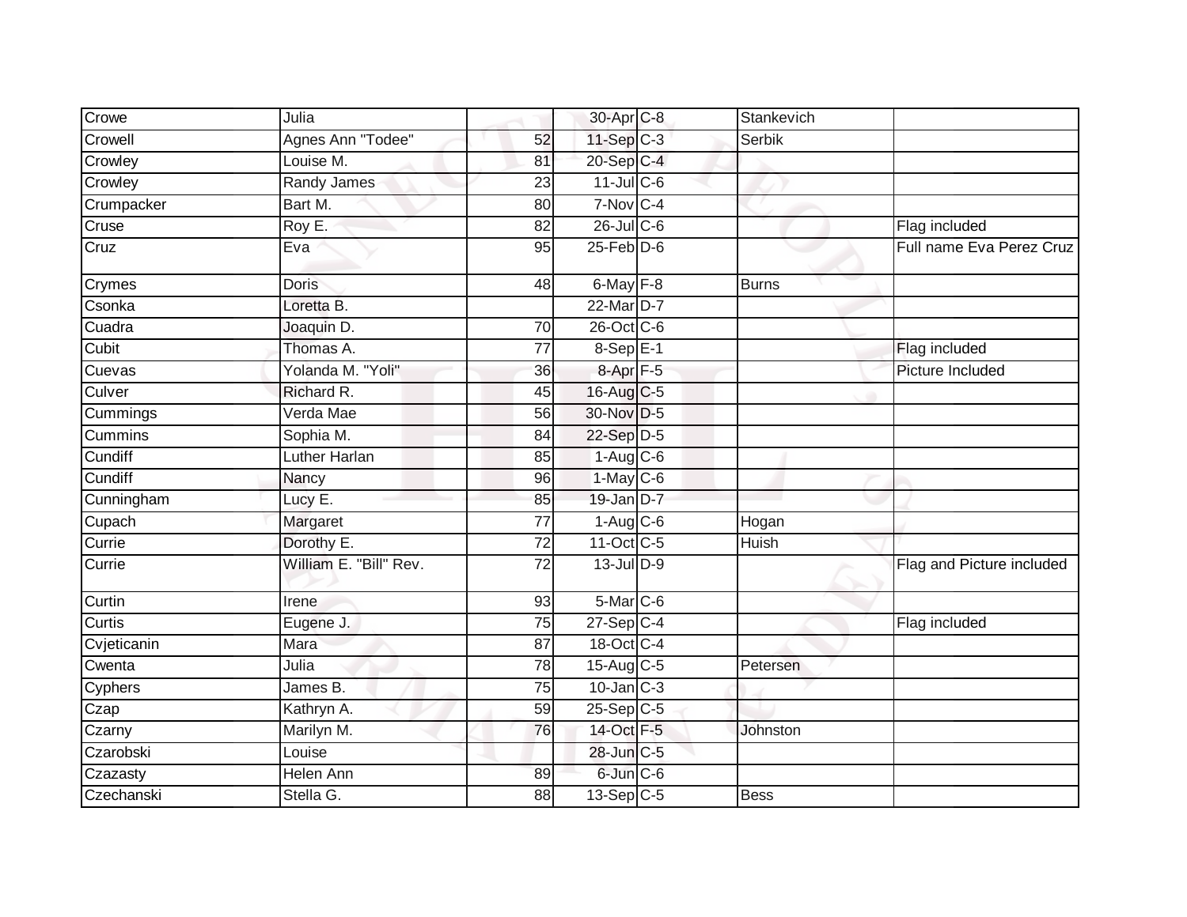| | | | | | | |
|---|---|---|---|---|---|---|
| Crowe | Julia | | 30-Apr | C-8 | Stankevich | |
| Crowell | Agnes Ann "Todee" | 52 | 11-Sep | C-3 | Serbik | |
| Crowley | Louise M. | 81 | 20-Sep | C-4 | | |
| Crowley | Randy James | 23 | 11-Jul | C-6 | | |
| Crumpacker | Bart M. | 80 | 7-Nov | C-4 | | |
| Cruse | Roy E. | 82 | 26-Jul | C-6 | | Flag included |
| Cruz | Eva | 95 | 25-Feb | D-6 | | Full name Eva Perez Cruz |
| Crymes | Doris | 48 | 6-May | F-8 | Burns | |
| Csonka | Loretta B. | | 22-Mar | D-7 | | |
| Cuadra | Joaquin D. | 70 | 26-Oct | C-6 | | |
| Cubit | Thomas A. | 77 | 8-Sep | E-1 | | Flag included |
| Cuevas | Yolanda M. "Yoli" | 36 | 8-Apr | F-5 | | Picture Included |
| Culver | Richard R. | 45 | 16-Aug | C-5 | | |
| Cummings | Verda Mae | 56 | 30-Nov | D-5 | | |
| Cummins | Sophia M. | 84 | 22-Sep | D-5 | | |
| Cundiff | Luther Harlan | 85 | 1-Aug | C-6 | | |
| Cundiff | Nancy | 96 | 1-May | C-6 | | |
| Cunningham | Lucy E. | 85 | 19-Jan | D-7 | | |
| Cupach | Margaret | 77 | 1-Aug | C-6 | Hogan | |
| Currie | Dorothy E. | 72 | 11-Oct | C-5 | Huish | |
| Currie | William E. "Bill" Rev. | 72 | 13-Jul | D-9 | | Flag and Picture included |
| Curtin | Irene | 93 | 5-Mar | C-6 | | |
| Curtis | Eugene J. | 75 | 27-Sep | C-4 | | Flag included |
| Cvjeticanin | Mara | 87 | 18-Oct | C-4 | | |
| Cwenta | Julia | 78 | 15-Aug | C-5 | Petersen | |
| Cyphers | James B. | 75 | 10-Jan | C-3 | | |
| Czap | Kathryn A. | 59 | 25-Sep | C-5 | | |
| Czarny | Marilyn M. | 76 | 14-Oct | F-5 | Johnston | |
| Czarobski | Louise | | 28-Jun | C-5 | | |
| Czazasty | Helen Ann | 89 | 6-Jun | C-6 | | |
| Czechanski | Stella G. | 88 | 13-Sep | C-5 | Bess | |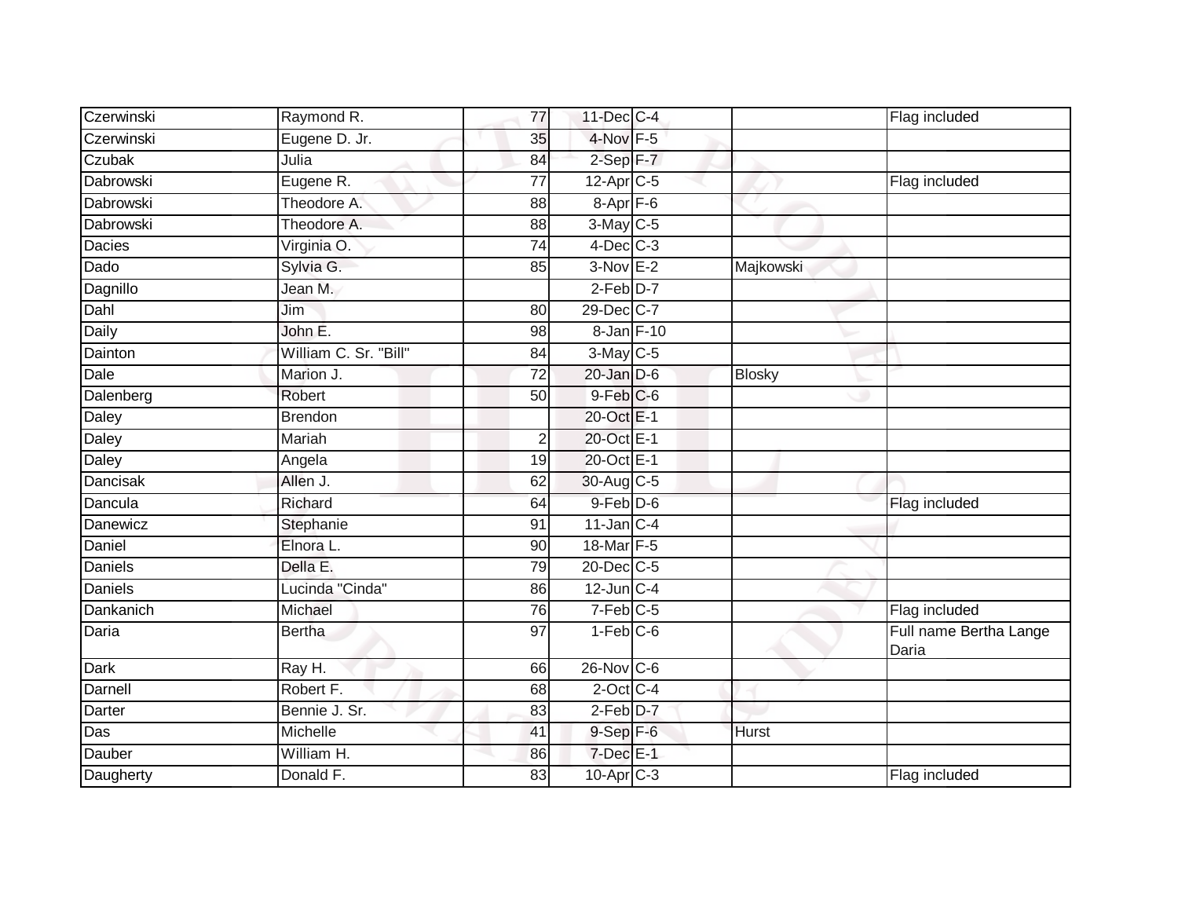| | | | | | | |
|---|---|---|---|---|---|---|
| Czerwinski | Raymond R. | 77 | 11-Dec | C-4 | | Flag included |
| Czerwinski | Eugene D. Jr. | 35 | 4-Nov | F-5 | | |
| Czubak | Julia | 84 | 2-Sep | F-7 | | |
| Dabrowski | Eugene R. | 77 | 12-Apr | C-5 | | Flag included |
| Dabrowski | Theodore A. | 88 | 8-Apr | F-6 | | |
| Dabrowski | Theodore A. | 88 | 3-May | C-5 | | |
| Dacies | Virginia O. | 74 | 4-Dec | C-3 | | |
| Dado | Sylvia G. | 85 | 3-Nov | E-2 | Majkowski | |
| Dagnillo | Jean M. | | 2-Feb | D-7 | | |
| Dahl | Jim | 80 | 29-Dec | C-7 | | |
| Daily | John E. | 98 | 8-Jan | F-10 | | |
| Dainton | William C. Sr. "Bill" | 84 | 3-May | C-5 | | |
| Dale | Marion J. | 72 | 20-Jan | D-6 | Blosky | |
| Dalenberg | Robert | 50 | 9-Feb | C-6 | | |
| Daley | Brendon | | 20-Oct | E-1 | | |
| Daley | Mariah | 2 | 20-Oct | E-1 | | |
| Daley | Angela | 19 | 20-Oct | E-1 | | |
| Dancisak | Allen J. | 62 | 30-Aug | C-5 | | |
| Dancula | Richard | 64 | 9-Feb | D-6 | | Flag included |
| Danewicz | Stephanie | 91 | 11-Jan | C-4 | | |
| Daniel | Elnora L. | 90 | 18-Mar | F-5 | | |
| Daniels | Della E. | 79 | 20-Dec | C-5 | | |
| Daniels | Lucinda "Cinda" | 86 | 12-Jun | C-4 | | |
| Dankanich | Michael | 76 | 7-Feb | C-5 | | Flag included |
| Daria | Bertha | 97 | 1-Feb | C-6 | | Full name Bertha Lange Daria |
| Dark | Ray H. | 66 | 26-Nov | C-6 | | |
| Darnell | Robert F. | 68 | 2-Oct | C-4 | | |
| Darter | Bennie J. Sr. | 83 | 2-Feb | D-7 | | |
| Das | Michelle | 41 | 9-Sep | F-6 | Hurst | |
| Dauber | William H. | 86 | 7-Dec | E-1 | | |
| Daugherty | Donald F. | 83 | 10-Apr | C-3 | | Flag included |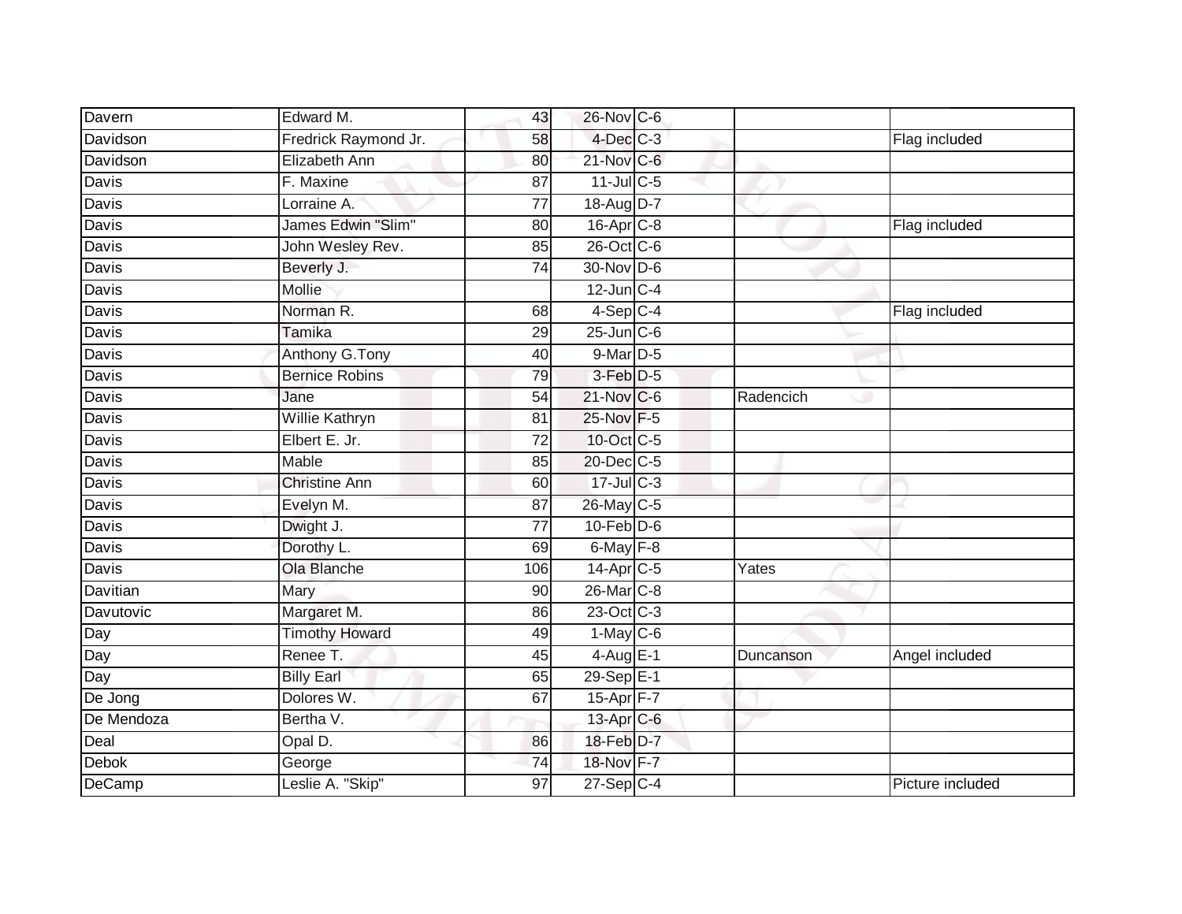| | | | | | | |
|---|---|---|---|---|---|---|
| Davern | Edward M. | 43 | 26-Nov | C-6 | | |
| Davidson | Fredrick Raymond Jr. | 58 | 4-Dec | C-3 | | Flag included |
| Davidson | Elizabeth Ann | 80 | 21-Nov | C-6 | | |
| Davis | F. Maxine | 87 | 11-Jul | C-5 | | |
| Davis | Lorraine A. | 77 | 18-Aug | D-7 | | |
| Davis | James Edwin "Slim" | 80 | 16-Apr | C-8 | | Flag included |
| Davis | John Wesley Rev. | 85 | 26-Oct | C-6 | | |
| Davis | Beverly J. | 74 | 30-Nov | D-6 | | |
| Davis | Mollie | | 12-Jun | C-4 | | |
| Davis | Norman R. | 68 | 4-Sep | C-4 | | Flag included |
| Davis | Tamika | 29 | 25-Jun | C-6 | | |
| Davis | Anthony G.Tony | 40 | 9-Mar | D-5 | | |
| Davis | Bernice Robins | 79 | 3-Feb | D-5 | | |
| Davis | Jane | 54 | 21-Nov | C-6 | Radencich | |
| Davis | Willie Kathryn | 81 | 25-Nov | F-5 | | |
| Davis | Elbert E. Jr. | 72 | 10-Oct | C-5 | | |
| Davis | Mable | 85 | 20-Dec | C-5 | | |
| Davis | Christine Ann | 60 | 17-Jul | C-3 | | |
| Davis | Evelyn M. | 87 | 26-May | C-5 | | |
| Davis | Dwight J. | 77 | 10-Feb | D-6 | | |
| Davis | Dorothy L. | 69 | 6-May | F-8 | | |
| Davis | Ola Blanche | 106 | 14-Apr | C-5 | Yates | |
| Davitian | Mary | 90 | 26-Mar | C-8 | | |
| Davutovic | Margaret M. | 86 | 23-Oct | C-3 | | |
| Day | Timothy Howard | 49 | 1-May | C-6 | | |
| Day | Renee T. | 45 | 4-Aug | E-1 | Duncanson | Angel included |
| Day | Billy Earl | 65 | 29-Sep | E-1 | | |
| De Jong | Dolores W. | 67 | 15-Apr | F-7 | | |
| De Mendoza | Bertha V. | | 13-Apr | C-6 | | |
| Deal | Opal D. | 86 | 18-Feb | D-7 | | |
| Debok | George | 74 | 18-Nov | F-7 | | |
| DeCamp | Leslie A. "Skip" | 97 | 27-Sep | C-4 | | Picture included |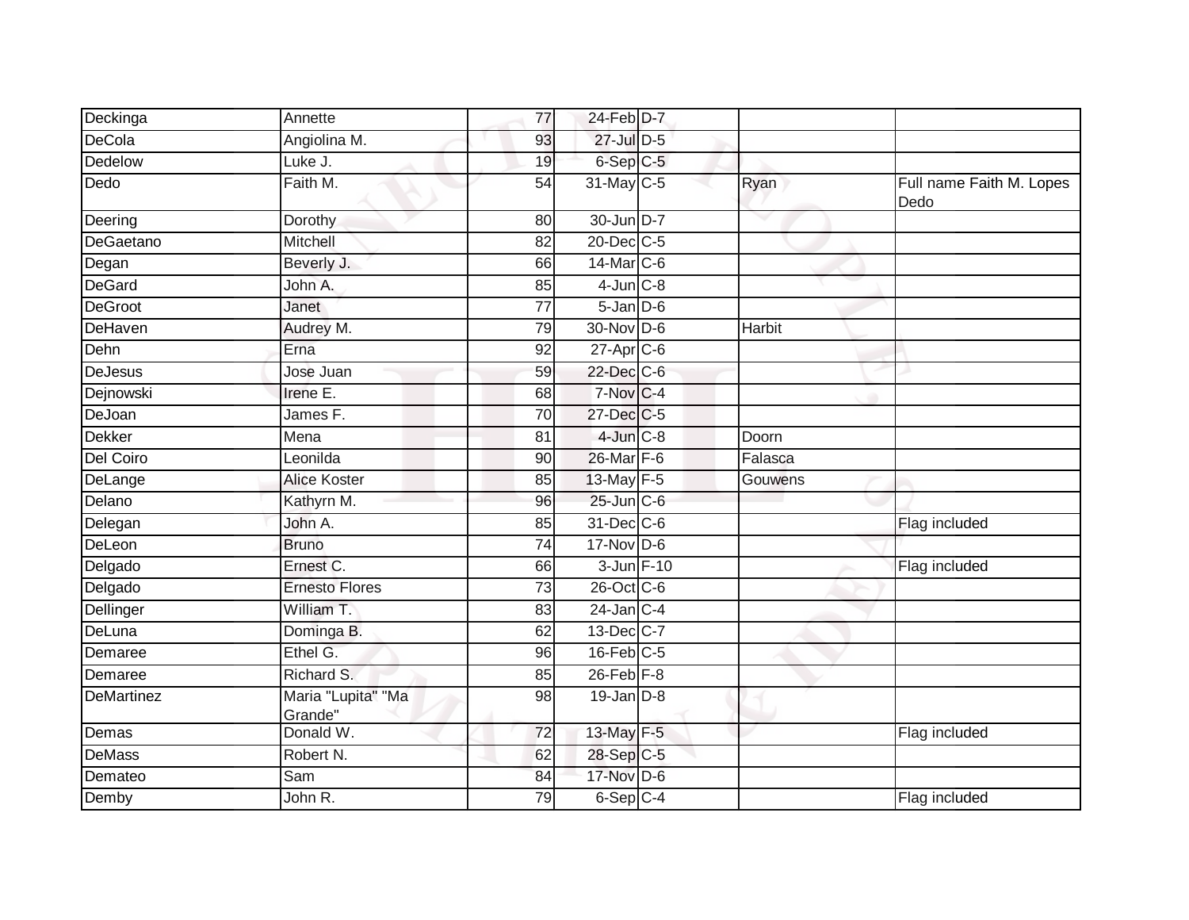| | | | | | | |
|---|---|---|---|---|---|---|
| Deckinga | Annette | 77 | 24-Feb | D-7 | | |
| DeCola | Angiolina M. | 93 | 27-Jul | D-5 | | |
| Dedelow | Luke J. | 19 | 6-Sep | C-5 | | |
| Dedo | Faith M. | 54 | 31-May | C-5 | Ryan | Full name Faith M. Lopes Dedo |
| Deering | Dorothy | 80 | 30-Jun | D-7 | | |
| DeGaetano | Mitchell | 82 | 20-Dec | C-5 | | |
| Degan | Beverly J. | 66 | 14-Mar | C-6 | | |
| DeGard | John A. | 85 | 4-Jun | C-8 | | |
| DeGroot | Janet | 77 | 5-Jan | D-6 | | |
| DeHaven | Audrey M. | 79 | 30-Nov | D-6 | Harbit | |
| Dehn | Erna | 92 | 27-Apr | C-6 | | |
| DeJesus | Jose Juan | 59 | 22-Dec | C-6 | | |
| Dejnowski | Irene E. | 68 | 7-Nov | C-4 | | |
| DeJoan | James F. | 70 | 27-Dec | C-5 | | |
| Dekker | Mena | 81 | 4-Jun | C-8 | Doorn | |
| Del Coiro | Leonilda | 90 | 26-Mar | F-6 | Falasca | |
| DeLange | Alice Koster | 85 | 13-May | F-5 | Gouwens | |
| Delano | Kathyrn M. | 96 | 25-Jun | C-6 | | |
| Delegan | John A. | 85 | 31-Dec | C-6 | | Flag included |
| DeLeon | Bruno | 74 | 17-Nov | D-6 | | |
| Delgado | Ernest C. | 66 | 3-Jun | F-10 | | Flag included |
| Delgado | Ernesto Flores | 73 | 26-Oct | C-6 | | |
| Dellinger | William T. | 83 | 24-Jan | C-4 | | |
| DeLuna | Dominga B. | 62 | 13-Dec | C-7 | | |
| Demaree | Ethel G. | 96 | 16-Feb | C-5 | | |
| Demaree | Richard S. | 85 | 26-Feb | F-8 | | |
| DeMartinez | Maria "Lupita" "Ma Grande" | 98 | 19-Jan | D-8 | | |
| Demas | Donald W. | 72 | 13-May | F-5 | | Flag included |
| DeMass | Robert N. | 62 | 28-Sep | C-5 | | |
| Demateo | Sam | 84 | 17-Nov | D-6 | | |
| Demby | John R. | 79 | 6-Sep | C-4 | | Flag included |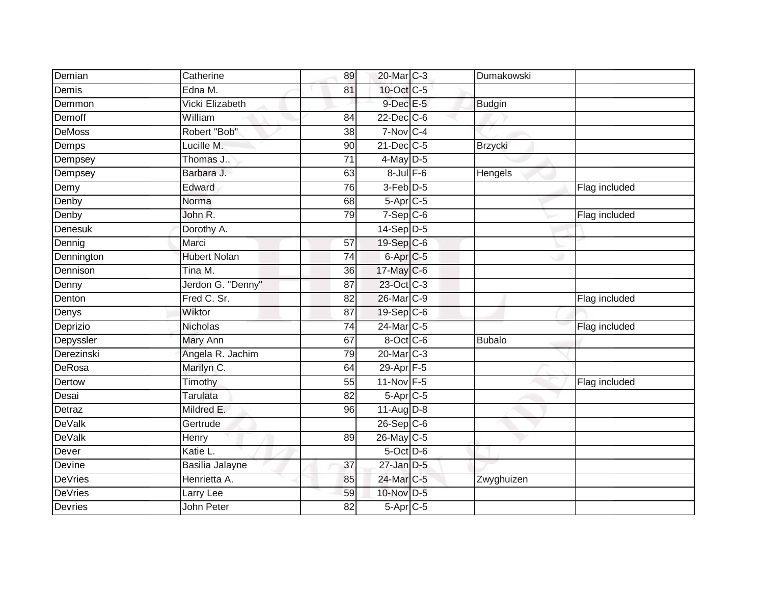| | | | | | | |
|---|---|---|---|---|---|---|
| Demian | Catherine | 89 | 20-Mar | C-3 | Dumakowski | |
| Demis | Edna M. | 81 | 10-Oct | C-5 | | |
| Demmon | Vicki Elizabeth | | 9-Dec | E-5 | Budgin | |
| Demoff | William | 84 | 22-Dec | C-6 | | |
| DeMoss | Robert "Bob" | 38 | 7-Nov | C-4 | | |
| Demps | Lucille M. | 90 | 21-Dec | C-5 | Brzycki | |
| Dempsey | Thomas J.. | 71 | 4-May | D-5 | | |
| Dempsey | Barbara J. | 63 | 8-Jul | F-6 | Hengels | |
| Demy | Edward | 76 | 3-Feb | D-5 | | Flag included |
| Denby | Norma | 68 | 5-Apr | C-5 | | |
| Denby | John R. | 79 | 7-Sep | C-6 | | Flag included |
| Denesuk | Dorothy A. | | 14-Sep | D-5 | | |
| Dennig | Marci | 57 | 19-Sep | C-6 | | |
| Dennington | Hubert Nolan | 74 | 6-Apr | C-5 | | |
| Dennison | Tina M. | 36 | 17-May | C-6 | | |
| Denny | Jerdon G. "Denny" | 87 | 23-Oct | C-3 | | |
| Denton | Fred C. Sr. | 82 | 26-Mar | C-9 | | Flag included |
| Denys | Wiktor | 87 | 19-Sep | C-6 | | |
| Deprizio | Nicholas | 74 | 24-Mar | C-5 | | Flag included |
| Depyssler | Mary Ann | 67 | 8-Oct | C-6 | Bubalo | |
| Derezinski | Angela R. Jachim | 79 | 20-Mar | C-3 | | |
| DeRosa | Marilyn C. | 64 | 29-Apr | F-5 | | |
| Dertow | Timothy | 55 | 11-Nov | F-5 | | Flag included |
| Desai | Tarulata | 82 | 5-Apr | C-5 | | |
| Detraz | Mildred E. | 96 | 11-Aug | D-8 | | |
| DeValk | Gertrude | | 26-Sep | C-6 | | |
| DeValk | Henry | 89 | 26-May | C-5 | | |
| Dever | Katie L. | | 5-Oct | D-6 | | |
| Devine | Basilia Jalayne | 37 | 27-Jan | D-5 | | |
| DeVries | Henrietta A. | 85 | 24-Mar | C-5 | Zwyghuizen | |
| DeVries | Larry Lee | 59 | 10-Nov | D-5 | | |
| Devries | John Peter | 82 | 5-Apr | C-5 | | |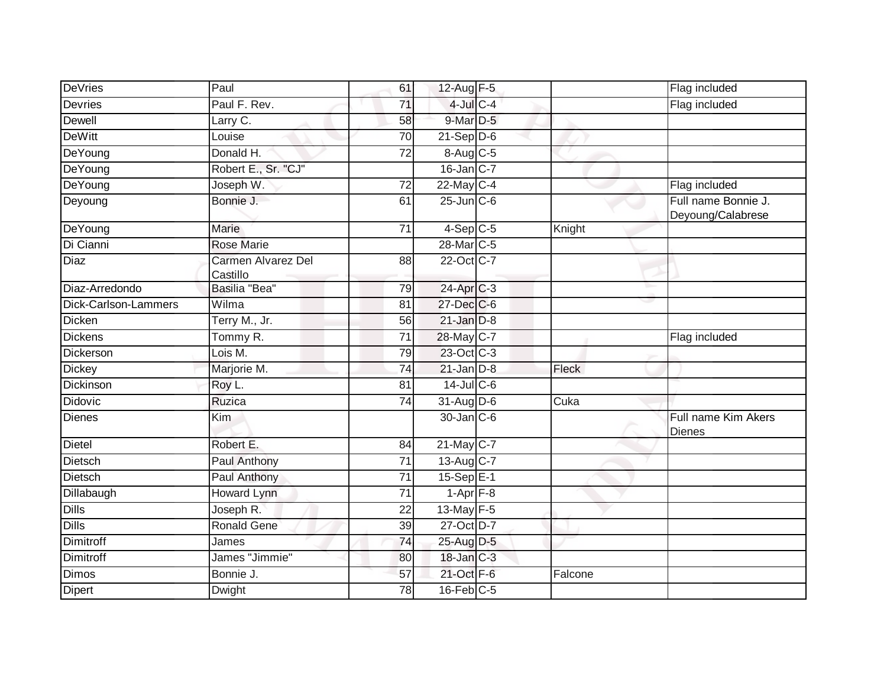| | | | | | | |
|---|---|---|---|---|---|---|
| DeVries | Paul | 61 | 12-Aug | F-5 | | Flag included |
| Devries | Paul F. Rev. | 71 | 4-Jul | C-4 | | Flag included |
| Dewell | Larry C. | 58 | 9-Mar | D-5 | | |
| DeWitt | Louise | 70 | 21-Sep | D-6 | | |
| DeYoung | Donald H. | 72 | 8-Aug | C-5 | | |
| DeYoung | Robert E., Sr. "CJ" | | 16-Jan | C-7 | | |
| DeYoung | Joseph W. | 72 | 22-May | C-4 | | Flag included |
| Deyoung | Bonnie J. | 61 | 25-Jun | C-6 | | Full name Bonnie J. Deyoung/Calabrese |
| DeYoung | Marie | 71 | 4-Sep | C-5 | Knight | |
| Di Cianni | Rose Marie | | 28-Mar | C-5 | | |
| Diaz | Carmen Alvarez Del Castillo | 88 | 22-Oct | C-7 | | |
| Diaz-Arredondo | Basilia "Bea" | 79 | 24-Apr | C-3 | | |
| Dick-Carlson-Lammers | Wilma | 81 | 27-Dec | C-6 | | |
| Dicken | Terry M., Jr. | 56 | 21-Jan | D-8 | | |
| Dickens | Tommy R. | 71 | 28-May | C-7 | | Flag included |
| Dickerson | Lois M. | 79 | 23-Oct | C-3 | | |
| Dickey | Marjorie M. | 74 | 21-Jan | D-8 | Fleck | |
| Dickinson | Roy L. | 81 | 14-Jul | C-6 | | |
| Didovic | Ruzica | 74 | 31-Aug | D-6 | Cuka | |
| Dienes | Kim | | 30-Jan | C-6 | | Full name Kim Akers Dienes |
| Dietel | Robert E. | 84 | 21-May | C-7 | | |
| Dietsch | Paul Anthony | 71 | 13-Aug | C-7 | | |
| Dietsch | Paul Anthony | 71 | 15-Sep | E-1 | | |
| Dillabaugh | Howard Lynn | 71 | 1-Apr | F-8 | | |
| Dills | Joseph R. | 22 | 13-May | F-5 | | |
| Dills | Ronald Gene | 39 | 27-Oct | D-7 | | |
| Dimitroff | James | 74 | 25-Aug | D-5 | | |
| Dimitroff | James "Jimmie" | 80 | 18-Jan | C-3 | | |
| Dimos | Bonnie J. | 57 | 21-Oct | F-6 | Falcone | |
| Dipert | Dwight | 78 | 16-Feb | C-5 | | |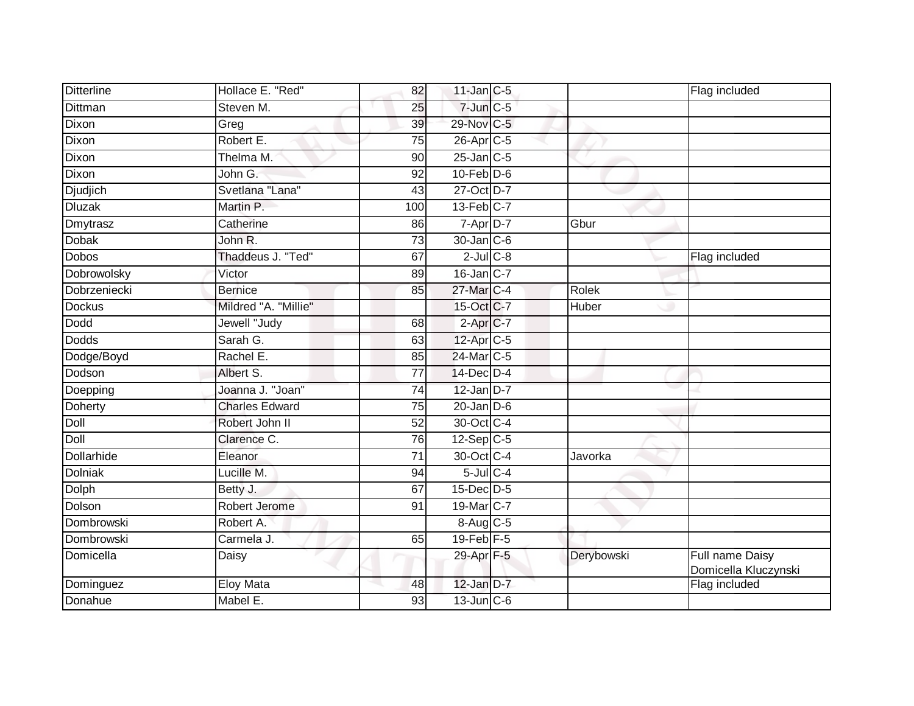| | | | | | | |
|---|---|---|---|---|---|---|
| Ditterline | Hollace E. "Red" | 82 | 11-Jan | C-5 | | Flag included |
| Dittman | Steven M. | 25 | 7-Jun | C-5 | | |
| Dixon | Greg | 39 | 29-Nov | C-5 | | |
| Dixon | Robert E. | 75 | 26-Apr | C-5 | | |
| Dixon | Thelma M. | 90 | 25-Jan | C-5 | | |
| Dixon | John G. | 92 | 10-Feb | D-6 | | |
| Djudjich | Svetlana "Lana" | 43 | 27-Oct | D-7 | | |
| Dluzak | Martin P. | 100 | 13-Feb | C-7 | | |
| Dmytrasz | Catherine | 86 | 7-Apr | D-7 | Gbur | |
| Dobak | John R. | 73 | 30-Jan | C-6 | | |
| Dobos | Thaddeus J. "Ted" | 67 | 2-Jul | C-8 | | Flag included |
| Dobrowolsky | Victor | 89 | 16-Jan | C-7 | | |
| Dobrzeniecki | Bernice | 85 | 27-Mar | C-4 | Rolek | |
| Dockus | Mildred "A. "Millie" | | 15-Oct | C-7 | Huber | |
| Dodd | Jewell "Judy | 68 | 2-Apr | C-7 | | |
| Dodds | Sarah G. | 63 | 12-Apr | C-5 | | |
| Dodge/Boyd | Rachel E. | 85 | 24-Mar | C-5 | | |
| Dodson | Albert S. | 77 | 14-Dec | D-4 | | |
| Doepping | Joanna J. "Joan" | 74 | 12-Jan | D-7 | | |
| Doherty | Charles Edward | 75 | 20-Jan | D-6 | | |
| Doll | Robert John II | 52 | 30-Oct | C-4 | | |
| Doll | Clarence C. | 76 | 12-Sep | C-5 | | |
| Dollarhide | Eleanor | 71 | 30-Oct | C-4 | Javorka | |
| Dolniak | Lucille M. | 94 | 5-Jul | C-4 | | |
| Dolph | Betty J. | 67 | 15-Dec | D-5 | | |
| Dolson | Robert Jerome | 91 | 19-Mar | C-7 | | |
| Dombrowski | Robert A. | | 8-Aug | C-5 | | |
| Dombrowski | Carmela J. | 65 | 19-Feb | F-5 | | |
| Domicella | Daisy | | 29-Apr | F-5 | Derybowski | Full name Daisy Domicella Kluczynski |
| Dominguez | Eloy Mata | 48 | 12-Jan | D-7 | | Flag included |
| Donahue | Mabel E. | 93 | 13-Jun | C-6 | | |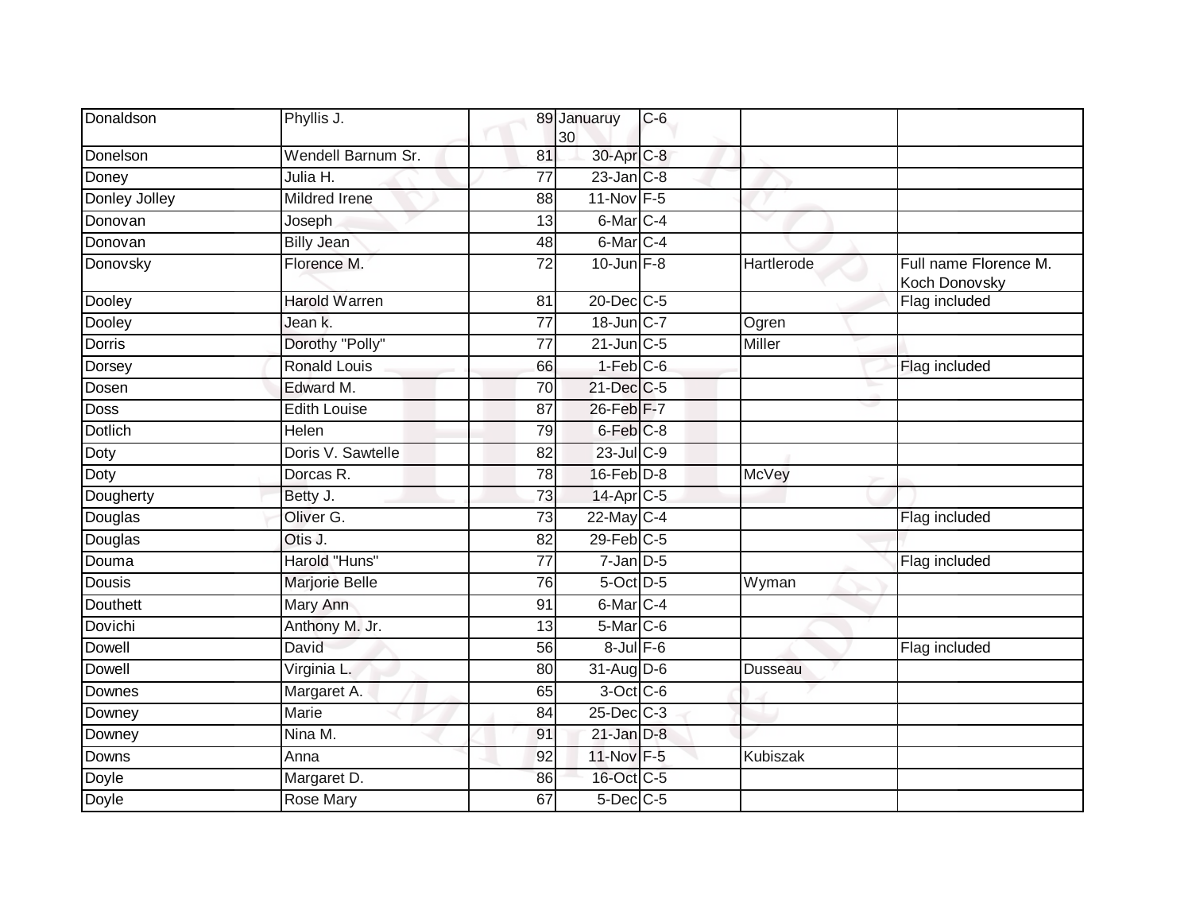| | | | | | | |
|---|---|---|---|---|---|---|
| Donaldson | Phyllis J. | 89 | Januaruy 30 | C-6 | | |
| Donelson | Wendell Barnum Sr. | 81 | 30-Apr | C-8 | | |
| Doney | Julia H. | 77 | 23-Jan | C-8 | | |
| Donley Jolley | Mildred Irene | 88 | 11-Nov | F-5 | | |
| Donovan | Joseph | 13 | 6-Mar | C-4 | | |
| Donovan | Billy Jean | 48 | 6-Mar | C-4 | | |
| Donovsky | Florence M. | 72 | 10-Jun | F-8 | Hartlerode | Full name Florence M. Koch Donovsky |
| Dooley | Harold Warren | 81 | 20-Dec | C-5 | | Flag included |
| Dooley | Jean k. | 77 | 18-Jun | C-7 | Ogren | |
| Dorris | Dorothy "Polly" | 77 | 21-Jun | C-5 | Miller | |
| Dorsey | Ronald Louis | 66 | 1-Feb | C-6 | | Flag included |
| Dosen | Edward M. | 70 | 21-Dec | C-5 | | |
| Doss | Edith Louise | 87 | 26-Feb | F-7 | | |
| Dotlich | Helen | 79 | 6-Feb | C-8 | | |
| Doty | Doris V. Sawtelle | 82 | 23-Jul | C-9 | | |
| Doty | Dorcas R. | 78 | 16-Feb | D-8 | McVey | |
| Dougherty | Betty J. | 73 | 14-Apr | C-5 | | |
| Douglas | Oliver G. | 73 | 22-May | C-4 | | Flag included |
| Douglas | Otis J. | 82 | 29-Feb | C-5 | | |
| Douma | Harold "Huns" | 77 | 7-Jan | D-5 | | Flag included |
| Dousis | Marjorie Belle | 76 | 5-Oct | D-5 | Wyman | |
| Douthett | Mary Ann | 91 | 6-Mar | C-4 | | |
| Dovichi | Anthony M. Jr. | 13 | 5-Mar | C-6 | | |
| Dowell | David | 56 | 8-Jul | F-6 | | Flag included |
| Dowell | Virginia L. | 80 | 31-Aug | D-6 | Dusseau | |
| Downes | Margaret A. | 65 | 3-Oct | C-6 | | |
| Downey | Marie | 84 | 25-Dec | C-3 | | |
| Downey | Nina M. | 91 | 21-Jan | D-8 | | |
| Downs | Anna | 92 | 11-Nov | F-5 | Kubiszak | |
| Doyle | Margaret D. | 86 | 16-Oct | C-5 | | |
| Doyle | Rose Mary | 67 | 5-Dec | C-5 | | |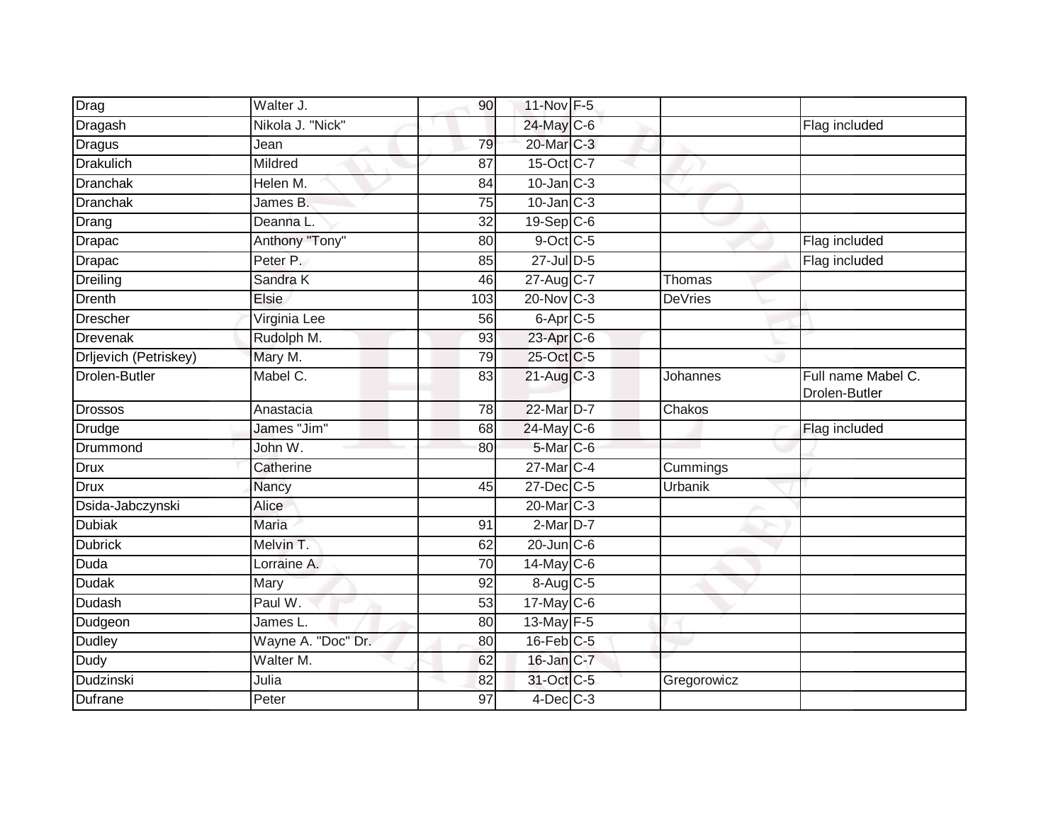| | | | | | | |
|---|---|---|---|---|---|---|
| Drag | Walter J. | 90 | 11-Nov | F-5 | | |
| Dragash | Nikola J. "Nick" | | 24-May | C-6 | | Flag included |
| Dragus | Jean | 79 | 20-Mar | C-3 | | |
| Drakulich | Mildred | 87 | 15-Oct | C-7 | | |
| Dranchak | Helen M. | 84 | 10-Jan | C-3 | | |
| Dranchak | James B. | 75 | 10-Jan | C-3 | | |
| Drang | Deanna L. | 32 | 19-Sep | C-6 | | |
| Drapac | Anthony "Tony" | 80 | 9-Oct | C-5 | | Flag included |
| Drapac | Peter P. | 85 | 27-Jul | D-5 | | Flag included |
| Dreiling | Sandra K | 46 | 27-Aug | C-7 | Thomas | |
| Drenth | Elsie | 103 | 20-Nov | C-3 | DeVries | |
| Drescher | Virginia Lee | 56 | 6-Apr | C-5 | | |
| Drevenak | Rudolph M. | 93 | 23-Apr | C-6 | | |
| Drljevich (Petriskey) | Mary M. | 79 | 25-Oct | C-5 | | |
| Drolen-Butler | Mabel C. | 83 | 21-Aug | C-3 | Johannes | Full name Mabel C. Drolen-Butler |
| Drossos | Anastacia | 78 | 22-Mar | D-7 | Chakos | |
| Drudge | James "Jim" | 68 | 24-May | C-6 | | Flag included |
| Drummond | John W. | 80 | 5-Mar | C-6 | | |
| Drux | Catherine | | 27-Mar | C-4 | Cummings | |
| Drux | Nancy | 45 | 27-Dec | C-5 | Urbanik | |
| Dsida-Jabczynski | Alice | | 20-Mar | C-3 | | |
| Dubiak | Maria | 91 | 2-Mar | D-7 | | |
| Dubrick | Melvin T. | 62 | 20-Jun | C-6 | | |
| Duda | Lorraine A. | 70 | 14-May | C-6 | | |
| Dudak | Mary | 92 | 8-Aug | C-5 | | |
| Dudash | Paul W. | 53 | 17-May | C-6 | | |
| Dudgeon | James L. | 80 | 13-May | F-5 | | |
| Dudley | Wayne A. "Doc" Dr. | 80 | 16-Feb | C-5 | | |
| Dudy | Walter M. | 62 | 16-Jan | C-7 | | |
| Dudzinski | Julia | 82 | 31-Oct | C-5 | Gregorowicz | |
| Dufrane | Peter | 97 | 4-Dec | C-3 | | |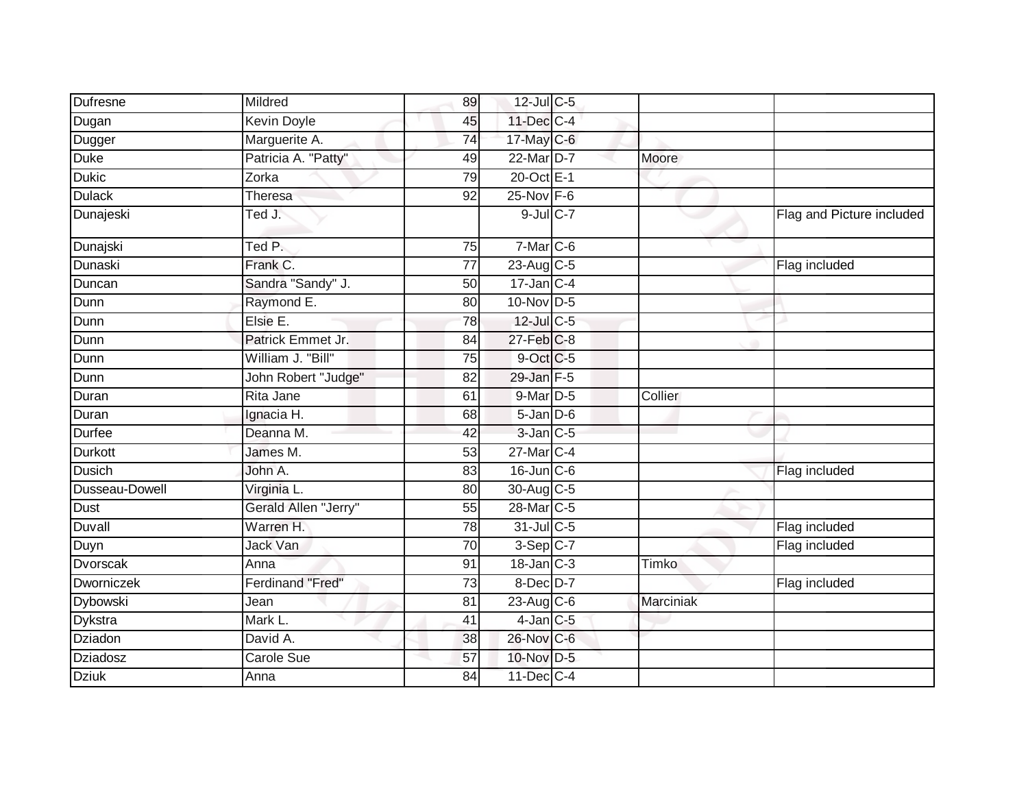| | | | | | | |
|---|---|---|---|---|---|---|
| Dufresne | Mildred | 89 | 12-Jul | C-5 | | |
| Dugan | Kevin Doyle | 45 | 11-Dec | C-4 | | |
| Dugger | Marguerite A. | 74 | 17-May | C-6 | | |
| Duke | Patricia A. "Patty" | 49 | 22-Mar | D-7 | Moore | |
| Dukic | Zorka | 79 | 20-Oct | E-1 | | |
| Dulack | Theresa | 92 | 25-Nov | F-6 | | |
| Dunajeski | Ted J. | | 9-Jul | C-7 | | Flag and Picture included |
| Dunajski | Ted P. | 75 | 7-Mar | C-6 | | |
| Dunaski | Frank C. | 77 | 23-Aug | C-5 | | Flag included |
| Duncan | Sandra "Sandy" J. | 50 | 17-Jan | C-4 | | |
| Dunn | Raymond E. | 80 | 10-Nov | D-5 | | |
| Dunn | Elsie E. | 78 | 12-Jul | C-5 | | |
| Dunn | Patrick Emmet Jr. | 84 | 27-Feb | C-8 | | |
| Dunn | William J. "Bill" | 75 | 9-Oct | C-5 | | |
| Dunn | John Robert "Judge" | 82 | 29-Jan | F-5 | | |
| Duran | Rita Jane | 61 | 9-Mar | D-5 | Collier | |
| Duran | Ignacia H. | 68 | 5-Jan | D-6 | | |
| Durfee | Deanna M. | 42 | 3-Jan | C-5 | | |
| Durkott | James M. | 53 | 27-Mar | C-4 | | |
| Dusich | John A. | 83 | 16-Jun | C-6 | | Flag included |
| Dusseau-Dowell | Virginia L. | 80 | 30-Aug | C-5 | | |
| Dust | Gerald Allen "Jerry" | 55 | 28-Mar | C-5 | | |
| Duvall | Warren H. | 78 | 31-Jul | C-5 | | Flag included |
| Duyn | Jack Van | 70 | 3-Sep | C-7 | | Flag included |
| Dvorscak | Anna | 91 | 18-Jan | C-3 | Timko | |
| Dworniczek | Ferdinand "Fred" | 73 | 8-Dec | D-7 | | Flag included |
| Dybowski | Jean | 81 | 23-Aug | C-6 | Marciniak | |
| Dykstra | Mark L. | 41 | 4-Jan | C-5 | | |
| Dziadon | David A. | 38 | 26-Nov | C-6 | | |
| Dziadosz | Carole Sue | 57 | 10-Nov | D-5 | | |
| Dziuk | Anna | 84 | 11-Dec | C-4 | | |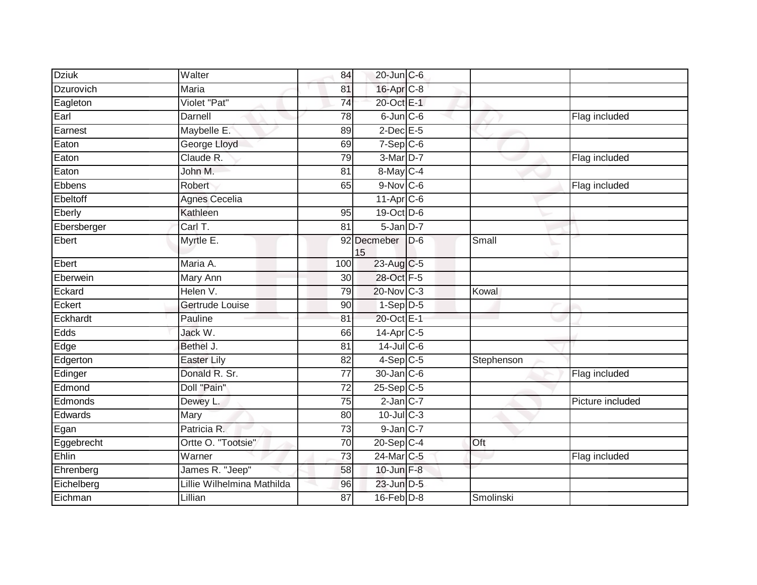| | | | | | | |
|---|---|---|---|---|---|---|
| Dziuk | Walter | 84 | 20-Jun | C-6 | | |
| Dzurovich | Maria | 81 | 16-Apr | C-8 | | |
| Eagleton | Violet "Pat" | 74 | 20-Oct | E-1 | | |
| Earl | Darnell | 78 | 6-Jun | C-6 | | Flag included |
| Earnest | Maybelle E. | 89 | 2-Dec | E-5 | | |
| Eaton | George Lloyd | 69 | 7-Sep | C-6 | | |
| Eaton | Claude R. | 79 | 3-Mar | D-7 | | Flag included |
| Eaton | John M. | 81 | 8-May | C-4 | | |
| Ebbens | Robert | 65 | 9-Nov | C-6 | | Flag included |
| Ebeltoff | Agnes Cecelia | | 11-Apr | C-6 | | |
| Eberly | Kathleen | 95 | 19-Oct | D-6 | | |
| Ebersberger | Carl T. | 81 | 5-Jan | D-7 | | |
| Ebert | Myrtle E. | 92 | Decmeber 15 | D-6 | Small | |
| Ebert | Maria A. | 100 | 23-Aug | C-5 | | |
| Eberwein | Mary Ann | 30 | 28-Oct | F-5 | | |
| Eckard | Helen V. | 79 | 20-Nov | C-3 | Kowal | |
| Eckert | Gertrude Louise | 90 | 1-Sep | D-5 | | |
| Eckhardt | Pauline | 81 | 20-Oct | E-1 | | |
| Edds | Jack W. | 66 | 14-Apr | C-5 | | |
| Edge | Bethel J. | 81 | 14-Jul | C-6 | | |
| Edgerton | Easter Lily | 82 | 4-Sep | C-5 | Stephenson | |
| Edinger | Donald R. Sr. | 77 | 30-Jan | C-6 | | Flag included |
| Edmond | Doll "Pain" | 72 | 25-Sep | C-5 | | |
| Edmonds | Dewey L. | 75 | 2-Jan | C-7 | | Picture included |
| Edwards | Mary | 80 | 10-Jul | C-3 | | |
| Egan | Patricia R. | 73 | 9-Jan | C-7 | | |
| Eggebrecht | Ortte O. "Tootsie" | 70 | 20-Sep | C-4 | Oft | |
| Ehlin | Warner | 73 | 24-Mar | C-5 | | Flag included |
| Ehrenberg | James R. "Jeep" | 58 | 10-Jun | F-8 | | |
| Eichelberg | Lillie Wilhelmina Mathilda | 96 | 23-Jun | D-5 | | |
| Eichman | Lillian | 87 | 16-Feb | D-8 | Smolinski | |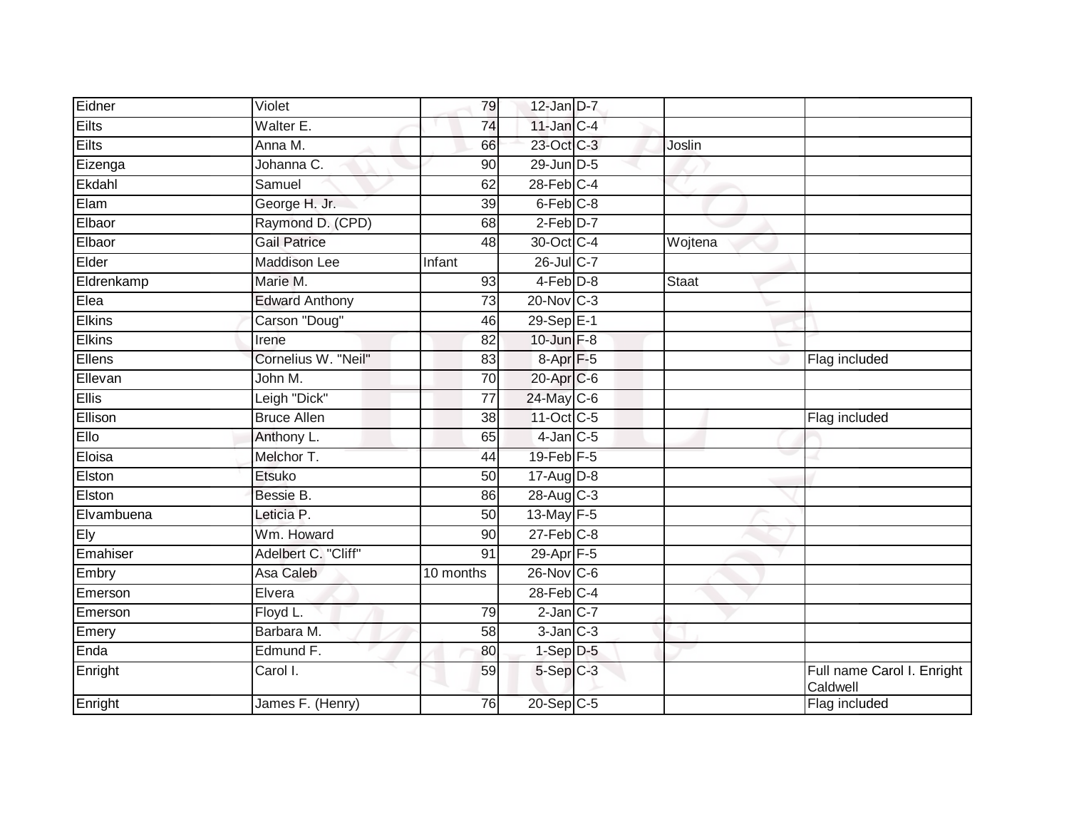| | | | | | | |
|---|---|---|---|---|---|---|
| Eidner | Violet | 79 | 12-Jan | D-7 | | |
| Eilts | Walter E. | 74 | 11-Jan | C-4 | | |
| Eilts | Anna M. | 66 | 23-Oct | C-3 | Joslin | |
| Eizenga | Johanna C. | 90 | 29-Jun | D-5 | | |
| Ekdahl | Samuel | 62 | 28-Feb | C-4 | | |
| Elam | George H. Jr. | 39 | 6-Feb | C-8 | | |
| Elbaor | Raymond D. (CPD) | 68 | 2-Feb | D-7 | | |
| Elbaor | Gail Patrice | 48 | 30-Oct | C-4 | Wojtena | |
| Elder | Maddison Lee | Infant | 26-Jul | C-7 | | |
| Eldrenkamp | Marie M. | 93 | 4-Feb | D-8 | Staat | |
| Elea | Edward Anthony | 73 | 20-Nov | C-3 | | |
| Elkins | Carson "Doug" | 46 | 29-Sep | E-1 | | |
| Elkins | Irene | 82 | 10-Jun | F-8 | | |
| Ellens | Cornelius W. "Neil" | 83 | 8-Apr | F-5 | | Flag included |
| Ellevan | John M. | 70 | 20-Apr | C-6 | | |
| Ellis | Leigh "Dick" | 77 | 24-May | C-6 | | |
| Ellison | Bruce Allen | 38 | 11-Oct | C-5 | | Flag included |
| Ello | Anthony L. | 65 | 4-Jan | C-5 | | |
| Eloisa | Melchor T. | 44 | 19-Feb | F-5 | | |
| Elston | Etsuko | 50 | 17-Aug | D-8 | | |
| Elston | Bessie B. | 86 | 28-Aug | C-3 | | |
| Elvambuena | Leticia P. | 50 | 13-May | F-5 | | |
| Ely | Wm. Howard | 90 | 27-Feb | C-8 | | |
| Emahiser | Adelbert C. "Cliff" | 91 | 29-Apr | F-5 | | |
| Embry | Asa Caleb | 10 months | 26-Nov | C-6 | | |
| Emerson | Elvera | | 28-Feb | C-4 | | |
| Emerson | Floyd L. | 79 | 2-Jan | C-7 | | |
| Emery | Barbara M. | 58 | 3-Jan | C-3 | | |
| Enda | Edmund F. | 80 | 1-Sep | D-5 | | |
| Enright | Carol I. | 59 | 5-Sep | C-3 | | Full name Carol I. Enright Caldwell |
| Enright | James F. (Henry) | 76 | 20-Sep | C-5 | | Flag included |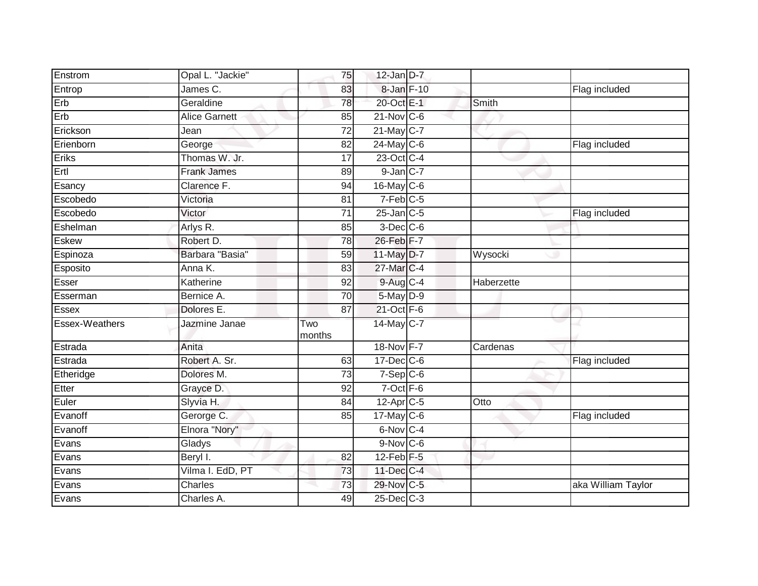| | | | | | | |
|---|---|---|---|---|---|---|
| Enstrom | Opal L. "Jackie" | 75 | 12-Jan | D-7 | | |
| Entrop | James C. | 83 | 8-Jan | F-10 | | Flag included |
| Erb | Geraldine | 78 | 20-Oct | E-1 | Smith | |
| Erb | Alice Garnett | 85 | 21-Nov | C-6 | | |
| Erickson | Jean | 72 | 21-May | C-7 | | |
| Erienborn | George | 82 | 24-May | C-6 | | Flag included |
| Eriks | Thomas W. Jr. | 17 | 23-Oct | C-4 | | |
| Ertl | Frank James | 89 | 9-Jan | C-7 | | |
| Esancy | Clarence F. | 94 | 16-May | C-6 | | |
| Escobedo | Victoria | 81 | 7-Feb | C-5 | | |
| Escobedo | Victor | 71 | 25-Jan | C-5 | | Flag included |
| Eshelman | Arlys R. | 85 | 3-Dec | C-6 | | |
| Eskew | Robert D. | 78 | 26-Feb | F-7 | | |
| Espinoza | Barbara "Basia" | 59 | 11-May | D-7 | Wysocki | |
| Esposito | Anna K. | 83 | 27-Mar | C-4 | | |
| Esser | Katherine | 92 | 9-Aug | C-4 | Haberzette | |
| Esserman | Bernice A. | 70 | 5-May | D-9 | | |
| Essex | Dolores E. | 87 | 21-Oct | F-6 | | |
| Essex-Weathers | Jazmine Janae | Two months | 14-May | C-7 | | |
| Estrada | Anita | | 18-Nov | F-7 | Cardenas | |
| Estrada | Robert A. Sr. | 63 | 17-Dec | C-6 | | Flag included |
| Etheridge | Dolores M. | 73 | 7-Sep | C-6 | | |
| Etter | Grayce D. | 92 | 7-Oct | F-6 | | |
| Euler | Slyvia H. | 84 | 12-Apr | C-5 | Otto | |
| Evanoff | Gerorge C. | 85 | 17-May | C-6 | | Flag included |
| Evanoff | Elnora "Nory" | | 6-Nov | C-4 | | |
| Evans | Gladys | | 9-Nov | C-6 | | |
| Evans | Beryl I. | 82 | 12-Feb | F-5 | | |
| Evans | Vilma I. EdD, PT | 73 | 11-Dec | C-4 | | |
| Evans | Charles | 73 | 29-Nov | C-5 | | aka William Taylor |
| Evans | Charles A. | 49 | 25-Dec | C-3 | | |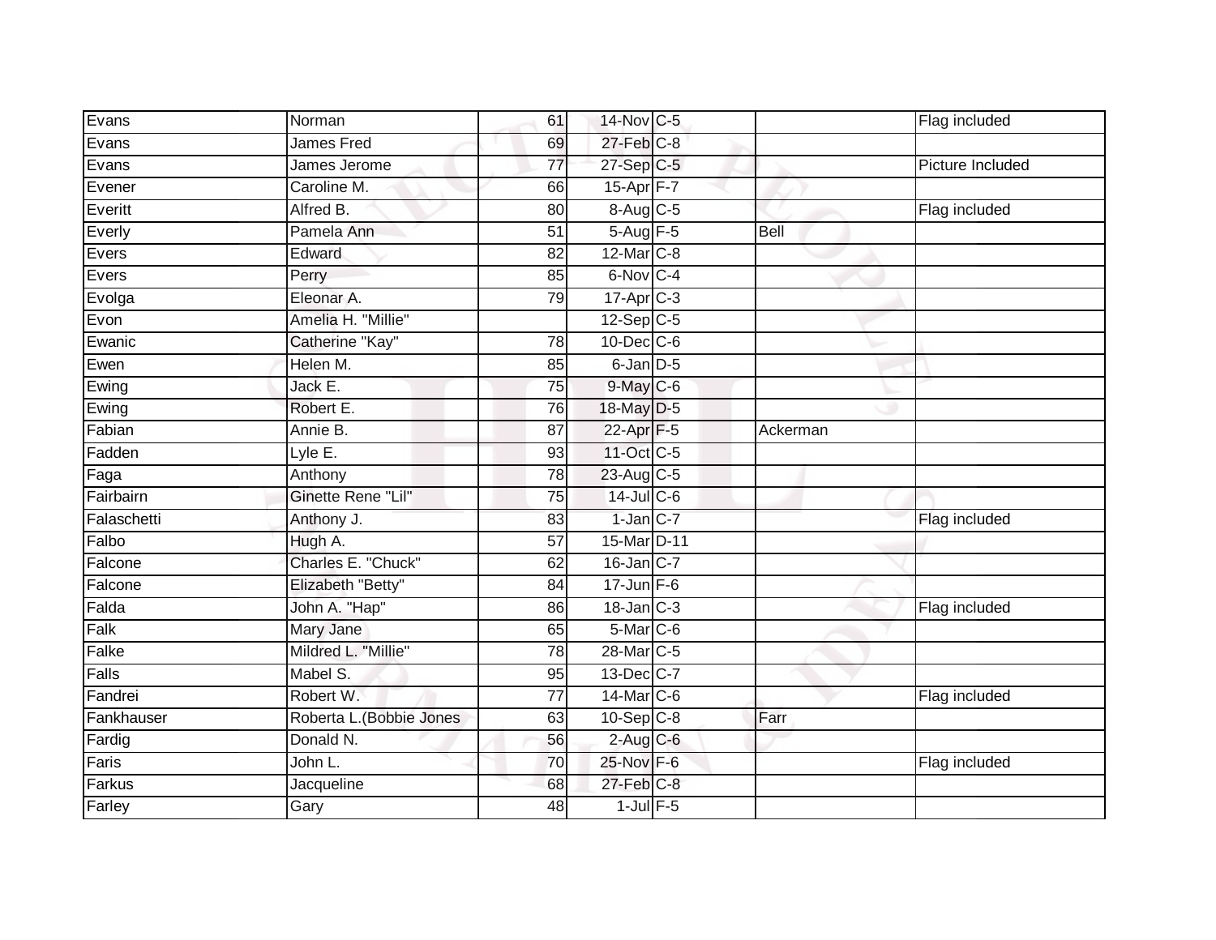| | | | | | | |
|---|---|---|---|---|---|---|
| Evans | Norman | 61 | 14-Nov | C-5 | | Flag included |
| Evans | James Fred | 69 | 27-Feb | C-8 | | |
| Evans | James Jerome | 77 | 27-Sep | C-5 | | Picture Included |
| Evener | Caroline M. | 66 | 15-Apr | F-7 | | |
| Everitt | Alfred B. | 80 | 8-Aug | C-5 | | Flag included |
| Everly | Pamela Ann | 51 | 5-Aug | F-5 | Bell | |
| Evers | Edward | 82 | 12-Mar | C-8 | | |
| Evers | Perry | 85 | 6-Nov | C-4 | | |
| Evolga | Eleonar A. | 79 | 17-Apr | C-3 | | |
| Evon | Amelia H. "Millie" | | 12-Sep | C-5 | | |
| Ewanic | Catherine "Kay" | 78 | 10-Dec | C-6 | | |
| Ewen | Helen M. | 85 | 6-Jan | D-5 | | |
| Ewing | Jack E. | 75 | 9-May | C-6 | | |
| Ewing | Robert E. | 76 | 18-May | D-5 | | |
| Fabian | Annie B. | 87 | 22-Apr | F-5 | Ackerman | |
| Fadden | Lyle E. | 93 | 11-Oct | C-5 | | |
| Faga | Anthony | 78 | 23-Aug | C-5 | | |
| Fairbairn | Ginette Rene "Lil" | 75 | 14-Jul | C-6 | | |
| Falaschetti | Anthony J. | 83 | 1-Jan | C-7 | | Flag included |
| Falbo | Hugh A. | 57 | 15-Mar | D-11 | | |
| Falcone | Charles E. "Chuck" | 62 | 16-Jan | C-7 | | |
| Falcone | Elizabeth "Betty" | 84 | 17-Jun | F-6 | | |
| Falda | John A. "Hap" | 86 | 18-Jan | C-3 | | Flag included |
| Falk | Mary Jane | 65 | 5-Mar | C-6 | | |
| Falke | Mildred L. "Millie" | 78 | 28-Mar | C-5 | | |
| Falls | Mabel S. | 95 | 13-Dec | C-7 | | |
| Fandrei | Robert W. | 77 | 14-Mar | C-6 | | Flag included |
| Fankhauser | Roberta L.(Bobbie Jones | 63 | 10-Sep | C-8 | Farr | |
| Fardig | Donald N. | 56 | 2-Aug | C-6 | | |
| Faris | John L. | 70 | 25-Nov | F-6 | | Flag included |
| Farkus | Jacqueline | 68 | 27-Feb | C-8 | | |
| Farley | Gary | 48 | 1-Jul | F-5 | | |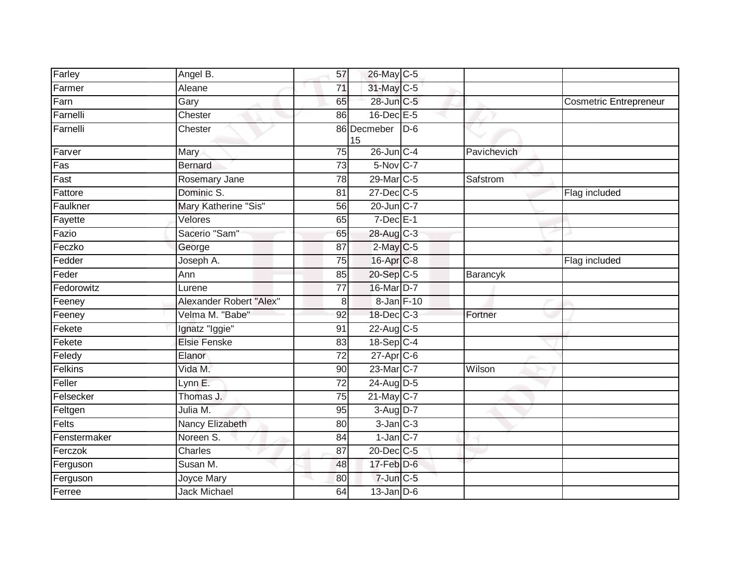| | | | | | | |
|---|---|---|---|---|---|---|
| Farley | Angel B. | 57 | 26-May | C-5 | | |
| Farmer | Aleane | 71 | 31-May | C-5 | | |
| Farn | Gary | 65 | 28-Jun | C-5 | | Cosmetric Entrepreneur |
| Farnelli | Chester | 86 | 16-Dec | E-5 | | |
| Farnelli | Chester | 86 | Decmeber 15 | D-6 | | |
| Farver | Mary | 75 | 26-Jun | C-4 | Pavichevich | |
| Fas | Bernard | 73 | 5-Nov | C-7 | | |
| Fast | Rosemary Jane | 78 | 29-Mar | C-5 | Safstrom | |
| Fattore | Dominic S. | 81 | 27-Dec | C-5 | | Flag included |
| Faulkner | Mary Katherine "Sis" | 56 | 20-Jun | C-7 | | |
| Fayette | Velores | 65 | 7-Dec | E-1 | | |
| Fazio | Sacerio "Sam" | 65 | 28-Aug | C-3 | | |
| Feczko | George | 87 | 2-May | C-5 | | |
| Fedder | Joseph A. | 75 | 16-Apr | C-8 | | Flag included |
| Feder | Ann | 85 | 20-Sep | C-5 | Barancyk | |
| Fedorowitz | Lurene | 77 | 16-Mar | D-7 | | |
| Feeney | Alexander Robert "Alex" | 8 | 8-Jan | F-10 | | |
| Feeney | Velma M. "Babe" | 92 | 18-Dec | C-3 | Fortner | |
| Fekete | Ignatz "Iggie" | 91 | 22-Aug | C-5 | | |
| Fekete | Elsie Fenske | 83 | 18-Sep | C-4 | | |
| Feledy | Elanor | 72 | 27-Apr | C-6 | | |
| Felkins | Vida M. | 90 | 23-Mar | C-7 | Wilson | |
| Feller | Lynn E. | 72 | 24-Aug | D-5 | | |
| Felsecker | Thomas J. | 75 | 21-May | C-7 | | |
| Feltgen | Julia M. | 95 | 3-Aug | D-7 | | |
| Felts | Nancy Elizabeth | 80 | 3-Jan | C-3 | | |
| Fenstermaker | Noreen S. | 84 | 1-Jan | C-7 | | |
| Ferczok | Charles | 87 | 20-Dec | C-5 | | |
| Ferguson | Susan M. | 48 | 17-Feb | D-6 | | |
| Ferguson | Joyce Mary | 80 | 7-Jun | C-5 | | |
| Ferree | Jack Michael | 64 | 13-Jan | D-6 | | |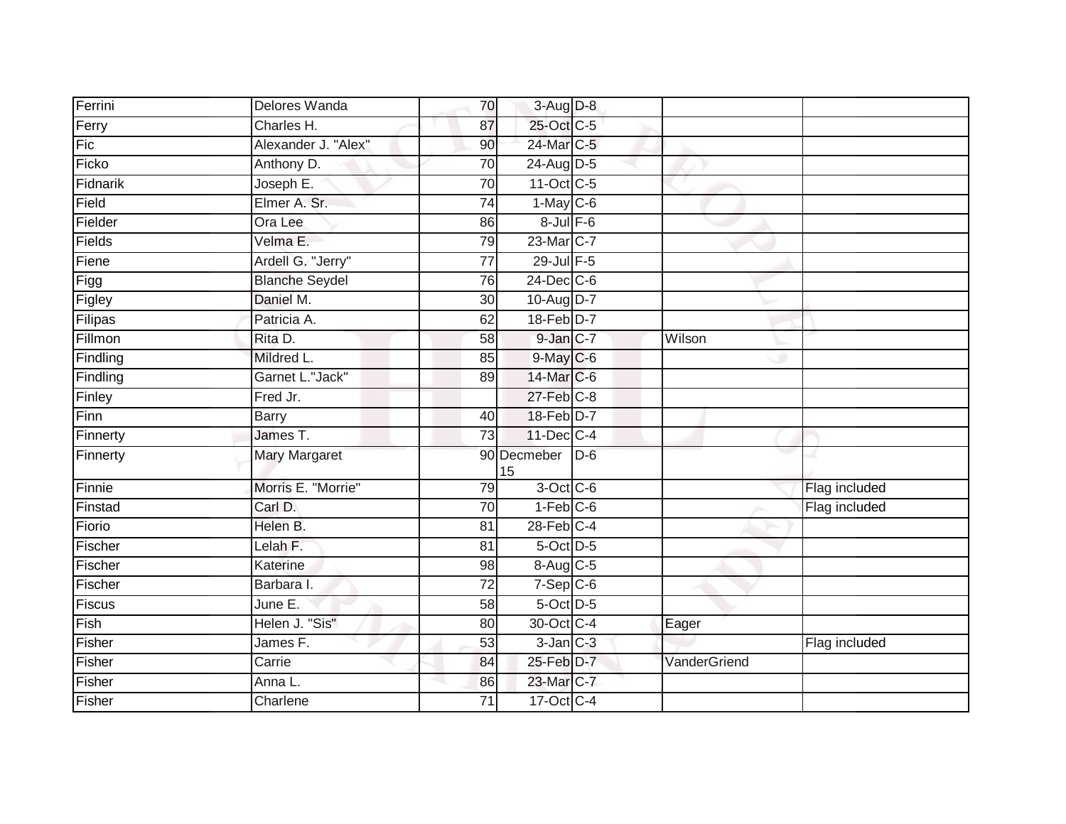| | | | | | | |
|---|---|---|---|---|---|---|
| Ferrini | Delores Wanda | 70 | 3-Aug | D-8 | | |
| Ferry | Charles H. | 87 | 25-Oct | C-5 | | |
| Fic | Alexander J. "Alex" | 90 | 24-Mar | C-5 | | |
| Ficko | Anthony D. | 70 | 24-Aug | D-5 | | |
| Fidnarik | Joseph E. | 70 | 11-Oct | C-5 | | |
| Field | Elmer A. Sr. | 74 | 1-May | C-6 | | |
| Fielder | Ora Lee | 86 | 8-Jul | F-6 | | |
| Fields | Velma E. | 79 | 23-Mar | C-7 | | |
| Fiene | Ardell G. "Jerry" | 77 | 29-Jul | F-5 | | |
| Figg | Blanche Seydel | 76 | 24-Dec | C-6 | | |
| Figley | Daniel M. | 30 | 10-Aug | D-7 | | |
| Filipas | Patricia A. | 62 | 18-Feb | D-7 | | |
| Fillmon | Rita D. | 58 | 9-Jan | C-7 | Wilson | |
| Findling | Mildred L. | 85 | 9-May | C-6 | | |
| Findling | Garnet L."Jack" | 89 | 14-Mar | C-6 | | |
| Finley | Fred Jr. | | 27-Feb | C-8 | | |
| Finn | Barry | 40 | 18-Feb | D-7 | | |
| Finnerty | James T. | 73 | 11-Dec | C-4 | | |
| Finnerty | Mary Margaret | 90 | Decmeber 15 | D-6 | | |
| Finnie | Morris E. "Morrie" | 79 | 3-Oct | C-6 | | Flag included |
| Finstad | Carl D. | 70 | 1-Feb | C-6 | | Flag included |
| Fiorio | Helen B. | 81 | 28-Feb | C-4 | | |
| Fischer | Lelah F. | 81 | 5-Oct | D-5 | | |
| Fischer | Katerine | 98 | 8-Aug | C-5 | | |
| Fischer | Barbara I. | 72 | 7-Sep | C-6 | | |
| Fiscus | June E. | 58 | 5-Oct | D-5 | | |
| Fish | Helen J. "Sis" | 80 | 30-Oct | C-4 | Eager | |
| Fisher | James F. | 53 | 3-Jan | C-3 | | Flag included |
| Fisher | Carrie | 84 | 25-Feb | D-7 | VanderGriend | |
| Fisher | Anna L. | 86 | 23-Mar | C-7 | | |
| Fisher | Charlene | 71 | 17-Oct | C-4 | | |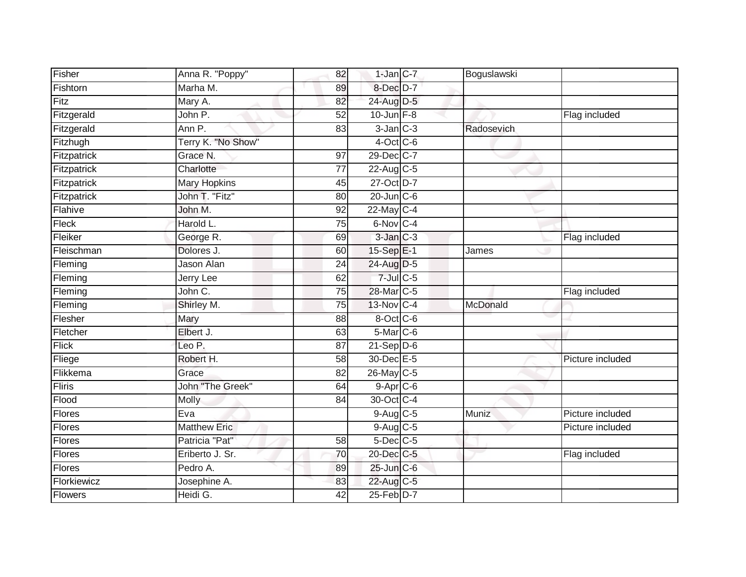| Fisher | Anna R. "Poppy" | 82 | 1-Jan | C-7 | Boguslawski | |
|---|---|---|---|---|---|---|
| Fishtorn | Marha M. | 89 | 8-Dec | D-7 | | |
| Fitz | Mary A. | 82 | 24-Aug | D-5 | | |
| Fitzgerald | John P. | 52 | 10-Jun | F-8 | | Flag included |
| Fitzgerald | Ann P. | 83 | 3-Jan | C-3 | Radosevich | |
| Fitzhugh | Terry K. "No Show" | | 4-Oct | C-6 | | |
| Fitzpatrick | Grace N. | 97 | 29-Dec | C-7 | | |
| Fitzpatrick | Charlotte | 77 | 22-Aug | C-5 | | |
| Fitzpatrick | Mary Hopkins | 45 | 27-Oct | D-7 | | |
| Fitzpatrick | John T. "Fitz" | 80 | 20-Jun | C-6 | | |
| Flahive | John M. | 92 | 22-May | C-4 | | |
| Fleck | Harold L. | 75 | 6-Nov | C-4 | | |
| Fleiker | George R. | 69 | 3-Jan | C-3 | | Flag included |
| Fleischman | Dolores J. | 60 | 15-Sep | E-1 | James | |
| Fleming | Jason Alan | 24 | 24-Aug | D-5 | | |
| Fleming | Jerry Lee | 62 | 7-Jul | C-5 | | |
| Fleming | John C. | 75 | 28-Mar | C-5 | | Flag included |
| Fleming | Shirley M. | 75 | 13-Nov | C-4 | McDonald | |
| Flesher | Mary | 88 | 8-Oct | C-6 | | |
| Fletcher | Elbert J. | 63 | 5-Mar | C-6 | | |
| Flick | Leo P. | 87 | 21-Sep | D-6 | | |
| Fliege | Robert H. | 58 | 30-Dec | E-5 | | Picture included |
| Flikkema | Grace | 82 | 26-May | C-5 | | |
| Fliris | John "The Greek" | 64 | 9-Apr | C-6 | | |
| Flood | Molly | 84 | 30-Oct | C-4 | | |
| Flores | Eva | | 9-Aug | C-5 | Muniz | Picture included |
| Flores | Matthew Eric | | 9-Aug | C-5 | | Picture included |
| Flores | Patricia "Pat" | 58 | 5-Dec | C-5 | | |
| Flores | Eriberto J. Sr. | 70 | 20-Dec | C-5 | | Flag included |
| Flores | Pedro A. | 89 | 25-Jun | C-6 | | |
| Florkiewicz | Josephine A. | 83 | 22-Aug | C-5 | | |
| Flowers | Heidi G. | 42 | 25-Feb | D-7 | | |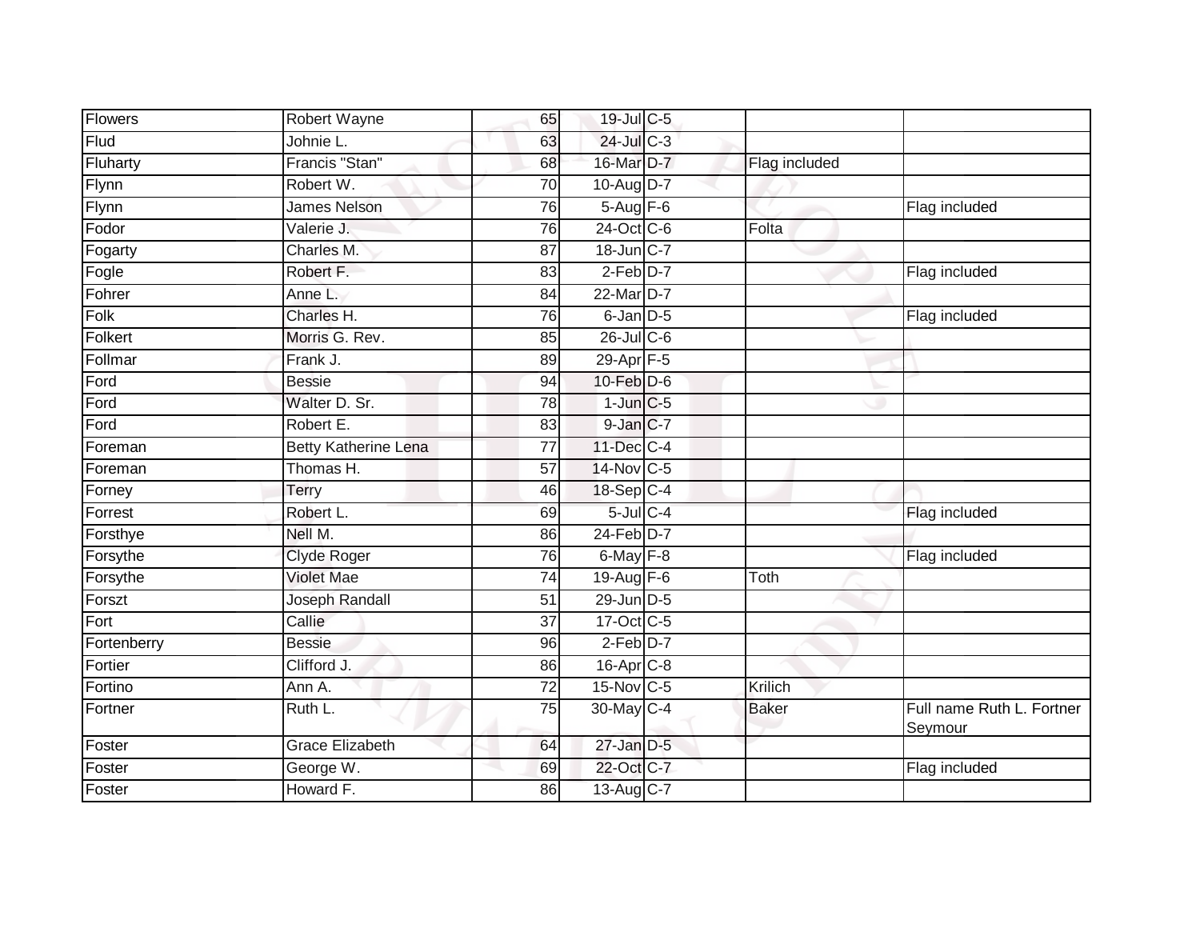| | | | | | | |
|---|---|---|---|---|---|---|
| Flowers | Robert Wayne | 65 | 19-Jul | C-5 | | |
| Flud | Johnie L. | 63 | 24-Jul | C-3 | | |
| Fluharty | Francis "Stan" | 68 | 16-Mar | D-7 | Flag included | |
| Flynn | Robert W. | 70 | 10-Aug | D-7 | | |
| Flynn | James Nelson | 76 | 5-Aug | F-6 | | Flag included |
| Fodor | Valerie J. | 76 | 24-Oct | C-6 | Folta | |
| Fogarty | Charles M. | 87 | 18-Jun | C-7 | | |
| Fogle | Robert F. | 83 | 2-Feb | D-7 | | Flag included |
| Fohrer | Anne L. | 84 | 22-Mar | D-7 | | |
| Folk | Charles H. | 76 | 6-Jan | D-5 | | Flag included |
| Folkert | Morris G. Rev. | 85 | 26-Jul | C-6 | | |
| Follmar | Frank J. | 89 | 29-Apr | F-5 | | |
| Ford | Bessie | 94 | 10-Feb | D-6 | | |
| Ford | Walter D. Sr. | 78 | 1-Jun | C-5 | | |
| Ford | Robert E. | 83 | 9-Jan | C-7 | | |
| Foreman | Betty Katherine Lena | 77 | 11-Dec | C-4 | | |
| Foreman | Thomas H. | 57 | 14-Nov | C-5 | | |
| Forney | Terry | 46 | 18-Sep | C-4 | | |
| Forrest | Robert L. | 69 | 5-Jul | C-4 | | Flag included |
| Forsthye | Nell M. | 86 | 24-Feb | D-7 | | |
| Forsythe | Clyde Roger | 76 | 6-May | F-8 | | Flag included |
| Forsythe | Violet Mae | 74 | 19-Aug | F-6 | Toth | |
| Forszt | Joseph Randall | 51 | 29-Jun | D-5 | | |
| Fort | Callie | 37 | 17-Oct | C-5 | | |
| Fortenberry | Bessie | 96 | 2-Feb | D-7 | | |
| Fortier | Clifford J. | 86 | 16-Apr | C-8 | | |
| Fortino | Ann A. | 72 | 15-Nov | C-5 | Krilich | |
| Fortner | Ruth L. | 75 | 30-May | C-4 | Baker | Full name Ruth L. Fortner Seymour |
| Foster | Grace Elizabeth | 64 | 27-Jan | D-5 | | |
| Foster | George W. | 69 | 22-Oct | C-7 | | Flag included |
| Foster | Howard F. | 86 | 13-Aug | C-7 | | |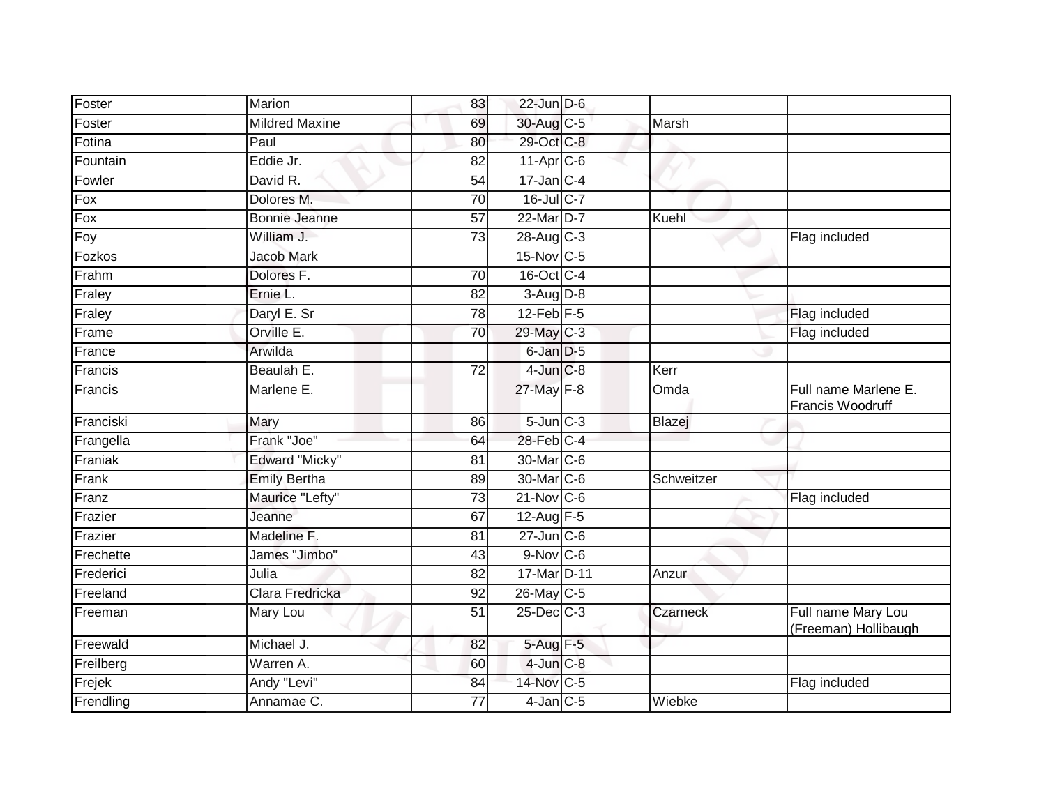| | | | | | | |
|---|---|---|---|---|---|---|
| Foster | Marion | 83 | 22-Jun | D-6 | | |
| Foster | Mildred Maxine | 69 | 30-Aug | C-5 | Marsh | |
| Fotina | Paul | 80 | 29-Oct | C-8 | | |
| Fountain | Eddie Jr. | 82 | 11-Apr | C-6 | | |
| Fowler | David R. | 54 | 17-Jan | C-4 | | |
| Fox | Dolores M. | 70 | 16-Jul | C-7 | | |
| Fox | Bonnie Jeanne | 57 | 22-Mar | D-7 | Kuehl | |
| Foy | William J. | 73 | 28-Aug | C-3 | | Flag included |
| Fozkos | Jacob Mark | | 15-Nov | C-5 | | |
| Frahm | Dolores F. | 70 | 16-Oct | C-4 | | |
| Fraley | Ernie L. | 82 | 3-Aug | D-8 | | |
| Fraley | Daryl E. Sr | 78 | 12-Feb | F-5 | | Flag included |
| Frame | Orville E. | 70 | 29-May | C-3 | | Flag included |
| France | Arwilda | | 6-Jan | D-5 | | |
| Francis | Beaulah E. | 72 | 4-Jun | C-8 | Kerr | |
| Francis | Marlene E. | | 27-May | F-8 | Omda | Full name Marlene E. Francis Woodruff |
| Franciski | Mary | 86 | 5-Jun | C-3 | Blazej | |
| Frangella | Frank "Joe" | 64 | 28-Feb | C-4 | | |
| Franiak | Edward "Micky" | 81 | 30-Mar | C-6 | | |
| Frank | Emily Bertha | 89 | 30-Mar | C-6 | Schweitzer | |
| Franz | Maurice "Lefty" | 73 | 21-Nov | C-6 | | Flag included |
| Frazier | Jeanne | 67 | 12-Aug | F-5 | | |
| Frazier | Madeline F. | 81 | 27-Jun | C-6 | | |
| Frechette | James "Jimbo" | 43 | 9-Nov | C-6 | | |
| Frederici | Julia | 82 | 17-Mar | D-11 | Anzur | |
| Freeland | Clara Fredricka | 92 | 26-May | C-5 | | |
| Freeman | Mary Lou | 51 | 25-Dec | C-3 | Czarneck | Full name Mary Lou (Freeman) Hollibaugh |
| Freewald | Michael J. | 82 | 5-Aug | F-5 | | |
| Freilberg | Warren A. | 60 | 4-Jun | C-8 | | |
| Frejek | Andy "Levi" | 84 | 14-Nov | C-5 | | Flag included |
| Frendling | Annamae C. | 77 | 4-Jan | C-5 | Wiebke | |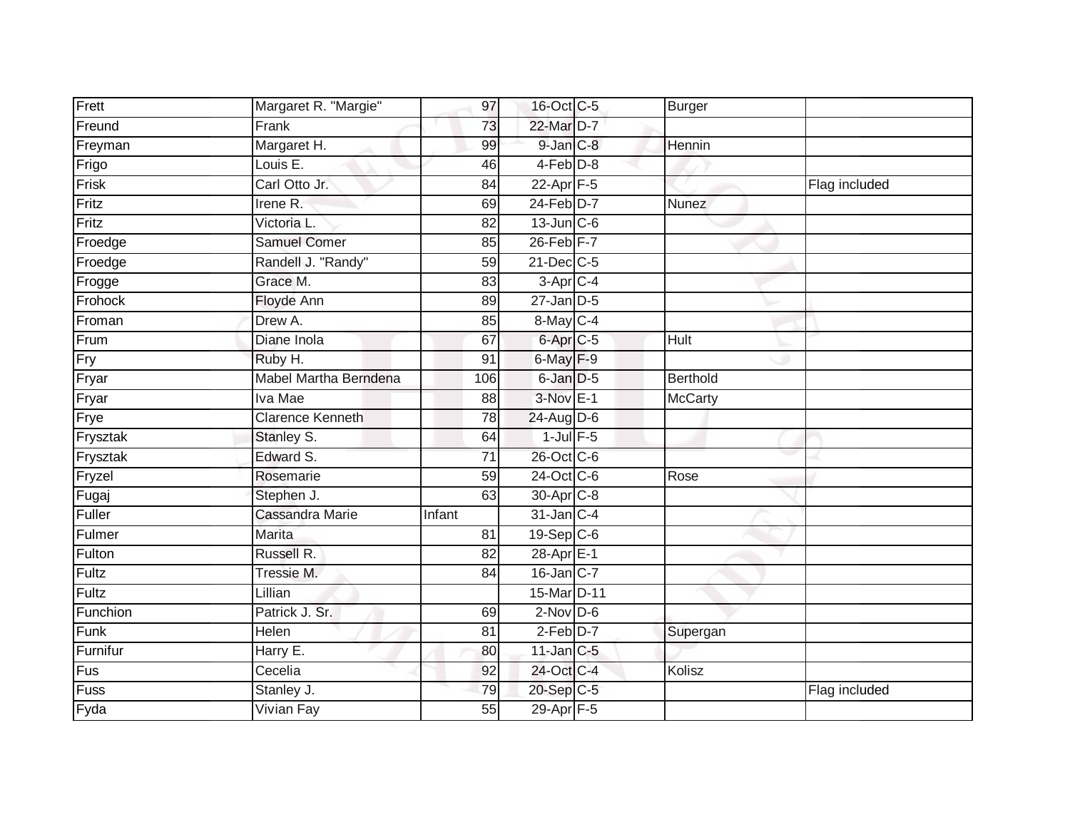| | | | | | | |
|---|---|---|---|---|---|---|
| Frett | Margaret R. "Margie" | 97 | 16-Oct | C-5 | Burger | |
| Freund | Frank | 73 | 22-Mar | D-7 | | |
| Freyman | Margaret H. | 99 | 9-Jan | C-8 | Hennin | |
| Frigo | Louis E. | 46 | 4-Feb | D-8 | | |
| Frisk | Carl Otto Jr. | 84 | 22-Apr | F-5 | | Flag included |
| Fritz | Irene R. | 69 | 24-Feb | D-7 | Nunez | |
| Fritz | Victoria L. | 82 | 13-Jun | C-6 | | |
| Froedge | Samuel Comer | 85 | 26-Feb | F-7 | | |
| Froedge | Randell J. "Randy" | 59 | 21-Dec | C-5 | | |
| Frogge | Grace M. | 83 | 3-Apr | C-4 | | |
| Frohock | Floyde Ann | 89 | 27-Jan | D-5 | | |
| Froman | Drew A. | 85 | 8-May | C-4 | | |
| Frum | Diane Inola | 67 | 6-Apr | C-5 | Hult | |
| Fry | Ruby H. | 91 | 6-May | F-9 | | |
| Fryar | Mabel Martha Berndena | 106 | 6-Jan | D-5 | Berthold | |
| Fryar | Iva Mae | 88 | 3-Nov | E-1 | McCarty | |
| Frye | Clarence Kenneth | 78 | 24-Aug | D-6 | | |
| Frysztak | Stanley S. | 64 | 1-Jul | F-5 | | |
| Frysztak | Edward S. | 71 | 26-Oct | C-6 | | |
| Fryzel | Rosemarie | 59 | 24-Oct | C-6 | Rose | |
| Fugaj | Stephen J. | 63 | 30-Apr | C-8 | | |
| Fuller | Cassandra Marie | Infant | 31-Jan | C-4 | | |
| Fulmer | Marita | 81 | 19-Sep | C-6 | | |
| Fulton | Russell R. | 82 | 28-Apr | E-1 | | |
| Fultz | Tressie M. | 84 | 16-Jan | C-7 | | |
| Fultz | Lillian | | 15-Mar | D-11 | | |
| Funchion | Patrick J. Sr. | 69 | 2-Nov | D-6 | | |
| Funk | Helen | 81 | 2-Feb | D-7 | Supergan | |
| Furnifur | Harry E. | 80 | 11-Jan | C-5 | | |
| Fus | Cecelia | 92 | 24-Oct | C-4 | Kolisz | |
| Fuss | Stanley J. | 79 | 20-Sep | C-5 | | Flag included |
| Fyda | Vivian Fay | 55 | 29-Apr | F-5 | | |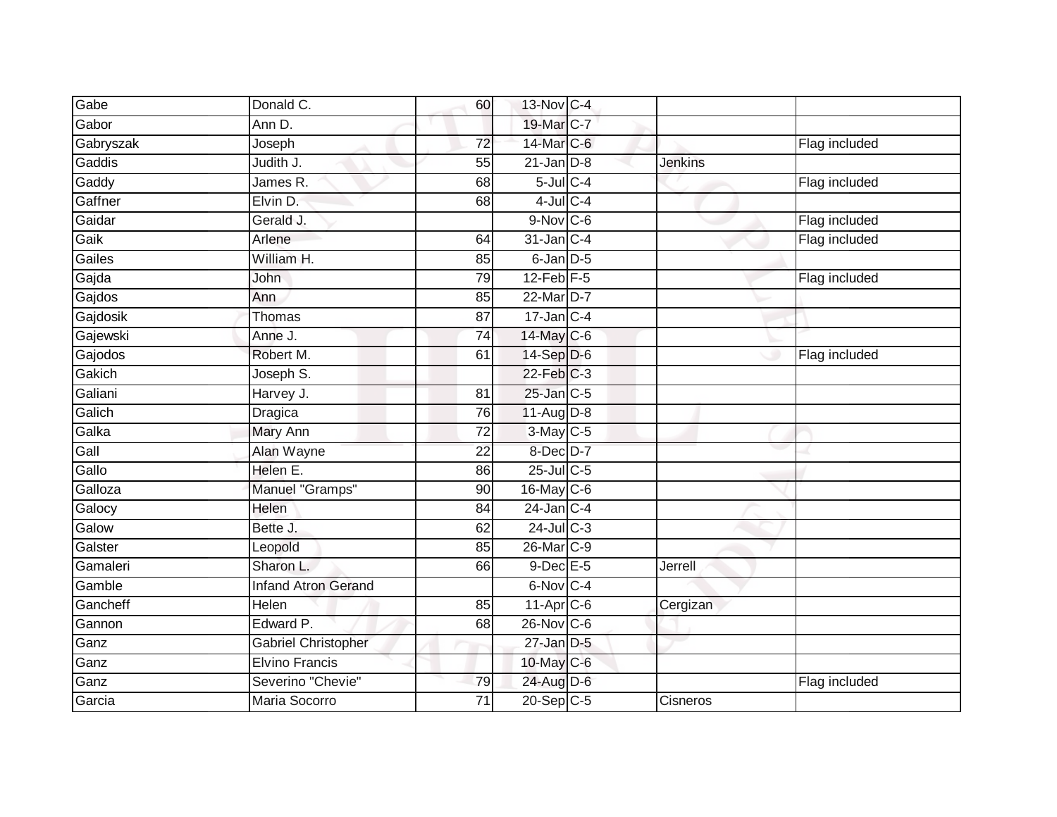| Gabe | Donald C. | 60 | 13-Nov | C-4 | | |
|---|---|---|---|---|---|---|
| Gabor | Ann D. | | 19-Mar | C-7 | | |
| Gabryszak | Joseph | 72 | 14-Mar | C-6 | | Flag included |
| Gaddis | Judith J. | 55 | 21-Jan | D-8 | Jenkins | |
| Gaddy | James R. | 68 | 5-Jul | C-4 | | Flag included |
| Gaffner | Elvin D. | 68 | 4-Jul | C-4 | | |
| Gaidar | Gerald J. | | 9-Nov | C-6 | | Flag included |
| Gaik | Arlene | 64 | 31-Jan | C-4 | | Flag included |
| Gailes | William H. | 85 | 6-Jan | D-5 | | |
| Gajda | John | 79 | 12-Feb | F-5 | | Flag included |
| Gajdos | Ann | 85 | 22-Mar | D-7 | | |
| Gajdosik | Thomas | 87 | 17-Jan | C-4 | | |
| Gajewski | Anne J. | 74 | 14-May | C-6 | | |
| Gajodos | Robert M. | 61 | 14-Sep | D-6 | | Flag included |
| Gakich | Joseph S. | | 22-Feb | C-3 | | |
| Galiani | Harvey J. | 81 | 25-Jan | C-5 | | |
| Galich | Dragica | 76 | 11-Aug | D-8 | | |
| Galka | Mary Ann | 72 | 3-May | C-5 | | |
| Gall | Alan Wayne | 22 | 8-Dec | D-7 | | |
| Gallo | Helen E. | 86 | 25-Jul | C-5 | | |
| Galloza | Manuel "Gramps" | 90 | 16-May | C-6 | | |
| Galocy | Helen | 84 | 24-Jan | C-4 | | |
| Galow | Bette J. | 62 | 24-Jul | C-3 | | |
| Galster | Leopold | 85 | 26-Mar | C-9 | | |
| Gamaleri | Sharon L. | 66 | 9-Dec | E-5 | Jerrell | |
| Gamble | Infand Atron Gerand | | 6-Nov | C-4 | | |
| Gancheff | Helen | 85 | 11-Apr | C-6 | Cergizan | |
| Gannon | Edward P. | 68 | 26-Nov | C-6 | | |
| Ganz | Gabriel Christopher | | 27-Jan | D-5 | | |
| Ganz | Elvino Francis | | 10-May | C-6 | | |
| Ganz | Severino "Chevie" | 79 | 24-Aug | D-6 | | Flag included |
| Garcia | Maria Socorro | 71 | 20-Sep | C-5 | Cisneros | |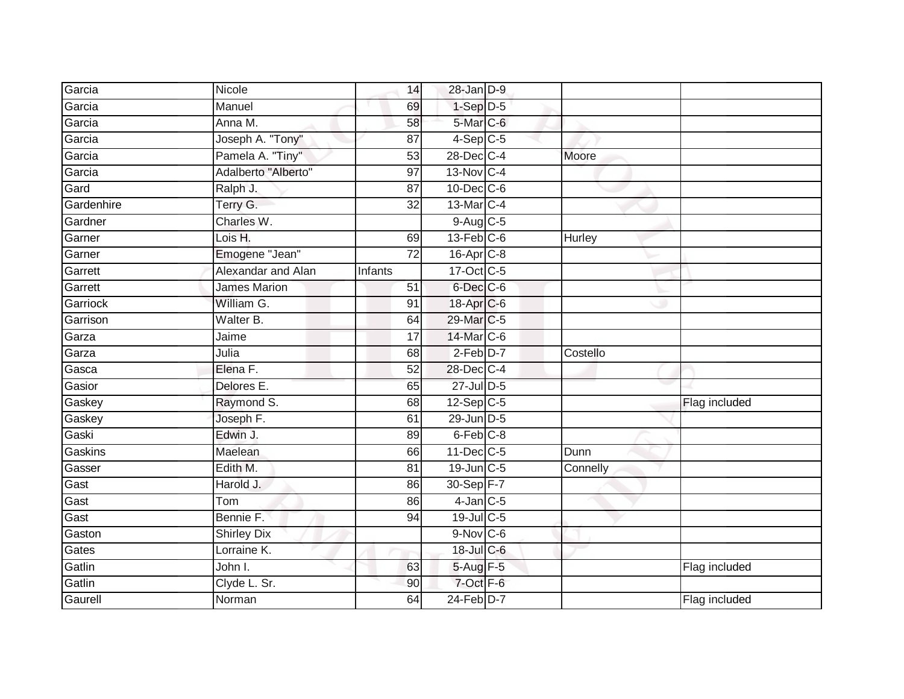| | | | | | | |
|---|---|---|---|---|---|---|
| Garcia | Nicole | 14 | 28-Jan | D-9 | | |
| Garcia | Manuel | 69 | 1-Sep | D-5 | | |
| Garcia | Anna M. | 58 | 5-Mar | C-6 | | |
| Garcia | Joseph A. "Tony" | 87 | 4-Sep | C-5 | | |
| Garcia | Pamela A. "Tiny" | 53 | 28-Dec | C-4 | Moore | |
| Garcia | Adalberto "Alberto" | 97 | 13-Nov | C-4 | | |
| Gard | Ralph J. | 87 | 10-Dec | C-6 | | |
| Gardenhire | Terry G. | 32 | 13-Mar | C-4 | | |
| Gardner | Charles W. | | 9-Aug | C-5 | | |
| Garner | Lois H. | 69 | 13-Feb | C-6 | Hurley | |
| Garner | Emogene "Jean" | 72 | 16-Apr | C-8 | | |
| Garrett | Alexandar and Alan | Infants | 17-Oct | C-5 | | |
| Garrett | James Marion | 51 | 6-Dec | C-6 | | |
| Garriock | William G. | 91 | 18-Apr | C-6 | | |
| Garrison | Walter B. | 64 | 29-Mar | C-5 | | |
| Garza | Jaime | 17 | 14-Mar | C-6 | | |
| Garza | Julia | 68 | 2-Feb | D-7 | Costello | |
| Gasca | Elena F. | 52 | 28-Dec | C-4 | | |
| Gasior | Delores E. | 65 | 27-Jul | D-5 | | |
| Gaskey | Raymond S. | 68 | 12-Sep | C-5 | | Flag included |
| Gaskey | Joseph F. | 61 | 29-Jun | D-5 | | |
| Gaski | Edwin J. | 89 | 6-Feb | C-8 | | |
| Gaskins | Maelean | 66 | 11-Dec | C-5 | Dunn | |
| Gasser | Edith M. | 81 | 19-Jun | C-5 | Connelly | |
| Gast | Harold J. | 86 | 30-Sep | F-7 | | |
| Gast | Tom | 86 | 4-Jan | C-5 | | |
| Gast | Bennie F. | 94 | 19-Jul | C-5 | | |
| Gaston | Shirley Dix | | 9-Nov | C-6 | | |
| Gates | Lorraine K. | | 18-Jul | C-6 | | |
| Gatlin | John I. | 63 | 5-Aug | F-5 | | Flag included |
| Gatlin | Clyde L. Sr. | 90 | 7-Oct | F-6 | | |
| Gaurell | Norman | 64 | 24-Feb | D-7 | | Flag included |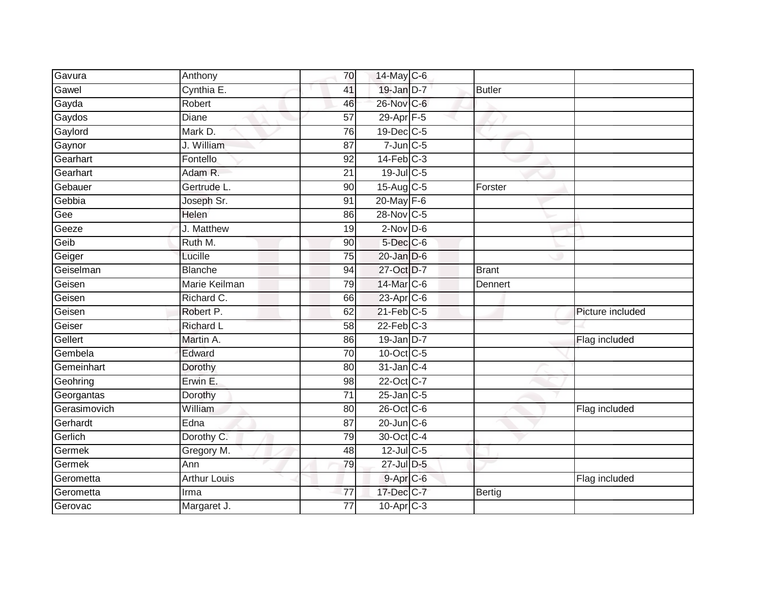| | | | | | | |
|---|---|---|---|---|---|---|
| Gavura | Anthony | 70 | 14-May | C-6 | | |
| Gawel | Cynthia E. | 41 | 19-Jan | D-7 | Butler | |
| Gayda | Robert | 46 | 26-Nov | C-6 | | |
| Gaydos | Diane | 57 | 29-Apr | F-5 | | |
| Gaylord | Mark D. | 76 | 19-Dec | C-5 | | |
| Gaynor | J. William | 87 | 7-Jun | C-5 | | |
| Gearhart | Fontello | 92 | 14-Feb | C-3 | | |
| Gearhart | Adam R. | 21 | 19-Jul | C-5 | | |
| Gebauer | Gertrude L. | 90 | 15-Aug | C-5 | Forster | |
| Gebbia | Joseph Sr. | 91 | 20-May | F-6 | | |
| Gee | Helen | 86 | 28-Nov | C-5 | | |
| Geeze | J. Matthew | 19 | 2-Nov | D-6 | | |
| Geib | Ruth M. | 90 | 5-Dec | C-6 | | |
| Geiger | Lucille | 75 | 20-Jan | D-6 | | |
| Geiselman | Blanche | 94 | 27-Oct | D-7 | Brant | |
| Geisen | Marie Keilman | 79 | 14-Mar | C-6 | Dennert | |
| Geisen | Richard C. | 66 | 23-Apr | C-6 | | |
| Geisen | Robert P. | 62 | 21-Feb | C-5 | | Picture included |
| Geiser | Richard L | 58 | 22-Feb | C-3 | | |
| Gellert | Martin A. | 86 | 19-Jan | D-7 | | Flag included |
| Gembela | Edward | 70 | 10-Oct | C-5 | | |
| Gemeinhart | Dorothy | 80 | 31-Jan | C-4 | | |
| Geohring | Erwin E. | 98 | 22-Oct | C-7 | | |
| Georgantas | Dorothy | 71 | 25-Jan | C-5 | | |
| Gerasimovich | William | 80 | 26-Oct | C-6 | | Flag included |
| Gerhardt | Edna | 87 | 20-Jun | C-6 | | |
| Gerlich | Dorothy C. | 79 | 30-Oct | C-4 | | |
| Germek | Gregory M. | 48 | 12-Jul | C-5 | | |
| Germek | Ann | 79 | 27-Jul | D-5 | | |
| Gerometta | Arthur Louis | | 9-Apr | C-6 | | Flag included |
| Gerometta | Irma | 77 | 17-Dec | C-7 | Bertig | |
| Gerovac | Margaret J. | 77 | 10-Apr | C-3 | | |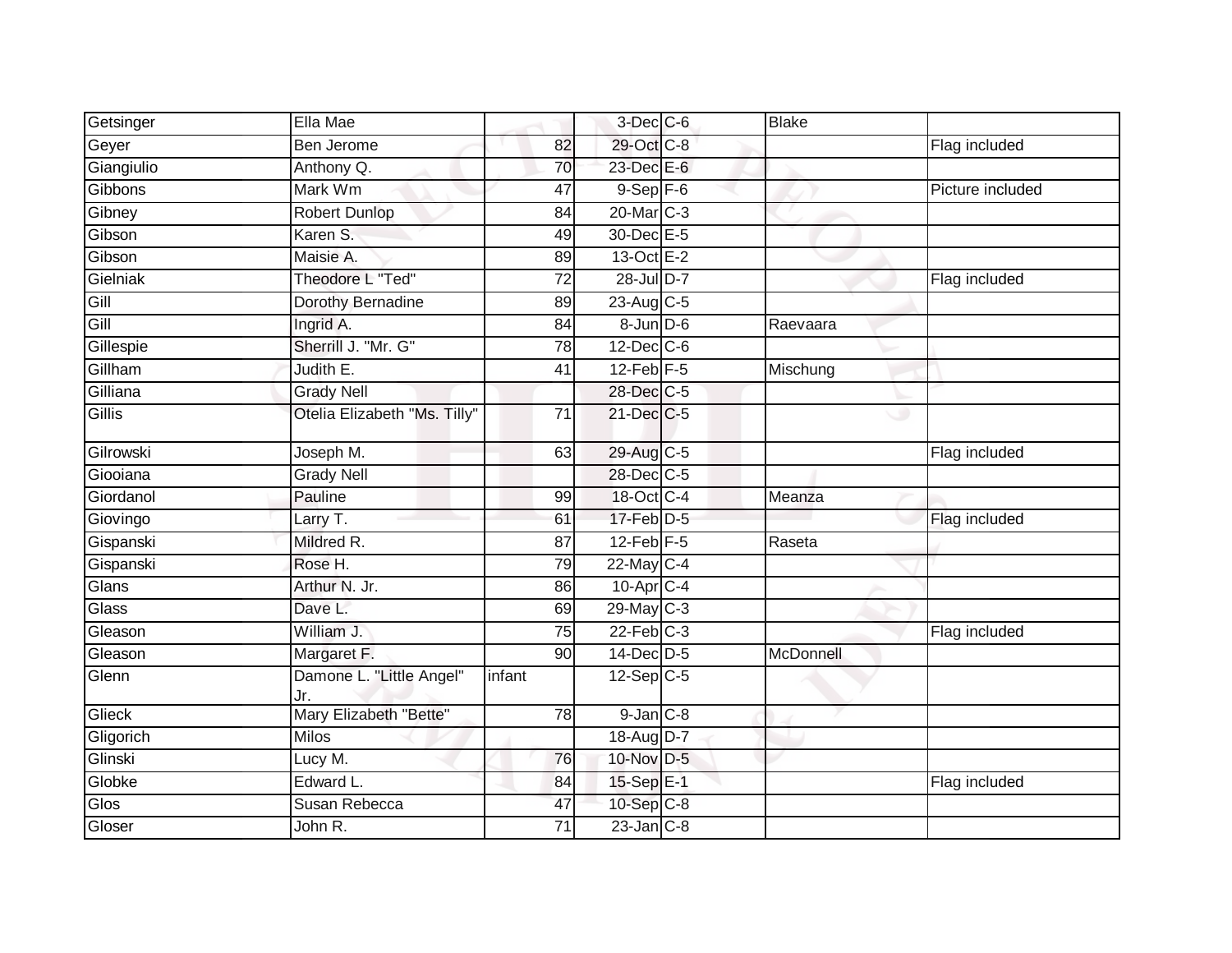| | | | | | | |
|---|---|---|---|---|---|---|
| Getsinger | Ella Mae | | 3-Dec | C-6 | Blake | |
| Geyer | Ben Jerome | 82 | 29-Oct | C-8 | | Flag included |
| Giangiulio | Anthony Q. | 70 | 23-Dec | E-6 | | |
| Gibbons | Mark Wm | 47 | 9-Sep | F-6 | | Picture included |
| Gibney | Robert Dunlop | 84 | 20-Mar | C-3 | | |
| Gibson | Karen S. | 49 | 30-Dec | E-5 | | |
| Gibson | Maisie A. | 89 | 13-Oct | E-2 | | |
| Gielniak | Theodore L "Ted" | 72 | 28-Jul | D-7 | | Flag included |
| Gill | Dorothy Bernadine | 89 | 23-Aug | C-5 | | |
| Gill | Ingrid A. | 84 | 8-Jun | D-6 | Raevaara | |
| Gillespie | Sherrill J. "Mr. G" | 78 | 12-Dec | C-6 | | |
| Gillham | Judith E. | 41 | 12-Feb | F-5 | Mischung | |
| Gilliana | Grady Nell | | 28-Dec | C-5 | | |
| Gillis | Otelia Elizabeth "Ms. Tilly" | 71 | 21-Dec | C-5 | | |
| Gilrowski | Joseph M. | 63 | 29-Aug | C-5 | | Flag included |
| Giooiana | Grady Nell | | 28-Dec | C-5 | | |
| Giordanol | Pauline | 99 | 18-Oct | C-4 | Meanza | |
| Giovingo | Larry T. | 61 | 17-Feb | D-5 | | Flag included |
| Gispanski | Mildred R. | 87 | 12-Feb | F-5 | Raseta | |
| Gispanski | Rose H. | 79 | 22-May | C-4 | | |
| Glans | Arthur N. Jr. | 86 | 10-Apr | C-4 | | |
| Glass | Dave L. | 69 | 29-May | C-3 | | |
| Gleason | William J. | 75 | 22-Feb | C-3 | | Flag included |
| Gleason | Margaret F. | 90 | 14-Dec | D-5 | McDonnell | |
| Glenn | Damone L. "Little Angel" Jr. | infant | 12-Sep | C-5 | | |
| Glieck | Mary Elizabeth "Bette" | 78 | 9-Jan | C-8 | | |
| Gligorich | Milos | | 18-Aug | D-7 | | |
| Glinski | Lucy M. | 76 | 10-Nov | D-5 | | |
| Globke | Edward L. | 84 | 15-Sep | E-1 | | Flag included |
| Glos | Susan Rebecca | 47 | 10-Sep | C-8 | | |
| Gloser | John R. | 71 | 23-Jan | C-8 | | |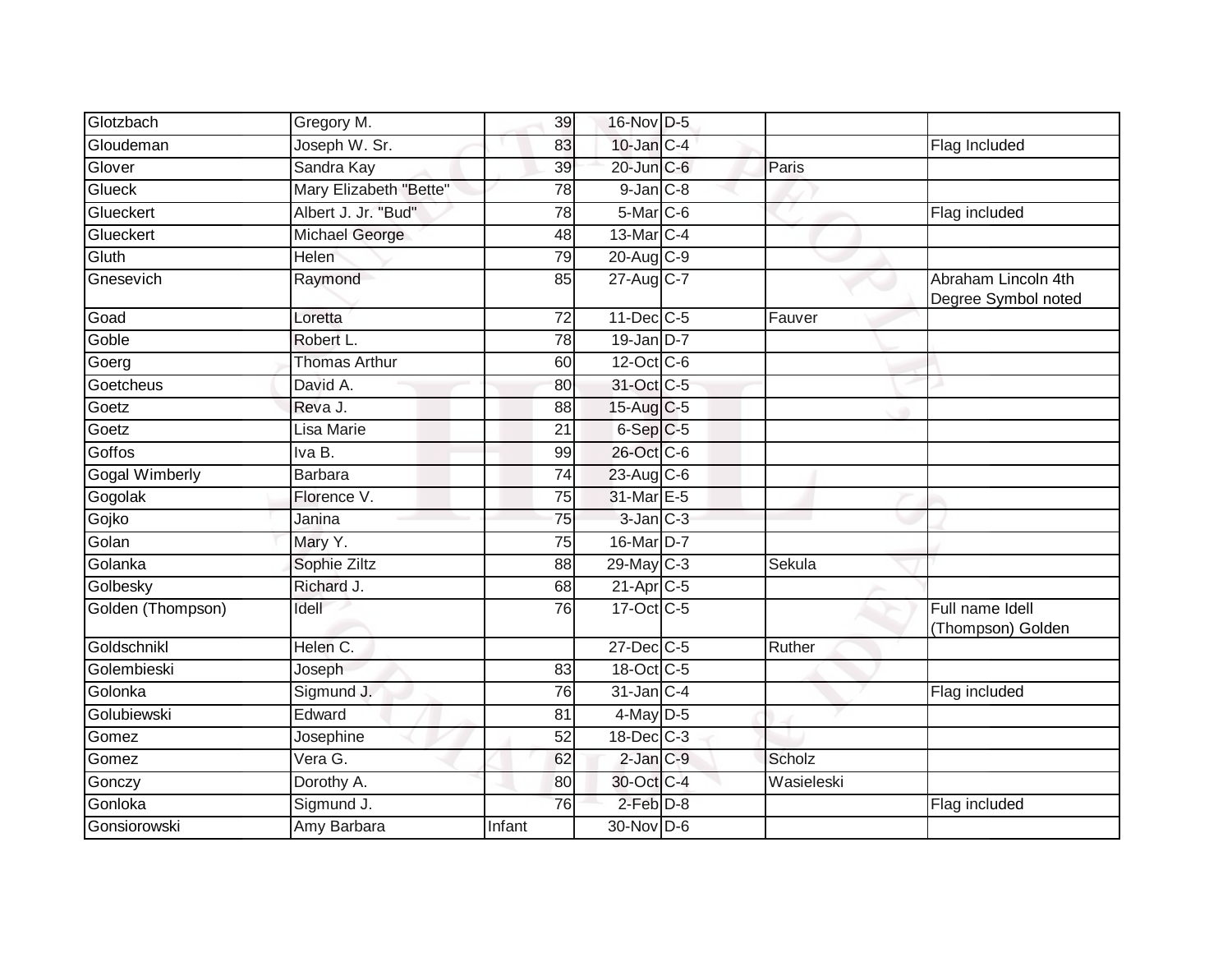| | | | | | | |
|---|---|---|---|---|---|---|
| Glotzbach | Gregory M. | 39 | 16-Nov | D-5 | | |
| Gloudeman | Joseph W. Sr. | 83 | 10-Jan | C-4 | | Flag Included |
| Glover | Sandra Kay | 39 | 20-Jun | C-6 | Paris | |
| Glueck | Mary Elizabeth "Bette" | 78 | 9-Jan | C-8 | | |
| Glueckert | Albert J. Jr. "Bud" | 78 | 5-Mar | C-6 | | Flag included |
| Glueckert | Michael George | 48 | 13-Mar | C-4 | | |
| Gluth | Helen | 79 | 20-Aug | C-9 | | |
| Gnesevich | Raymond | 85 | 27-Aug | C-7 | | Abraham Lincoln 4th Degree Symbol noted |
| Goad | Loretta | 72 | 11-Dec | C-5 | Fauver | |
| Goble | Robert L. | 78 | 19-Jan | D-7 | | |
| Goerg | Thomas Arthur | 60 | 12-Oct | C-6 | | |
| Goetcheus | David A. | 80 | 31-Oct | C-5 | | |
| Goetz | Reva J. | 88 | 15-Aug | C-5 | | |
| Goetz | Lisa Marie | 21 | 6-Sep | C-5 | | |
| Goffos | Iva B. | 99 | 26-Oct | C-6 | | |
| Gogal Wimberly | Barbara | 74 | 23-Aug | C-6 | | |
| Gogolak | Florence V. | 75 | 31-Mar | E-5 | | |
| Gojko | Janina | 75 | 3-Jan | C-3 | | |
| Golan | Mary Y. | 75 | 16-Mar | D-7 | | |
| Golanka | Sophie Ziltz | 88 | 29-May | C-3 | Sekula | |
| Golbesky | Richard J. | 68 | 21-Apr | C-5 | | |
| Golden (Thompson) | Idell | 76 | 17-Oct | C-5 | | Full name Idell (Thompson) Golden |
| Goldschnikl | Helen C. | | 27-Dec | C-5 | Ruther | |
| Golembieski | Joseph | 83 | 18-Oct | C-5 | | |
| Golonka | Sigmund J. | 76 | 31-Jan | C-4 | | Flag included |
| Golubiewski | Edward | 81 | 4-May | D-5 | | |
| Gomez | Josephine | 52 | 18-Dec | C-3 | | |
| Gomez | Vera G. | 62 | 2-Jan | C-9 | Scholz | |
| Gonczy | Dorothy A. | 80 | 30-Oct | C-4 | Wasieleski | |
| Gonloka | Sigmund J. | 76 | 2-Feb | D-8 | | Flag included |
| Gonsiorowski | Amy Barbara | Infant | 30-Nov | D-6 | | |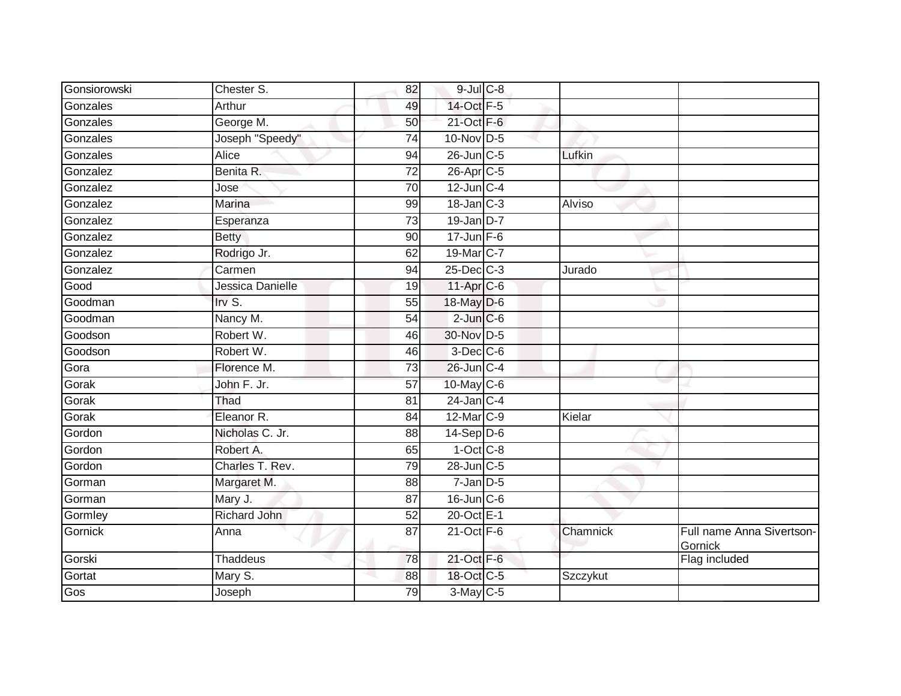| | | | | | | |
|---|---|---|---|---|---|---|
| Gonsiorowski | Chester S. | 82 | 9-Jul | C-8 | | |
| Gonzales | Arthur | 49 | 14-Oct | F-5 | | |
| Gonzales | George M. | 50 | 21-Oct | F-6 | | |
| Gonzales | Joseph "Speedy" | 74 | 10-Nov | D-5 | | |
| Gonzales | Alice | 94 | 26-Jun | C-5 | Lufkin | |
| Gonzalez | Benita R. | 72 | 26-Apr | C-5 | | |
| Gonzalez | Jose | 70 | 12-Jun | C-4 | | |
| Gonzalez | Marina | 99 | 18-Jan | C-3 | Alviso | |
| Gonzalez | Esperanza | 73 | 19-Jan | D-7 | | |
| Gonzalez | Betty | 90 | 17-Jun | F-6 | | |
| Gonzalez | Rodrigo Jr. | 62 | 19-Mar | C-7 | | |
| Gonzalez | Carmen | 94 | 25-Dec | C-3 | Jurado | |
| Good | Jessica Danielle | 19 | 11-Apr | C-6 | | |
| Goodman | Irv S. | 55 | 18-May | D-6 | | |
| Goodman | Nancy M. | 54 | 2-Jun | C-6 | | |
| Goodson | Robert W. | 46 | 30-Nov | D-5 | | |
| Goodson | Robert W. | 46 | 3-Dec | C-6 | | |
| Gora | Florence M. | 73 | 26-Jun | C-4 | | |
| Gorak | John F. Jr. | 57 | 10-May | C-6 | | |
| Gorak | Thad | 81 | 24-Jan | C-4 | | |
| Gorak | Eleanor R. | 84 | 12-Mar | C-9 | Kielar | |
| Gordon | Nicholas C. Jr. | 88 | 14-Sep | D-6 | | |
| Gordon | Robert A. | 65 | 1-Oct | C-8 | | |
| Gordon | Charles T. Rev. | 79 | 28-Jun | C-5 | | |
| Gorman | Margaret M. | 88 | 7-Jan | D-5 | | |
| Gorman | Mary J. | 87 | 16-Jun | C-6 | | |
| Gormley | Richard John | 52 | 20-Oct | E-1 | | |
| Gornick | Anna | 87 | 21-Oct | F-6 | Chamnick | Full name Anna Sivertson-Gornick |
| Gorski | Thaddeus | 78 | 21-Oct | F-6 | | Flag included |
| Gortat | Mary S. | 88 | 18-Oct | C-5 | Szczykut | |
| Gos | Joseph | 79 | 3-May | C-5 | | |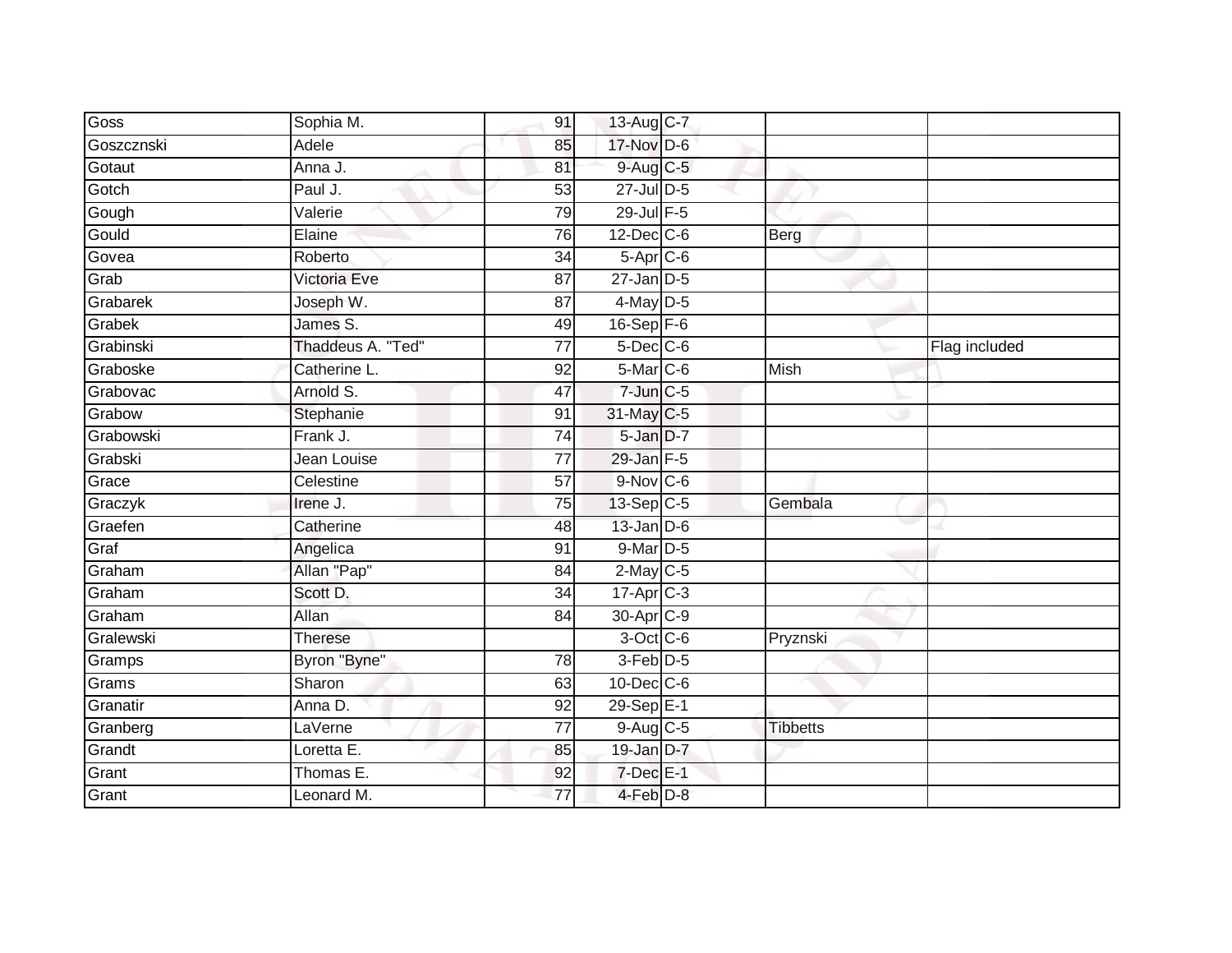| | | | | | | |
|---|---|---|---|---|---|---|
| Goss | Sophia M. | 91 | 13-Aug | C-7 | | |
| Goszcznski | Adele | 85 | 17-Nov | D-6 | | |
| Gotaut | Anna J. | 81 | 9-Aug | C-5 | | |
| Gotch | Paul J. | 53 | 27-Jul | D-5 | | |
| Gough | Valerie | 79 | 29-Jul | F-5 | | |
| Gould | Elaine | 76 | 12-Dec | C-6 | Berg | |
| Govea | Roberto | 34 | 5-Apr | C-6 | | |
| Grab | Victoria Eve | 87 | 27-Jan | D-5 | | |
| Grabarek | Joseph W. | 87 | 4-May | D-5 | | |
| Grabek | James S. | 49 | 16-Sep | F-6 | | |
| Grabinski | Thaddeus A. "Ted" | 77 | 5-Dec | C-6 | | Flag included |
| Graboske | Catherine L. | 92 | 5-Mar | C-6 | Mish | |
| Grabovac | Arnold S. | 47 | 7-Jun | C-5 | | |
| Grabow | Stephanie | 91 | 31-May | C-5 | | |
| Grabowski | Frank J. | 74 | 5-Jan | D-7 | | |
| Grabski | Jean Louise | 77 | 29-Jan | F-5 | | |
| Grace | Celestine | 57 | 9-Nov | C-6 | | |
| Graczyk | Irene J. | 75 | 13-Sep | C-5 | Gembala | |
| Graefen | Catherine | 48 | 13-Jan | D-6 | | |
| Graf | Angelica | 91 | 9-Mar | D-5 | | |
| Graham | Allan "Pap" | 84 | 2-May | C-5 | | |
| Graham | Scott D. | 34 | 17-Apr | C-3 | | |
| Graham | Allan | 84 | 30-Apr | C-9 | | |
| Gralewski | Therese | | 3-Oct | C-6 | Pryznski | |
| Gramps | Byron "Byne" | 78 | 3-Feb | D-5 | | |
| Grams | Sharon | 63 | 10-Dec | C-6 | | |
| Granatir | Anna D. | 92 | 29-Sep | E-1 | | |
| Granberg | LaVerne | 77 | 9-Aug | C-5 | Tibbetts | |
| Grandt | Loretta E. | 85 | 19-Jan | D-7 | | |
| Grant | Thomas E. | 92 | 7-Dec | E-1 | | |
| Grant | Leonard M. | 77 | 4-Feb | D-8 | | |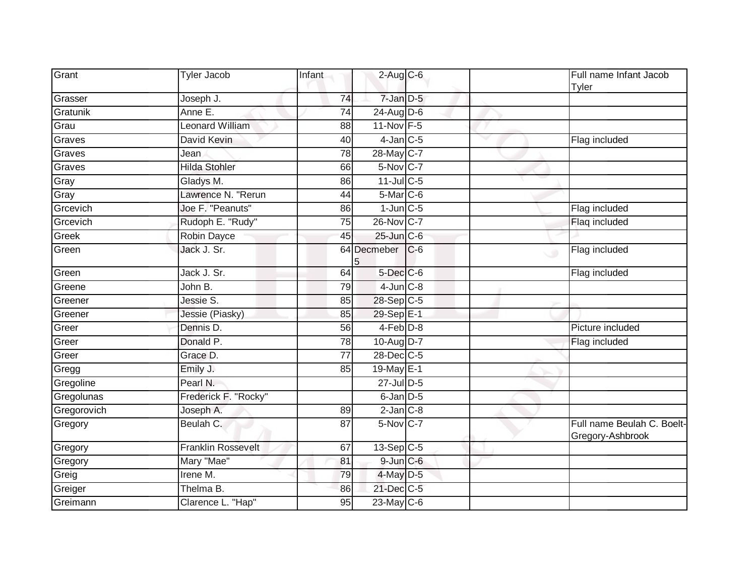| | | | | | | |
|---|---|---|---|---|---|---|
| Grant | Tyler Jacob | Infant | 2-Aug | C-6 | | Full name Infant Jacob Tyler |
| Grasser | Joseph J. | 74 | 7-Jan | D-5 | | |
| Gratunik | Anne E. | 74 | 24-Aug | D-6 | | |
| Grau | Leonard William | 88 | 11-Nov | F-5 | | |
| Graves | David Kevin | 40 | 4-Jan | C-5 | | Flag included |
| Graves | Jean | 78 | 28-May | C-7 | | |
| Graves | Hilda Stohler | 66 | 5-Nov | C-7 | | |
| Gray | Gladys M. | 86 | 11-Jul | C-5 | | |
| Gray | Lawrence N. "Rerun | 44 | 5-Mar | C-6 | | |
| Grcevich | Joe F. "Peanuts" | 86 | 1-Jun | C-5 | | Flag included |
| Grcevich | Rudoph E. "Rudy" | 75 | 26-Nov | C-7 | | Flaq included |
| Greek | Robin Dayce | 45 | 25-Jun | C-6 | | |
| Green | Jack J. Sr. | 64 | Decmeber 5 | C-6 | | Flag included |
| Green | Jack J. Sr. | 64 | 5-Dec | C-6 | | Flag included |
| Greene | John B. | 79 | 4-Jun | C-8 | | |
| Greener | Jessie S. | 85 | 28-Sep | C-5 | | |
| Greener | Jessie (Piasky) | 85 | 29-Sep | E-1 | | |
| Greer | Dennis D. | 56 | 4-Feb | D-8 | | Picture included |
| Greer | Donald P. | 78 | 10-Aug | D-7 | | Flag included |
| Greer | Grace D. | 77 | 28-Dec | C-5 | | |
| Gregg | Emily J. | 85 | 19-May | E-1 | | |
| Gregoline | Pearl N. | | 27-Jul | D-5 | | |
| Gregolunas | Frederick F. "Rocky" | | 6-Jan | D-5 | | |
| Gregorovich | Joseph A. | 89 | 2-Jan | C-8 | | |
| Gregory | Beulah C. | 87 | 5-Nov | C-7 | | Full name Beulah C. Boelt-Gregory-Ashbrook |
| Gregory | Franklin Rossevelt | 67 | 13-Sep | C-5 | | |
| Gregory | Mary "Mae" | 81 | 9-Jun | C-6 | | |
| Greig | Irene M. | 79 | 4-May | D-5 | | |
| Greiger | Thelma B. | 86 | 21-Dec | C-5 | | |
| Greimann | Clarence L. "Hap" | 95 | 23-May | C-6 | | |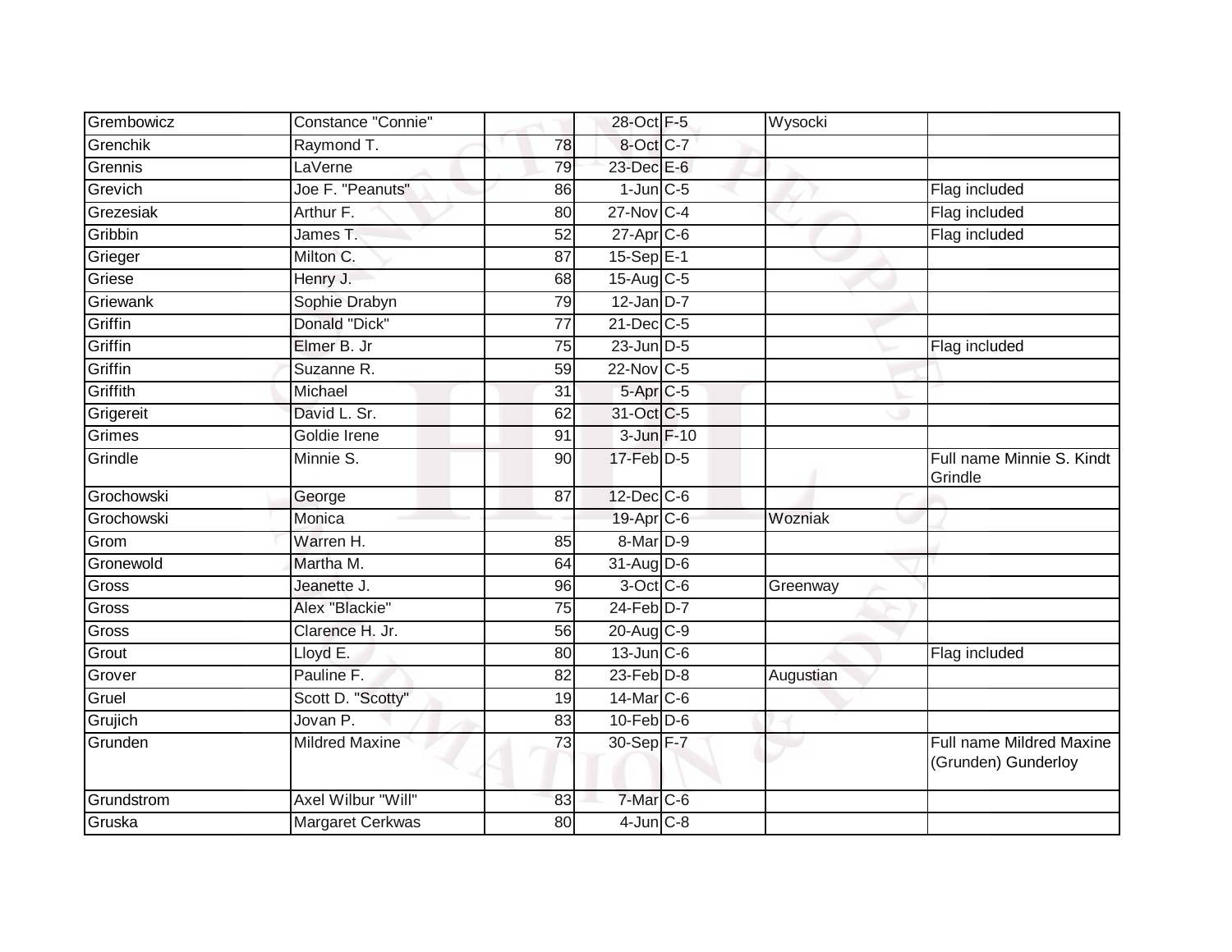| | | | | | | |
|---|---|---|---|---|---|---|
| Grembowicz | Constance "Connie" | | 28-Oct | F-5 | Wysocki | |
| Grenchik | Raymond T. | 78 | 8-Oct | C-7 | | |
| Grennis | LaVerne | 79 | 23-Dec | E-6 | | |
| Grevich | Joe F. "Peanuts" | 86 | 1-Jun | C-5 | | Flag included |
| Grezesiak | Arthur F. | 80 | 27-Nov | C-4 | | Flag included |
| Gribbin | James T. | 52 | 27-Apr | C-6 | | Flag included |
| Grieger | Milton C. | 87 | 15-Sep | E-1 | | |
| Griese | Henry J. | 68 | 15-Aug | C-5 | | |
| Griewank | Sophie Drabyn | 79 | 12-Jan | D-7 | | |
| Griffin | Donald "Dick" | 77 | 21-Dec | C-5 | | |
| Griffin | Elmer B. Jr | 75 | 23-Jun | D-5 | | Flag included |
| Griffin | Suzanne R. | 59 | 22-Nov | C-5 | | |
| Griffith | Michael | 31 | 5-Apr | C-5 | | |
| Grigereit | David L. Sr. | 62 | 31-Oct | C-5 | | |
| Grimes | Goldie Irene | 91 | 3-Jun | F-10 | | |
| Grindle | Minnie S. | 90 | 17-Feb | D-5 | | Full name Minnie S. Kindt Grindle |
| Grochowski | George | 87 | 12-Dec | C-6 | | |
| Grochowski | Monica | | 19-Apr | C-6 | Wozniak | |
| Grom | Warren H. | 85 | 8-Mar | D-9 | | |
| Gronewold | Martha M. | 64 | 31-Aug | D-6 | | |
| Gross | Jeanette J. | 96 | 3-Oct | C-6 | Greenway | |
| Gross | Alex "Blackie" | 75 | 24-Feb | D-7 | | |
| Gross | Clarence H. Jr. | 56 | 20-Aug | C-9 | | |
| Grout | Lloyd E. | 80 | 13-Jun | C-6 | | Flag included |
| Grover | Pauline F. | 82 | 23-Feb | D-8 | Augustian | |
| Gruel | Scott D. "Scotty" | 19 | 14-Mar | C-6 | | |
| Grujich | Jovan P. | 83 | 10-Feb | D-6 | | |
| Grunden | Mildred Maxine | 73 | 30-Sep | F-7 | | Full name Mildred Maxine (Grunden) Gunderloy |
| Grundstrom | Axel Wilbur "Will" | 83 | 7-Mar | C-6 | | |
| Gruska | Margaret Cerkwas | 80 | 4-Jun | C-8 | | |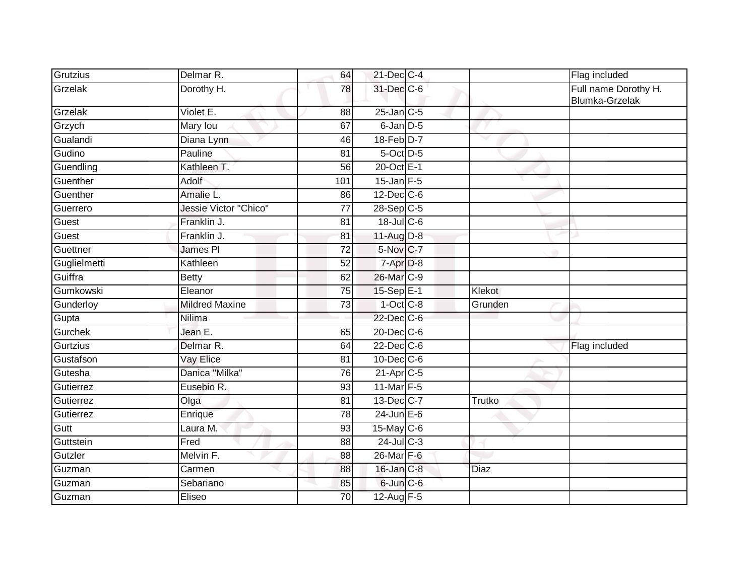| | | | | | | |
|---|---|---|---|---|---|---|
| Grutzius | Delmar R. | 64 | 21-Dec | C-4 | | Flag included |
| Grzelak | Dorothy H. | 78 | 31-Dec | C-6 | | Full name Dorothy H. Blumka-Grzelak |
| Grzelak | Violet E. | 88 | 25-Jan | C-5 | | |
| Grzych | Mary lou | 67 | 6-Jan | D-5 | | |
| Gualandi | Diana Lynn | 46 | 18-Feb | D-7 | | |
| Gudino | Pauline | 81 | 5-Oct | D-5 | | |
| Guendling | Kathleen T. | 56 | 20-Oct | E-1 | | |
| Guenther | Adolf | 101 | 15-Jan | F-5 | | |
| Guenther | Amalie L. | 86 | 12-Dec | C-6 | | |
| Guerrero | Jessie Victor "Chico" | 77 | 28-Sep | C-5 | | |
| Guest | Franklin J. | 81 | 18-Jul | C-6 | | |
| Guest | Franklin J. | 81 | 11-Aug | D-8 | | |
| Guettner | James Pl | 72 | 5-Nov | C-7 | | |
| Guglielmetti | Kathleen | 52 | 7-Apr | D-8 | | |
| Guiffra | Betty | 62 | 26-Mar | C-9 | | |
| Gumkowski | Eleanor | 75 | 15-Sep | E-1 | Klekot | |
| Gunderloy | Mildred Maxine | 73 | 1-Oct | C-8 | Grunden | |
| Gupta | Nilima | | 22-Dec | C-6 | | |
| Gurchek | Jean E. | 65 | 20-Dec | C-6 | | |
| Gurtzius | Delmar R. | 64 | 22-Dec | C-6 | | Flag included |
| Gustafson | Vay Elice | 81 | 10-Dec | C-6 | | |
| Gutesha | Danica "Milka" | 76 | 21-Apr | C-5 | | |
| Gutierrez | Eusebio R. | 93 | 11-Mar | F-5 | | |
| Gutierrez | Olga | 81 | 13-Dec | C-7 | Trutko | |
| Gutierrez | Enrique | 78 | 24-Jun | E-6 | | |
| Gutt | Laura M. | 93 | 15-May | C-6 | | |
| Guttstein | Fred | 88 | 24-Jul | C-3 | | |
| Gutzler | Melvin F. | 88 | 26-Mar | F-6 | | |
| Guzman | Carmen | 88 | 16-Jan | C-8 | Diaz | |
| Guzman | Sebariano | 85 | 6-Jun | C-6 | | |
| Guzman | Eliseo | 70 | 12-Aug | F-5 | | |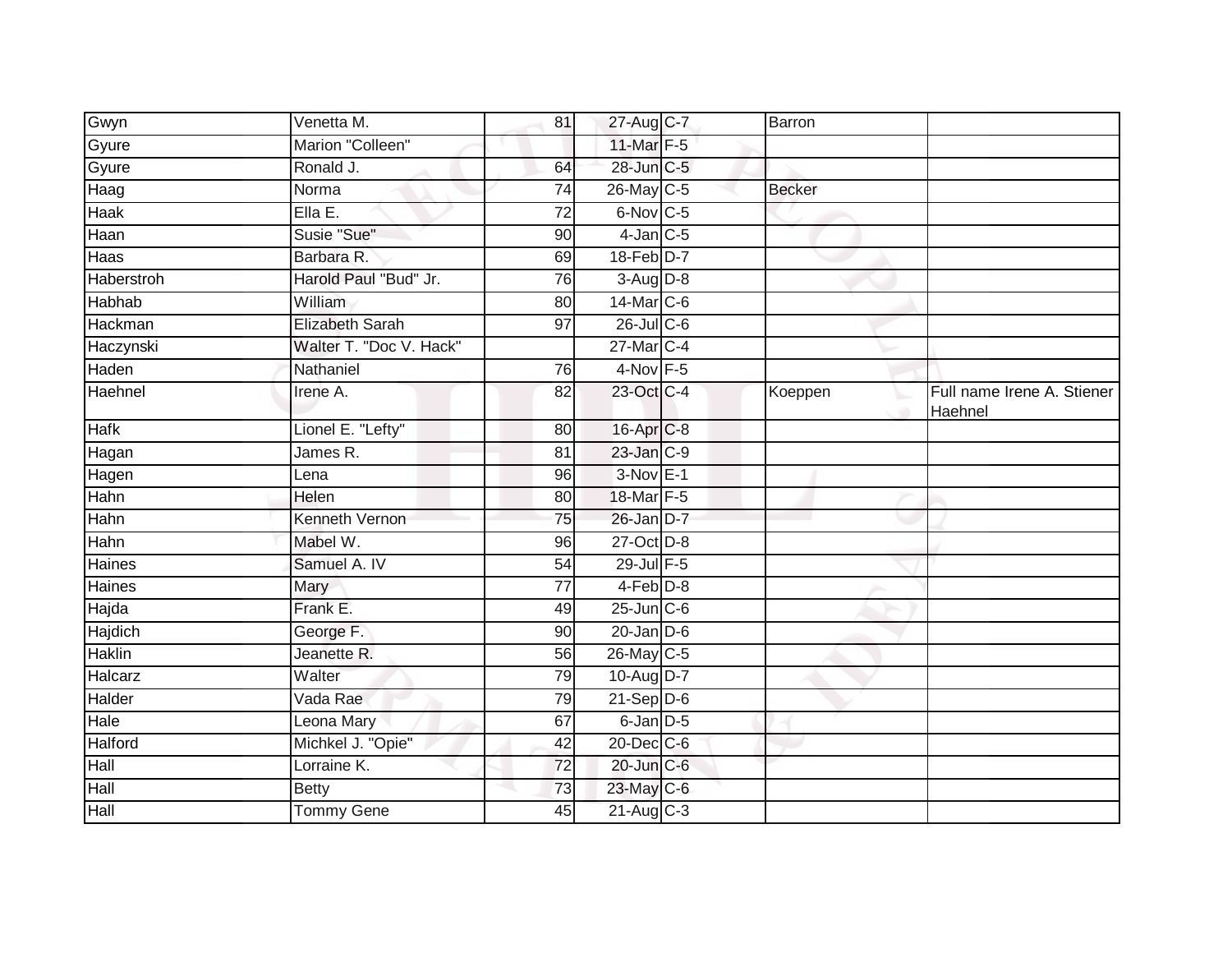| | | | | | | |
|---|---|---|---|---|---|---|
| Gwyn | Venetta M. | 81 | 27-Aug | C-7 | Barron | |
| Gyure | Marion "Colleen" | | 11-Mar | F-5 | | |
| Gyure | Ronald J. | 64 | 28-Jun | C-5 | | |
| Haag | Norma | 74 | 26-May | C-5 | Becker | |
| Haak | Ella E. | 72 | 6-Nov | C-5 | | |
| Haan | Susie "Sue" | 90 | 4-Jan | C-5 | | |
| Haas | Barbara R. | 69 | 18-Feb | D-7 | | |
| Haberstroh | Harold Paul "Bud" Jr. | 76 | 3-Aug | D-8 | | |
| Habhab | William | 80 | 14-Mar | C-6 | | |
| Hackman | Elizabeth Sarah | 97 | 26-Jul | C-6 | | |
| Haczynski | Walter T. "Doc V. Hack" | | 27-Mar | C-4 | | |
| Haden | Nathaniel | 76 | 4-Nov | F-5 | | |
| Haehnel | Irene A. | 82 | 23-Oct | C-4 | Koeppen | Full name Irene A. Stiener Haehnel |
| Hafk | Lionel E. "Lefty" | 80 | 16-Apr | C-8 | | |
| Hagan | James R. | 81 | 23-Jan | C-9 | | |
| Hagen | Lena | 96 | 3-Nov | E-1 | | |
| Hahn | Helen | 80 | 18-Mar | F-5 | | |
| Hahn | Kenneth Vernon | 75 | 26-Jan | D-7 | | |
| Hahn | Mabel W. | 96 | 27-Oct | D-8 | | |
| Haines | Samuel A. IV | 54 | 29-Jul | F-5 | | |
| Haines | Mary | 77 | 4-Feb | D-8 | | |
| Hajda | Frank E. | 49 | 25-Jun | C-6 | | |
| Hajdich | George F. | 90 | 20-Jan | D-6 | | |
| Haklin | Jeanette R. | 56 | 26-May | C-5 | | |
| Halcarz | Walter | 79 | 10-Aug | D-7 | | |
| Halder | Vada Rae | 79 | 21-Sep | D-6 | | |
| Hale | Leona Mary | 67 | 6-Jan | D-5 | | |
| Halford | Michkel J. "Opie" | 42 | 20-Dec | C-6 | | |
| Hall | Lorraine K. | 72 | 20-Jun | C-6 | | |
| Hall | Betty | 73 | 23-May | C-6 | | |
| Hall | Tommy Gene | 45 | 21-Aug | C-3 | | |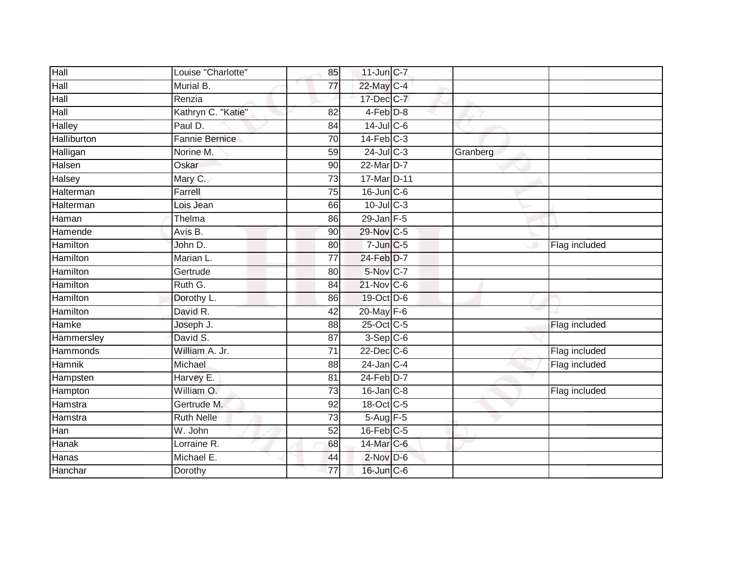| | | | | | | |
|---|---|---|---|---|---|---|
| Hall | Louise "Charlotte" | 85 | 11-Jun | C-7 | | |
| Hall | Murial B. | 77 | 22-May | C-4 | | |
| Hall | Renzia | | 17-Dec | C-7 | | |
| Hall | Kathryn C. "Katie" | 82 | 4-Feb | D-8 | | |
| Halley | Paul D. | 84 | 14-Jul | C-6 | | |
| Halliburton | Fannie Bernice | 70 | 14-Feb | C-3 | | |
| Halligan | Norine M. | 59 | 24-Jul | C-3 | Granberg | |
| Halsen | Oskar | 90 | 22-Mar | D-7 | | |
| Halsey | Mary C. | 73 | 17-Mar | D-11 | | |
| Halterman | Farrell | 75 | 16-Jun | C-6 | | |
| Halterman | Lois Jean | 66 | 10-Jul | C-3 | | |
| Haman | Thelma | 86 | 29-Jan | F-5 | | |
| Hamende | Avis B. | 90 | 29-Nov | C-5 | | |
| Hamilton | John D. | 80 | 7-Jun | C-5 | | Flag included |
| Hamilton | Marian L. | 77 | 24-Feb | D-7 | | |
| Hamilton | Gertrude | 80 | 5-Nov | C-7 | | |
| Hamilton | Ruth G. | 84 | 21-Nov | C-6 | | |
| Hamilton | Dorothy L. | 86 | 19-Oct | D-6 | | |
| Hamilton | David R. | 42 | 20-May | F-6 | | |
| Hamke | Joseph J. | 88 | 25-Oct | C-5 | | Flag included |
| Hammersley | David S. | 87 | 3-Sep | C-6 | | |
| Hammonds | William A. Jr. | 71 | 22-Dec | C-6 | | Flag included |
| Hamnik | Michael | 88 | 24-Jan | C-4 | | Flag included |
| Hampsten | Harvey E. | 81 | 24-Feb | D-7 | | |
| Hampton | William O. | 73 | 16-Jan | C-8 | | Flag included |
| Hamstra | Gertrude M. | 92 | 18-Oct | C-5 | | |
| Hamstra | Ruth Nelle | 73 | 5-Aug | F-5 | | |
| Han | W. John | 52 | 16-Feb | C-5 | | |
| Hanak | Lorraine R. | 68 | 14-Mar | C-6 | | |
| Hanas | Michael E. | 44 | 2-Nov | D-6 | | |
| Hanchar | Dorothy | 77 | 16-Jun | C-6 | | |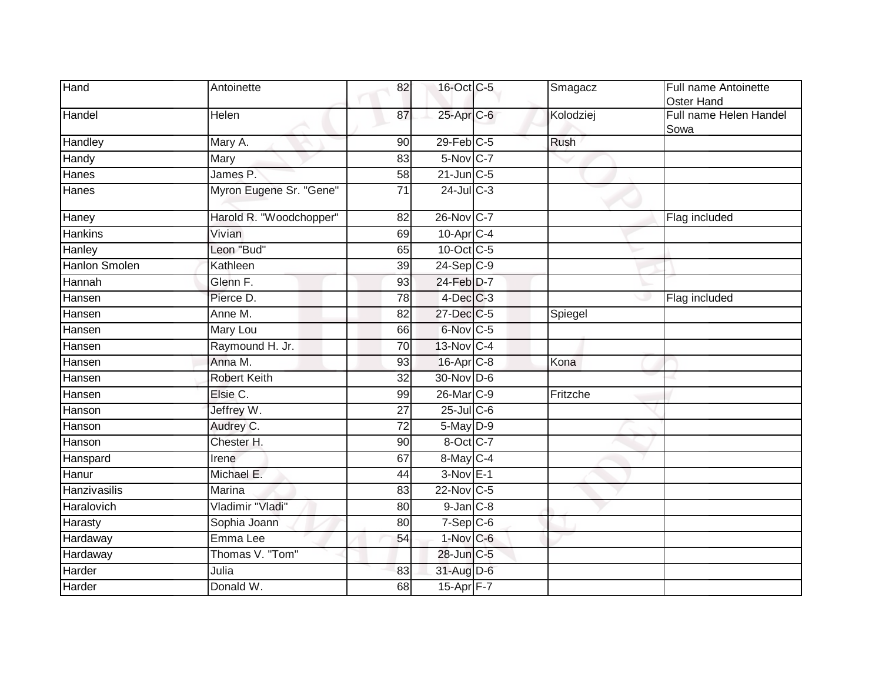| Hand | Antoinette | 82 | 16-Oct | C-5 | Smagacz | Full name Antoinette Oster Hand |
|---|---|---|---|---|---|---|
| Handel | Helen | 87 | 25-Apr | C-6 | Kolodziej | Full name Helen Handel Sowa |
| Handley | Mary A. | 90 | 29-Feb | C-5 | Rush | |
| Handy | Mary | 83 | 5-Nov | C-7 | | |
| Hanes | James P. | 58 | 21-Jun | C-5 | | |
| Hanes | Myron Eugene Sr. "Gene" | 71 | 24-Jul | C-3 | | |
| Haney | Harold R. "Woodchopper" | 82 | 26-Nov | C-7 | | Flag included |
| Hankins | Vivian | 69 | 10-Apr | C-4 | | |
| Hanley | Leon "Bud" | 65 | 10-Oct | C-5 | | |
| Hanlon Smolen | Kathleen | 39 | 24-Sep | C-9 | | |
| Hannah | Glenn F. | 93 | 24-Feb | D-7 | | |
| Hansen | Pierce D. | 78 | 4-Dec | C-3 | | Flag included |
| Hansen | Anne M. | 82 | 27-Dec | C-5 | Spiegel | |
| Hansen | Mary Lou | 66 | 6-Nov | C-5 | | |
| Hansen | Raymound H. Jr. | 70 | 13-Nov | C-4 | | |
| Hansen | Anna M. | 93 | 16-Apr | C-8 | Kona | |
| Hansen | Robert Keith | 32 | 30-Nov | D-6 | | |
| Hansen | Elsie C. | 99 | 26-Mar | C-9 | Fritzche | |
| Hanson | Jeffrey W. | 27 | 25-Jul | C-6 | | |
| Hanson | Audrey C. | 72 | 5-May | D-9 | | |
| Hanson | Chester H. | 90 | 8-Oct | C-7 | | |
| Hanspard | Irene | 67 | 8-May | C-4 | | |
| Hanur | Michael E. | 44 | 3-Nov | E-1 | | |
| Hanzivasilis | Marina | 83 | 22-Nov | C-5 | | |
| Haralovich | Vladimir "Vladi" | 80 | 9-Jan | C-8 | | |
| Harasty | Sophia Joann | 80 | 7-Sep | C-6 | | |
| Hardaway | Emma Lee | 54 | 1-Nov | C-6 | | |
| Hardaway | Thomas V. "Tom" | | 28-Jun | C-5 | | |
| Harder | Julia | 83 | 31-Aug | D-6 | | |
| Harder | Donald W. | 68 | 15-Apr | F-7 | | |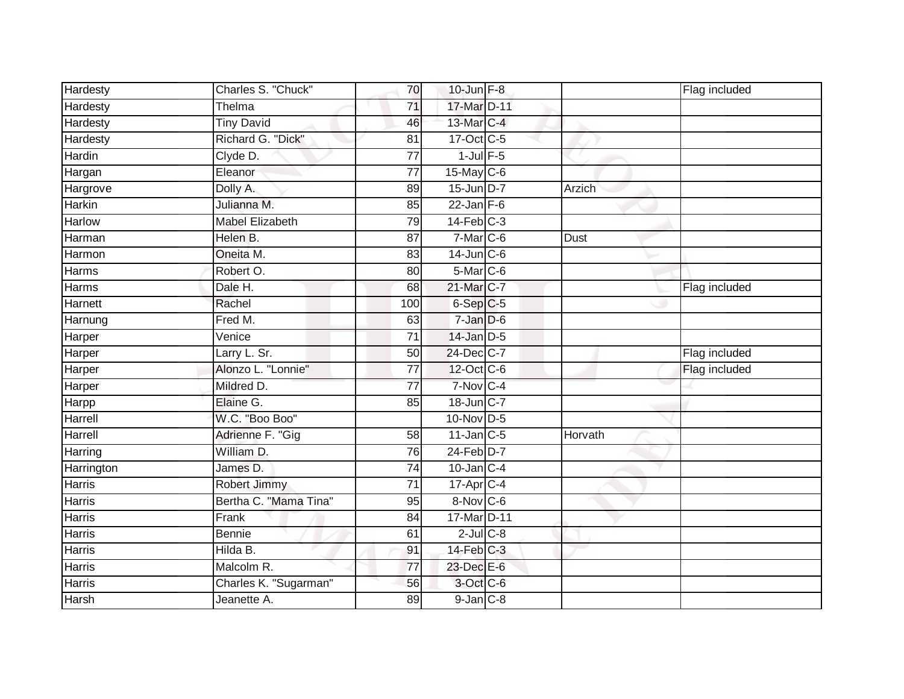| | | | | | | |
|---|---|---|---|---|---|---|
| Hardesty | Charles S. "Chuck" | 70 | 10-Jun | F-8 | | Flag included |
| Hardesty | Thelma | 71 | 17-Mar | D-11 | | |
| Hardesty | Tiny David | 46 | 13-Mar | C-4 | | |
| Hardesty | Richard G. "Dick" | 81 | 17-Oct | C-5 | | |
| Hardin | Clyde D. | 77 | 1-Jul | F-5 | | |
| Hargan | Eleanor | 77 | 15-May | C-6 | | |
| Hargrove | Dolly A. | 89 | 15-Jun | D-7 | Arzich | |
| Harkin | Julianna M. | 85 | 22-Jan | F-6 | | |
| Harlow | Mabel Elizabeth | 79 | 14-Feb | C-3 | | |
| Harman | Helen B. | 87 | 7-Mar | C-6 | Dust | |
| Harmon | Oneita M. | 83 | 14-Jun | C-6 | | |
| Harms | Robert O. | 80 | 5-Mar | C-6 | | |
| Harms | Dale H. | 68 | 21-Mar | C-7 | | Flag included |
| Harnett | Rachel | 100 | 6-Sep | C-5 | | |
| Harnung | Fred M. | 63 | 7-Jan | D-6 | | |
| Harper | Venice | 71 | 14-Jan | D-5 | | |
| Harper | Larry L. Sr. | 50 | 24-Dec | C-7 | | Flag included |
| Harper | Alonzo L. "Lonnie" | 77 | 12-Oct | C-6 | | Flag included |
| Harper | Mildred D. | 77 | 7-Nov | C-4 | | |
| Harpp | Elaine G. | 85 | 18-Jun | C-7 | | |
| Harrell | W.C. "Boo Boo" | | 10-Nov | D-5 | | |
| Harrell | Adrienne F. "Gig | 58 | 11-Jan | C-5 | Horvath | |
| Harring | William D. | 76 | 24-Feb | D-7 | | |
| Harrington | James D. | 74 | 10-Jan | C-4 | | |
| Harris | Robert Jimmy | 71 | 17-Apr | C-4 | | |
| Harris | Bertha C. "Mama Tina" | 95 | 8-Nov | C-6 | | |
| Harris | Frank | 84 | 17-Mar | D-11 | | |
| Harris | Bennie | 61 | 2-Jul | C-8 | | |
| Harris | Hilda B. | 91 | 14-Feb | C-3 | | |
| Harris | Malcolm R. | 77 | 23-Dec | E-6 | | |
| Harris | Charles K. "Sugarman" | 56 | 3-Oct | C-6 | | |
| Harsh | Jeanette A. | 89 | 9-Jan | C-8 | | |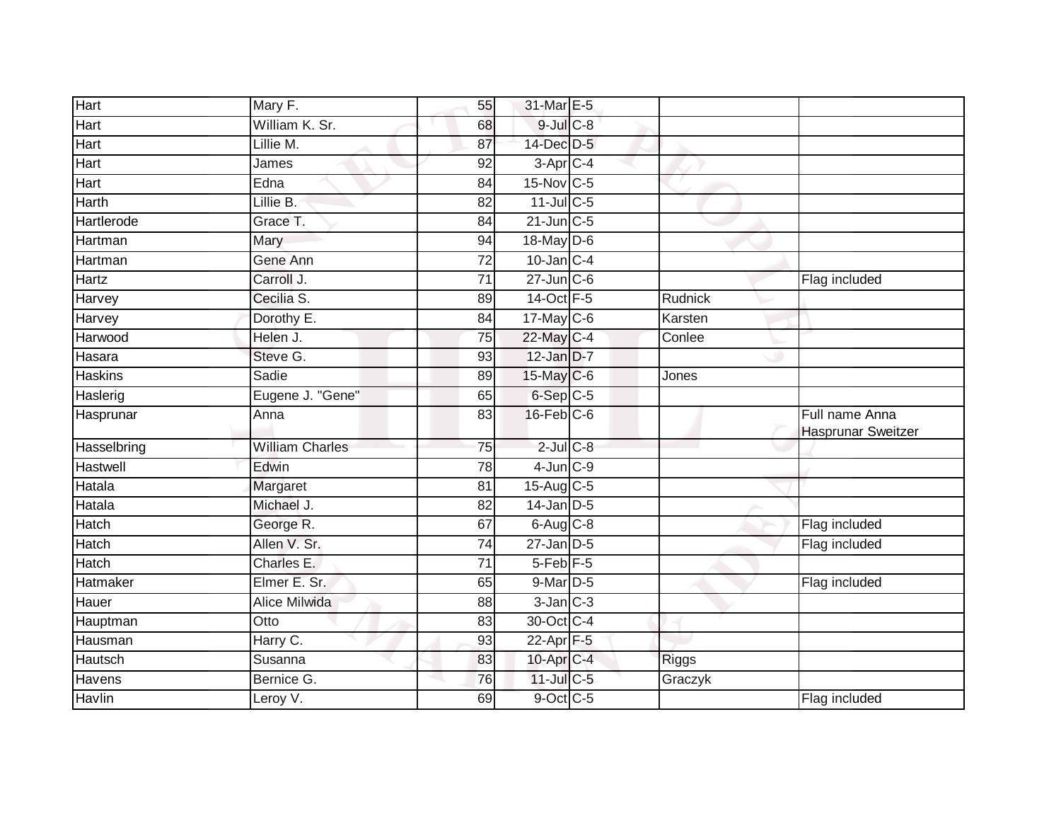| | | | | | | |
|---|---|---|---|---|---|---|
| Hart | Mary F. | 55 | 31-Mar | E-5 | | |
| Hart | William K. Sr. | 68 | 9-Jul | C-8 | | |
| Hart | Lillie M. | 87 | 14-Dec | D-5 | | |
| Hart | James | 92 | 3-Apr | C-4 | | |
| Hart | Edna | 84 | 15-Nov | C-5 | | |
| Harth | Lillie B. | 82 | 11-Jul | C-5 | | |
| Hartlerode | Grace T. | 84 | 21-Jun | C-5 | | |
| Hartman | Mary | 94 | 18-May | D-6 | | |
| Hartman | Gene Ann | 72 | 10-Jan | C-4 | | |
| Hartz | Carroll J. | 71 | 27-Jun | C-6 | | Flag included |
| Harvey | Cecilia S. | 89 | 14-Oct | F-5 | Rudnick | |
| Harvey | Dorothy E. | 84 | 17-May | C-6 | Karsten | |
| Harwood | Helen J. | 75 | 22-May | C-4 | Conlee | |
| Hasara | Steve G. | 93 | 12-Jan | D-7 | | |
| Haskins | Sadie | 89 | 15-May | C-6 | Jones | |
| Haslerig | Eugene J. "Gene" | 65 | 6-Sep | C-5 | | |
| Hasprunar | Anna | 83 | 16-Feb | C-6 | | Full name Anna Hasprunar Sweitzer |
| Hasselbring | William Charles | 75 | 2-Jul | C-8 | | |
| Hastwell | Edwin | 78 | 4-Jun | C-9 | | |
| Hatala | Margaret | 81 | 15-Aug | C-5 | | |
| Hatala | Michael J. | 82 | 14-Jan | D-5 | | |
| Hatch | George R. | 67 | 6-Aug | C-8 | | Flag included |
| Hatch | Allen V. Sr. | 74 | 27-Jan | D-5 | | Flag included |
| Hatch | Charles E. | 71 | 5-Feb | F-5 | | |
| Hatmaker | Elmer E. Sr. | 65 | 9-Mar | D-5 | | Flag included |
| Hauer | Alice Milwida | 88 | 3-Jan | C-3 | | |
| Hauptman | Otto | 83 | 30-Oct | C-4 | | |
| Hausman | Harry C. | 93 | 22-Apr | F-5 | | |
| Hautsch | Susanna | 83 | 10-Apr | C-4 | Riggs | |
| Havens | Bernice G. | 76 | 11-Jul | C-5 | Graczyk | |
| Havlin | Leroy V. | 69 | 9-Oct | C-5 | | Flag included |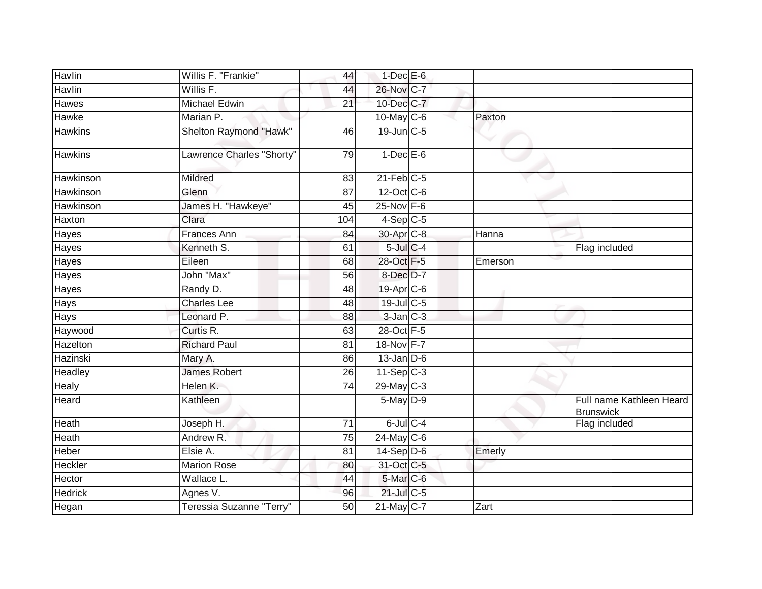| | | | | | | |
|---|---|---|---|---|---|---|
| Havlin | Willis F. "Frankie" | 44 | 1-Dec | E-6 | | |
| Havlin | Willis F. | 44 | 26-Nov | C-7 | | |
| Hawes | Michael Edwin | 21 | 10-Dec | C-7 | | |
| Hawke | Marian P. | | 10-May | C-6 | Paxton | |
| Hawkins | Shelton Raymond "Hawk" | 46 | 19-Jun | C-5 | | |
| Hawkins | Lawrence Charles "Shorty" | 79 | 1-Dec | E-6 | | |
| Hawkinson | Mildred | 83 | 21-Feb | C-5 | | |
| Hawkinson | Glenn | 87 | 12-Oct | C-6 | | |
| Hawkinson | James H. "Hawkeye" | 45 | 25-Nov | F-6 | | |
| Haxton | Clara | 104 | 4-Sep | C-5 | | |
| Hayes | Frances Ann | 84 | 30-Apr | C-8 | Hanna | |
| Hayes | Kenneth S. | 61 | 5-Jul | C-4 | | Flag included |
| Hayes | Eileen | 68 | 28-Oct | F-5 | Emerson | |
| Hayes | John "Max" | 56 | 8-Dec | D-7 | | |
| Hayes | Randy D. | 48 | 19-Apr | C-6 | | |
| Hays | Charles Lee | 48 | 19-Jul | C-5 | | |
| Hays | Leonard P. | 88 | 3-Jan | C-3 | | |
| Haywood | Curtis R. | 63 | 28-Oct | F-5 | | |
| Hazelton | Richard Paul | 81 | 18-Nov | F-7 | | |
| Hazinski | Mary A. | 86 | 13-Jan | D-6 | | |
| Headley | James Robert | 26 | 11-Sep | C-3 | | |
| Healy | Helen K. | 74 | 29-May | C-3 | | |
| Heard | Kathleen | | 5-May | D-9 | | Full name Kathleen Heard Brunswick |
| Heath | Joseph H. | 71 | 6-Jul | C-4 | | Flag included |
| Heath | Andrew R. | 75 | 24-May | C-6 | | |
| Heber | Elsie A. | 81 | 14-Sep | D-6 | Emerly | |
| Heckler | Marion Rose | 80 | 31-Oct | C-5 | | |
| Hector | Wallace L. | 44 | 5-Mar | C-6 | | |
| Hedrick | Agnes V. | 96 | 21-Jul | C-5 | | |
| Hegan | Teressia Suzanne "Terry" | 50 | 21-May | C-7 | Zart | |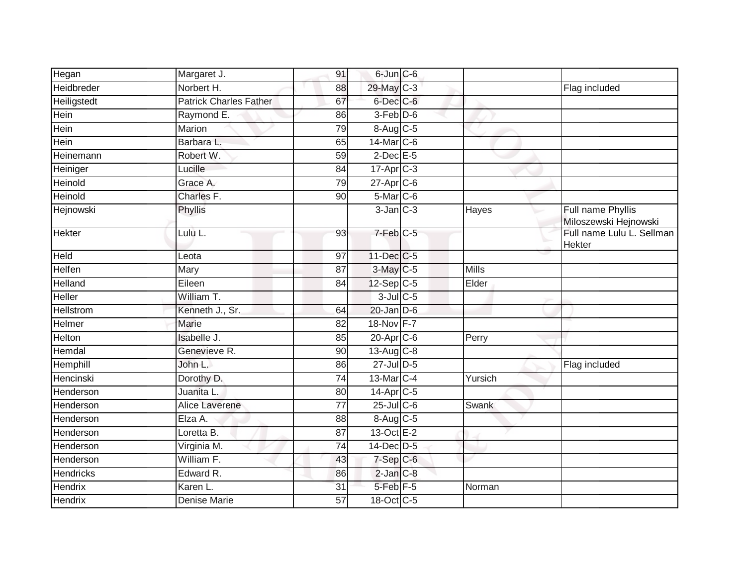| | | | | | | |
|---|---|---|---|---|---|---|
| Hegan | Margaret J. | 91 | 6-Jun | C-6 | | |
| Heidbreder | Norbert H. | 88 | 29-May | C-3 | | Flag included |
| Heiligstedt | Patrick Charles Father | 67 | 6-Dec | C-6 | | |
| Hein | Raymond E. | 86 | 3-Feb | D-6 | | |
| Hein | Marion | 79 | 8-Aug | C-5 | | |
| Hein | Barbara L. | 65 | 14-Mar | C-6 | | |
| Heinemann | Robert W. | 59 | 2-Dec | E-5 | | |
| Heiniger | Lucille | 84 | 17-Apr | C-3 | | |
| Heinold | Grace A. | 79 | 27-Apr | C-6 | | |
| Heinold | Charles F. | 90 | 5-Mar | C-6 | | |
| Hejnowski | Phyllis | | 3-Jan | C-3 | Hayes | Full name Phyllis Miloszewski Hejnowski |
| Hekter | Lulu L. | 93 | 7-Feb | C-5 | | Full name Lulu L. Sellman Hekter |
| Held | Leota | 97 | 11-Dec | C-5 | | |
| Helfen | Mary | 87 | 3-May | C-5 | Mills | |
| Helland | Eileen | 84 | 12-Sep | C-5 | Elder | |
| Heller | William T. | | 3-Jul | C-5 | | |
| Hellstrom | Kenneth J., Sr. | 64 | 20-Jan | D-6 | | |
| Helmer | Marie | 82 | 18-Nov | F-7 | | |
| Helton | Isabelle J. | 85 | 20-Apr | C-6 | Perry | |
| Hemdal | Genevieve R. | 90 | 13-Aug | C-8 | | |
| Hemphill | John L. | 86 | 27-Jul | D-5 | | Flag included |
| Hencinski | Dorothy D. | 74 | 13-Mar | C-4 | Yursich | |
| Henderson | Juanita L. | 80 | 14-Apr | C-5 | | |
| Henderson | Alice Laverene | 77 | 25-Jul | C-6 | Swank | |
| Henderson | Elza A. | 88 | 8-Aug | C-5 | | |
| Henderson | Loretta B. | 87 | 13-Oct | E-2 | | |
| Henderson | Virginia M. | 74 | 14-Dec | D-5 | | |
| Henderson | William F. | 43 | 7-Sep | C-6 | | |
| Hendricks | Edward R. | 86 | 2-Jan | C-8 | | |
| Hendrix | Karen L. | 31 | 5-Feb | F-5 | Norman | |
| Hendrix | Denise Marie | 57 | 18-Oct | C-5 | | |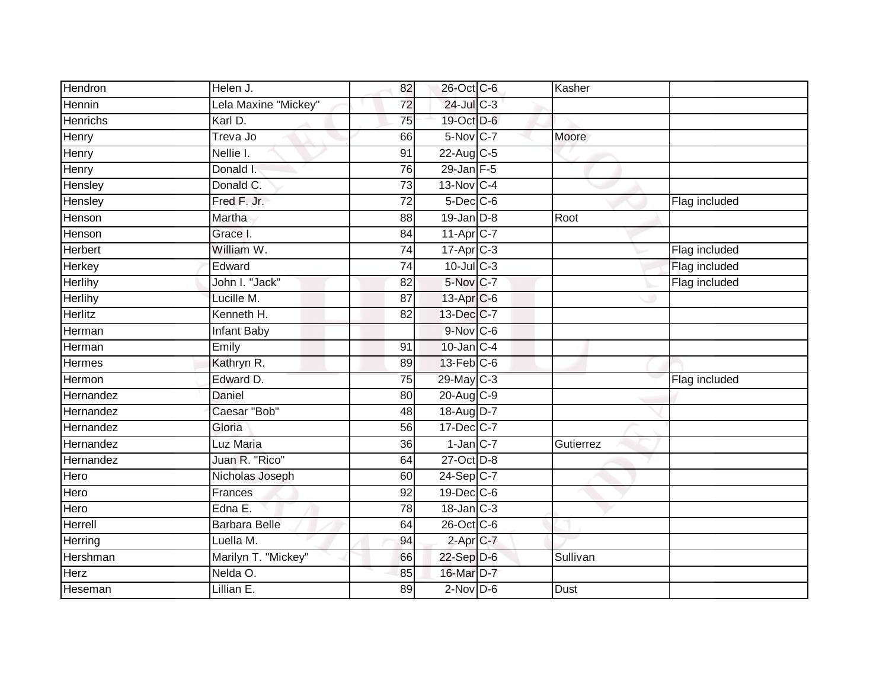| | | | | | | |
|---|---|---|---|---|---|---|
| Hendron | Helen J. | 82 | 26-Oct | C-6 | Kasher | |
| Hennin | Lela Maxine "Mickey" | 72 | 24-Jul | C-3 | | |
| Henrichs | Karl D. | 75 | 19-Oct | D-6 | | |
| Henry | Treva Jo | 66 | 5-Nov | C-7 | Moore | |
| Henry | Nellie I. | 91 | 22-Aug | C-5 | | |
| Henry | Donald I. | 76 | 29-Jan | F-5 | | |
| Hensley | Donald C. | 73 | 13-Nov | C-4 | | |
| Hensley | Fred F. Jr. | 72 | 5-Dec | C-6 | | Flag included |
| Henson | Martha | 88 | 19-Jan | D-8 | Root | |
| Henson | Grace I. | 84 | 11-Apr | C-7 | | |
| Herbert | William W. | 74 | 17-Apr | C-3 | | Flag included |
| Herkey | Edward | 74 | 10-Jul | C-3 | | Flag included |
| Herlihy | John I. "Jack" | 82 | 5-Nov | C-7 | | Flag included |
| Herlihy | Lucille M. | 87 | 13-Apr | C-6 | | |
| Herlitz | Kenneth H. | 82 | 13-Dec | C-7 | | |
| Herman | Infant Baby | | 9-Nov | C-6 | | |
| Herman | Emily | 91 | 10-Jan | C-4 | | |
| Hermes | Kathryn R. | 89 | 13-Feb | C-6 | | |
| Hermon | Edward D. | 75 | 29-May | C-3 | | Flag included |
| Hernandez | Daniel | 80 | 20-Aug | C-9 | | |
| Hernandez | Caesar "Bob" | 48 | 18-Aug | D-7 | | |
| Hernandez | Gloria | 56 | 17-Dec | C-7 | | |
| Hernandez | Luz Maria | 36 | 1-Jan | C-7 | Gutierrez | |
| Hernandez | Juan R. "Rico" | 64 | 27-Oct | D-8 | | |
| Hero | Nicholas Joseph | 60 | 24-Sep | C-7 | | |
| Hero | Frances | 92 | 19-Dec | C-6 | | |
| Hero | Edna E. | 78 | 18-Jan | C-3 | | |
| Herrell | Barbara Belle | 64 | 26-Oct | C-6 | | |
| Herring | Luella M. | 94 | 2-Apr | C-7 | | |
| Hershman | Marilyn T. "Mickey" | 66 | 22-Sep | D-6 | Sullivan | |
| Herz | Nelda O. | 85 | 16-Mar | D-7 | | |
| Heseman | Lillian E. | 89 | 2-Nov | D-6 | Dust | |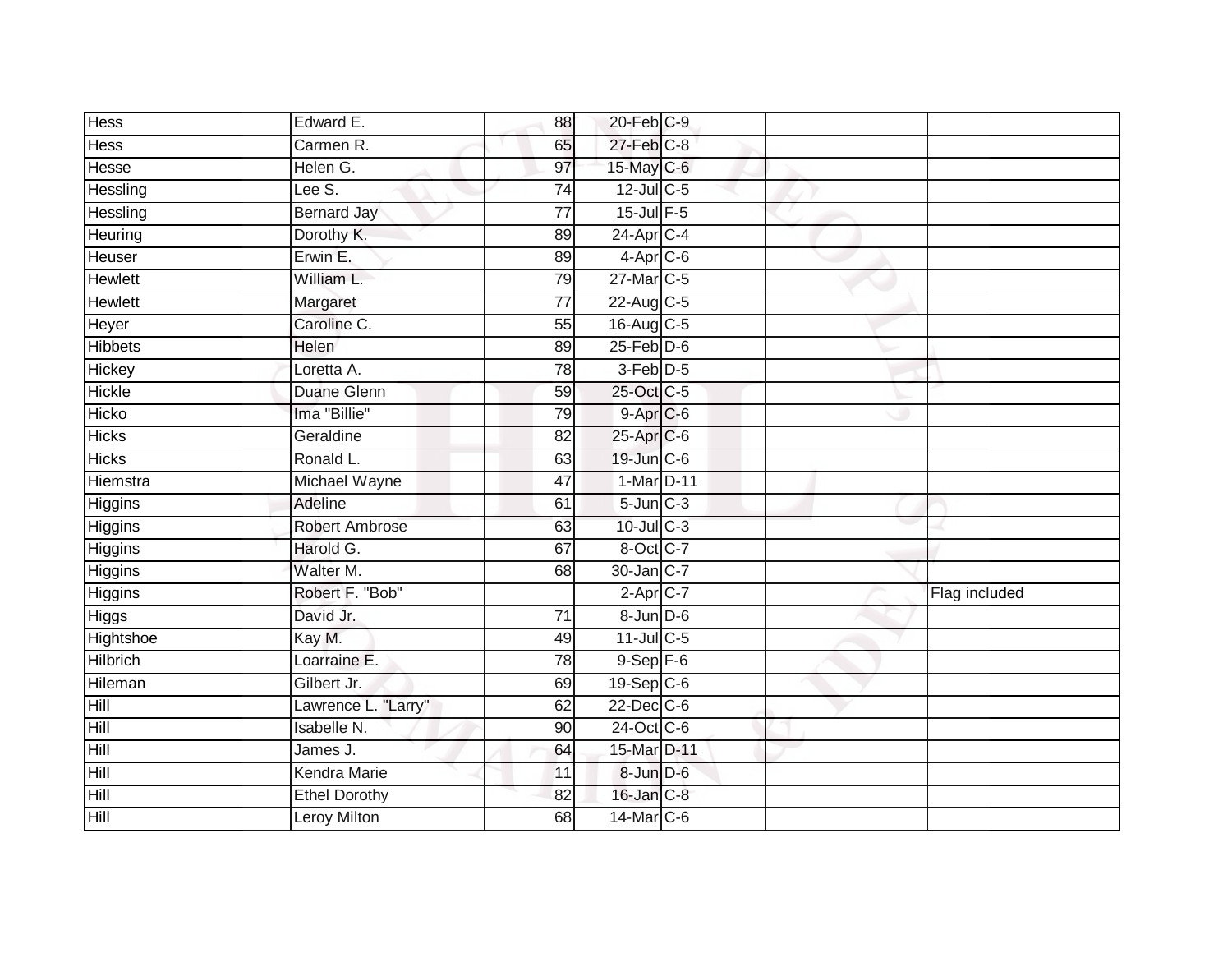| | | | | | | |
|---|---|---|---|---|---|---|
| Hess | Edward E. | 88 | 20-Feb | C-9 | | |
| Hess | Carmen R. | 65 | 27-Feb | C-8 | | |
| Hesse | Helen G. | 97 | 15-May | C-6 | | |
| Hessling | Lee S. | 74 | 12-Jul | C-5 | | |
| Hessling | Bernard Jay | 77 | 15-Jul | F-5 | | |
| Heuring | Dorothy K. | 89 | 24-Apr | C-4 | | |
| Heuser | Erwin E. | 89 | 4-Apr | C-6 | | |
| Hewlett | William L. | 79 | 27-Mar | C-5 | | |
| Hewlett | Margaret | 77 | 22-Aug | C-5 | | |
| Heyer | Caroline C. | 55 | 16-Aug | C-5 | | |
| Hibbets | Helen | 89 | 25-Feb | D-6 | | |
| Hickey | Loretta A. | 78 | 3-Feb | D-5 | | |
| Hickle | Duane Glenn | 59 | 25-Oct | C-5 | | |
| Hicko | Ima "Billie" | 79 | 9-Apr | C-6 | | |
| Hicks | Geraldine | 82 | 25-Apr | C-6 | | |
| Hicks | Ronald L. | 63 | 19-Jun | C-6 | | |
| Hiemstra | Michael Wayne | 47 | 1-Mar | D-11 | | |
| Higgins | Adeline | 61 | 5-Jun | C-3 | | |
| Higgins | Robert Ambrose | 63 | 10-Jul | C-3 | | |
| Higgins | Harold G. | 67 | 8-Oct | C-7 | | |
| Higgins | Walter M. | 68 | 30-Jan | C-7 | | |
| Higgins | Robert F. "Bob" | | 2-Apr | C-7 | | Flag included |
| Higgs | David Jr. | 71 | 8-Jun | D-6 | | |
| Hightshoe | Kay M. | 49 | 11-Jul | C-5 | | |
| Hilbrich | Loarraine E. | 78 | 9-Sep | F-6 | | |
| Hileman | Gilbert Jr. | 69 | 19-Sep | C-6 | | |
| Hill | Lawrence L. "Larry" | 62 | 22-Dec | C-6 | | |
| Hill | Isabelle N. | 90 | 24-Oct | C-6 | | |
| Hill | James J. | 64 | 15-Mar | D-11 | | |
| Hill | Kendra Marie | 11 | 8-Jun | D-6 | | |
| Hill | Ethel Dorothy | 82 | 16-Jan | C-8 | | |
| Hill | Leroy Milton | 68 | 14-Mar | C-6 | | |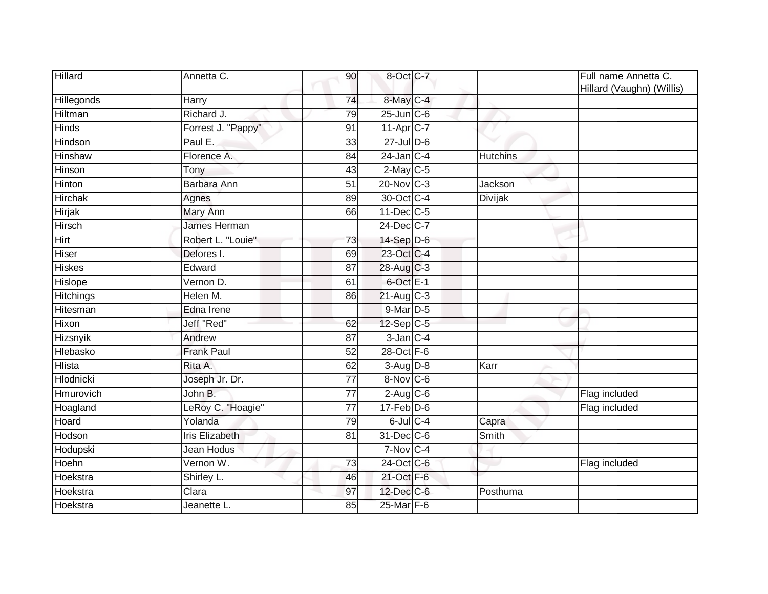| | | | | | | |
|---|---|---|---|---|---|---|
| Hillard | Annetta C. | 90 | 8-Oct | C-7 | | Full name Annetta C. Hillard (Vaughn) (Willis) |
| Hillegonds | Harry | 74 | 8-May | C-4 | | |
| Hiltman | Richard J. | 79 | 25-Jun | C-6 | | |
| Hinds | Forrest J. "Pappy" | 91 | 11-Apr | C-7 | | |
| Hindson | Paul E. | 33 | 27-Jul | D-6 | | |
| Hinshaw | Florence A. | 84 | 24-Jan | C-4 | Hutchins | |
| Hinson | Tony | 43 | 2-May | C-5 | | |
| Hinton | Barbara Ann | 51 | 20-Nov | C-3 | Jackson | |
| Hirchak | Agnes | 89 | 30-Oct | C-4 | Divijak | |
| Hirjak | Mary Ann | 66 | 11-Dec | C-5 | | |
| Hirsch | James Herman | | 24-Dec | C-7 | | |
| Hirt | Robert L. "Louie" | 73 | 14-Sep | D-6 | | |
| Hiser | Delores I. | 69 | 23-Oct | C-4 | | |
| Hiskes | Edward | 87 | 28-Aug | C-3 | | |
| Hislope | Vernon D. | 61 | 6-Oct | E-1 | | |
| Hitchings | Helen M. | 86 | 21-Aug | C-3 | | |
| Hitesman | Edna Irene | | 9-Mar | D-5 | | |
| Hixon | Jeff "Red" | 62 | 12-Sep | C-5 | | |
| Hizsnyik | Andrew | 87 | 3-Jan | C-4 | | |
| Hlebasko | Frank Paul | 52 | 28-Oct | F-6 | | |
| Hlista | Rita A. | 62 | 3-Aug | D-8 | Karr | |
| Hlodnicki | Joseph Jr. Dr. | 77 | 8-Nov | C-6 | | |
| Hmurovich | John B. | 77 | 2-Aug | C-6 | | Flag included |
| Hoagland | LeRoy C. "Hoagie" | 77 | 17-Feb | D-6 | | Flag included |
| Hoard | Yolanda | 79 | 6-Jul | C-4 | Capra | |
| Hodson | Iris Elizabeth | 81 | 31-Dec | C-6 | Smith | |
| Hodupski | Jean Hodus | | 7-Nov | C-4 | | |
| Hoehn | Vernon W. | 73 | 24-Oct | C-6 | | Flag included |
| Hoekstra | Shirley L. | 46 | 21-Oct | F-6 | | |
| Hoekstra | Clara | 97 | 12-Dec | C-6 | Posthuma | |
| Hoekstra | Jeanette L. | 85 | 25-Mar | F-6 | | |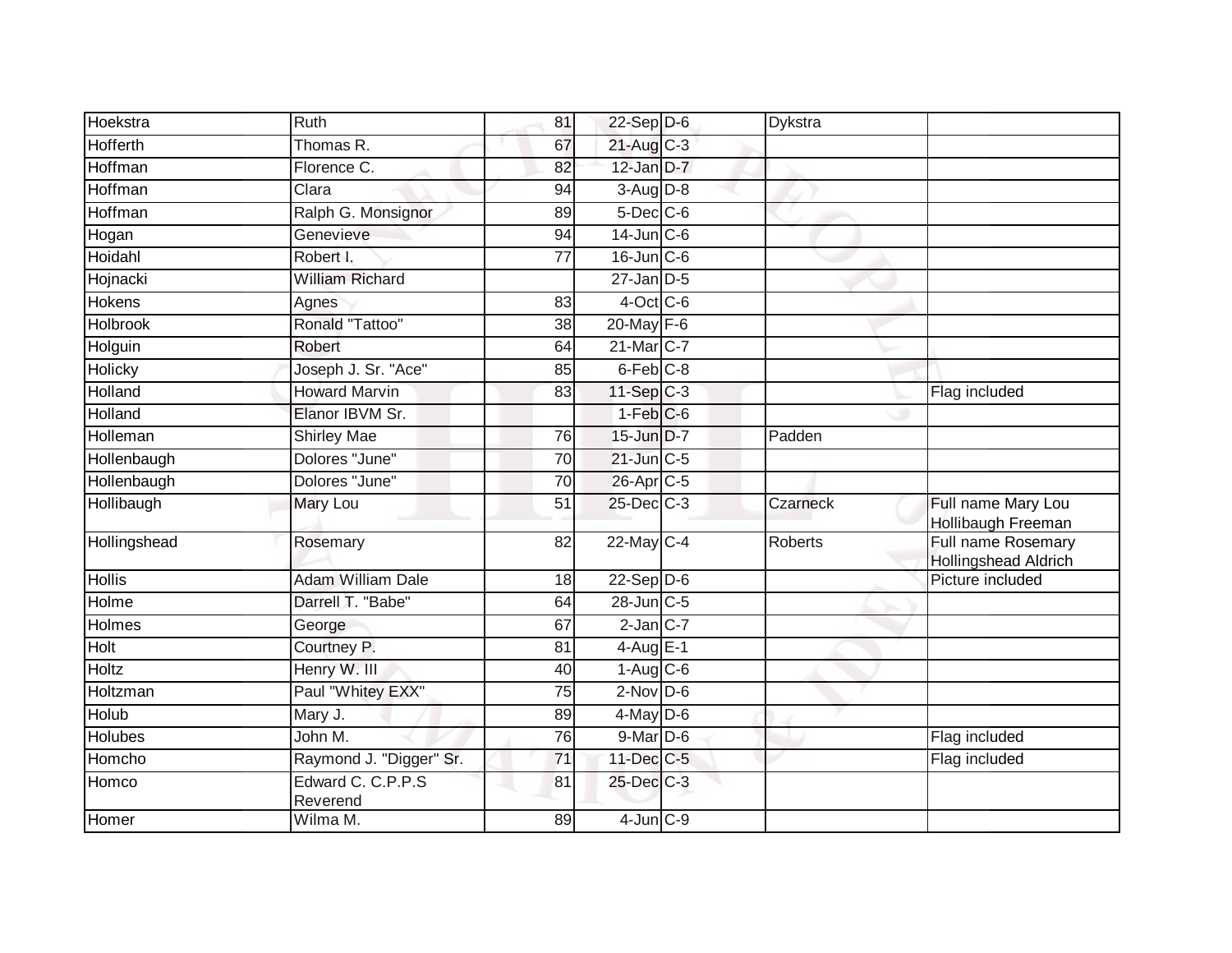| | | | | | | |
|---|---|---|---|---|---|---|
| Hoekstra | Ruth | 81 | 22-Sep | D-6 | Dykstra | |
| Hofferth | Thomas R. | 67 | 21-Aug | C-3 | | |
| Hoffman | Florence C. | 82 | 12-Jan | D-7 | | |
| Hoffman | Clara | 94 | 3-Aug | D-8 | | |
| Hoffman | Ralph G. Monsignor | 89 | 5-Dec | C-6 | | |
| Hogan | Genevieve | 94 | 14-Jun | C-6 | | |
| Hoidahl | Robert I. | 77 | 16-Jun | C-6 | | |
| Hojnacki | William Richard | | 27-Jan | D-5 | | |
| Hokens | Agnes | 83 | 4-Oct | C-6 | | |
| Holbrook | Ronald "Tattoo" | 38 | 20-May | F-6 | | |
| Holguin | Robert | 64 | 21-Mar | C-7 | | |
| Holicky | Joseph J. Sr. "Ace" | 85 | 6-Feb | C-8 | | |
| Holland | Howard Marvin | 83 | 11-Sep | C-3 | | Flag included |
| Holland | Elanor IBVM Sr. | | 1-Feb | C-6 | | |
| Holleman | Shirley Mae | 76 | 15-Jun | D-7 | Padden | |
| Hollenbaugh | Dolores "June" | 70 | 21-Jun | C-5 | | |
| Hollenbaugh | Dolores "June" | 70 | 26-Apr | C-5 | | |
| Hollibaugh | Mary Lou | 51 | 25-Dec | C-3 | Czarneck | Full name Mary Lou Hollibaugh Freeman |
| Hollingshead | Rosemary | 82 | 22-May | C-4 | Roberts | Full name Rosemary Hollingshead Aldrich |
| Hollis | Adam William Dale | 18 | 22-Sep | D-6 | | Picture included |
| Holme | Darrell T. "Babe" | 64 | 28-Jun | C-5 | | |
| Holmes | George | 67 | 2-Jan | C-7 | | |
| Holt | Courtney P. | 81 | 4-Aug | E-1 | | |
| Holtz | Henry W. III | 40 | 1-Aug | C-6 | | |
| Holtzman | Paul "Whitey EXX" | 75 | 2-Nov | D-6 | | |
| Holub | Mary J. | 89 | 4-May | D-6 | | |
| Holubes | John M. | 76 | 9-Mar | D-6 | | Flag included |
| Homcho | Raymond J. "Digger" Sr. | 71 | 11-Dec | C-5 | | Flag included |
| Homco | Edward C. C.P.P.S Reverend | 81 | 25-Dec | C-3 | | |
| Homer | Wilma M. | 89 | 4-Jun | C-9 | | |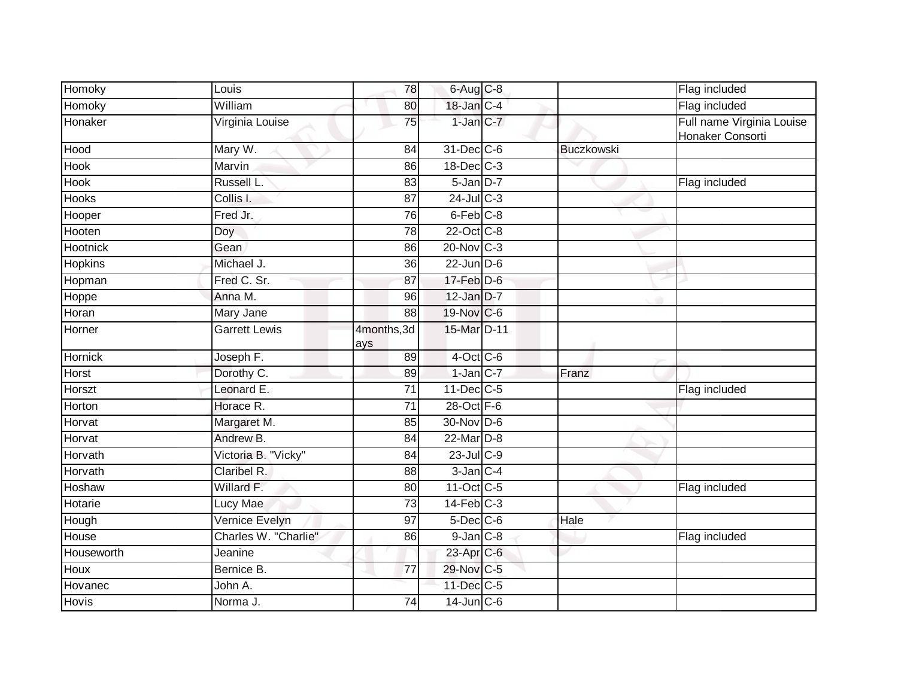| | | | | | | |
|---|---|---|---|---|---|---|
| Homoky | Louis | 78 | 6-Aug | C-8 | | Flag included |
| Homoky | William | 80 | 18-Jan | C-4 | | Flag included |
| Honaker | Virginia Louise | 75 | 1-Jan | C-7 | | Full name Virginia Louise Honaker Consorti |
| Hood | Mary W. | 84 | 31-Dec | C-6 | Buczkowski | |
| Hook | Marvin | 86 | 18-Dec | C-3 | | |
| Hook | Russell L. | 83 | 5-Jan | D-7 | | Flag included |
| Hooks | Collis I. | 87 | 24-Jul | C-3 | | |
| Hooper | Fred Jr. | 76 | 6-Feb | C-8 | | |
| Hooten | Doy | 78 | 22-Oct | C-8 | | |
| Hootnick | Gean | 86 | 20-Nov | C-3 | | |
| Hopkins | Michael J. | 36 | 22-Jun | D-6 | | |
| Hopman | Fred C. Sr. | 87 | 17-Feb | D-6 | | |
| Hoppe | Anna M. | 96 | 12-Jan | D-7 | | |
| Horan | Mary Jane | 88 | 19-Nov | C-6 | | |
| Horner | Garrett Lewis | 4months,3days | 15-Mar | D-11 | | |
| Hornick | Joseph F. | 89 | 4-Oct | C-6 | | |
| Horst | Dorothy C. | 89 | 1-Jan | C-7 | Franz | |
| Horszt | Leonard E. | 71 | 11-Dec | C-5 | | Flag included |
| Horton | Horace R. | 71 | 28-Oct | F-6 | | |
| Horvat | Margaret M. | 85 | 30-Nov | D-6 | | |
| Horvat | Andrew B. | 84 | 22-Mar | D-8 | | |
| Horvath | Victoria B. "Vicky" | 84 | 23-Jul | C-9 | | |
| Horvath | Claribel R. | 88 | 3-Jan | C-4 | | |
| Hoshaw | Willard F. | 80 | 11-Oct | C-5 | | Flag included |
| Hotarie | Lucy Mae | 73 | 14-Feb | C-3 | | |
| Hough | Vernice Evelyn | 97 | 5-Dec | C-6 | Hale | |
| House | Charles W. "Charlie" | 86 | 9-Jan | C-8 | | Flag included |
| Houseworth | Jeanine | | 23-Apr | C-6 | | |
| Houx | Bernice B. | 77 | 29-Nov | C-5 | | |
| Hovanec | John A. | | 11-Dec | C-5 | | |
| Hovis | Norma J. | 74 | 14-Jun | C-6 | | |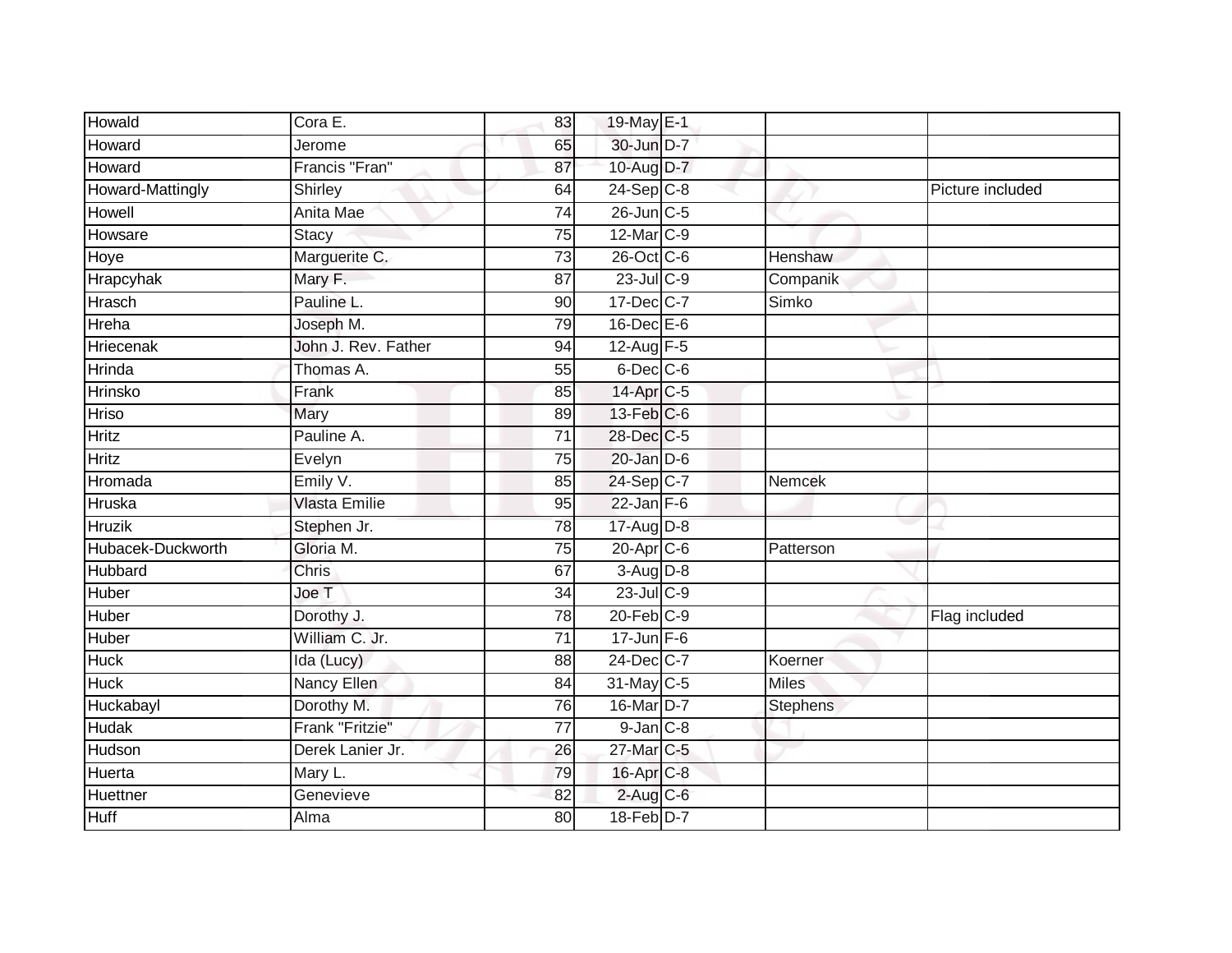| | | | | | | |
|---|---|---|---|---|---|---|
| Howald | Cora E. | 83 | 19-May | E-1 | | |
| Howard | Jerome | 65 | 30-Jun | D-7 | | |
| Howard | Francis "Fran" | 87 | 10-Aug | D-7 | | |
| Howard-Mattingly | Shirley | 64 | 24-Sep | C-8 | | Picture included |
| Howell | Anita Mae | 74 | 26-Jun | C-5 | | |
| Howsare | Stacy | 75 | 12-Mar | C-9 | | |
| Hoye | Marguerite C. | 73 | 26-Oct | C-6 | Henshaw | |
| Hrapcyhak | Mary F. | 87 | 23-Jul | C-9 | Companik | |
| Hrasch | Pauline L. | 90 | 17-Dec | C-7 | Simko | |
| Hreha | Joseph M. | 79 | 16-Dec | E-6 | | |
| Hriecenak | John J. Rev. Father | 94 | 12-Aug | F-5 | | |
| Hrinda | Thomas A. | 55 | 6-Dec | C-6 | | |
| Hrinsko | Frank | 85 | 14-Apr | C-5 | | |
| Hriso | Mary | 89 | 13-Feb | C-6 | | |
| Hritz | Pauline A. | 71 | 28-Dec | C-5 | | |
| Hritz | Evelyn | 75 | 20-Jan | D-6 | | |
| Hromada | Emily V. | 85 | 24-Sep | C-7 | Nemcek | |
| Hruska | Vlasta Emilie | 95 | 22-Jan | F-6 | | |
| Hruzik | Stephen Jr. | 78 | 17-Aug | D-8 | | |
| Hubacek-Duckworth | Gloria M. | 75 | 20-Apr | C-6 | Patterson | |
| Hubbard | Chris | 67 | 3-Aug | D-8 | | |
| Huber | Joe T | 34 | 23-Jul | C-9 | | |
| Huber | Dorothy J. | 78 | 20-Feb | C-9 | | Flag included |
| Huber | William C. Jr. | 71 | 17-Jun | F-6 | | |
| Huck | Ida (Lucy) | 88 | 24-Dec | C-7 | Koerner | |
| Huck | Nancy Ellen | 84 | 31-May | C-5 | Miles | |
| Huckabayl | Dorothy M. | 76 | 16-Mar | D-7 | Stephens | |
| Hudak | Frank "Fritzie" | 77 | 9-Jan | C-8 | | |
| Hudson | Derek Lanier Jr. | 26 | 27-Mar | C-5 | | |
| Huerta | Mary L. | 79 | 16-Apr | C-8 | | |
| Huettner | Genevieve | 82 | 2-Aug | C-6 | | |
| Huff | Alma | 80 | 18-Feb | D-7 | | |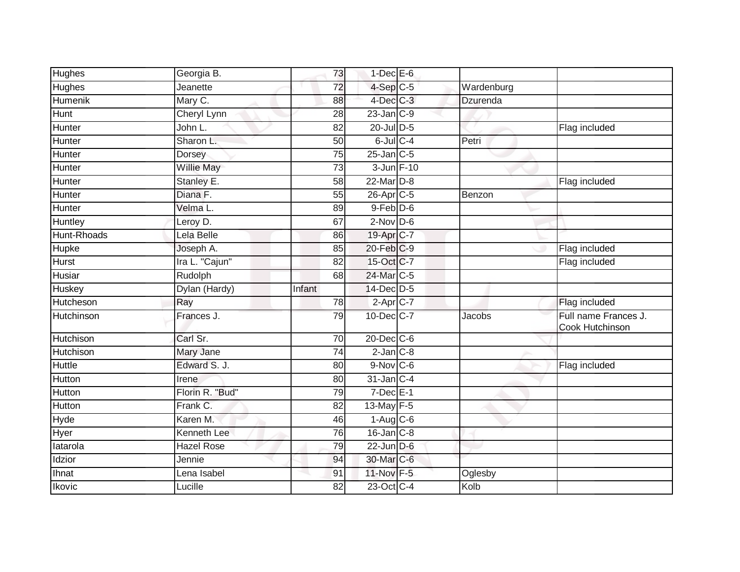| | | | | | | |
|---|---|---|---|---|---|---|
| Hughes | Georgia B. | 73 | 1-Dec | E-6 | | |
| Hughes | Jeanette | 72 | 4-Sep | C-5 | Wardenburg | |
| Humenik | Mary C. | 88 | 4-Dec | C-3 | Dzurenda | |
| Hunt | Cheryl Lynn | 28 | 23-Jan | C-9 | | |
| Hunter | John L. | 82 | 20-Jul | D-5 | | Flag included |
| Hunter | Sharon L. | 50 | 6-Jul | C-4 | Petri | |
| Hunter | Dorsey | 75 | 25-Jan | C-5 | | |
| Hunter | Willie May | 73 | 3-Jun | F-10 | | |
| Hunter | Stanley E. | 58 | 22-Mar | D-8 | | Flag included |
| Hunter | Diana F. | 55 | 26-Apr | C-5 | Benzon | |
| Hunter | Velma L. | 89 | 9-Feb | D-6 | | |
| Huntley | Leroy D. | 67 | 2-Nov | D-6 | | |
| Hunt-Rhoads | Lela Belle | 86 | 19-Apr | C-7 | | |
| Hupke | Joseph A. | 85 | 20-Feb | C-9 | | Flag included |
| Hurst | Ira L. "Cajun" | 82 | 15-Oct | C-7 | | Flag included |
| Husiar | Rudolph | 68 | 24-Mar | C-5 | | |
| Huskey | Dylan (Hardy) | Infant | 14-Dec | D-5 | | |
| Hutcheson | Ray | 78 | 2-Apr | C-7 | | Flag included |
| Hutchinson | Frances J. | 79 | 10-Dec | C-7 | Jacobs | Full name Frances J. Cook Hutchinson |
| Hutchison | Carl Sr. | 70 | 20-Dec | C-6 | | |
| Hutchison | Mary Jane | 74 | 2-Jan | C-8 | | |
| Huttle | Edward S. J. | 80 | 9-Nov | C-6 | | Flag included |
| Hutton | Irene | 80 | 31-Jan | C-4 | | |
| Hutton | Florin R. "Bud" | 79 | 7-Dec | E-1 | | |
| Hutton | Frank C. | 82 | 13-May | F-5 | | |
| Hyde | Karen M. | 46 | 1-Aug | C-6 | | |
| Hyer | Kenneth Lee | 76 | 16-Jan | C-8 | | |
| Iatarola | Hazel Rose | 79 | 22-Jun | D-6 | | |
| Idzior | Jennie | 94 | 30-Mar | C-6 | | |
| Ihnat | Lena Isabel | 91 | 11-Nov | F-5 | Oglesby | |
| Ikovic | Lucille | 82 | 23-Oct | C-4 | Kolb | |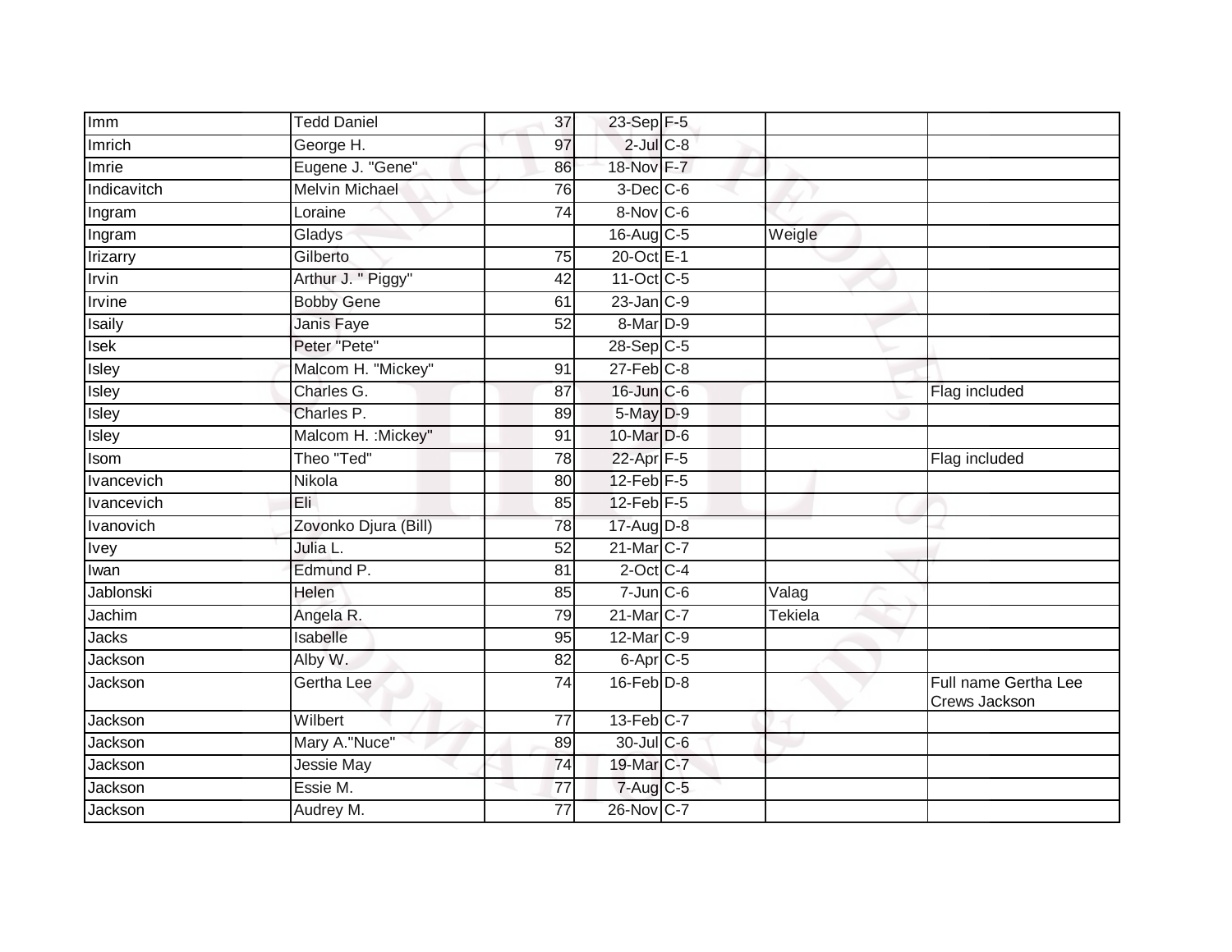| | | | | | | |
|---|---|---|---|---|---|---|
| Imm | Tedd Daniel | 37 | 23-Sep | F-5 | | |
| Imrich | George H. | 97 | 2-Jul | C-8 | | |
| Imrie | Eugene J. "Gene" | 86 | 18-Nov | F-7 | | |
| Indicavitch | Melvin Michael | 76 | 3-Dec | C-6 | | |
| Ingram | Loraine | 74 | 8-Nov | C-6 | | |
| Ingram | Gladys | | 16-Aug | C-5 | Weigle | |
| Irizarry | Gilberto | 75 | 20-Oct | E-1 | | |
| Irvin | Arthur J. " Piggy" | 42 | 11-Oct | C-5 | | |
| Irvine | Bobby Gene | 61 | 23-Jan | C-9 | | |
| Isaily | Janis Faye | 52 | 8-Mar | D-9 | | |
| Isek | Peter "Pete" | | 28-Sep | C-5 | | |
| Isley | Malcom H. "Mickey" | 91 | 27-Feb | C-8 | | |
| Isley | Charles G. | 87 | 16-Jun | C-6 | | Flag included |
| Isley | Charles P. | 89 | 5-May | D-9 | | |
| Isley | Malcom H. :Mickey" | 91 | 10-Mar | D-6 | | |
| Isom | Theo "Ted" | 78 | 22-Apr | F-5 | | Flag included |
| Ivancevich | Nikola | 80 | 12-Feb | F-5 | | |
| Ivancevich | Eli | 85 | 12-Feb | F-5 | | |
| Ivanovich | Zovonko Djura (Bill) | 78 | 17-Aug | D-8 | | |
| Ivey | Julia L. | 52 | 21-Mar | C-7 | | |
| Iwan | Edmund P. | 81 | 2-Oct | C-4 | | |
| Jablonski | Helen | 85 | 7-Jun | C-6 | Valag | |
| Jachim | Angela R. | 79 | 21-Mar | C-7 | Tekiela | |
| Jacks | Isabelle | 95 | 12-Mar | C-9 | | |
| Jackson | Alby W. | 82 | 6-Apr | C-5 | | |
| Jackson | Gertha Lee | 74 | 16-Feb | D-8 | | Full name Gertha Lee Crews Jackson |
| Jackson | Wilbert | 77 | 13-Feb | C-7 | | |
| Jackson | Mary A."Nuce" | 89 | 30-Jul | C-6 | | |
| Jackson | Jessie May | 74 | 19-Mar | C-7 | | |
| Jackson | Essie M. | 77 | 7-Aug | C-5 | | |
| Jackson | Audrey M. | 77 | 26-Nov | C-7 | | |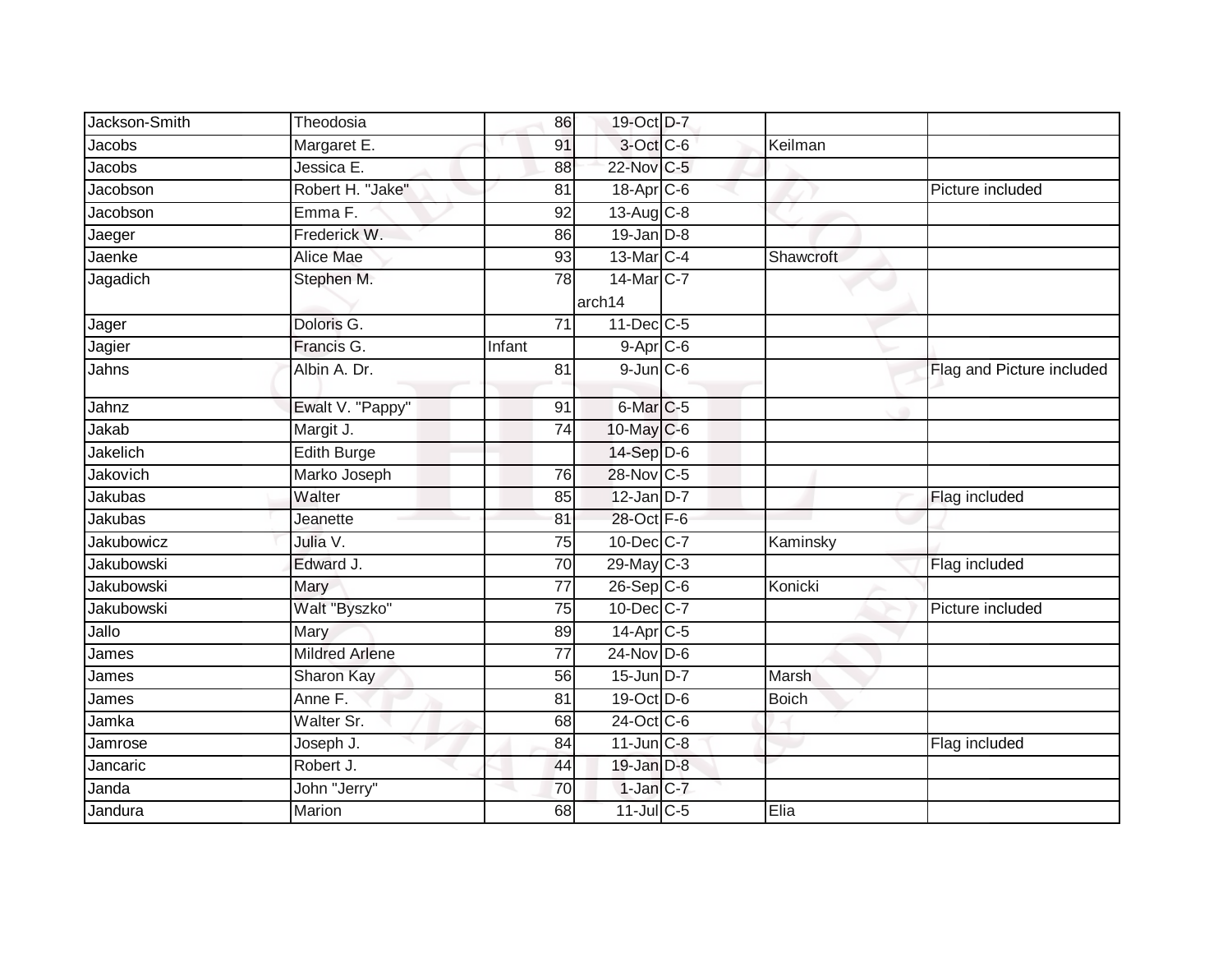| | | | | | | |
|---|---|---|---|---|---|---|
| Jackson-Smith | Theodosia | 86 | 19-Oct | D-7 | | |
| Jacobs | Margaret E. | 91 | 3-Oct | C-6 | Keilman | |
| Jacobs | Jessica E. | 88 | 22-Nov | C-5 | | |
| Jacobson | Robert H. "Jake" | 81 | 18-Apr | C-6 | | Picture included |
| Jacobson | Emma F. | 92 | 13-Aug | C-8 | | |
| Jaeger | Frederick W. | 86 | 19-Jan | D-8 | | |
| Jaenke | Alice Mae | 93 | 13-Mar | C-4 | Shawcroft | |
| Jagadich | Stephen M. | 78 | 14-Mar arch14 | C-7 | | |
| Jager | Doloris G. | 71 | 11-Dec | C-5 | | |
| Jagier | Francis G. | Infant | 9-Apr | C-6 | | |
| Jahns | Albin A. Dr. | 81 | 9-Jun | C-6 | | Flag and Picture included |
| Jahnz | Ewalt V. "Pappy" | 91 | 6-Mar | C-5 | | |
| Jakab | Margit J. | 74 | 10-May | C-6 | | |
| Jakelich | Edith Burge | | 14-Sep | D-6 | | |
| Jakovich | Marko Joseph | 76 | 28-Nov | C-5 | | |
| Jakubas | Walter | 85 | 12-Jan | D-7 | | Flag included |
| Jakubas | Jeanette | 81 | 28-Oct | F-6 | | |
| Jakubowicz | Julia V. | 75 | 10-Dec | C-7 | Kaminsky | |
| Jakubowski | Edward J. | 70 | 29-May | C-3 | | Flag included |
| Jakubowski | Mary | 77 | 26-Sep | C-6 | Konicki | |
| Jakubowski | Walt "Byszko" | 75 | 10-Dec | C-7 | | Picture included |
| Jallo | Mary | 89 | 14-Apr | C-5 | | |
| James | Mildred Arlene | 77 | 24-Nov | D-6 | | |
| James | Sharon Kay | 56 | 15-Jun | D-7 | Marsh | |
| James | Anne F. | 81 | 19-Oct | D-6 | Boich | |
| Jamka | Walter Sr. | 68 | 24-Oct | C-6 | | |
| Jamrose | Joseph J. | 84 | 11-Jun | C-8 | | Flag included |
| Jancaric | Robert J. | 44 | 19-Jan | D-8 | | |
| Janda | John "Jerry" | 70 | 1-Jan | C-7 | | |
| Jandura | Marion | 68 | 11-Jul | C-5 | Elia | |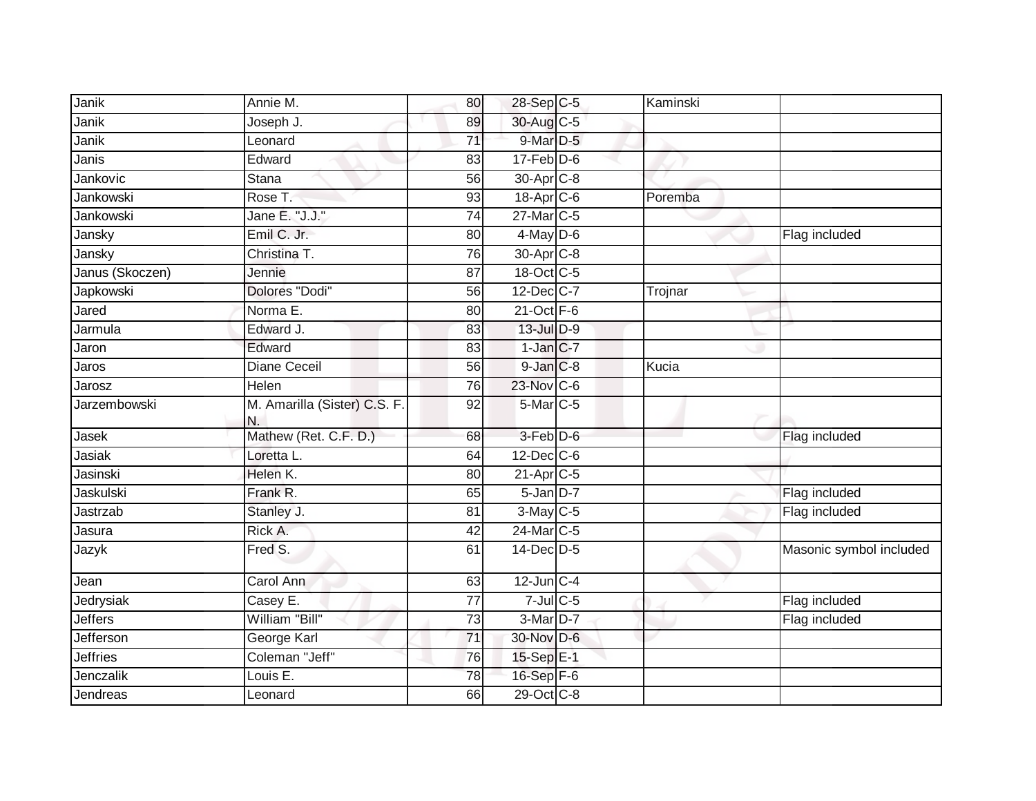| | | | | | | |
|---|---|---|---|---|---|---|
| Janik | Annie M. | 80 | 28-Sep | C-5 | Kaminski | |
| Janik | Joseph J. | 89 | 30-Aug | C-5 | | |
| Janik | Leonard | 71 | 9-Mar | D-5 | | |
| Janis | Edward | 83 | 17-Feb | D-6 | | |
| Jankovic | Stana | 56 | 30-Apr | C-8 | | |
| Jankowski | Rose T. | 93 | 18-Apr | C-6 | Poremba | |
| Jankowski | Jane E. "J.J." | 74 | 27-Mar | C-5 | | |
| Jansky | Emil C. Jr. | 80 | 4-May | D-6 | | Flag included |
| Jansky | Christina T. | 76 | 30-Apr | C-8 | | |
| Janus (Skoczen) | Jennie | 87 | 18-Oct | C-5 | | |
| Japkowski | Dolores "Dodi" | 56 | 12-Dec | C-7 | Trojnar | |
| Jared | Norma E. | 80 | 21-Oct | F-6 | | |
| Jarmula | Edward J. | 83 | 13-Jul | D-9 | | |
| Jaron | Edward | 83 | 1-Jan | C-7 | | |
| Jaros | Diane Ceceil | 56 | 9-Jan | C-8 | Kucia | |
| Jarosz | Helen | 76 | 23-Nov | C-6 | | |
| Jarzembowski | M. Amarilla (Sister) C.S. F. N. | 92 | 5-Mar | C-5 | | |
| Jasek | Mathew (Ret. C.F. D.) | 68 | 3-Feb | D-6 | | Flag included |
| Jasiak | Loretta L. | 64 | 12-Dec | C-6 | | |
| Jasinski | Helen K. | 80 | 21-Apr | C-5 | | |
| Jaskulski | Frank R. | 65 | 5-Jan | D-7 | | Flag included |
| Jastrzab | Stanley J. | 81 | 3-May | C-5 | | Flag included |
| Jasura | Rick A. | 42 | 24-Mar | C-5 | | |
| Jazyk | Fred S. | 61 | 14-Dec | D-5 | | Masonic symbol included |
| Jean | Carol Ann | 63 | 12-Jun | C-4 | | |
| Jedrysiak | Casey E. | 77 | 7-Jul | C-5 | | Flag included |
| Jeffers | William "Bill" | 73 | 3-Mar | D-7 | | Flag included |
| Jefferson | George Karl | 71 | 30-Nov | D-6 | | |
| Jeffries | Coleman "Jeff" | 76 | 15-Sep | E-1 | | |
| Jenczalik | Louis E. | 78 | 16-Sep | F-6 | | |
| Jendreas | Leonard | 66 | 29-Oct | C-8 | | |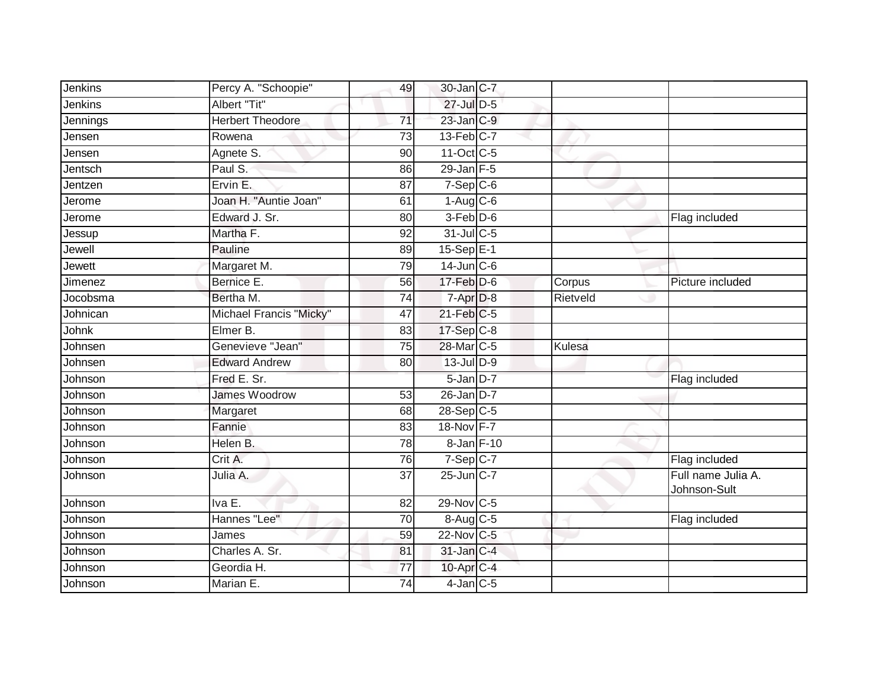| | | | | | | |
|---|---|---|---|---|---|---|
| Jenkins | Percy A. "Schoopie" | 49 | 30-Jan | C-7 | | |
| Jenkins | Albert "Tit" | | 27-Jul | D-5 | | |
| Jennings | Herbert Theodore | 71 | 23-Jan | C-9 | | |
| Jensen | Rowena | 73 | 13-Feb | C-7 | | |
| Jensen | Agnete S. | 90 | 11-Oct | C-5 | | |
| Jentsch | Paul S. | 86 | 29-Jan | F-5 | | |
| Jentzen | Ervin E. | 87 | 7-Sep | C-6 | | |
| Jerome | Joan H. "Auntie Joan" | 61 | 1-Aug | C-6 | | |
| Jerome | Edward J. Sr. | 80 | 3-Feb | D-6 | | Flag included |
| Jessup | Martha F. | 92 | 31-Jul | C-5 | | |
| Jewell | Pauline | 89 | 15-Sep | E-1 | | |
| Jewett | Margaret M. | 79 | 14-Jun | C-6 | | |
| Jimenez | Bernice E. | 56 | 17-Feb | D-6 | Corpus | Picture included |
| Jocobsma | Bertha M. | 74 | 7-Apr | D-8 | Rietveld | |
| Johnican | Michael Francis "Micky" | 47 | 21-Feb | C-5 | | |
| Johnk | Elmer B. | 83 | 17-Sep | C-8 | | |
| Johnsen | Genevieve "Jean" | 75 | 28-Mar | C-5 | Kulesa | |
| Johnsen | Edward Andrew | 80 | 13-Jul | D-9 | | |
| Johnson | Fred E. Sr. | | 5-Jan | D-7 | | Flag included |
| Johnson | James Woodrow | 53 | 26-Jan | D-7 | | |
| Johnson | Margaret | 68 | 28-Sep | C-5 | | |
| Johnson | Fannie | 83 | 18-Nov | F-7 | | |
| Johnson | Helen B. | 78 | 8-Jan | F-10 | | |
| Johnson | Crit A. | 76 | 7-Sep | C-7 | | Flag included |
| Johnson | Julia A. | 37 | 25-Jun | C-7 | | Full name Julia A. Johnson-Sult |
| Johnson | Iva E. | 82 | 29-Nov | C-5 | | |
| Johnson | Hannes "Lee" | 70 | 8-Aug | C-5 | | Flag included |
| Johnson | James | 59 | 22-Nov | C-5 | | |
| Johnson | Charles A. Sr. | 81 | 31-Jan | C-4 | | |
| Johnson | Geordia H. | 77 | 10-Apr | C-4 | | |
| Johnson | Marian E. | 74 | 4-Jan | C-5 | | |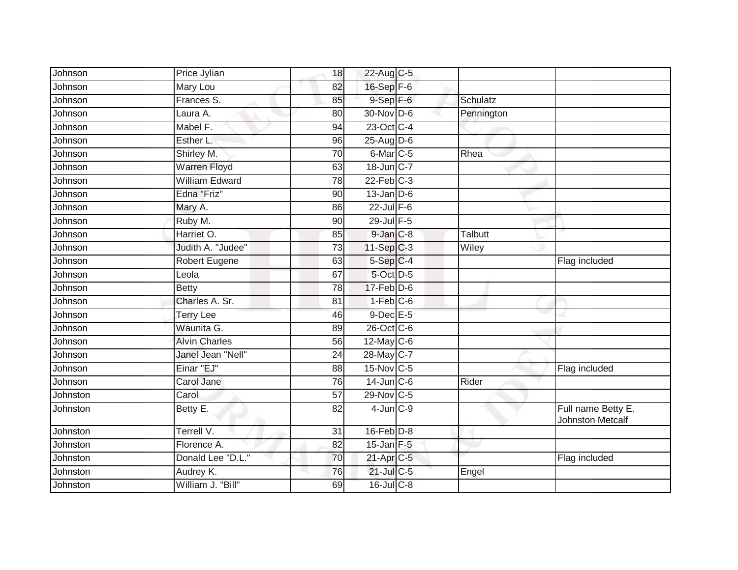| | | | | | | |
|---|---|---|---|---|---|---|
| Johnson | Price Jylian | 18 | 22-Aug | C-5 | | |
| Johnson | Mary Lou | 82 | 16-Sep | F-6 | | |
| Johnson | Frances S. | 85 | 9-Sep | F-6 | Schulatz | |
| Johnson | Laura A. | 80 | 30-Nov | D-6 | Pennington | |
| Johnson | Mabel F. | 94 | 23-Oct | C-4 | | |
| Johnson | Esther L. | 96 | 25-Aug | D-6 | | |
| Johnson | Shirley M. | 70 | 6-Mar | C-5 | Rhea | |
| Johnson | Warren Floyd | 63 | 18-Jun | C-7 | | |
| Johnson | William Edward | 78 | 22-Feb | C-3 | | |
| Johnson | Edna "Friz" | 90 | 13-Jan | D-6 | | |
| Johnson | Mary A. | 86 | 22-Jul | F-6 | | |
| Johnson | Ruby M. | 90 | 29-Jul | F-5 | | |
| Johnson | Harriet O. | 85 | 9-Jan | C-8 | Talbutt | |
| Johnson | Judith A. "Judee" | 73 | 11-Sep | C-3 | Wiley | |
| Johnson | Robert Eugene | 63 | 5-Sep | C-4 | | Flag included |
| Johnson | Leola | 67 | 5-Oct | D-5 | | |
| Johnson | Betty | 78 | 17-Feb | D-6 | | |
| Johnson | Charles A. Sr. | 81 | 1-Feb | C-6 | | |
| Johnson | Terry Lee | 46 | 9-Dec | E-5 | | |
| Johnson | Waunita G. | 89 | 26-Oct | C-6 | | |
| Johnson | Alvin Charles | 56 | 12-May | C-6 | | |
| Johnson | Janel Jean "Nell" | 24 | 28-May | C-7 | | |
| Johnson | Einar "EJ" | 88 | 15-Nov | C-5 | | Flag included |
| Johnson | Carol Jane | 76 | 14-Jun | C-6 | Rider | |
| Johnston | Carol | 57 | 29-Nov | C-5 | | |
| Johnston | Betty E. | 82 | 4-Jun | C-9 | | Full name Betty E. Johnston Metcalf |
| Johnston | Terrell V. | 31 | 16-Feb | D-8 | | |
| Johnston | Florence A. | 82 | 15-Jan | F-5 | | |
| Johnston | Donald Lee "D.L." | 70 | 21-Apr | C-5 | | Flag included |
| Johnston | Audrey K. | 76 | 21-Jul | C-5 | Engel | |
| Johnston | William J. "Bill" | 69 | 16-Jul | C-8 | | |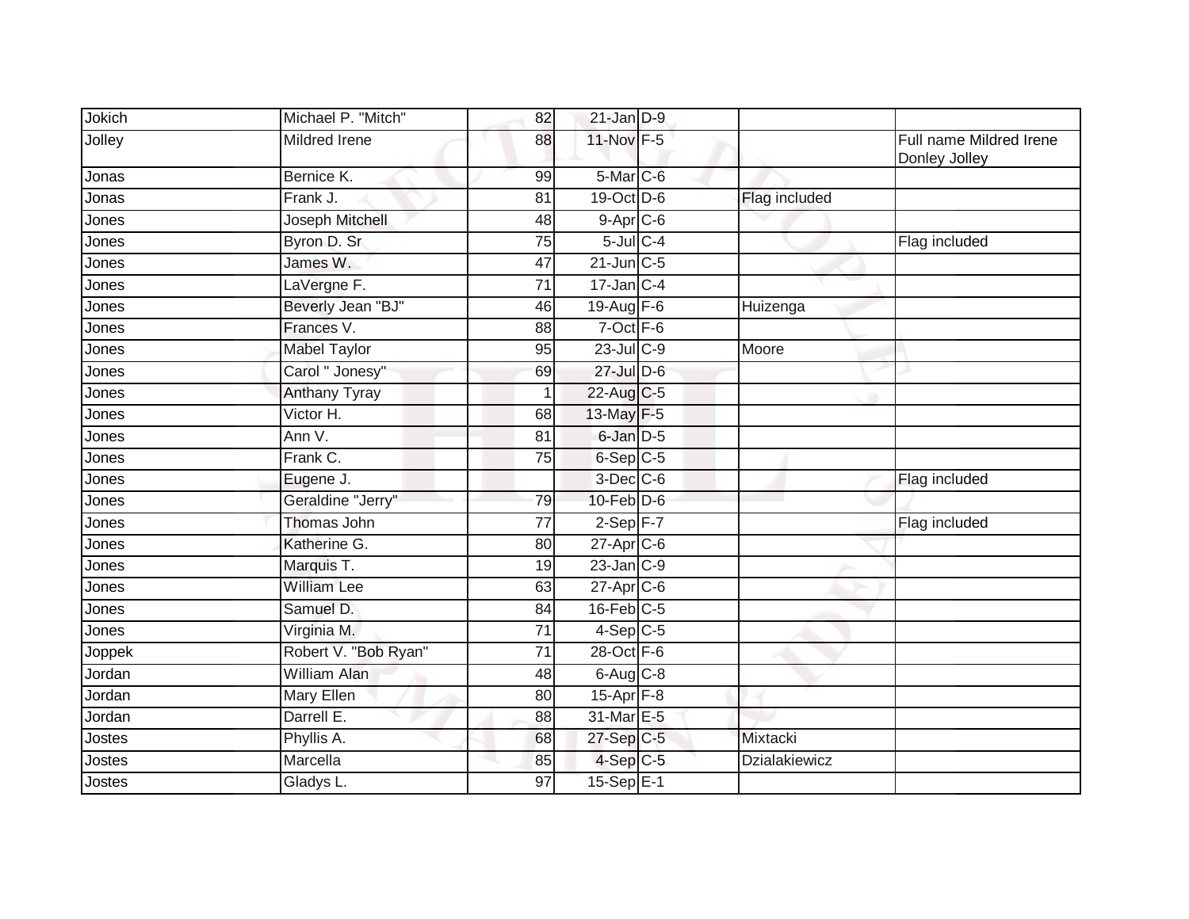| | | | | | | |
|---|---|---|---|---|---|---|
| Jokich | Michael P. "Mitch" | 82 | 21-Jan | D-9 | | |
| Jolley | Mildred Irene | 88 | 11-Nov | F-5 | | Full name Mildred Irene Donley Jolley |
| Jonas | Bernice K. | 99 | 5-Mar | C-6 | | |
| Jonas | Frank J. | 81 | 19-Oct | D-6 | Flag included | |
| Jones | Joseph Mitchell | 48 | 9-Apr | C-6 | | |
| Jones | Byron D. Sr | 75 | 5-Jul | C-4 | | Flag included |
| Jones | James W. | 47 | 21-Jun | C-5 | | |
| Jones | LaVergne F. | 71 | 17-Jan | C-4 | | |
| Jones | Beverly Jean "BJ" | 46 | 19-Aug | F-6 | Huizenga | |
| Jones | Frances V. | 88 | 7-Oct | F-6 | | |
| Jones | Mabel Taylor | 95 | 23-Jul | C-9 | Moore | |
| Jones | Carol " Jonesy" | 69 | 27-Jul | D-6 | | |
| Jones | Anthany Tyray | 1 | 22-Aug | C-5 | | |
| Jones | Victor H. | 68 | 13-May | F-5 | | |
| Jones | Ann V. | 81 | 6-Jan | D-5 | | |
| Jones | Frank C. | 75 | 6-Sep | C-5 | | |
| Jones | Eugene J. | | 3-Dec | C-6 | | Flag included |
| Jones | Geraldine "Jerry" | 79 | 10-Feb | D-6 | | |
| Jones | Thomas John | 77 | 2-Sep | F-7 | | Flag included |
| Jones | Katherine G. | 80 | 27-Apr | C-6 | | |
| Jones | Marquis T. | 19 | 23-Jan | C-9 | | |
| Jones | William Lee | 63 | 27-Apr | C-6 | | |
| Jones | Samuel D. | 84 | 16-Feb | C-5 | | |
| Jones | Virginia M. | 71 | 4-Sep | C-5 | | |
| Joppek | Robert V. "Bob Ryan" | 71 | 28-Oct | F-6 | | |
| Jordan | William Alan | 48 | 6-Aug | C-8 | | |
| Jordan | Mary Ellen | 80 | 15-Apr | F-8 | | |
| Jordan | Darrell E. | 88 | 31-Mar | E-5 | | |
| Jostes | Phyllis A. | 68 | 27-Sep | C-5 | Mixtacki | |
| Jostes | Marcella | 85 | 4-Sep | C-5 | Dzialakiewicz | |
| Jostes | Gladys L. | 97 | 15-Sep | E-1 | | |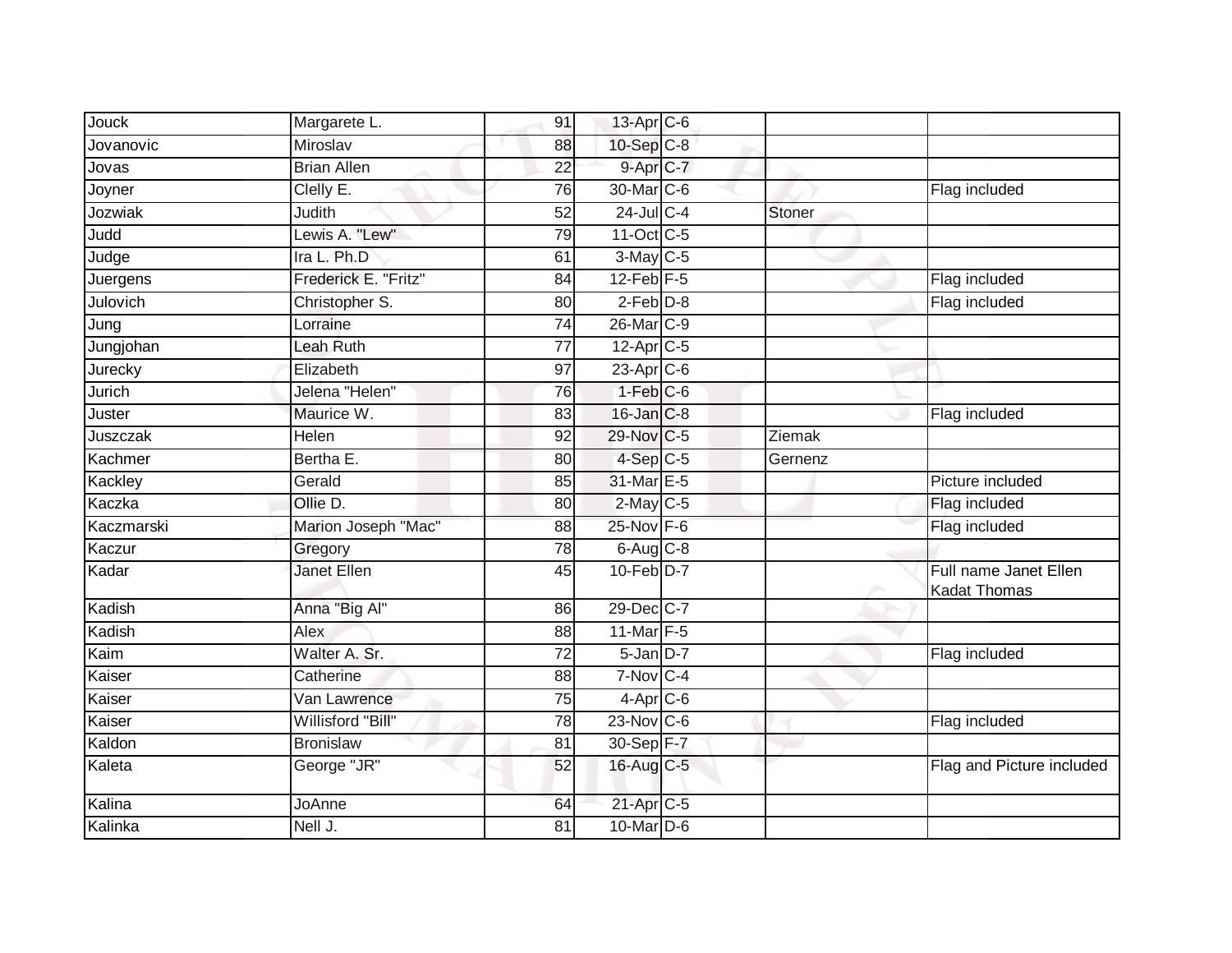| | | | | | | |
|---|---|---|---|---|---|---|
| Jouck | Margarete L. | 91 | 13-Apr | C-6 | | |
| Jovanovic | Miroslav | 88 | 10-Sep | C-8 | | |
| Jovas | Brian Allen | 22 | 9-Apr | C-7 | | |
| Joyner | Clelly E. | 76 | 30-Mar | C-6 | | Flag included |
| Jozwiak | Judith | 52 | 24-Jul | C-4 | Stoner | |
| Judd | Lewis A. "Lew" | 79 | 11-Oct | C-5 | | |
| Judge | Ira L. Ph.D | 61 | 3-May | C-5 | | |
| Juergens | Frederick E. "Fritz" | 84 | 12-Feb | F-5 | | Flag included |
| Julovich | Christopher S. | 80 | 2-Feb | D-8 | | Flag included |
| Jung | Lorraine | 74 | 26-Mar | C-9 | | |
| Jungjohan | Leah Ruth | 77 | 12-Apr | C-5 | | |
| Jurecky | Elizabeth | 97 | 23-Apr | C-6 | | |
| Jurich | Jelena "Helen" | 76 | 1-Feb | C-6 | | |
| Juster | Maurice W. | 83 | 16-Jan | C-8 | | Flag included |
| Juszczak | Helen | 92 | 29-Nov | C-5 | Ziemak | |
| Kachmer | Bertha E. | 80 | 4-Sep | C-5 | Gernenz | |
| Kackley | Gerald | 85 | 31-Mar | E-5 | | Picture included |
| Kaczka | Ollie D. | 80 | 2-May | C-5 | | Flag included |
| Kaczmarski | Marion Joseph "Mac" | 88 | 25-Nov | F-6 | | Flag included |
| Kaczur | Gregory | 78 | 6-Aug | C-8 | | |
| Kadar | Janet Ellen | 45 | 10-Feb | D-7 | | Full name Janet Ellen Kadat Thomas |
| Kadish | Anna "Big Al" | 86 | 29-Dec | C-7 | | |
| Kadish | Alex | 88 | 11-Mar | F-5 | | |
| Kaim | Walter A. Sr. | 72 | 5-Jan | D-7 | | Flag included |
| Kaiser | Catherine | 88 | 7-Nov | C-4 | | |
| Kaiser | Van Lawrence | 75 | 4-Apr | C-6 | | |
| Kaiser | Willisford "Bill" | 78 | 23-Nov | C-6 | | Flag included |
| Kaldon | Bronislaw | 81 | 30-Sep | F-7 | | |
| Kaleta | George "JR" | 52 | 16-Aug | C-5 | | Flag and Picture included |
| Kalina | JoAnne | 64 | 21-Apr | C-5 | | |
| Kalinka | Nell J. | 81 | 10-Mar | D-6 | | |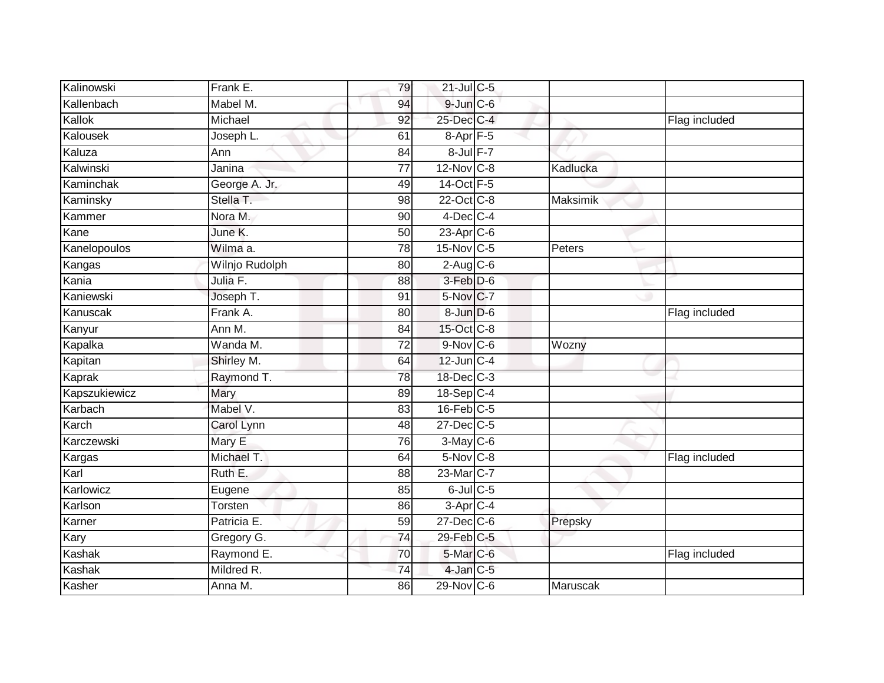| | | | | | | |
|---|---|---|---|---|---|---|
| Kalinowski | Frank E. | 79 | 21-Jul | C-5 | | |
| Kallenbach | Mabel M. | 94 | 9-Jun | C-6 | | |
| Kallok | Michael | 92 | 25-Dec | C-4 | | Flag included |
| Kalousek | Joseph L. | 61 | 8-Apr | F-5 | | |
| Kaluza | Ann | 84 | 8-Jul | F-7 | | |
| Kalwinski | Janina | 77 | 12-Nov | C-8 | Kadlucka | |
| Kaminchak | George A. Jr. | 49 | 14-Oct | F-5 | | |
| Kaminsky | Stella T. | 98 | 22-Oct | C-8 | Maksimik | |
| Kammer | Nora M. | 90 | 4-Dec | C-4 | | |
| Kane | June K. | 50 | 23-Apr | C-6 | | |
| Kanelopoulos | Wilma a. | 78 | 15-Nov | C-5 | Peters | |
| Kangas | Wilnjo Rudolph | 80 | 2-Aug | C-6 | | |
| Kania | Julia F. | 88 | 3-Feb | D-6 | | |
| Kaniewski | Joseph T. | 91 | 5-Nov | C-7 | | |
| Kanuscak | Frank A. | 80 | 8-Jun | D-6 | | Flag included |
| Kanyur | Ann M. | 84 | 15-Oct | C-8 | | |
| Kapalka | Wanda M. | 72 | 9-Nov | C-6 | Wozny | |
| Kapitan | Shirley M. | 64 | 12-Jun | C-4 | | |
| Kaprak | Raymond T. | 78 | 18-Dec | C-3 | | |
| Kapszukiewicz | Mary | 89 | 18-Sep | C-4 | | |
| Karbach | Mabel V. | 83 | 16-Feb | C-5 | | |
| Karch | Carol Lynn | 48 | 27-Dec | C-5 | | |
| Karczewski | Mary E | 76 | 3-May | C-6 | | |
| Kargas | Michael T. | 64 | 5-Nov | C-8 | | Flag included |
| Karl | Ruth E. | 88 | 23-Mar | C-7 | | |
| Karlowicz | Eugene | 85 | 6-Jul | C-5 | | |
| Karlson | Torsten | 86 | 3-Apr | C-4 | | |
| Karner | Patricia E. | 59 | 27-Dec | C-6 | Prepsky | |
| Kary | Gregory G. | 74 | 29-Feb | C-5 | | |
| Kashak | Raymond E. | 70 | 5-Mar | C-6 | | Flag included |
| Kashak | Mildred R. | 74 | 4-Jan | C-5 | | |
| Kasher | Anna M. | 86 | 29-Nov | C-6 | Maruscak | |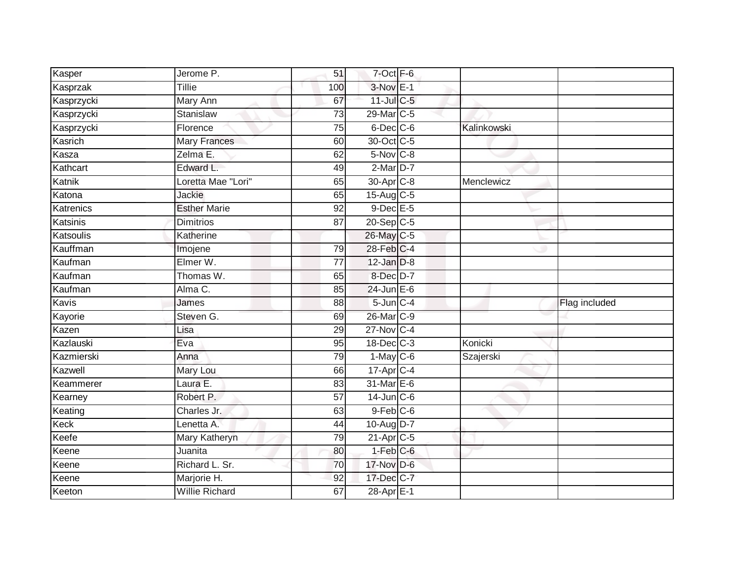| Kasper | Jerome P. | 51 | 7-Oct | F-6 | | |
|---|---|---|---|---|---|---|
| Kasprzak | Tillie | 100 | 3-Nov | E-1 | | |
| Kasprzycki | Mary Ann | 67 | 11-Jul | C-5 | | |
| Kasprzycki | Stanislaw | 73 | 29-Mar | C-5 | | |
| Kasprzycki | Florence | 75 | 6-Dec | C-6 | Kalinkowski | |
| Kasrich | Mary Frances | 60 | 30-Oct | C-5 | | |
| Kasza | Zelma E. | 62 | 5-Nov | C-8 | | |
| Kathcart | Edward L. | 49 | 2-Mar | D-7 | | |
| Katnik | Loretta Mae "Lori" | 65 | 30-Apr | C-8 | Menclewicz | |
| Katona | Jackie | 65 | 15-Aug | C-5 | | |
| Katrenics | Esther Marie | 92 | 9-Dec | E-5 | | |
| Katsinis | Dimitrios | 87 | 20-Sep | C-5 | | |
| Katsoulis | Katherine | | 26-May | C-5 | | |
| Kauffman | Imojene | 79 | 28-Feb | C-4 | | |
| Kaufman | Elmer W. | 77 | 12-Jan | D-8 | | |
| Kaufman | Thomas W. | 65 | 8-Dec | D-7 | | |
| Kaufman | Alma C. | 85 | 24-Jun | E-6 | | |
| Kavis | James | 88 | 5-Jun | C-4 | | Flag included |
| Kayorie | Steven G. | 69 | 26-Mar | C-9 | | |
| Kazen | Lisa | 29 | 27-Nov | C-4 | | |
| Kazlauski | Eva | 95 | 18-Dec | C-3 | Konicki | |
| Kazmierski | Anna | 79 | 1-May | C-6 | Szajerski | |
| Kazwell | Mary Lou | 66 | 17-Apr | C-4 | | |
| Keammerer | Laura E. | 83 | 31-Mar | E-6 | | |
| Kearney | Robert P. | 57 | 14-Jun | C-6 | | |
| Keating | Charles Jr. | 63 | 9-Feb | C-6 | | |
| Keck | Lenetta A. | 44 | 10-Aug | D-7 | | |
| Keefe | Mary Katheryn | 79 | 21-Apr | C-5 | | |
| Keene | Juanita | 80 | 1-Feb | C-6 | | |
| Keene | Richard L. Sr. | 70 | 17-Nov | D-6 | | |
| Keene | Marjorie H. | 92 | 17-Dec | C-7 | | |
| Keeton | Willie Richard | 67 | 28-Apr | E-1 | | |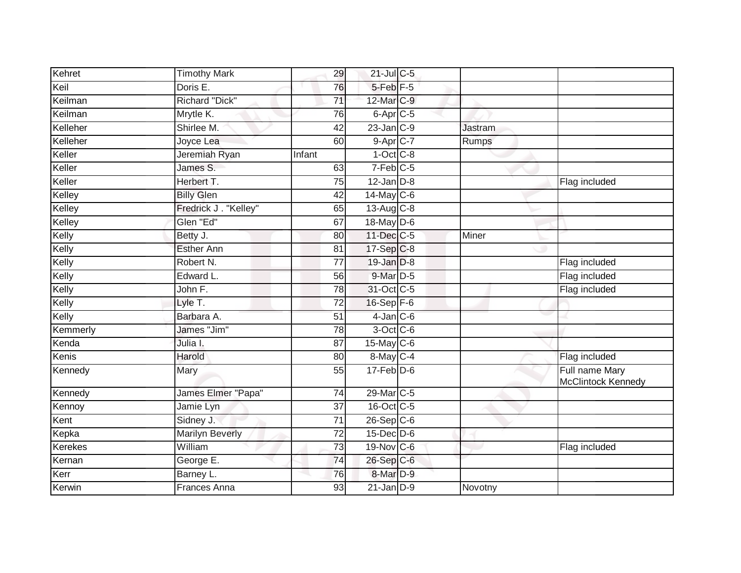| | | | | | | |
|---|---|---|---|---|---|---|
| Kehret | Timothy Mark | 29 | 21-Jul | C-5 | | |
| Keil | Doris E. | 76 | 5-Feb | F-5 | | |
| Keilman | Richard "Dick" | 71 | 12-Mar | C-9 | | |
| Keilman | Mrytle K. | 76 | 6-Apr | C-5 | | |
| Kelleher | Shirlee M. | 42 | 23-Jan | C-9 | Jastram | |
| Kelleher | Joyce Lea | 60 | 9-Apr | C-7 | Rumps | |
| Keller | Jeremiah Ryan | Infant | 1-Oct | C-8 | | |
| Keller | James S. | 63 | 7-Feb | C-5 | | |
| Keller | Herbert T. | 75 | 12-Jan | D-8 | | Flag included |
| Kelley | Billy Glen | 42 | 14-May | C-6 | | |
| Kelley | Fredrick J . "Kelley" | 65 | 13-Aug | C-8 | | |
| Kelley | Glen "Ed" | 67 | 18-May | D-6 | | |
| Kelly | Betty J. | 80 | 11-Dec | C-5 | Miner | |
| Kelly | Esther Ann | 81 | 17-Sep | C-8 | | |
| Kelly | Robert N. | 77 | 19-Jan | D-8 | | Flag included |
| Kelly | Edward L. | 56 | 9-Mar | D-5 | | Flag included |
| Kelly | John F. | 78 | 31-Oct | C-5 | | Flag included |
| Kelly | Lyle T. | 72 | 16-Sep | F-6 | | |
| Kelly | Barbara A. | 51 | 4-Jan | C-6 | | |
| Kemmerly | James "Jim" | 78 | 3-Oct | C-6 | | |
| Kenda | Julia I. | 87 | 15-May | C-6 | | |
| Kenis | Harold | 80 | 8-May | C-4 | | Flag included |
| Kennedy | Mary | 55 | 17-Feb | D-6 | | Full name Mary McClintock Kennedy |
| Kennedy | James Elmer "Papa" | 74 | 29-Mar | C-5 | | |
| Kennoy | Jamie Lyn | 37 | 16-Oct | C-5 | | |
| Kent | Sidney J. | 71 | 26-Sep | C-6 | | |
| Kepka | Marilyn Beverly | 72 | 15-Dec | D-6 | | |
| Kerekes | William | 73 | 19-Nov | C-6 | | Flag included |
| Kernan | George E. | 74 | 26-Sep | C-6 | | |
| Kerr | Barney L. | 76 | 8-Mar | D-9 | | |
| Kerwin | Frances Anna | 93 | 21-Jan | D-9 | Novotny | |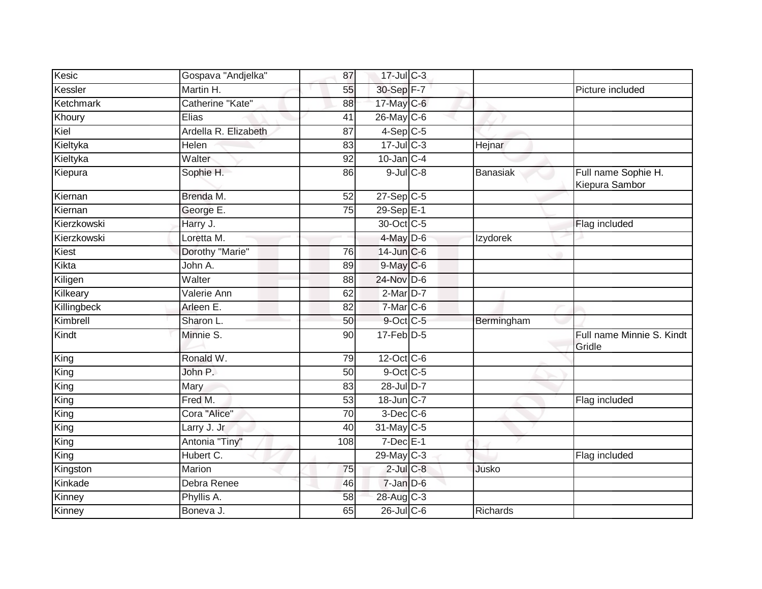| | | | | | | |
|---|---|---|---|---|---|---|
| Kesic | Gospava "Andjelka" | 87 | 17-Jul | C-3 | | |
| Kessler | Martin H. | 55 | 30-Sep | F-7 | | Picture included |
| Ketchmark | Catherine "Kate" | 88 | 17-May | C-6 | | |
| Khoury | Elias | 41 | 26-May | C-6 | | |
| Kiel | Ardella R. Elizabeth | 87 | 4-Sep | C-5 | | |
| Kieltyka | Helen | 83 | 17-Jul | C-3 | Hejnar | |
| Kieltyka | Walter | 92 | 10-Jan | C-4 | | |
| Kiepura | Sophie H. | 86 | 9-Jul | C-8 | Banasiak | Full name Sophie H. Kiepura Sambor |
| Kiernan | Brenda M. | 52 | 27-Sep | C-5 | | |
| Kiernan | George E. | 75 | 29-Sep | E-1 | | |
| Kierzkowski | Harry J. | | 30-Oct | C-5 | | Flag included |
| Kierzkowski | Loretta M. | | 4-May | D-6 | Izydorek | |
| Kiest | Dorothy "Marie" | 76 | 14-Jun | C-6 | | |
| Kikta | John A. | 89 | 9-May | C-6 | | |
| Kiligen | Walter | 88 | 24-Nov | D-6 | | |
| Kilkeary | Valerie Ann | 62 | 2-Mar | D-7 | | |
| Killingbeck | Arleen E. | 82 | 7-Mar | C-6 | | |
| Kimbrell | Sharon L. | 50 | 9-Oct | C-5 | Bermingham | |
| Kindt | Minnie S. | 90 | 17-Feb | D-5 | | Full name Minnie S. Kindt Gridle |
| King | Ronald W. | 79 | 12-Oct | C-6 | | |
| King | John P. | 50 | 9-Oct | C-5 | | |
| King | Mary | 83 | 28-Jul | D-7 | | |
| King | Fred M. | 53 | 18-Jun | C-7 | | Flag included |
| King | Cora "Alice" | 70 | 3-Dec | C-6 | | |
| King | Larry J. Jr | 40 | 31-May | C-5 | | |
| King | Antonia "Tiny" | 108 | 7-Dec | E-1 | | |
| King | Hubert C. | | 29-May | C-3 | | Flag included |
| Kingston | Marion | 75 | 2-Jul | C-8 | Jusko | |
| Kinkade | Debra Renee | 46 | 7-Jan | D-6 | | |
| Kinney | Phyllis A. | 58 | 28-Aug | C-3 | | |
| Kinney | Boneva J. | 65 | 26-Jul | C-6 | Richards | |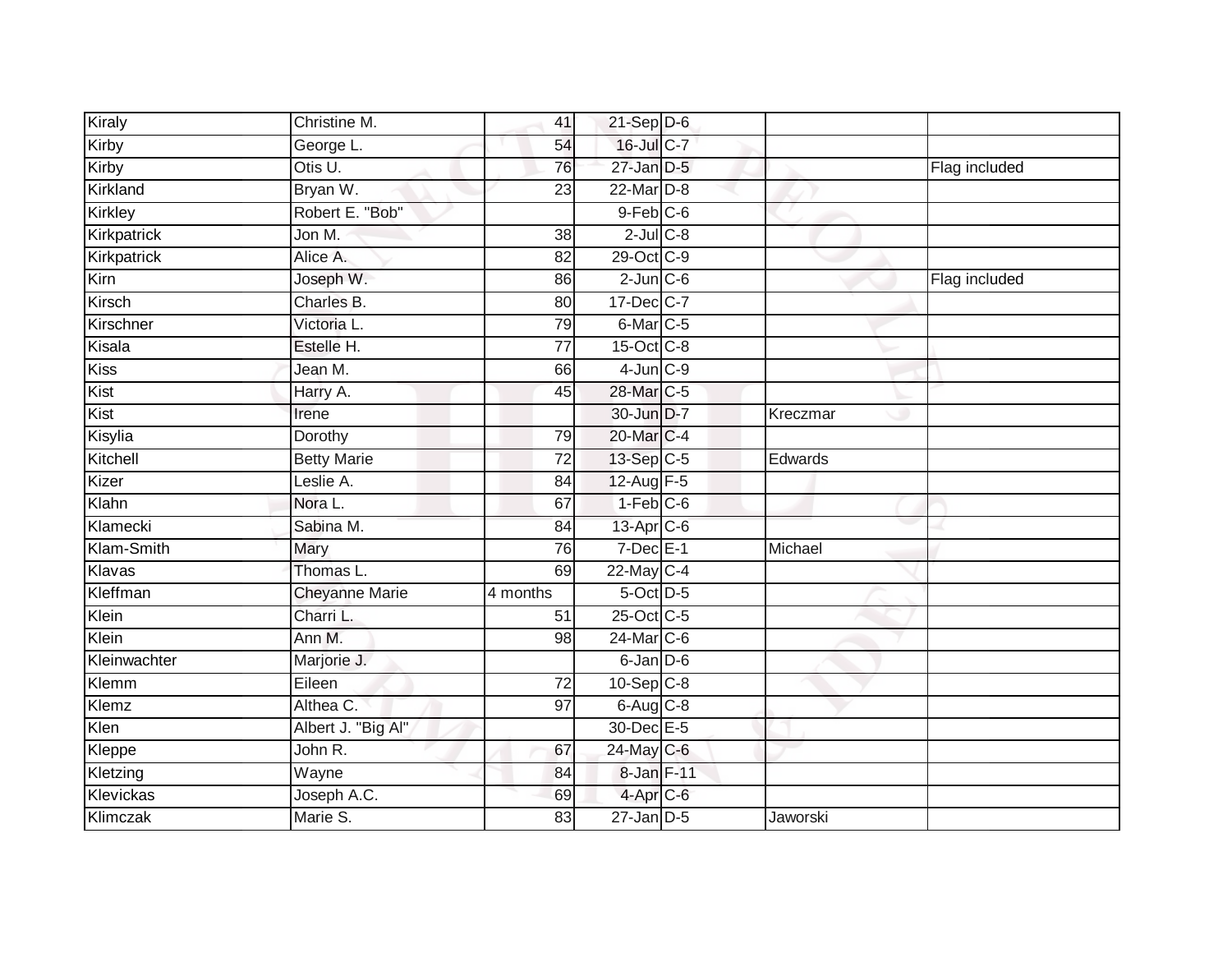| | | | | | | |
|---|---|---|---|---|---|---|
| Kiraly | Christine M. | 41 | 21-Sep | D-6 | | |
| Kirby | George L. | 54 | 16-Jul | C-7 | | |
| Kirby | Otis U. | 76 | 27-Jan | D-5 | | Flag included |
| Kirkland | Bryan W. | 23 | 22-Mar | D-8 | | |
| Kirkley | Robert E. "Bob" | | 9-Feb | C-6 | | |
| Kirkpatrick | Jon M. | 38 | 2-Jul | C-8 | | |
| Kirkpatrick | Alice A. | 82 | 29-Oct | C-9 | | |
| Kirn | Joseph W. | 86 | 2-Jun | C-6 | | Flag included |
| Kirsch | Charles B. | 80 | 17-Dec | C-7 | | |
| Kirschner | Victoria L. | 79 | 6-Mar | C-5 | | |
| Kisala | Estelle H. | 77 | 15-Oct | C-8 | | |
| Kiss | Jean M. | 66 | 4-Jun | C-9 | | |
| Kist | Harry A. | 45 | 28-Mar | C-5 | | |
| Kist | Irene | | 30-Jun | D-7 | Kreczmar | |
| Kisylia | Dorothy | 79 | 20-Mar | C-4 | | |
| Kitchell | Betty Marie | 72 | 13-Sep | C-5 | Edwards | |
| Kizer | Leslie A. | 84 | 12-Aug | F-5 | | |
| Klahn | Nora L. | 67 | 1-Feb | C-6 | | |
| Klamecki | Sabina M. | 84 | 13-Apr | C-6 | | |
| Klam-Smith | Mary | 76 | 7-Dec | E-1 | Michael | |
| Klavas | Thomas L. | 69 | 22-May | C-4 | | |
| Kleffman | Cheyanne Marie | 4 months | 5-Oct | D-5 | | |
| Klein | Charri L. | 51 | 25-Oct | C-5 | | |
| Klein | Ann M. | 98 | 24-Mar | C-6 | | |
| Kleinwachter | Marjorie J. | | 6-Jan | D-6 | | |
| Klemm | Eileen | 72 | 10-Sep | C-8 | | |
| Klemz | Althea C. | 97 | 6-Aug | C-8 | | |
| Klen | Albert J. "Big Al" | | 30-Dec | E-5 | | |
| Kleppe | John R. | 67 | 24-May | C-6 | | |
| Kletzing | Wayne | 84 | 8-Jan | F-11 | | |
| Klevickas | Joseph A.C. | 69 | 4-Apr | C-6 | | |
| Klimczak | Marie S. | 83 | 27-Jan | D-5 | Jaworski | |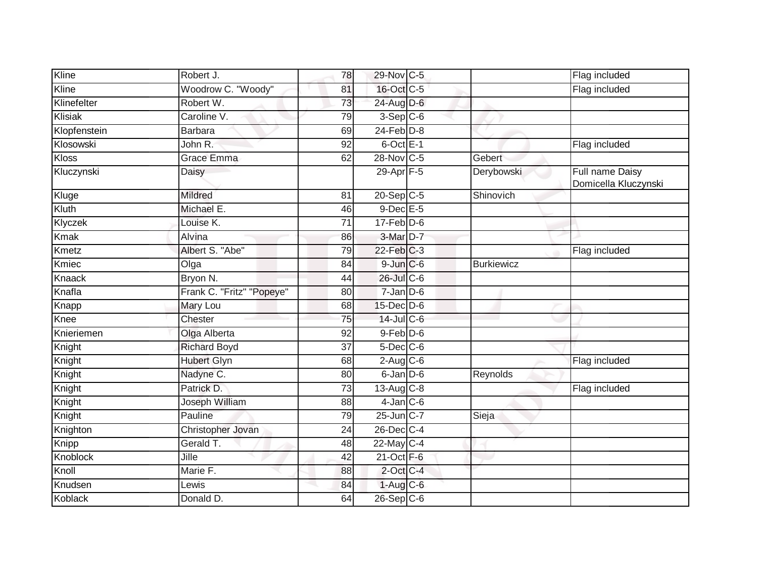| | | | | | | |
|---|---|---|---|---|---|---|
| Kline | Robert J. | 78 | 29-Nov | C-5 | | Flag included |
| Kline | Woodrow C. "Woody" | 81 | 16-Oct | C-5 | | Flag included |
| Klinefelter | Robert W. | 73 | 24-Aug | D-6 | | |
| Klisiak | Caroline V. | 79 | 3-Sep | C-6 | | |
| Klopfenstein | Barbara | 69 | 24-Feb | D-8 | | |
| Klosowski | John R. | 92 | 6-Oct | E-1 | | Flag included |
| Kloss | Grace Emma | 62 | 28-Nov | C-5 | Gebert | |
| Kluczynski | Daisy | | 29-Apr | F-5 | Derybowski | Full name Daisy Domicella Kluczynski |
| Kluge | Mildred | 81 | 20-Sep | C-5 | Shinovich | |
| Kluth | Michael E. | 46 | 9-Dec | E-5 | | |
| Klyczek | Louise K. | 71 | 17-Feb | D-6 | | |
| Kmak | Alvina | 86 | 3-Mar | D-7 | | |
| Kmetz | Albert S. "Abe" | 79 | 22-Feb | C-3 | | Flag included |
| Kmiec | Olga | 84 | 9-Jun | C-6 | Burkiewicz | |
| Knaack | Bryon N. | 44 | 26-Jul | C-6 | | |
| Knafla | Frank C. "Fritz" "Popeye" | 80 | 7-Jan | D-6 | | |
| Knapp | Mary Lou | 68 | 15-Dec | D-6 | | |
| Knee | Chester | 75 | 14-Jul | C-6 | | |
| Knieriemen | Olga Alberta | 92 | 9-Feb | D-6 | | |
| Knight | Richard Boyd | 37 | 5-Dec | C-6 | | |
| Knight | Hubert Glyn | 68 | 2-Aug | C-6 | | Flag included |
| Knight | Nadyne C. | 80 | 6-Jan | D-6 | Reynolds | |
| Knight | Patrick D. | 73 | 13-Aug | C-8 | | Flag included |
| Knight | Joseph William | 88 | 4-Jan | C-6 | | |
| Knight | Pauline | 79 | 25-Jun | C-7 | Sieja | |
| Knighton | Christopher Jovan | 24 | 26-Dec | C-4 | | |
| Knipp | Gerald T. | 48 | 22-May | C-4 | | |
| Knoblock | Jille | 42 | 21-Oct | F-6 | | |
| Knoll | Marie F. | 88 | 2-Oct | C-4 | | |
| Knudsen | Lewis | 84 | 1-Aug | C-6 | | |
| Koblack | Donald D. | 64 | 26-Sep | C-6 | | |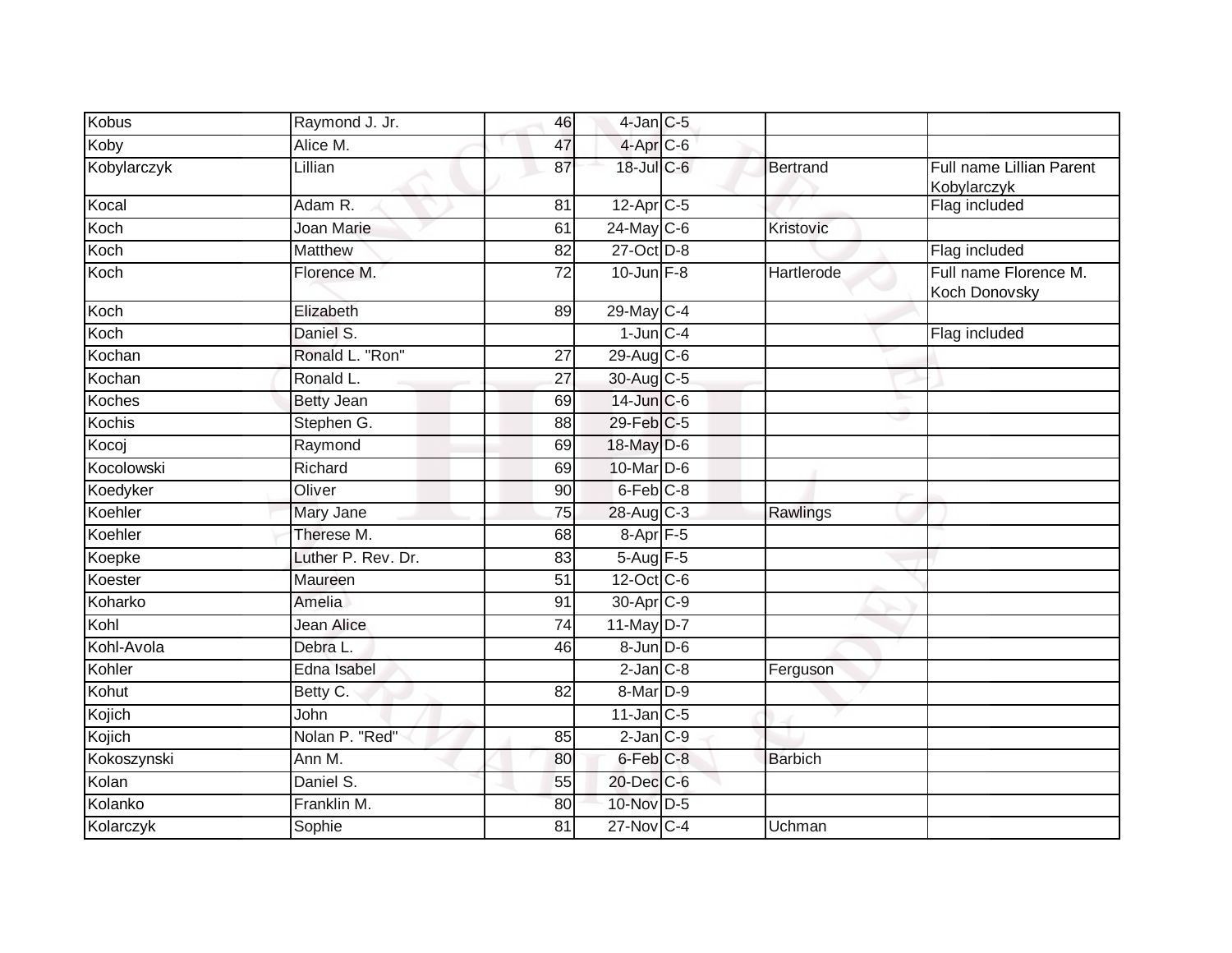| | | | | | | |
|---|---|---|---|---|---|---|
| Kobus | Raymond J. Jr. | 46 | 4-Jan | C-5 | | |
| Koby | Alice M. | 47 | 4-Apr | C-6 | | |
| Kobylarczyk | Lillian | 87 | 18-Jul | C-6 | Bertrand | Full name Lillian Parent Kobylarczyk |
| Kocal | Adam R. | 81 | 12-Apr | C-5 | | Flag included |
| Koch | Joan Marie | 61 | 24-May | C-6 | Kristovic | |
| Koch | Matthew | 82 | 27-Oct | D-8 | | Flag included |
| Koch | Florence M. | 72 | 10-Jun | F-8 | Hartlerode | Full name Florence M. Koch Donovsky |
| Koch | Elizabeth | 89 | 29-May | C-4 | | |
| Koch | Daniel S. | | 1-Jun | C-4 | | Flag included |
| Kochan | Ronald L. "Ron" | 27 | 29-Aug | C-6 | | |
| Kochan | Ronald L. | 27 | 30-Aug | C-5 | | |
| Koches | Betty Jean | 69 | 14-Jun | C-6 | | |
| Kochis | Stephen G. | 88 | 29-Feb | C-5 | | |
| Kocoj | Raymond | 69 | 18-May | D-6 | | |
| Kocolowski | Richard | 69 | 10-Mar | D-6 | | |
| Koedyker | Oliver | 90 | 6-Feb | C-8 | | |
| Koehler | Mary Jane | 75 | 28-Aug | C-3 | Rawlings | |
| Koehler | Therese M. | 68 | 8-Apr | F-5 | | |
| Koepke | Luther P. Rev. Dr. | 83 | 5-Aug | F-5 | | |
| Koester | Maureen | 51 | 12-Oct | C-6 | | |
| Koharko | Amelia | 91 | 30-Apr | C-9 | | |
| Kohl | Jean Alice | 74 | 11-May | D-7 | | |
| Kohl-Avola | Debra L. | 46 | 8-Jun | D-6 | | |
| Kohler | Edna Isabel | | 2-Jan | C-8 | Ferguson | |
| Kohut | Betty C. | 82 | 8-Mar | D-9 | | |
| Kojich | John | | 11-Jan | C-5 | | |
| Kojich | Nolan P. "Red" | 85 | 2-Jan | C-9 | | |
| Kokoszynski | Ann M. | 80 | 6-Feb | C-8 | Barbich | |
| Kolan | Daniel S. | 55 | 20-Dec | C-6 | | |
| Kolanko | Franklin M. | 80 | 10-Nov | D-5 | | |
| Kolarczyk | Sophie | 81 | 27-Nov | C-4 | Uchman | |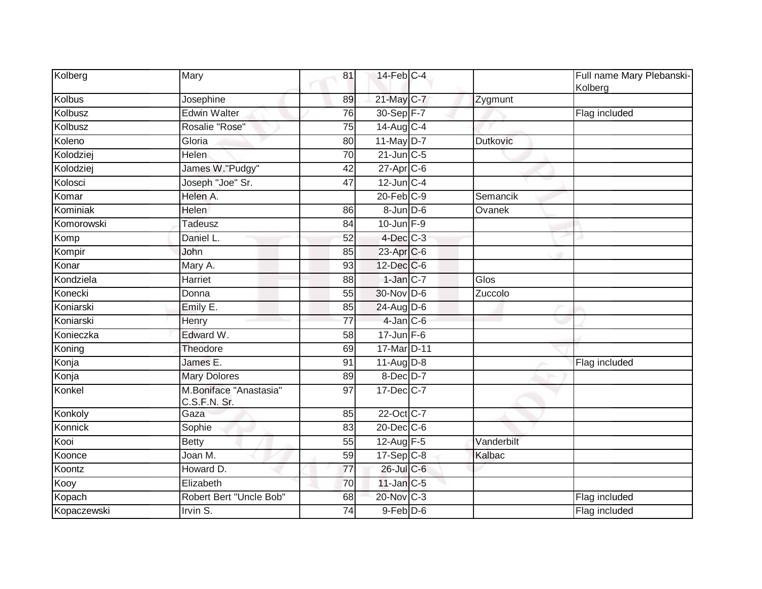| | | | | | | |
|---|---|---|---|---|---|---|
| Kolberg | Mary | 81 | 14-Feb | C-4 | | Full name Mary Plebanski-Kolberg |
| Kolbus | Josephine | 89 | 21-May | C-7 | Zygmunt | |
| Kolbusz | Edwin Walter | 76 | 30-Sep | F-7 | | Flag included |
| Kolbusz | Rosalie "Rose" | 75 | 14-Aug | C-4 | | |
| Koleno | Gloria | 80 | 11-May | D-7 | Dutkovic | |
| Kolodziej | Helen | 70 | 21-Jun | C-5 | | |
| Kolodziej | James W."Pudgy" | 42 | 27-Apr | C-6 | | |
| Kolosci | Joseph "Joe" Sr. | 47 | 12-Jun | C-4 | | |
| Komar | Helen A. | | 20-Feb | C-9 | Semancik | |
| Kominiak | Helen | 86 | 8-Jun | D-6 | Ovanek | |
| Komorowski | Tadeusz | 84 | 10-Jun | F-9 | | |
| Komp | Daniel L. | 52 | 4-Dec | C-3 | | |
| Kompir | John | 85 | 23-Apr | C-6 | | |
| Konar | Mary A. | 93 | 12-Dec | C-6 | | |
| Kondziela | Harriet | 88 | 1-Jan | C-7 | Glos | |
| Konecki | Donna | 55 | 30-Nov | D-6 | Zuccolo | |
| Koniarski | Emily E. | 85 | 24-Aug | D-6 | | |
| Koniarski | Henry | 77 | 4-Jan | C-6 | | |
| Konieczka | Edward W. | 58 | 17-Jun | F-6 | | |
| Koning | Theodore | 69 | 17-Mar | D-11 | | |
| Konja | James E. | 91 | 11-Aug | D-8 | | Flag included |
| Konja | Mary Dolores | 89 | 8-Dec | D-7 | | |
| Konkel | M.Boniface "Anastasia" C.S.F.N. Sr. | 97 | 17-Dec | C-7 | | |
| Konkoly | Gaza | 85 | 22-Oct | C-7 | | |
| Konnick | Sophie | 83 | 20-Dec | C-6 | | |
| Kooi | Betty | 55 | 12-Aug | F-5 | Vanderbilt | |
| Koonce | Joan M. | 59 | 17-Sep | C-8 | Kalbac | |
| Koontz | Howard D. | 77 | 26-Jul | C-6 | | |
| Kooy | Elizabeth | 70 | 11-Jan | C-5 | | |
| Kopach | Robert Bert "Uncle Bob" | 68 | 20-Nov | C-3 | | Flag included |
| Kopaczewski | Irvin S. | 74 | 9-Feb | D-6 | | Flag included |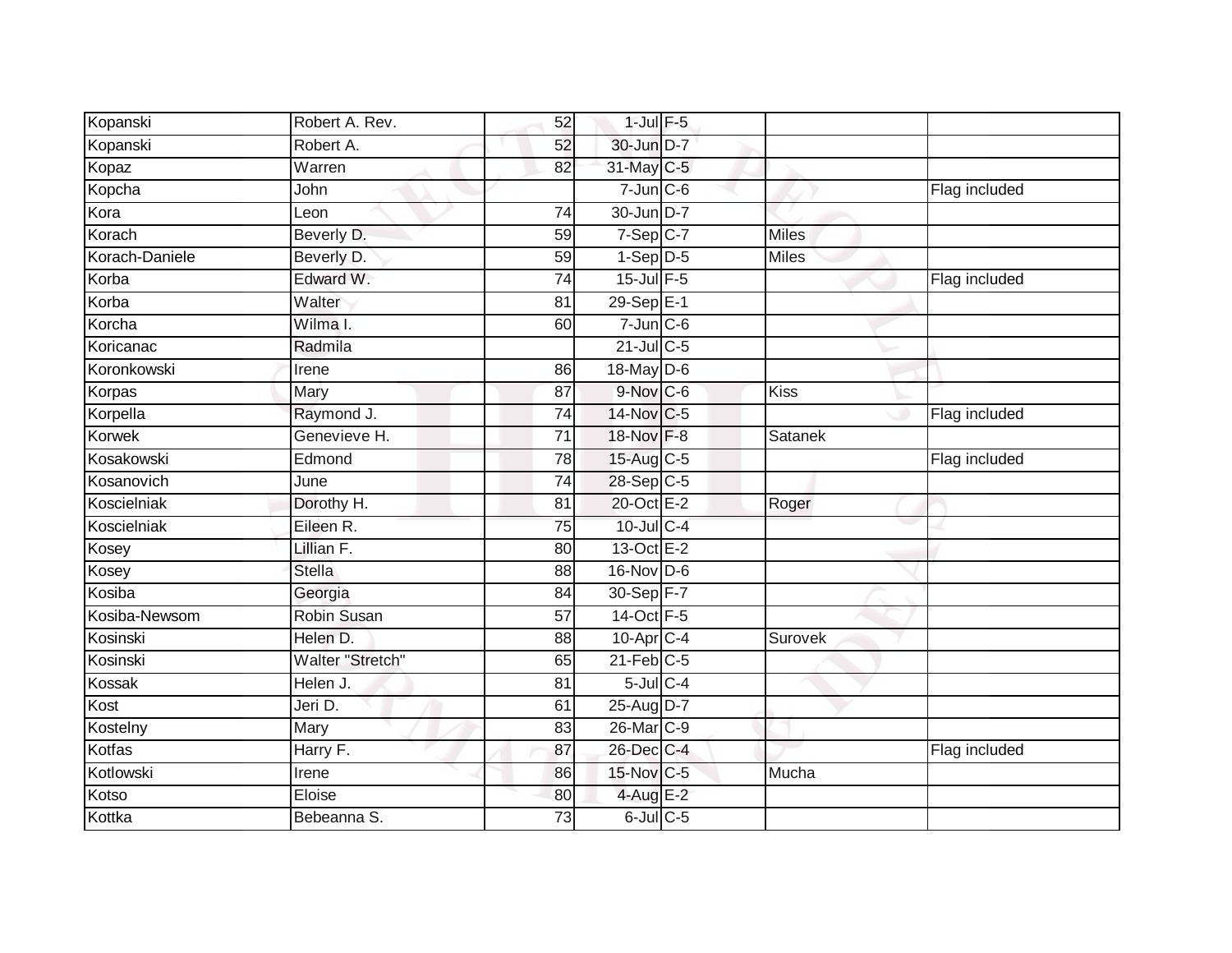| Kopanski | Robert A. Rev. | 52 | 1-Jul | F-5 | | |
|---|---|---|---|---|---|---|
| Kopanski | Robert A. | 52 | 30-Jun | D-7 | | |
| Kopaz | Warren | 82 | 31-May | C-5 | | |
| Kopcha | John | | 7-Jun | C-6 | | Flag included |
| Kora | Leon | 74 | 30-Jun | D-7 | | |
| Korach | Beverly D. | 59 | 7-Sep | C-7 | Miles | |
| Korach-Daniele | Beverly D. | 59 | 1-Sep | D-5 | Miles | |
| Korba | Edward W. | 74 | 15-Jul | F-5 | | Flag included |
| Korba | Walter | 81 | 29-Sep | E-1 | | |
| Korcha | Wilma I. | 60 | 7-Jun | C-6 | | |
| Koricanac | Radmila | | 21-Jul | C-5 | | |
| Koronkowski | Irene | 86 | 18-May | D-6 | | |
| Korpas | Mary | 87 | 9-Nov | C-6 | Kiss | |
| Korpella | Raymond J. | 74 | 14-Nov | C-5 | | Flag included |
| Korwek | Genevieve H. | 71 | 18-Nov | F-8 | Satanek | |
| Kosakowski | Edmond | 78 | 15-Aug | C-5 | | Flag included |
| Kosanovich | June | 74 | 28-Sep | C-5 | | |
| Koscielniak | Dorothy H. | 81 | 20-Oct | E-2 | Roger | |
| Koscielniak | Eileen R. | 75 | 10-Jul | C-4 | | |
| Kosey | Lillian F. | 80 | 13-Oct | E-2 | | |
| Kosey | Stella | 88 | 16-Nov | D-6 | | |
| Kosiba | Georgia | 84 | 30-Sep | F-7 | | |
| Kosiba-Newsom | Robin Susan | 57 | 14-Oct | F-5 | | |
| Kosinski | Helen D. | 88 | 10-Apr | C-4 | Surovek | |
| Kosinski | Walter "Stretch" | 65 | 21-Feb | C-5 | | |
| Kossak | Helen J. | 81 | 5-Jul | C-4 | | |
| Kost | Jeri D. | 61 | 25-Aug | D-7 | | |
| Kostelny | Mary | 83 | 26-Mar | C-9 | | |
| Kotfas | Harry F. | 87 | 26-Dec | C-4 | | Flag included |
| Kotlowski | Irene | 86 | 15-Nov | C-5 | Mucha | |
| Kotso | Eloise | 80 | 4-Aug | E-2 | | |
| Kottka | Bebeanna S. | 73 | 6-Jul | C-5 | | |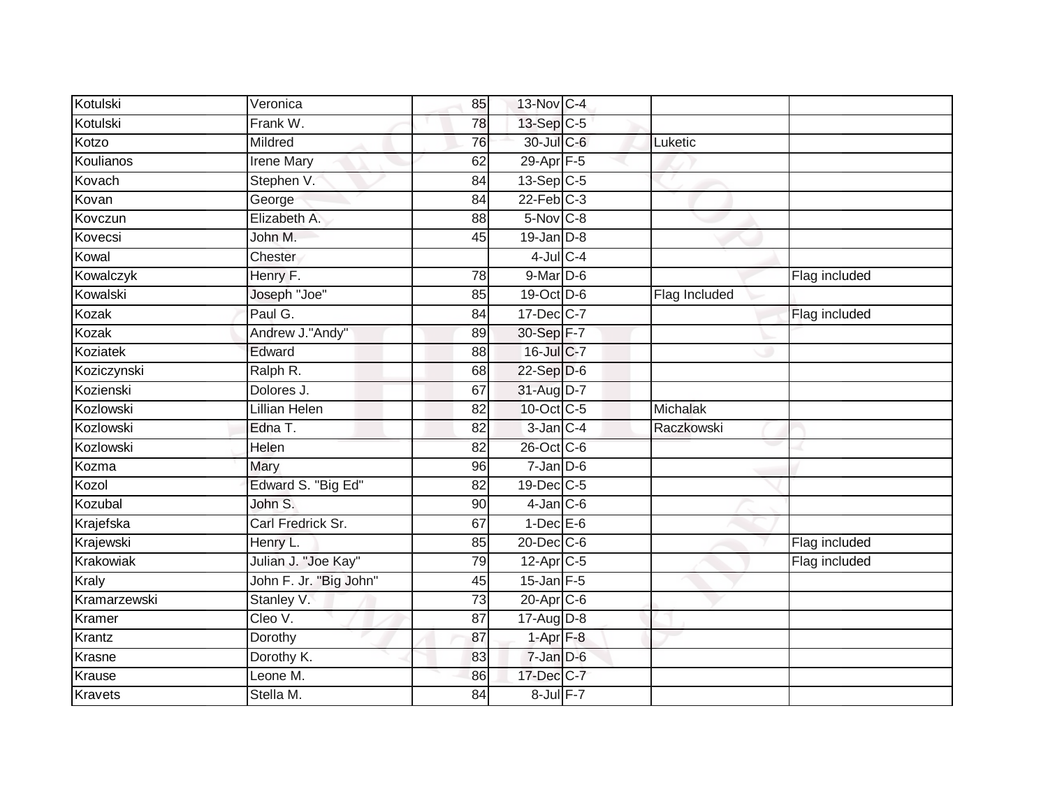| | | | | | | |
|---|---|---|---|---|---|---|
| Kotulski | Veronica | 85 | 13-Nov | C-4 | | |
| Kotulski | Frank W. | 78 | 13-Sep | C-5 | | |
| Kotzo | Mildred | 76 | 30-Jul | C-6 | Luketic | |
| Koulianos | Irene Mary | 62 | 29-Apr | F-5 | | |
| Kovach | Stephen V. | 84 | 13-Sep | C-5 | | |
| Kovan | George | 84 | 22-Feb | C-3 | | |
| Kovczun | Elizabeth A. | 88 | 5-Nov | C-8 | | |
| Kovecsi | John M. | 45 | 19-Jan | D-8 | | |
| Kowal | Chester | | 4-Jul | C-4 | | |
| Kowalczyk | Henry F. | 78 | 9-Mar | D-6 | | Flag included |
| Kowalski | Joseph "Joe" | 85 | 19-Oct | D-6 | Flag Included | |
| Kozak | Paul G. | 84 | 17-Dec | C-7 | | Flag included |
| Kozak | Andrew J."Andy" | 89 | 30-Sep | F-7 | | |
| Koziatek | Edward | 88 | 16-Jul | C-7 | | |
| Koziczynski | Ralph R. | 68 | 22-Sep | D-6 | | |
| Kozienski | Dolores J. | 67 | 31-Aug | D-7 | | |
| Kozlowski | Lillian Helen | 82 | 10-Oct | C-5 | Michalak | |
| Kozlowski | Edna T. | 82 | 3-Jan | C-4 | Raczkowski | |
| Kozlowski | Helen | 82 | 26-Oct | C-6 | | |
| Kozma | Mary | 96 | 7-Jan | D-6 | | |
| Kozol | Edward S. "Big Ed" | 82 | 19-Dec | C-5 | | |
| Kozubal | John S. | 90 | 4-Jan | C-6 | | |
| Krajefska | Carl Fredrick Sr. | 67 | 1-Dec | E-6 | | |
| Krajewski | Henry L. | 85 | 20-Dec | C-6 | | Flag included |
| Krakowiak | Julian J. "Joe Kay" | 79 | 12-Apr | C-5 | | Flag included |
| Kraly | John F. Jr. "Big John" | 45 | 15-Jan | F-5 | | |
| Kramarzewski | Stanley V. | 73 | 20-Apr | C-6 | | |
| Kramer | Cleo V. | 87 | 17-Aug | D-8 | | |
| Krantz | Dorothy | 87 | 1-Apr | F-8 | | |
| Krasne | Dorothy K. | 83 | 7-Jan | D-6 | | |
| Krause | Leone M. | 86 | 17-Dec | C-7 | | |
| Kravets | Stella M. | 84 | 8-Jul | F-7 | | |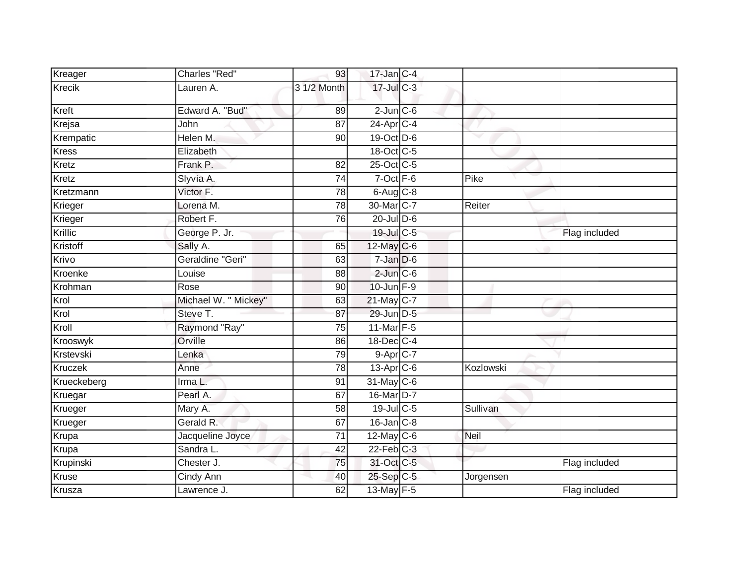| | | | | | | |
|---|---|---|---|---|---|---|
| Kreager | Charles "Red" | 93 | 17-Jan | C-4 | | |
| Krecik | Lauren A. | 3 1/2 Month | 17-Jul | C-3 | | |
| Kreft | Edward A. "Bud" | 89 | 2-Jun | C-6 | | |
| Krejsa | John | 87 | 24-Apr | C-4 | | |
| Krempatic | Helen M. | 90 | 19-Oct | D-6 | | |
| Kress | Elizabeth | | 18-Oct | C-5 | | |
| Kretz | Frank P. | 82 | 25-Oct | C-5 | | |
| Kretz | Slyvia A. | 74 | 7-Oct | F-6 | Pike | |
| Kretzmann | Victor F. | 78 | 6-Aug | C-8 | | |
| Krieger | Lorena M. | 78 | 30-Mar | C-7 | Reiter | |
| Krieger | Robert F. | 76 | 20-Jul | D-6 | | |
| Krillic | George P. Jr. | | 19-Jul | C-5 | | Flag included |
| Kristoff | Sally A. | 65 | 12-May | C-6 | | |
| Krivo | Geraldine "Geri" | 63 | 7-Jan | D-6 | | |
| Kroenke | Louise | 88 | 2-Jun | C-6 | | |
| Krohman | Rose | 90 | 10-Jun | F-9 | | |
| Krol | Michael W. " Mickey" | 63 | 21-May | C-7 | | |
| Krol | Steve T. | 87 | 29-Jun | D-5 | | |
| Kroll | Raymond "Ray" | 75 | 11-Mar | F-5 | | |
| Krooswyk | Orville | 86 | 18-Dec | C-4 | | |
| Krstevski | Lenka | 79 | 9-Apr | C-7 | | |
| Kruczek | Anne | 78 | 13-Apr | C-6 | Kozlowski | |
| Krueckeberg | Irma L. | 91 | 31-May | C-6 | | |
| Kruegar | Pearl A. | 67 | 16-Mar | D-7 | | |
| Krueger | Mary A. | 58 | 19-Jul | C-5 | Sullivan | |
| Krueger | Gerald R. | 67 | 16-Jan | C-8 | | |
| Krupa | Jacqueline Joyce | 71 | 12-May | C-6 | Neil | |
| Krupa | Sandra L. | 42 | 22-Feb | C-3 | | |
| Krupinski | Chester J. | 75 | 31-Oct | C-5 | | Flag included |
| Kruse | Cindy Ann | 40 | 25-Sep | C-5 | Jorgensen | |
| Krusza | Lawrence J. | 62 | 13-May | F-5 | | Flag included |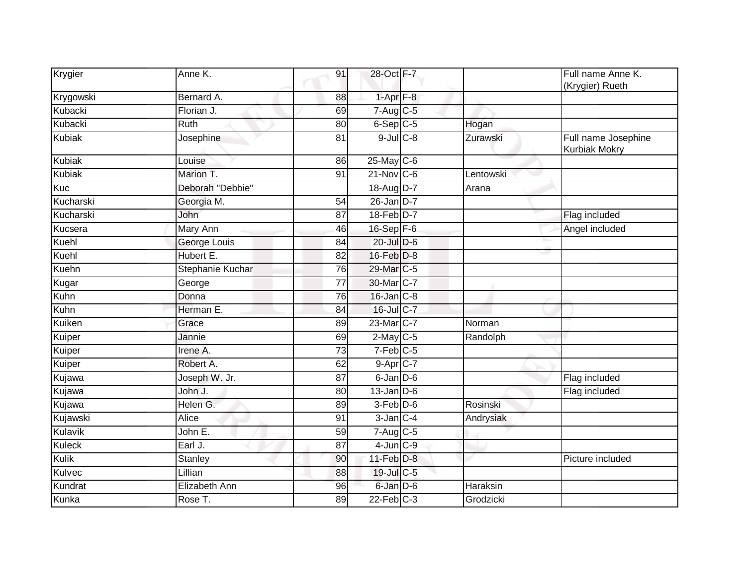| | | | | | | |
|---|---|---|---|---|---|---|
| Krygier | Anne K. | 91 | 28-Oct | F-7 | | Full name Anne K. (Krygier) Rueth |
| Krygowski | Bernard A. | 88 | 1-Apr | F-8 | | |
| Kubacki | Florian J. | 69 | 7-Aug | C-5 | | |
| Kubacki | Ruth | 80 | 6-Sep | C-5 | Hogan | |
| Kubiak | Josephine | 81 | 9-Jul | C-8 | Zurawski | Full name Josephine Kurbiak Mokry |
| Kubiak | Louise | 86 | 25-May | C-6 | | |
| Kubiak | Marion T. | 91 | 21-Nov | C-6 | Lentowski | |
| Kuc | Deborah "Debbie" | | 18-Aug | D-7 | Arana | |
| Kucharski | Georgia M. | 54 | 26-Jan | D-7 | | |
| Kucharski | John | 87 | 18-Feb | D-7 | | Flag included |
| Kucsera | Mary Ann | 46 | 16-Sep | F-6 | | Angel included |
| Kuehl | George Louis | 84 | 20-Jul | D-6 | | |
| Kuehl | Hubert E. | 82 | 16-Feb | D-8 | | |
| Kuehn | Stephanie Kuchar | 76 | 29-Mar | C-5 | | |
| Kugar | George | 77 | 30-Mar | C-7 | | |
| Kuhn | Donna | 76 | 16-Jan | C-8 | | |
| Kuhn | Herman E. | 84 | 16-Jul | C-7 | | |
| Kuiken | Grace | 89 | 23-Mar | C-7 | Norman | |
| Kuiper | Jannie | 69 | 2-May | C-5 | Randolph | |
| Kuiper | Irene A. | 73 | 7-Feb | C-5 | | |
| Kuiper | Robert A. | 62 | 9-Apr | C-7 | | |
| Kujawa | Joseph W. Jr. | 87 | 6-Jan | D-6 | | Flag included |
| Kujawa | John J. | 80 | 13-Jan | D-6 | | Flag included |
| Kujawa | Helen G. | 89 | 3-Feb | D-6 | Rosinski | |
| Kujawski | Alice | 91 | 3-Jan | C-4 | Andrysiak | |
| Kulavik | John E. | 59 | 7-Aug | C-5 | | |
| Kuleck | Earl J. | 87 | 4-Jun | C-9 | | |
| Kulik | Stanley | 90 | 11-Feb | D-8 | | Picture included |
| Kulvec | Lillian | 88 | 19-Jul | C-5 | | |
| Kundrat | Elizabeth Ann | 96 | 6-Jan | D-6 | Haraksin | |
| Kunka | Rose T. | 89 | 22-Feb | C-3 | Grodzicki | |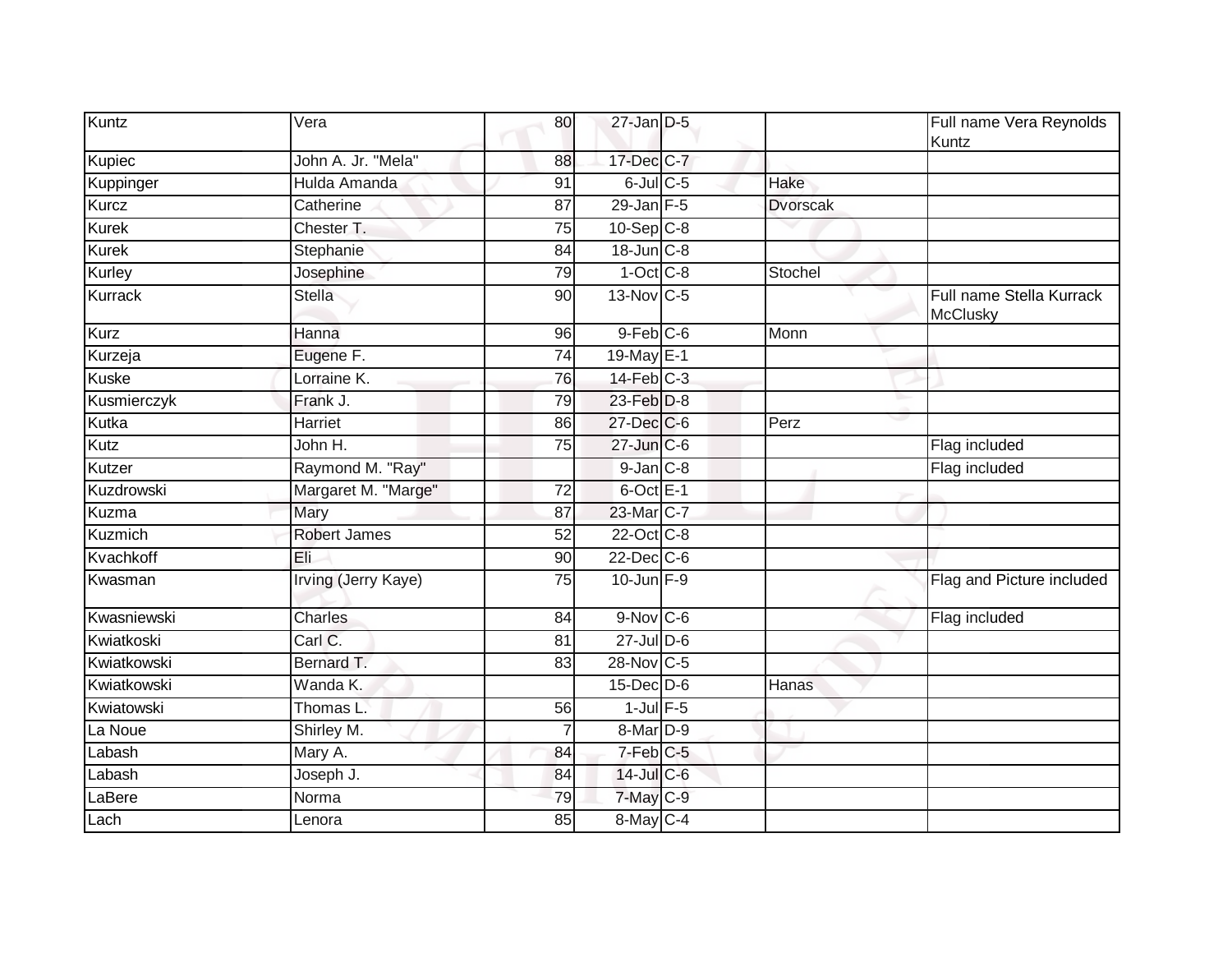| Kuntz | Vera | 80 | 27-Jan | D-5 | | Full name Vera Reynolds Kuntz |
|---|---|---|---|---|---|---|
| Kupiec | John A. Jr. "Mela" | 88 | 17-Dec | C-7 | | |
| Kuppinger | Hulda Amanda | 91 | 6-Jul | C-5 | Hake | |
| Kurcz | Catherine | 87 | 29-Jan | F-5 | Dvorscak | |
| Kurek | Chester T. | 75 | 10-Sep | C-8 | | |
| Kurek | Stephanie | 84 | 18-Jun | C-8 | | |
| Kurley | Josephine | 79 | 1-Oct | C-8 | Stochel | |
| Kurrack | Stella | 90 | 13-Nov | C-5 | | Full name Stella Kurrack McClusky |
| Kurz | Hanna | 96 | 9-Feb | C-6 | Monn | |
| Kurzeja | Eugene F. | 74 | 19-May | E-1 | | |
| Kuske | Lorraine K. | 76 | 14-Feb | C-3 | | |
| Kusmierczyk | Frank J. | 79 | 23-Feb | D-8 | | |
| Kutka | Harriet | 86 | 27-Dec | C-6 | Perz | |
| Kutz | John H. | 75 | 27-Jun | C-6 | | Flag included |
| Kutzer | Raymond M. "Ray" | | 9-Jan | C-8 | | Flag included |
| Kuzdrowski | Margaret M. "Marge" | 72 | 6-Oct | E-1 | | |
| Kuzma | Mary | 87 | 23-Mar | C-7 | | |
| Kuzmich | Robert James | 52 | 22-Oct | C-8 | | |
| Kvachkoff | Eli | 90 | 22-Dec | C-6 | | |
| Kwasman | Irving (Jerry Kaye) | 75 | 10-Jun | F-9 | | Flag and Picture included |
| Kwasniewski | Charles | 84 | 9-Nov | C-6 | | Flag included |
| Kwiatkoski | Carl C. | 81 | 27-Jul | D-6 | | |
| Kwiatkowski | Bernard T. | 83 | 28-Nov | C-5 | | |
| Kwiatkowski | Wanda K. | | 15-Dec | D-6 | Hanas | |
| Kwiatowski | Thomas L. | 56 | 1-Jul | F-5 | | |
| La Noue | Shirley M. | 7 | 8-Mar | D-9 | | |
| Labash | Mary A. | 84 | 7-Feb | C-5 | | |
| Labash | Joseph J. | 84 | 14-Jul | C-6 | | |
| LaBere | Norma | 79 | 7-May | C-9 | | |
| Lach | Lenora | 85 | 8-May | C-4 | | |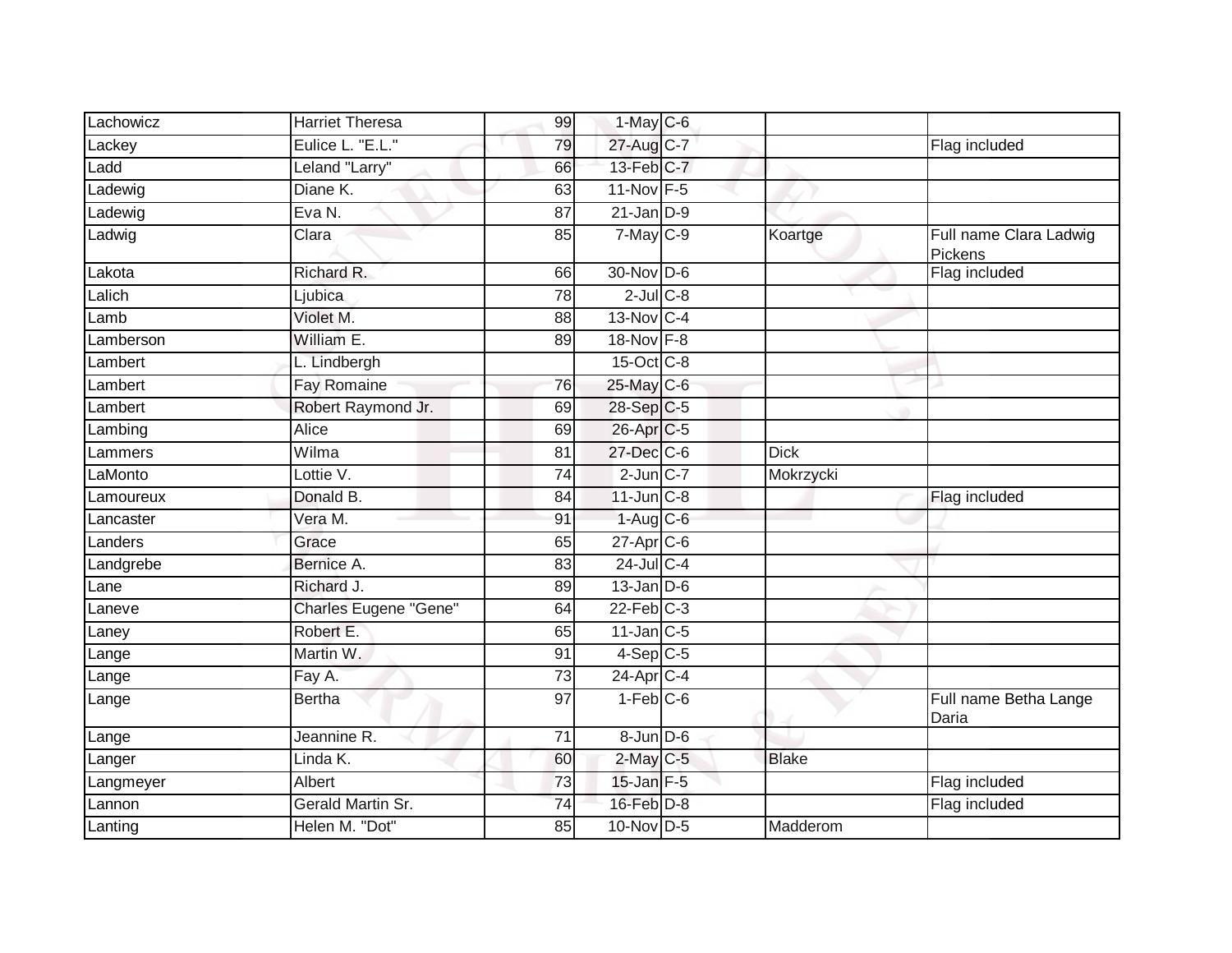| | | | | | | |
|---|---|---|---|---|---|---|
| Lachowicz | Harriet Theresa | 99 | 1-May | C-6 | | |
| Lackey | Eulice L. "E.L." | 79 | 27-Aug | C-7 | | Flag included |
| Ladd | Leland "Larry" | 66 | 13-Feb | C-7 | | |
| Ladewig | Diane K. | 63 | 11-Nov | F-5 | | |
| Ladewig | Eva N. | 87 | 21-Jan | D-9 | | |
| Ladwig | Clara | 85 | 7-May | C-9 | Koartge | Full name Clara Ladwig Pickens |
| Lakota | Richard R. | 66 | 30-Nov | D-6 | | Flag included |
| Lalich | Ljubica | 78 | 2-Jul | C-8 | | |
| Lamb | Violet M. | 88 | 13-Nov | C-4 | | |
| Lamberson | William E. | 89 | 18-Nov | F-8 | | |
| Lambert | L. Lindbergh | | 15-Oct | C-8 | | |
| Lambert | Fay Romaine | 76 | 25-May | C-6 | | |
| Lambert | Robert Raymond Jr. | 69 | 28-Sep | C-5 | | |
| Lambing | Alice | 69 | 26-Apr | C-5 | | |
| Lammers | Wilma | 81 | 27-Dec | C-6 | Dick | |
| LaMonto | Lottie V. | 74 | 2-Jun | C-7 | Mokrzycki | |
| Lamoureux | Donald B. | 84 | 11-Jun | C-8 | | Flag included |
| Lancaster | Vera M. | 91 | 1-Aug | C-6 | | |
| Landers | Grace | 65 | 27-Apr | C-6 | | |
| Landgrebe | Bernice A. | 83 | 24-Jul | C-4 | | |
| Lane | Richard J. | 89 | 13-Jan | D-6 | | |
| Laneve | Charles Eugene "Gene" | 64 | 22-Feb | C-3 | | |
| Laney | Robert E. | 65 | 11-Jan | C-5 | | |
| Lange | Martin W. | 91 | 4-Sep | C-5 | | |
| Lange | Fay A. | 73 | 24-Apr | C-4 | | |
| Lange | Bertha | 97 | 1-Feb | C-6 | | Full name Betha Lange Daria |
| Lange | Jeannine R. | 71 | 8-Jun | D-6 | | |
| Langer | Linda K. | 60 | 2-May | C-5 | Blake | |
| Langmeyer | Albert | 73 | 15-Jan | F-5 | | Flag included |
| Lannon | Gerald Martin Sr. | 74 | 16-Feb | D-8 | | Flag included |
| Lanting | Helen M. "Dot" | 85 | 10-Nov | D-5 | Madderom | |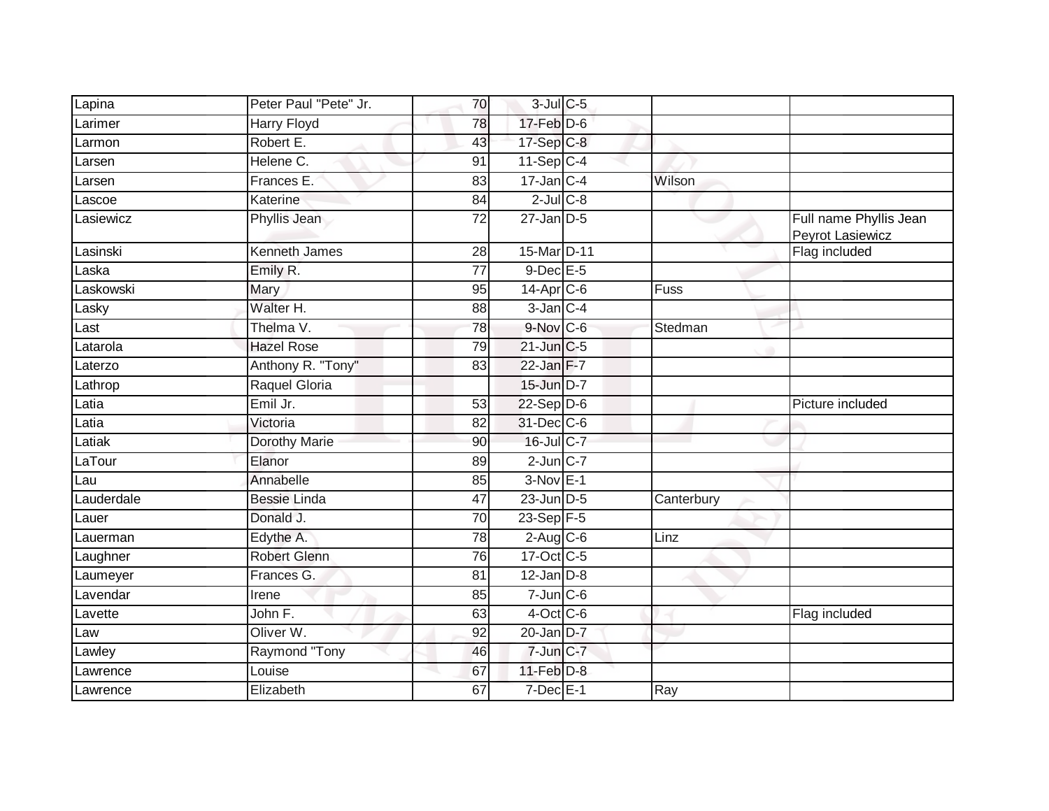| Lapina | Peter Paul "Pete" Jr. | 70 | 3-Jul | C-5 | | |
|---|---|---|---|---|---|---|
| Larimer | Harry Floyd | 78 | 17-Feb | D-6 | | |
| Larmon | Robert E. | 43 | 17-Sep | C-8 | | |
| Larsen | Helene C. | 91 | 11-Sep | C-4 | | |
| Larsen | Frances E. | 83 | 17-Jan | C-4 | Wilson | |
| Lascoe | Katerine | 84 | 2-Jul | C-8 | | |
| Lasiewicz | Phyllis Jean | 72 | 27-Jan | D-5 | | Full name Phyllis Jean Peyrot Lasiewicz |
| Lasinski | Kenneth James | 28 | 15-Mar | D-11 | | Flag included |
| Laska | Emily R. | 77 | 9-Dec | E-5 | | |
| Laskowski | Mary | 95 | 14-Apr | C-6 | Fuss | |
| Lasky | Walter H. | 88 | 3-Jan | C-4 | | |
| Last | Thelma V. | 78 | 9-Nov | C-6 | Stedman | |
| Latarola | Hazel Rose | 79 | 21-Jun | C-5 | | |
| Laterzo | Anthony R. "Tony" | 83 | 22-Jan | F-7 | | |
| Lathrop | Raquel Gloria | | 15-Jun | D-7 | | |
| Latia | Emil Jr. | 53 | 22-Sep | D-6 | | Picture included |
| Latia | Victoria | 82 | 31-Dec | C-6 | | |
| Latiak | Dorothy Marie | 90 | 16-Jul | C-7 | | |
| LaTour | Elanor | 89 | 2-Jun | C-7 | | |
| Lau | Annabelle | 85 | 3-Nov | E-1 | | |
| Lauderdale | Bessie Linda | 47 | 23-Jun | D-5 | Canterbury | |
| Lauer | Donald J. | 70 | 23-Sep | F-5 | | |
| Lauerman | Edythe A. | 78 | 2-Aug | C-6 | Linz | |
| Laughner | Robert Glenn | 76 | 17-Oct | C-5 | | |
| Laumeyer | Frances G. | 81 | 12-Jan | D-8 | | |
| Lavendar | Irene | 85 | 7-Jun | C-6 | | |
| Lavette | John F. | 63 | 4-Oct | C-6 | | Flag included |
| Law | Oliver W. | 92 | 20-Jan | D-7 | | |
| Lawley | Raymond "Tony | 46 | 7-Jun | C-7 | | |
| Lawrence | Louise | 67 | 11-Feb | D-8 | | |
| Lawrence | Elizabeth | 67 | 7-Dec | E-1 | Ray | |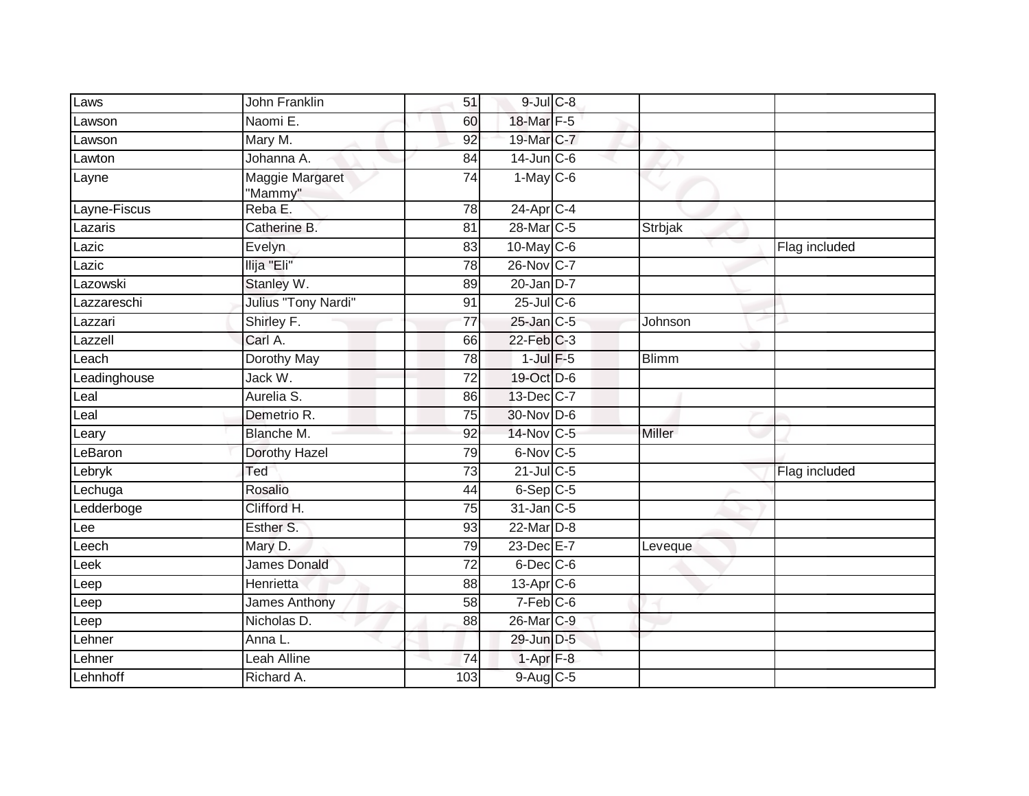| Laws | John Franklin | 51 | 9-Jul | C-8 | | |
|---|---|---|---|---|---|---|
| Lawson | Naomi E. | 60 | 18-Mar | F-5 | | |
| Lawson | Mary M. | 92 | 19-Mar | C-7 | | |
| Lawton | Johanna A. | 84 | 14-Jun | C-6 | | |
| Layne | Maggie Margaret "Mammy" | 74 | 1-May | C-6 | | |
| Layne-Fiscus | Reba E. | 78 | 24-Apr | C-4 | | |
| Lazaris | Catherine B. | 81 | 28-Mar | C-5 | Strbjak | |
| Lazic | Evelyn | 83 | 10-May | C-6 | | Flag included |
| Lazic | Ilija "Eli" | 78 | 26-Nov | C-7 | | |
| Lazowski | Stanley W. | 89 | 20-Jan | D-7 | | |
| Lazzareschi | Julius "Tony Nardi" | 91 | 25-Jul | C-6 | | |
| Lazzari | Shirley F. | 77 | 25-Jan | C-5 | Johnson | |
| Lazzell | Carl A. | 66 | 22-Feb | C-3 | | |
| Leach | Dorothy May | 78 | 1-Jul | F-5 | Blimm | |
| Leadinghouse | Jack W. | 72 | 19-Oct | D-6 | | |
| Leal | Aurelia S. | 86 | 13-Dec | C-7 | | |
| Leal | Demetrio R. | 75 | 30-Nov | D-6 | | |
| Leary | Blanche M. | 92 | 14-Nov | C-5 | Miller | |
| LeBaron | Dorothy Hazel | 79 | 6-Nov | C-5 | | |
| Lebryk | Ted | 73 | 21-Jul | C-5 | | Flag included |
| Lechuga | Rosalio | 44 | 6-Sep | C-5 | | |
| Ledderboge | Clifford H. | 75 | 31-Jan | C-5 | | |
| Lee | Esther S. | 93 | 22-Mar | D-8 | | |
| Leech | Mary D. | 79 | 23-Dec | E-7 | Leveque | |
| Leek | James Donald | 72 | 6-Dec | C-6 | | |
| Leep | Henrietta | 88 | 13-Apr | C-6 | | |
| Leep | James Anthony | 58 | 7-Feb | C-6 | | |
| Leep | Nicholas D. | 88 | 26-Mar | C-9 | | |
| Lehner | Anna L. | | 29-Jun | D-5 | | |
| Lehner | Leah Alline | 74 | 1-Apr | F-8 | | |
| Lehnhoff | Richard A. | 103 | 9-Aug | C-5 | | |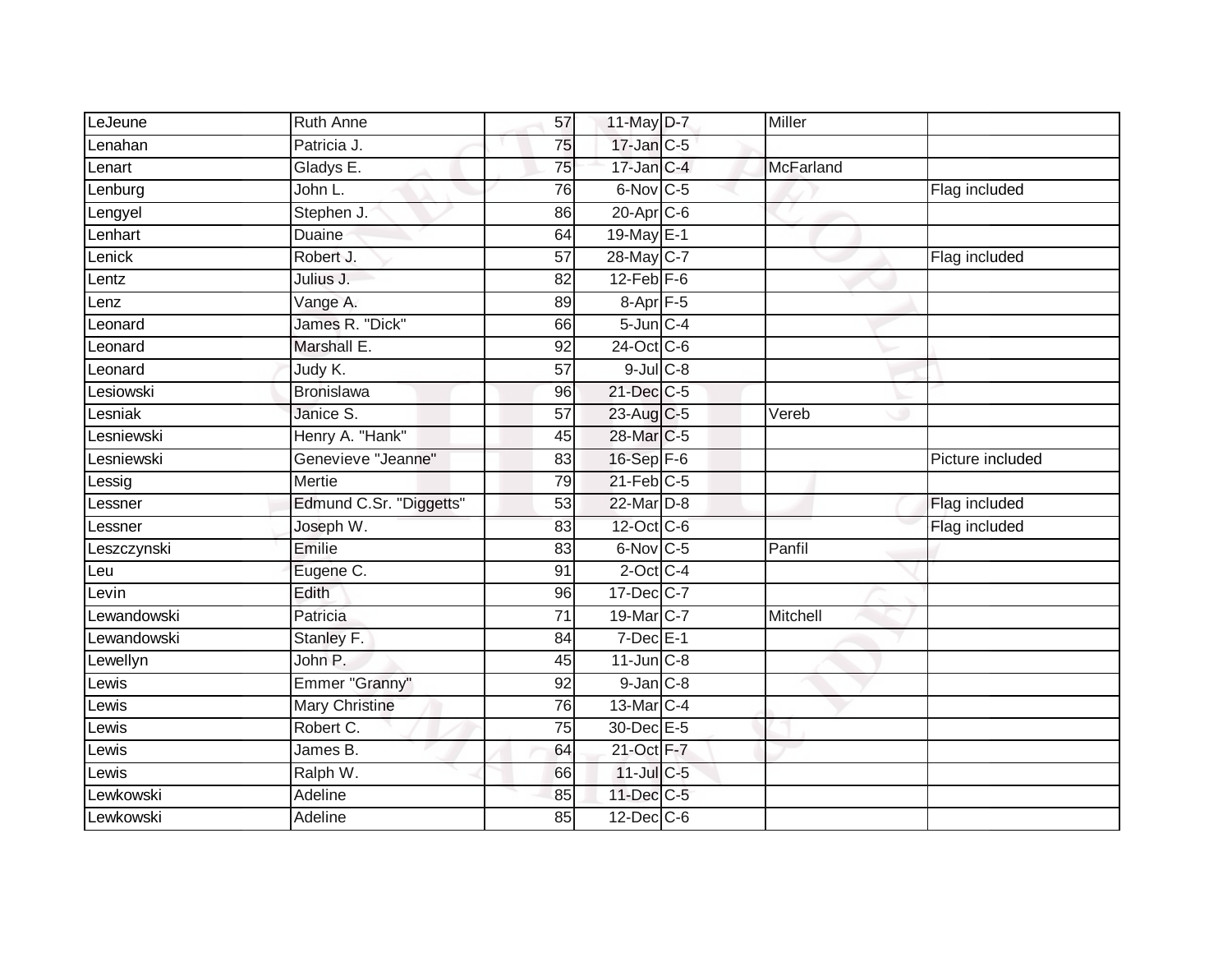| | | | | | | |
|---|---|---|---|---|---|---|
| LeJeune | Ruth Anne | 57 | 11-May | D-7 | Miller | |
| Lenahan | Patricia J. | 75 | 17-Jan | C-5 | | |
| Lenart | Gladys E. | 75 | 17-Jan | C-4 | McFarland | |
| Lenburg | John L. | 76 | 6-Nov | C-5 | | Flag included |
| Lengyel | Stephen J. | 86 | 20-Apr | C-6 | | |
| Lenhart | Duaine | 64 | 19-May | E-1 | | |
| Lenick | Robert J. | 57 | 28-May | C-7 | | Flag included |
| Lentz | Julius J. | 82 | 12-Feb | F-6 | | |
| Lenz | Vange A. | 89 | 8-Apr | F-5 | | |
| Leonard | James R. "Dick" | 66 | 5-Jun | C-4 | | |
| Leonard | Marshall E. | 92 | 24-Oct | C-6 | | |
| Leonard | Judy K. | 57 | 9-Jul | C-8 | | |
| Lesiowski | Bronislawa | 96 | 21-Dec | C-5 | | |
| Lesniak | Janice S. | 57 | 23-Aug | C-5 | Vereb | |
| Lesniewski | Henry A. "Hank" | 45 | 28-Mar | C-5 | | |
| Lesniewski | Genevieve "Jeanne" | 83 | 16-Sep | F-6 | | Picture included |
| Lessig | Mertie | 79 | 21-Feb | C-5 | | |
| Lessner | Edmund C.Sr. "Diggetts" | 53 | 22-Mar | D-8 | | Flag included |
| Lessner | Joseph W. | 83 | 12-Oct | C-6 | | Flag included |
| Leszczynski | Emilie | 83 | 6-Nov | C-5 | Panfil | |
| Leu | Eugene C. | 91 | 2-Oct | C-4 | | |
| Levin | Edith | 96 | 17-Dec | C-7 | | |
| Lewandowski | Patricia | 71 | 19-Mar | C-7 | Mitchell | |
| Lewandowski | Stanley F. | 84 | 7-Dec | E-1 | | |
| Lewellyn | John P. | 45 | 11-Jun | C-8 | | |
| Lewis | Emmer "Granny" | 92 | 9-Jan | C-8 | | |
| Lewis | Mary Christine | 76 | 13-Mar | C-4 | | |
| Lewis | Robert C. | 75 | 30-Dec | E-5 | | |
| Lewis | James B. | 64 | 21-Oct | F-7 | | |
| Lewis | Ralph W. | 66 | 11-Jul | C-5 | | |
| Lewkowski | Adeline | 85 | 11-Dec | C-5 | | |
| Lewkowski | Adeline | 85 | 12-Dec | C-6 | | |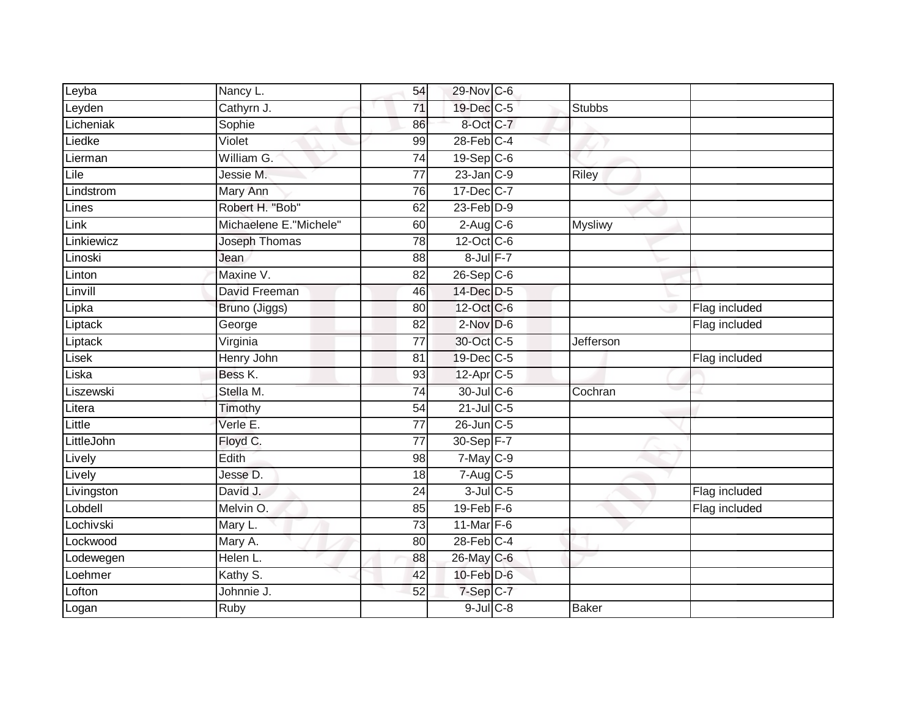| | | | | | | |
|---|---|---|---|---|---|---|
| Leyba | Nancy L. | 54 | 29-Nov | C-6 | | |
| Leyden | Cathyrn J. | 71 | 19-Dec | C-5 | Stubbs | |
| Licheniak | Sophie | 86 | 8-Oct | C-7 | | |
| Liedke | Violet | 99 | 28-Feb | C-4 | | |
| Lierman | William G. | 74 | 19-Sep | C-6 | | |
| Lile | Jessie M. | 77 | 23-Jan | C-9 | Riley | |
| Lindstrom | Mary Ann | 76 | 17-Dec | C-7 | | |
| Lines | Robert H. "Bob" | 62 | 23-Feb | D-9 | | |
| Link | Michaelene E."Michele" | 60 | 2-Aug | C-6 | Mysliwy | |
| Linkiewicz | Joseph Thomas | 78 | 12-Oct | C-6 | | |
| Linoski | Jean | 88 | 8-Jul | F-7 | | |
| Linton | Maxine V. | 82 | 26-Sep | C-6 | | |
| Linvill | David Freeman | 46 | 14-Dec | D-5 | | |
| Lipka | Bruno (Jiggs) | 80 | 12-Oct | C-6 | | Flag included |
| Liptack | George | 82 | 2-Nov | D-6 | | Flag included |
| Liptack | Virginia | 77 | 30-Oct | C-5 | Jefferson | |
| Lisek | Henry John | 81 | 19-Dec | C-5 | | Flag included |
| Liska | Bess K. | 93 | 12-Apr | C-5 | | |
| Liszewski | Stella M. | 74 | 30-Jul | C-6 | Cochran | |
| Litera | Timothy | 54 | 21-Jul | C-5 | | |
| Little | Verle E. | 77 | 26-Jun | C-5 | | |
| LittleJohn | Floyd C. | 77 | 30-Sep | F-7 | | |
| Lively | Edith | 98 | 7-May | C-9 | | |
| Lively | Jesse D. | 18 | 7-Aug | C-5 | | |
| Livingston | David J. | 24 | 3-Jul | C-5 | | Flag included |
| Lobdell | Melvin O. | 85 | 19-Feb | F-6 | | Flag included |
| Lochivski | Mary L. | 73 | 11-Mar | F-6 | | |
| Lockwood | Mary A. | 80 | 28-Feb | C-4 | | |
| Lodewegen | Helen L. | 88 | 26-May | C-6 | | |
| Loehmer | Kathy S. | 42 | 10-Feb | D-6 | | |
| Lofton | Johnnie J. | 52 | 7-Sep | C-7 | | |
| Logan | Ruby | | 9-Jul | C-8 | Baker | |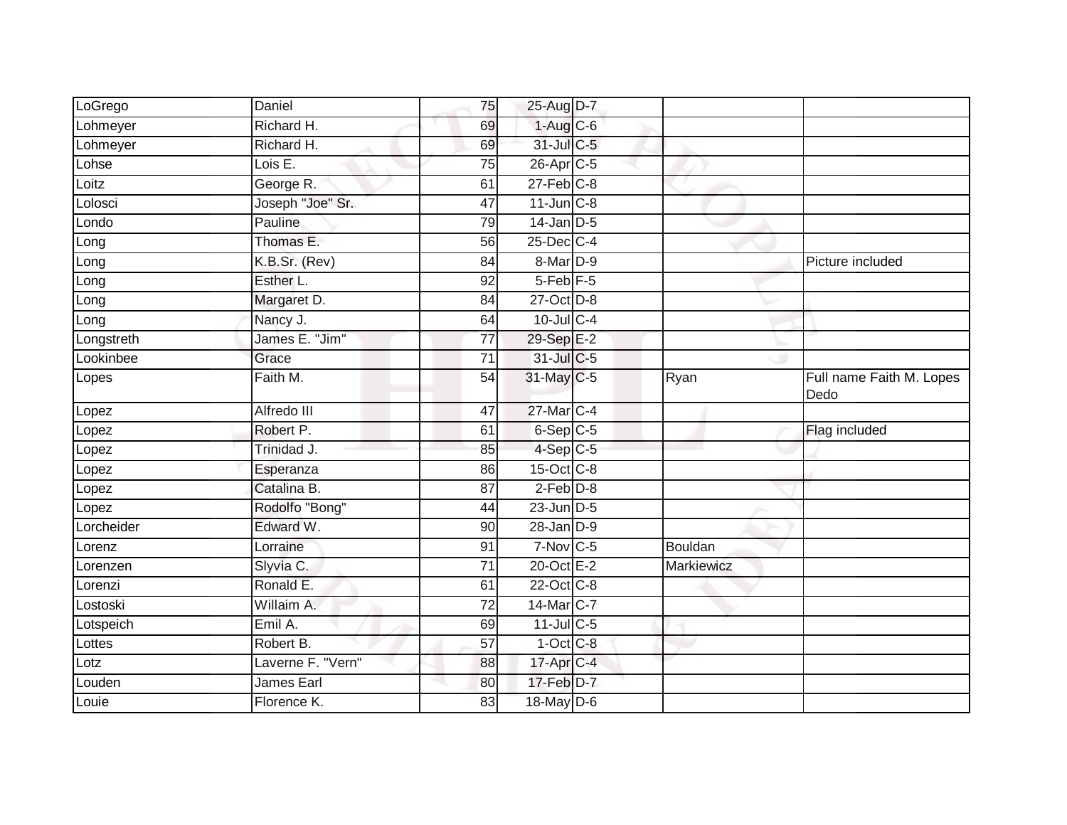| | | | | | | |
|---|---|---|---|---|---|---|
| LoGrego | Daniel | 75 | 25-Aug | D-7 | | |
| Lohmeyer | Richard H. | 69 | 1-Aug | C-6 | | |
| Lohmeyer | Richard H. | 69 | 31-Jul | C-5 | | |
| Lohse | Lois E. | 75 | 26-Apr | C-5 | | |
| Loitz | George R. | 61 | 27-Feb | C-8 | | |
| Lolosci | Joseph "Joe" Sr. | 47 | 11-Jun | C-8 | | |
| Londo | Pauline | 79 | 14-Jan | D-5 | | |
| Long | Thomas E. | 56 | 25-Dec | C-4 | | |
| Long | K.B.Sr. (Rev) | 84 | 8-Mar | D-9 | | Picture included |
| Long | Esther L. | 92 | 5-Feb | F-5 | | |
| Long | Margaret D. | 84 | 27-Oct | D-8 | | |
| Long | Nancy J. | 64 | 10-Jul | C-4 | | |
| Longstreth | James E. "Jim" | 77 | 29-Sep | E-2 | | |
| Lookinbee | Grace | 71 | 31-Jul | C-5 | | |
| Lopes | Faith M. | 54 | 31-May | C-5 | Ryan | Full name Faith M. Lopes Dedo |
| Lopez | Alfredo III | 47 | 27-Mar | C-4 | | |
| Lopez | Robert P. | 61 | 6-Sep | C-5 | | Flag included |
| Lopez | Trinidad J. | 85 | 4-Sep | C-5 | | |
| Lopez | Esperanza | 86 | 15-Oct | C-8 | | |
| Lopez | Catalina B. | 87 | 2-Feb | D-8 | | |
| Lopez | Rodolfo "Bong" | 44 | 23-Jun | D-5 | | |
| Lorcheider | Edward W. | 90 | 28-Jan | D-9 | | |
| Lorenz | Lorraine | 91 | 7-Nov | C-5 | Bouldan | |
| Lorenzen | Slyvia C. | 71 | 20-Oct | E-2 | Markiewicz | |
| Lorenzi | Ronald E. | 61 | 22-Oct | C-8 | | |
| Lostoski | Willaim A. | 72 | 14-Mar | C-7 | | |
| Lotspeich | Emil A. | 69 | 11-Jul | C-5 | | |
| Lottes | Robert B. | 57 | 1-Oct | C-8 | | |
| Lotz | Laverne F. "Vern" | 88 | 17-Apr | C-4 | | |
| Louden | James Earl | 80 | 17-Feb | D-7 | | |
| Louie | Florence K. | 83 | 18-May | D-6 | | |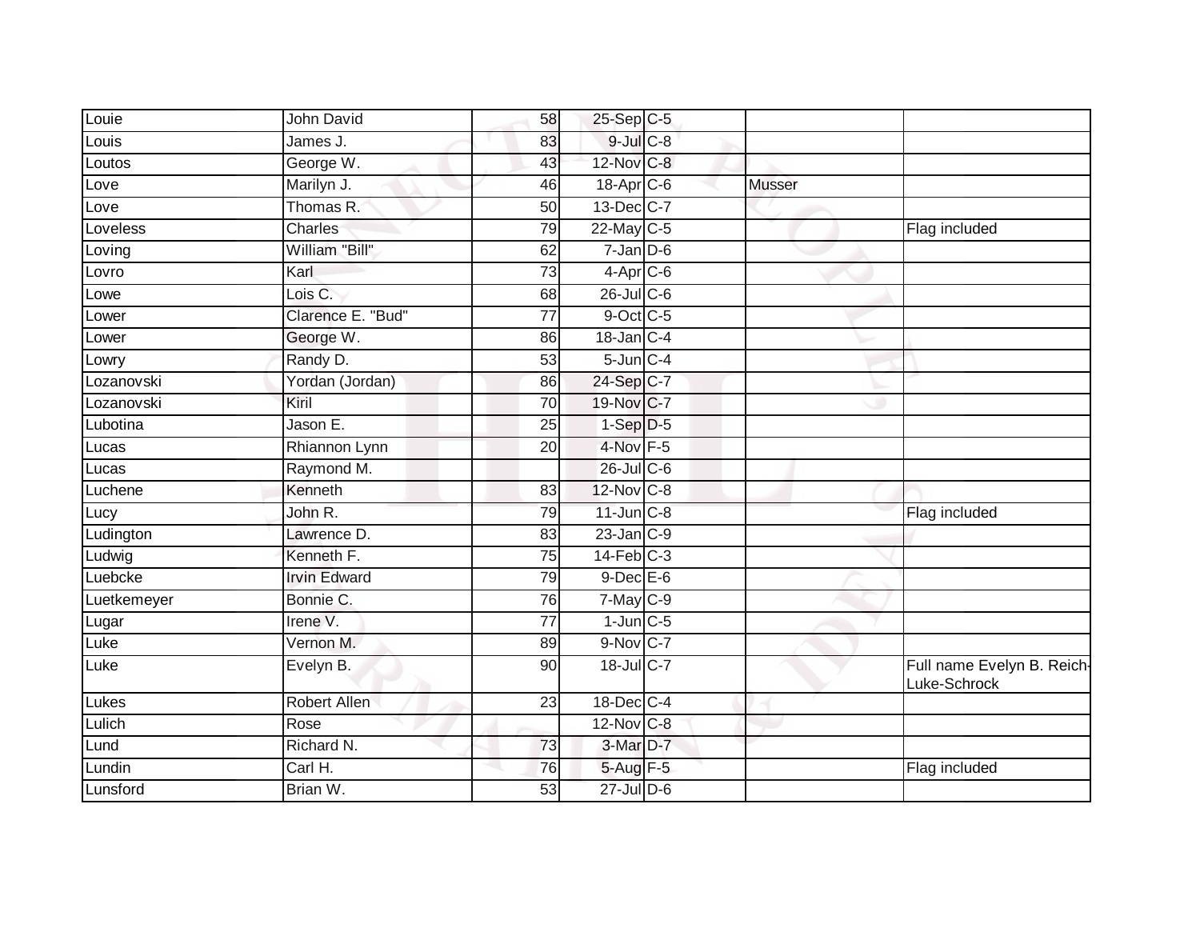| Louie | John David | 58 | 25-Sep | C-5 | | |
|---|---|---|---|---|---|---|
| Louis | James J. | 83 | 9-Jul | C-8 | | |
| Loutos | George W. | 43 | 12-Nov | C-8 | | |
| Love | Marilyn J. | 46 | 18-Apr | C-6 | Musser | |
| Love | Thomas R. | 50 | 13-Dec | C-7 | | |
| Loveless | Charles | 79 | 22-May | C-5 | | Flag included |
| Loving | William "Bill" | 62 | 7-Jan | D-6 | | |
| Lovro | Karl | 73 | 4-Apr | C-6 | | |
| Lowe | Lois C. | 68 | 26-Jul | C-6 | | |
| Lower | Clarence E. "Bud" | 77 | 9-Oct | C-5 | | |
| Lower | George W. | 86 | 18-Jan | C-4 | | |
| Lowry | Randy D. | 53 | 5-Jun | C-4 | | |
| Lozanovski | Yordan (Jordan) | 86 | 24-Sep | C-7 | | |
| Lozanovski | Kiril | 70 | 19-Nov | C-7 | | |
| Lubotina | Jason E. | 25 | 1-Sep | D-5 | | |
| Lucas | Rhiannon Lynn | 20 | 4-Nov | F-5 | | |
| Lucas | Raymond M. | | 26-Jul | C-6 | | |
| Luchene | Kenneth | 83 | 12-Nov | C-8 | | |
| Lucy | John R. | 79 | 11-Jun | C-8 | | Flag included |
| Ludington | Lawrence D. | 83 | 23-Jan | C-9 | | |
| Ludwig | Kenneth F. | 75 | 14-Feb | C-3 | | |
| Luebcke | Irvin Edward | 79 | 9-Dec | E-6 | | |
| Luetkemeyer | Bonnie C. | 76 | 7-May | C-9 | | |
| Lugar | Irene V. | 77 | 1-Jun | C-5 | | |
| Luke | Vernon M. | 89 | 9-Nov | C-7 | | |
| Luke | Evelyn B. | 90 | 18-Jul | C-7 | | Full name Evelyn B. Reich-Luke-Schrock |
| Lukes | Robert Allen | 23 | 18-Dec | C-4 | | |
| Lulich | Rose | | 12-Nov | C-8 | | |
| Lund | Richard N. | 73 | 3-Mar | D-7 | | |
| Lundin | Carl H. | 76 | 5-Aug | F-5 | | Flag included |
| Lunsford | Brian W. | 53 | 27-Jul | D-6 | | |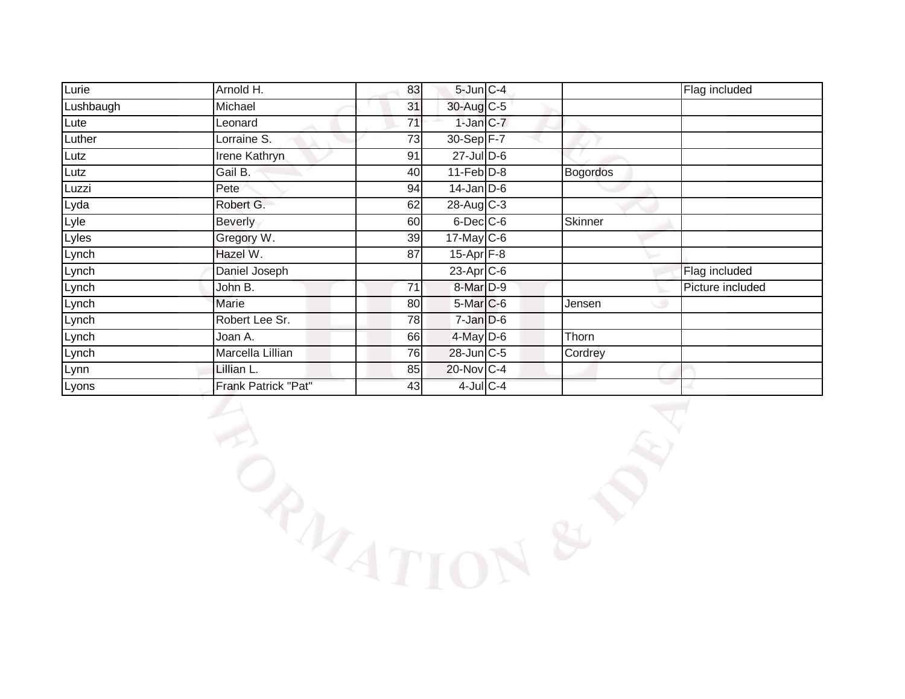| | | | | | | |
|---|---|---|---|---|---|---|
| Lurie | Arnold H. | 83 | 5-Jun | C-4 | | Flag included |
| Lushbaugh | Michael | 31 | 30-Aug | C-5 | | |
| Lute | Leonard | 71 | 1-Jan | C-7 | | |
| Luther | Lorraine S. | 73 | 30-Sep | F-7 | | |
| Lutz | Irene Kathryn | 91 | 27-Jul | D-6 | | |
| Lutz | Gail B. | 40 | 11-Feb | D-8 | Bogordos | |
| Luzzi | Pete | 94 | 14-Jan | D-6 | | |
| Lyda | Robert G. | 62 | 28-Aug | C-3 | | |
| Lyle | Beverly | 60 | 6-Dec | C-6 | Skinner | |
| Lyles | Gregory W. | 39 | 17-May | C-6 | | |
| Lynch | Hazel W. | 87 | 15-Apr | F-8 | | |
| Lynch | Daniel Joseph | | 23-Apr | C-6 | | Flag included |
| Lynch | John B. | 71 | 8-Mar | D-9 | | Picture included |
| Lynch | Marie | 80 | 5-Mar | C-6 | Jensen | |
| Lynch | Robert Lee Sr. | 78 | 7-Jan | D-6 | | |
| Lynch | Joan A. | 66 | 4-May | D-6 | Thorn | |
| Lynch | Marcella Lillian | 76 | 28-Jun | C-5 | Cordrey | |
| Lynn | Lillian L. | 85 | 20-Nov | C-4 | | |
| Lyons | Frank Patrick "Pat" | 43 | 4-Jul | C-4 | | |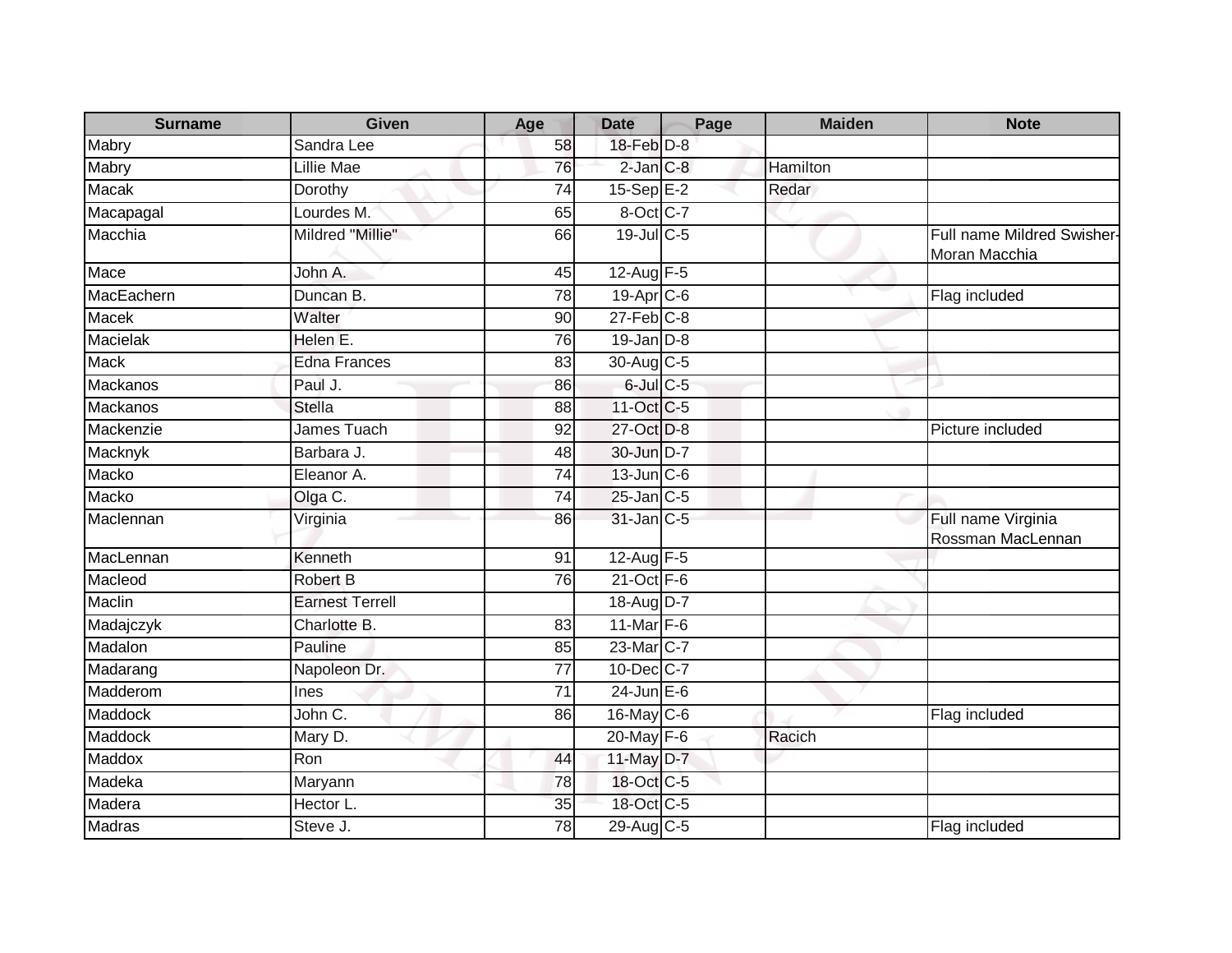| Surname | Given | Age | Date | Page | Maiden | Note |
|---|---|---|---|---|---|---|
| Mabry | Sandra Lee | 58 | 18-Feb | D-8 | | |
| Mabry | Lillie Mae | 76 | 2-Jan | C-8 | Hamilton | |
| Macak | Dorothy | 74 | 15-Sep | E-2 | Redar | |
| Macapagal | Lourdes M. | 65 | 8-Oct | C-7 | | |
| Macchia | Mildred "Millie" | 66 | 19-Jul | C-5 | | Full name Mildred Swisher-Moran Macchia |
| Mace | John A. | 45 | 12-Aug | F-5 | | |
| MacEachern | Duncan B. | 78 | 19-Apr | C-6 | | Flag included |
| Macek | Walter | 90 | 27-Feb | C-8 | | |
| Macielak | Helen E. | 76 | 19-Jan | D-8 | | |
| Mack | Edna Frances | 83 | 30-Aug | C-5 | | |
| Mackanos | Paul J. | 86 | 6-Jul | C-5 | | |
| Mackanos | Stella | 88 | 11-Oct | C-5 | | |
| Mackenzie | James Tuach | 92 | 27-Oct | D-8 | | Picture included |
| Macknyk | Barbara J. | 48 | 30-Jun | D-7 | | |
| Macko | Eleanor A. | 74 | 13-Jun | C-6 | | |
| Macko | Olga C. | 74 | 25-Jan | C-5 | | |
| Maclennan | Virginia | 86 | 31-Jan | C-5 | | Full name Virginia Rossman MacLennan |
| MacLennan | Kenneth | 91 | 12-Aug | F-5 | | |
| Macleod | Robert B | 76 | 21-Oct | F-6 | | |
| Maclin | Earnest Terrell | | 18-Aug | D-7 | | |
| Madajczyk | Charlotte B. | 83 | 11-Mar | F-6 | | |
| Madalon | Pauline | 85 | 23-Mar | C-7 | | |
| Madarang | Napoleon Dr. | 77 | 10-Dec | C-7 | | |
| Madderom | Ines | 71 | 24-Jun | E-6 | | |
| Maddock | John C. | 86 | 16-May | C-6 | | Flag included |
| Maddock | Mary D. | | 20-May | F-6 | Racich | |
| Maddox | Ron | 44 | 11-May | D-7 | | |
| Madeka | Maryann | 78 | 18-Oct | C-5 | | |
| Madera | Hector L. | 35 | 18-Oct | C-5 | | |
| Madras | Steve J. | 78 | 29-Aug | C-5 | | Flag included |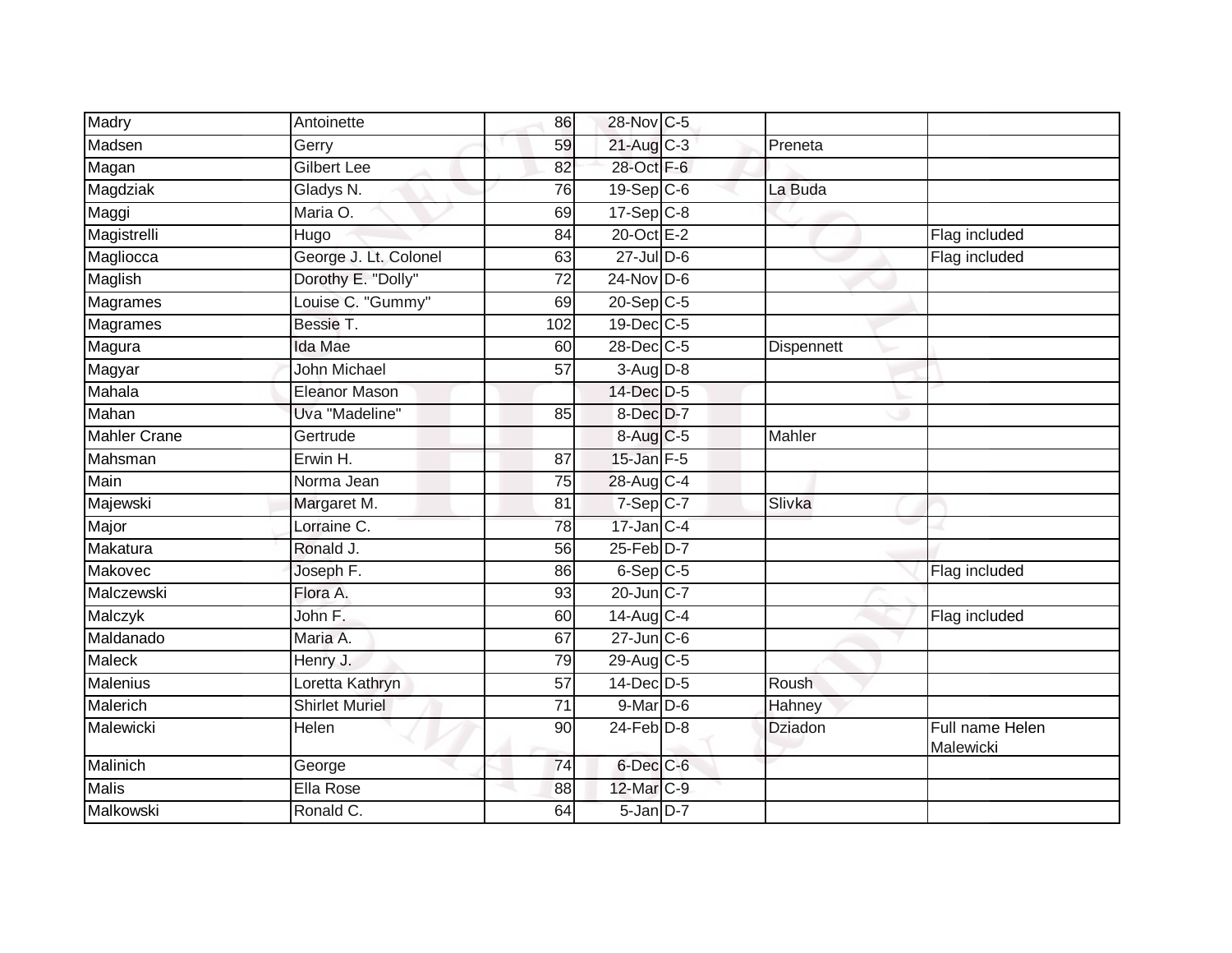| | | | | | | |
|---|---|---|---|---|---|---|
| Madry | Antoinette | 86 | 28-Nov | C-5 | | |
| Madsen | Gerry | 59 | 21-Aug | C-3 | Preneta | |
| Magan | Gilbert Lee | 82 | 28-Oct | F-6 | | |
| Magdziak | Gladys N. | 76 | 19-Sep | C-6 | La Buda | |
| Maggi | Maria O. | 69 | 17-Sep | C-8 | | |
| Magistrelli | Hugo | 84 | 20-Oct | E-2 | | Flag included |
| Magliocca | George J. Lt. Colonel | 63 | 27-Jul | D-6 | | Flag included |
| Maglish | Dorothy E. "Dolly" | 72 | 24-Nov | D-6 | | |
| Magrames | Louise C. "Gummy" | 69 | 20-Sep | C-5 | | |
| Magrames | Bessie T. | 102 | 19-Dec | C-5 | | |
| Magura | Ida Mae | 60 | 28-Dec | C-5 | Dispennett | |
| Magyar | John Michael | 57 | 3-Aug | D-8 | | |
| Mahala | Eleanor Mason | | 14-Dec | D-5 | | |
| Mahan | Uva "Madeline" | 85 | 8-Dec | D-7 | | |
| Mahler Crane | Gertrude | | 8-Aug | C-5 | Mahler | |
| Mahsman | Erwin H. | 87 | 15-Jan | F-5 | | |
| Main | Norma Jean | 75 | 28-Aug | C-4 | | |
| Majewski | Margaret M. | 81 | 7-Sep | C-7 | Slivka | |
| Major | Lorraine C. | 78 | 17-Jan | C-4 | | |
| Makatura | Ronald J. | 56 | 25-Feb | D-7 | | |
| Makovec | Joseph F. | 86 | 6-Sep | C-5 | | Flag included |
| Malczewski | Flora A. | 93 | 20-Jun | C-7 | | |
| Malczyk | John F. | 60 | 14-Aug | C-4 | | Flag included |
| Maldanado | Maria A. | 67 | 27-Jun | C-6 | | |
| Maleck | Henry J. | 79 | 29-Aug | C-5 | | |
| Malenius | Loretta Kathryn | 57 | 14-Dec | D-5 | Roush | |
| Malerich | Shirlet Muriel | 71 | 9-Mar | D-6 | Hahney | |
| Malewicki | Helen | 90 | 24-Feb | D-8 | Dziadon | Full name Helen Malewicki |
| Malinich | George | 74 | 6-Dec | C-6 | | |
| Malis | Ella Rose | 88 | 12-Mar | C-9 | | |
| Malkowski | Ronald C. | 64 | 5-Jan | D-7 | | |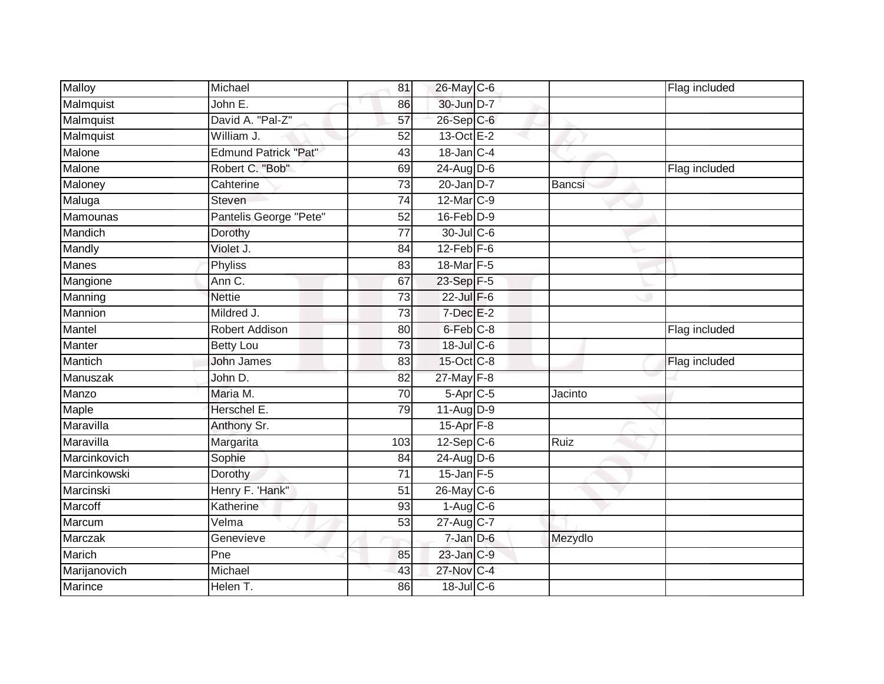| | | | | | | |
|---|---|---|---|---|---|---|
| Malloy | Michael | 81 | 26-May | C-6 | | Flag included |
| Malmquist | John E. | 86 | 30-Jun | D-7 | | |
| Malmquist | David A. "Pal-Z" | 57 | 26-Sep | C-6 | | |
| Malmquist | William J. | 52 | 13-Oct | E-2 | | |
| Malone | Edmund Patrick "Pat" | 43 | 18-Jan | C-4 | | |
| Malone | Robert C. "Bob" | 69 | 24-Aug | D-6 | | Flag included |
| Maloney | Cahterine | 73 | 20-Jan | D-7 | Bancsi | |
| Maluga | Steven | 74 | 12-Mar | C-9 | | |
| Mamounas | Pantelis George "Pete" | 52 | 16-Feb | D-9 | | |
| Mandich | Dorothy | 77 | 30-Jul | C-6 | | |
| Mandly | Violet J. | 84 | 12-Feb | F-6 | | |
| Manes | Phyliss | 83 | 18-Mar | F-5 | | |
| Mangione | Ann C. | 67 | 23-Sep | F-5 | | |
| Manning | Nettie | 73 | 22-Jul | F-6 | | |
| Mannion | Mildred J. | 73 | 7-Dec | E-2 | | |
| Mantel | Robert Addison | 80 | 6-Feb | C-8 | | Flag included |
| Manter | Betty Lou | 73 | 18-Jul | C-6 | | |
| Mantich | John James | 83 | 15-Oct | C-8 | | Flag included |
| Manuszak | John D. | 82 | 27-May | F-8 | | |
| Manzo | Maria M. | 70 | 5-Apr | C-5 | Jacinto | |
| Maple | Herschel E. | 79 | 11-Aug | D-9 | | |
| Maravilla | Anthony Sr. | | 15-Apr | F-8 | | |
| Maravilla | Margarita | 103 | 12-Sep | C-6 | Ruiz | |
| Marcinkovich | Sophie | 84 | 24-Aug | D-6 | | |
| Marcinkowski | Dorothy | 71 | 15-Jan | F-5 | | |
| Marcinski | Henry F. 'Hank" | 51 | 26-May | C-6 | | |
| Marcoff | Katherine | 93 | 1-Aug | C-6 | | |
| Marcum | Velma | 53 | 27-Aug | C-7 | | |
| Marczak | Genevieve | | 7-Jan | D-6 | Mezydlo | |
| Marich | Pne | 85 | 23-Jan | C-9 | | |
| Marijanovich | Michael | 43 | 27-Nov | C-4 | | |
| Marince | Helen T. | 86 | 18-Jul | C-6 | | |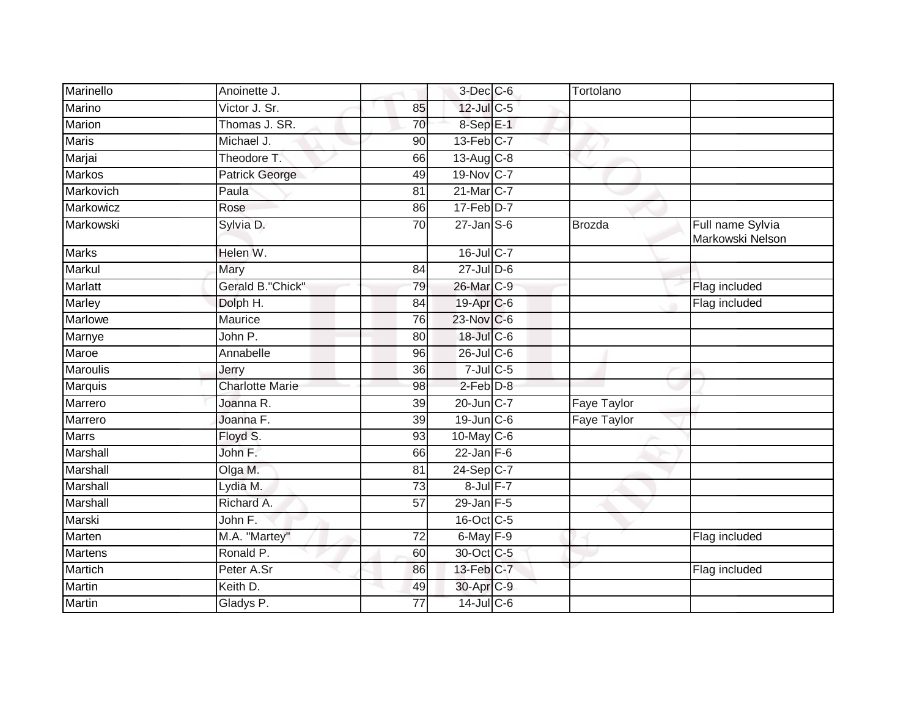| | | | | | | |
|---|---|---|---|---|---|---|
| Marinello | Anoinette J. | | 3-Dec | C-6 | Tortolano | |
| Marino | Victor J. Sr. | 85 | 12-Jul | C-5 | | |
| Marion | Thomas J. SR. | 70 | 8-Sep | E-1 | | |
| Maris | Michael J. | 90 | 13-Feb | C-7 | | |
| Marjai | Theodore T. | 66 | 13-Aug | C-8 | | |
| Markos | Patrick George | 49 | 19-Nov | C-7 | | |
| Markovich | Paula | 81 | 21-Mar | C-7 | | |
| Markowicz | Rose | 86 | 17-Feb | D-7 | | |
| Markowski | Sylvia D. | 70 | 27-Jan | S-6 | Brozda | Full name Sylvia Markowski Nelson |
| Marks | Helen W. | | 16-Jul | C-7 | | |
| Markul | Mary | 84 | 27-Jul | D-6 | | |
| Marlatt | Gerald B."Chick" | 79 | 26-Mar | C-9 | | Flag included |
| Marley | Dolph H. | 84 | 19-Apr | C-6 | | Flag included |
| Marlowe | Maurice | 76 | 23-Nov | C-6 | | |
| Marnye | John P. | 80 | 18-Jul | C-6 | | |
| Maroe | Annabelle | 96 | 26-Jul | C-6 | | |
| Maroulis | Jerry | 36 | 7-Jul | C-5 | | |
| Marquis | Charlotte Marie | 98 | 2-Feb | D-8 | | |
| Marrero | Joanna R. | 39 | 20-Jun | C-7 | Faye Taylor | |
| Marrero | Joanna F. | 39 | 19-Jun | C-6 | Faye Taylor | |
| Marrs | Floyd S. | 93 | 10-May | C-6 | | |
| Marshall | John F. | 66 | 22-Jan | F-6 | | |
| Marshall | Olga M. | 81 | 24-Sep | C-7 | | |
| Marshall | Lydia M. | 73 | 8-Jul | F-7 | | |
| Marshall | Richard A. | 57 | 29-Jan | F-5 | | |
| Marski | John F. | | 16-Oct | C-5 | | |
| Marten | M.A. "Martey" | 72 | 6-May | F-9 | | Flag included |
| Martens | Ronald P. | 60 | 30-Oct | C-5 | | |
| Martich | Peter A.Sr | 86 | 13-Feb | C-7 | | Flag included |
| Martin | Keith D. | 49 | 30-Apr | C-9 | | |
| Martin | Gladys P. | 77 | 14-Jul | C-6 | | |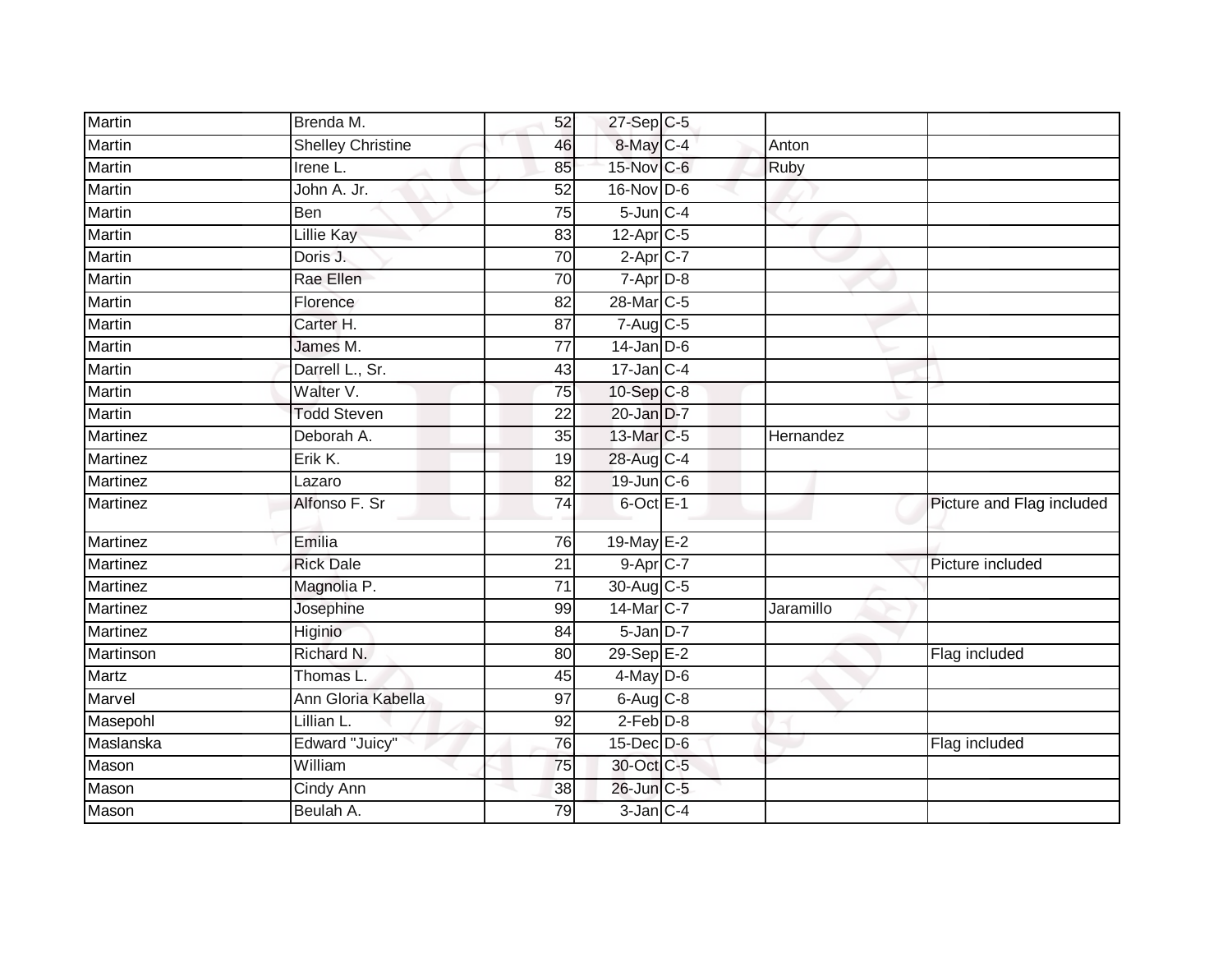| | | | | | | |
|---|---|---|---|---|---|---|
| Martin | Brenda M. | 52 | 27-Sep | C-5 | | |
| Martin | Shelley Christine | 46 | 8-May | C-4 | Anton | |
| Martin | Irene L. | 85 | 15-Nov | C-6 | Ruby | |
| Martin | John A. Jr. | 52 | 16-Nov | D-6 | | |
| Martin | Ben | 75 | 5-Jun | C-4 | | |
| Martin | Lillie Kay | 83 | 12-Apr | C-5 | | |
| Martin | Doris J. | 70 | 2-Apr | C-7 | | |
| Martin | Rae Ellen | 70 | 7-Apr | D-8 | | |
| Martin | Florence | 82 | 28-Mar | C-5 | | |
| Martin | Carter H. | 87 | 7-Aug | C-5 | | |
| Martin | James M. | 77 | 14-Jan | D-6 | | |
| Martin | Darrell L., Sr. | 43 | 17-Jan | C-4 | | |
| Martin | Walter V. | 75 | 10-Sep | C-8 | | |
| Martin | Todd Steven | 22 | 20-Jan | D-7 | | |
| Martinez | Deborah A. | 35 | 13-Mar | C-5 | Hernandez | |
| Martinez | Erik K. | 19 | 28-Aug | C-4 | | |
| Martinez | Lazaro | 82 | 19-Jun | C-6 | | |
| Martinez | Alfonso F. Sr | 74 | 6-Oct | E-1 | | Picture and Flag included |
| Martinez | Emilia | 76 | 19-May | E-2 | | |
| Martinez | Rick Dale | 21 | 9-Apr | C-7 | | Picture included |
| Martinez | Magnolia P. | 71 | 30-Aug | C-5 | | |
| Martinez | Josephine | 99 | 14-Mar | C-7 | Jaramillo | |
| Martinez | Higinio | 84 | 5-Jan | D-7 | | |
| Martinson | Richard N. | 80 | 29-Sep | E-2 | | Flag included |
| Martz | Thomas L. | 45 | 4-May | D-6 | | |
| Marvel | Ann Gloria Kabella | 97 | 6-Aug | C-8 | | |
| Masepohl | Lillian L. | 92 | 2-Feb | D-8 | | |
| Maslanska | Edward "Juicy" | 76 | 15-Dec | D-6 | | Flag included |
| Mason | William | 75 | 30-Oct | C-5 | | |
| Mason | Cindy Ann | 38 | 26-Jun | C-5 | | |
| Mason | Beulah A. | 79 | 3-Jan | C-4 | | |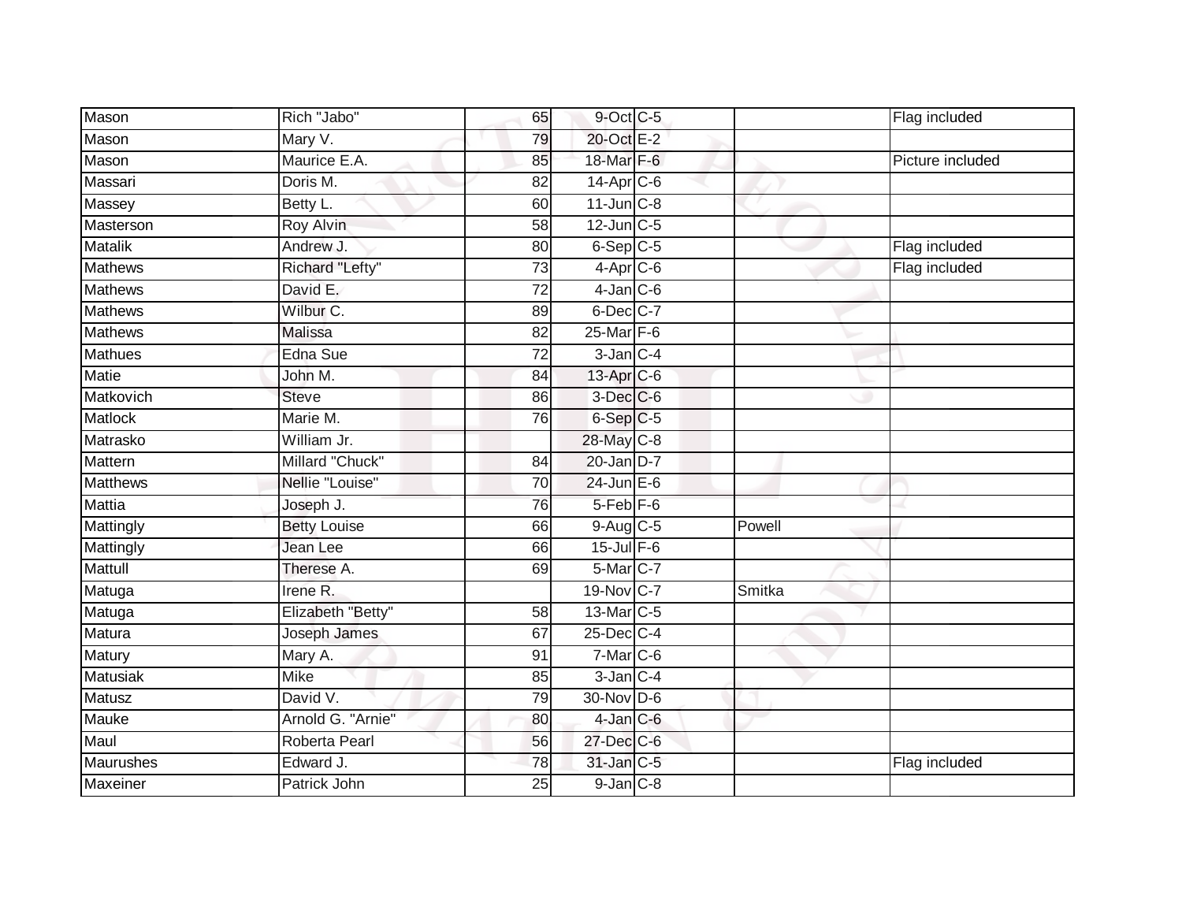| | | | | | | |
|---|---|---|---|---|---|---|
| Mason | Rich "Jabo" | 65 | 9-Oct | C-5 | | Flag included |
| Mason | Mary V. | 79 | 20-Oct | E-2 | | |
| Mason | Maurice E.A. | 85 | 18-Mar | F-6 | | Picture included |
| Massari | Doris M. | 82 | 14-Apr | C-6 | | |
| Massey | Betty L. | 60 | 11-Jun | C-8 | | |
| Masterson | Roy Alvin | 58 | 12-Jun | C-5 | | |
| Matalik | Andrew J. | 80 | 6-Sep | C-5 | | Flag included |
| Mathews | Richard "Lefty" | 73 | 4-Apr | C-6 | | Flag included |
| Mathews | David E. | 72 | 4-Jan | C-6 | | |
| Mathews | Wilbur C. | 89 | 6-Dec | C-7 | | |
| Mathews | Malissa | 82 | 25-Mar | F-6 | | |
| Mathues | Edna Sue | 72 | 3-Jan | C-4 | | |
| Matie | John M. | 84 | 13-Apr | C-6 | | |
| Matkovich | Steve | 86 | 3-Dec | C-6 | | |
| Matlock | Marie M. | 76 | 6-Sep | C-5 | | |
| Matrasko | William Jr. | | 28-May | C-8 | | |
| Mattern | Millard "Chuck" | 84 | 20-Jan | D-7 | | |
| Matthews | Nellie "Louise" | 70 | 24-Jun | E-6 | | |
| Mattia | Joseph J. | 76 | 5-Feb | F-6 | | |
| Mattingly | Betty Louise | 66 | 9-Aug | C-5 | Powell | |
| Mattingly | Jean Lee | 66 | 15-Jul | F-6 | | |
| Mattull | Therese A. | 69 | 5-Mar | C-7 | | |
| Matuga | Irene R. | | 19-Nov | C-7 | Smitka | |
| Matuga | Elizabeth "Betty" | 58 | 13-Mar | C-5 | | |
| Matura | Joseph James | 67 | 25-Dec | C-4 | | |
| Matury | Mary A. | 91 | 7-Mar | C-6 | | |
| Matusiak | Mike | 85 | 3-Jan | C-4 | | |
| Matusz | David V. | 79 | 30-Nov | D-6 | | |
| Mauke | Arnold G. "Arnie" | 80 | 4-Jan | C-6 | | |
| Maul | Roberta Pearl | 56 | 27-Dec | C-6 | | |
| Maurushes | Edward J. | 78 | 31-Jan | C-5 | | Flag included |
| Maxeiner | Patrick John | 25 | 9-Jan | C-8 | | |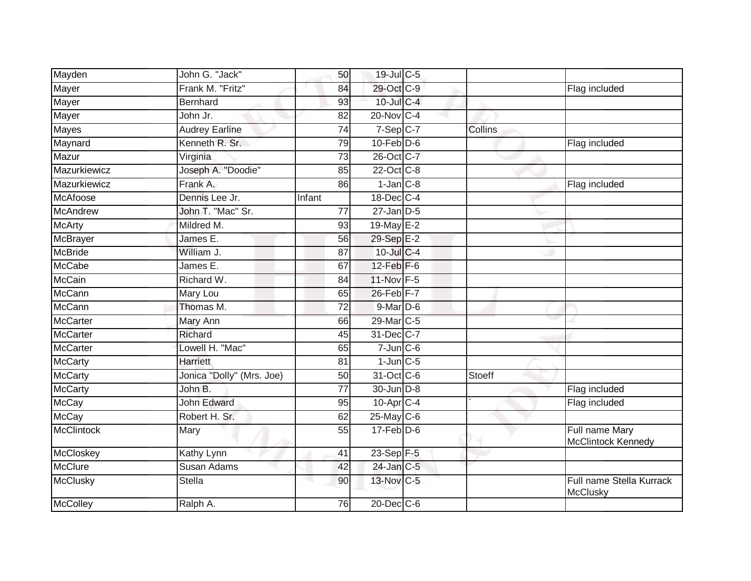| | | | | | | |
|---|---|---|---|---|---|---|
| Mayden | John G. "Jack" | 50 | 19-Jul | C-5 | | |
| Mayer | Frank M. "Fritz" | 84 | 29-Oct | C-9 | | Flag included |
| Mayer | Bernhard | 93 | 10-Jul | C-4 | | |
| Mayer | John Jr. | 82 | 20-Nov | C-4 | | |
| Mayes | Audrey Earline | 74 | 7-Sep | C-7 | Collins | |
| Maynard | Kenneth R. Sr. | 79 | 10-Feb | D-6 | | Flag included |
| Mazur | Virginia | 73 | 26-Oct | C-7 | | |
| Mazurkiewicz | Joseph A. "Doodie" | 85 | 22-Oct | C-8 | | |
| Mazurkiewicz | Frank A. | 86 | 1-Jan | C-8 | | Flag included |
| McAfoose | Dennis Lee Jr. | Infant | 18-Dec | C-4 | | |
| McAndrew | John T. "Mac" Sr. | 77 | 27-Jan | D-5 | | |
| McArty | Mildred M. | 93 | 19-May | E-2 | | |
| McBrayer | James E. | 56 | 29-Sep | E-2 | | |
| McBride | William J. | 87 | 10-Jul | C-4 | | |
| McCabe | James E. | 67 | 12-Feb | F-6 | | |
| McCain | Richard W. | 84 | 11-Nov | F-5 | | |
| McCann | Mary Lou | 65 | 26-Feb | F-7 | | |
| McCann | Thomas M. | 72 | 9-Mar | D-6 | | |
| McCarter | Mary Ann | 66 | 29-Mar | C-5 | | |
| McCarter | Richard | 45 | 31-Dec | C-7 | | |
| McCarter | Lowell H. "Mac" | 65 | 7-Jun | C-6 | | |
| McCarty | Harriett | 81 | 1-Jun | C-5 | | |
| McCarty | Jonica "Dolly" (Mrs. Joe) | 50 | 31-Oct | C-6 | Stoeff | |
| McCarty | John B. | 77 | 30-Jun | D-8 | | Flag included |
| McCay | John Edward | 95 | 10-Apr | C-4 | ` | Flag included |
| McCay | Robert H. Sr. | 62 | 25-May | C-6 | | |
| McClintock | Mary | 55 | 17-Feb | D-6 | | Full name Mary McClintock Kennedy |
| McCloskey | Kathy Lynn | 41 | 23-Sep | F-5 | | |
| McClure | Susan Adams | 42 | 24-Jan | C-5 | | |
| McClusky | Stella | 90 | 13-Nov | C-5 | | Full name Stella Kurrack McClusky |
| McColley | Ralph A. | 76 | 20-Dec | C-6 | | |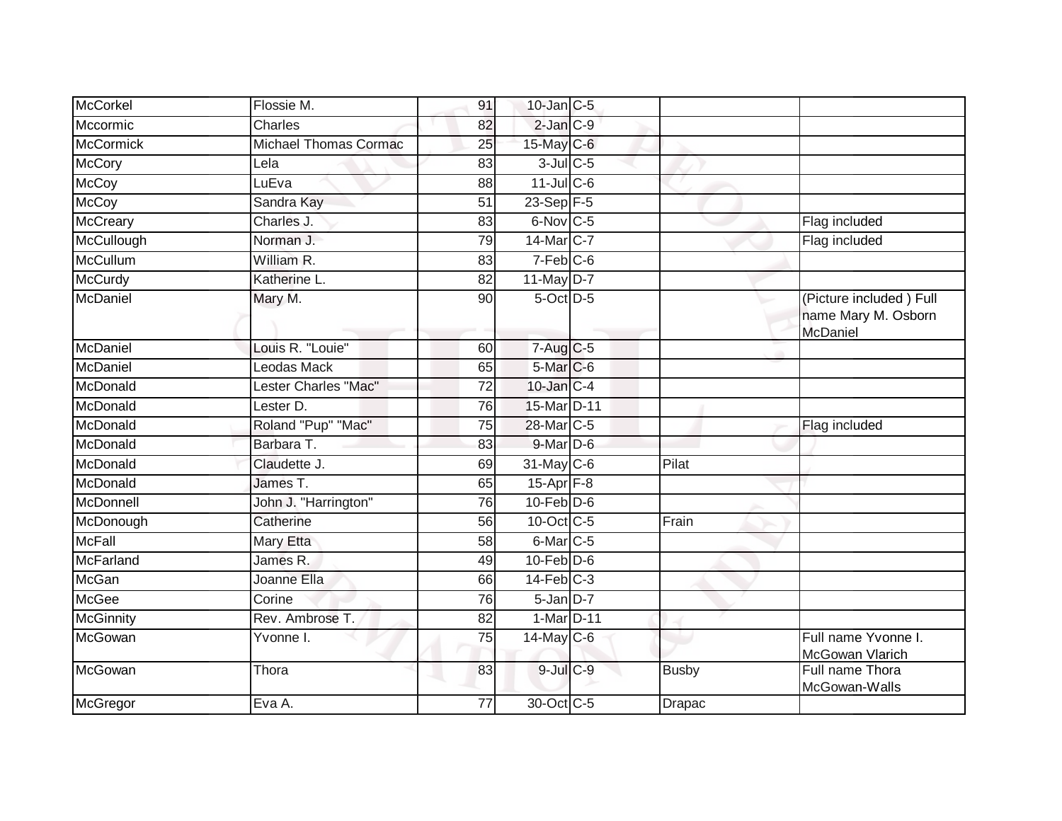| | | | | | | |
|---|---|---|---|---|---|---|
| McCorkel | Flossie M. | 91 | 10-Jan | C-5 | | |
| Mccormic | Charles | 82 | 2-Jan | C-9 | | |
| McCormick | Michael Thomas Cormac | 25 | 15-May | C-6 | | |
| McCory | Lela | 83 | 3-Jul | C-5 | | |
| McCoy | LuEva | 88 | 11-Jul | C-6 | | |
| McCoy | Sandra Kay | 51 | 23-Sep | F-5 | | |
| McCreary | Charles J. | 83 | 6-Nov | C-5 | | Flag included |
| McCullough | Norman J. | 79 | 14-Mar | C-7 | | Flag included |
| McCullum | William R. | 83 | 7-Feb | C-6 | | |
| McCurdy | Katherine L. | 82 | 11-May | D-7 | | |
| McDaniel | Mary M. | 90 | 5-Oct | D-5 | | (Picture included ) Full name Mary M. Osborn McDaniel |
| McDaniel | Louis R. "Louie" | 60 | 7-Aug | C-5 | | |
| McDaniel | Leodas Mack | 65 | 5-Mar | C-6 | | |
| McDonald | Lester Charles "Mac" | 72 | 10-Jan | C-4 | | |
| McDonald | Lester D. | 76 | 15-Mar | D-11 | | |
| McDonald | Roland "Pup" "Mac" | 75 | 28-Mar | C-5 | | Flag included |
| McDonald | Barbara T. | 83 | 9-Mar | D-6 | | |
| McDonald | Claudette J. | 69 | 31-May | C-6 | Pilat | |
| McDonald | James T. | 65 | 15-Apr | F-8 | | |
| McDonnell | John J. "Harrington" | 76 | 10-Feb | D-6 | | |
| McDonough | Catherine | 56 | 10-Oct | C-5 | Frain | |
| McFall | Mary Etta | 58 | 6-Mar | C-5 | | |
| McFarland | James R. | 49 | 10-Feb | D-6 | | |
| McGan | Joanne Ella | 66 | 14-Feb | C-3 | | |
| McGee | Corine | 76 | 5-Jan | D-7 | | |
| McGinnity | Rev. Ambrose T. | 82 | 1-Mar | D-11 | | |
| McGowan | Yvonne I. | 75 | 14-May | C-6 | | Full name Yvonne I. McGowan Vlarich |
| McGowan | Thora | 83 | 9-Jul | C-9 | Busby | Full name Thora McGowan-Walls |
| McGregor | Eva A. | 77 | 30-Oct | C-5 | Drapac | |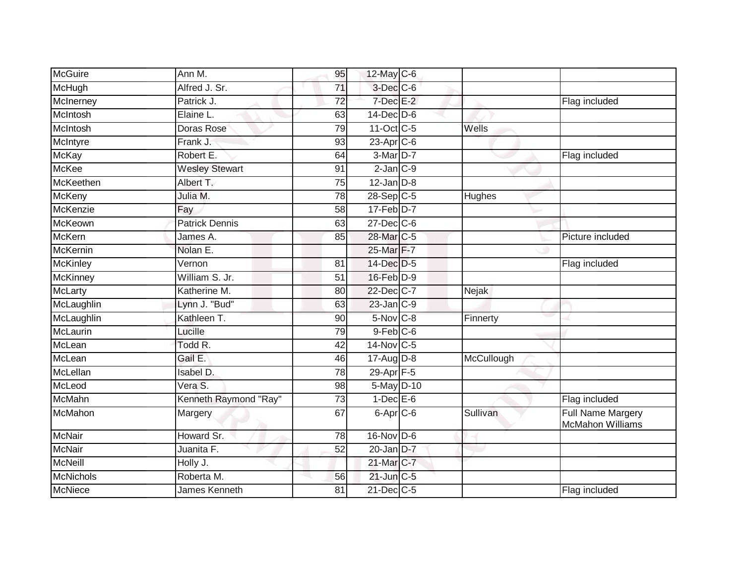| | | | | | | |
|---|---|---|---|---|---|---|
| McGuire | Ann M. | 95 | 12-May | C-6 | | |
| McHugh | Alfred J. Sr. | 71 | 3-Dec | C-6 | | |
| McInerney | Patrick J. | 72 | 7-Dec | E-2 | | Flag included |
| McIntosh | Elaine L. | 63 | 14-Dec | D-6 | | |
| McIntosh | Doras Rose | 79 | 11-Oct | C-5 | Wells | |
| McIntyre | Frank J. | 93 | 23-Apr | C-6 | | |
| McKay | Robert E. | 64 | 3-Mar | D-7 | | Flag included |
| McKee | Wesley Stewart | 91 | 2-Jan | C-9 | | |
| McKeethen | Albert T. | 75 | 12-Jan | D-8 | | |
| McKeny | Julia M. | 78 | 28-Sep | C-5 | Hughes | |
| McKenzie | Fay | 58 | 17-Feb | D-7 | | |
| McKeown | Patrick Dennis | 63 | 27-Dec | C-6 | | |
| McKern | James A. | 85 | 28-Mar | C-5 | | Picture included |
| McKernin | Nolan E. | | 25-Mar | F-7 | | |
| McKinley | Vernon | 81 | 14-Dec | D-5 | | Flag included |
| McKinney | William S. Jr. | 51 | 16-Feb | D-9 | | |
| McLarty | Katherine M. | 80 | 22-Dec | C-7 | Nejak | |
| McLaughlin | Lynn J. "Bud" | 63 | 23-Jan | C-9 | | |
| McLaughlin | Kathleen T. | 90 | 5-Nov | C-8 | Finnerty | |
| McLaurin | Lucille | 79 | 9-Feb | C-6 | | |
| McLean | Todd R. | 42 | 14-Nov | C-5 | | |
| McLean | Gail E. | 46 | 17-Aug | D-8 | McCullough | |
| McLellan | Isabel D. | 78 | 29-Apr | F-5 | | |
| McLeod | Vera S. | 98 | 5-May | D-10 | | |
| McMahn | Kenneth Raymond "Ray" | 73 | 1-Dec | E-6 | | Flag included |
| McMahon | Margery | 67 | 6-Apr | C-6 | Sullivan | Full Name Margery McMahon Williams |
| McNair | Howard Sr. | 78 | 16-Nov | D-6 | | |
| McNair | Juanita F. | 52 | 20-Jan | D-7 | | |
| McNeill | Holly J. | | 21-Mar | C-7 | | |
| McNichols | Roberta M. | 56 | 21-Jun | C-5 | | |
| McNiece | James Kenneth | 81 | 21-Dec | C-5 | | Flag included |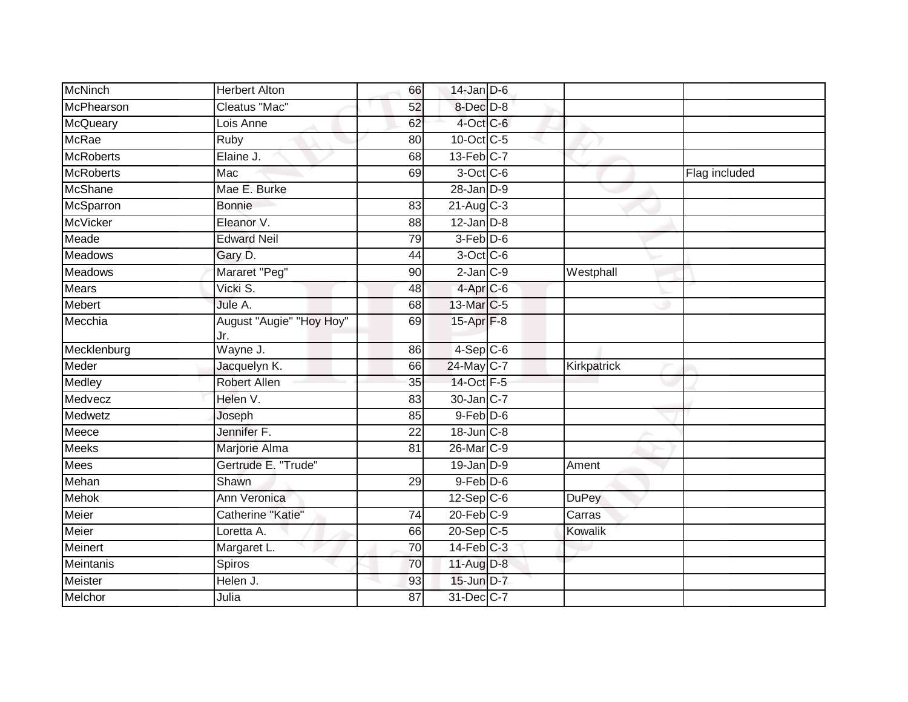| | | | | | | |
|---|---|---|---|---|---|---|
| McNinch | Herbert Alton | 66 | 14-Jan | D-6 | | |
| McPhearson | Cleatus "Mac" | 52 | 8-Dec | D-8 | | |
| McQueary | Lois Anne | 62 | 4-Oct | C-6 | | |
| McRae | Ruby | 80 | 10-Oct | C-5 | | |
| McRoberts | Elaine J. | 68 | 13-Feb | C-7 | | |
| McRoberts | Mac | 69 | 3-Oct | C-6 | | Flag included |
| McShane | Mae E. Burke | | 28-Jan | D-9 | | |
| McSparron | Bonnie | 83 | 21-Aug | C-3 | | |
| McVicker | Eleanor V. | 88 | 12-Jan | D-8 | | |
| Meade | Edward Neil | 79 | 3-Feb | D-6 | | |
| Meadows | Gary D. | 44 | 3-Oct | C-6 | | |
| Meadows | Mararet "Peg" | 90 | 2-Jan | C-9 | Westphall | |
| Mears | Vicki S. | 48 | 4-Apr | C-6 | | |
| Mebert | Jule A. | 68 | 13-Mar | C-5 | | |
| Mecchia | August "Augie" "Hoy Hoy" Jr. | 69 | 15-Apr | F-8 | | |
| Mecklenburg | Wayne J. | 86 | 4-Sep | C-6 | | |
| Meder | Jacquelyn K. | 66 | 24-May | C-7 | Kirkpatrick | |
| Medley | Robert Allen | 35 | 14-Oct | F-5 | | |
| Medvecz | Helen V. | 83 | 30-Jan | C-7 | | |
| Medwetz | Joseph | 85 | 9-Feb | D-6 | | |
| Meece | Jennifer F. | 22 | 18-Jun | C-8 | | |
| Meeks | Marjorie Alma | 81 | 26-Mar | C-9 | | |
| Mees | Gertrude E. "Trude" | | 19-Jan | D-9 | Ament | |
| Mehan | Shawn | 29 | 9-Feb | D-6 | | |
| Mehok | Ann Veronica | | 12-Sep | C-6 | DuPey | |
| Meier | Catherine "Katie" | 74 | 20-Feb | C-9 | Carras | |
| Meier | Loretta A. | 66 | 20-Sep | C-5 | Kowalik | |
| Meinert | Margaret L. | 70 | 14-Feb | C-3 | | |
| Meintanis | Spiros | 70 | 11-Aug | D-8 | | |
| Meister | Helen J. | 93 | 15-Jun | D-7 | | |
| Melchor | Julia | 87 | 31-Dec | C-7 | | |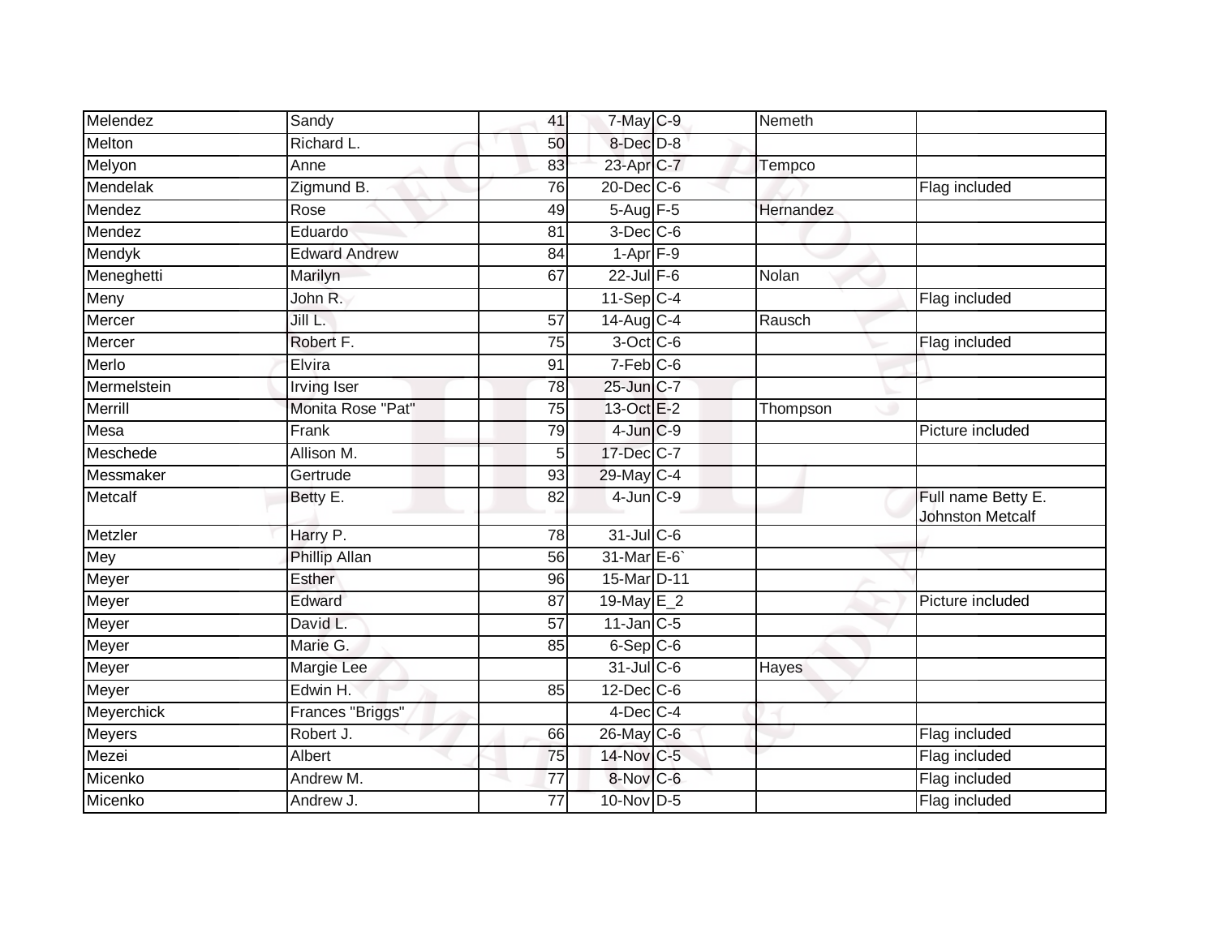| | | | | | | |
|---|---|---|---|---|---|---|
| Melendez | Sandy | 41 | 7-May | C-9 | Nemeth | |
| Melton | Richard L. | 50 | 8-Dec | D-8 | | |
| Melyon | Anne | 83 | 23-Apr | C-7 | Tempco | |
| Mendelak | Zigmund B. | 76 | 20-Dec | C-6 | | Flag included |
| Mendez | Rose | 49 | 5-Aug | F-5 | Hernandez | |
| Mendez | Eduardo | 81 | 3-Dec | C-6 | | |
| Mendyk | Edward Andrew | 84 | 1-Apr | F-9 | | |
| Meneghetti | Marilyn | 67 | 22-Jul | F-6 | Nolan | |
| Meny | John R. | | 11-Sep | C-4 | | Flag included |
| Mercer | Jill L. | 57 | 14-Aug | C-4 | Rausch | |
| Mercer | Robert F. | 75 | 3-Oct | C-6 | | Flag included |
| Merlo | Elvira | 91 | 7-Feb | C-6 | | |
| Mermelstein | Irving Iser | 78 | 25-Jun | C-7 | | |
| Merrill | Monita Rose "Pat" | 75 | 13-Oct | E-2 | Thompson | |
| Mesa | Frank | 79 | 4-Jun | C-9 | | Picture included |
| Meschede | Allison M. | 5 | 17-Dec | C-7 | | |
| Messmaker | Gertrude | 93 | 29-May | C-4 | | |
| Metcalf | Betty E. | 82 | 4-Jun | C-9 | | Full name Betty E. Johnston Metcalf |
| Metzler | Harry P. | 78 | 31-Jul | C-6 | | |
| Mey | Phillip Allan | 56 | 31-Mar | E-6` | | |
| Meyer | Esther | 96 | 15-Mar | D-11 | | |
| Meyer | Edward | 87 | 19-May | E_2 | | Picture included |
| Meyer | David L. | 57 | 11-Jan | C-5 | | |
| Meyer | Marie G. | 85 | 6-Sep | C-6 | | |
| Meyer | Margie Lee | | 31-Jul | C-6 | Hayes | |
| Meyer | Edwin H. | 85 | 12-Dec | C-6 | | |
| Meyerchick | Frances "Briggs" | | 4-Dec | C-4 | | |
| Meyers | Robert J. | 66 | 26-May | C-6 | | Flag included |
| Mezei | Albert | 75 | 14-Nov | C-5 | | Flag included |
| Micenko | Andrew M. | 77 | 8-Nov | C-6 | | Flag included |
| Micenko | Andrew J. | 77 | 10-Nov | D-5 | | Flag included |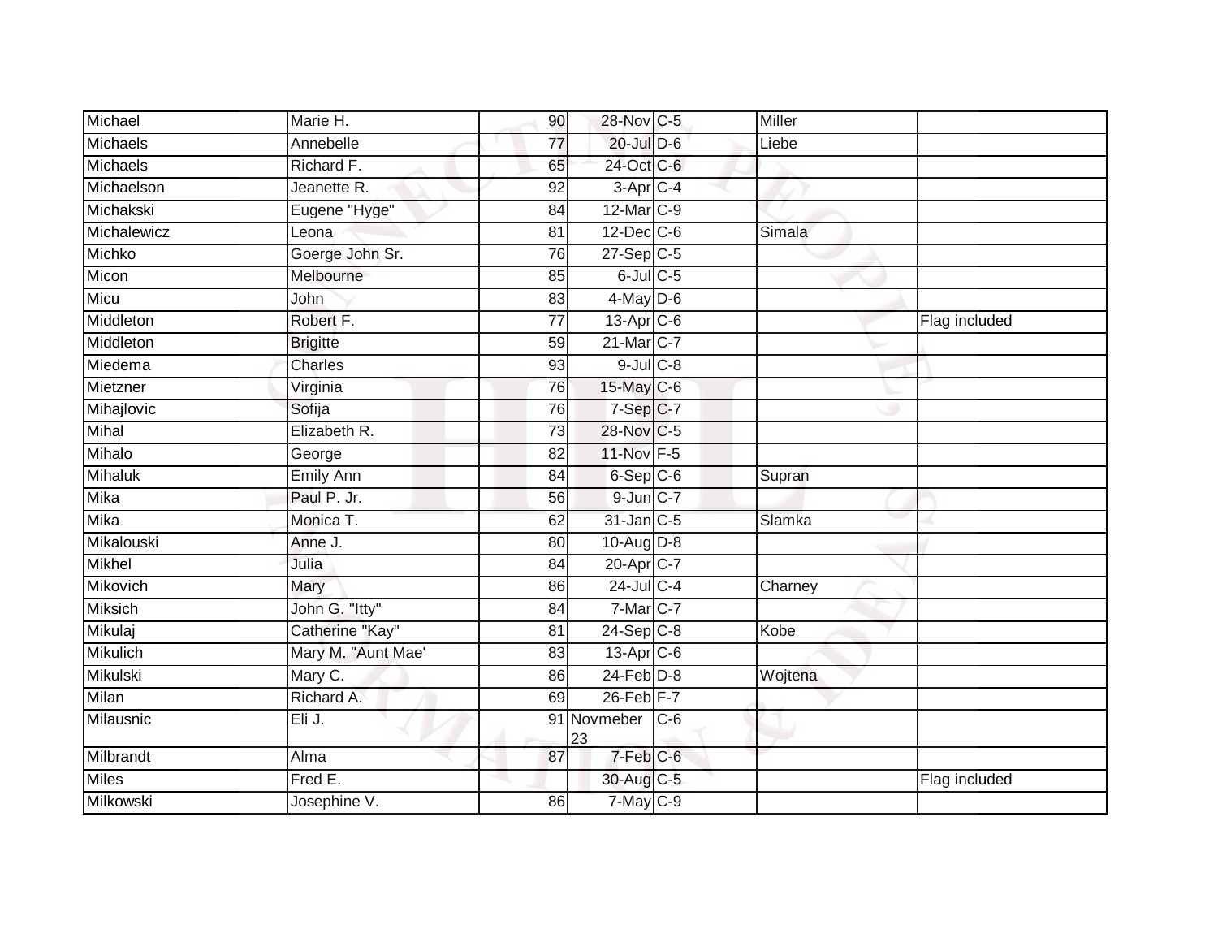| | | | | | | |
|---|---|---|---|---|---|---|
| Michael | Marie H. | 90 | 28-Nov | C-5 | Miller | |
| Michaels | Annebelle | 77 | 20-Jul | D-6 | Liebe | |
| Michaels | Richard F. | 65 | 24-Oct | C-6 | | |
| Michaelson | Jeanette R. | 92 | 3-Apr | C-4 | | |
| Michakski | Eugene "Hyge" | 84 | 12-Mar | C-9 | | |
| Michalewicz | Leona | 81 | 12-Dec | C-6 | Simala | |
| Michko | Goerge John Sr. | 76 | 27-Sep | C-5 | | |
| Micon | Melbourne | 85 | 6-Jul | C-5 | | |
| Micu | John | 83 | 4-May | D-6 | | |
| Middleton | Robert F. | 77 | 13-Apr | C-6 | | Flag included |
| Middleton | Brigitte | 59 | 21-Mar | C-7 | | |
| Miedema | Charles | 93 | 9-Jul | C-8 | | |
| Mietzner | Virginia | 76 | 15-May | C-6 | | |
| Mihajlovic | Sofija | 76 | 7-Sep | C-7 | | |
| Mihal | Elizabeth R. | 73 | 28-Nov | C-5 | | |
| Mihalo | George | 82 | 11-Nov | F-5 | | |
| Mihaluk | Emily Ann | 84 | 6-Sep | C-6 | Supran | |
| Mika | Paul P. Jr. | 56 | 9-Jun | C-7 | | |
| Mika | Monica T. | 62 | 31-Jan | C-5 | Slamka | |
| Mikalouski | Anne J. | 80 | 10-Aug | D-8 | | |
| Mikhel | Julia | 84 | 20-Apr | C-7 | | |
| Mikovich | Mary | 86 | 24-Jul | C-4 | Charney | |
| Miksich | John G. "Itty" | 84 | 7-Mar | C-7 | | |
| Mikulaj | Catherine "Kay" | 81 | 24-Sep | C-8 | Kobe | |
| Mikulich | Mary M. "Aunt Mae' | 83 | 13-Apr | C-6 | | |
| Mikulski | Mary C. | 86 | 24-Feb | D-8 | Wojtena | |
| Milan | Richard A. | 69 | 26-Feb | F-7 | | |
| Milausnic | Eli J. | 91 | Novmeber 23 | C-6 | | |
| Milbrandt | Alma | 87 | 7-Feb | C-6 | | |
| Miles | Fred E. | | 30-Aug | C-5 | | Flag included |
| Milkowski | Josephine V. | 86 | 7-May | C-9 | | |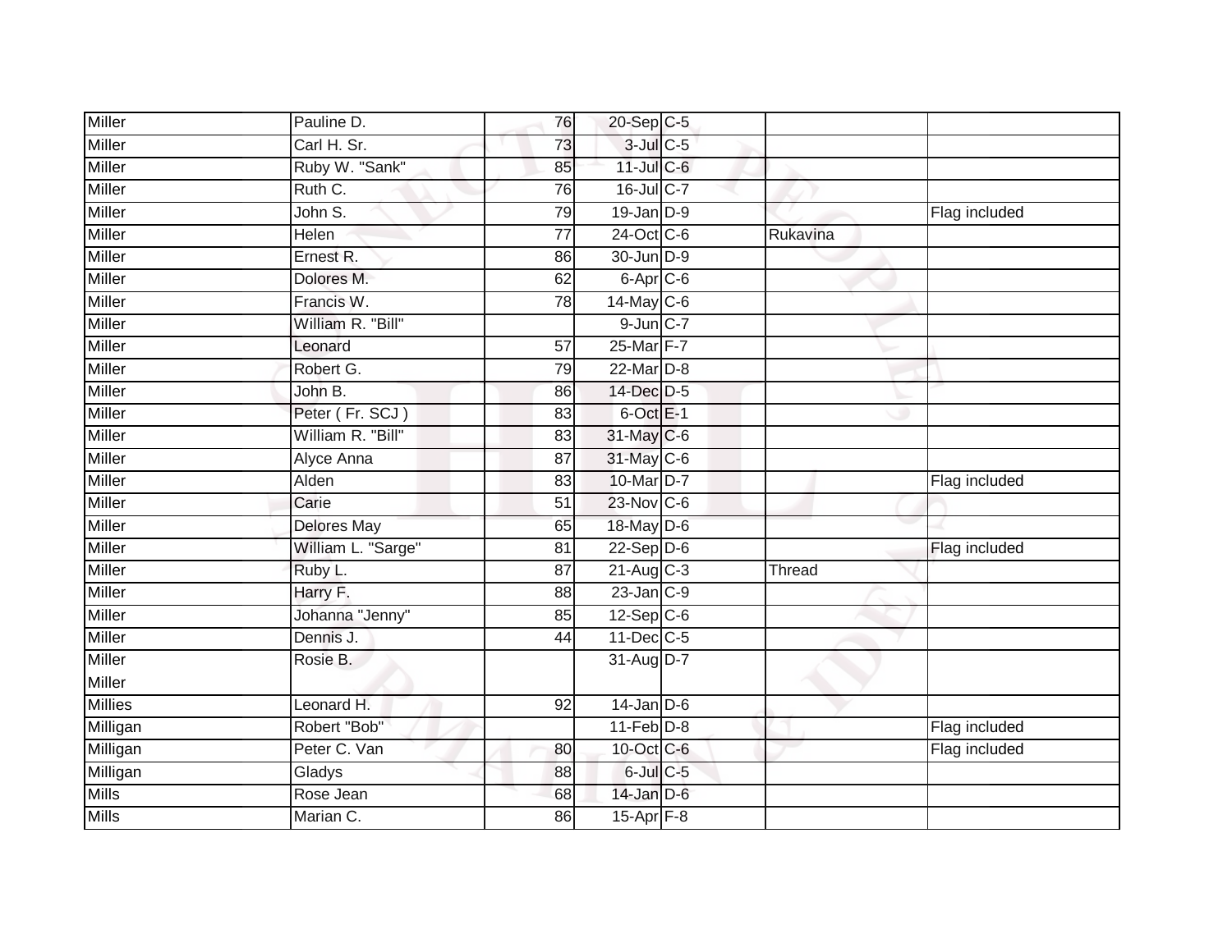| | | | | | | |
|---|---|---|---|---|---|---|
| Miller | Pauline D. | 76 | 20-Sep | C-5 | | |
| Miller | Carl H. Sr. | 73 | 3-Jul | C-5 | | |
| Miller | Ruby W. "Sank" | 85 | 11-Jul | C-6 | | |
| Miller | Ruth C. | 76 | 16-Jul | C-7 | | |
| Miller | John S. | 79 | 19-Jan | D-9 | | Flag included |
| Miller | Helen | 77 | 24-Oct | C-6 | Rukavina | |
| Miller | Ernest R. | 86 | 30-Jun | D-9 | | |
| Miller | Dolores M. | 62 | 6-Apr | C-6 | | |
| Miller | Francis W. | 78 | 14-May | C-6 | | |
| Miller | William R. "Bill" | | 9-Jun | C-7 | | |
| Miller | Leonard | 57 | 25-Mar | F-7 | | |
| Miller | Robert G. | 79 | 22-Mar | D-8 | | |
| Miller | John B. | 86 | 14-Dec | D-5 | | |
| Miller | Peter ( Fr. SCJ ) | 83 | 6-Oct | E-1 | | |
| Miller | William R. "Bill" | 83 | 31-May | C-6 | | |
| Miller | Alyce Anna | 87 | 31-May | C-6 | | |
| Miller | Alden | 83 | 10-Mar | D-7 | | Flag included |
| Miller | Carie | 51 | 23-Nov | C-6 | | |
| Miller | Delores May | 65 | 18-May | D-6 | | |
| Miller | William L. "Sarge" | 81 | 22-Sep | D-6 | | Flag included |
| Miller | Ruby L. | 87 | 21-Aug | C-3 | Thread | |
| Miller | Harry F. | 88 | 23-Jan | C-9 | | |
| Miller | Johanna "Jenny" | 85 | 12-Sep | C-6 | | |
| Miller | Dennis J. | 44 | 11-Dec | C-5 | | |
| Miller Miller | Rosie B. | | 31-Aug | D-7 | | |
| Millies | Leonard H. | 92 | 14-Jan | D-6 | | |
| Milligan | Robert "Bob" | | 11-Feb | D-8 | | Flag included |
| Milligan | Peter C. Van | 80 | 10-Oct | C-6 | | Flag included |
| Milligan | Gladys | 88 | 6-Jul | C-5 | | |
| Mills | Rose Jean | 68 | 14-Jan | D-6 | | |
| Mills | Marian C. | 86 | 15-Apr | F-8 | | |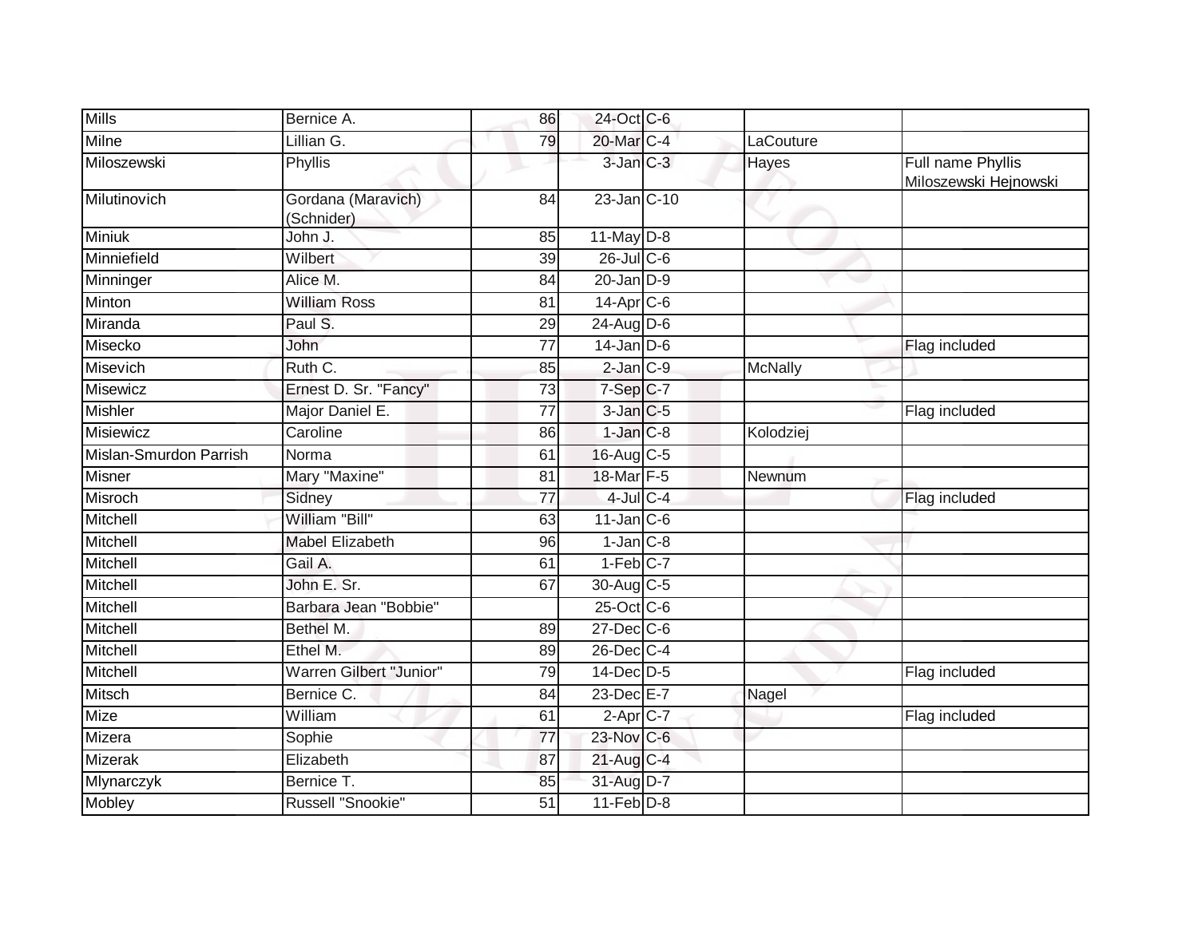| | | | | | | |
|---|---|---|---|---|---|---|
| Mills | Bernice A. | 86 | 24-Oct | C-6 | | |
| Milne | Lillian G. | 79 | 20-Mar | C-4 | LaCouture | |
| Miloszewski | Phyllis | | 3-Jan | C-3 | Hayes | Full name Phyllis Miloszewski Hejnowski |
| Milutinovich | Gordana (Maravich) (Schnider) | 84 | 23-Jan | C-10 | | |
| Miniuk | John J. | 85 | 11-May | D-8 | | |
| Minniefield | Wilbert | 39 | 26-Jul | C-6 | | |
| Minninger | Alice M. | 84 | 20-Jan | D-9 | | |
| Minton | William Ross | 81 | 14-Apr | C-6 | | |
| Miranda | Paul S. | 29 | 24-Aug | D-6 | | |
| Misecko | John | 77 | 14-Jan | D-6 | | Flag included |
| Misevich | Ruth C. | 85 | 2-Jan | C-9 | McNally | |
| Misewicz | Ernest D. Sr. "Fancy" | 73 | 7-Sep | C-7 | | |
| Mishler | Major Daniel E. | 77 | 3-Jan | C-5 | | Flag included |
| Misiewicz | Caroline | 86 | 1-Jan | C-8 | Kolodziej | |
| Mislan-Smurdon Parrish | Norma | 61 | 16-Aug | C-5 | | |
| Misner | Mary "Maxine" | 81 | 18-Mar | F-5 | Newnum | |
| Misroch | Sidney | 77 | 4-Jul | C-4 | | Flag included |
| Mitchell | William "Bill" | 63 | 11-Jan | C-6 | | |
| Mitchell | Mabel Elizabeth | 96 | 1-Jan | C-8 | | |
| Mitchell | Gail A. | 61 | 1-Feb | C-7 | | |
| Mitchell | John E. Sr. | 67 | 30-Aug | C-5 | | |
| Mitchell | Barbara Jean "Bobbie" | | 25-Oct | C-6 | | |
| Mitchell | Bethel M. | 89 | 27-Dec | C-6 | | |
| Mitchell | Ethel M. | 89 | 26-Dec | C-4 | | |
| Mitchell | Warren Gilbert "Junior" | 79 | 14-Dec | D-5 | | Flag included |
| Mitsch | Bernice C. | 84 | 23-Dec | E-7 | Nagel | |
| Mize | William | 61 | 2-Apr | C-7 | | Flag included |
| Mizera | Sophie | 77 | 23-Nov | C-6 | | |
| Mizerak | Elizabeth | 87 | 21-Aug | C-4 | | |
| Mlynarczyk | Bernice T. | 85 | 31-Aug | D-7 | | |
| Mobley | Russell "Snookie" | 51 | 11-Feb | D-8 | | |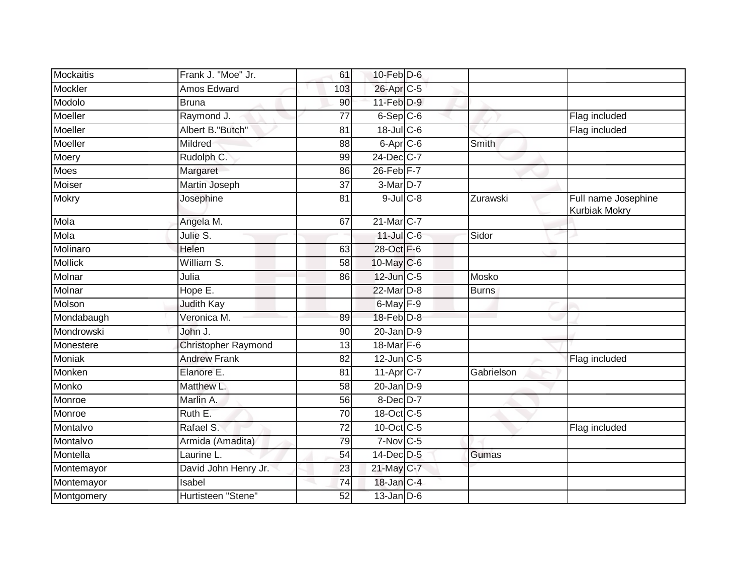| | | | | | | |
|---|---|---|---|---|---|---|
| Mockaitis | Frank J. "Moe" Jr. | 61 | 10-Feb | D-6 | | |
| Mockler | Amos Edward | 103 | 26-Apr | C-5 | | |
| Modolo | Bruna | 90 | 11-Feb | D-9 | | |
| Moeller | Raymond J. | 77 | 6-Sep | C-6 | | Flag included |
| Moeller | Albert B."Butch" | 81 | 18-Jul | C-6 | | Flag included |
| Moeller | Mildred | 88 | 6-Apr | C-6 | Smith | |
| Moery | Rudolph C. | 99 | 24-Dec | C-7 | | |
| Moes | Margaret | 86 | 26-Feb | F-7 | | |
| Moiser | Martin Joseph | 37 | 3-Mar | D-7 | | |
| Mokry | Josephine | 81 | 9-Jul | C-8 | Zurawski | Full name Josephine Kurbiak Mokry |
| Mola | Angela M. | 67 | 21-Mar | C-7 | | |
| Mola | Julie S. | | 11-Jul | C-6 | Sidor | |
| Molinaro | Helen | 63 | 28-Oct | F-6 | | |
| Mollick | William S. | 58 | 10-May | C-6 | | |
| Molnar | Julia | 86 | 12-Jun | C-5 | Mosko | |
| Molnar | Hope E. | | 22-Mar | D-8 | Burns | |
| Molson | Judith Kay | | 6-May | F-9 | | |
| Mondabaugh | Veronica M. | 89 | 18-Feb | D-8 | | |
| Mondrowski | John J. | 90 | 20-Jan | D-9 | | |
| Monestere | Christopher Raymond | 13 | 18-Mar | F-6 | | |
| Moniak | Andrew Frank | 82 | 12-Jun | C-5 | | Flag included |
| Monken | Elanore E. | 81 | 11-Apr | C-7 | Gabrielson | |
| Monko | Matthew L. | 58 | 20-Jan | D-9 | | |
| Monroe | Marlin A. | 56 | 8-Dec | D-7 | | |
| Monroe | Ruth E. | 70 | 18-Oct | C-5 | | |
| Montalvo | Rafael S. | 72 | 10-Oct | C-5 | | Flag included |
| Montalvo | Armida (Amadita) | 79 | 7-Nov | C-5 | | |
| Montella | Laurine L. | 54 | 14-Dec | D-5 | Gumas | |
| Montemayor | David John Henry Jr. | 23 | 21-May | C-7 | | |
| Montemayor | Isabel | 74 | 18-Jan | C-4 | | |
| Montgomery | Hurtisteen "Stene" | 52 | 13-Jan | D-6 | | |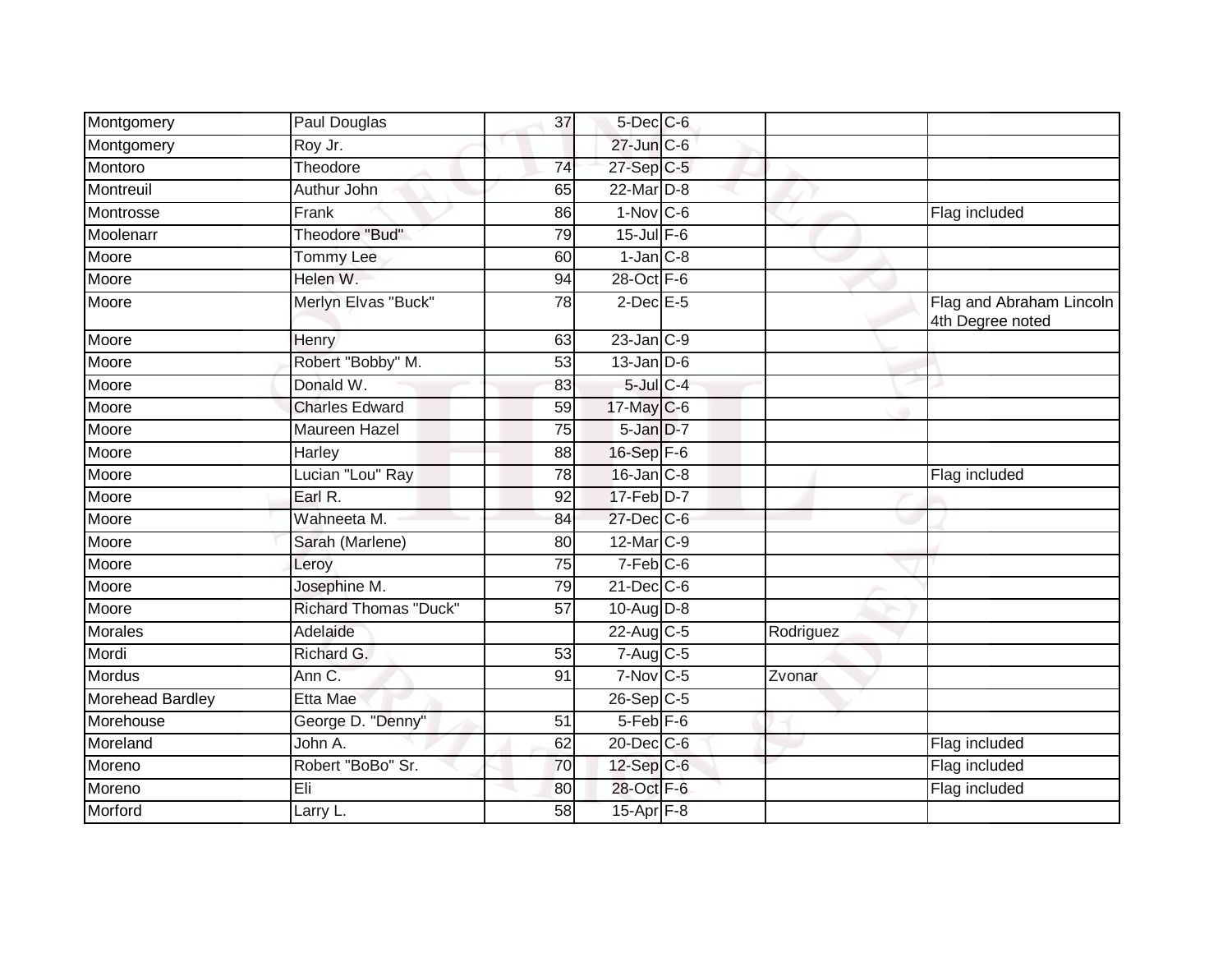| | | | | | | |
|---|---|---|---|---|---|---|
| Montgomery | Paul Douglas | 37 | 5-Dec | C-6 | | |
| Montgomery | Roy Jr. | | 27-Jun | C-6 | | |
| Montoro | Theodore | 74 | 27-Sep | C-5 | | |
| Montreuil | Authur John | 65 | 22-Mar | D-8 | | |
| Montrosse | Frank | 86 | 1-Nov | C-6 | | Flag included |
| Moolenarr | Theodore "Bud" | 79 | 15-Jul | F-6 | | |
| Moore | Tommy Lee | 60 | 1-Jan | C-8 | | |
| Moore | Helen W. | 94 | 28-Oct | F-6 | | |
| Moore | Merlyn Elvas "Buck" | 78 | 2-Dec | E-5 | | Flag and Abraham Lincoln 4th Degree noted |
| Moore | Henry | 63 | 23-Jan | C-9 | | |
| Moore | Robert "Bobby" M. | 53 | 13-Jan | D-6 | | |
| Moore | Donald W. | 83 | 5-Jul | C-4 | | |
| Moore | Charles Edward | 59 | 17-May | C-6 | | |
| Moore | Maureen Hazel | 75 | 5-Jan | D-7 | | |
| Moore | Harley | 88 | 16-Sep | F-6 | | |
| Moore | Lucian "Lou" Ray | 78 | 16-Jan | C-8 | | Flag included |
| Moore | Earl R. | 92 | 17-Feb | D-7 | | |
| Moore | Wahneeta M. | 84 | 27-Dec | C-6 | | |
| Moore | Sarah (Marlene) | 80 | 12-Mar | C-9 | | |
| Moore | Leroy | 75 | 7-Feb | C-6 | | |
| Moore | Josephine M. | 79 | 21-Dec | C-6 | | |
| Moore | Richard Thomas "Duck" | 57 | 10-Aug | D-8 | | |
| Morales | Adelaide | | 22-Aug | C-5 | Rodriguez | |
| Mordi | Richard G. | 53 | 7-Aug | C-5 | | |
| Mordus | Ann C. | 91 | 7-Nov | C-5 | Zvonar | |
| Morehead Bardley | Etta Mae | | 26-Sep | C-5 | | |
| Morehouse | George D. "Denny" | 51 | 5-Feb | F-6 | | |
| Moreland | John A. | 62 | 20-Dec | C-6 | | Flag included |
| Moreno | Robert "BoBo" Sr. | 70 | 12-Sep | C-6 | | Flag included |
| Moreno | Eli | 80 | 28-Oct | F-6 | | Flag included |
| Morford | Larry L. | 58 | 15-Apr | F-8 | | |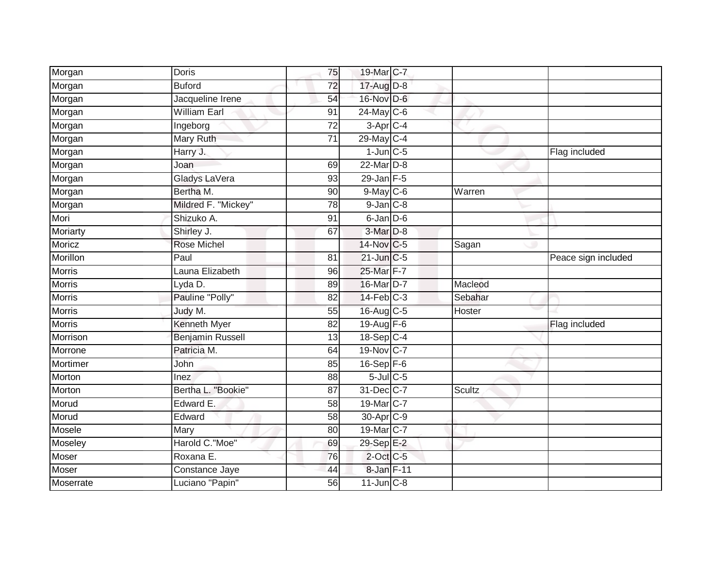| | | | | | | |
|---|---|---|---|---|---|---|
| Morgan | Doris | 75 | 19-Mar | C-7 | | |
| Morgan | Buford | 72 | 17-Aug | D-8 | | |
| Morgan | Jacqueline Irene | 54 | 16-Nov | D-6 | | |
| Morgan | William Earl | 91 | 24-May | C-6 | | |
| Morgan | Ingeborg | 72 | 3-Apr | C-4 | | |
| Morgan | Mary Ruth | 71 | 29-May | C-4 | | |
| Morgan | Harry J. | | 1-Jun | C-5 | | Flag included |
| Morgan | Joan | 69 | 22-Mar | D-8 | | |
| Morgan | Gladys LaVera | 93 | 29-Jan | F-5 | | |
| Morgan | Bertha M. | 90 | 9-May | C-6 | Warren | |
| Morgan | Mildred F. "Mickey" | 78 | 9-Jan | C-8 | | |
| Mori | Shizuko A. | 91 | 6-Jan | D-6 | | |
| Moriarty | Shirley J. | 67 | 3-Mar | D-8 | | |
| Moricz | Rose Michel | | 14-Nov | C-5 | Sagan | |
| Morillon | Paul | 81 | 21-Jun | C-5 | | Peace sign included |
| Morris | Launa Elizabeth | 96 | 25-Mar | F-7 | | |
| Morris | Lyda D. | 89 | 16-Mar | D-7 | Macleod | |
| Morris | Pauline "Polly" | 82 | 14-Feb | C-3 | Sebahar | |
| Morris | Judy M. | 55 | 16-Aug | C-5 | Hoster | |
| Morris | Kenneth Myer | 82 | 19-Aug | F-6 | | Flag included |
| Morrison | Benjamin Russell | 13 | 18-Sep | C-4 | | |
| Morrone | Patricia M. | 64 | 19-Nov | C-7 | | |
| Mortimer | John | 85 | 16-Sep | F-6 | | |
| Morton | Inez | 88 | 5-Jul | C-5 | | |
| Morton | Bertha L. "Bookie" | 87 | 31-Dec | C-7 | Scultz | |
| Morud | Edward E. | 58 | 19-Mar | C-7 | | |
| Morud | Edward | 58 | 30-Apr | C-9 | | |
| Mosele | Mary | 80 | 19-Mar | C-7 | | |
| Moseley | Harold C."Moe" | 69 | 29-Sep | E-2 | | |
| Moser | Roxana E. | 76 | 2-Oct | C-5 | | |
| Moser | Constance Jaye | 44 | 8-Jan | F-11 | | |
| Moserrate | Luciano "Papin" | 56 | 11-Jun | C-8 | | |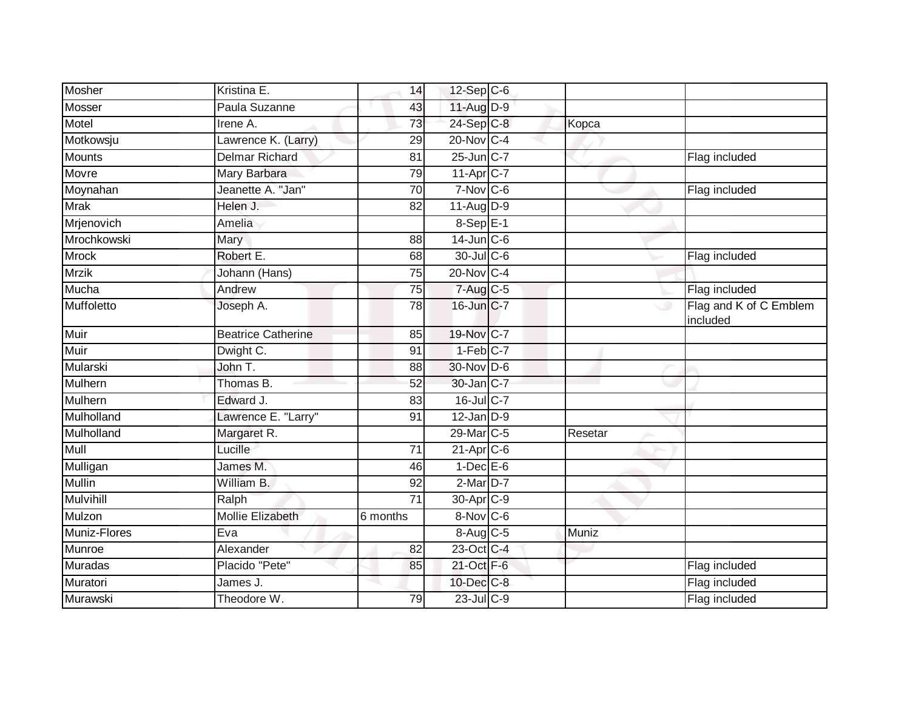| | | | | | | |
|---|---|---|---|---|---|---|
| Mosher | Kristina E. | 14 | 12-Sep | C-6 | | |
| Mosser | Paula Suzanne | 43 | 11-Aug | D-9 | | |
| Motel | Irene A. | 73 | 24-Sep | C-8 | Kopca | |
| Motkowsju | Lawrence K. (Larry) | 29 | 20-Nov | C-4 | | |
| Mounts | Delmar Richard | 81 | 25-Jun | C-7 | | Flag included |
| Movre | Mary Barbara | 79 | 11-Apr | C-7 | | |
| Moynahan | Jeanette A. "Jan" | 70 | 7-Nov | C-6 | | Flag included |
| Mrak | Helen J. | 82 | 11-Aug | D-9 | | |
| Mrjenovich | Amelia | | 8-Sep | E-1 | | |
| Mrochkowski | Mary | 88 | 14-Jun | C-6 | | |
| Mrock | Robert E. | 68 | 30-Jul | C-6 | | Flag included |
| Mrzik | Johann (Hans) | 75 | 20-Nov | C-4 | | |
| Mucha | Andrew | 75 | 7-Aug | C-5 | | Flag included |
| Muffoletto | Joseph A. | 78 | 16-Jun | C-7 | | Flag and K of C Emblem included |
| Muir | Beatrice Catherine | 85 | 19-Nov | C-7 | | |
| Muir | Dwight C. | 91 | 1-Feb | C-7 | | |
| Mularski | John T. | 88 | 30-Nov | D-6 | | |
| Mulhern | Thomas B. | 52 | 30-Jan | C-7 | | |
| Mulhern | Edward J. | 83 | 16-Jul | C-7 | | |
| Mulholland | Lawrence E. "Larry" | 91 | 12-Jan | D-9 | | |
| Mulholland | Margaret R. | | 29-Mar | C-5 | Resetar | |
| Mull | Lucille | 71 | 21-Apr | C-6 | | |
| Mulligan | James M. | 46 | 1-Dec | E-6 | | |
| Mullin | William B. | 92 | 2-Mar | D-7 | | |
| Mulvihill | Ralph | 71 | 30-Apr | C-9 | | |
| Mulzon | Mollie Elizabeth | 6 months | 8-Nov | C-6 | | |
| Muniz-Flores | Eva | | 8-Aug | C-5 | Muniz | |
| Munroe | Alexander | 82 | 23-Oct | C-4 | | |
| Muradas | Placido "Pete" | 85 | 21-Oct | F-6 | | Flag included |
| Muratori | James J. | | 10-Dec | C-8 | | Flag included |
| Murawski | Theodore W. | 79 | 23-Jul | C-9 | | Flag included |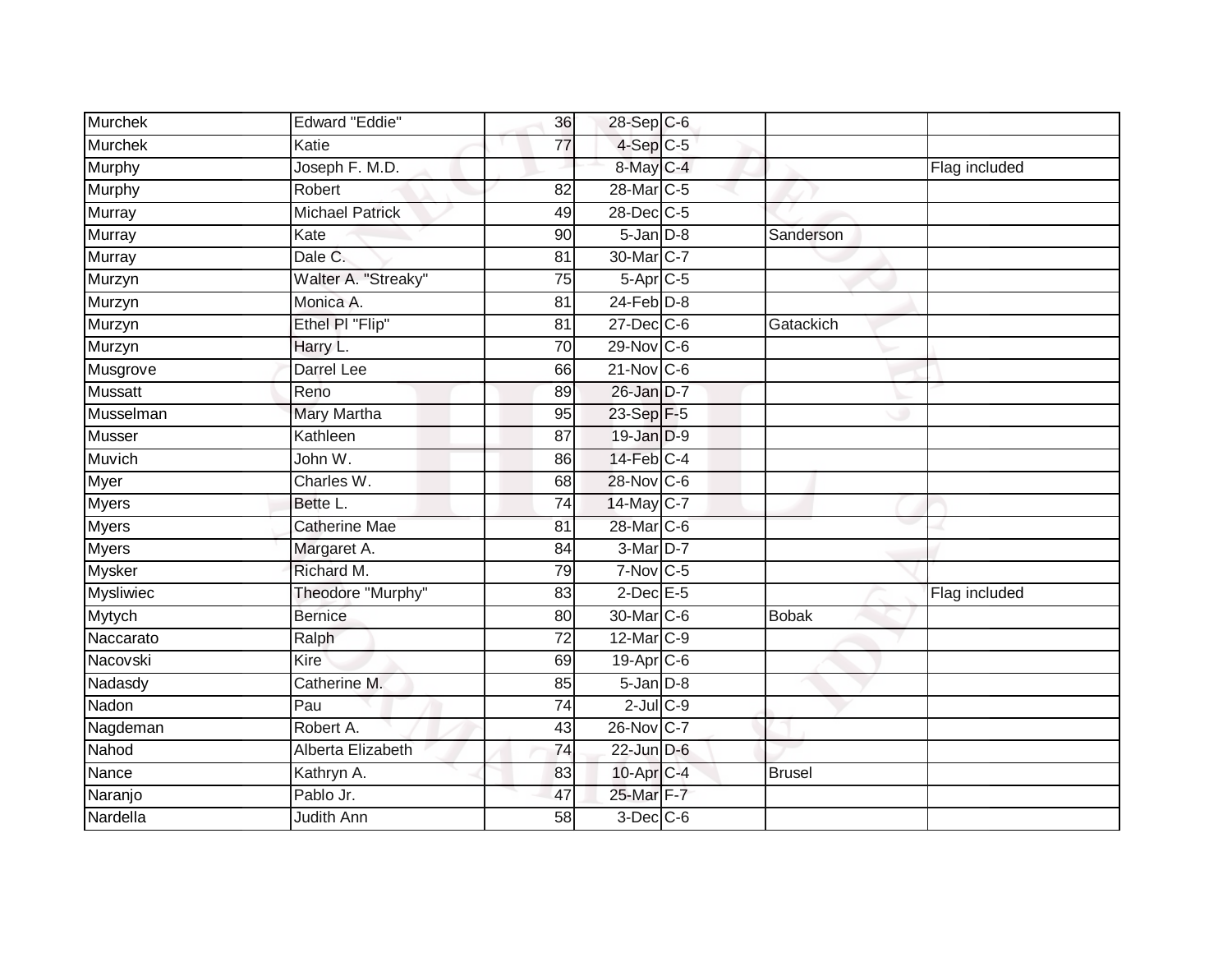| Murchek | Edward "Eddie" | 36 | 28-Sep | C-6 | | |
|---|---|---|---|---|---|---|
| Murchek | Katie | 77 | 4-Sep | C-5 | | |
| Murphy | Joseph F. M.D. | | 8-May | C-4 | | Flag included |
| Murphy | Robert | 82 | 28-Mar | C-5 | | |
| Murray | Michael Patrick | 49 | 28-Dec | C-5 | | |
| Murray | Kate | 90 | 5-Jan | D-8 | Sanderson | |
| Murray | Dale C. | 81 | 30-Mar | C-7 | | |
| Murzyn | Walter A. "Streaky" | 75 | 5-Apr | C-5 | | |
| Murzyn | Monica A. | 81 | 24-Feb | D-8 | | |
| Murzyn | Ethel Pl "Flip" | 81 | 27-Dec | C-6 | Gatackich | |
| Murzyn | Harry L. | 70 | 29-Nov | C-6 | | |
| Musgrove | Darrel Lee | 66 | 21-Nov | C-6 | | |
| Mussatt | Reno | 89 | 26-Jan | D-7 | | |
| Musselman | Mary Martha | 95 | 23-Sep | F-5 | | |
| Musser | Kathleen | 87 | 19-Jan | D-9 | | |
| Muvich | John W. | 86 | 14-Feb | C-4 | | |
| Myer | Charles W. | 68 | 28-Nov | C-6 | | |
| Myers | Bette L. | 74 | 14-May | C-7 | | |
| Myers | Catherine Mae | 81 | 28-Mar | C-6 | | |
| Myers | Margaret A. | 84 | 3-Mar | D-7 | | |
| Mysker | Richard M. | 79 | 7-Nov | C-5 | | |
| Mysliwiec | Theodore "Murphy" | 83 | 2-Dec | E-5 | | Flag included |
| Mytych | Bernice | 80 | 30-Mar | C-6 | Bobak | |
| Naccarato | Ralph | 72 | 12-Mar | C-9 | | |
| Nacovski | Kire | 69 | 19-Apr | C-6 | | |
| Nadasdy | Catherine M. | 85 | 5-Jan | D-8 | | |
| Nadon | Pau | 74 | 2-Jul | C-9 | | |
| Nagdeman | Robert A. | 43 | 26-Nov | C-7 | | |
| Nahod | Alberta Elizabeth | 74 | 22-Jun | D-6 | | |
| Nance | Kathryn A. | 83 | 10-Apr | C-4 | Brusel | |
| Naranjo | Pablo Jr. | 47 | 25-Mar | F-7 | | |
| Nardella | Judith Ann | 58 | 3-Dec | C-6 | | |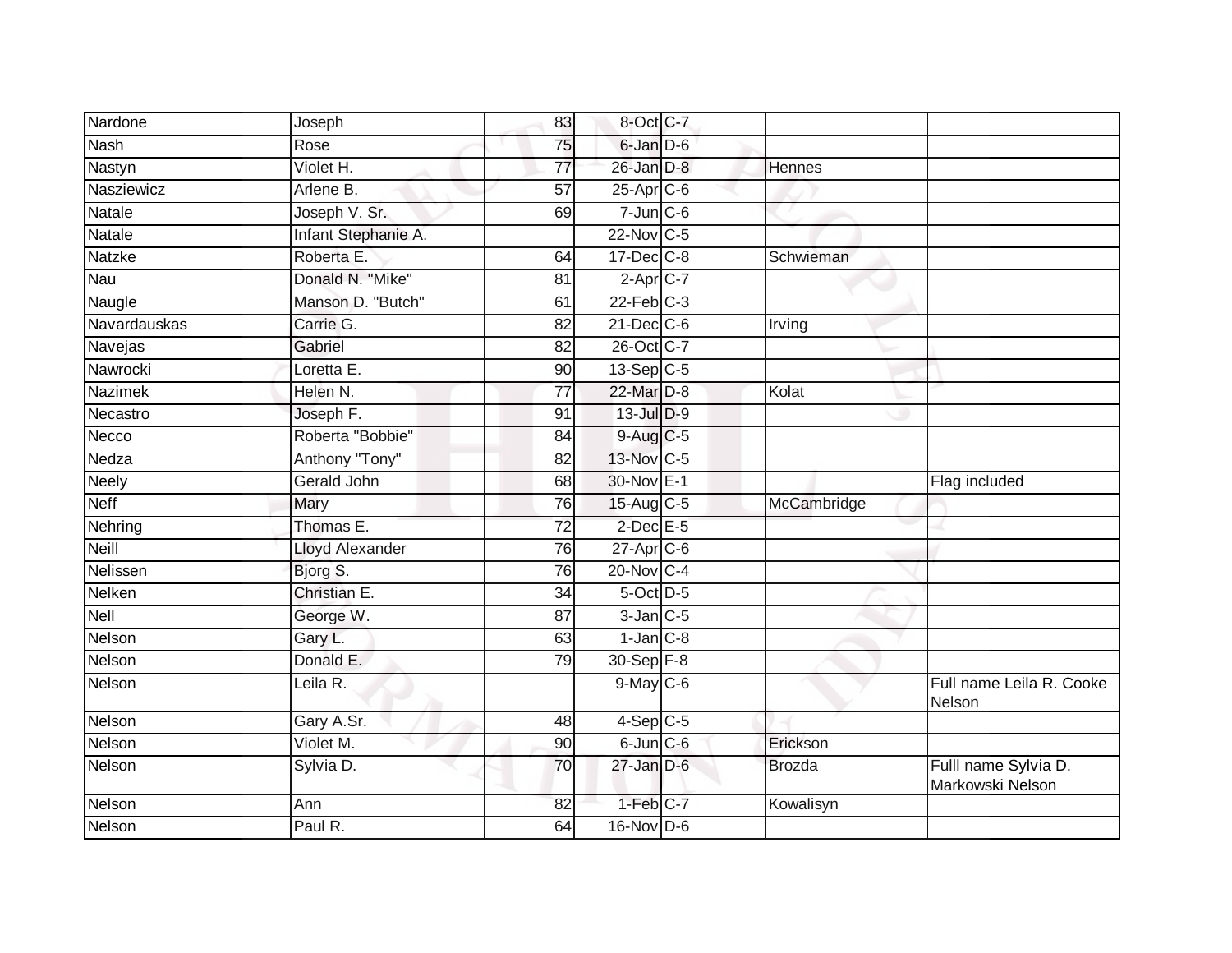| | | | | | | |
|---|---|---|---|---|---|---|
| Nardone | Joseph | 83 | 8-Oct | C-7 | | |
| Nash | Rose | 75 | 6-Jan | D-6 | | |
| Nastyn | Violet H. | 77 | 26-Jan | D-8 | Hennes | |
| Nasziewicz | Arlene B. | 57 | 25-Apr | C-6 | | |
| Natale | Joseph V. Sr. | 69 | 7-Jun | C-6 | | |
| Natale | Infant Stephanie A. | | 22-Nov | C-5 | | |
| Natzke | Roberta E. | 64 | 17-Dec | C-8 | Schwieman | |
| Nau | Donald N. "Mike" | 81 | 2-Apr | C-7 | | |
| Naugle | Manson D. "Butch" | 61 | 22-Feb | C-3 | | |
| Navardauskas | Carrie G. | 82 | 21-Dec | C-6 | Irving | |
| Navejas | Gabriel | 82 | 26-Oct | C-7 | | |
| Nawrocki | Loretta E. | 90 | 13-Sep | C-5 | | |
| Nazimek | Helen N. | 77 | 22-Mar | D-8 | Kolat | |
| Necastro | Joseph F. | 91 | 13-Jul | D-9 | | |
| Necco | Roberta "Bobbie" | 84 | 9-Aug | C-5 | | |
| Nedza | Anthony "Tony" | 82 | 13-Nov | C-5 | | |
| Neely | Gerald John | 68 | 30-Nov | E-1 | | Flag included |
| Neff | Mary | 76 | 15-Aug | C-5 | McCambridge | |
| Nehring | Thomas E. | 72 | 2-Dec | E-5 | | |
| Neill | Lloyd Alexander | 76 | 27-Apr | C-6 | | |
| Nelissen | Bjorg S. | 76 | 20-Nov | C-4 | | |
| Nelken | Christian E. | 34 | 5-Oct | D-5 | | |
| Nell | George W. | 87 | 3-Jan | C-5 | | |
| Nelson | Gary L. | 63 | 1-Jan | C-8 | | |
| Nelson | Donald E. | 79 | 30-Sep | F-8 | | |
| Nelson | Leila R. | | 9-May | C-6 | | Full name Leila R. Cooke Nelson |
| Nelson | Gary A.Sr. | 48 | 4-Sep | C-5 | | |
| Nelson | Violet M. | 90 | 6-Jun | C-6 | Erickson | |
| Nelson | Sylvia D. | 70 | 27-Jan | D-6 | Brozda | Fulll name Sylvia D. Markowski Nelson |
| Nelson | Ann | 82 | 1-Feb | C-7 | Kowalisyn | |
| Nelson | Paul R. | 64 | 16-Nov | D-6 | | |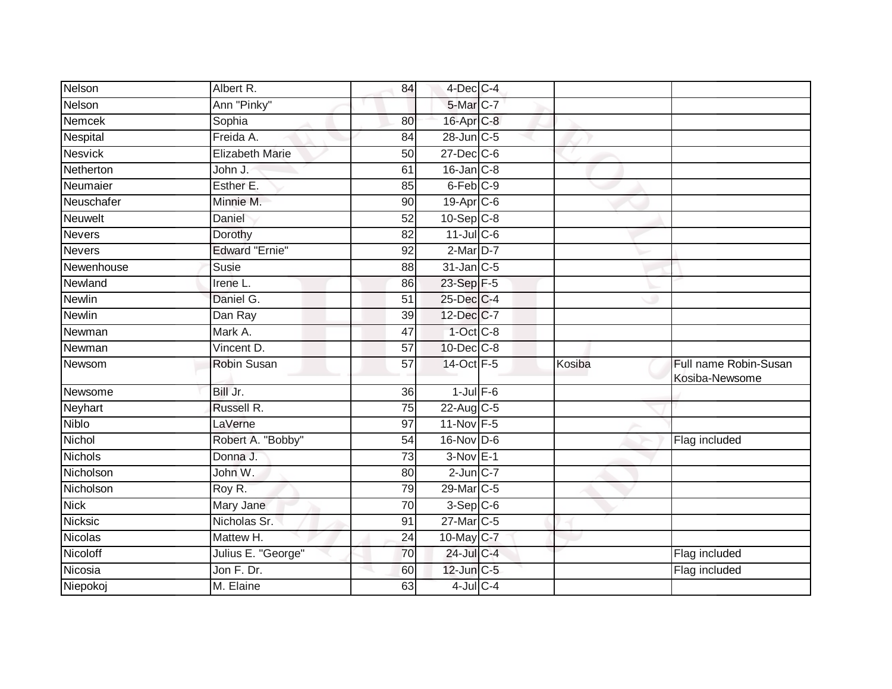| | | | | | | |
|---|---|---|---|---|---|---|
| Nelson | Albert R. | 84 | 4-Dec | C-4 | | |
| Nelson | Ann "Pinky" | | 5-Mar | C-7 | | |
| Nemcek | Sophia | 80 | 16-Apr | C-8 | | |
| Nespital | Freida A. | 84 | 28-Jun | C-5 | | |
| Nesvick | Elizabeth Marie | 50 | 27-Dec | C-6 | | |
| Netherton | John J. | 61 | 16-Jan | C-8 | | |
| Neumaier | Esther E. | 85 | 6-Feb | C-9 | | |
| Neuschafer | Minnie M. | 90 | 19-Apr | C-6 | | |
| Neuwelt | Daniel | 52 | 10-Sep | C-8 | | |
| Nevers | Dorothy | 82 | 11-Jul | C-6 | | |
| Nevers | Edward "Ernie" | 92 | 2-Mar | D-7 | | |
| Newenhouse | Susie | 88 | 31-Jan | C-5 | | |
| Newland | Irene L. | 86 | 23-Sep | F-5 | | |
| Newlin | Daniel G. | 51 | 25-Dec | C-4 | | |
| Newlin | Dan Ray | 39 | 12-Dec | C-7 | | |
| Newman | Mark A. | 47 | 1-Oct | C-8 | | |
| Newman | Vincent D. | 57 | 10-Dec | C-8 | | |
| Newsom | Robin Susan | 57 | 14-Oct | F-5 | Kosiba | Full name Robin-Susan Kosiba-Newsome |
| Newsome | Bill Jr. | 36 | 1-Jul | F-6 | | |
| Neyhart | Russell R. | 75 | 22-Aug | C-5 | | |
| Niblo | LaVerne | 97 | 11-Nov | F-5 | | |
| Nichol | Robert A. "Bobby" | 54 | 16-Nov | D-6 | | Flag included |
| Nichols | Donna J. | 73 | 3-Nov | E-1 | | |
| Nicholson | John W. | 80 | 2-Jun | C-7 | | |
| Nicholson | Roy R. | 79 | 29-Mar | C-5 | | |
| Nick | Mary Jane | 70 | 3-Sep | C-6 | | |
| Nicksic | Nicholas Sr. | 91 | 27-Mar | C-5 | | |
| Nicolas | Mattew H. | 24 | 10-May | C-7 | | |
| Nicoloff | Julius E. "George" | 70 | 24-Jul | C-4 | | Flag included |
| Nicosia | Jon F. Dr. | 60 | 12-Jun | C-5 | | Flag included |
| Niepokoj | M. Elaine | 63 | 4-Jul | C-4 | | |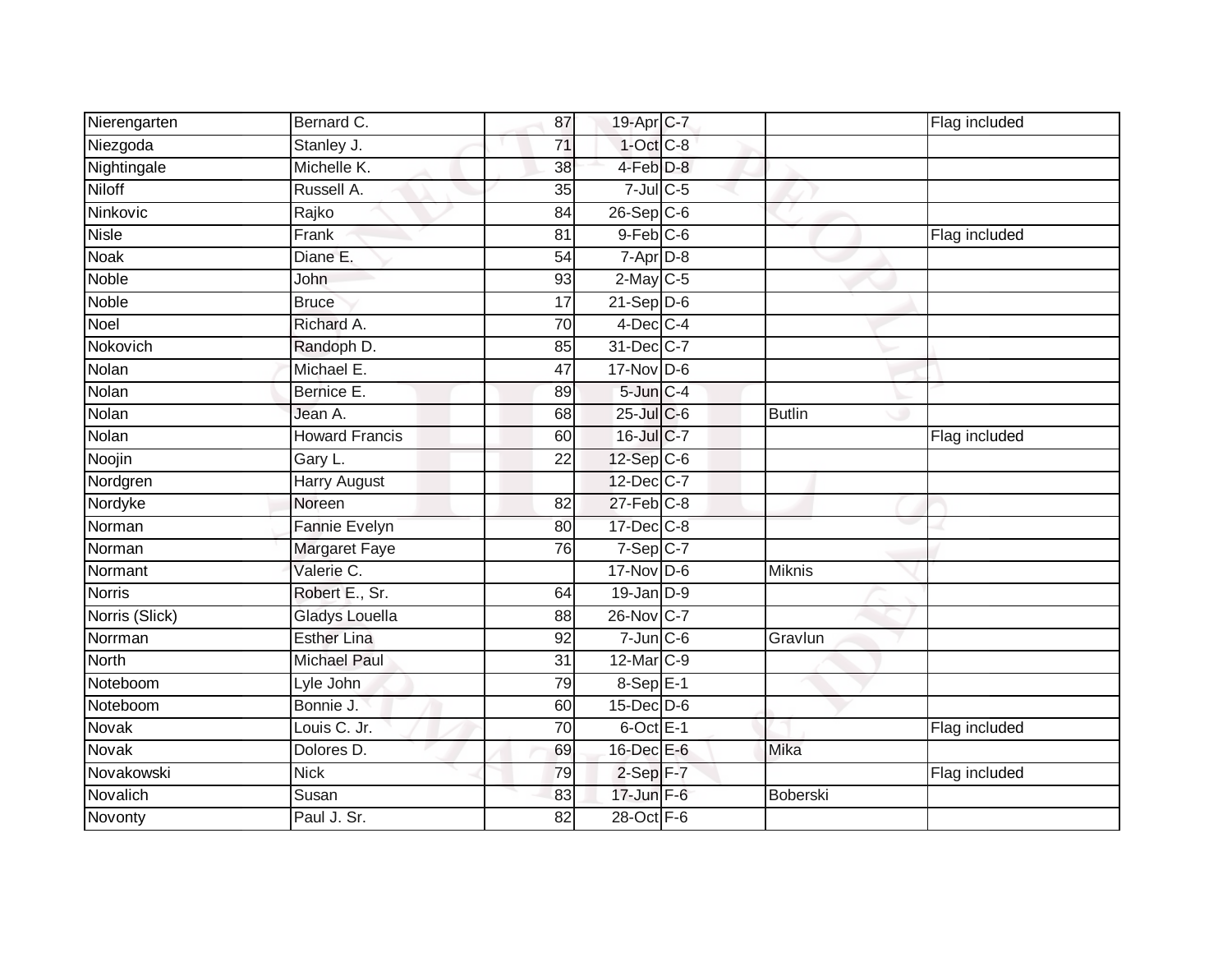| | | | | | | |
|---|---|---|---|---|---|---|
| Nierengarten | Bernard C. | 87 | 19-Apr | C-7 | | Flag included |
| Niezgoda | Stanley J. | 71 | 1-Oct | C-8 | | |
| Nightingale | Michelle K. | 38 | 4-Feb | D-8 | | |
| Niloff | Russell A. | 35 | 7-Jul | C-5 | | |
| Ninkovic | Rajko | 84 | 26-Sep | C-6 | | |
| Nisle | Frank | 81 | 9-Feb | C-6 | | Flag included |
| Noak | Diane E. | 54 | 7-Apr | D-8 | | |
| Noble | John | 93 | 2-May | C-5 | | |
| Noble | Bruce | 17 | 21-Sep | D-6 | | |
| Noel | Richard A. | 70 | 4-Dec | C-4 | | |
| Nokovich | Randoph D. | 85 | 31-Dec | C-7 | | |
| Nolan | Michael E. | 47 | 17-Nov | D-6 | | |
| Nolan | Bernice E. | 89 | 5-Jun | C-4 | | |
| Nolan | Jean A. | 68 | 25-Jul | C-6 | Butlin | |
| Nolan | Howard Francis | 60 | 16-Jul | C-7 | | Flag included |
| Noojin | Gary L. | 22 | 12-Sep | C-6 | | |
| Nordgren | Harry August | | 12-Dec | C-7 | | |
| Nordyke | Noreen | 82 | 27-Feb | C-8 | | |
| Norman | Fannie Evelyn | 80 | 17-Dec | C-8 | | |
| Norman | Margaret Faye | 76 | 7-Sep | C-7 | | |
| Normant | Valerie C. | | 17-Nov | D-6 | Miknis | |
| Norris | Robert E., Sr. | 64 | 19-Jan | D-9 | | |
| Norris (Slick) | Gladys Louella | 88 | 26-Nov | C-7 | | |
| Norrman | Esther Lina | 92 | 7-Jun | C-6 | Gravlun | |
| North | Michael Paul | 31 | 12-Mar | C-9 | | |
| Noteboom | Lyle John | 79 | 8-Sep | E-1 | | |
| Noteboom | Bonnie J. | 60 | 15-Dec | D-6 | | |
| Novak | Louis C. Jr. | 70 | 6-Oct | E-1 | | Flag included |
| Novak | Dolores D. | 69 | 16-Dec | E-6 | Mika | |
| Novakowski | Nick | 79 | 2-Sep | F-7 | | Flag included |
| Novalich | Susan | 83 | 17-Jun | F-6 | Boberski | |
| Novonty | Paul J. Sr. | 82 | 28-Oct | F-6 | | |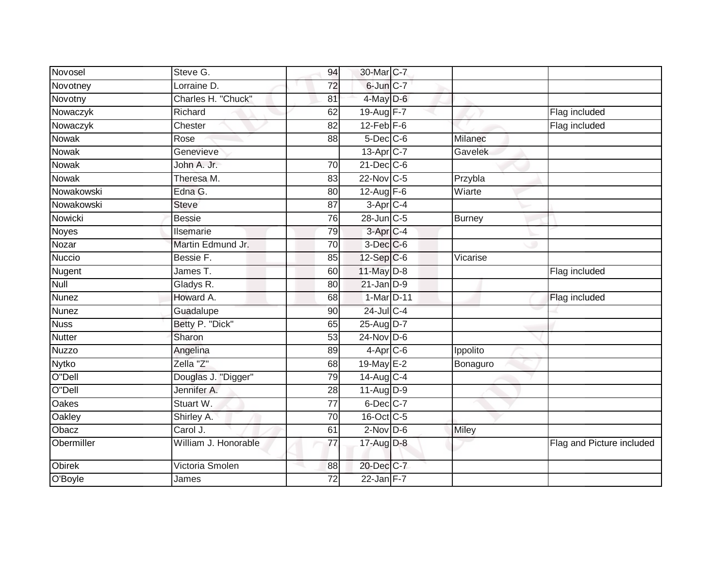| | | | | | | |
|---|---|---|---|---|---|---|
| Novosel | Steve G. | 94 | 30-Mar | C-7 | | |
| Novotney | Lorraine D. | 72 | 6-Jun | C-7 | | |
| Novotny | Charles H. "Chuck" | 81 | 4-May | D-6 | | |
| Nowaczyk | Richard | 62 | 19-Aug | F-7 | | Flag included |
| Nowaczyk | Chester | 82 | 12-Feb | F-6 | | Flag included |
| Nowak | Rose | 88 | 5-Dec | C-6 | Milanec | |
| Nowak | Genevieve | | 13-Apr | C-7 | Gavelek | |
| Nowak | John A. Jr. | 70 | 21-Dec | C-6 | | |
| Nowak | Theresa M. | 83 | 22-Nov | C-5 | Przybla | |
| Nowakowski | Edna G. | 80 | 12-Aug | F-6 | Wiarte | |
| Nowakowski | Steve | 87 | 3-Apr | C-4 | | |
| Nowicki | Bessie | 76 | 28-Jun | C-5 | Burney | |
| Noyes | Ilsemarie | 79 | 3-Apr | C-4 | | |
| Nozar | Martin Edmund Jr. | 70 | 3-Dec | C-6 | | |
| Nuccio | Bessie F. | 85 | 12-Sep | C-6 | Vicarise | |
| Nugent | James T. | 60 | 11-May | D-8 | | Flag included |
| Null | Gladys R. | 80 | 21-Jan | D-9 | | |
| Nunez | Howard A. | 68 | 1-Mar | D-11 | | Flag included |
| Nunez | Guadalupe | 90 | 24-Jul | C-4 | | |
| Nuss | Betty P. "Dick" | 65 | 25-Aug | D-7 | | |
| Nutter | Sharon | 53 | 24-Nov | D-6 | | |
| Nuzzo | Angelina | 89 | 4-Apr | C-6 | Ippolito | |
| Nytko | Zella "Z" | 68 | 19-May | E-2 | Bonaguro | |
| O"Dell | Douglas J. "Digger" | 79 | 14-Aug | C-4 | | |
| O"Dell | Jennifer A. | 28 | 11-Aug | D-9 | | |
| Oakes | Stuart W. | 77 | 6-Dec | C-7 | | |
| Oakley | Shirley A. | 70 | 16-Oct | C-5 | | |
| Obacz | Carol J. | 61 | 2-Nov | D-6 | Miley | |
| Obermiller | William J. Honorable | 77 | 17-Aug | D-8 | | Flag and Picture included |
| Obirek | Victoria Smolen | 88 | 20-Dec | C-7 | | |
| O'Boyle | James | 72 | 22-Jan | F-7 | | |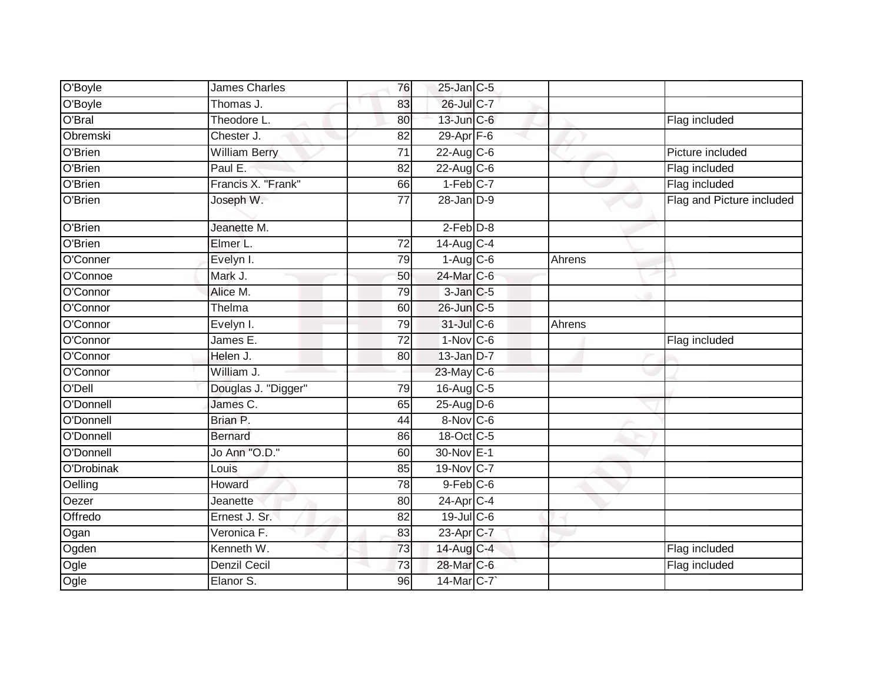| | | | | | | |
|---|---|---|---|---|---|---|
| O'Boyle | James Charles | 76 | 25-Jan | C-5 | | |
| O'Boyle | Thomas J. | 83 | 26-Jul | C-7 | | |
| O'Bral | Theodore L. | 80 | 13-Jun | C-6 | | Flag included |
| Obremski | Chester J. | 82 | 29-Apr | F-6 | | |
| O'Brien | William Berry | 71 | 22-Aug | C-6 | | Picture included |
| O'Brien | Paul E. | 82 | 22-Aug | C-6 | | Flag included |
| O'Brien | Francis X. "Frank" | 66 | 1-Feb | C-7 | | Flag included |
| O'Brien | Joseph W. | 77 | 28-Jan | D-9 | | Flag and Picture included |
| O'Brien | Jeanette M. | | 2-Feb | D-8 | | |
| O'Brien | Elmer L. | 72 | 14-Aug | C-4 | | |
| O'Conner | Evelyn I. | 79 | 1-Aug | C-6 | Ahrens | |
| O'Connoe | Mark J. | 50 | 24-Mar | C-6 | | |
| O'Connor | Alice M. | 79 | 3-Jan | C-5 | | |
| O'Connor | Thelma | 60 | 26-Jun | C-5 | | |
| O'Connor | Evelyn I. | 79 | 31-Jul | C-6 | Ahrens | |
| O'Connor | James E. | 72 | 1-Nov | C-6 | | Flag included |
| O'Connor | Helen J. | 80 | 13-Jan | D-7 | | |
| O'Connor | William J. | | 23-May | C-6 | | |
| O'Dell | Douglas J. "Digger" | 79 | 16-Aug | C-5 | | |
| O'Donnell | James C. | 65 | 25-Aug | D-6 | | |
| O'Donnell | Brian P. | 44 | 8-Nov | C-6 | | |
| O'Donnell | Bernard | 86 | 18-Oct | C-5 | | |
| O'Donnell | Jo Ann "O.D." | 60 | 30-Nov | E-1 | | |
| O'Drobinak | Louis | 85 | 19-Nov | C-7 | | |
| Oelling | Howard | 78 | 9-Feb | C-6 | | |
| Oezer | Jeanette | 80 | 24-Apr | C-4 | | |
| Offredo | Ernest J. Sr. | 82 | 19-Jul | C-6 | | |
| Ogan | Veronica F. | 83 | 23-Apr | C-7 | | |
| Ogden | Kenneth W. | 73 | 14-Aug | C-4 | | Flag included |
| Ogle | Denzil Cecil | 73 | 28-Mar | C-6 | | Flag included |
| Ogle | Elanor S. | 96 | 14-Mar | C-7` | | |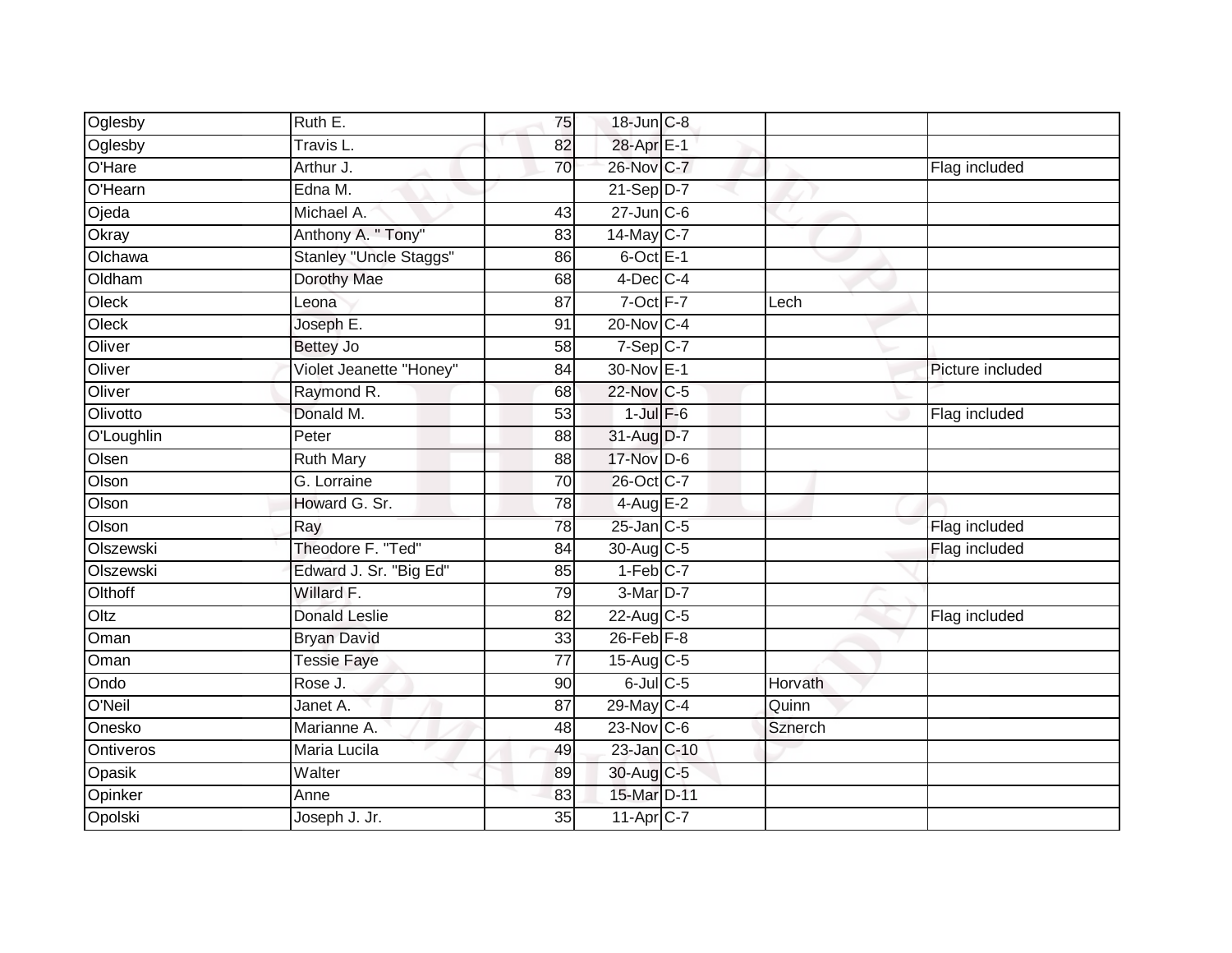| | | | | | | |
|---|---|---|---|---|---|---|
| Oglesby | Ruth E. | 75 | 18-Jun | C-8 | | |
| Oglesby | Travis L. | 82 | 28-Apr | E-1 | | |
| O'Hare | Arthur J. | 70 | 26-Nov | C-7 | | Flag included |
| O'Hearn | Edna M. | | 21-Sep | D-7 | | |
| Ojeda | Michael A. | 43 | 27-Jun | C-6 | | |
| Okray | Anthony A. " Tony" | 83 | 14-May | C-7 | | |
| Olchawa | Stanley "Uncle Staggs" | 86 | 6-Oct | E-1 | | |
| Oldham | Dorothy Mae | 68 | 4-Dec | C-4 | | |
| Oleck | Leona | 87 | 7-Oct | F-7 | Lech | |
| Oleck | Joseph E. | 91 | 20-Nov | C-4 | | |
| Oliver | Bettey Jo | 58 | 7-Sep | C-7 | | |
| Oliver | Violet Jeanette "Honey" | 84 | 30-Nov | E-1 | | Picture included |
| Oliver | Raymond R. | 68 | 22-Nov | C-5 | | |
| Olivotto | Donald M. | 53 | 1-Jul | F-6 | | Flag included |
| O'Loughlin | Peter | 88 | 31-Aug | D-7 | | |
| Olsen | Ruth Mary | 88 | 17-Nov | D-6 | | |
| Olson | G. Lorraine | 70 | 26-Oct | C-7 | | |
| Olson | Howard G. Sr. | 78 | 4-Aug | E-2 | | |
| Olson | Ray | 78 | 25-Jan | C-5 | | Flag included |
| Olszewski | Theodore F. "Ted" | 84 | 30-Aug | C-5 | | Flag included |
| Olszewski | Edward J. Sr. "Big Ed" | 85 | 1-Feb | C-7 | | |
| Olthoff | Willard F. | 79 | 3-Mar | D-7 | | |
| Oltz | Donald Leslie | 82 | 22-Aug | C-5 | | Flag included |
| Oman | Bryan David | 33 | 26-Feb | F-8 | | |
| Oman | Tessie Faye | 77 | 15-Aug | C-5 | | |
| Ondo | Rose J. | 90 | 6-Jul | C-5 | Horvath | |
| O'Neil | Janet A. | 87 | 29-May | C-4 | Quinn | |
| Onesko | Marianne A. | 48 | 23-Nov | C-6 | Sznerch | |
| Ontiveros | Maria Lucila | 49 | 23-Jan | C-10 | | |
| Opasik | Walter | 89 | 30-Aug | C-5 | | |
| Opinker | Anne | 83 | 15-Mar | D-11 | | |
| Opolski | Joseph J. Jr. | 35 | 11-Apr | C-7 | | |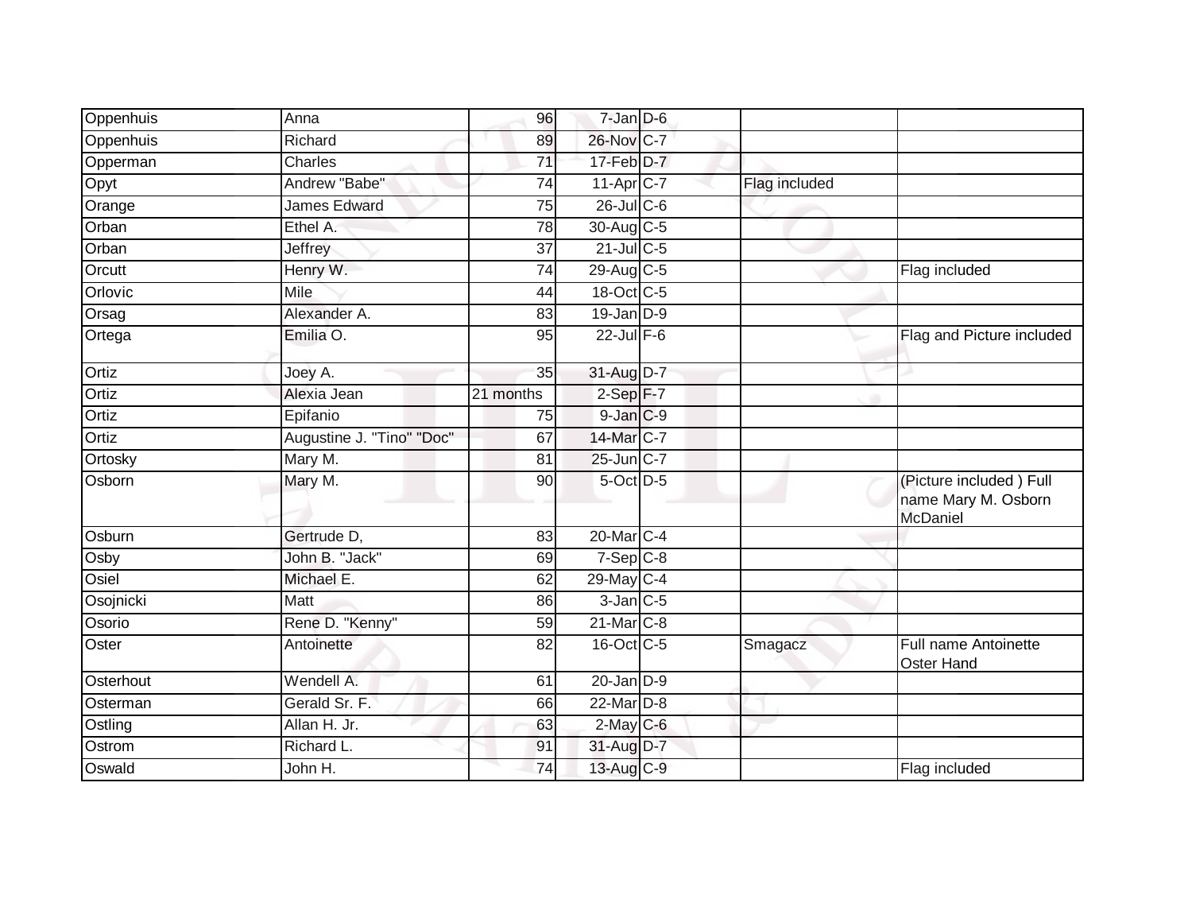| | | | | | | |
|---|---|---|---|---|---|---|
| Oppenhuis | Anna | 96 | 7-Jan | D-6 | | |
| Oppenhuis | Richard | 89 | 26-Nov | C-7 | | |
| Opperman | Charles | 71 | 17-Feb | D-7 | | |
| Opyt | Andrew "Babe" | 74 | 11-Apr | C-7 | Flag included | |
| Orange | James Edward | 75 | 26-Jul | C-6 | | |
| Orban | Ethel A. | 78 | 30-Aug | C-5 | | |
| Orban | Jeffrey | 37 | 21-Jul | C-5 | | |
| Orcutt | Henry W. | 74 | 29-Aug | C-5 | | Flag included |
| Orlovic | Mile | 44 | 18-Oct | C-5 | | |
| Orsag | Alexander A. | 83 | 19-Jan | D-9 | | |
| Ortega | Emilia O. | 95 | 22-Jul | F-6 | | Flag and Picture included |
| Ortiz | Joey A. | 35 | 31-Aug | D-7 | | |
| Ortiz | Alexia Jean | 21 months | 2-Sep | F-7 | | |
| Ortiz | Epifanio | 75 | 9-Jan | C-9 | | |
| Ortiz | Augustine J. "Tino" "Doc" | 67 | 14-Mar | C-7 | | |
| Ortosky | Mary M. | 81 | 25-Jun | C-7 | | |
| Osborn | Mary M. | 90 | 5-Oct | D-5 | | (Picture included ) Full name Mary M. Osborn McDaniel |
| Osburn | Gertrude D, | 83 | 20-Mar | C-4 | | |
| Osby | John B. "Jack" | 69 | 7-Sep | C-8 | | |
| Osiel | Michael E. | 62 | 29-May | C-4 | | |
| Osojnicki | Matt | 86 | 3-Jan | C-5 | | |
| Osorio | Rene D. "Kenny" | 59 | 21-Mar | C-8 | | |
| Oster | Antoinette | 82 | 16-Oct | C-5 | Smagacz | Full name Antoinette Oster Hand |
| Osterhout | Wendell A. | 61 | 20-Jan | D-9 | | |
| Osterman | Gerald Sr. F. | 66 | 22-Mar | D-8 | | |
| Ostling | Allan H. Jr. | 63 | 2-May | C-6 | | |
| Ostrom | Richard L. | 91 | 31-Aug | D-7 | | |
| Oswald | John H. | 74 | 13-Aug | C-9 | | Flag included |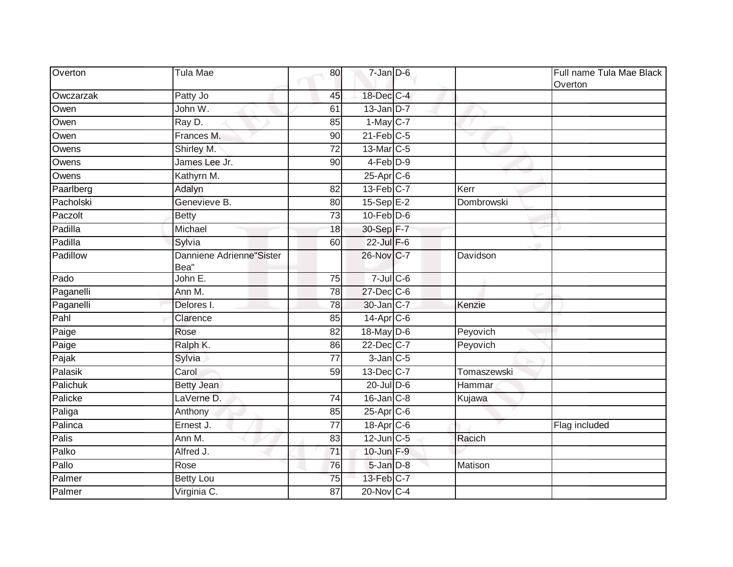| | | | | | | |
|---|---|---|---|---|---|---|
| Overton | Tula Mae | 80 | 7-Jan | D-6 | | Full name Tula Mae Black Overton |
| Owczarzak | Patty Jo | 45 | 18-Dec | C-4 | | |
| Owen | John W. | 61 | 13-Jan | D-7 | | |
| Owen | Ray D. | 85 | 1-May | C-7 | | |
| Owen | Frances M. | 90 | 21-Feb | C-5 | | |
| Owens | Shirley M. | 72 | 13-Mar | C-5 | | |
| Owens | James Lee Jr. | 90 | 4-Feb | D-9 | | |
| Owens | Kathyrn M. | | 25-Apr | C-6 | | |
| Paarlberg | Adalyn | 82 | 13-Feb | C-7 | Kerr | |
| Pacholski | Genevieve B. | 80 | 15-Sep | E-2 | Dombrowski | |
| Paczolt | Betty | 73 | 10-Feb | D-6 | | |
| Padilla | Michael | 18 | 30-Sep | F-7 | | |
| Padilla | Sylvia | 60 | 22-Jul | F-6 | | |
| Padillow | Danniene Adrienne"Sister Bea" | | 26-Nov | C-7 | Davidson | |
| Pado | John E. | 75 | 7-Jul | C-6 | | |
| Paganelli | Ann M. | 78 | 27-Dec | C-6 | | |
| Paganelli | Delores I. | 78 | 30-Jan | C-7 | Kenzie | |
| Pahl | Clarence | 85 | 14-Apr | C-6 | | |
| Paige | Rose | 82 | 18-May | D-6 | Peyovich | |
| Paige | Ralph K. | 86 | 22-Dec | C-7 | Peyovich | |
| Pajak | Sylvia | 77 | 3-Jan | C-5 | | |
| Palasik | Carol | 59 | 13-Dec | C-7 | Tomaszewski | |
| Palichuk | Betty Jean | | 20-Jul | D-6 | Hammar | |
| Palicke | LaVerne D. | 74 | 16-Jan | C-8 | Kujawa | |
| Paliga | Anthony | 85 | 25-Apr | C-6 | | |
| Palinca | Ernest J. | 77 | 18-Apr | C-6 | | Flag included |
| Palis | Ann M. | 83 | 12-Jun | C-5 | Racich | |
| Palko | Alfred J. | 71 | 10-Jun | F-9 | | |
| Pallo | Rose | 76 | 5-Jan | D-8 | Matison | |
| Palmer | Betty Lou | 75 | 13-Feb | C-7 | | |
| Palmer | Virginia C. | 87 | 20-Nov | C-4 | | |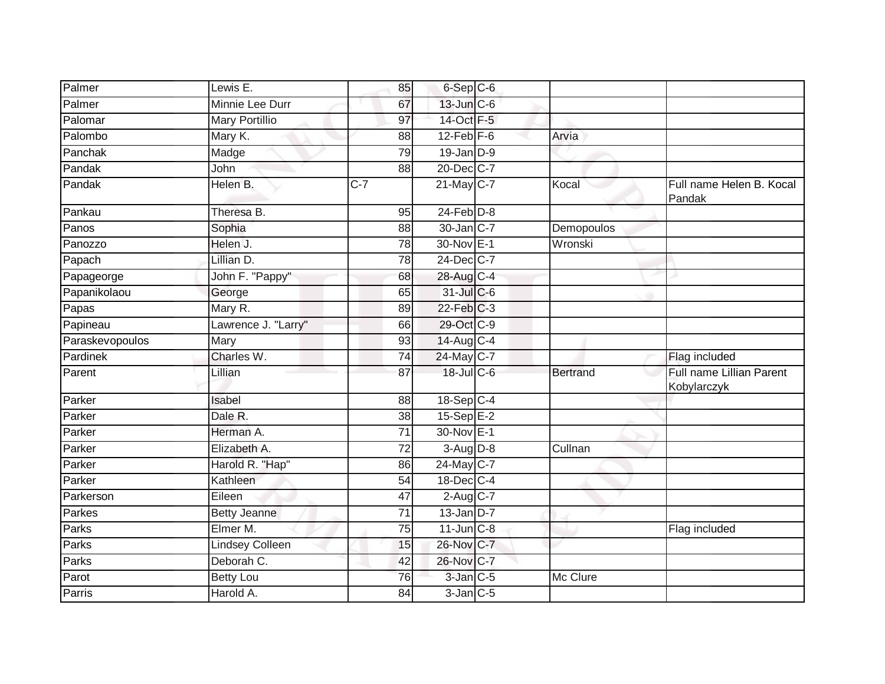| | | | | | | |
|---|---|---|---|---|---|---|
| Palmer | Lewis E. | 85 | 6-Sep | C-6 | | |
| Palmer | Minnie Lee Durr | 67 | 13-Jun | C-6 | | |
| Palomar | Mary Portillio | 97 | 14-Oct | F-5 | | |
| Palombo | Mary K. | 88 | 12-Feb | F-6 | Arvia | |
| Panchak | Madge | 79 | 19-Jan | D-9 | | |
| Pandak | John | 88 | 20-Dec | C-7 | | |
| Pandak | Helen B. | C-7 | 21-May | C-7 | Kocal | Full name Helen B. Kocal Pandak |
| Pankau | Theresa B. | 95 | 24-Feb | D-8 | | |
| Panos | Sophia | 88 | 30-Jan | C-7 | Demopoulos | |
| Panozzo | Helen J. | 78 | 30-Nov | E-1 | Wronski | |
| Papach | Lillian D. | 78 | 24-Dec | C-7 | | |
| Papageorge | John F. "Pappy" | 68 | 28-Aug | C-4 | | |
| Papanikolaou | George | 65 | 31-Jul | C-6 | | |
| Papas | Mary R. | 89 | 22-Feb | C-3 | | |
| Papineau | Lawrence J. "Larry" | 66 | 29-Oct | C-9 | | |
| Paraskevopoulos | Mary | 93 | 14-Aug | C-4 | | |
| Pardinek | Charles W. | 74 | 24-May | C-7 | | Flag included |
| Parent | Lillian | 87 | 18-Jul | C-6 | Bertrand | Full name Lillian Parent Kobylarczyk |
| Parker | Isabel | 88 | 18-Sep | C-4 | | |
| Parker | Dale R. | 38 | 15-Sep | E-2 | | |
| Parker | Herman A. | 71 | 30-Nov | E-1 | | |
| Parker | Elizabeth A. | 72 | 3-Aug | D-8 | Cullnan | |
| Parker | Harold R. "Hap" | 86 | 24-May | C-7 | | |
| Parker | Kathleen | 54 | 18-Dec | C-4 | | |
| Parkerson | Eileen | 47 | 2-Aug | C-7 | | |
| Parkes | Betty Jeanne | 71 | 13-Jan | D-7 | | |
| Parks | Elmer M. | 75 | 11-Jun | C-8 | | Flag included |
| Parks | Lindsey Colleen | 15 | 26-Nov | C-7 | | |
| Parks | Deborah C. | 42 | 26-Nov | C-7 | | |
| Parot | Betty Lou | 76 | 3-Jan | C-5 | Mc Clure | |
| Parris | Harold A. | 84 | 3-Jan | C-5 | | |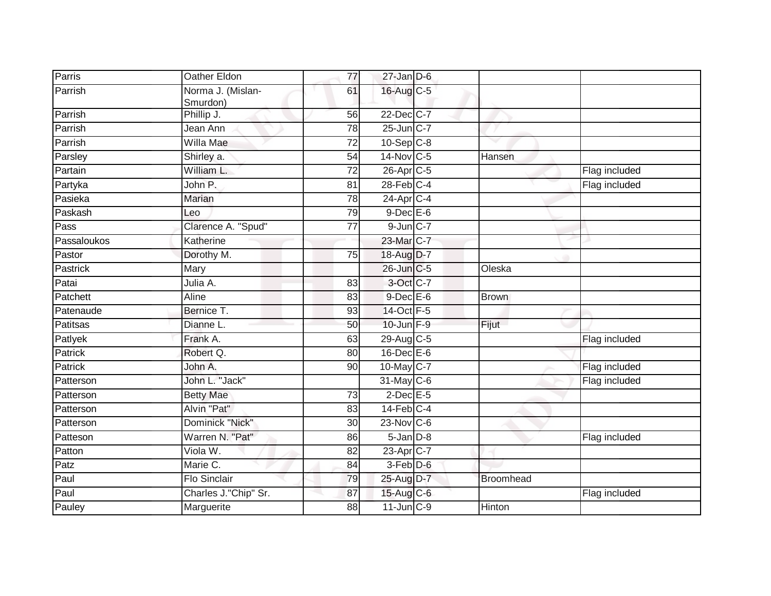| | | | | | | |
|---|---|---|---|---|---|---|
| Parris | Oather Eldon | 77 | 27-Jan | D-6 | | |
| Parrish | Norma J. (Mislan-Smurdon) | 61 | 16-Aug | C-5 | | |
| Parrish | Phillip J. | 56 | 22-Dec | C-7 | | |
| Parrish | Jean Ann | 78 | 25-Jun | C-7 | | |
| Parrish | Willa Mae | 72 | 10-Sep | C-8 | | |
| Parsley | Shirley a. | 54 | 14-Nov | C-5 | Hansen | |
| Partain | William L. | 72 | 26-Apr | C-5 | | Flag included |
| Partyka | John P. | 81 | 28-Feb | C-4 | | Flag included |
| Pasieka | Marian | 78 | 24-Apr | C-4 | | |
| Paskash | Leo | 79 | 9-Dec | E-6 | | |
| Pass | Clarence A. "Spud" | 77 | 9-Jun | C-7 | | |
| Passaloukos | Katherine | | 23-Mar | C-7 | | |
| Pastor | Dorothy M. | 75 | 18-Aug | D-7 | | |
| Pastrick | Mary | | 26-Jun | C-5 | Oleska | |
| Patai | Julia A. | 83 | 3-Oct | C-7 | | |
| Patchett | Aline | 83 | 9-Dec | E-6 | Brown | |
| Patenaude | Bernice T. | 93 | 14-Oct | F-5 | | |
| Patitsas | Dianne L. | 50 | 10-Jun | F-9 | Fijut | |
| Patlyek | Frank A. | 63 | 29-Aug | C-5 | | Flag included |
| Patrick | Robert Q. | 80 | 16-Dec | E-6 | | |
| Patrick | John A. | 90 | 10-May | C-7 | | Flag included |
| Patterson | John L. "Jack" | | 31-May | C-6 | | Flag included |
| Patterson | Betty Mae | 73 | 2-Dec | E-5 | | |
| Patterson | Alvin "Pat" | 83 | 14-Feb | C-4 | | |
| Patterson | Dominick "Nick" | 30 | 23-Nov | C-6 | | |
| Patteson | Warren N. "Pat" | 86 | 5-Jan | D-8 | | Flag included |
| Patton | Viola W. | 82 | 23-Apr | C-7 | | |
| Patz | Marie C. | 84 | 3-Feb | D-6 | | |
| Paul | Flo Sinclair | 79 | 25-Aug | D-7 | Broomhead | |
| Paul | Charles J."Chip" Sr. | 87 | 15-Aug | C-6 | | Flag included |
| Pauley | Marguerite | 88 | 11-Jun | C-9 | Hinton | |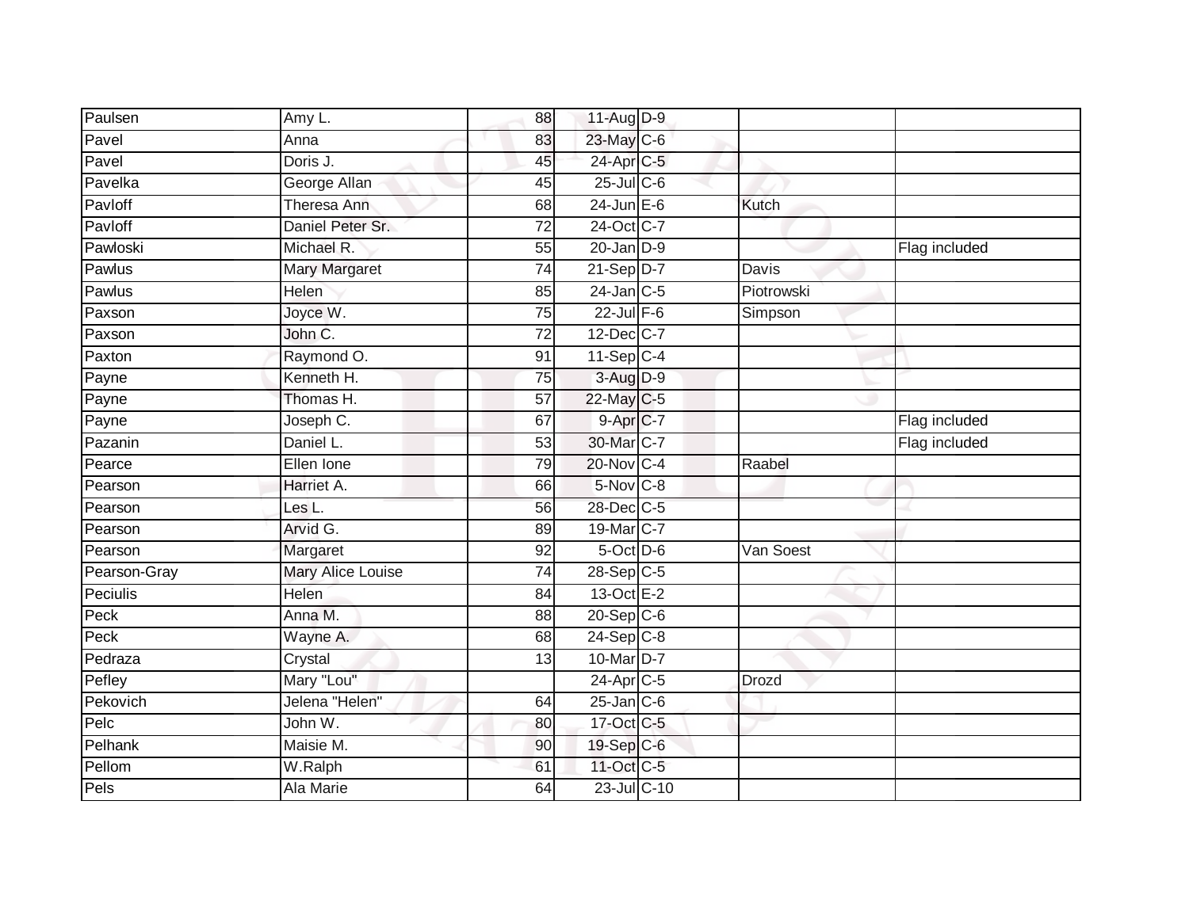| | | | | | | |
|---|---|---|---|---|---|---|
| Paulsen | Amy L. | 88 | 11-Aug | D-9 | | |
| Pavel | Anna | 83 | 23-May | C-6 | | |
| Pavel | Doris J. | 45 | 24-Apr | C-5 | | |
| Pavelka | George Allan | 45 | 25-Jul | C-6 | | |
| Pavloff | Theresa Ann | 68 | 24-Jun | E-6 | Kutch | |
| Pavloff | Daniel Peter Sr. | 72 | 24-Oct | C-7 | | |
| Pawloski | Michael R. | 55 | 20-Jan | D-9 | | Flag included |
| Pawlus | Mary Margaret | 74 | 21-Sep | D-7 | Davis | |
| Pawlus | Helen | 85 | 24-Jan | C-5 | Piotrowski | |
| Paxson | Joyce W. | 75 | 22-Jul | F-6 | Simpson | |
| Paxson | John C. | 72 | 12-Dec | C-7 | | |
| Paxton | Raymond O. | 91 | 11-Sep | C-4 | | |
| Payne | Kenneth H. | 75 | 3-Aug | D-9 | | |
| Payne | Thomas H. | 57 | 22-May | C-5 | | |
| Payne | Joseph C. | 67 | 9-Apr | C-7 | | Flag included |
| Pazanin | Daniel L. | 53 | 30-Mar | C-7 | | Flag included |
| Pearce | Ellen Ione | 79 | 20-Nov | C-4 | Raabel | |
| Pearson | Harriet A. | 66 | 5-Nov | C-8 | | |
| Pearson | Les L. | 56 | 28-Dec | C-5 | | |
| Pearson | Arvid G. | 89 | 19-Mar | C-7 | | |
| Pearson | Margaret | 92 | 5-Oct | D-6 | Van Soest | |
| Pearson-Gray | Mary Alice Louise | 74 | 28-Sep | C-5 | | |
| Peciulis | Helen | 84 | 13-Oct | E-2 | | |
| Peck | Anna M. | 88 | 20-Sep | C-6 | | |
| Peck | Wayne A. | 68 | 24-Sep | C-8 | | |
| Pedraza | Crystal | 13 | 10-Mar | D-7 | | |
| Pefley | Mary "Lou" | | 24-Apr | C-5 | Drozd | |
| Pekovich | Jelena "Helen" | 64 | 25-Jan | C-6 | | |
| Pelc | John W. | 80 | 17-Oct | C-5 | | |
| Pelhank | Maisie M. | 90 | 19-Sep | C-6 | | |
| Pellom | W.Ralph | 61 | 11-Oct | C-5 | | |
| Pels | Ala Marie | 64 | 23-Jul | C-10 | | |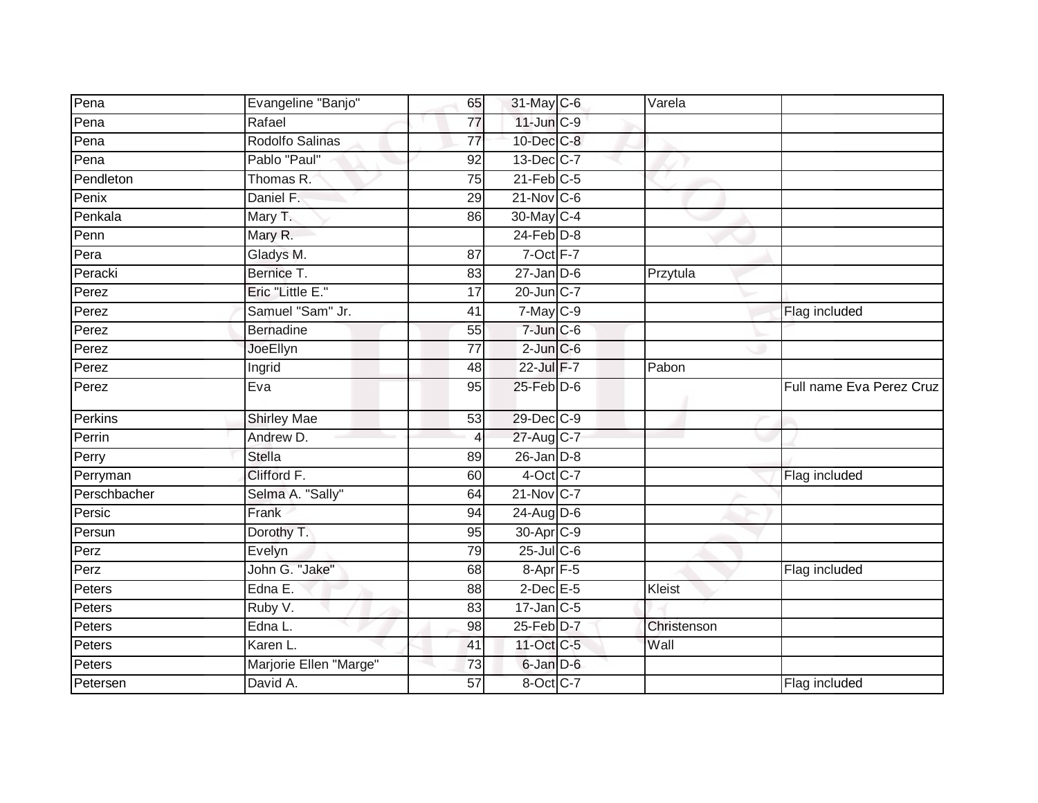| Pena | Evangeline "Banjo" | 65 | 31-May | C-6 | Varela | |
|---|---|---|---|---|---|---|
| Pena | Rafael | 77 | 11-Jun | C-9 | | |
| Pena | Rodolfo Salinas | 77 | 10-Dec | C-8 | | |
| Pena | Pablo "Paul" | 92 | 13-Dec | C-7 | | |
| Pendleton | Thomas R. | 75 | 21-Feb | C-5 | | |
| Penix | Daniel F. | 29 | 21-Nov | C-6 | | |
| Penkala | Mary T. | 86 | 30-May | C-4 | | |
| Penn | Mary R. | | 24-Feb | D-8 | | |
| Pera | Gladys M. | 87 | 7-Oct | F-7 | | |
| Peracki | Bernice T. | 83 | 27-Jan | D-6 | Przytula | |
| Perez | Eric "Little E." | 17 | 20-Jun | C-7 | | |
| Perez | Samuel "Sam" Jr. | 41 | 7-May | C-9 | | Flag included |
| Perez | Bernadine | 55 | 7-Jun | C-6 | | |
| Perez | JoeEllyn | 77 | 2-Jun | C-6 | | |
| Perez | Ingrid | 48 | 22-Jul | F-7 | Pabon | |
| Perez | Eva | 95 | 25-Feb | D-6 | | Full name Eva Perez Cruz |
| Perkins | Shirley Mae | 53 | 29-Dec | C-9 | | |
| Perrin | Andrew D. | 4 | 27-Aug | C-7 | | |
| Perry | Stella | 89 | 26-Jan | D-8 | | |
| Perryman | Clifford F. | 60 | 4-Oct | C-7 | | Flag included |
| Perschbacher | Selma A. "Sally" | 64 | 21-Nov | C-7 | | |
| Persic | Frank | 94 | 24-Aug | D-6 | | |
| Persun | Dorothy T. | 95 | 30-Apr | C-9 | | |
| Perz | Evelyn | 79 | 25-Jul | C-6 | | |
| Perz | John G. "Jake" | 68 | 8-Apr | F-5 | | Flag included |
| Peters | Edna E. | 88 | 2-Dec | E-5 | Kleist | |
| Peters | Ruby V. | 83 | 17-Jan | C-5 | | |
| Peters | Edna L. | 98 | 25-Feb | D-7 | Christenson | |
| Peters | Karen L. | 41 | 11-Oct | C-5 | Wall | |
| Peters | Marjorie Ellen "Marge" | 73 | 6-Jan | D-6 | | |
| Petersen | David A. | 57 | 8-Oct | C-7 | | Flag included |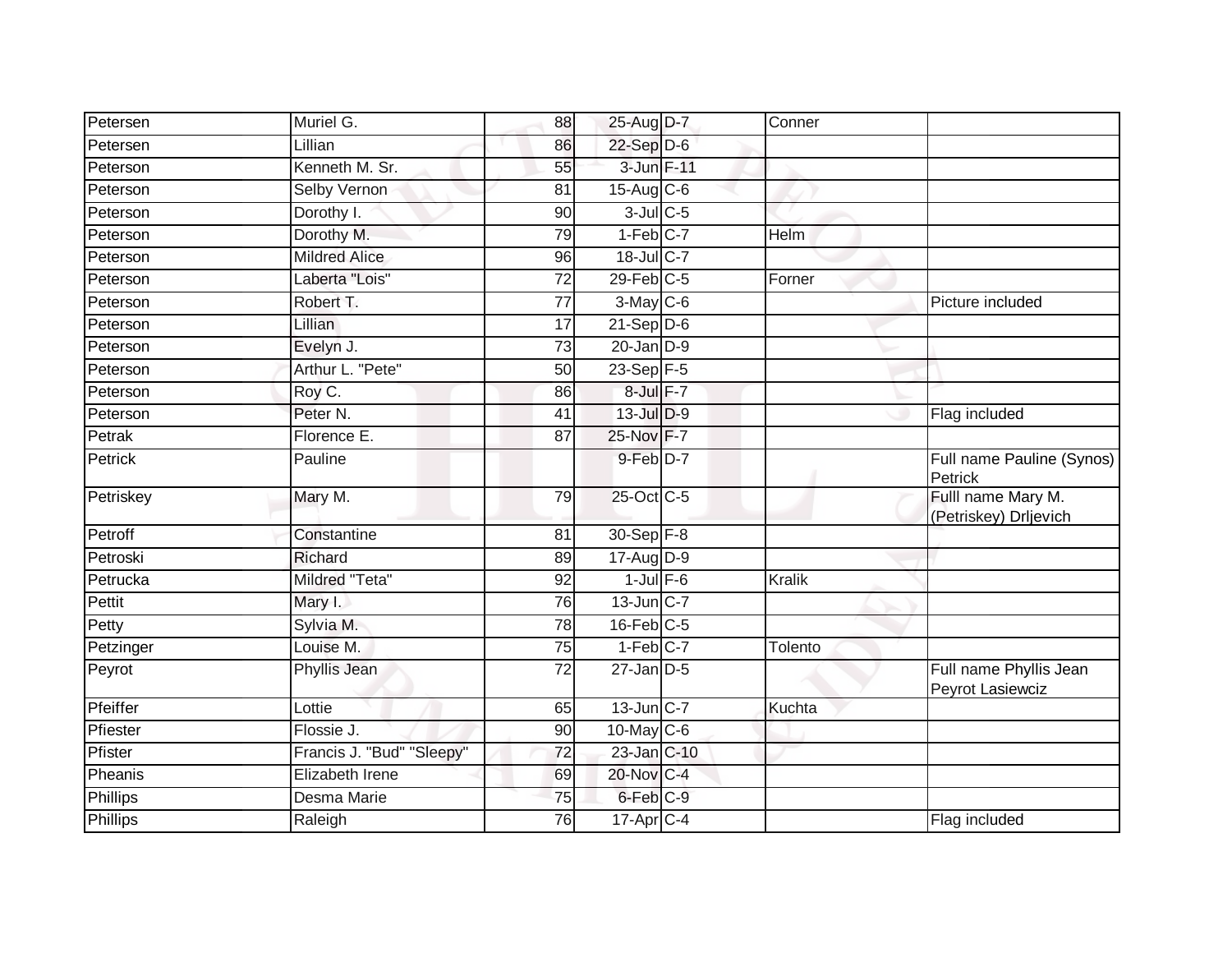| | | | | | | |
|---|---|---|---|---|---|---|
| Petersen | Muriel G. | 88 | 25-Aug | D-7 | Conner | |
| Petersen | Lillian | 86 | 22-Sep | D-6 | | |
| Peterson | Kenneth M. Sr. | 55 | 3-Jun | F-11 | | |
| Peterson | Selby Vernon | 81 | 15-Aug | C-6 | | |
| Peterson | Dorothy I. | 90 | 3-Jul | C-5 | | |
| Peterson | Dorothy M. | 79 | 1-Feb | C-7 | Helm | |
| Peterson | Mildred Alice | 96 | 18-Jul | C-7 | | |
| Peterson | Laberta "Lois" | 72 | 29-Feb | C-5 | Forner | |
| Peterson | Robert T. | 77 | 3-May | C-6 | | Picture included |
| Peterson | Lillian | 17 | 21-Sep | D-6 | | |
| Peterson | Evelyn J. | 73 | 20-Jan | D-9 | | |
| Peterson | Arthur L. "Pete" | 50 | 23-Sep | F-5 | | |
| Peterson | Roy C. | 86 | 8-Jul | F-7 | | |
| Peterson | Peter N. | 41 | 13-Jul | D-9 | | Flag included |
| Petrak | Florence E. | 87 | 25-Nov | F-7 | | |
| Petrick | Pauline | | 9-Feb | D-7 | | Full name Pauline (Synos) Petrick |
| Petriskey | Mary M. | 79 | 25-Oct | C-5 | | Fulll name Mary M. (Petriskey) Drljevich |
| Petroff | Constantine | 81 | 30-Sep | F-8 | | |
| Petroski | Richard | 89 | 17-Aug | D-9 | | |
| Petrucka | Mildred "Teta" | 92 | 1-Jul | F-6 | Kralik | |
| Pettit | Mary I. | 76 | 13-Jun | C-7 | | |
| Petty | Sylvia M. | 78 | 16-Feb | C-5 | | |
| Petzinger | Louise M. | 75 | 1-Feb | C-7 | Tolento | |
| Peyrot | Phyllis Jean | 72 | 27-Jan | D-5 | | Full name Phyllis Jean Peyrot Lasiewciz |
| Pfeiffer | Lottie | 65 | 13-Jun | C-7 | Kuchta | |
| Pfiester | Flossie J. | 90 | 10-May | C-6 | | |
| Pfister | Francis J. "Bud" "Sleepy" | 72 | 23-Jan | C-10 | | |
| Pheanis | Elizabeth Irene | 69 | 20-Nov | C-4 | | |
| Phillips | Desma Marie | 75 | 6-Feb | C-9 | | |
| Phillips | Raleigh | 76 | 17-Apr | C-4 | | Flag included |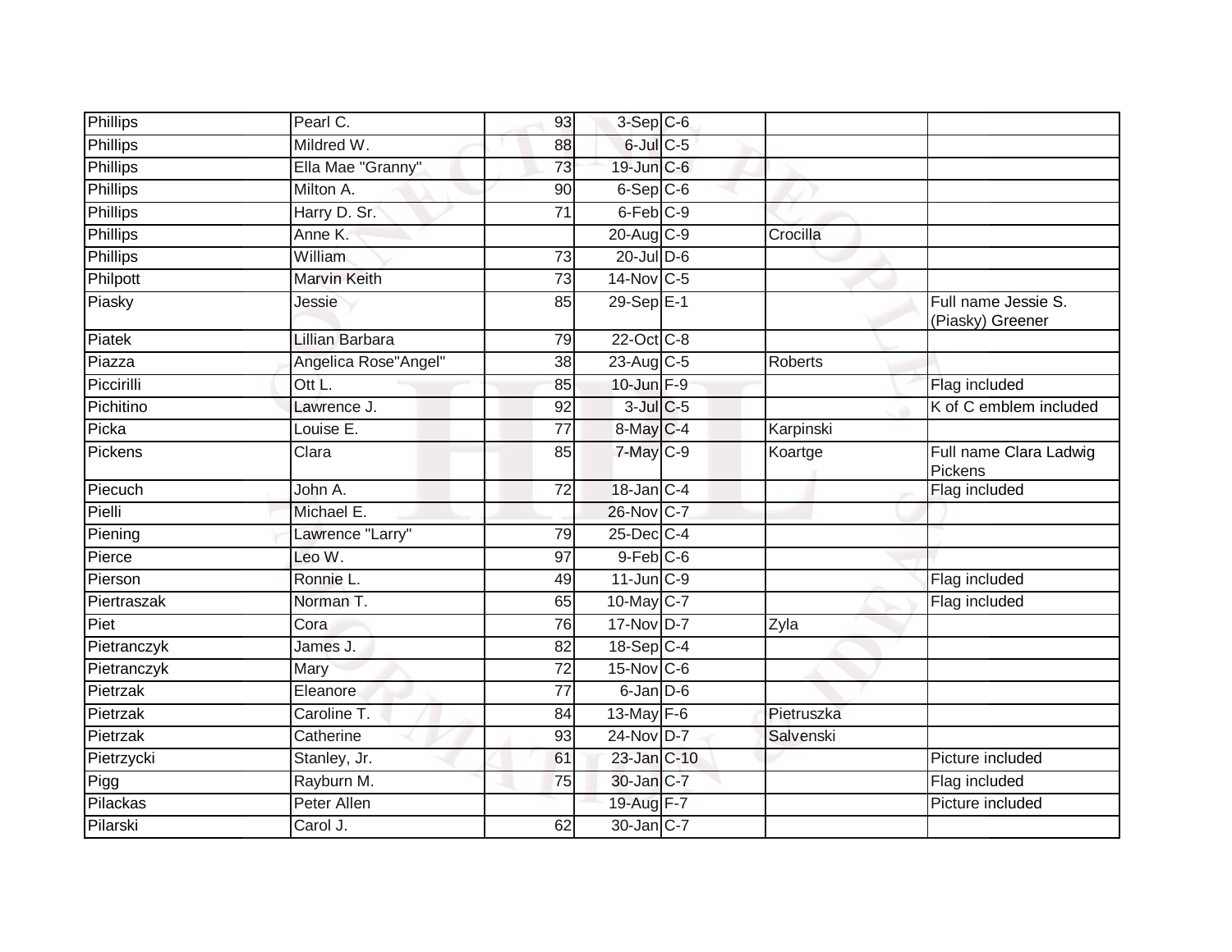| | | | | | | |
|---|---|---|---|---|---|---|
| Phillips | Pearl C. | 93 | 3-Sep | C-6 | | |
| Phillips | Mildred W. | 88 | 6-Jul | C-5 | | |
| Phillips | Ella Mae "Granny" | 73 | 19-Jun | C-6 | | |
| Phillips | Milton A. | 90 | 6-Sep | C-6 | | |
| Phillips | Harry D. Sr. | 71 | 6-Feb | C-9 | | |
| Phillips | Anne K. | | 20-Aug | C-9 | Crocilla | |
| Phillips | William | 73 | 20-Jul | D-6 | | |
| Philpott | Marvin Keith | 73 | 14-Nov | C-5 | | |
| Piasky | Jessie | 85 | 29-Sep | E-1 | | Full name Jessie S. (Piasky) Greener |
| Piatek | Lillian Barbara | 79 | 22-Oct | C-8 | | |
| Piazza | Angelica Rose"Angel" | 38 | 23-Aug | C-5 | Roberts | |
| Piccirilli | Ott L. | 85 | 10-Jun | F-9 | | Flag included |
| Pichitino | Lawrence J. | 92 | 3-Jul | C-5 | | K of C emblem included |
| Picka | Louise E. | 77 | 8-May | C-4 | Karpinski | |
| Pickens | Clara | 85 | 7-May | C-9 | Koartge | Full name Clara Ladwig Pickens |
| Piecuch | John A. | 72 | 18-Jan | C-4 | | Flag included |
| Pielli | Michael E. | | 26-Nov | C-7 | | |
| Piening | Lawrence "Larry" | 79 | 25-Dec | C-4 | | |
| Pierce | Leo W. | 97 | 9-Feb | C-6 | | |
| Pierson | Ronnie L. | 49 | 11-Jun | C-9 | | Flag included |
| Piertraszak | Norman T. | 65 | 10-May | C-7 | | Flag included |
| Piet | Cora | 76 | 17-Nov | D-7 | Zyla | |
| Pietranczyk | James J. | 82 | 18-Sep | C-4 | | |
| Pietranczyk | Mary | 72 | 15-Nov | C-6 | | |
| Pietrzak | Eleanore | 77 | 6-Jan | D-6 | | |
| Pietrzak | Caroline T. | 84 | 13-May | F-6 | Pietruszka | |
| Pietrzak | Catherine | 93 | 24-Nov | D-7 | Salvenski | |
| Pietrzycki | Stanley, Jr. | 61 | 23-Jan | C-10 | | Picture included |
| Pigg | Rayburn M. | 75 | 30-Jan | C-7 | | Flag included |
| Pilackas | Peter Allen | | 19-Aug | F-7 | | Picture included |
| Pilarski | Carol J. | 62 | 30-Jan | C-7 | | |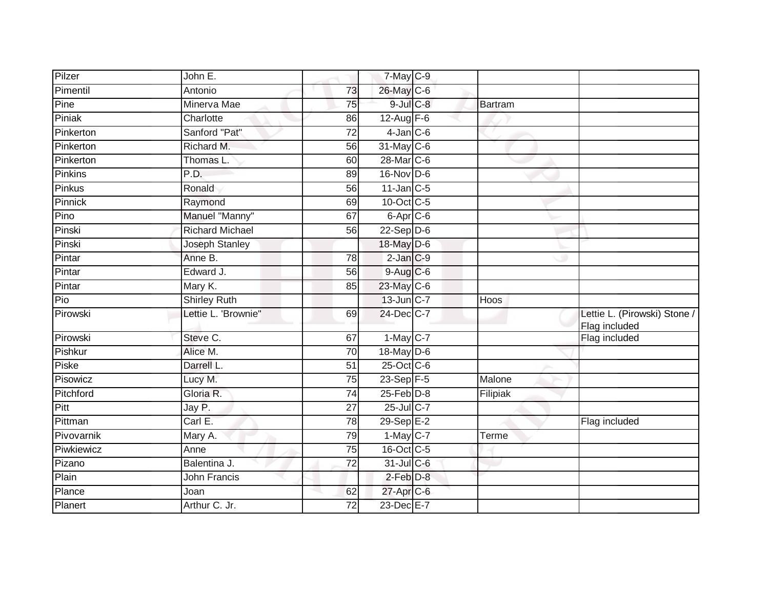| Pilzer | John E. | | 7-May | C-9 | | |
|---|---|---|---|---|---|---|
| Pimentil | Antonio | 73 | 26-May | C-6 | | |
| Pine | Minerva Mae | 75 | 9-Jul | C-8 | Bartram | |
| Piniak | Charlotte | 86 | 12-Aug | F-6 | | |
| Pinkerton | Sanford "Pat" | 72 | 4-Jan | C-6 | | |
| Pinkerton | Richard M. | 56 | 31-May | C-6 | | |
| Pinkerton | Thomas L. | 60 | 28-Mar | C-6 | | |
| Pinkins | P.D. | 89 | 16-Nov | D-6 | | |
| Pinkus | Ronald | 56 | 11-Jan | C-5 | | |
| Pinnick | Raymond | 69 | 10-Oct | C-5 | | |
| Pino | Manuel "Manny" | 67 | 6-Apr | C-6 | | |
| Pinski | Richard Michael | 56 | 22-Sep | D-6 | | |
| Pinski | Joseph Stanley | | 18-May | D-6 | | |
| Pintar | Anne B. | 78 | 2-Jan | C-9 | | |
| Pintar | Edward J. | 56 | 9-Aug | C-6 | | |
| Pintar | Mary K. | 85 | 23-May | C-6 | | |
| Pio | Shirley Ruth | | 13-Jun | C-7 | Hoos | |
| Pirowski | Lettie L. 'Brownie" | 69 | 24-Dec | C-7 | | Lettie L. (Pirowski) Stone / Flag included |
| Pirowski | Steve C. | 67 | 1-May | C-7 | | Flag included |
| Pishkur | Alice M. | 70 | 18-May | D-6 | | |
| Piske | Darrell L. | 51 | 25-Oct | C-6 | | |
| Pisowicz | Lucy M. | 75 | 23-Sep | F-5 | Malone | |
| Pitchford | Gloria R. | 74 | 25-Feb | D-8 | Filipiak | |
| Pitt | Jay P. | 27 | 25-Jul | C-7 | | |
| Pittman | Carl E. | 78 | 29-Sep | E-2 | | Flag included |
| Pivovarnik | Mary A. | 79 | 1-May | C-7 | Terme | |
| Piwkiewicz | Anne | 75 | 16-Oct | C-5 | | |
| Pizano | Balentina J. | 72 | 31-Jul | C-6 | | |
| Plain | John Francis | | 2-Feb | D-8 | | |
| Plance | Joan | 62 | 27-Apr | C-6 | | |
| Planert | Arthur C. Jr. | 72 | 23-Dec | E-7 | | |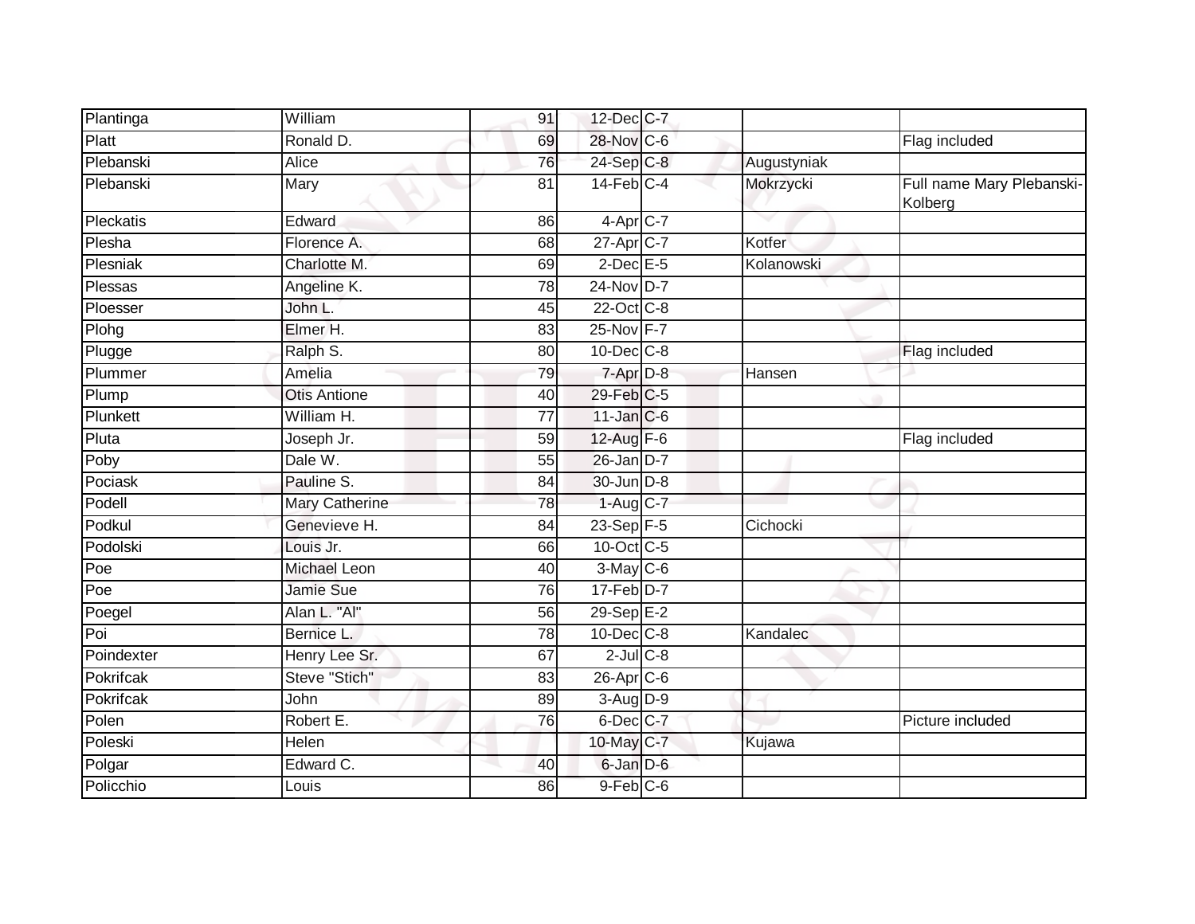| | | | | | | |
|---|---|---|---|---|---|---|
| Plantinga | William | 91 | 12-Dec | C-7 | | |
| Platt | Ronald D. | 69 | 28-Nov | C-6 | | Flag included |
| Plebanski | Alice | 76 | 24-Sep | C-8 | Augustyniak | |
| Plebanski | Mary | 81 | 14-Feb | C-4 | Mokrzycki | Full name Mary Plebanski-Kolberg |
| Pleckatis | Edward | 86 | 4-Apr | C-7 | | |
| Plesha | Florence A. | 68 | 27-Apr | C-7 | Kotfer | |
| Plesniak | Charlotte M. | 69 | 2-Dec | E-5 | Kolanowski | |
| Plessas | Angeline K. | 78 | 24-Nov | D-7 | | |
| Ploesser | John L. | 45 | 22-Oct | C-8 | | |
| Plohg | Elmer H. | 83 | 25-Nov | F-7 | | |
| Plugge | Ralph S. | 80 | 10-Dec | C-8 | | Flag included |
| Plummer | Amelia | 79 | 7-Apr | D-8 | Hansen | |
| Plump | Otis Antione | 40 | 29-Feb | C-5 | | |
| Plunkett | William H. | 77 | 11-Jan | C-6 | | |
| Pluta | Joseph Jr. | 59 | 12-Aug | F-6 | | Flag included |
| Poby | Dale W. | 55 | 26-Jan | D-7 | | |
| Pociask | Pauline S. | 84 | 30-Jun | D-8 | | |
| Podell | Mary Catherine | 78 | 1-Aug | C-7 | | |
| Podkul | Genevieve H. | 84 | 23-Sep | F-5 | Cichocki | |
| Podolski | Louis Jr. | 66 | 10-Oct | C-5 | | |
| Poe | Michael Leon | 40 | 3-May | C-6 | | |
| Poe | Jamie Sue | 76 | 17-Feb | D-7 | | |
| Poegel | Alan L. "Al" | 56 | 29-Sep | E-2 | | |
| Poi | Bernice L. | 78 | 10-Dec | C-8 | Kandalec | |
| Poindexter | Henry Lee Sr. | 67 | 2-Jul | C-8 | | |
| Pokrifcak | Steve "Stich" | 83 | 26-Apr | C-6 | | |
| Pokrifcak | John | 89 | 3-Aug | D-9 | | |
| Polen | Robert E. | 76 | 6-Dec | C-7 | | Picture included |
| Poleski | Helen | | 10-May | C-7 | Kujawa | |
| Polgar | Edward C. | 40 | 6-Jan | D-6 | | |
| Policchio | Louis | 86 | 9-Feb | C-6 | | |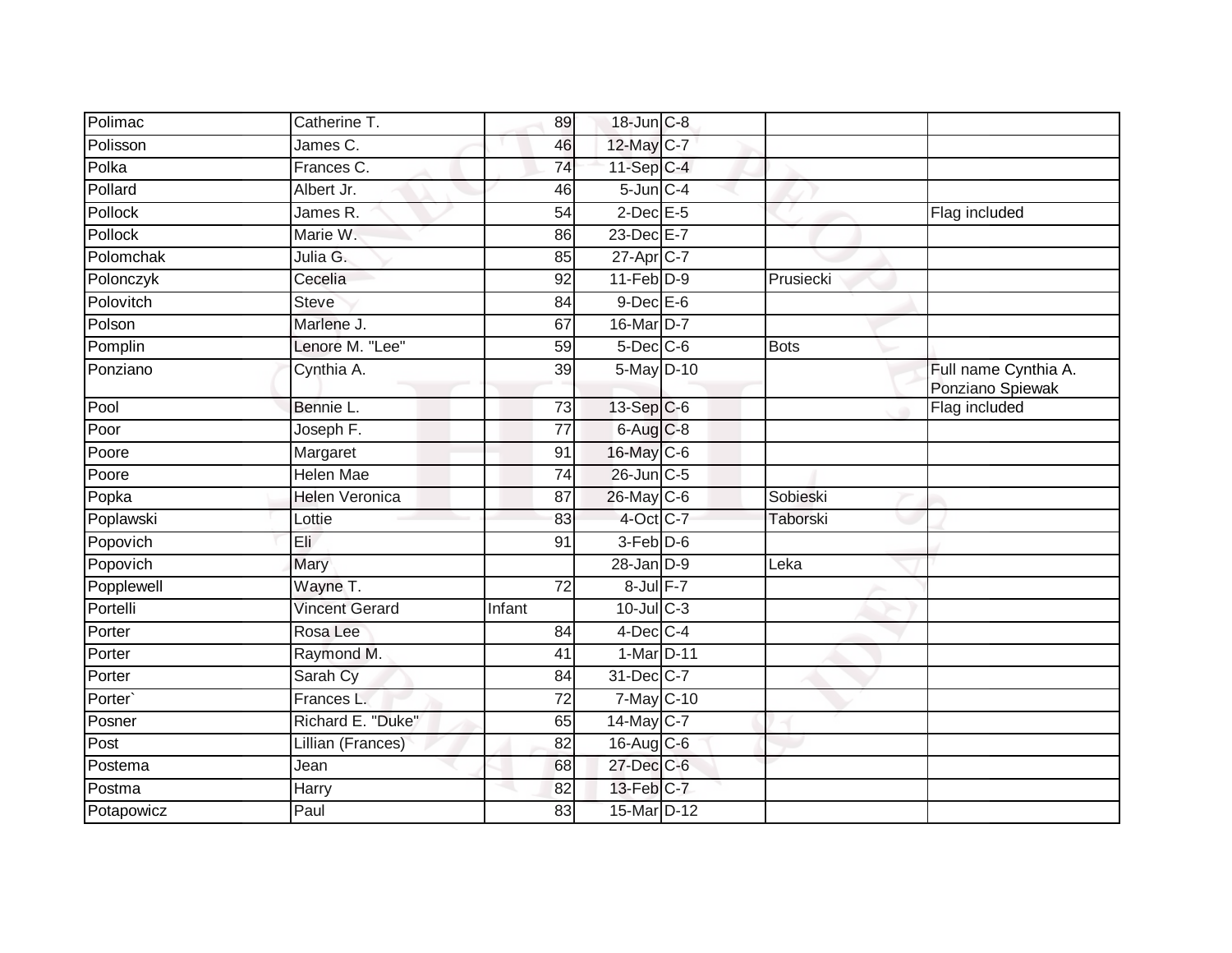| | | | | | | |
|---|---|---|---|---|---|---|
| Polimac | Catherine T. | 89 | 18-Jun | C-8 | | |
| Polisson | James C. | 46 | 12-May | C-7 | | |
| Polka | Frances C. | 74 | 11-Sep | C-4 | | |
| Pollard | Albert Jr. | 46 | 5-Jun | C-4 | | |
| Pollock | James R. | 54 | 2-Dec | E-5 | | Flag included |
| Pollock | Marie W. | 86 | 23-Dec | E-7 | | |
| Polomchak | Julia G. | 85 | 27-Apr | C-7 | | |
| Polonczyk | Cecelia | 92 | 11-Feb | D-9 | Prusiecki | |
| Polovitch | Steve | 84 | 9-Dec | E-6 | | |
| Polson | Marlene J. | 67 | 16-Mar | D-7 | | |
| Pomplin | Lenore M. "Lee" | 59 | 5-Dec | C-6 | Bots | |
| Ponziano | Cynthia A. | 39 | 5-May | D-10 | | Full name Cynthia A. Ponziano Spiewak |
| Pool | Bennie L. | 73 | 13-Sep | C-6 | | Flag included |
| Poor | Joseph F. | 77 | 6-Aug | C-8 | | |
| Poore | Margaret | 91 | 16-May | C-6 | | |
| Poore | Helen Mae | 74 | 26-Jun | C-5 | | |
| Popka | Helen Veronica | 87 | 26-May | C-6 | Sobieski | |
| Poplawski | Lottie | 83 | 4-Oct | C-7 | Taborski | |
| Popovich | Eli | 91 | 3-Feb | D-6 | | |
| Popovich | Mary | | 28-Jan | D-9 | Leka | |
| Popplewell | Wayne T. | 72 | 8-Jul | F-7 | | |
| Portelli | Vincent Gerard | Infant | 10-Jul | C-3 | | |
| Porter | Rosa Lee | 84 | 4-Dec | C-4 | | |
| Porter | Raymond M. | 41 | 1-Mar | D-11 | | |
| Porter | Sarah Cy | 84 | 31-Dec | C-7 | | |
| Porter` | Frances L. | 72 | 7-May | C-10 | | |
| Posner | Richard E. "Duke" | 65 | 14-May | C-7 | | |
| Post | Lillian (Frances) | 82 | 16-Aug | C-6 | | |
| Postema | Jean | 68 | 27-Dec | C-6 | | |
| Postma | Harry | 82 | 13-Feb | C-7 | | |
| Potapowicz | Paul | 83 | 15-Mar | D-12 | | |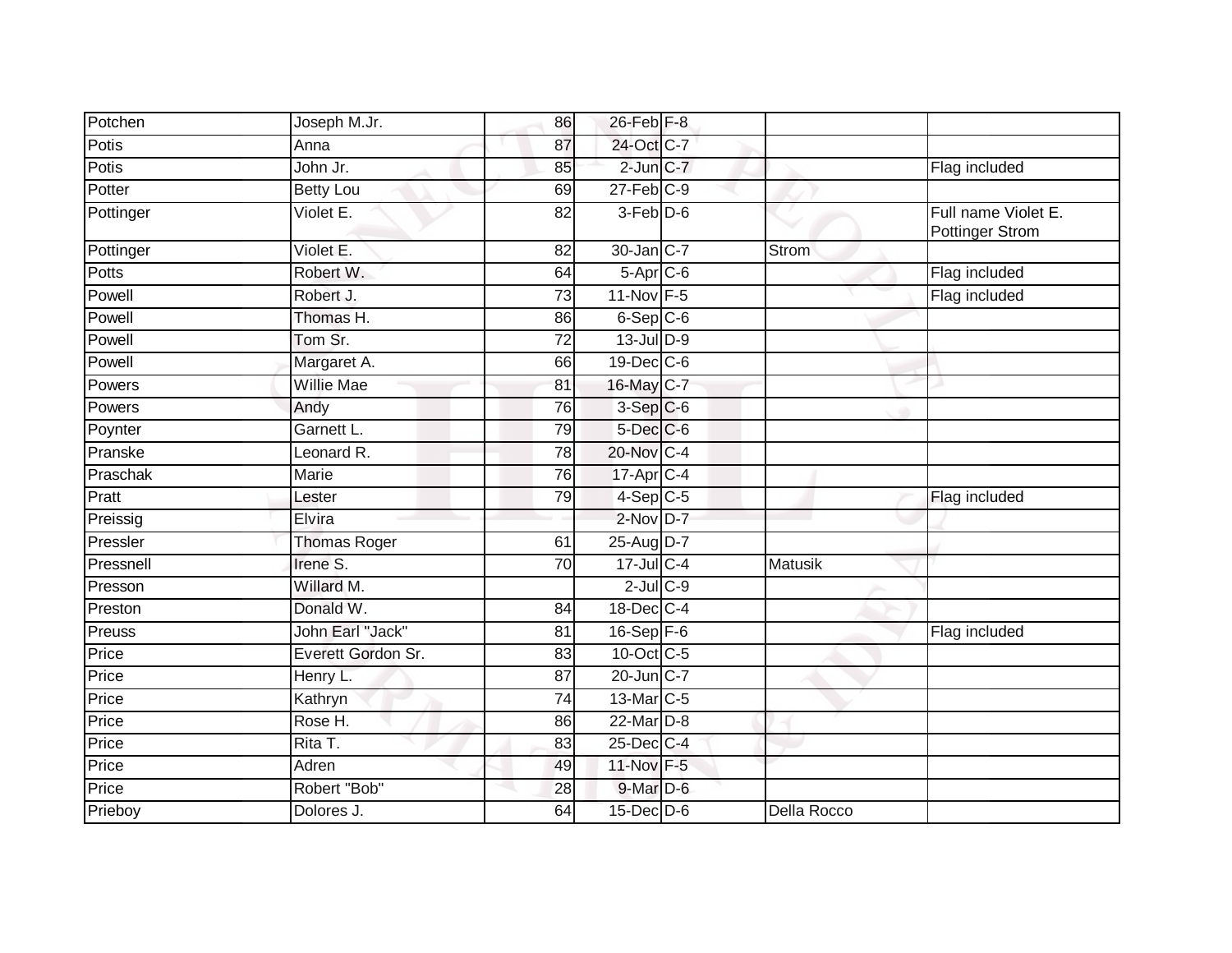| | | | | | | |
|---|---|---|---|---|---|---|
| Potchen | Joseph M.Jr. | 86 | 26-Feb | F-8 | | |
| Potis | Anna | 87 | 24-Oct | C-7 | | |
| Potis | John Jr. | 85 | 2-Jun | C-7 | | Flag included |
| Potter | Betty Lou | 69 | 27-Feb | C-9 | | |
| Pottinger | Violet E. | 82 | 3-Feb | D-6 | | Full name Violet E. Pottinger Strom |
| Pottinger | Violet E. | 82 | 30-Jan | C-7 | Strom | |
| Potts | Robert W. | 64 | 5-Apr | C-6 | | Flag included |
| Powell | Robert J. | 73 | 11-Nov | F-5 | | Flag included |
| Powell | Thomas H. | 86 | 6-Sep | C-6 | | |
| Powell | Tom Sr. | 72 | 13-Jul | D-9 | | |
| Powell | Margaret A. | 66 | 19-Dec | C-6 | | |
| Powers | Willie Mae | 81 | 16-May | C-7 | | |
| Powers | Andy | 76 | 3-Sep | C-6 | | |
| Poynter | Garnett L. | 79 | 5-Dec | C-6 | | |
| Pranske | Leonard R. | 78 | 20-Nov | C-4 | | |
| Praschak | Marie | 76 | 17-Apr | C-4 | | |
| Pratt | Lester | 79 | 4-Sep | C-5 | | Flag included |
| Preissig | Elvira | | 2-Nov | D-7 | | |
| Pressler | Thomas Roger | 61 | 25-Aug | D-7 | | |
| Pressnell | Irene S. | 70 | 17-Jul | C-4 | Matusik | |
| Presson | Willard M. | | 2-Jul | C-9 | | |
| Preston | Donald W. | 84 | 18-Dec | C-4 | | |
| Preuss | John Earl "Jack" | 81 | 16-Sep | F-6 | | Flag included |
| Price | Everett Gordon Sr. | 83 | 10-Oct | C-5 | | |
| Price | Henry L. | 87 | 20-Jun | C-7 | | |
| Price | Kathryn | 74 | 13-Mar | C-5 | | |
| Price | Rose H. | 86 | 22-Mar | D-8 | | |
| Price | Rita T. | 83 | 25-Dec | C-4 | | |
| Price | Adren | 49 | 11-Nov | F-5 | | |
| Price | Robert "Bob" | 28 | 9-Mar | D-6 | | |
| Prieboy | Dolores J. | 64 | 15-Dec | D-6 | Della Rocco | |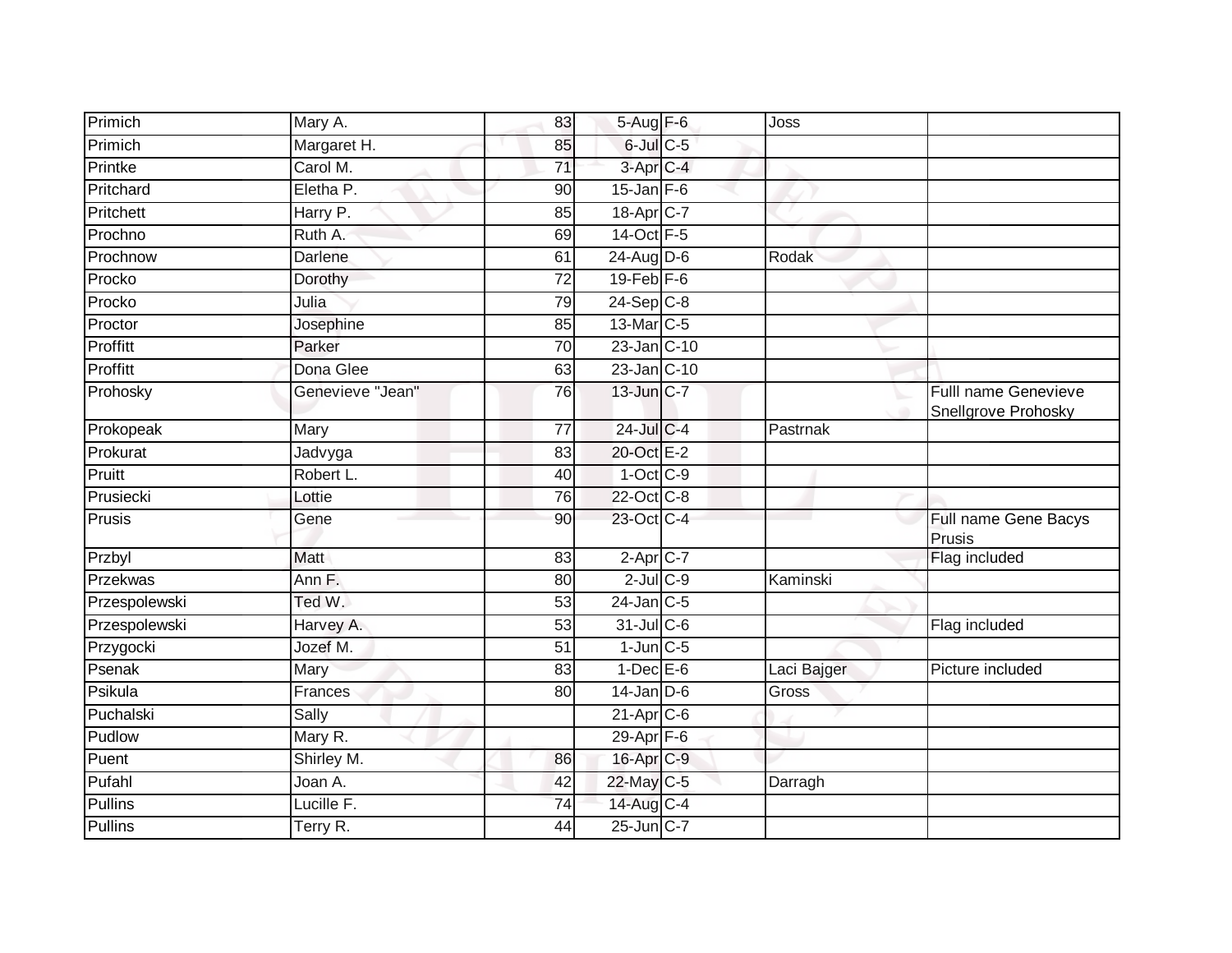| | | | | | | |
|---|---|---|---|---|---|---|
| Primich | Mary A. | 83 | 5-Aug | F-6 | Joss | |
| Primich | Margaret H. | 85 | 6-Jul | C-5 | | |
| Printke | Carol M. | 71 | 3-Apr | C-4 | | |
| Pritchard | Eletha P. | 90 | 15-Jan | F-6 | | |
| Pritchett | Harry P. | 85 | 18-Apr | C-7 | | |
| Prochno | Ruth A. | 69 | 14-Oct | F-5 | | |
| Prochnow | Darlene | 61 | 24-Aug | D-6 | Rodak | |
| Procko | Dorothy | 72 | 19-Feb | F-6 | | |
| Procko | Julia | 79 | 24-Sep | C-8 | | |
| Proctor | Josephine | 85 | 13-Mar | C-5 | | |
| Proffitt | Parker | 70 | 23-Jan | C-10 | | |
| Proffitt | Dona Glee | 63 | 23-Jan | C-10 | | |
| Prohosky | Genevieve "Jean" | 76 | 13-Jun | C-7 | | Fulll name Genevieve Snellgrove Prohosky |
| Prokopeak | Mary | 77 | 24-Jul | C-4 | Pastrnak | |
| Prokurat | Jadvyga | 83 | 20-Oct | E-2 | | |
| Pruitt | Robert L. | 40 | 1-Oct | C-9 | | |
| Prusiecki | Lottie | 76 | 22-Oct | C-8 | | |
| Prusis | Gene | 90 | 23-Oct | C-4 | | Full name Gene Bacys Prusis |
| Przbyl | Matt | 83 | 2-Apr | C-7 | | Flag included |
| Przekwas | Ann F. | 80 | 2-Jul | C-9 | Kaminski | |
| Przespolewski | Ted W. | 53 | 24-Jan | C-5 | | |
| Przespolewski | Harvey A. | 53 | 31-Jul | C-6 | | Flag included |
| Przygocki | Jozef M. | 51 | 1-Jun | C-5 | | |
| Psenak | Mary | 83 | 1-Dec | E-6 | Laci Bajger | Picture included |
| Psikula | Frances | 80 | 14-Jan | D-6 | Gross | |
| Puchalski | Sally | | 21-Apr | C-6 | | |
| Pudlow | Mary R. | | 29-Apr | F-6 | | |
| Puent | Shirley M. | 86 | 16-Apr | C-9 | | |
| Pufahl | Joan A. | 42 | 22-May | C-5 | Darragh | |
| Pullins | Lucille F. | 74 | 14-Aug | C-4 | | |
| Pullins | Terry R. | 44 | 25-Jun | C-7 | | |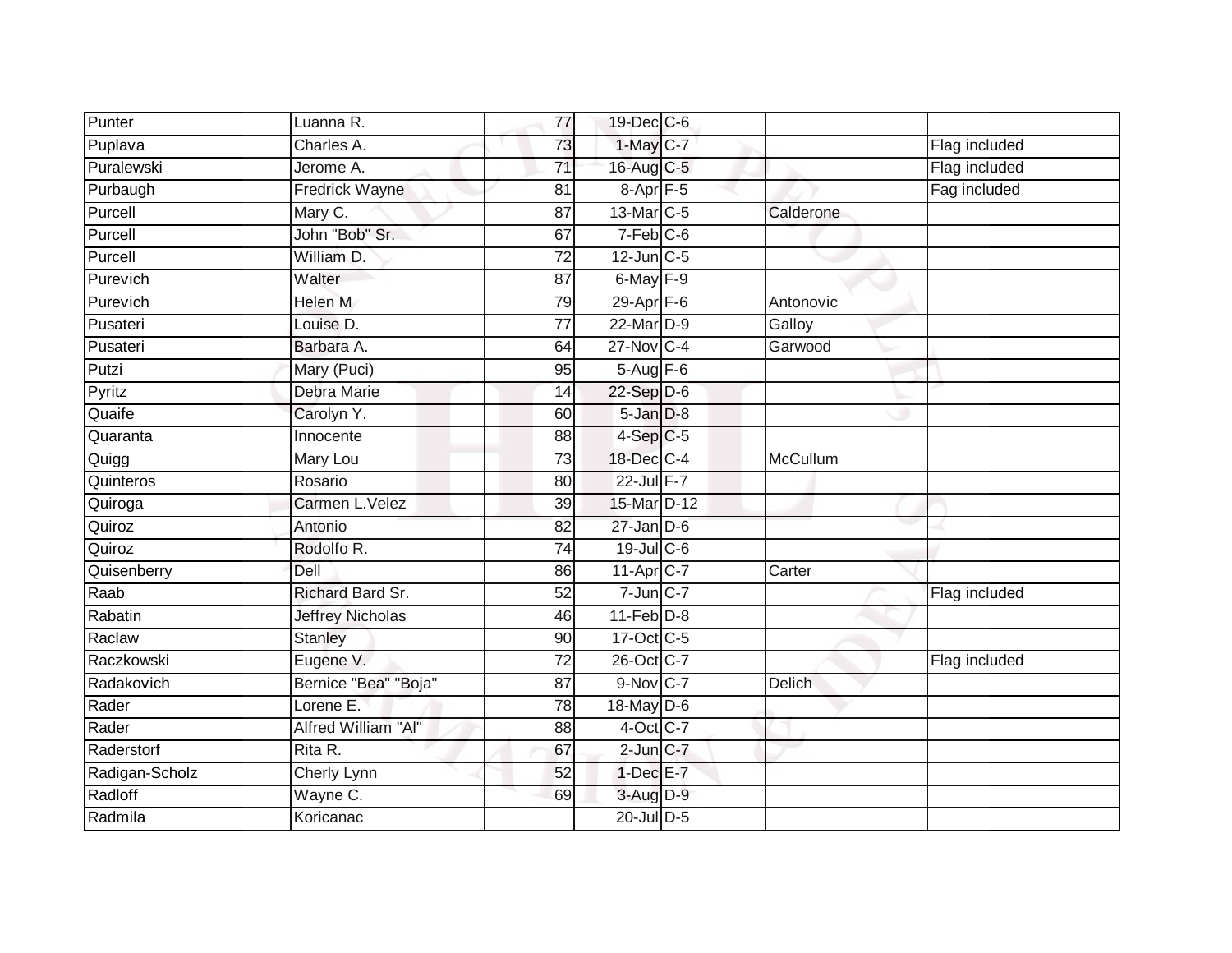| | | | | | | |
|---|---|---|---|---|---|---|
| Punter | Luanna R. | 77 | 19-Dec | C-6 | | |
| Puplava | Charles A. | 73 | 1-May | C-7 | | Flag included |
| Puralewski | Jerome A. | 71 | 16-Aug | C-5 | | Flag included |
| Purbaugh | Fredrick Wayne | 81 | 8-Apr | F-5 | | Fag included |
| Purcell | Mary C. | 87 | 13-Mar | C-5 | Calderone | |
| Purcell | John "Bob" Sr. | 67 | 7-Feb | C-6 | | |
| Purcell | William D. | 72 | 12-Jun | C-5 | | |
| Purevich | Walter | 87 | 6-May | F-9 | | |
| Purevich | Helen M | 79 | 29-Apr | F-6 | Antonovic | |
| Pusateri | Louise D. | 77 | 22-Mar | D-9 | Galloy | |
| Pusateri | Barbara A. | 64 | 27-Nov | C-4 | Garwood | |
| Putzi | Mary (Puci) | 95 | 5-Aug | F-6 | | |
| Pyritz | Debra Marie | 14 | 22-Sep | D-6 | | |
| Quaife | Carolyn Y. | 60 | 5-Jan | D-8 | | |
| Quaranta | Innocente | 88 | 4-Sep | C-5 | | |
| Quigg | Mary Lou | 73 | 18-Dec | C-4 | McCullum | |
| Quinteros | Rosario | 80 | 22-Jul | F-7 | | |
| Quiroga | Carmen L.Velez | 39 | 15-Mar | D-12 | | |
| Quiroz | Antonio | 82 | 27-Jan | D-6 | | |
| Quiroz | Rodolfo R. | 74 | 19-Jul | C-6 | | |
| Quisenberry | Dell | 86 | 11-Apr | C-7 | Carter | |
| Raab | Richard Bard Sr. | 52 | 7-Jun | C-7 | | Flag included |
| Rabatin | Jeffrey Nicholas | 46 | 11-Feb | D-8 | | |
| Raclaw | Stanley | 90 | 17-Oct | C-5 | | |
| Raczkowski | Eugene V. | 72 | 26-Oct | C-7 | | Flag included |
| Radakovich | Bernice "Bea" "Boja" | 87 | 9-Nov | C-7 | Delich | |
| Rader | Lorene E. | 78 | 18-May | D-6 | | |
| Rader | Alfred William "Al" | 88 | 4-Oct | C-7 | | |
| Raderstorf | Rita R. | 67 | 2-Jun | C-7 | | |
| Radigan-Scholz | Cherly Lynn | 52 | 1-Dec | E-7 | | |
| Radloff | Wayne C. | 69 | 3-Aug | D-9 | | |
| Radmila | Koricanac | | 20-Jul | D-5 | | |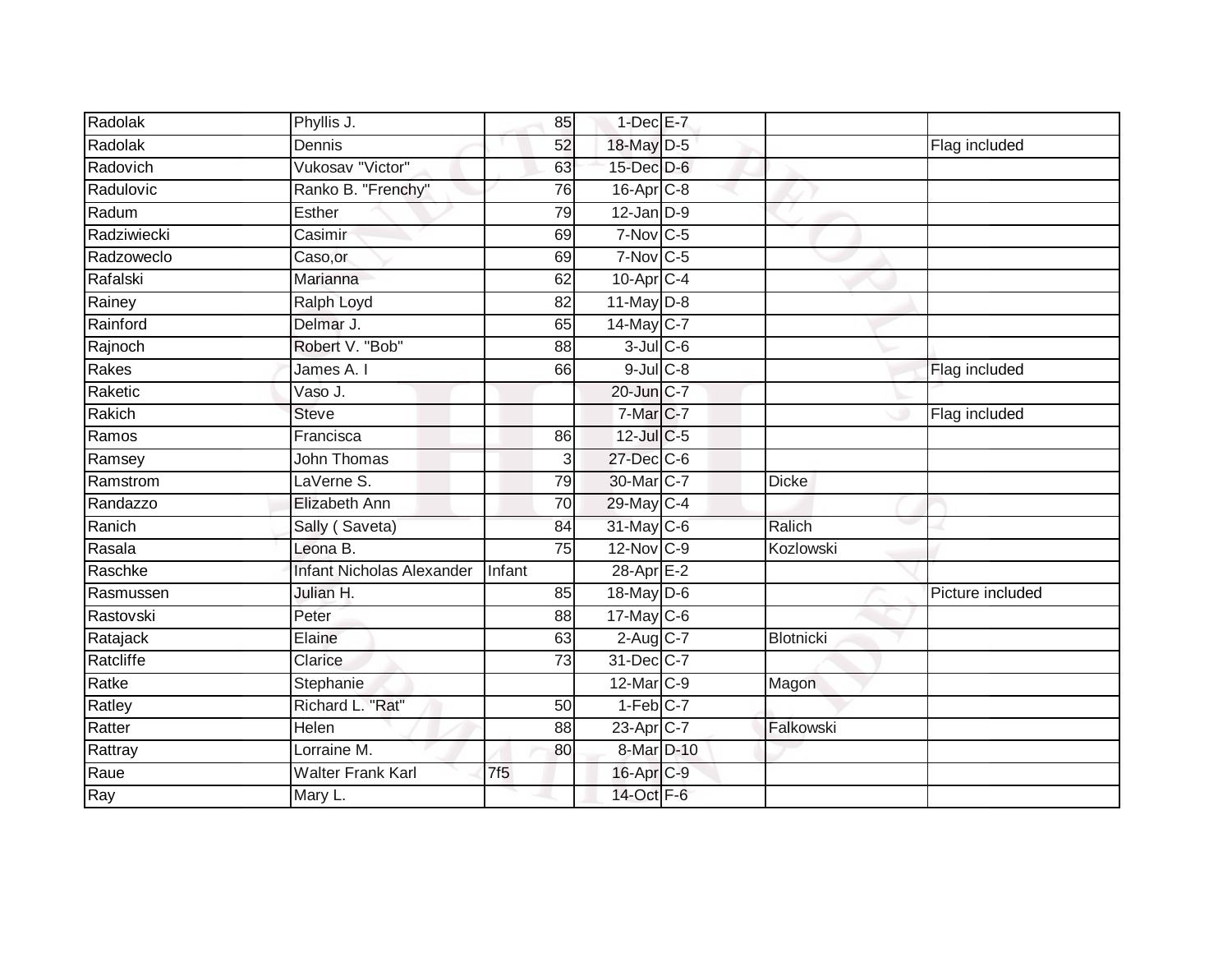| Radolak | Phyllis J. | 85 | 1-Dec | E-7 | | |
|---|---|---|---|---|---|---|
| Radolak | Dennis | 52 | 18-May | D-5 | | Flag included |
| Radovich | Vukosav "Victor" | 63 | 15-Dec | D-6 | | |
| Radulovic | Ranko B. "Frenchy" | 76 | 16-Apr | C-8 | | |
| Radum | Esther | 79 | 12-Jan | D-9 | | |
| Radziwiecki | Casimir | 69 | 7-Nov | C-5 | | |
| Radzoweclo | Caso,or | 69 | 7-Nov | C-5 | | |
| Rafalski | Marianna | 62 | 10-Apr | C-4 | | |
| Rainey | Ralph Loyd | 82 | 11-May | D-8 | | |
| Rainford | Delmar J. | 65 | 14-May | C-7 | | |
| Rajnoch | Robert V. "Bob" | 88 | 3-Jul | C-6 | | |
| Rakes | James A. I | 66 | 9-Jul | C-8 | | Flag included |
| Raketic | Vaso J. | | 20-Jun | C-7 | | |
| Rakich | Steve | | 7-Mar | C-7 | | Flag included |
| Ramos | Francisca | 86 | 12-Jul | C-5 | | |
| Ramsey | John Thomas | 3 | 27-Dec | C-6 | | |
| Ramstrom | LaVerne S. | 79 | 30-Mar | C-7 | Dicke | |
| Randazzo | Elizabeth Ann | 70 | 29-May | C-4 | | |
| Ranich | Sally ( Saveta) | 84 | 31-May | C-6 | Ralich | |
| Rasala | Leona B. | 75 | 12-Nov | C-9 | Kozlowski | |
| Raschke | Infant Nicholas Alexander | Infant | 28-Apr | E-2 | | |
| Rasmussen | Julian H. | 85 | 18-May | D-6 | | Picture included |
| Rastovski | Peter | 88 | 17-May | C-6 | | |
| Ratajack | Elaine | 63 | 2-Aug | C-7 | Blotnicki | |
| Ratcliffe | Clarice | 73 | 31-Dec | C-7 | | |
| Ratke | Stephanie | | 12-Mar | C-9 | Magon | |
| Ratley | Richard L. "Rat" | 50 | 1-Feb | C-7 | | |
| Ratter | Helen | 88 | 23-Apr | C-7 | Falkowski | |
| Rattray | Lorraine M. | 80 | 8-Mar | D-10 | | |
| Raue | Walter Frank Karl | 7f5 | 16-Apr | C-9 | | |
| Ray | Mary L. | | 14-Oct | F-6 | | |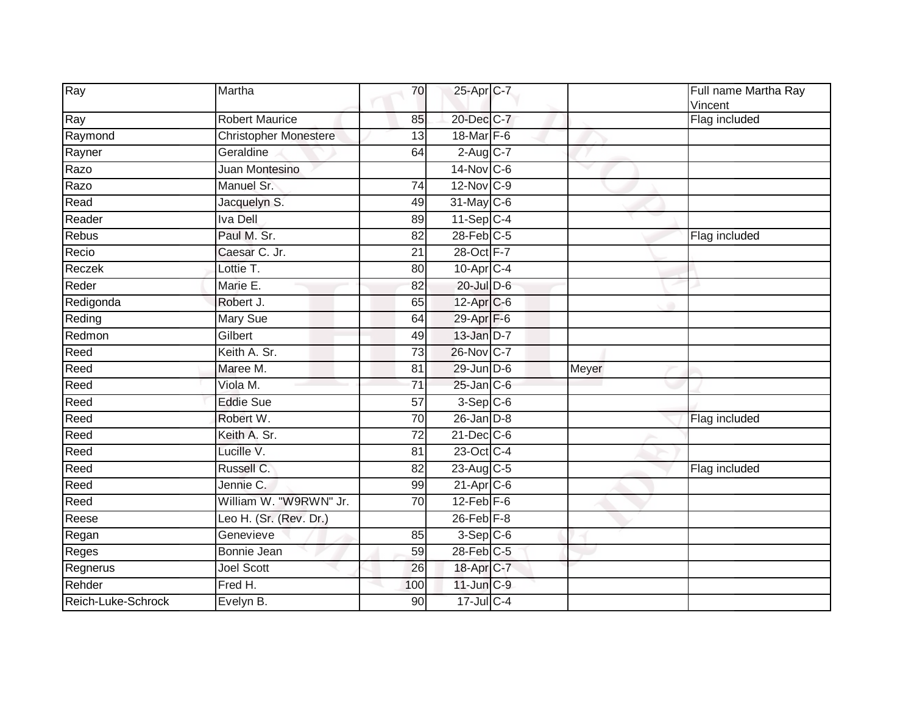| Ray | Martha | 70 | 25-Apr | C-7 | | Full name Martha Ray Vincent |
|---|---|---|---|---|---|---|
| Ray | Robert Maurice | 85 | 20-Dec | C-7 | | Flag included |
| Raymond | Christopher Monestere | 13 | 18-Mar | F-6 | | |
| Rayner | Geraldine | 64 | 2-Aug | C-7 | | |
| Razo | Juan Montesino | | 14-Nov | C-6 | | |
| Razo | Manuel Sr. | 74 | 12-Nov | C-9 | | |
| Read | Jacquelyn S. | 49 | 31-May | C-6 | | |
| Reader | Iva Dell | 89 | 11-Sep | C-4 | | |
| Rebus | Paul M. Sr. | 82 | 28-Feb | C-5 | | Flag included |
| Recio | Caesar C. Jr. | 21 | 28-Oct | F-7 | | |
| Reczek | Lottie T. | 80 | 10-Apr | C-4 | | |
| Reder | Marie E. | 82 | 20-Jul | D-6 | | |
| Redigonda | Robert J. | 65 | 12-Apr | C-6 | | |
| Reding | Mary Sue | 64 | 29-Apr | F-6 | | |
| Redmon | Gilbert | 49 | 13-Jan | D-7 | | |
| Reed | Keith A. Sr. | 73 | 26-Nov | C-7 | | |
| Reed | Maree M. | 81 | 29-Jun | D-6 | Meyer | |
| Reed | Viola M. | 71 | 25-Jan | C-6 | | |
| Reed | Eddie Sue | 57 | 3-Sep | C-6 | | |
| Reed | Robert W. | 70 | 26-Jan | D-8 | | Flag included |
| Reed | Keith A. Sr. | 72 | 21-Dec | C-6 | | |
| Reed | Lucille V. | 81 | 23-Oct | C-4 | | |
| Reed | Russell C. | 82 | 23-Aug | C-5 | | Flag included |
| Reed | Jennie C. | 99 | 21-Apr | C-6 | | |
| Reed | William W. "W9RWN" Jr. | 70 | 12-Feb | F-6 | | |
| Reese | Leo H. (Sr. (Rev. Dr.) | | 26-Feb | F-8 | | |
| Regan | Genevieve | 85 | 3-Sep | C-6 | | |
| Reges | Bonnie Jean | 59 | 28-Feb | C-5 | | |
| Regnerus | Joel Scott | 26 | 18-Apr | C-7 | | |
| Rehder | Fred H. | 100 | 11-Jun | C-9 | | |
| Reich-Luke-Schrock | Evelyn B. | 90 | 17-Jul | C-4 | | |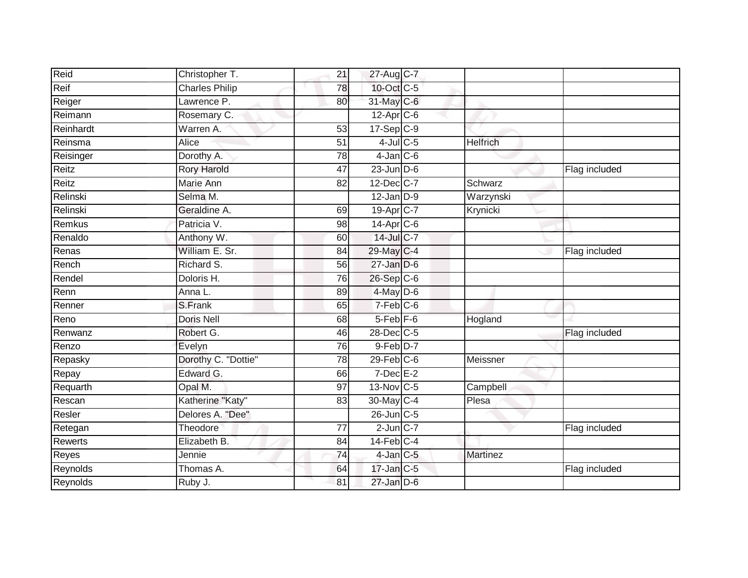| | | | | | | |
|---|---|---|---|---|---|---|
| Reid | Christopher T. | 21 | 27-Aug | C-7 | | |
| Reif | Charles Philip | 78 | 10-Oct | C-5 | | |
| Reiger | Lawrence P. | 80 | 31-May | C-6 | | |
| Reimann | Rosemary C. | | 12-Apr | C-6 | | |
| Reinhardt | Warren A. | 53 | 17-Sep | C-9 | | |
| Reinsma | Alice | 51 | 4-Jul | C-5 | Helfrich | |
| Reisinger | Dorothy A. | 78 | 4-Jan | C-6 | | |
| Reitz | Rory Harold | 47 | 23-Jun | D-6 | | Flag included |
| Reitz | Marie Ann | 82 | 12-Dec | C-7 | Schwarz | |
| Relinski | Selma M. | | 12-Jan | D-9 | Warzynski | |
| Relinski | Geraldine A. | 69 | 19-Apr | C-7 | Krynicki | |
| Remkus | Patricia V. | 98 | 14-Apr | C-6 | | |
| Renaldo | Anthony W. | 60 | 14-Jul | C-7 | | |
| Renas | William E. Sr. | 84 | 29-May | C-4 | | Flag included |
| Rench | Richard S. | 56 | 27-Jan | D-6 | | |
| Rendel | Doloris H. | 76 | 26-Sep | C-6 | | |
| Renn | Anna L. | 89 | 4-May | D-6 | | |
| Renner | S.Frank | 65 | 7-Feb | C-6 | | |
| Reno | Doris Nell | 68 | 5-Feb | F-6 | Hogland | |
| Renwanz | Robert G. | 46 | 28-Dec | C-5 | | Flag included |
| Renzo | Evelyn | 76 | 9-Feb | D-7 | | |
| Repasky | Dorothy C. "Dottie" | 78 | 29-Feb | C-6 | Meissner | |
| Repay | Edward G. | 66 | 7-Dec | E-2 | | |
| Requarth | Opal M. | 97 | 13-Nov | C-5 | Campbell | |
| Rescan | Katherine "Katy" | 83 | 30-May | C-4 | Plesa | |
| Resler | Delores A. "Dee" | | 26-Jun | C-5 | | |
| Retegan | Theodore | 77 | 2-Jun | C-7 | | Flag included |
| Rewerts | Elizabeth B. | 84 | 14-Feb | C-4 | | |
| Reyes | Jennie | 74 | 4-Jan | C-5 | Martinez | |
| Reynolds | Thomas A. | 64 | 17-Jan | C-5 | | Flag included |
| Reynolds | Ruby J. | 81 | 27-Jan | D-6 | | |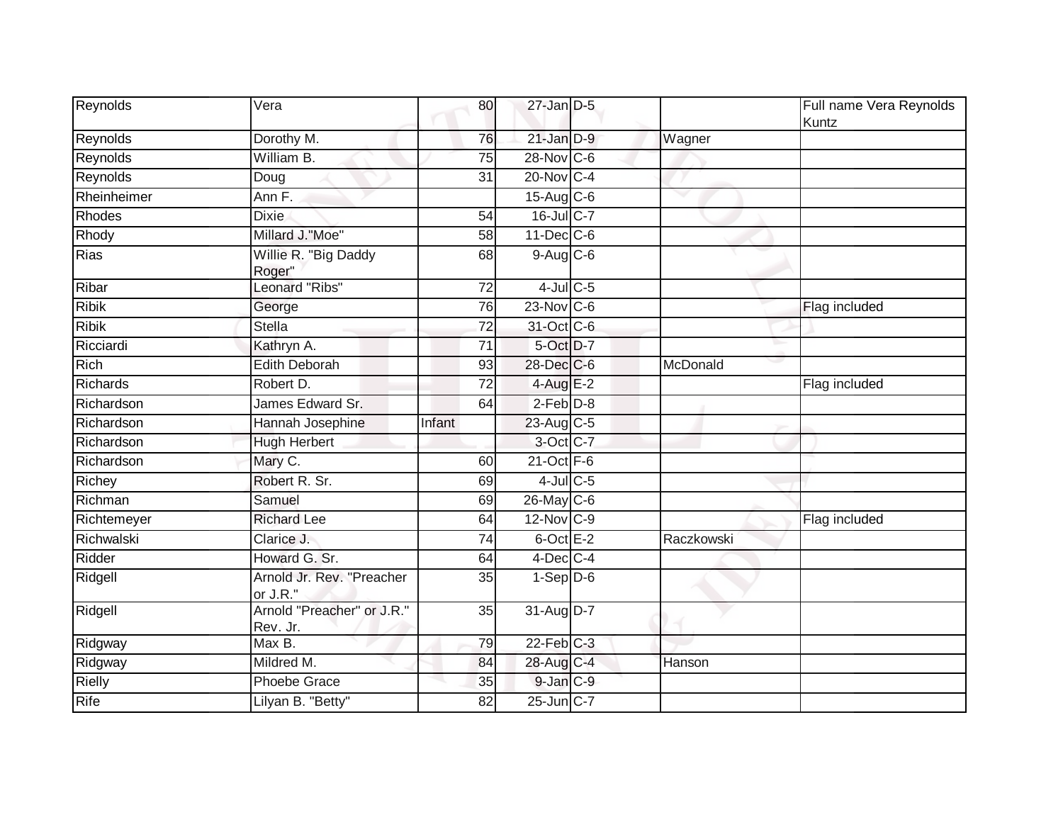| | | | | | | |
|---|---|---|---|---|---|---|
| Reynolds | Vera | 80 | 27-Jan | D-5 | | Full name Vera Reynolds Kuntz |
| Reynolds | Dorothy M. | 76 | 21-Jan | D-9 | Wagner | |
| Reynolds | William B. | 75 | 28-Nov | C-6 | | |
| Reynolds | Doug | 31 | 20-Nov | C-4 | | |
| Rheinheimer | Ann F. | | 15-Aug | C-6 | | |
| Rhodes | Dixie | 54 | 16-Jul | C-7 | | |
| Rhody | Millard J."Moe" | 58 | 11-Dec | C-6 | | |
| Rias | Willie R. "Big Daddy Roger" | 68 | 9-Aug | C-6 | | |
| Ribar | Leonard "Ribs" | 72 | 4-Jul | C-5 | | |
| Ribik | George | 76 | 23-Nov | C-6 | | Flag included |
| Ribik | Stella | 72 | 31-Oct | C-6 | | |
| Ricciardi | Kathryn A. | 71 | 5-Oct | D-7 | | |
| Rich | Edith Deborah | 93 | 28-Dec | C-6 | McDonald | |
| Richards | Robert D. | 72 | 4-Aug | E-2 | | Flag included |
| Richardson | James Edward Sr. | 64 | 2-Feb | D-8 | | |
| Richardson | Hannah Josephine | Infant | 23-Aug | C-5 | | |
| Richardson | Hugh Herbert | | 3-Oct | C-7 | | |
| Richardson | Mary C. | 60 | 21-Oct | F-6 | | |
| Richey | Robert R. Sr. | 69 | 4-Jul | C-5 | | |
| Richman | Samuel | 69 | 26-May | C-6 | | |
| Richtemeyer | Richard Lee | 64 | 12-Nov | C-9 | | Flag included |
| Richwalski | Clarice J. | 74 | 6-Oct | E-2 | Raczkowski | |
| Ridder | Howard G. Sr. | 64 | 4-Dec | C-4 | | |
| Ridgell | Arnold Jr. Rev. "Preacher or J.R." | 35 | 1-Sep | D-6 | | |
| Ridgell | Arnold "Preacher" or J.R." Rev. Jr. | 35 | 31-Aug | D-7 | | |
| Ridgway | Max B. | 79 | 22-Feb | C-3 | | |
| Ridgway | Mildred M. | 84 | 28-Aug | C-4 | Hanson | |
| Rielly | Phoebe Grace | 35 | 9-Jan | C-9 | | |
| Rife | Lilyan B. "Betty" | 82 | 25-Jun | C-7 | | |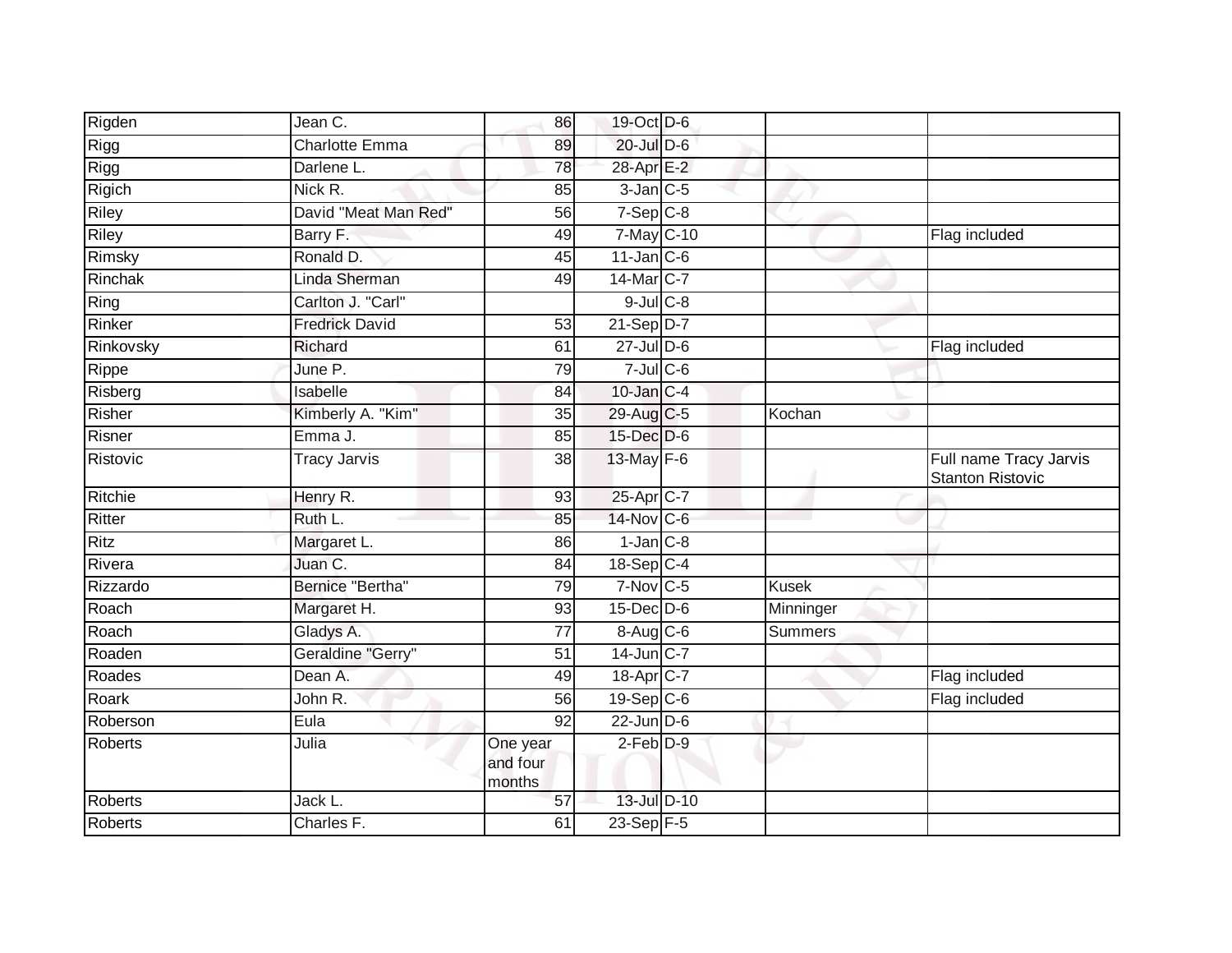| | | | | | | |
|---|---|---|---|---|---|---|
| Rigden | Jean C. | 86 | 19-Oct | D-6 | | |
| Rigg | Charlotte Emma | 89 | 20-Jul | D-6 | | |
| Rigg | Darlene L. | 78 | 28-Apr | E-2 | | |
| Rigich | Nick R. | 85 | 3-Jan | C-5 | | |
| Riley | David "Meat Man Red" | 56 | 7-Sep | C-8 | | |
| Riley | Barry F. | 49 | 7-May | C-10 | | Flag included |
| Rimsky | Ronald D. | 45 | 11-Jan | C-6 | | |
| Rinchak | Linda Sherman | 49 | 14-Mar | C-7 | | |
| Ring | Carlton J. "Carl" | | 9-Jul | C-8 | | |
| Rinker | Fredrick David | 53 | 21-Sep | D-7 | | |
| Rinkovsky | Richard | 61 | 27-Jul | D-6 | | Flag included |
| Rippe | June P. | 79 | 7-Jul | C-6 | | |
| Risberg | Isabelle | 84 | 10-Jan | C-4 | | |
| Risher | Kimberly A. "Kim" | 35 | 29-Aug | C-5 | Kochan | |
| Risner | Emma J. | 85 | 15-Dec | D-6 | | |
| Ristovic | Tracy Jarvis | 38 | 13-May | F-6 | | Full name Tracy Jarvis Stanton Ristovic |
| Ritchie | Henry R. | 93 | 25-Apr | C-7 | | |
| Ritter | Ruth L. | 85 | 14-Nov | C-6 | | |
| Ritz | Margaret L. | 86 | 1-Jan | C-8 | | |
| Rivera | Juan C. | 84 | 18-Sep | C-4 | | |
| Rizzardo | Bernice "Bertha" | 79 | 7-Nov | C-5 | Kusek | |
| Roach | Margaret H. | 93 | 15-Dec | D-6 | Minninger | |
| Roach | Gladys A. | 77 | 8-Aug | C-6 | Summers | |
| Roaden | Geraldine "Gerry" | 51 | 14-Jun | C-7 | | |
| Roades | Dean A. | 49 | 18-Apr | C-7 | | Flag included |
| Roark | John R. | 56 | 19-Sep | C-6 | | Flag included |
| Roberson | Eula | 92 | 22-Jun | D-6 | | |
| Roberts | Julia | One year and four months | 2-Feb | D-9 | | |
| Roberts | Jack L. | 57 | 13-Jul | D-10 | | |
| Roberts | Charles F. | 61 | 23-Sep | F-5 | | |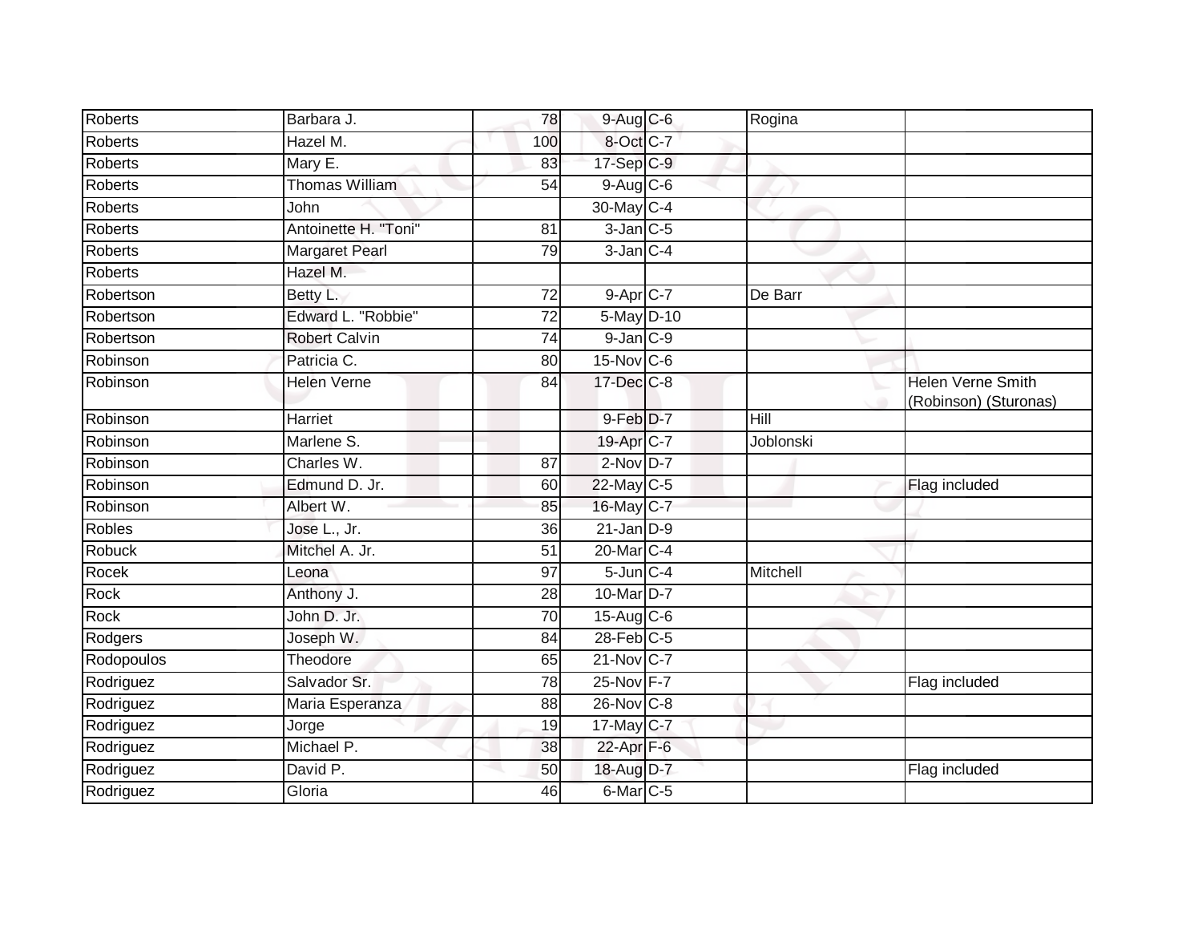| | | | | | | |
|---|---|---|---|---|---|---|
| Roberts | Barbara J. | 78 | 9-Aug | C-6 | Rogina | |
| Roberts | Hazel M. | 100 | 8-Oct | C-7 | | |
| Roberts | Mary E. | 83 | 17-Sep | C-9 | | |
| Roberts | Thomas William | 54 | 9-Aug | C-6 | | |
| Roberts | John | | 30-May | C-4 | | |
| Roberts | Antoinette H. "Toni" | 81 | 3-Jan | C-5 | | |
| Roberts | Margaret Pearl | 79 | 3-Jan | C-4 | | |
| Roberts | Hazel M. | | | | | |
| Robertson | Betty L. | 72 | 9-Apr | C-7 | De Barr | |
| Robertson | Edward L. "Robbie" | 72 | 5-May | D-10 | | |
| Robertson | Robert Calvin | 74 | 9-Jan | C-9 | | |
| Robinson | Patricia C. | 80 | 15-Nov | C-6 | | |
| Robinson | Helen Verne | 84 | 17-Dec | C-8 | | Helen Verne Smith (Robinson) (Sturonas) |
| Robinson | Harriet | | 9-Feb | D-7 | Hill | |
| Robinson | Marlene S. | | 19-Apr | C-7 | Joblonski | |
| Robinson | Charles W. | 87 | 2-Nov | D-7 | | |
| Robinson | Edmund D. Jr. | 60 | 22-May | C-5 | | Flag included |
| Robinson | Albert W. | 85 | 16-May | C-7 | | |
| Robles | Jose L., Jr. | 36 | 21-Jan | D-9 | | |
| Robuck | Mitchel A. Jr. | 51 | 20-Mar | C-4 | | |
| Rocek | Leona | 97 | 5-Jun | C-4 | Mitchell | |
| Rock | Anthony J. | 28 | 10-Mar | D-7 | | |
| Rock | John D. Jr. | 70 | 15-Aug | C-6 | | |
| Rodgers | Joseph W. | 84 | 28-Feb | C-5 | | |
| Rodopoulos | Theodore | 65 | 21-Nov | C-7 | | |
| Rodriguez | Salvador Sr. | 78 | 25-Nov | F-7 | | Flag included |
| Rodriguez | Maria Esperanza | 88 | 26-Nov | C-8 | | |
| Rodriguez | Jorge | 19 | 17-May | C-7 | | |
| Rodriguez | Michael P. | 38 | 22-Apr | F-6 | | |
| Rodriguez | David P. | 50 | 18-Aug | D-7 | | Flag included |
| Rodriguez | Gloria | 46 | 6-Mar | C-5 | | |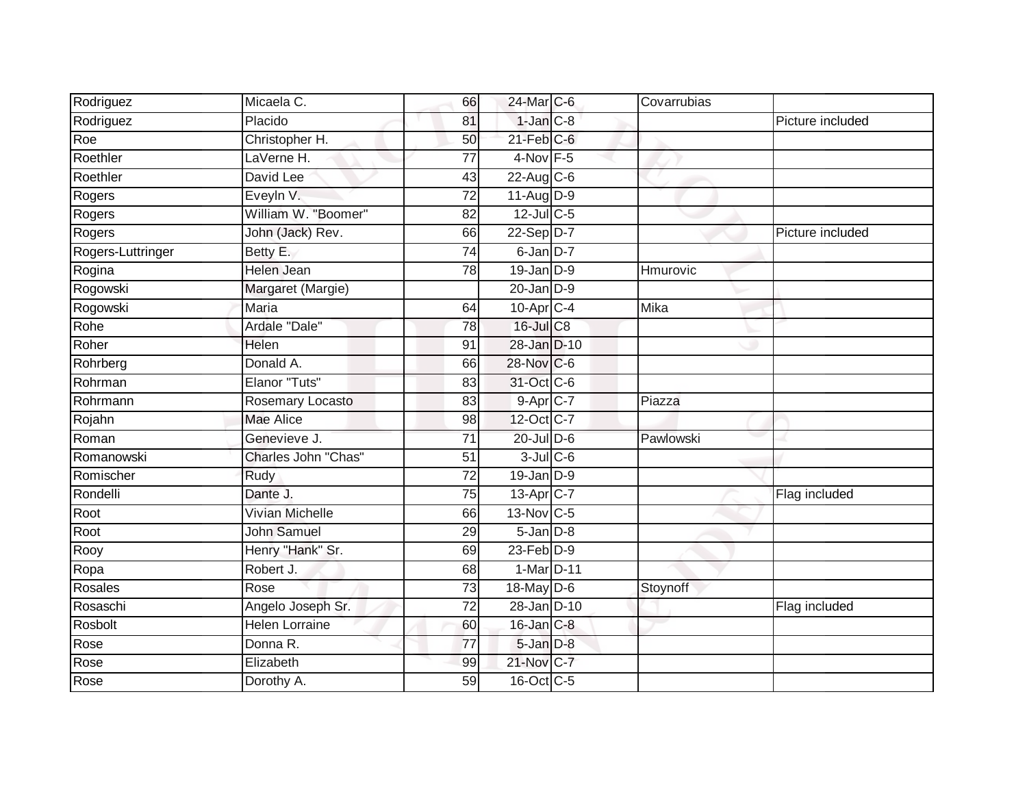| | | | | | | |
|---|---|---|---|---|---|---|
| Rodriguez | Micaela C. | 66 | 24-Mar | C-6 | Covarrubias | |
| Rodriguez | Placido | 81 | 1-Jan | C-8 | | Picture included |
| Roe | Christopher H. | 50 | 21-Feb | C-6 | | |
| Roethler | LaVerne H. | 77 | 4-Nov | F-5 | | |
| Roethler | David Lee | 43 | 22-Aug | C-6 | | |
| Rogers | Eveyln V. | 72 | 11-Aug | D-9 | | |
| Rogers | William W. "Boomer" | 82 | 12-Jul | C-5 | | |
| Rogers | John (Jack) Rev. | 66 | 22-Sep | D-7 | | Picture included |
| Rogers-Luttringer | Betty E. | 74 | 6-Jan | D-7 | | |
| Rogina | Helen Jean | 78 | 19-Jan | D-9 | Hmurovic | |
| Rogowski | Margaret (Margie) | | 20-Jan | D-9 | | |
| Rogowski | Maria | 64 | 10-Apr | C-4 | Mika | |
| Rohe | Ardale "Dale" | 78 | 16-Jul | C8 | | |
| Roher | Helen | 91 | 28-Jan | D-10 | | |
| Rohrberg | Donald A. | 66 | 28-Nov | C-6 | | |
| Rohrman | Elanor "Tuts" | 83 | 31-Oct | C-6 | | |
| Rohrmann | Rosemary Locasto | 83 | 9-Apr | C-7 | Piazza | |
| Rojahn | Mae Alice | 98 | 12-Oct | C-7 | | |
| Roman | Genevieve J. | 71 | 20-Jul | D-6 | Pawlowski | |
| Romanowski | Charles John "Chas" | 51 | 3-Jul | C-6 | | |
| Romischer | Rudy | 72 | 19-Jan | D-9 | | |
| Rondelli | Dante J. | 75 | 13-Apr | C-7 | | Flag included |
| Root | Vivian Michelle | 66 | 13-Nov | C-5 | | |
| Root | John Samuel | 29 | 5-Jan | D-8 | | |
| Rooy | Henry "Hank" Sr. | 69 | 23-Feb | D-9 | | |
| Ropa | Robert J. | 68 | 1-Mar | D-11 | | |
| Rosales | Rose | 73 | 18-May | D-6 | Stoynoff | |
| Rosaschi | Angelo Joseph Sr. | 72 | 28-Jan | D-10 | | Flag included |
| Rosbolt | Helen Lorraine | 60 | 16-Jan | C-8 | | |
| Rose | Donna R. | 77 | 5-Jan | D-8 | | |
| Rose | Elizabeth | 99 | 21-Nov | C-7 | | |
| Rose | Dorothy A. | 59 | 16-Oct | C-5 | | |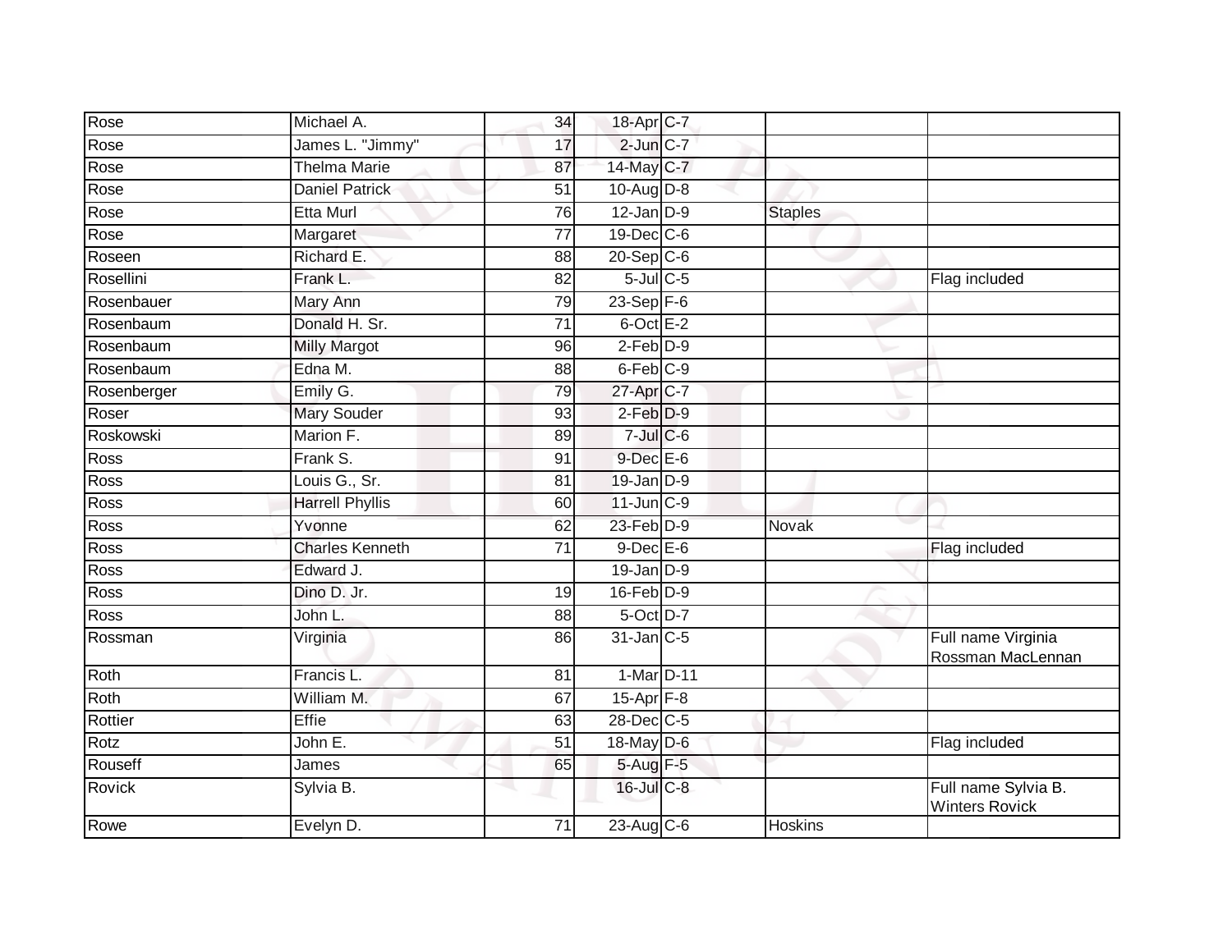| | | | | | | |
|---|---|---|---|---|---|---|
| Rose | Michael A. | 34 | 18-Apr | C-7 | | |
| Rose | James L. "Jimmy" | 17 | 2-Jun | C-7 | | |
| Rose | Thelma Marie | 87 | 14-May | C-7 | | |
| Rose | Daniel Patrick | 51 | 10-Aug | D-8 | | |
| Rose | Etta Murl | 76 | 12-Jan | D-9 | Staples | |
| Rose | Margaret | 77 | 19-Dec | C-6 | | |
| Roseen | Richard E. | 88 | 20-Sep | C-6 | | |
| Rosellini | Frank L. | 82 | 5-Jul | C-5 | | Flag included |
| Rosenbauer | Mary Ann | 79 | 23-Sep | F-6 | | |
| Rosenbaum | Donald H. Sr. | 71 | 6-Oct | E-2 | | |
| Rosenbaum | Milly Margot | 96 | 2-Feb | D-9 | | |
| Rosenbaum | Edna M. | 88 | 6-Feb | C-9 | | |
| Rosenberger | Emily G. | 79 | 27-Apr | C-7 | | |
| Roser | Mary Souder | 93 | 2-Feb | D-9 | | |
| Roskowski | Marion F. | 89 | 7-Jul | C-6 | | |
| Ross | Frank S. | 91 | 9-Dec | E-6 | | |
| Ross | Louis G., Sr. | 81 | 19-Jan | D-9 | | |
| Ross | Harrell Phyllis | 60 | 11-Jun | C-9 | | |
| Ross | Yvonne | 62 | 23-Feb | D-9 | Novak | |
| Ross | Charles Kenneth | 71 | 9-Dec | E-6 | | Flag included |
| Ross | Edward J. | | 19-Jan | D-9 | | |
| Ross | Dino D. Jr. | 19 | 16-Feb | D-9 | | |
| Ross | John L. | 88 | 5-Oct | D-7 | | |
| Rossman | Virginia | 86 | 31-Jan | C-5 | | Full name Virginia Rossman MacLennan |
| Roth | Francis L. | 81 | 1-Mar | D-11 | | |
| Roth | William M. | 67 | 15-Apr | F-8 | | |
| Rottier | Effie | 63 | 28-Dec | C-5 | | |
| Rotz | John E. | 51 | 18-May | D-6 | | Flag included |
| Rouseff | James | 65 | 5-Aug | F-5 | | |
| Rovick | Sylvia B. | | 16-Jul | C-8 | | Full name Sylvia B. Winters Rovick |
| Rowe | Evelyn D. | 71 | 23-Aug | C-6 | Hoskins | |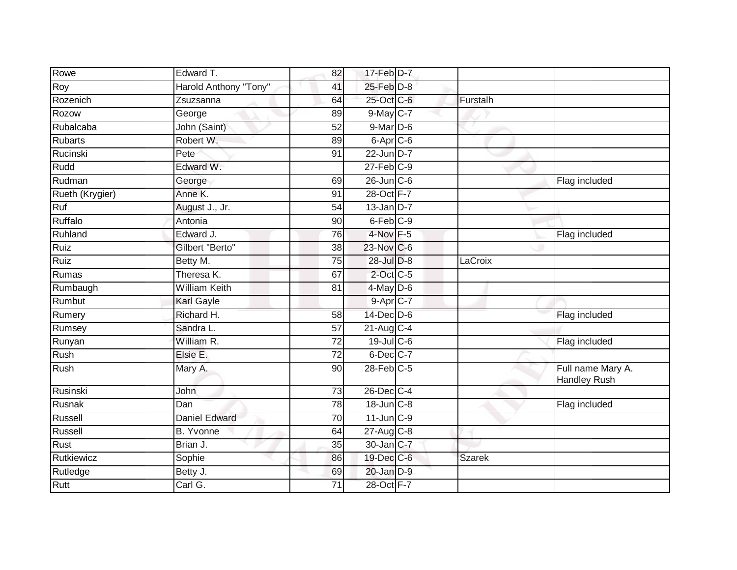| | | | | | | |
|---|---|---|---|---|---|---|
| Rowe | Edward T. | 82 | 17-Feb | D-7 | | |
| Roy | Harold Anthony "Tony" | 41 | 25-Feb | D-8 | | |
| Rozenich | Zsuzsanna | 64 | 25-Oct | C-6 | Furstalh | |
| Rozow | George | 89 | 9-May | C-7 | | |
| Rubalcaba | John (Saint) | 52 | 9-Mar | D-6 | | |
| Rubarts | Robert W. | 89 | 6-Apr | C-6 | | |
| Rucinski | Pete | 91 | 22-Jun | D-7 | | |
| Rudd | Edward W. | | 27-Feb | C-9 | | |
| Rudman | George | 69 | 26-Jun | C-6 | | Flag included |
| Rueth (Krygier) | Anne K. | 91 | 28-Oct | F-7 | | |
| Ruf | August J., Jr. | 54 | 13-Jan | D-7 | | |
| Ruffalo | Antonia | 90 | 6-Feb | C-9 | | |
| Ruhland | Edward J. | 76 | 4-Nov | F-5 | | Flag included |
| Ruiz | Gilbert "Berto" | 38 | 23-Nov | C-6 | | |
| Ruiz | Betty M. | 75 | 28-Jul | D-8 | LaCroix | |
| Rumas | Theresa K. | 67 | 2-Oct | C-5 | | |
| Rumbaugh | William Keith | 81 | 4-May | D-6 | | |
| Rumbut | Karl Gayle | | 9-Apr | C-7 | | |
| Rumery | Richard H. | 58 | 14-Dec | D-6 | | Flag included |
| Rumsey | Sandra L. | 57 | 21-Aug | C-4 | | |
| Runyan | William R. | 72 | 19-Jul | C-6 | | Flag included |
| Rush | Elsie E. | 72 | 6-Dec | C-7 | | |
| Rush | Mary A. | 90 | 28-Feb | C-5 | | Full name Mary A. Handley Rush |
| Rusinski | John | 73 | 26-Dec | C-4 | | |
| Rusnak | Dan | 78 | 18-Jun | C-8 | | Flag included |
| Russell | Daniel Edward | 70 | 11-Jun | C-9 | | |
| Russell | B. Yvonne | 64 | 27-Aug | C-8 | | |
| Rust | Brian J. | 35 | 30-Jan | C-7 | | |
| Rutkiewicz | Sophie | 86 | 19-Dec | C-6 | Szarek | |
| Rutledge | Betty J. | 69 | 20-Jan | D-9 | | |
| Rutt | Carl G. | 71 | 28-Oct | F-7 | | |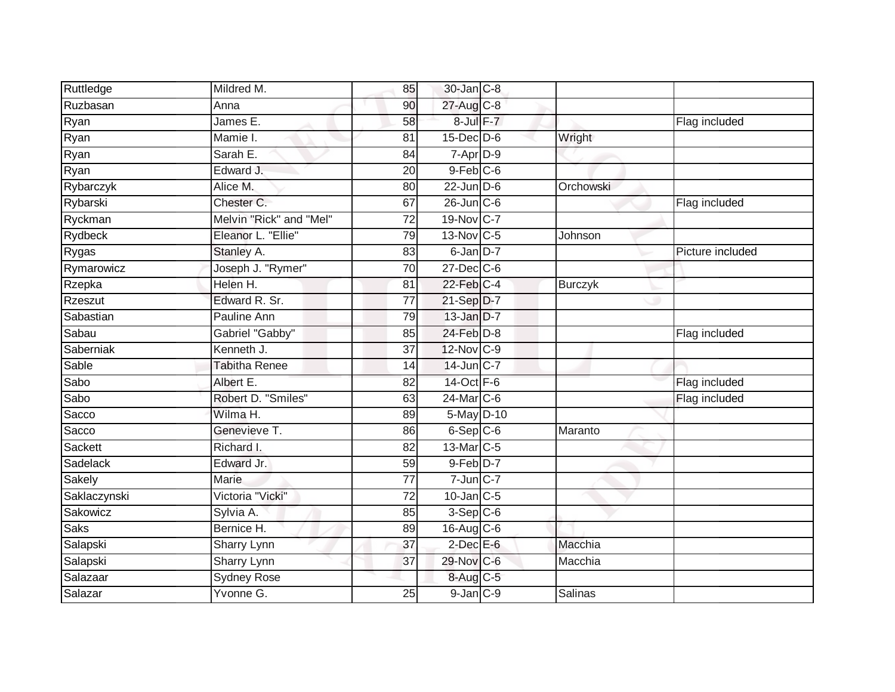| | | | | | | |
|---|---|---|---|---|---|---|
| Ruttledge | Mildred M. | 85 | 30-Jan | C-8 | | |
| Ruzbasan | Anna | 90 | 27-Aug | C-8 | | |
| Ryan | James E. | 58 | 8-Jul | F-7 | | Flag included |
| Ryan | Mamie I. | 81 | 15-Dec | D-6 | Wright | |
| Ryan | Sarah E. | 84 | 7-Apr | D-9 | | |
| Ryan | Edward J. | 20 | 9-Feb | C-6 | | |
| Rybarczyk | Alice M. | 80 | 22-Jun | D-6 | Orchowski | |
| Rybarski | Chester C. | 67 | 26-Jun | C-6 | | Flag included |
| Ryckman | Melvin "Rick" and "Mel" | 72 | 19-Nov | C-7 | | |
| Rydbeck | Eleanor L. "Ellie" | 79 | 13-Nov | C-5 | Johnson | |
| Rygas | Stanley A. | 83 | 6-Jan | D-7 | | Picture included |
| Rymarowicz | Joseph J. "Rymer" | 70 | 27-Dec | C-6 | | |
| Rzepka | Helen H. | 81 | 22-Feb | C-4 | Burczyk | |
| Rzeszut | Edward R. Sr. | 77 | 21-Sep | D-7 | | |
| Sabastian | Pauline Ann | 79 | 13-Jan | D-7 | | |
| Sabau | Gabriel "Gabby" | 85 | 24-Feb | D-8 | | Flag included |
| Saberniak | Kenneth J. | 37 | 12-Nov | C-9 | | |
| Sable | Tabitha Renee | 14 | 14-Jun | C-7 | | |
| Sabo | Albert E. | 82 | 14-Oct | F-6 | | Flag included |
| Sabo | Robert D. "Smiles" | 63 | 24-Mar | C-6 | | Flag included |
| Sacco | Wilma H. | 89 | 5-May | D-10 | | |
| Sacco | Genevieve T. | 86 | 6-Sep | C-6 | Maranto | |
| Sackett | Richard I. | 82 | 13-Mar | C-5 | | |
| Sadelack | Edward Jr. | 59 | 9-Feb | D-7 | | |
| Sakely | Marie | 77 | 7-Jun | C-7 | | |
| Saklaczynski | Victoria "Vicki" | 72 | 10-Jan | C-5 | | |
| Sakowicz | Sylvia A. | 85 | 3-Sep | C-6 | | |
| Saks | Bernice H. | 89 | 16-Aug | C-6 | | |
| Salapski | Sharry Lynn | 37 | 2-Dec | E-6 | Macchia | |
| Salapski | Sharry Lynn | 37 | 29-Nov | C-6 | Macchia | |
| Salazaar | Sydney Rose | | 8-Aug | C-5 | | |
| Salazar | Yvonne G. | 25 | 9-Jan | C-9 | Salinas | |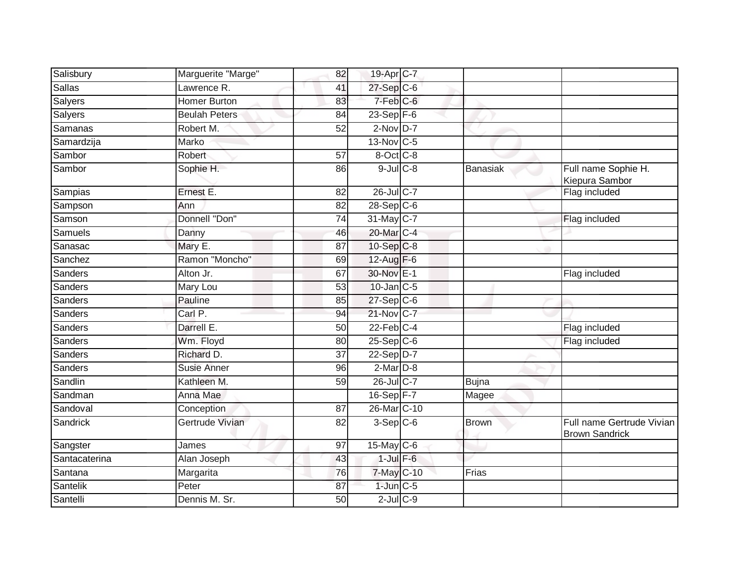| | | | | | | |
|---|---|---|---|---|---|---|
| Salisbury | Marguerite "Marge" | 82 | 19-Apr | C-7 | | |
| Sallas | Lawrence R. | 41 | 27-Sep | C-6 | | |
| Salyers | Homer Burton | 83 | 7-Feb | C-6 | | |
| Salyers | Beulah Peters | 84 | 23-Sep | F-6 | | |
| Samanas | Robert M. | 52 | 2-Nov | D-7 | | |
| Samardzija | Marko | | 13-Nov | C-5 | | |
| Sambor | Robert | 57 | 8-Oct | C-8 | | |
| Sambor | Sophie H. | 86 | 9-Jul | C-8 | Banasiak | Full name Sophie H. Kiepura Sambor |
| Sampias | Ernest E. | 82 | 26-Jul | C-7 | | Flag included |
| Sampson | Ann | 82 | 28-Sep | C-6 | | |
| Samson | Donnell "Don" | 74 | 31-May | C-7 | | Flag included |
| Samuels | Danny | 46 | 20-Mar | C-4 | | |
| Sanasac | Mary E. | 87 | 10-Sep | C-8 | | |
| Sanchez | Ramon "Moncho" | 69 | 12-Aug | F-6 | | |
| Sanders | Alton Jr. | 67 | 30-Nov | E-1 | | Flag included |
| Sanders | Mary Lou | 53 | 10-Jan | C-5 | | |
| Sanders | Pauline | 85 | 27-Sep | C-6 | | |
| Sanders | Carl P. | 94 | 21-Nov | C-7 | | |
| Sanders | Darrell E. | 50 | 22-Feb | C-4 | | Flag included |
| Sanders | Wm. Floyd | 80 | 25-Sep | C-6 | | Flag included |
| Sanders | Richard D. | 37 | 22-Sep | D-7 | | |
| Sanders | Susie Anner | 96 | 2-Mar | D-8 | | |
| Sandlin | Kathleen M. | 59 | 26-Jul | C-7 | Bujna | |
| Sandman | Anna Mae | | 16-Sep | F-7 | Magee | |
| Sandoval | Conception | 87 | 26-Mar | C-10 | | |
| Sandrick | Gertrude Vivian | 82 | 3-Sep | C-6 | Brown | Full name Gertrude Vivian Brown Sandrick |
| Sangster | James | 97 | 15-May | C-6 | | |
| Santacaterina | Alan Joseph | 43 | 1-Jul | F-6 | | |
| Santana | Margarita | 76 | 7-May | C-10 | Frias | |
| Santelik | Peter | 87 | 1-Jun | C-5 | | |
| Santelli | Dennis M. Sr. | 50 | 2-Jul | C-9 | | |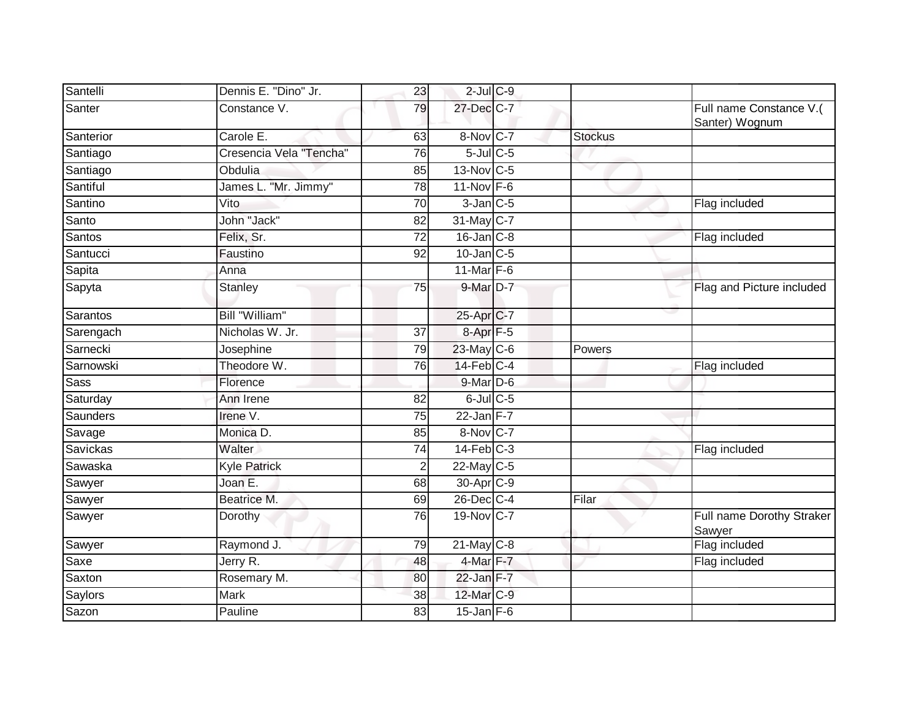| Santelli | Dennis E. "Dino" Jr. | 23 | 2-Jul | C-9 | | |
|---|---|---|---|---|---|---|
| Santer | Constance V. | 79 | 27-Dec | C-7 | | Full name Constance V.( Santer) Wognum |
| Santerior | Carole E. | 63 | 8-Nov | C-7 | Stockus | |
| Santiago | Cresencia Vela "Tencha" | 76 | 5-Jul | C-5 | | |
| Santiago | Obdulia | 85 | 13-Nov | C-5 | | |
| Santiful | James L. "Mr. Jimmy" | 78 | 11-Nov | F-6 | | |
| Santino | Vito | 70 | 3-Jan | C-5 | | Flag included |
| Santo | John "Jack" | 82 | 31-May | C-7 | | |
| Santos | Felix, Sr. | 72 | 16-Jan | C-8 | | Flag included |
| Santucci | Faustino | 92 | 10-Jan | C-5 | | |
| Sapita | Anna | | 11-Mar | F-6 | | |
| Sapyta | Stanley | 75 | 9-Mar | D-7 | | Flag and Picture included |
| Sarantos | Bill "William" | | 25-Apr | C-7 | | |
| Sarengach | Nicholas W. Jr. | 37 | 8-Apr | F-5 | | |
| Sarnecki | Josephine | 79 | 23-May | C-6 | Powers | |
| Sarnowski | Theodore W. | 76 | 14-Feb | C-4 | | Flag included |
| Sass | Florence | | 9-Mar | D-6 | | |
| Saturday | Ann Irene | 82 | 6-Jul | C-5 | | |
| Saunders | Irene V. | 75 | 22-Jan | F-7 | | |
| Savage | Monica D. | 85 | 8-Nov | C-7 | | |
| Savickas | Walter | 74 | 14-Feb | C-3 | | Flag included |
| Sawaska | Kyle Patrick | 2 | 22-May | C-5 | | |
| Sawyer | Joan E. | 68 | 30-Apr | C-9 | | |
| Sawyer | Beatrice M. | 69 | 26-Dec | C-4 | Filar | |
| Sawyer | Dorothy | 76 | 19-Nov | C-7 | | Full name Dorothy Straker Sawyer |
| Sawyer | Raymond J. | 79 | 21-May | C-8 | | Flag included |
| Saxe | Jerry R. | 48 | 4-Mar | F-7 | | Flag included |
| Saxton | Rosemary M. | 80 | 22-Jan | F-7 | | |
| Saylors | Mark | 38 | 12-Mar | C-9 | | |
| Sazon | Pauline | 83 | 15-Jan | F-6 | | |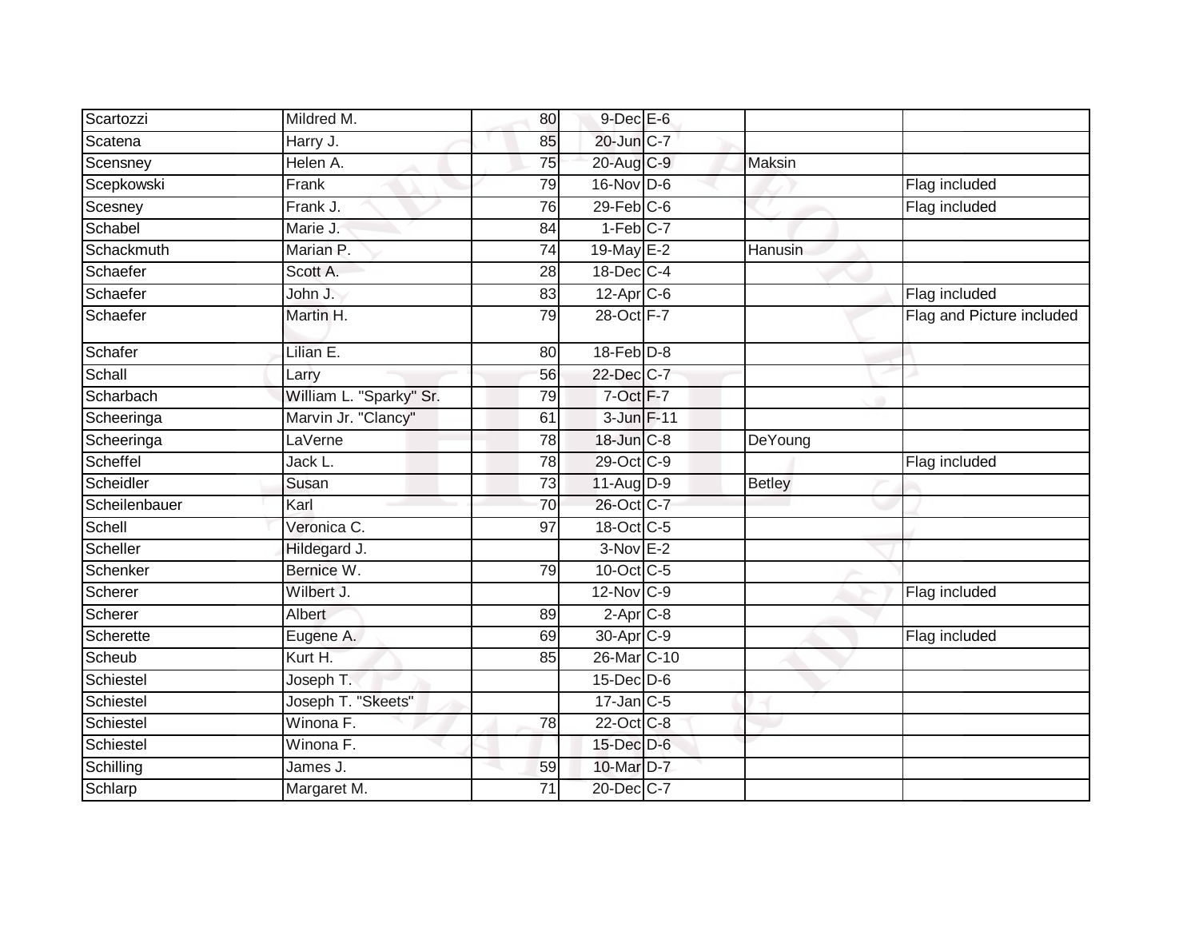| | | | | | | |
|---|---|---|---|---|---|---|
| Scartozzi | Mildred M. | 80 | 9-Dec | E-6 | | |
| Scatena | Harry J. | 85 | 20-Jun | C-7 | | |
| Scensney | Helen A. | 75 | 20-Aug | C-9 | Maksin | |
| Scepkowski | Frank | 79 | 16-Nov | D-6 | | Flag included |
| Scesney | Frank J. | 76 | 29-Feb | C-6 | | Flag included |
| Schabel | Marie J. | 84 | 1-Feb | C-7 | | |
| Schackmuth | Marian P. | 74 | 19-May | E-2 | Hanusin | |
| Schaefer | Scott A. | 28 | 18-Dec | C-4 | | |
| Schaefer | John J. | 83 | 12-Apr | C-6 | | Flag included |
| Schaefer | Martin H. | 79 | 28-Oct | F-7 | | Flag and Picture included |
| Schafer | Lilian E. | 80 | 18-Feb | D-8 | | |
| Schall | Larry | 56 | 22-Dec | C-7 | | |
| Scharbach | William L. "Sparky" Sr. | 79 | 7-Oct | F-7 | | |
| Scheeringa | Marvin Jr. "Clancy" | 61 | 3-Jun | F-11 | | |
| Scheeringa | LaVerne | 78 | 18-Jun | C-8 | DeYoung | |
| Scheffel | Jack L. | 78 | 29-Oct | C-9 | | Flag included |
| Scheidler | Susan | 73 | 11-Aug | D-9 | Betley | |
| Scheilenbauer | Karl | 70 | 26-Oct | C-7 | | |
| Schell | Veronica C. | 97 | 18-Oct | C-5 | | |
| Scheller | Hildegard J. | | 3-Nov | E-2 | | |
| Schenker | Bernice W. | 79 | 10-Oct | C-5 | | |
| Scherer | Wilbert J. | | 12-Nov | C-9 | | Flag included |
| Scherer | Albert | 89 | 2-Apr | C-8 | | |
| Scherette | Eugene A. | 69 | 30-Apr | C-9 | | Flag included |
| Scheub | Kurt H. | 85 | 26-Mar | C-10 | | |
| Schiestel | Joseph T. | | 15-Dec | D-6 | | |
| Schiestel | Joseph T. "Skeets" | | 17-Jan | C-5 | | |
| Schiestel | Winona F. | 78 | 22-Oct | C-8 | | |
| Schiestel | Winona F. | | 15-Dec | D-6 | | |
| Schilling | James J. | 59 | 10-Mar | D-7 | | |
| Schlarp | Margaret M. | 71 | 20-Dec | C-7 | | |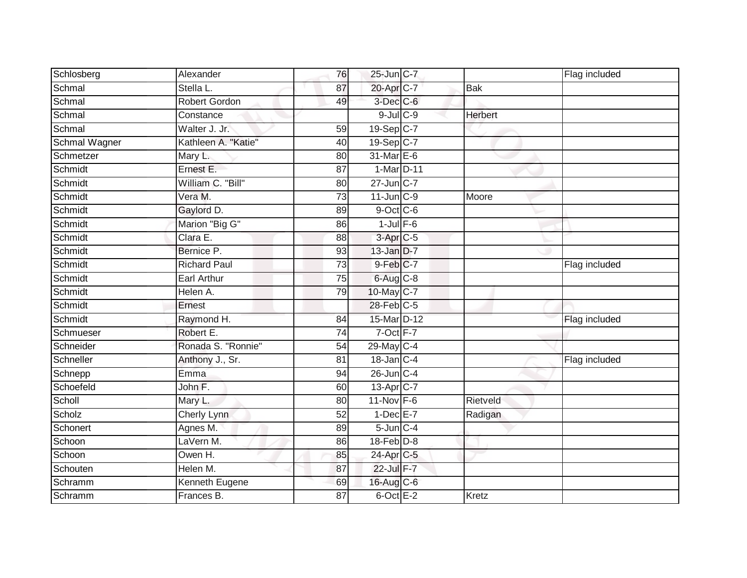| | | | | | | |
|---|---|---|---|---|---|---|
| Schlosberg | Alexander | 76 | 25-Jun | C-7 | | Flag included |
| Schmal | Stella L. | 87 | 20-Apr | C-7 | Bak | |
| Schmal | Robert Gordon | 49 | 3-Dec | C-6 | | |
| Schmal | Constance | | 9-Jul | C-9 | Herbert | |
| Schmal | Walter J. Jr. | 59 | 19-Sep | C-7 | | |
| Schmal Wagner | Kathleen A. "Katie" | 40 | 19-Sep | C-7 | | |
| Schmetzer | Mary L. | 80 | 31-Mar | E-6 | | |
| Schmidt | Ernest E. | 87 | 1-Mar | D-11 | | |
| Schmidt | William C. "Bill" | 80 | 27-Jun | C-7 | | |
| Schmidt | Vera M. | 73 | 11-Jun | C-9 | Moore | |
| Schmidt | Gaylord D. | 89 | 9-Oct | C-6 | | |
| Schmidt | Marion "Big G" | 86 | 1-Jul | F-6 | | |
| Schmidt | Clara E. | 88 | 3-Apr | C-5 | | |
| Schmidt | Bernice P. | 93 | 13-Jan | D-7 | | |
| Schmidt | Richard Paul | 73 | 9-Feb | C-7 | | Flag included |
| Schmidt | Earl Arthur | 75 | 6-Aug | C-8 | | |
| Schmidt | Helen A. | 79 | 10-May | C-7 | | |
| Schmidt | Ernest | | 28-Feb | C-5 | | |
| Schmidt | Raymond H. | 84 | 15-Mar | D-12 | | Flag included |
| Schmueser | Robert E. | 74 | 7-Oct | F-7 | | |
| Schneider | Ronada S. "Ronnie" | 54 | 29-May | C-4 | | |
| Schneller | Anthony J., Sr. | 81 | 18-Jan | C-4 | | Flag included |
| Schnepp | Emma | 94 | 26-Jun | C-4 | | |
| Schoefeld | John F. | 60 | 13-Apr | C-7 | | |
| Scholl | Mary L. | 80 | 11-Nov | F-6 | Rietveld | |
| Scholz | Cherly Lynn | 52 | 1-Dec | E-7 | Radigan | |
| Schonert | Agnes M. | 89 | 5-Jun | C-4 | | |
| Schoon | LaVern M. | 86 | 18-Feb | D-8 | | |
| Schoon | Owen H. | 85 | 24-Apr | C-5 | | |
| Schouten | Helen M. | 87 | 22-Jul | F-7 | | |
| Schramm | Kenneth Eugene | 69 | 16-Aug | C-6 | | |
| Schramm | Frances B. | 87 | 6-Oct | E-2 | Kretz | |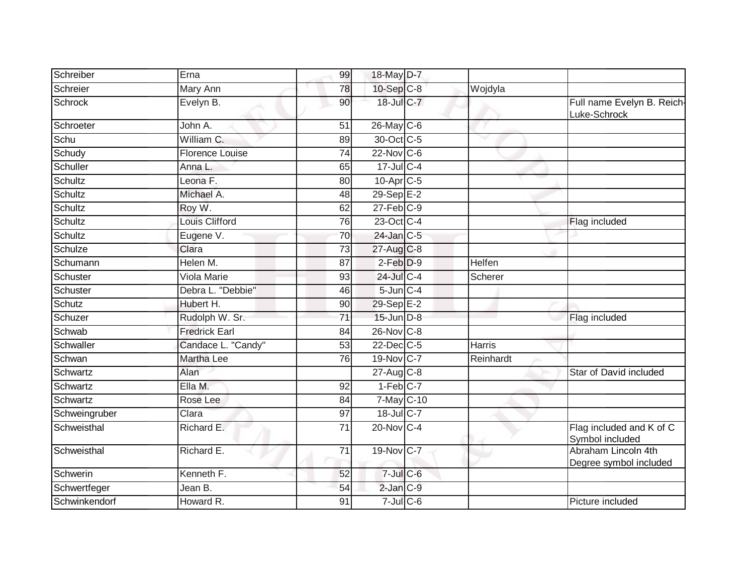| Schreiber | Erna | 99 | 18-May | D-7 | | |
|---|---|---|---|---|---|---|
| Schreier | Mary Ann | 78 | 10-Sep | C-8 | Wojdyla | |
| Schrock | Evelyn B. | 90 | 18-Jul | C-7 | | Full name Evelyn B. Reich-Luke-Schrock |
| Schroeter | John A. | 51 | 26-May | C-6 | | |
| Schu | William C. | 89 | 30-Oct | C-5 | | |
| Schudy | Florence Louise | 74 | 22-Nov | C-6 | | |
| Schuller | Anna L. | 65 | 17-Jul | C-4 | | |
| Schultz | Leona F. | 80 | 10-Apr | C-5 | | |
| Schultz | Michael A. | 48 | 29-Sep | E-2 | | |
| Schultz | Roy W. | 62 | 27-Feb | C-9 | | |
| Schultz | Louis Clifford | 76 | 23-Oct | C-4 | | Flag included |
| Schultz | Eugene V. | 70 | 24-Jan | C-5 | | |
| Schulze | Clara | 73 | 27-Aug | C-8 | | |
| Schumann | Helen M. | 87 | 2-Feb | D-9 | Helfen | |
| Schuster | Viola Marie | 93 | 24-Jul | C-4 | Scherer | |
| Schuster | Debra L. "Debbie" | 46 | 5-Jun | C-4 | | |
| Schutz | Hubert H. | 90 | 29-Sep | E-2 | | |
| Schuzer | Rudolph W. Sr. | 71 | 15-Jun | D-8 | | Flag included |
| Schwab | Fredrick Earl | 84 | 26-Nov | C-8 | | |
| Schwaller | Candace L. "Candy" | 53 | 22-Dec | C-5 | Harris | |
| Schwan | Martha Lee | 76 | 19-Nov | C-7 | Reinhardt | |
| Schwartz | Alan | | 27-Aug | C-8 | | Star of David included |
| Schwartz | Ella M. | 92 | 1-Feb | C-7 | | |
| Schwartz | Rose Lee | 84 | 7-May | C-10 | | |
| Schweingruber | Clara | 97 | 18-Jul | C-7 | | |
| Schweisthal | Richard E. | 71 | 20-Nov | C-4 | | Flag included and K of C Symbol included |
| Schweisthal | Richard E. | 71 | 19-Nov | C-7 | | Abraham Lincoln 4th Degree symbol included |
| Schwerin | Kenneth F. | 52 | 7-Jul | C-6 | | |
| Schwertfeger | Jean B. | 54 | 2-Jan | C-9 | | |
| Schwinkendorf | Howard R. | 91 | 7-Jul | C-6 | | Picture included |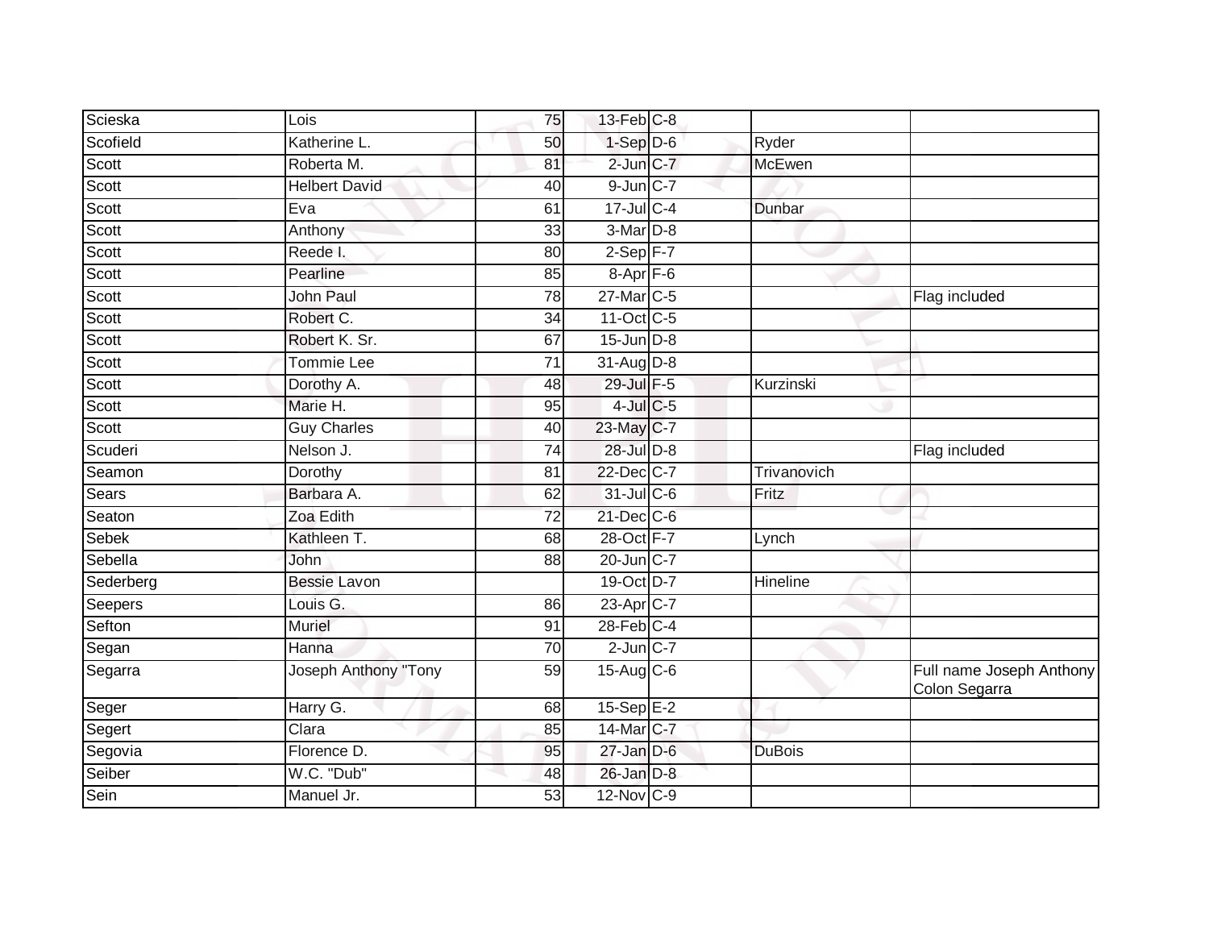| | | | | | | |
|---|---|---|---|---|---|---|
| Scieska | Lois | 75 | 13-Feb | C-8 | | |
| Scofield | Katherine L. | 50 | 1-Sep | D-6 | Ryder | |
| Scott | Roberta M. | 81 | 2-Jun | C-7 | McEwen | |
| Scott | Helbert David | 40 | 9-Jun | C-7 | | |
| Scott | Eva | 61 | 17-Jul | C-4 | Dunbar | |
| Scott | Anthony | 33 | 3-Mar | D-8 | | |
| Scott | Reede I. | 80 | 2-Sep | F-7 | | |
| Scott | Pearline | 85 | 8-Apr | F-6 | | |
| Scott | John Paul | 78 | 27-Mar | C-5 | | Flag included |
| Scott | Robert C. | 34 | 11-Oct | C-5 | | |
| Scott | Robert K. Sr. | 67 | 15-Jun | D-8 | | |
| Scott | Tommie Lee | 71 | 31-Aug | D-8 | | |
| Scott | Dorothy A. | 48 | 29-Jul | F-5 | Kurzinski | |
| Scott | Marie H. | 95 | 4-Jul | C-5 | | |
| Scott | Guy Charles | 40 | 23-May | C-7 | | |
| Scuderi | Nelson J. | 74 | 28-Jul | D-8 | | Flag included |
| Seamon | Dorothy | 81 | 22-Dec | C-7 | Trivanovich | |
| Sears | Barbara A. | 62 | 31-Jul | C-6 | Fritz | |
| Seaton | Zoa Edith | 72 | 21-Dec | C-6 | | |
| Sebek | Kathleen T. | 68 | 28-Oct | F-7 | Lynch | |
| Sebella | John | 88 | 20-Jun | C-7 | | |
| Sederberg | Bessie Lavon | | 19-Oct | D-7 | Hineline | |
| Seepers | Louis G. | 86 | 23-Apr | C-7 | | |
| Sefton | Muriel | 91 | 28-Feb | C-4 | | |
| Segan | Hanna | 70 | 2-Jun | C-7 | | |
| Segarra | Joseph Anthony "Tony | 59 | 15-Aug | C-6 | | Full name Joseph Anthony Colon Segarra |
| Seger | Harry G. | 68 | 15-Sep | E-2 | | |
| Segert | Clara | 85 | 14-Mar | C-7 | | |
| Segovia | Florence D. | 95 | 27-Jan | D-6 | DuBois | |
| Seiber | W.C. "Dub" | 48 | 26-Jan | D-8 | | |
| Sein | Manuel Jr. | 53 | 12-Nov | C-9 | | |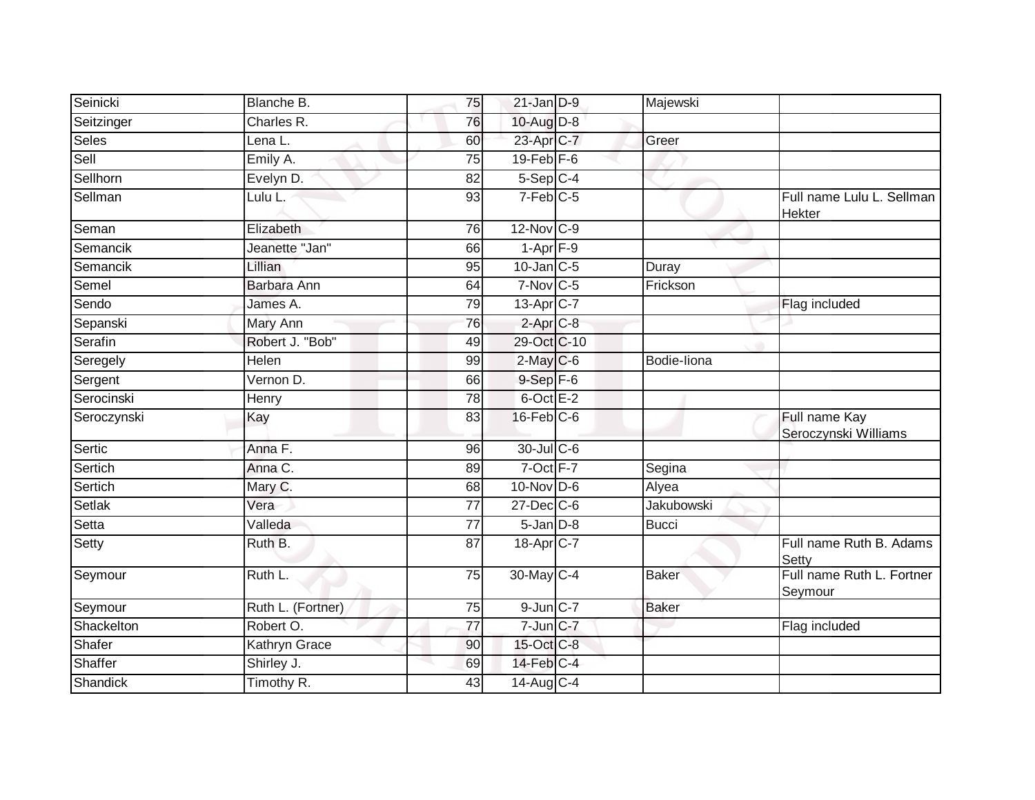| | | | | | | |
|---|---|---|---|---|---|---|
| Seinicki | Blanche B. | 75 | 21-Jan | D-9 | Majewski | |
| Seitzinger | Charles R. | 76 | 10-Aug | D-8 | | |
| Seles | Lena L. | 60 | 23-Apr | C-7 | Greer | |
| Sell | Emily A. | 75 | 19-Feb | F-6 | | |
| Sellhorn | Evelyn D. | 82 | 5-Sep | C-4 | | |
| Sellman | Lulu L. | 93 | 7-Feb | C-5 | | Full name Lulu L. Sellman Hekter |
| Seman | Elizabeth | 76 | 12-Nov | C-9 | | |
| Semancik | Jeanette "Jan" | 66 | 1-Apr | F-9 | | |
| Semancik | Lillian | 95 | 10-Jan | C-5 | Duray | |
| Semel | Barbara Ann | 64 | 7-Nov | C-5 | Frickson | |
| Sendo | James A. | 79 | 13-Apr | C-7 | | Flag included |
| Sepanski | Mary Ann | 76 | 2-Apr | C-8 | | |
| Serafin | Robert J. "Bob" | 49 | 29-Oct | C-10 | | |
| Seregely | Helen | 99 | 2-May | C-6 | Bodie-Iiona | |
| Sergent | Vernon D. | 66 | 9-Sep | F-6 | | |
| Serocinski | Henry | 78 | 6-Oct | E-2 | | |
| Seroczynski | Kay | 83 | 16-Feb | C-6 | | Full name Kay Seroczynski Williams |
| Sertic | Anna F. | 96 | 30-Jul | C-6 | | |
| Sertich | Anna C. | 89 | 7-Oct | F-7 | Segina | |
| Sertich | Mary C. | 68 | 10-Nov | D-6 | Alyea | |
| Setlak | Vera | 77 | 27-Dec | C-6 | Jakubowski | |
| Setta | Valleda | 77 | 5-Jan | D-8 | Bucci | |
| Setty | Ruth B. | 87 | 18-Apr | C-7 | | Full name Ruth B. Adams Setty |
| Seymour | Ruth L. | 75 | 30-May | C-4 | Baker | Full name Ruth L. Fortner Seymour |
| Seymour | Ruth L. (Fortner) | 75 | 9-Jun | C-7 | Baker | |
| Shackelton | Robert O. | 77 | 7-Jun | C-7 | | Flag included |
| Shafer | Kathryn Grace | 90 | 15-Oct | C-8 | | |
| Shaffer | Shirley J. | 69 | 14-Feb | C-4 | | |
| Shandick | Timothy R. | 43 | 14-Aug | C-4 | | |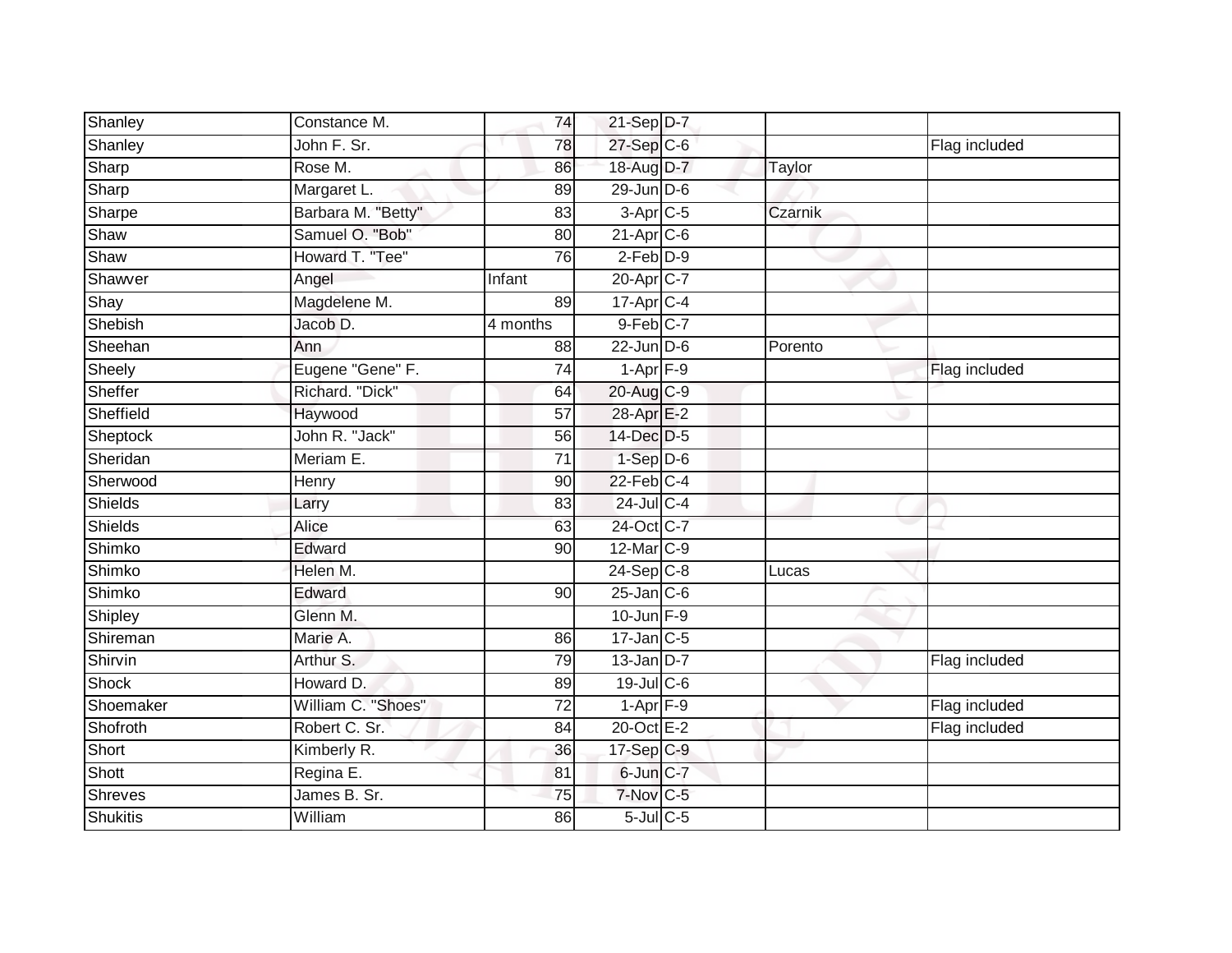| Shanley | Constance M. | 74 | 21-Sep | D-7 | | |
|---|---|---|---|---|---|---|
| Shanley | John F. Sr. | 78 | 27-Sep | C-6 | | Flag included |
| Sharp | Rose M. | 86 | 18-Aug | D-7 | Taylor | |
| Sharp | Margaret L. | 89 | 29-Jun | D-6 | | |
| Sharpe | Barbara M. "Betty" | 83 | 3-Apr | C-5 | Czarnik | |
| Shaw | Samuel O. "Bob" | 80 | 21-Apr | C-6 | | |
| Shaw | Howard T. "Tee" | 76 | 2-Feb | D-9 | | |
| Shawver | Angel | Infant | 20-Apr | C-7 | | |
| Shay | Magdelene M. | 89 | 17-Apr | C-4 | | |
| Shebish | Jacob D. | 4 months | 9-Feb | C-7 | | |
| Sheehan | Ann | 88 | 22-Jun | D-6 | Porento | |
| Sheely | Eugene "Gene" F. | 74 | 1-Apr | F-9 | | Flag included |
| Sheffer | Richard. "Dick" | 64 | 20-Aug | C-9 | | |
| Sheffield | Haywood | 57 | 28-Apr | E-2 | | |
| Sheptock | John R. "Jack" | 56 | 14-Dec | D-5 | | |
| Sheridan | Meriam E. | 71 | 1-Sep | D-6 | | |
| Sherwood | Henry | 90 | 22-Feb | C-4 | | |
| Shields | Larry | 83 | 24-Jul | C-4 | | |
| Shields | Alice | 63 | 24-Oct | C-7 | | |
| Shimko | Edward | 90 | 12-Mar | C-9 | | |
| Shimko | Helen M. | | 24-Sep | C-8 | Lucas | |
| Shimko | Edward | 90 | 25-Jan | C-6 | | |
| Shipley | Glenn M. | | 10-Jun | F-9 | | |
| Shireman | Marie A. | 86 | 17-Jan | C-5 | | |
| Shirvin | Arthur S. | 79 | 13-Jan | D-7 | | Flag included |
| Shock | Howard D. | 89 | 19-Jul | C-6 | | |
| Shoemaker | William C. "Shoes" | 72 | 1-Apr | F-9 | | Flag included |
| Shofroth | Robert C. Sr. | 84 | 20-Oct | E-2 | | Flag included |
| Short | Kimberly R. | 36 | 17-Sep | C-9 | | |
| Shott | Regina E. | 81 | 6-Jun | C-7 | | |
| Shreves | James B. Sr. | 75 | 7-Nov | C-5 | | |
| Shukitis | William | 86 | 5-Jul | C-5 | | |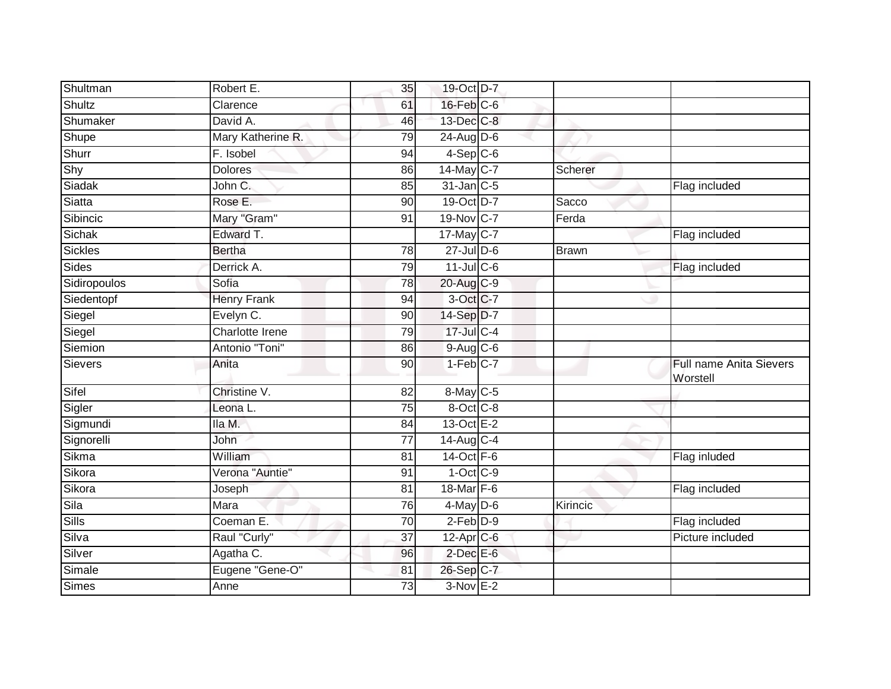| | | | | | | |
|---|---|---|---|---|---|---|
| Shultman | Robert E. | 35 | 19-Oct | D-7 | | |
| Shultz | Clarence | 61 | 16-Feb | C-6 | | |
| Shumaker | David A. | 46 | 13-Dec | C-8 | | |
| Shupe | Mary Katherine R. | 79 | 24-Aug | D-6 | | |
| Shurr | F. Isobel | 94 | 4-Sep | C-6 | | |
| Shy | Dolores | 86 | 14-May | C-7 | Scherer | |
| Siadak | John C. | 85 | 31-Jan | C-5 | | Flag included |
| Siatta | Rose E. | 90 | 19-Oct | D-7 | Sacco | |
| Sibincic | Mary "Gram" | 91 | 19-Nov | C-7 | Ferda | |
| Sichak | Edward T. | | 17-May | C-7 | | Flag included |
| Sickles | Bertha | 78 | 27-Jul | D-6 | Brawn | |
| Sides | Derrick A. | 79 | 11-Jul | C-6 | | Flag included |
| Sidiropoulos | Sofia | 78 | 20-Aug | C-9 | | |
| Siedentopf | Henry Frank | 94 | 3-Oct | C-7 | | |
| Siegel | Evelyn C. | 90 | 14-Sep | D-7 | | |
| Siegel | Charlotte Irene | 79 | 17-Jul | C-4 | | |
| Siemion | Antonio "Toni" | 86 | 9-Aug | C-6 | | |
| Sievers | Anita | 90 | 1-Feb | C-7 | | Full name Anita Sievers Worstell |
| Sifel | Christine V. | 82 | 8-May | C-5 | | |
| Sigler | Leona L. | 75 | 8-Oct | C-8 | | |
| Sigmundi | Ila M. | 84 | 13-Oct | E-2 | | |
| Signorelli | John | 77 | 14-Aug | C-4 | | |
| Sikma | William | 81 | 14-Oct | F-6 | | Flag inluded |
| Sikora | Verona "Auntie" | 91 | 1-Oct | C-9 | | |
| Sikora | Joseph | 81 | 18-Mar | F-6 | | Flag included |
| Sila | Mara | 76 | 4-May | D-6 | Kirincic | |
| Sills | Coeman E. | 70 | 2-Feb | D-9 | | Flag included |
| Silva | Raul "Curly" | 37 | 12-Apr | C-6 | | Picture included |
| Silver | Agatha C. | 96 | 2-Dec | E-6 | | |
| Simale | Eugene "Gene-O" | 81 | 26-Sep | C-7 | | |
| Simes | Anne | 73 | 3-Nov | E-2 | | |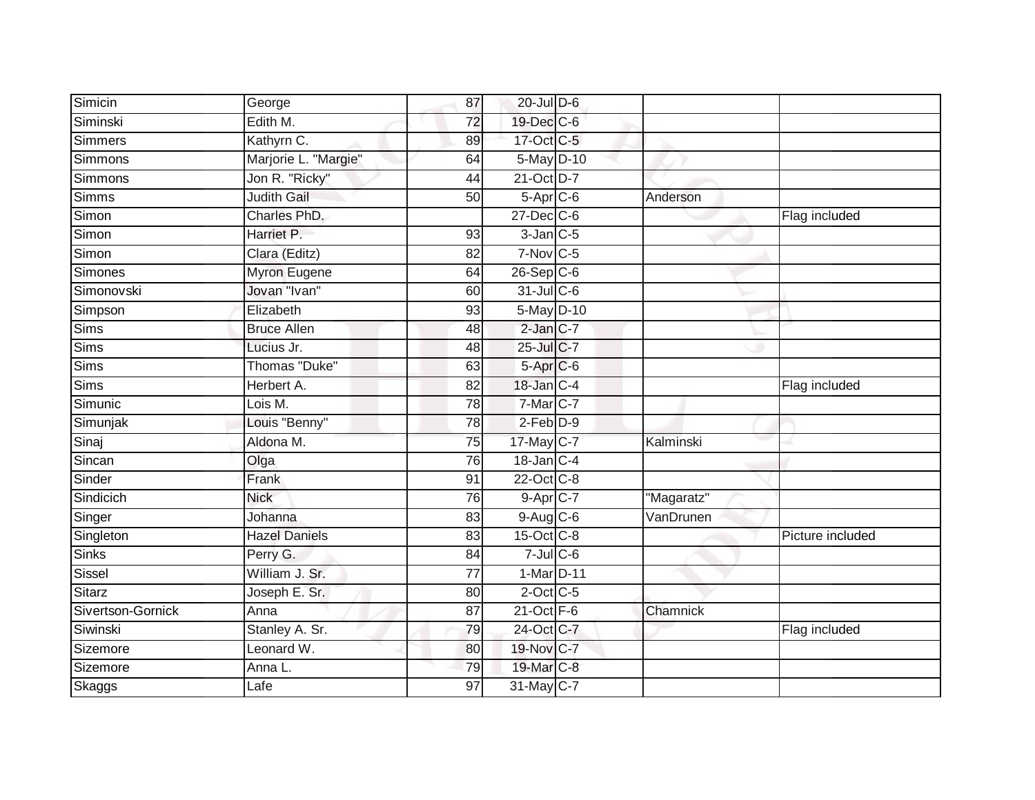| Simicin | George | 87 | 20-Jul | D-6 | | |
|---|---|---|---|---|---|---|
| Siminski | Edith M. | 72 | 19-Dec | C-6 | | |
| Simmers | Kathyrn C. | 89 | 17-Oct | C-5 | | |
| Simmons | Marjorie L. "Margie" | 64 | 5-May | D-10 | | |
| Simmons | Jon R. "Ricky" | 44 | 21-Oct | D-7 | | |
| Simms | Judith Gail | 50 | 5-Apr | C-6 | Anderson | |
| Simon | Charles PhD. | | 27-Dec | C-6 | | Flag included |
| Simon | Harriet P. | 93 | 3-Jan | C-5 | | |
| Simon | Clara (Editz) | 82 | 7-Nov | C-5 | | |
| Simones | Myron Eugene | 64 | 26-Sep | C-6 | | |
| Simonovski | Jovan "Ivan" | 60 | 31-Jul | C-6 | | |
| Simpson | Elizabeth | 93 | 5-May | D-10 | | |
| Sims | Bruce Allen | 48 | 2-Jan | C-7 | | |
| Sims | Lucius Jr. | 48 | 25-Jul | C-7 | | |
| Sims | Thomas "Duke" | 63 | 5-Apr | C-6 | | |
| Sims | Herbert A. | 82 | 18-Jan | C-4 | | Flag included |
| Simunic | Lois M. | 78 | 7-Mar | C-7 | | |
| Simunjak | Louis "Benny" | 78 | 2-Feb | D-9 | | |
| Sinaj | Aldona M. | 75 | 17-May | C-7 | Kalminski | |
| Sincan | Olga | 76 | 18-Jan | C-4 | | |
| Sinder | Frank | 91 | 22-Oct | C-8 | | |
| Sindicich | Nick | 76 | 9-Apr | C-7 | "Magaratz" | |
| Singer | Johanna | 83 | 9-Aug | C-6 | VanDrunen | |
| Singleton | Hazel Daniels | 83 | 15-Oct | C-8 | | Picture included |
| Sinks | Perry G. | 84 | 7-Jul | C-6 | | |
| Sissel | William J. Sr. | 77 | 1-Mar | D-11 | | |
| Sitarz | Joseph E. Sr. | 80 | 2-Oct | C-5 | | |
| Sivertson-Gornick | Anna | 87 | 21-Oct | F-6 | Chamnick | |
| Siwinski | Stanley A. Sr. | 79 | 24-Oct | C-7 | | Flag included |
| Sizemore | Leonard W. | 80 | 19-Nov | C-7 | | |
| Sizemore | Anna L. | 79 | 19-Mar | C-8 | | |
| Skaggs | Lafe | 97 | 31-May | C-7 | | |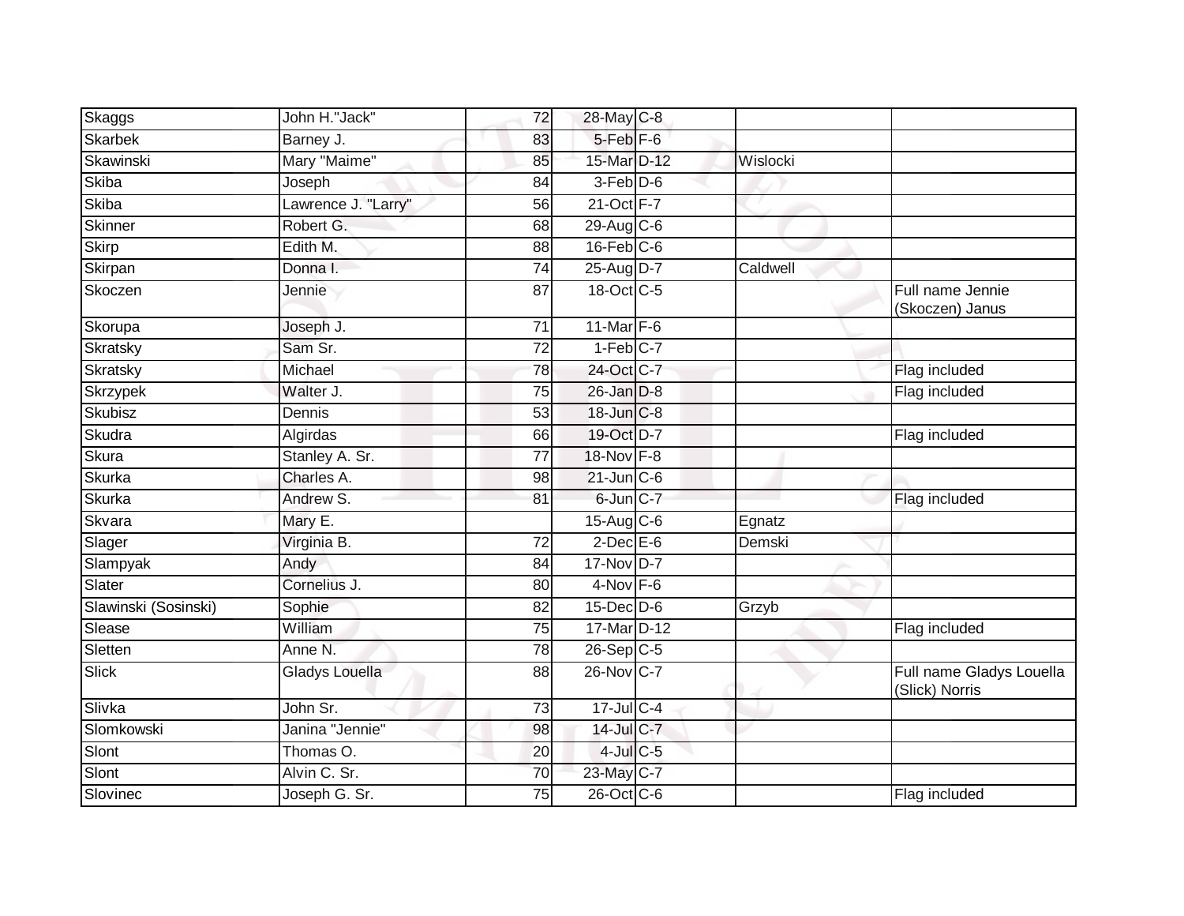| Skaggs | John H."Jack" | 72 | 28-May | C-8 | | |
|---|---|---|---|---|---|---|
| Skarbek | Barney J. | 83 | 5-Feb | F-6 | | |
| Skawinski | Mary "Maime" | 85 | 15-Mar | D-12 | Wislocki | |
| Skiba | Joseph | 84 | 3-Feb | D-6 | | |
| Skiba | Lawrence J. "Larry" | 56 | 21-Oct | F-7 | | |
| Skinner | Robert G. | 68 | 29-Aug | C-6 | | |
| Skirp | Edith M. | 88 | 16-Feb | C-6 | | |
| Skirpan | Donna I. | 74 | 25-Aug | D-7 | Caldwell | |
| Skoczen | Jennie | 87 | 18-Oct | C-5 | | Full name Jennie (Skoczen) Janus |
| Skorupa | Joseph J. | 71 | 11-Mar | F-6 | | |
| Skratsky | Sam Sr. | 72 | 1-Feb | C-7 | | |
| Skratsky | Michael | 78 | 24-Oct | C-7 | | Flag included |
| Skrzypek | Walter J. | 75 | 26-Jan | D-8 | | Flag included |
| Skubisz | Dennis | 53 | 18-Jun | C-8 | | |
| Skudra | Algirdas | 66 | 19-Oct | D-7 | | Flag included |
| Skura | Stanley A. Sr. | 77 | 18-Nov | F-8 | | |
| Skurka | Charles A. | 98 | 21-Jun | C-6 | | |
| Skurka | Andrew S. | 81 | 6-Jun | C-7 | | Flag included |
| Skvara | Mary E. | | 15-Aug | C-6 | Egnatz | |
| Slager | Virginia B. | 72 | 2-Dec | E-6 | Demski | |
| Slampyak | Andy | 84 | 17-Nov | D-7 | | |
| Slater | Cornelius J. | 80 | 4-Nov | F-6 | | |
| Slawinski (Sosinski) | Sophie | 82 | 15-Dec | D-6 | Grzyb | |
| Slease | William | 75 | 17-Mar | D-12 | | Flag included |
| Sletten | Anne N. | 78 | 26-Sep | C-5 | | |
| Slick | Gladys Louella | 88 | 26-Nov | C-7 | | Full name Gladys Louella (Slick) Norris |
| Slivka | John Sr. | 73 | 17-Jul | C-4 | | |
| Slomkowski | Janina "Jennie" | 98 | 14-Jul | C-7 | | |
| Slont | Thomas O. | 20 | 4-Jul | C-5 | | |
| Slont | Alvin C. Sr. | 70 | 23-May | C-7 | | |
| Slovinec | Joseph G. Sr. | 75 | 26-Oct | C-6 | | Flag included |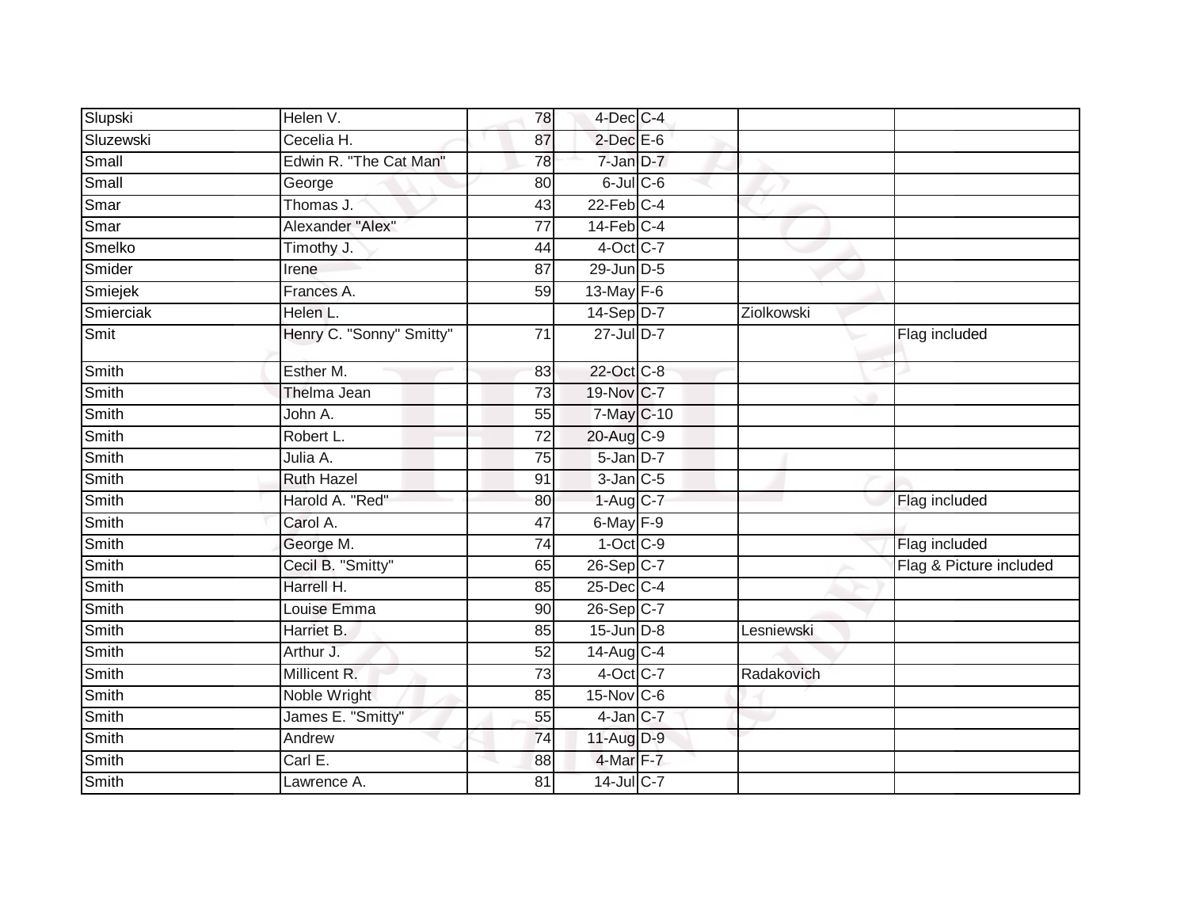| | | | | | | |
|---|---|---|---|---|---|---|
| Slupski | Helen V. | 78 | 4-Dec | C-4 | | |
| Sluzewski | Cecelia H. | 87 | 2-Dec | E-6 | | |
| Small | Edwin R. "The Cat Man" | 78 | 7-Jan | D-7 | | |
| Small | George | 80 | 6-Jul | C-6 | | |
| Smar | Thomas J. | 43 | 22-Feb | C-4 | | |
| Smar | Alexander "Alex" | 77 | 14-Feb | C-4 | | |
| Smelko | Timothy J. | 44 | 4-Oct | C-7 | | |
| Smider | Irene | 87 | 29-Jun | D-5 | | |
| Smiejek | Frances A. | 59 | 13-May | F-6 | | |
| Smierciak | Helen L. | | 14-Sep | D-7 | Ziolkowski | |
| Smit | Henry C. "Sonny" Smitty" | 71 | 27-Jul | D-7 | | Flag included |
| Smith | Esther M. | 83 | 22-Oct | C-8 | | |
| Smith | Thelma Jean | 73 | 19-Nov | C-7 | | |
| Smith | John A. | 55 | 7-May | C-10 | | |
| Smith | Robert L. | 72 | 20-Aug | C-9 | | |
| Smith | Julia A. | 75 | 5-Jan | D-7 | | |
| Smith | Ruth Hazel | 91 | 3-Jan | C-5 | | |
| Smith | Harold A. "Red" | 80 | 1-Aug | C-7 | | Flag included |
| Smith | Carol A. | 47 | 6-May | F-9 | | |
| Smith | George M. | 74 | 1-Oct | C-9 | | Flag included |
| Smith | Cecil B. "Smitty" | 65 | 26-Sep | C-7 | | Flag & Picture included |
| Smith | Harrell H. | 85 | 25-Dec | C-4 | | |
| Smith | Louise Emma | 90 | 26-Sep | C-7 | | |
| Smith | Harriet B. | 85 | 15-Jun | D-8 | Lesniewski | |
| Smith | Arthur J. | 52 | 14-Aug | C-4 | | |
| Smith | Millicent R. | 73 | 4-Oct | C-7 | Radakovich | |
| Smith | Noble Wright | 85 | 15-Nov | C-6 | | |
| Smith | James E. "Smitty" | 55 | 4-Jan | C-7 | | |
| Smith | Andrew | 74 | 11-Aug | D-9 | | |
| Smith | Carl E. | 88 | 4-Mar | F-7 | | |
| Smith | Lawrence A. | 81 | 14-Jul | C-7 | | |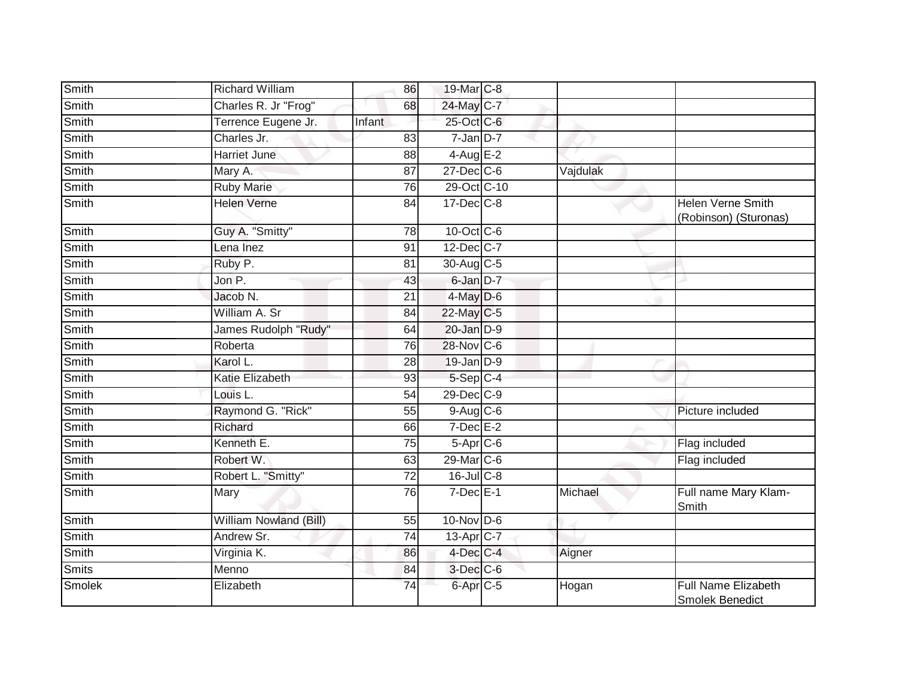| | | | | | | |
|---|---|---|---|---|---|---|
| Smith | Richard William | 86 | 19-Mar | C-8 | | |
| Smith | Charles R. Jr "Frog" | 68 | 24-May | C-7 | | |
| Smith | Terrence Eugene Jr. | Infant | 25-Oct | C-6 | | |
| Smith | Charles Jr. | 83 | 7-Jan | D-7 | | |
| Smith | Harriet June | 88 | 4-Aug | E-2 | | |
| Smith | Mary A. | 87 | 27-Dec | C-6 | Vajdulak | |
| Smith | Ruby Marie | 76 | 29-Oct | C-10 | | |
| Smith | Helen Verne | 84 | 17-Dec | C-8 | | Helen Verne Smith (Robinson) (Sturonas) |
| Smith | Guy A. "Smitty" | 78 | 10-Oct | C-6 | | |
| Smith | Lena Inez | 91 | 12-Dec | C-7 | | |
| Smith | Ruby P. | 81 | 30-Aug | C-5 | | |
| Smith | Jon P. | 43 | 6-Jan | D-7 | | |
| Smith | Jacob N. | 21 | 4-May | D-6 | | |
| Smith | William A. Sr | 84 | 22-May | C-5 | | |
| Smith | James Rudolph "Rudy" | 64 | 20-Jan | D-9 | | |
| Smith | Roberta | 76 | 28-Nov | C-6 | | |
| Smith | Karol L. | 28 | 19-Jan | D-9 | | |
| Smith | Katie Elizabeth | 93 | 5-Sep | C-4 | | |
| Smith | Louis L. | 54 | 29-Dec | C-9 | | |
| Smith | Raymond G. "Rick" | 55 | 9-Aug | C-6 | | Picture included |
| Smith | Richard | 66 | 7-Dec | E-2 | | |
| Smith | Kenneth E. | 75 | 5-Apr | C-6 | | Flag included |
| Smith | Robert W. | 63 | 29-Mar | C-6 | | Flag included |
| Smith | Robert L. "Smitty" | 72 | 16-Jul | C-8 | | |
| Smith | Mary | 76 | 7-Dec | E-1 | Michael | Full name Mary Klam-Smith |
| Smith | William Nowland (Bill) | 55 | 10-Nov | D-6 | | |
| Smith | Andrew Sr. | 74 | 13-Apr | C-7 | | |
| Smith | Virginia K. | 86 | 4-Dec | C-4 | Aigner | |
| Smits | Menno | 84 | 3-Dec | C-6 | | |
| Smolek | Elizabeth | 74 | 6-Apr | C-5 | Hogan | Full Name Elizabeth Smolek Benedict |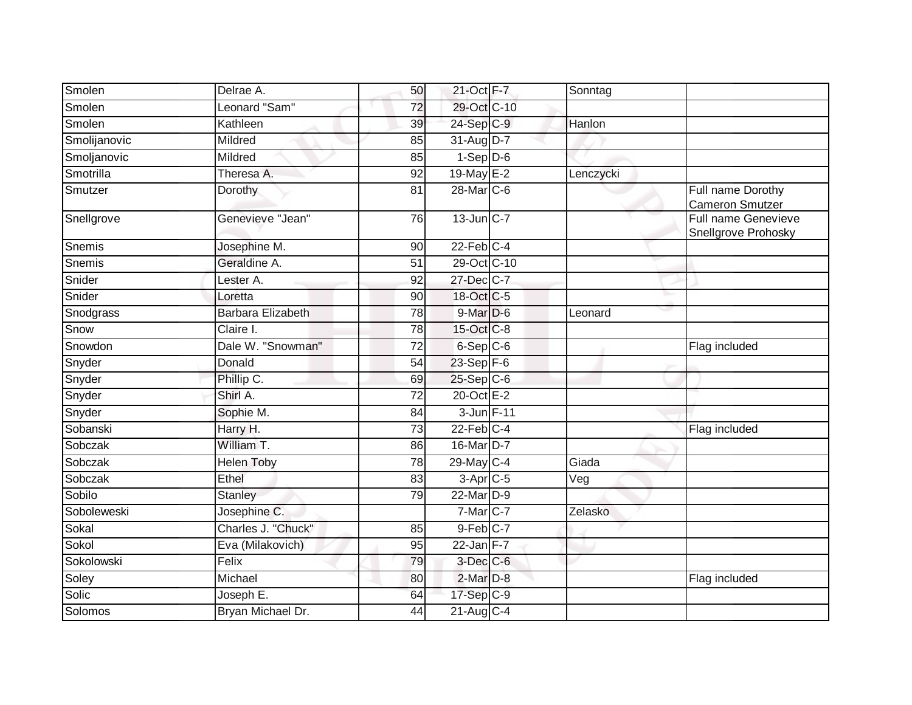| | | | | | | |
|---|---|---|---|---|---|---|
| Smolen | Delrae A. | 50 | 21-Oct | F-7 | Sonntag | |
| Smolen | Leonard "Sam" | 72 | 29-Oct | C-10 | | |
| Smolen | Kathleen | 39 | 24-Sep | C-9 | Hanlon | |
| Smolijanovic | Mildred | 85 | 31-Aug | D-7 | | |
| Smoljanovic | Mildred | 85 | 1-Sep | D-6 | | |
| Smotrilla | Theresa A. | 92 | 19-May | E-2 | Lenczycki | |
| Smutzer | Dorothy | 81 | 28-Mar | C-6 | | Full name Dorothy Cameron Smutzer |
| Snellgrove | Genevieve "Jean" | 76 | 13-Jun | C-7 | | Full name Genevieve Snellgrove Prohosky |
| Snemis | Josephine M. | 90 | 22-Feb | C-4 | | |
| Snemis | Geraldine A. | 51 | 29-Oct | C-10 | | |
| Snider | Lester A. | 92 | 27-Dec | C-7 | | |
| Snider | Loretta | 90 | 18-Oct | C-5 | | |
| Snodgrass | Barbara Elizabeth | 78 | 9-Mar | D-6 | Leonard | |
| Snow | Claire I. | 78 | 15-Oct | C-8 | | |
| Snowdon | Dale W. "Snowman" | 72 | 6-Sep | C-6 | | Flag included |
| Snyder | Donald | 54 | 23-Sep | F-6 | | |
| Snyder | Phillip C. | 69 | 25-Sep | C-6 | | |
| Snyder | Shirl A. | 72 | 20-Oct | E-2 | | |
| Snyder | Sophie M. | 84 | 3-Jun | F-11 | | |
| Sobanski | Harry H. | 73 | 22-Feb | C-4 | | Flag included |
| Sobczak | William T. | 86 | 16-Mar | D-7 | | |
| Sobczak | Helen Toby | 78 | 29-May | C-4 | Giada | |
| Sobczak | Ethel | 83 | 3-Apr | C-5 | Veg | |
| Sobilo | Stanley | 79 | 22-Mar | D-9 | | |
| Soboleweski | Josephine C. | | 7-Mar | C-7 | Zelasko | |
| Sokal | Charles J. "Chuck" | 85 | 9-Feb | C-7 | | |
| Sokol | Eva (Milakovich) | 95 | 22-Jan | F-7 | | |
| Sokolowski | Felix | 79 | 3-Dec | C-6 | | |
| Soley | Michael | 80 | 2-Mar | D-8 | | Flag included |
| Solic | Joseph E. | 64 | 17-Sep | C-9 | | |
| Solomos | Bryan Michael Dr. | 44 | 21-Aug | C-4 | | |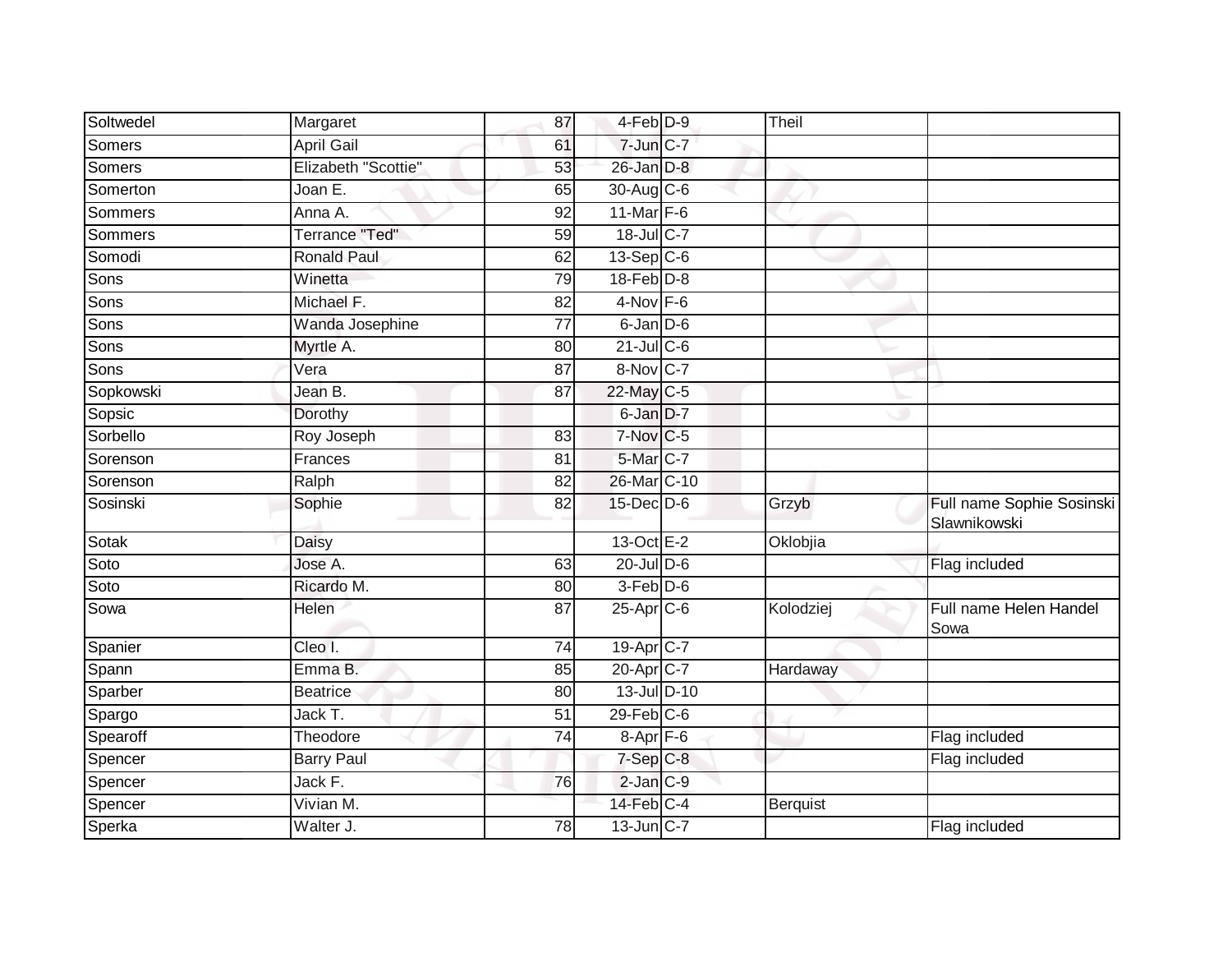| | | | | | | |
|---|---|---|---|---|---|---|
| Soltwedel | Margaret | 87 | 4-Feb | D-9 | Theil | |
| Somers | April Gail | 61 | 7-Jun | C-7 | | |
| Somers | Elizabeth "Scottie" | 53 | 26-Jan | D-8 | | |
| Somerton | Joan E. | 65 | 30-Aug | C-6 | | |
| Sommers | Anna A. | 92 | 11-Mar | F-6 | | |
| Sommers | Terrance "Ted" | 59 | 18-Jul | C-7 | | |
| Somodi | Ronald Paul | 62 | 13-Sep | C-6 | | |
| Sons | Winetta | 79 | 18-Feb | D-8 | | |
| Sons | Michael F. | 82 | 4-Nov | F-6 | | |
| Sons | Wanda Josephine | 77 | 6-Jan | D-6 | | |
| Sons | Myrtle A. | 80 | 21-Jul | C-6 | | |
| Sons | Vera | 87 | 8-Nov | C-7 | | |
| Sopkowski | Jean B. | 87 | 22-May | C-5 | | |
| Sopsic | Dorothy | | 6-Jan | D-7 | | |
| Sorbello | Roy Joseph | 83 | 7-Nov | C-5 | | |
| Sorenson | Frances | 81 | 5-Mar | C-7 | | |
| Sorenson | Ralph | 82 | 26-Mar | C-10 | | |
| Sosinski | Sophie | 82 | 15-Dec | D-6 | Grzyb | Full name Sophie Sosinski Slawnikowski |
| Sotak | Daisy | | 13-Oct | E-2 | Oklobjia | |
| Soto | Jose A. | 63 | 20-Jul | D-6 | | Flag included |
| Soto | Ricardo M. | 80 | 3-Feb | D-6 | | |
| Sowa | Helen | 87 | 25-Apr | C-6 | Kolodziej | Full name Helen Handel Sowa |
| Spanier | Cleo I. | 74 | 19-Apr | C-7 | | |
| Spann | Emma B. | 85 | 20-Apr | C-7 | Hardaway | |
| Sparber | Beatrice | 80 | 13-Jul | D-10 | | |
| Spargo | Jack T. | 51 | 29-Feb | C-6 | | |
| Spearoff | Theodore | 74 | 8-Apr | F-6 | | Flag included |
| Spencer | Barry Paul | | 7-Sep | C-8 | | Flag included |
| Spencer | Jack F. | 76 | 2-Jan | C-9 | | |
| Spencer | Vivian M. | | 14-Feb | C-4 | Berquist | |
| Sperka | Walter J. | 78 | 13-Jun | C-7 | | Flag included |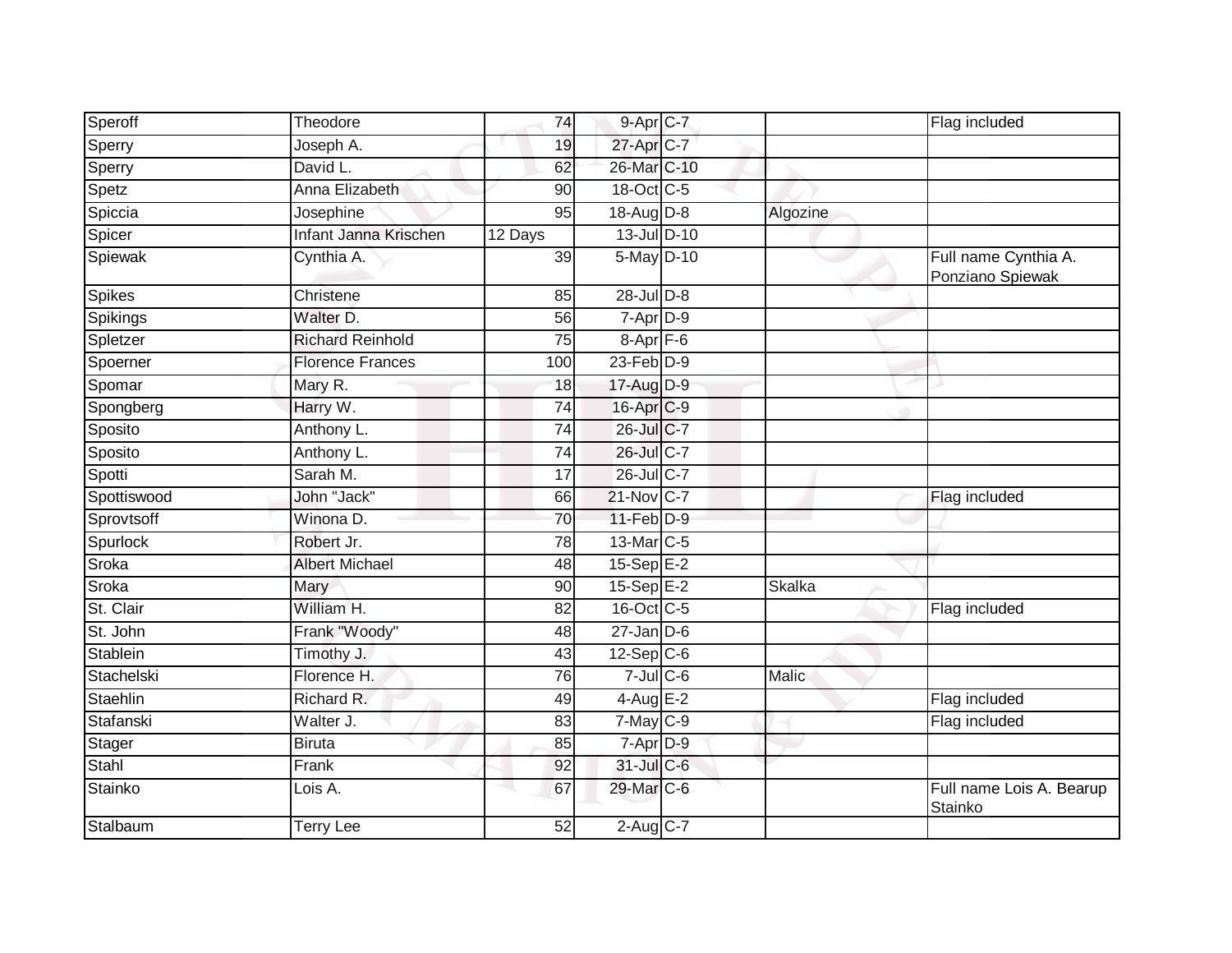| | | | | | | |
|---|---|---|---|---|---|---|
| Speroff | Theodore | 74 | 9-Apr | C-7 | | Flag included |
| Sperry | Joseph A. | 19 | 27-Apr | C-7 | | |
| Sperry | David L. | 62 | 26-Mar | C-10 | | |
| Spetz | Anna Elizabeth | 90 | 18-Oct | C-5 | | |
| Spiccia | Josephine | 95 | 18-Aug | D-8 | Algozine | |
| Spicer | Infant Janna Krischen | 12 Days | 13-Jul | D-10 | | |
| Spiewak | Cynthia A. | 39 | 5-May | D-10 | | Full name Cynthia A. Ponziano Spiewak |
| Spikes | Christene | 85 | 28-Jul | D-8 | | |
| Spikings | Walter D. | 56 | 7-Apr | D-9 | | |
| Spletzer | Richard Reinhold | 75 | 8-Apr | F-6 | | |
| Spoerner | Florence Frances | 100 | 23-Feb | D-9 | | |
| Spomar | Mary R. | 18 | 17-Aug | D-9 | | |
| Spongberg | Harry W. | 74 | 16-Apr | C-9 | | |
| Sposito | Anthony L. | 74 | 26-Jul | C-7 | | |
| Sposito | Anthony L. | 74 | 26-Jul | C-7 | | |
| Spotti | Sarah M. | 17 | 26-Jul | C-7 | | |
| Spottiswood | John "Jack" | 66 | 21-Nov | C-7 | | Flag included |
| Sprovtsoff | Winona D. | 70 | 11-Feb | D-9 | | |
| Spurlock | Robert Jr. | 78 | 13-Mar | C-5 | | |
| Sroka | Albert Michael | 48 | 15-Sep | E-2 | | |
| Sroka | Mary | 90 | 15-Sep | E-2 | Skalka | |
| St. Clair | William H. | 82 | 16-Oct | C-5 | | Flag included |
| St. John | Frank "Woody" | 48 | 27-Jan | D-6 | | |
| Stablein | Timothy J. | 43 | 12-Sep | C-6 | | |
| Stachelski | Florence H. | 76 | 7-Jul | C-6 | Malic | |
| Staehlin | Richard R. | 49 | 4-Aug | E-2 | | Flag included |
| Stafanski | Walter J. | 83 | 7-May | C-9 | | Flag included |
| Stager | Biruta | 85 | 7-Apr | D-9 | | |
| Stahl | Frank | 92 | 31-Jul | C-6 | | |
| Stainko | Lois A. | 67 | 29-Mar | C-6 | | Full name Lois A. Bearup Stainko |
| Stalbaum | Terry Lee | 52 | 2-Aug | C-7 | | |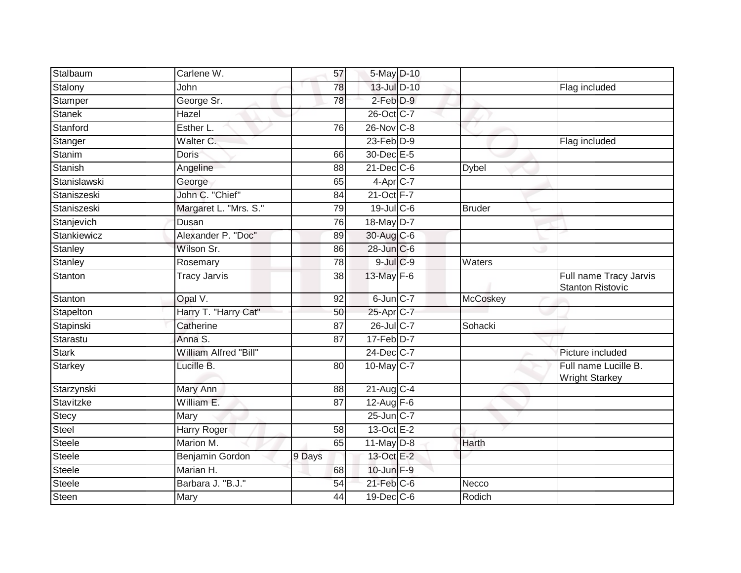| | | | | | | |
|---|---|---|---|---|---|---|
| Stalbaum | Carlene W. | 57 | 5-May | D-10 | | |
| Stalony | John | 78 | 13-Jul | D-10 | | Flag included |
| Stamper | George Sr. | 78 | 2-Feb | D-9 | | |
| Stanek | Hazel | | 26-Oct | C-7 | | |
| Stanford | Esther L. | 76 | 26-Nov | C-8 | | |
| Stanger | Walter C. | | 23-Feb | D-9 | | Flag included |
| Stanim | Doris | 66 | 30-Dec | E-5 | | |
| Stanish | Angeline | 88 | 21-Dec | C-6 | Dybel | |
| Stanislawski | George | 65 | 4-Apr | C-7 | | |
| Staniszeski | John C. "Chief" | 84 | 21-Oct | F-7 | | |
| Staniszeski | Margaret L. "Mrs. S." | 79 | 19-Jul | C-6 | Bruder | |
| Stanjevich | Dusan | 76 | 18-May | D-7 | | |
| Stankiewicz | Alexander P. "Doc" | 89 | 30-Aug | C-6 | | |
| Stanley | Wilson Sr. | 86 | 28-Jun | C-6 | | |
| Stanley | Rosemary | 78 | 9-Jul | C-9 | Waters | |
| Stanton | Tracy Jarvis | 38 | 13-May | F-6 | | Full name Tracy Jarvis Stanton Ristovic |
| Stanton | Opal V. | 92 | 6-Jun | C-7 | McCoskey | |
| Stapelton | Harry T. "Harry Cat" | 50 | 25-Apr | C-7 | | |
| Stapinski | Catherine | 87 | 26-Jul | C-7 | Sohacki | |
| Starastu | Anna S. | 87 | 17-Feb | D-7 | | |
| Stark | William Alfred "Bill" | | 24-Dec | C-7 | | Picture included |
| Starkey | Lucille B. | 80 | 10-May | C-7 | | Full name Lucille B. Wright Starkey |
| Starzynski | Mary Ann | 88 | 21-Aug | C-4 | | |
| Stavitzke | William E. | 87 | 12-Aug | F-6 | | |
| Stecy | Mary | | 25-Jun | C-7 | | |
| Steel | Harry Roger | 58 | 13-Oct | E-2 | | |
| Steele | Marion M. | 65 | 11-May | D-8 | Harth | |
| Steele | Benjamin Gordon | 9 Days | 13-Oct | E-2 | | |
| Steele | Marian H. | 68 | 10-Jun | F-9 | | |
| Steele | Barbara J. "B.J." | 54 | 21-Feb | C-6 | Necco | |
| Steen | Mary | 44 | 19-Dec | C-6 | Rodich | |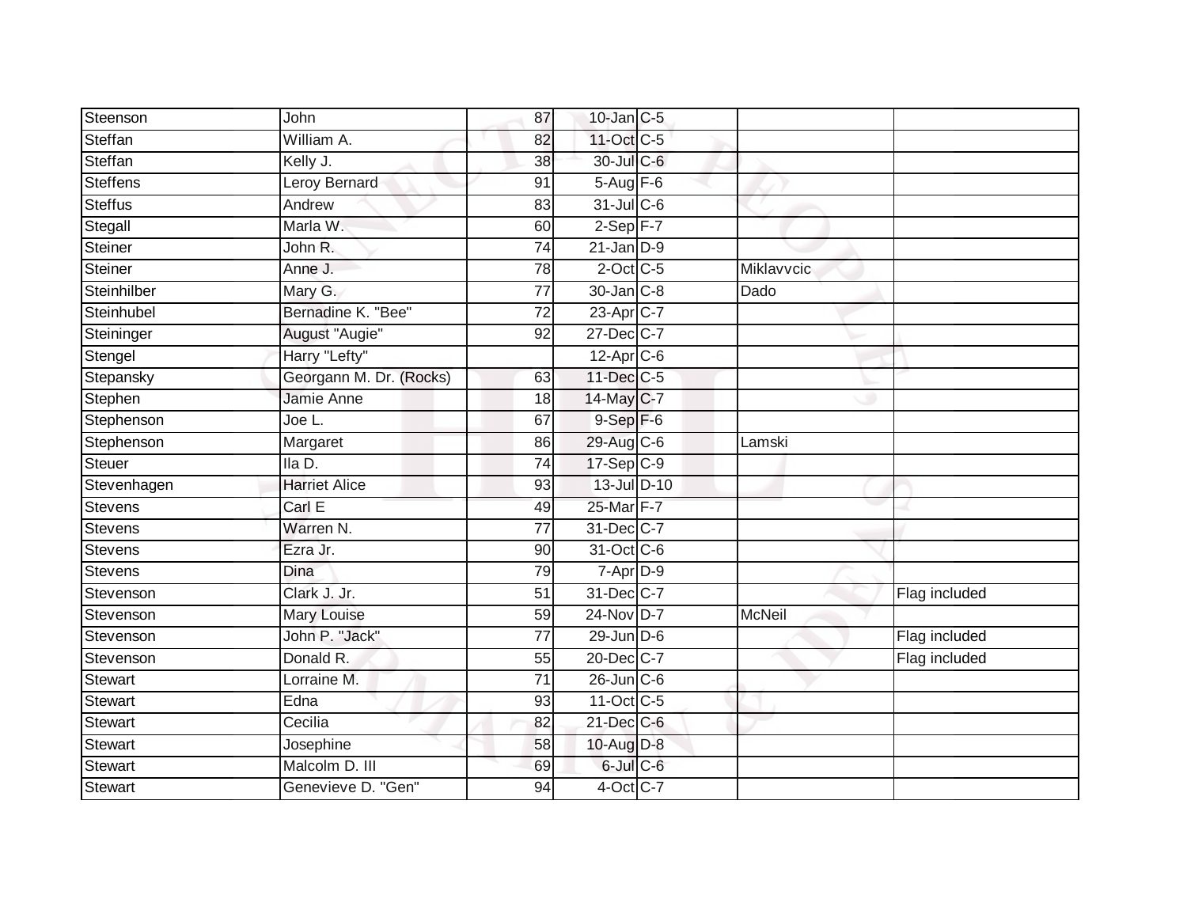| | | | | | | |
|---|---|---|---|---|---|---|
| Steenson | John | 87 | 10-Jan | C-5 | | |
| Steffan | William A. | 82 | 11-Oct | C-5 | | |
| Steffan | Kelly J. | 38 | 30-Jul | C-6 | | |
| Steffens | Leroy Bernard | 91 | 5-Aug | F-6 | | |
| Steffus | Andrew | 83 | 31-Jul | C-6 | | |
| Stegall | Marla W. | 60 | 2-Sep | F-7 | | |
| Steiner | John R. | 74 | 21-Jan | D-9 | | |
| Steiner | Anne J. | 78 | 2-Oct | C-5 | Miklavvcic | |
| Steinhilber | Mary G. | 77 | 30-Jan | C-8 | Dado | |
| Steinhubel | Bernadine K. "Bee" | 72 | 23-Apr | C-7 | | |
| Steininger | August "Augie" | 92 | 27-Dec | C-7 | | |
| Stengel | Harry "Lefty" | | 12-Apr | C-6 | | |
| Stepansky | Georgann M. Dr. (Rocks) | 63 | 11-Dec | C-5 | | |
| Stephen | Jamie Anne | 18 | 14-May | C-7 | | |
| Stephenson | Joe L. | 67 | 9-Sep | F-6 | | |
| Stephenson | Margaret | 86 | 29-Aug | C-6 | Lamski | |
| Steuer | Ila D. | 74 | 17-Sep | C-9 | | |
| Stevenhagen | Harriet Alice | 93 | 13-Jul | D-10 | | |
| Stevens | Carl E | 49 | 25-Mar | F-7 | | |
| Stevens | Warren N. | 77 | 31-Dec | C-7 | | |
| Stevens | Ezra Jr. | 90 | 31-Oct | C-6 | | |
| Stevens | Dina | 79 | 7-Apr | D-9 | | |
| Stevenson | Clark J. Jr. | 51 | 31-Dec | C-7 | | Flag included |
| Stevenson | Mary Louise | 59 | 24-Nov | D-7 | McNeil | |
| Stevenson | John P. "Jack" | 77 | 29-Jun | D-6 | | Flag included |
| Stevenson | Donald R. | 55 | 20-Dec | C-7 | | Flag included |
| Stewart | Lorraine M. | 71 | 26-Jun | C-6 | | |
| Stewart | Edna | 93 | 11-Oct | C-5 | | |
| Stewart | Cecilia | 82 | 21-Dec | C-6 | | |
| Stewart | Josephine | 58 | 10-Aug | D-8 | | |
| Stewart | Malcolm D. III | 69 | 6-Jul | C-6 | | |
| Stewart | Genevieve D. "Gen" | 94 | 4-Oct | C-7 | | |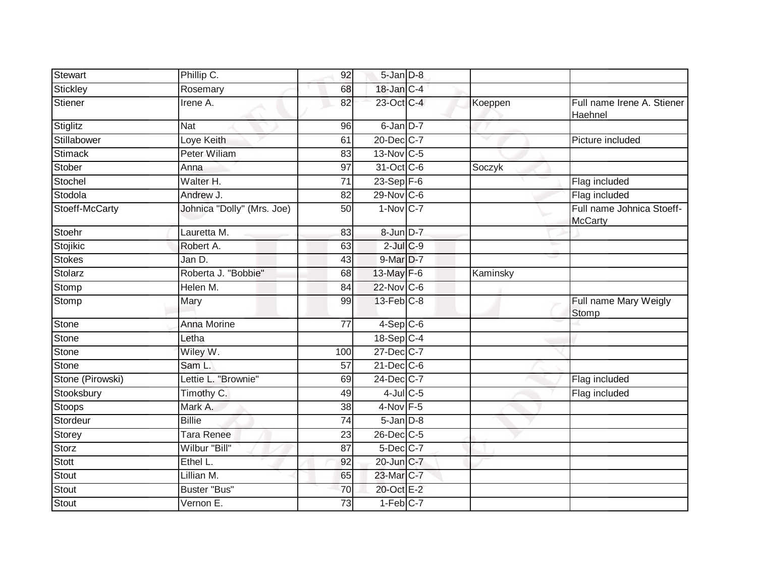| Stewart | Phillip C. | 92 | 5-Jan | D-8 | | |
|---|---|---|---|---|---|---|
| Stickley | Rosemary | 68 | 18-Jan | C-4 | | |
| Stiener | Irene A. | 82 | 23-Oct | C-4 | Koeppen | Full name Irene A. Stiener Haehnel |
| Stiglitz | Nat | 96 | 6-Jan | D-7 | | |
| Stillabower | Loye Keith | 61 | 20-Dec | C-7 | | Picture included |
| Stimack | Peter Wiliam | 83 | 13-Nov | C-5 | | |
| Stober | Anna | 97 | 31-Oct | C-6 | Soczyk | |
| Stochel | Walter H. | 71 | 23-Sep | F-6 | | Flag included |
| Stodola | Andrew J. | 82 | 29-Nov | C-6 | | Flag included |
| Stoeff-McCarty | Johnica "Dolly" (Mrs. Joe) | 50 | 1-Nov | C-7 | | Full name Johnica Stoeff-McCarty |
| Stoehr | Lauretta M. | 83 | 8-Jun | D-7 | | |
| Stojikic | Robert A. | 63 | 2-Jul | C-9 | | |
| Stokes | Jan D. | 43 | 9-Mar | D-7 | | |
| Stolarz | Roberta J. "Bobbie" | 68 | 13-May | F-6 | Kaminsky | |
| Stomp | Helen M. | 84 | 22-Nov | C-6 | | |
| Stomp | Mary | 99 | 13-Feb | C-8 | | Full name Mary Weigly Stomp |
| Stone | Anna Morine | 77 | 4-Sep | C-6 | | |
| Stone | Letha | | 18-Sep | C-4 | | |
| Stone | Wiley W. | 100 | 27-Dec | C-7 | | |
| Stone | Sam L. | 57 | 21-Dec | C-6 | | |
| Stone (Pirowski) | Lettie L. "Brownie" | 69 | 24-Dec | C-7 | | Flag included |
| Stooksbury | Timothy C. | 49 | 4-Jul | C-5 | | Flag included |
| Stoops | Mark A. | 38 | 4-Nov | F-5 | | |
| Stordeur | Billie | 74 | 5-Jan | D-8 | | |
| Storey | Tara Renee | 23 | 26-Dec | C-5 | | |
| Storz | Wilbur "Bill" | 87 | 5-Dec | C-7 | | |
| Stott | Ethel L. | 92 | 20-Jun | C-7 | | |
| Stout | Lillian M. | 65 | 23-Mar | C-7 | | |
| Stout | Buster "Bus" | 70 | 20-Oct | E-2 | | |
| Stout | Vernon E. | 73 | 1-Feb | C-7 | | |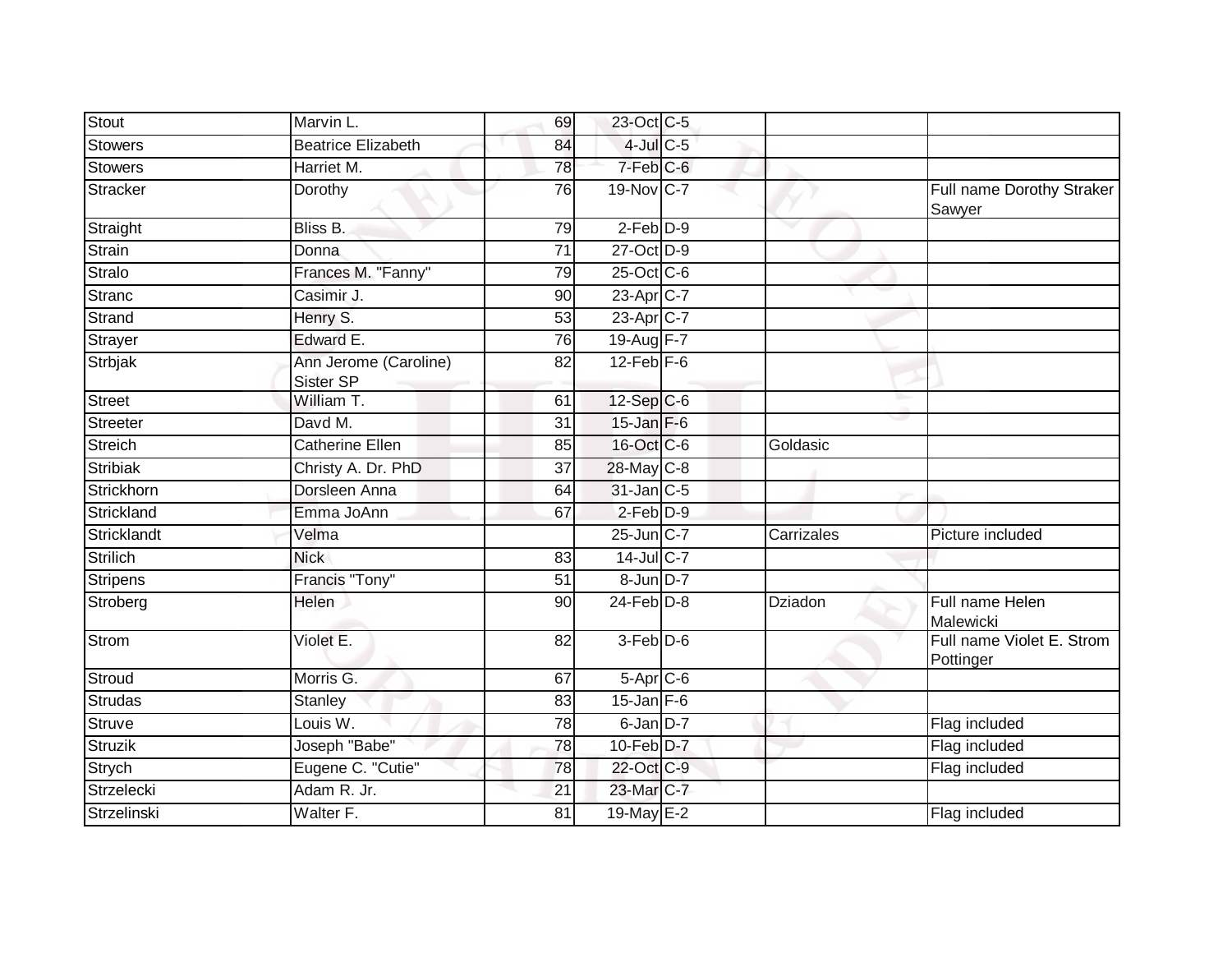| | | | | | | |
|---|---|---|---|---|---|---|
| Stout | Marvin L. | 69 | 23-Oct | C-5 | | |
| Stowers | Beatrice Elizabeth | 84 | 4-Jul | C-5 | | |
| Stowers | Harriet M. | 78 | 7-Feb | C-6 | | |
| Stracker | Dorothy | 76 | 19-Nov | C-7 | | Full name Dorothy Straker Sawyer |
| Straight | Bliss B. | 79 | 2-Feb | D-9 | | |
| Strain | Donna | 71 | 27-Oct | D-9 | | |
| Stralo | Frances M. "Fanny" | 79 | 25-Oct | C-6 | | |
| Stranc | Casimir J. | 90 | 23-Apr | C-7 | | |
| Strand | Henry S. | 53 | 23-Apr | C-7 | | |
| Strayer | Edward E. | 76 | 19-Aug | F-7 | | |
| Strbjak | Ann Jerome (Caroline) Sister SP | 82 | 12-Feb | F-6 | | |
| Street | William T. | 61 | 12-Sep | C-6 | | |
| Streeter | Davd M. | 31 | 15-Jan | F-6 | | |
| Streich | Catherine Ellen | 85 | 16-Oct | C-6 | Goldasic | |
| Stribiak | Christy A. Dr. PhD | 37 | 28-May | C-8 | | |
| Strickhorn | Dorsleen Anna | 64 | 31-Jan | C-5 | | |
| Strickland | Emma JoAnn | 67 | 2-Feb | D-9 | | |
| Stricklandt | Velma | | 25-Jun | C-7 | Carrizales | Picture included |
| Strilich | Nick | 83 | 14-Jul | C-7 | | |
| Stripens | Francis "Tony" | 51 | 8-Jun | D-7 | | |
| Stroberg | Helen | 90 | 24-Feb | D-8 | Dziadon | Full name Helen Malewicki |
| Strom | Violet E. | 82 | 3-Feb | D-6 | | Full name Violet E. Strom Pottinger |
| Stroud | Morris G. | 67 | 5-Apr | C-6 | | |
| Strudas | Stanley | 83 | 15-Jan | F-6 | | |
| Struve | Louis W. | 78 | 6-Jan | D-7 | | Flag included |
| Struzik | Joseph "Babe" | 78 | 10-Feb | D-7 | | Flag included |
| Strych | Eugene C. "Cutie" | 78 | 22-Oct | C-9 | | Flag included |
| Strzelecki | Adam R. Jr. | 21 | 23-Mar | C-7 | | |
| Strzelinski | Walter F. | 81 | 19-May | E-2 | | Flag included |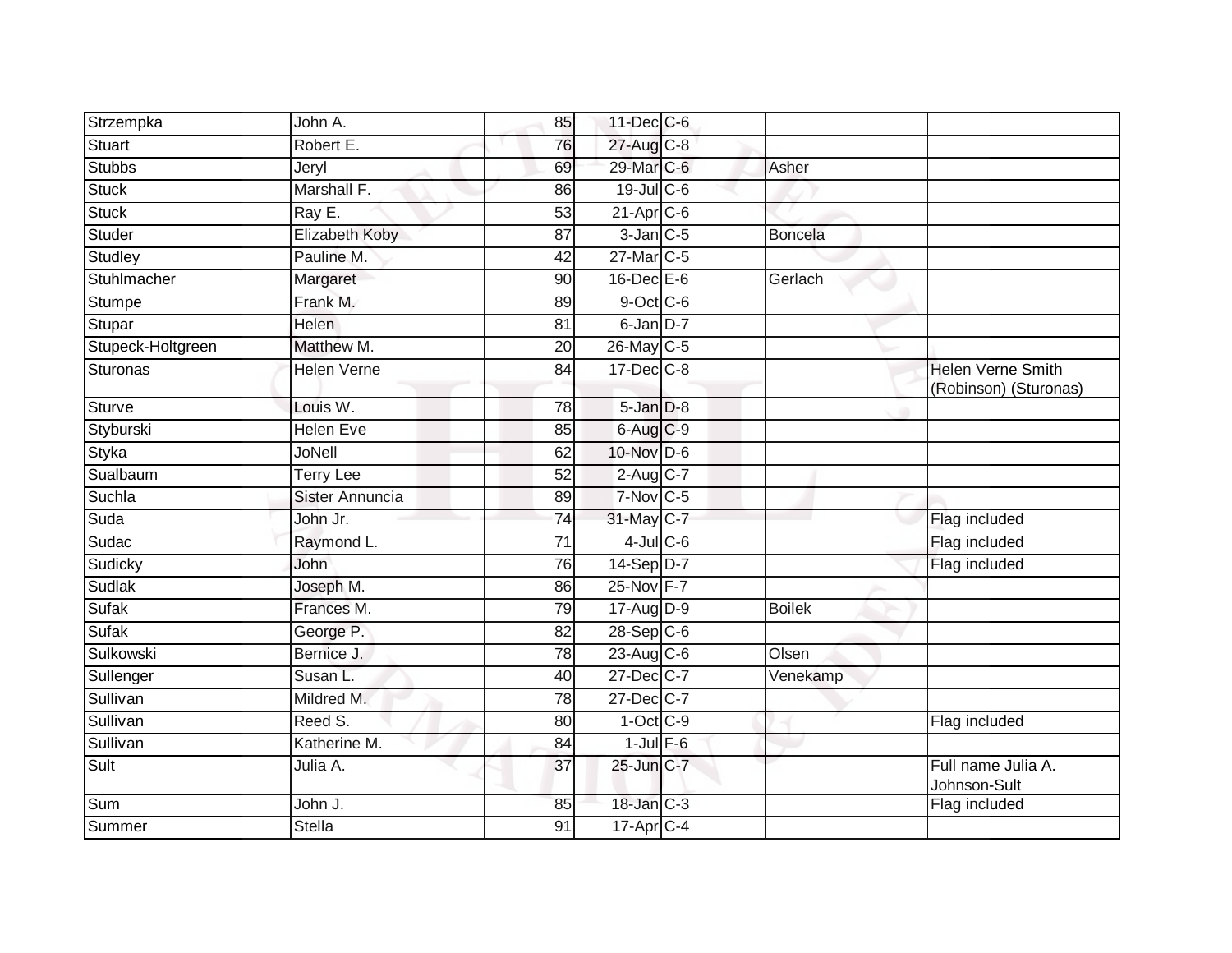| | | | | | | |
|---|---|---|---|---|---|---|
| Strzempka | John A. | 85 | 11-Dec | C-6 | | |
| Stuart | Robert E. | 76 | 27-Aug | C-8 | | |
| Stubbs | Jeryl | 69 | 29-Mar | C-6 | Asher | |
| Stuck | Marshall F. | 86 | 19-Jul | C-6 | | |
| Stuck | Ray E. | 53 | 21-Apr | C-6 | | |
| Studer | Elizabeth Koby | 87 | 3-Jan | C-5 | Boncela | |
| Studley | Pauline M. | 42 | 27-Mar | C-5 | | |
| Stuhlmacher | Margaret | 90 | 16-Dec | E-6 | Gerlach | |
| Stumpe | Frank M. | 89 | 9-Oct | C-6 | | |
| Stupar | Helen | 81 | 6-Jan | D-7 | | |
| Stupeck-Holtgreen | Matthew M. | 20 | 26-May | C-5 | | |
| Sturonas | Helen Verne | 84 | 17-Dec | C-8 | | Helen Verne Smith (Robinson) (Sturonas) |
| Sturve | Louis W. | 78 | 5-Jan | D-8 | | |
| Styburski | Helen Eve | 85 | 6-Aug | C-9 | | |
| Styka | JoNell | 62 | 10-Nov | D-6 | | |
| Sualbaum | Terry Lee | 52 | 2-Aug | C-7 | | |
| Suchla | Sister Annuncia | 89 | 7-Nov | C-5 | | |
| Suda | John Jr. | 74 | 31-May | C-7 | | Flag included |
| Sudac | Raymond L. | 71 | 4-Jul | C-6 | | Flag included |
| Sudicky | John | 76 | 14-Sep | D-7 | | Flag included |
| Sudlak | Joseph M. | 86 | 25-Nov | F-7 | | |
| Sufak | Frances M. | 79 | 17-Aug | D-9 | Boilek | |
| Sufak | George P. | 82 | 28-Sep | C-6 | | |
| Sulkowski | Bernice J. | 78 | 23-Aug | C-6 | Olsen | |
| Sullenger | Susan L. | 40 | 27-Dec | C-7 | Venekamp | |
| Sullivan | Mildred M. | 78 | 27-Dec | C-7 | | |
| Sullivan | Reed S. | 80 | 1-Oct | C-9 | | Flag included |
| Sullivan | Katherine M. | 84 | 1-Jul | F-6 | | |
| Sult | Julia A. | 37 | 25-Jun | C-7 | | Full name Julia A. Johnson-Sult |
| Sum | John J. | 85 | 18-Jan | C-3 | | Flag included |
| Summer | Stella | 91 | 17-Apr | C-4 | | |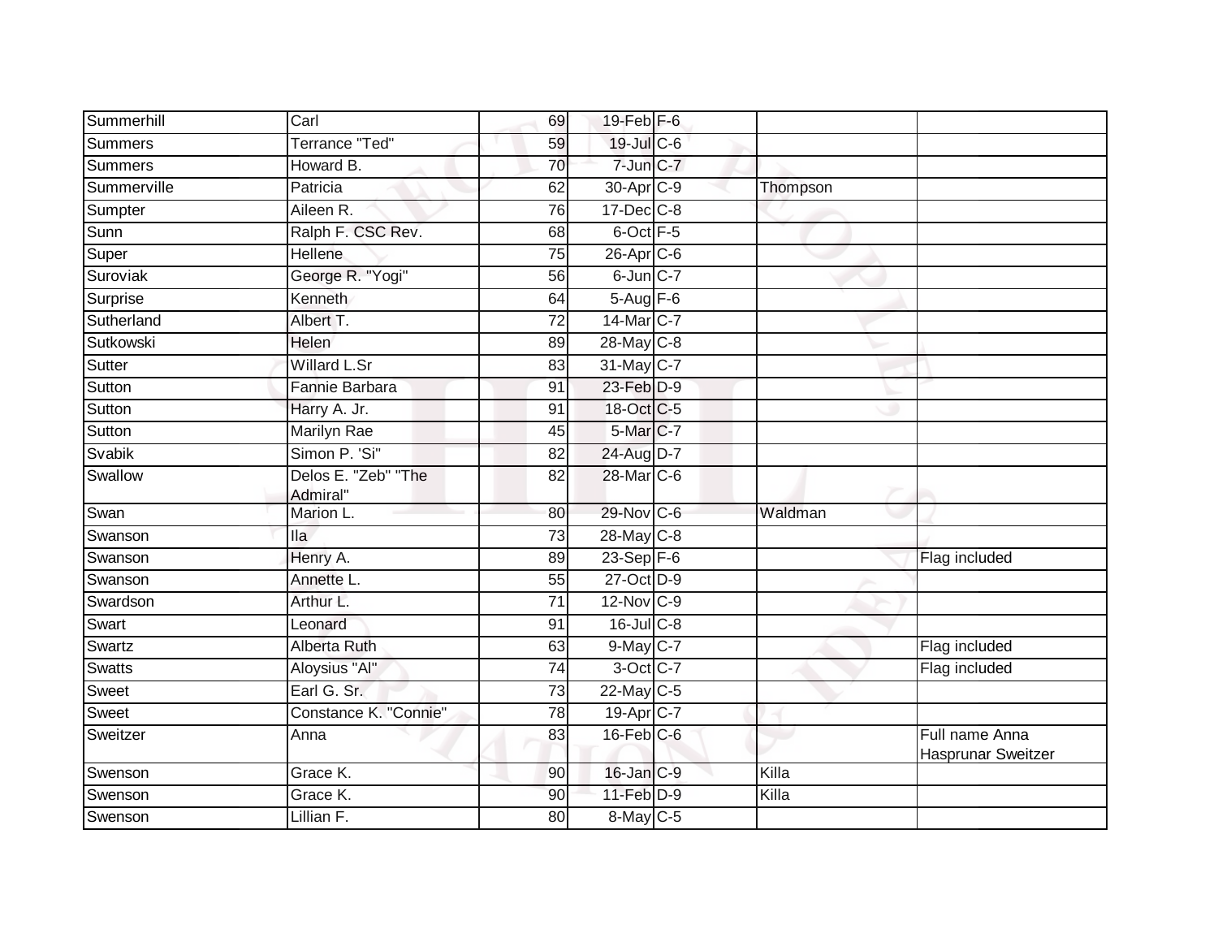| Summerhill | Carl | 69 | 19-Feb | F-6 | | |
|---|---|---|---|---|---|---|
| Summers | Terrance "Ted" | 59 | 19-Jul | C-6 | | |
| Summers | Howard B. | 70 | 7-Jun | C-7 | | |
| Summerville | Patricia | 62 | 30-Apr | C-9 | Thompson | |
| Sumpter | Aileen R. | 76 | 17-Dec | C-8 | | |
| Sunn | Ralph F. CSC Rev. | 68 | 6-Oct | F-5 | | |
| Super | Hellene | 75 | 26-Apr | C-6 | | |
| Suroviak | George R. "Yogi" | 56 | 6-Jun | C-7 | | |
| Surprise | Kenneth | 64 | 5-Aug | F-6 | | |
| Sutherland | Albert T. | 72 | 14-Mar | C-7 | | |
| Sutkowski | Helen | 89 | 28-May | C-8 | | |
| Sutter | Willard L.Sr | 83 | 31-May | C-7 | | |
| Sutton | Fannie Barbara | 91 | 23-Feb | D-9 | | |
| Sutton | Harry A. Jr. | 91 | 18-Oct | C-5 | | |
| Sutton | Marilyn Rae | 45 | 5-Mar | C-7 | | |
| Svabik | Simon P. 'Si" | 82 | 24-Aug | D-7 | | |
| Swallow | Delos E. "Zeb" "The Admiral" | 82 | 28-Mar | C-6 | | |
| Swan | Marion L. | 80 | 29-Nov | C-6 | Waldman | |
| Swanson | Ila | 73 | 28-May | C-8 | | |
| Swanson | Henry A. | 89 | 23-Sep | F-6 | | Flag included |
| Swanson | Annette L. | 55 | 27-Oct | D-9 | | |
| Swardson | Arthur L. | 71 | 12-Nov | C-9 | | |
| Swart | Leonard | 91 | 16-Jul | C-8 | | |
| Swartz | Alberta Ruth | 63 | 9-May | C-7 | | Flag included |
| Swatts | Aloysius "Al" | 74 | 3-Oct | C-7 | | Flag included |
| Sweet | Earl G. Sr. | 73 | 22-May | C-5 | | |
| Sweet | Constance K. "Connie" | 78 | 19-Apr | C-7 | | |
| Sweitzer | Anna | 83 | 16-Feb | C-6 | | Full name Anna Hasprunar Sweitzer |
| Swenson | Grace K. | 90 | 16-Jan | C-9 | Killa | |
| Swenson | Grace K. | 90 | 11-Feb | D-9 | Killa | |
| Swenson | Lillian F. | 80 | 8-May | C-5 | | |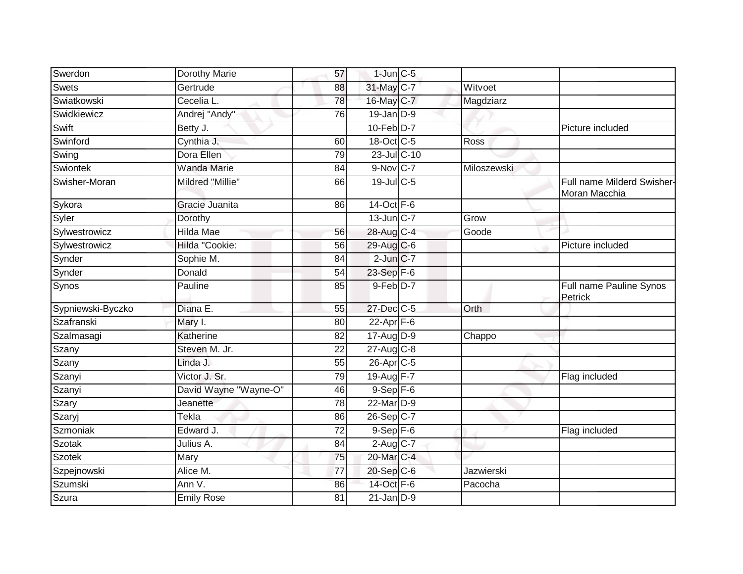| | | | | | | |
|---|---|---|---|---|---|---|
| Swerdon | Dorothy Marie | 57 | 1-Jun | C-5 | | |
| Swets | Gertrude | 88 | 31-May | C-7 | Witvoet | |
| Swiatkowski | Cecelia L. | 78 | 16-May | C-7 | Magdziarz | |
| Swidkiewicz | Andrej "Andy" | 76 | 19-Jan | D-9 | | |
| Swift | Betty J. | | 10-Feb | D-7 | | Picture included |
| Swinford | Cynthia J. | 60 | 18-Oct | C-5 | Ross | |
| Swing | Dora Ellen | 79 | 23-Jul | C-10 | | |
| Swiontek | Wanda Marie | 84 | 9-Nov | C-7 | Miloszewski | |
| Swisher-Moran | Mildred "Millie" | 66 | 19-Jul | C-5 | | Full name Milderd Swisher-Moran Macchia |
| Sykora | Gracie Juanita | 86 | 14-Oct | F-6 | | |
| Syler | Dorothy | | 13-Jun | C-7 | Grow | |
| Sylwestrowicz | Hilda Mae | 56 | 28-Aug | C-4 | Goode | |
| Sylwestrowicz | Hilda "Cookie: | 56 | 29-Aug | C-6 | | Picture included |
| Synder | Sophie M. | 84 | 2-Jun | C-7 | | |
| Synder | Donald | 54 | 23-Sep | F-6 | | |
| Synos | Pauline | 85 | 9-Feb | D-7 | | Full name Pauline Synos Petrick |
| Sypniewski-Byczko | Diana E. | 55 | 27-Dec | C-5 | Orth | |
| Szafranski | Mary I. | 80 | 22-Apr | F-6 | | |
| Szalmasagi | Katherine | 82 | 17-Aug | D-9 | Chappo | |
| Szany | Steven M. Jr. | 22 | 27-Aug | C-8 | | |
| Szany | Linda J. | 55 | 26-Apr | C-5 | | |
| Szanyi | Victor J. Sr. | 79 | 19-Aug | F-7 | | Flag included |
| Szanyi | David Wayne "Wayne-O" | 46 | 9-Sep | F-6 | | |
| Szary | Jeanette | 78 | 22-Mar | D-9 | | |
| Szaryj | Tekla | 86 | 26-Sep | C-7 | | |
| Szmoniak | Edward J. | 72 | 9-Sep | F-6 | | Flag included |
| Szotak | Julius A. | 84 | 2-Aug | C-7 | | |
| Szotek | Mary | 75 | 20-Mar | C-4 | | |
| Szpejnowski | Alice M. | 77 | 20-Sep | C-6 | Jazwierski | |
| Szumski | Ann V. | 86 | 14-Oct | F-6 | Pacocha | |
| Szura | Emily Rose | 81 | 21-Jan | D-9 | | |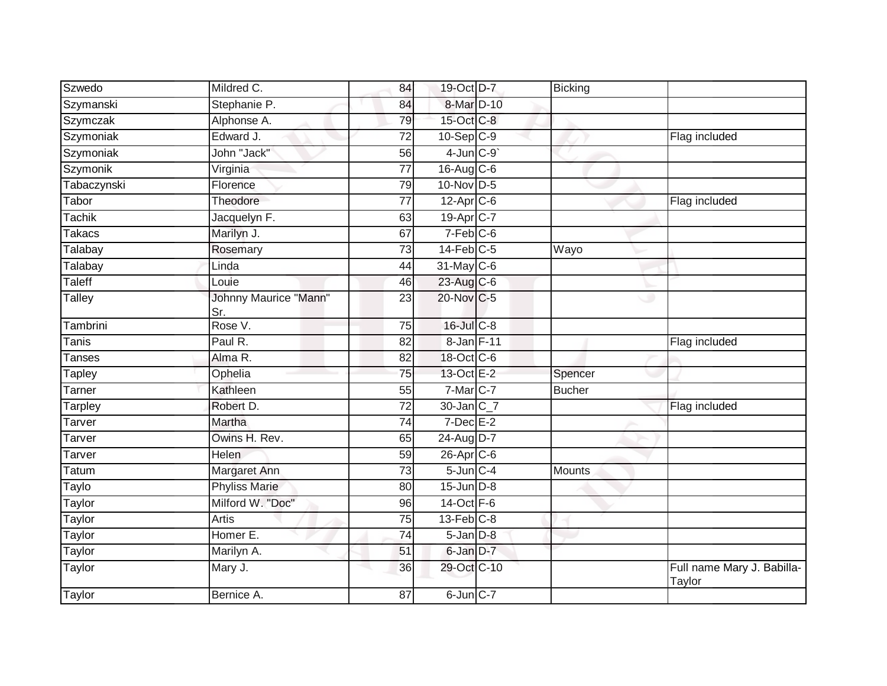| | | | | | | |
|---|---|---|---|---|---|---|
| Szwedo | Mildred C. | 84 | 19-Oct | D-7 | Bicking | |
| Szymanski | Stephanie P. | 84 | 8-Mar | D-10 | | |
| Szymczak | Alphonse A. | 79 | 15-Oct | C-8 | | |
| Szymoniak | Edward J. | 72 | 10-Sep | C-9 | | Flag included |
| Szymoniak | John "Jack" | 56 | 4-Jun | C-9` | | |
| Szymonik | Virginia | 77 | 16-Aug | C-6 | | |
| Tabaczynski | Florence | 79 | 10-Nov | D-5 | | |
| Tabor | Theodore | 77 | 12-Apr | C-6 | | Flag included |
| Tachik | Jacquelyn F. | 63 | 19-Apr | C-7 | | |
| Takacs | Marilyn J. | 67 | 7-Feb | C-6 | | |
| Talabay | Rosemary | 73 | 14-Feb | C-5 | Wayo | |
| Talabay | Linda | 44 | 31-May | C-6 | | |
| Taleff | Louie | 46 | 23-Aug | C-6 | | |
| Talley | Johnny Maurice "Mann" Sr. | 23 | 20-Nov | C-5 | | |
| Tambrini | Rose V. | 75 | 16-Jul | C-8 | | |
| Tanis | Paul R. | 82 | 8-Jan | F-11 | | Flag included |
| Tanses | Alma R. | 82 | 18-Oct | C-6 | | |
| Tapley | Ophelia | 75 | 13-Oct | E-2 | Spencer | |
| Tarner | Kathleen | 55 | 7-Mar | C-7 | Bucher | |
| Tarpley | Robert D. | 72 | 30-Jan | C_7 | | Flag included |
| Tarver | Martha | 74 | 7-Dec | E-2 | | |
| Tarver | Owins H. Rev. | 65 | 24-Aug | D-7 | | |
| Tarver | Helen | 59 | 26-Apr | C-6 | | |
| Tatum | Margaret Ann | 73 | 5-Jun | C-4 | Mounts | |
| Taylo | Phyliss Marie | 80 | 15-Jun | D-8 | | |
| Taylor | Milford W. "Doc" | 96 | 14-Oct | F-6 | | |
| Taylor | Artis | 75 | 13-Feb | C-8 | | |
| Taylor | Homer E. | 74 | 5-Jan | D-8 | | |
| Taylor | Marilyn A. | 51 | 6-Jan | D-7 | | |
| Taylor | Mary J. | 36 | 29-Oct | C-10 | | Full name Mary J. Babilla-Taylor |
| Taylor | Bernice A. | 87 | 6-Jun | C-7 | | |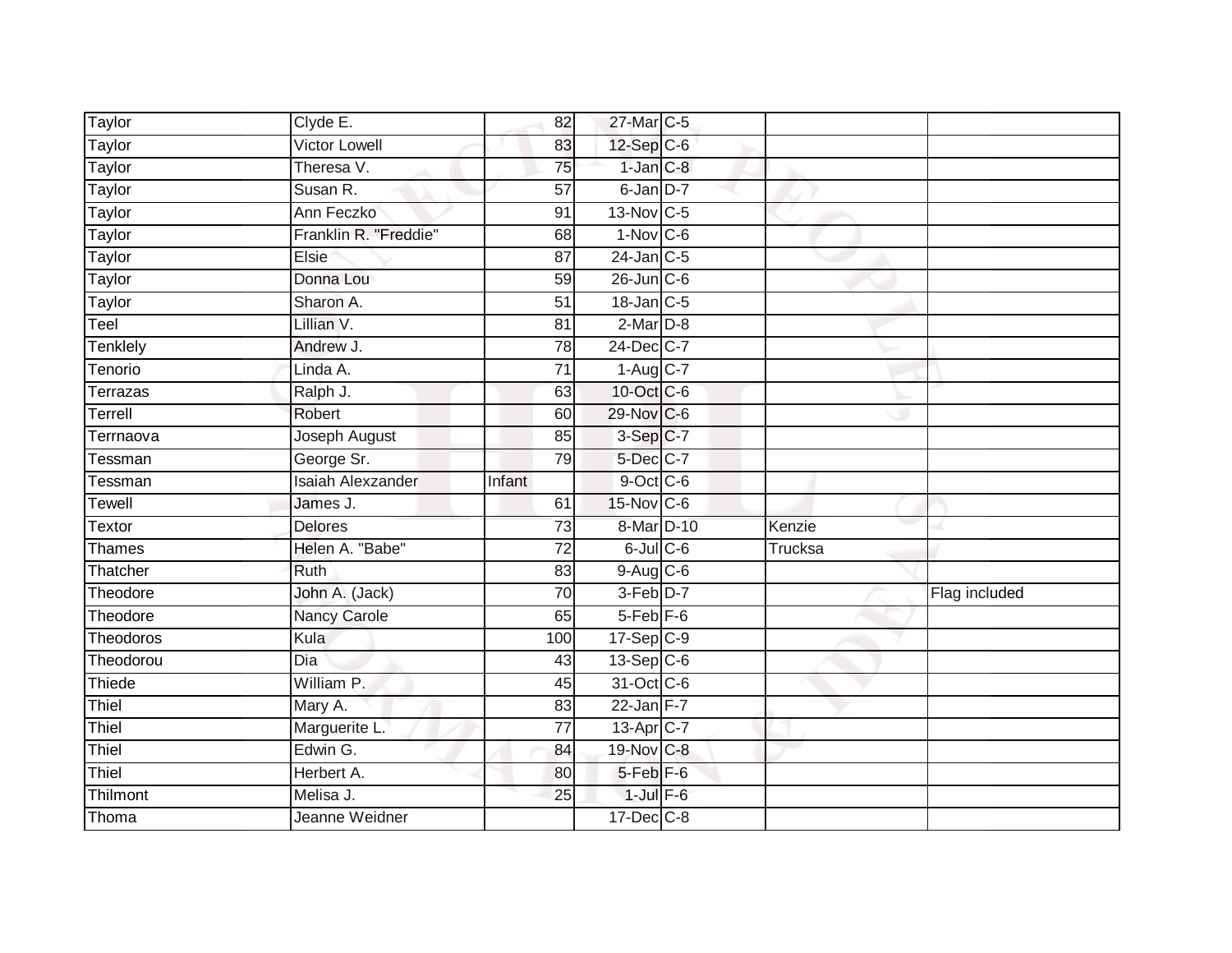| | | | | | | |
|---|---|---|---|---|---|---|
| Taylor | Clyde E. | 82 | 27-Mar | C-5 | | |
| Taylor | Victor Lowell | 83 | 12-Sep | C-6 | | |
| Taylor | Theresa V. | 75 | 1-Jan | C-8 | | |
| Taylor | Susan R. | 57 | 6-Jan | D-7 | | |
| Taylor | Ann Feczko | 91 | 13-Nov | C-5 | | |
| Taylor | Franklin R. "Freddie" | 68 | 1-Nov | C-6 | | |
| Taylor | Elsie | 87 | 24-Jan | C-5 | | |
| Taylor | Donna Lou | 59 | 26-Jun | C-6 | | |
| Taylor | Sharon A. | 51 | 18-Jan | C-5 | | |
| Teel | Lillian V. | 81 | 2-Mar | D-8 | | |
| Tenklely | Andrew J. | 78 | 24-Dec | C-7 | | |
| Tenorio | Linda A. | 71 | 1-Aug | C-7 | | |
| Terrazas | Ralph J. | 63 | 10-Oct | C-6 | | |
| Terrell | Robert | 60 | 29-Nov | C-6 | | |
| Terrnaova | Joseph August | 85 | 3-Sep | C-7 | | |
| Tessman | George Sr. | 79 | 5-Dec | C-7 | | |
| Tessman | Isaiah Alexzander | Infant | 9-Oct | C-6 | | |
| Tewell | James J. | 61 | 15-Nov | C-6 | | |
| Textor | Delores | 73 | 8-Mar | D-10 | Kenzie | |
| Thames | Helen A. "Babe" | 72 | 6-Jul | C-6 | Trucksa | |
| Thatcher | Ruth | 83 | 9-Aug | C-6 | | |
| Theodore | John A. (Jack) | 70 | 3-Feb | D-7 | | Flag included |
| Theodore | Nancy Carole | 65 | 5-Feb | F-6 | | |
| Theodoros | Kula | 100 | 17-Sep | C-9 | | |
| Theodorou | Dia | 43 | 13-Sep | C-6 | | |
| Thiede | William P. | 45 | 31-Oct | C-6 | | |
| Thiel | Mary A. | 83 | 22-Jan | F-7 | | |
| Thiel | Marguerite L. | 77 | 13-Apr | C-7 | | |
| Thiel | Edwin G. | 84 | 19-Nov | C-8 | | |
| Thiel | Herbert A. | 80 | 5-Feb | F-6 | | |
| Thilmont | Melisa J. | 25 | 1-Jul | F-6 | | |
| Thoma | Jeanne Weidner | | 17-Dec | C-8 | | |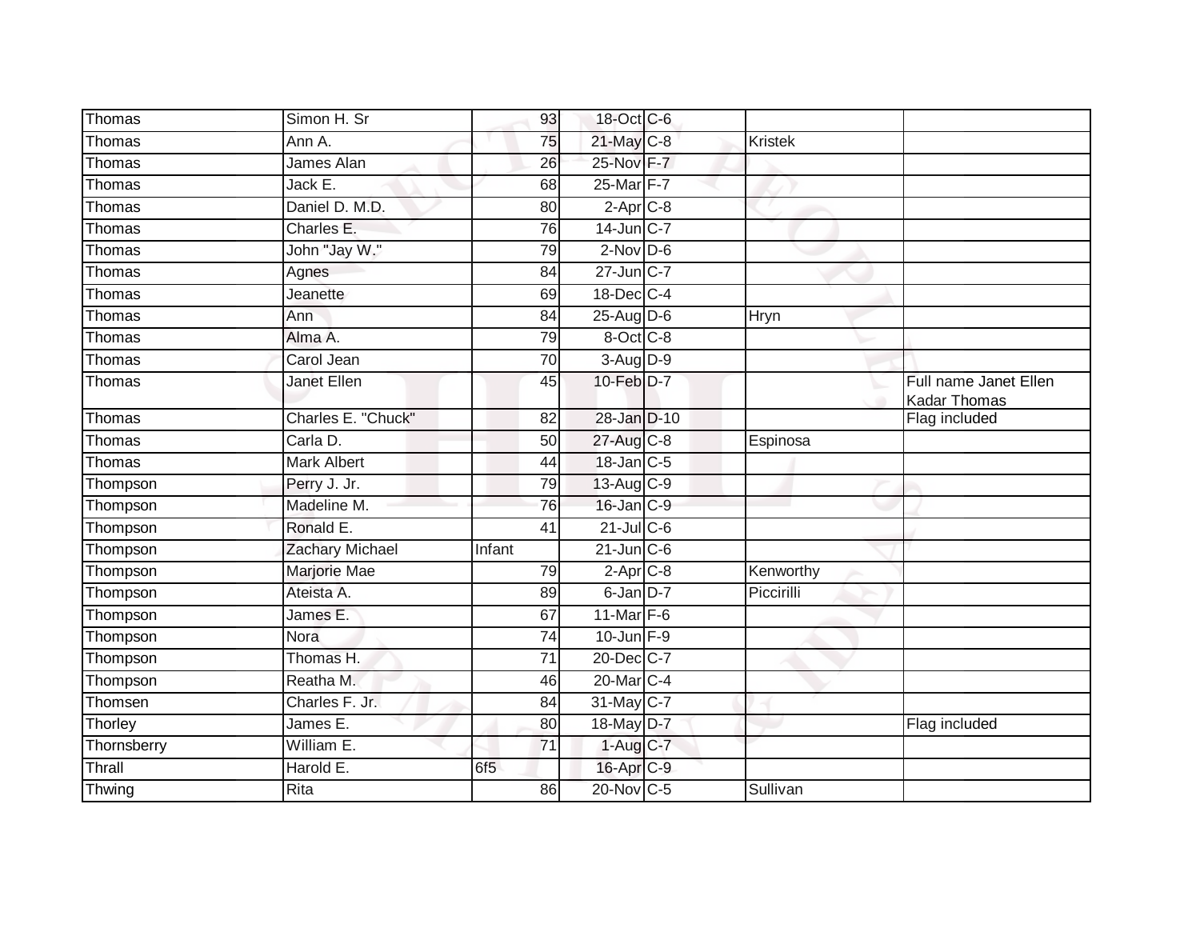| Thomas | Simon H. Sr | 93 | 18-Oct | C-6 | | |
|---|---|---|---|---|---|---|
| Thomas | Ann A. | 75 | 21-May | C-8 | Kristek | |
| Thomas | James Alan | 26 | 25-Nov | F-7 | | |
| Thomas | Jack E. | 68 | 25-Mar | F-7 | | |
| Thomas | Daniel D. M.D. | 80 | 2-Apr | C-8 | | |
| Thomas | Charles E. | 76 | 14-Jun | C-7 | | |
| Thomas | John "Jay W." | 79 | 2-Nov | D-6 | | |
| Thomas | Agnes | 84 | 27-Jun | C-7 | | |
| Thomas | Jeanette | 69 | 18-Dec | C-4 | | |
| Thomas | Ann | 84 | 25-Aug | D-6 | Hryn | |
| Thomas | Alma A. | 79 | 8-Oct | C-8 | | |
| Thomas | Carol Jean | 70 | 3-Aug | D-9 | | |
| Thomas | Janet Ellen | 45 | 10-Feb | D-7 | | Full name Janet Ellen Kadar Thomas |
| Thomas | Charles E. "Chuck" | 82 | 28-Jan | D-10 | | Flag included |
| Thomas | Carla D. | 50 | 27-Aug | C-8 | Espinosa | |
| Thomas | Mark Albert | 44 | 18-Jan | C-5 | | |
| Thompson | Perry J. Jr. | 79 | 13-Aug | C-9 | | |
| Thompson | Madeline M. | 76 | 16-Jan | C-9 | | |
| Thompson | Ronald E. | 41 | 21-Jul | C-6 | | |
| Thompson | Zachary Michael | Infant | 21-Jun | C-6 | | |
| Thompson | Marjorie Mae | 79 | 2-Apr | C-8 | Kenworthy | |
| Thompson | Ateista A. | 89 | 6-Jan | D-7 | Piccirilli | |
| Thompson | James E. | 67 | 11-Mar | F-6 | | |
| Thompson | Nora | 74 | 10-Jun | F-9 | | |
| Thompson | Thomas H. | 71 | 20-Dec | C-7 | | |
| Thompson | Reatha M. | 46 | 20-Mar | C-4 | | |
| Thomsen | Charles F. Jr. | 84 | 31-May | C-7 | | |
| Thorley | James E. | 80 | 18-May | D-7 | | Flag included |
| Thornsberry | William E. | 71 | 1-Aug | C-7 | | |
| Thrall | Harold E. | 6f5 | 16-Apr | C-9 | | |
| Thwing | Rita | 86 | 20-Nov | C-5 | Sullivan | |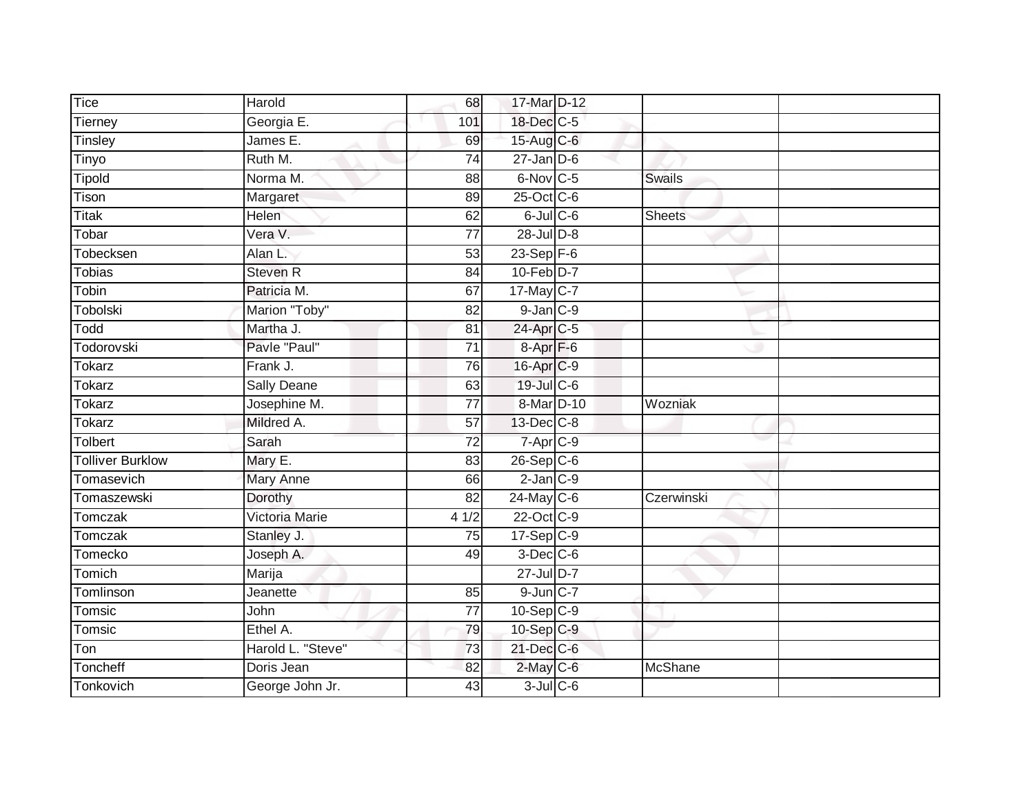| Tice | Harold | 68 | 17-Mar | D-12 | | |
|---|---|---|---|---|---|---|
| Tierney | Georgia E. | 101 | 18-Dec | C-5 | | |
| Tinsley | James E. | 69 | 15-Aug | C-6 | | |
| Tinyo | Ruth M. | 74 | 27-Jan | D-6 | | |
| Tipold | Norma M. | 88 | 6-Nov | C-5 | Swails | |
| Tison | Margaret | 89 | 25-Oct | C-6 | | |
| Titak | Helen | 62 | 6-Jul | C-6 | Sheets | |
| Tobar | Vera V. | 77 | 28-Jul | D-8 | | |
| Tobecksen | Alan L. | 53 | 23-Sep | F-6 | | |
| Tobias | Steven R | 84 | 10-Feb | D-7 | | |
| Tobin | Patricia M. | 67 | 17-May | C-7 | | |
| Tobolski | Marion "Toby" | 82 | 9-Jan | C-9 | | |
| Todd | Martha J. | 81 | 24-Apr | C-5 | | |
| Todorovski | Pavle "Paul" | 71 | 8-Apr | F-6 | | |
| Tokarz | Frank J. | 76 | 16-Apr | C-9 | | |
| Tokarz | Sally Deane | 63 | 19-Jul | C-6 | | |
| Tokarz | Josephine M. | 77 | 8-Mar | D-10 | Wozniak | |
| Tokarz | Mildred A. | 57 | 13-Dec | C-8 | | |
| Tolbert | Sarah | 72 | 7-Apr | C-9 | | |
| Tolliver Burklow | Mary E. | 83 | 26-Sep | C-6 | | |
| Tomasevich | Mary Anne | 66 | 2-Jan | C-9 | | |
| Tomaszewski | Dorothy | 82 | 24-May | C-6 | Czerwinski | |
| Tomczak | Victoria Marie | 4 1/2 | 22-Oct | C-9 | | |
| Tomczak | Stanley J. | 75 | 17-Sep | C-9 | | |
| Tomecko | Joseph A. | 49 | 3-Dec | C-6 | | |
| Tomich | Marija | | 27-Jul | D-7 | | |
| Tomlinson | Jeanette | 85 | 9-Jun | C-7 | | |
| Tomsic | John | 77 | 10-Sep | C-9 | | |
| Tomsic | Ethel A. | 79 | 10-Sep | C-9 | | |
| Ton | Harold L. "Steve" | 73 | 21-Dec | C-6 | | |
| Toncheff | Doris Jean | 82 | 2-May | C-6 | McShane | |
| Tonkovich | George John Jr. | 43 | 3-Jul | C-6 | | |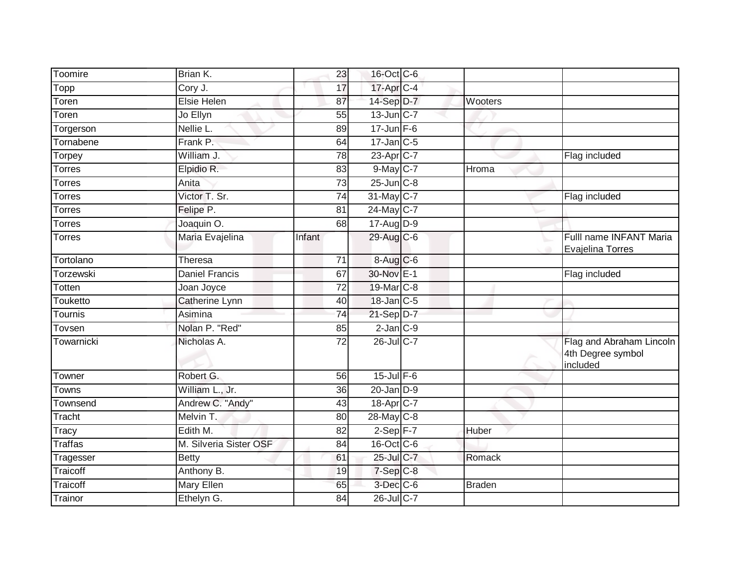| | | | | | | |
|---|---|---|---|---|---|---|
| Toomire | Brian K. | 23 | 16-Oct | C-6 | | |
| Topp | Cory J. | 17 | 17-Apr | C-4 | | |
| Toren | Elsie Helen | 87 | 14-Sep | D-7 | Wooters | |
| Toren | Jo Ellyn | 55 | 13-Jun | C-7 | | |
| Torgerson | Nellie L. | 89 | 17-Jun | F-6 | | |
| Tornabene | Frank P. | 64 | 17-Jan | C-5 | | |
| Torpey | William J. | 78 | 23-Apr | C-7 | | Flag included |
| Torres | Elpidio R. | 83 | 9-May | C-7 | Hroma | |
| Torres | Anita | 73 | 25-Jun | C-8 | | |
| Torres | Victor T. Sr. | 74 | 31-May | C-7 | | Flag included |
| Torres | Felipe P. | 81 | 24-May | C-7 | | |
| Torres | Joaquin O. | 68 | 17-Aug | D-9 | | |
| Torres | Maria Evajelina | Infant | 29-Aug | C-6 | | Fulll name INFANT Maria Evajelina Torres |
| Tortolano | Theresa | 71 | 8-Aug | C-6 | | |
| Torzewski | Daniel Francis | 67 | 30-Nov | E-1 | | Flag included |
| Totten | Joan Joyce | 72 | 19-Mar | C-8 | | |
| Touketto | Catherine Lynn | 40 | 18-Jan | C-5 | | |
| Tournis | Asimina | 74 | 21-Sep | D-7 | | |
| Tovsen | Nolan P. "Red" | 85 | 2-Jan | C-9 | | |
| Towarnicki | Nicholas A. | 72 | 26-Jul | C-7 | | Flag and Abraham Lincoln 4th Degree symbol included |
| Towner | Robert G. | 56 | 15-Jul | F-6 | | |
| Towns | William L., Jr. | 36 | 20-Jan | D-9 | | |
| Townsend | Andrew C. "Andy" | 43 | 18-Apr | C-7 | | |
| Tracht | Melvin T. | 80 | 28-May | C-8 | | |
| Tracy | Edith M. | 82 | 2-Sep | F-7 | Huber | |
| Traffas | M. Silveria Sister OSF | 84 | 16-Oct | C-6 | | |
| Tragesser | Betty | 61 | 25-Jul | C-7 | Romack | |
| Traicoff | Anthony B. | 19 | 7-Sep | C-8 | | |
| Traicoff | Mary Ellen | 65 | 3-Dec | C-6 | Braden | |
| Trainor | Ethelyn G. | 84 | 26-Jul | C-7 | | |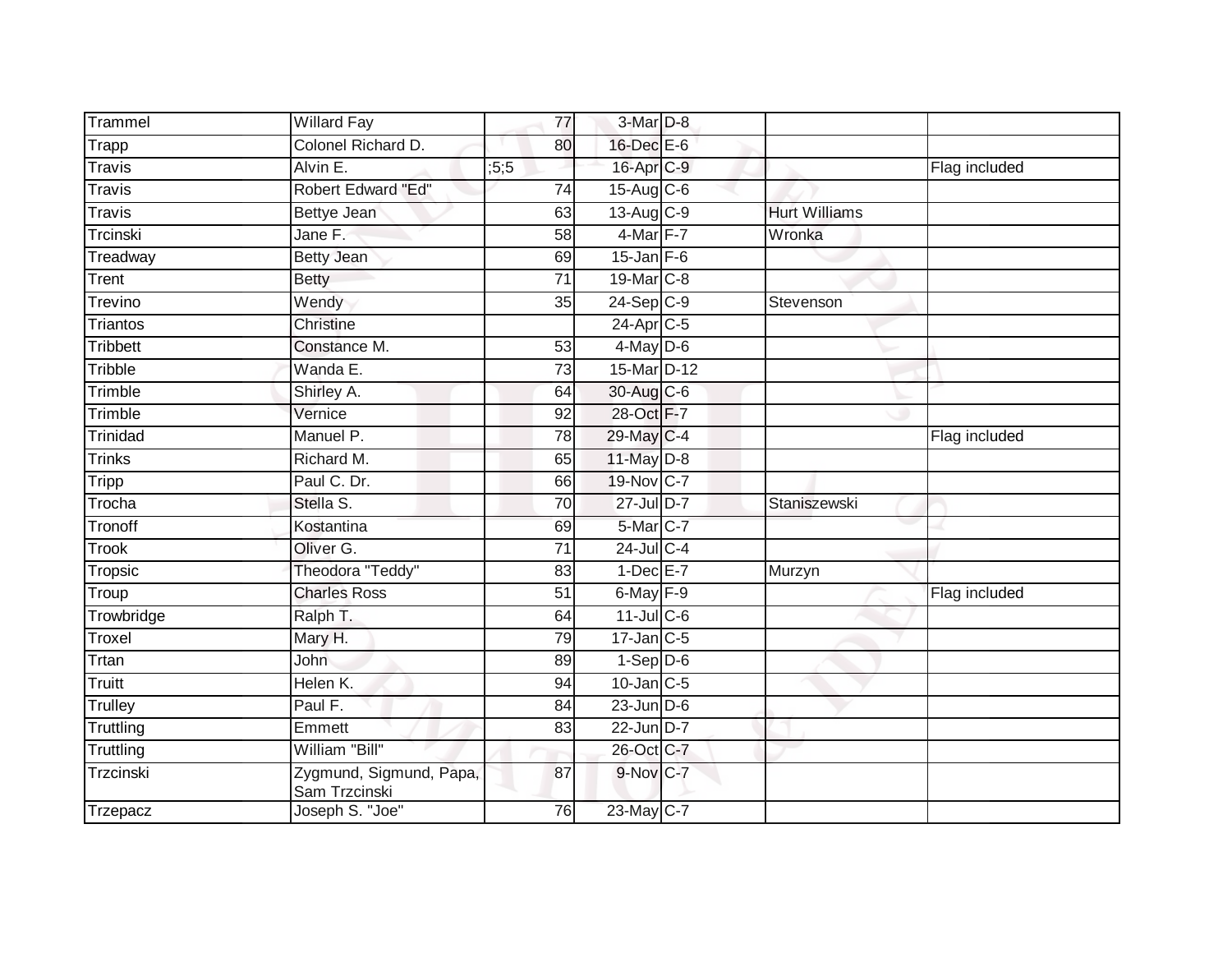| | | | | | | |
|---|---|---|---|---|---|---|
| Trammel | Willard Fay | 77 | 3-Mar | D-8 | | |
| Trapp | Colonel Richard D. | 80 | 16-Dec | E-6 | | |
| Travis | Alvin E. | ;5;5 | 16-Apr | C-9 | | Flag included |
| Travis | Robert Edward "Ed" | 74 | 15-Aug | C-6 | | |
| Travis | Bettye Jean | 63 | 13-Aug | C-9 | Hurt Williams | |
| Trcinski | Jane F. | 58 | 4-Mar | F-7 | Wronka | |
| Treadway | Betty Jean | 69 | 15-Jan | F-6 | | |
| Trent | Betty | 71 | 19-Mar | C-8 | | |
| Trevino | Wendy | 35 | 24-Sep | C-9 | Stevenson | |
| Triantos | Christine | | 24-Apr | C-5 | | |
| Tribbett | Constance M. | 53 | 4-May | D-6 | | |
| Tribble | Wanda E. | 73 | 15-Mar | D-12 | | |
| Trimble | Shirley A. | 64 | 30-Aug | C-6 | | |
| Trimble | Vernice | 92 | 28-Oct | F-7 | | |
| Trinidad | Manuel P. | 78 | 29-May | C-4 | | Flag included |
| Trinks | Richard M. | 65 | 11-May | D-8 | | |
| Tripp | Paul C. Dr. | 66 | 19-Nov | C-7 | | |
| Trocha | Stella S. | 70 | 27-Jul | D-7 | Staniszewski | |
| Tronoff | Kostantina | 69 | 5-Mar | C-7 | | |
| Trook | Oliver G. | 71 | 24-Jul | C-4 | | |
| Tropsic | Theodora "Teddy" | 83 | 1-Dec | E-7 | Murzyn | |
| Troup | Charles Ross | 51 | 6-May | F-9 | | Flag included |
| Trowbridge | Ralph T. | 64 | 11-Jul | C-6 | | |
| Troxel | Mary H. | 79 | 17-Jan | C-5 | | |
| Trtan | John | 89 | 1-Sep | D-6 | | |
| Truitt | Helen K. | 94 | 10-Jan | C-5 | | |
| Trulley | Paul F. | 84 | 23-Jun | D-6 | | |
| Truttling | Emmett | 83 | 22-Jun | D-7 | | |
| Truttling | William "Bill" | | 26-Oct | C-7 | | |
| Trzcinski | Zygmund, Sigmund, Papa, Sam Trzcinski | 87 | 9-Nov | C-7 | | |
| Trzepacz | Joseph S. "Joe" | 76 | 23-May | C-7 | | |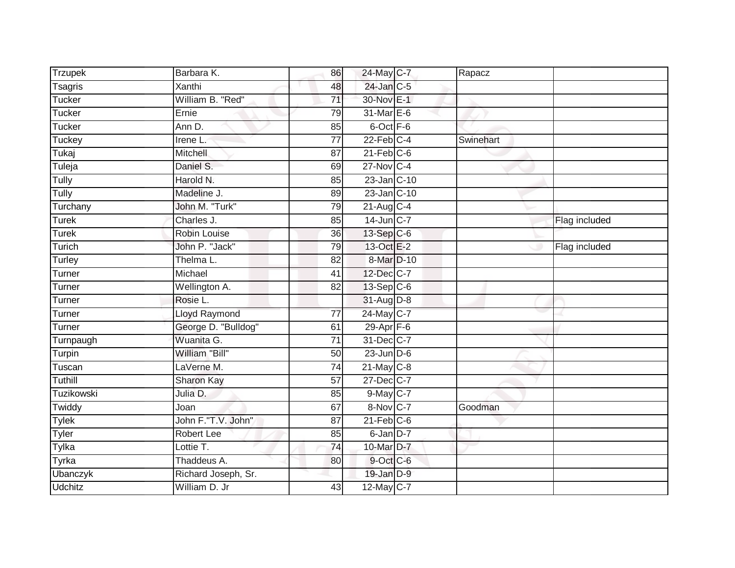| | | | | | | |
|---|---|---|---|---|---|---|
| Trzupek | Barbara K. | 86 | 24-May | C-7 | Rapacz | |
| Tsagris | Xanthi | 48 | 24-Jan | C-5 | | |
| Tucker | William B. "Red" | 71 | 30-Nov | E-1 | | |
| Tucker | Ernie | 79 | 31-Mar | E-6 | | |
| Tucker | Ann D. | 85 | 6-Oct | F-6 | | |
| Tuckey | Irene L. | 77 | 22-Feb | C-4 | Swinehart | |
| Tukaj | Mitchell | 87 | 21-Feb | C-6 | | |
| Tuleja | Daniel S. | 69 | 27-Nov | C-4 | | |
| Tully | Harold N. | 85 | 23-Jan | C-10 | | |
| Tully | Madeline J. | 89 | 23-Jan | C-10 | | |
| Turchany | John M. "Turk" | 79 | 21-Aug | C-4 | | |
| Turek | Charles J. | 85 | 14-Jun | C-7 | | Flag included |
| Turek | Robin Louise | 36 | 13-Sep | C-6 | | |
| Turich | John P. "Jack" | 79 | 13-Oct | E-2 | | Flag included |
| Turley | Thelma L. | 82 | 8-Mar | D-10 | | |
| Turner | Michael | 41 | 12-Dec | C-7 | | |
| Turner | Wellington A. | 82 | 13-Sep | C-6 | | |
| Turner | Rosie L. | | 31-Aug | D-8 | | |
| Turner | Lloyd Raymond | 77 | 24-May | C-7 | | |
| Turner | George D. "Bulldog" | 61 | 29-Apr | F-6 | | |
| Turnpaugh | Wuanita G. | 71 | 31-Dec | C-7 | | |
| Turpin | William "Bill" | 50 | 23-Jun | D-6 | | |
| Tuscan | LaVerne M. | 74 | 21-May | C-8 | | |
| Tuthill | Sharon Kay | 57 | 27-Dec | C-7 | | |
| Tuzikowski | Julia D. | 85 | 9-May | C-7 | | |
| Twiddy | Joan | 67 | 8-Nov | C-7 | Goodman | |
| Tylek | John F."T.V. John" | 87 | 21-Feb | C-6 | | |
| Tyler | Robert Lee | 85 | 6-Jan | D-7 | | |
| Tylka | Lottie T. | 74 | 10-Mar | D-7 | | |
| Tyrka | Thaddeus A. | 80 | 9-Oct | C-6 | | |
| Ubanczyk | Richard Joseph, Sr. | | 19-Jan | D-9 | | |
| Udchitz | William D. Jr | 43 | 12-May | C-7 | | |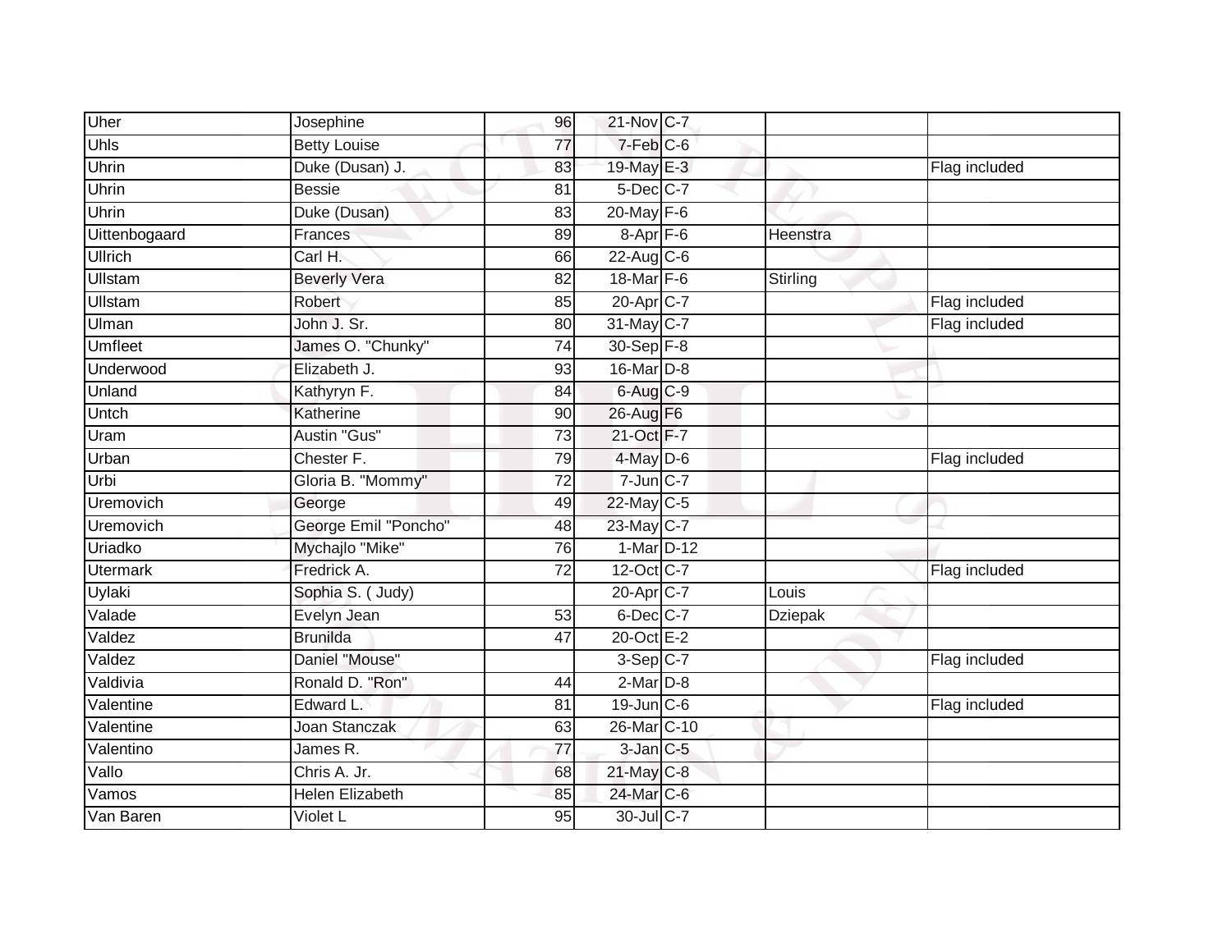| | | | | | | |
|---|---|---|---|---|---|---|
| Uher | Josephine | 96 | 21-Nov | C-7 | | |
| Uhls | Betty Louise | 77 | 7-Feb | C-6 | | |
| Uhrin | Duke (Dusan) J. | 83 | 19-May | E-3 | | Flag included |
| Uhrin | Bessie | 81 | 5-Dec | C-7 | | |
| Uhrin | Duke (Dusan) | 83 | 20-May | F-6 | | |
| Uittenbogaard | Frances | 89 | 8-Apr | F-6 | Heenstra | |
| Ullrich | Carl H. | 66 | 22-Aug | C-6 | | |
| Ullstam | Beverly Vera | 82 | 18-Mar | F-6 | Stirling | |
| Ullstam | Robert | 85 | 20-Apr | C-7 | | Flag included |
| Ulman | John J. Sr. | 80 | 31-May | C-7 | | Flag included |
| Umfleet | James O. "Chunky" | 74 | 30-Sep | F-8 | | |
| Underwood | Elizabeth J. | 93 | 16-Mar | D-8 | | |
| Unland | Kathyryn F. | 84 | 6-Aug | C-9 | | |
| Untch | Katherine | 90 | 26-Aug | F6 | | |
| Uram | Austin "Gus" | 73 | 21-Oct | F-7 | | |
| Urban | Chester F. | 79 | 4-May | D-6 | | Flag included |
| Urbi | Gloria B. "Mommy" | 72 | 7-Jun | C-7 | | |
| Uremovich | George | 49 | 22-May | C-5 | | |
| Uremovich | George Emil "Poncho" | 48 | 23-May | C-7 | | |
| Uriadko | Mychajlo "Mike" | 76 | 1-Mar | D-12 | | |
| Utermark | Fredrick A. | 72 | 12-Oct | C-7 | | Flag included |
| Uylaki | Sophia S. ( Judy) | | 20-Apr | C-7 | Louis | |
| Valade | Evelyn Jean | 53 | 6-Dec | C-7 | Dziepak | |
| Valdez | Brunilda | 47 | 20-Oct | E-2 | | |
| Valdez | Daniel "Mouse" | | 3-Sep | C-7 | | Flag included |
| Valdivia | Ronald D. "Ron" | 44 | 2-Mar | D-8 | | |
| Valentine | Edward L. | 81 | 19-Jun | C-6 | | Flag included |
| Valentine | Joan Stanczak | 63 | 26-Mar | C-10 | | |
| Valentino | James R. | 77 | 3-Jan | C-5 | | |
| Vallo | Chris A. Jr. | 68 | 21-May | C-8 | | |
| Vamos | Helen Elizabeth | 85 | 24-Mar | C-6 | | |
| Van Baren | Violet L | 95 | 30-Jul | C-7 | | |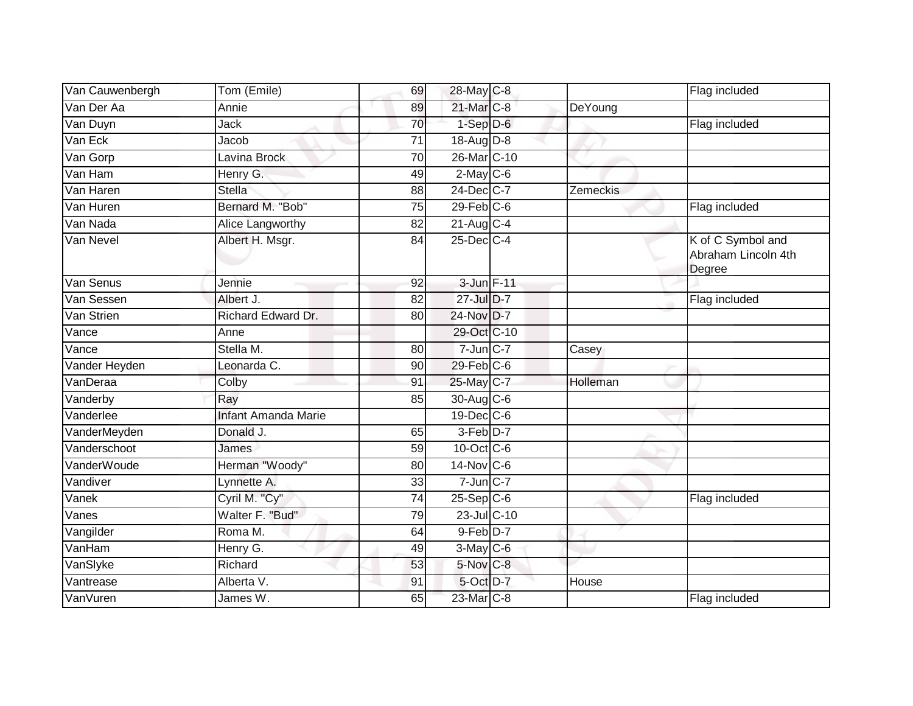| Van Cauwenbergh | Tom (Emile) | 69 | 28-May | C-8 | | Flag included |
|---|---|---|---|---|---|---|
| Van Der Aa | Annie | 89 | 21-Mar | C-8 | DeYoung | |
| Van Duyn | Jack | 70 | 1-Sep | D-6 | | Flag included |
| Van Eck | Jacob | 71 | 18-Aug | D-8 | | |
| Van Gorp | Lavina Brock | 70 | 26-Mar | C-10 | | |
| Van Ham | Henry G. | 49 | 2-May | C-6 | | |
| Van Haren | Stella | 88 | 24-Dec | C-7 | Zemeckis | |
| Van Huren | Bernard M. "Bob" | 75 | 29-Feb | C-6 | | Flag included |
| Van Nada | Alice Langworthy | 82 | 21-Aug | C-4 | | |
| Van Nevel | Albert H. Msgr. | 84 | 25-Dec | C-4 | | K of C Symbol and Abraham Lincoln 4th Degree |
| Van Senus | Jennie | 92 | 3-Jun | F-11 | | |
| Van Sessen | Albert J. | 82 | 27-Jul | D-7 | | Flag included |
| Van Strien | Richard Edward Dr. | 80 | 24-Nov | D-7 | | |
| Vance | Anne | | 29-Oct | C-10 | | |
| Vance | Stella M. | 80 | 7-Jun | C-7 | Casey | |
| Vander Heyden | Leonarda C. | 90 | 29-Feb | C-6 | | |
| VanDeraa | Colby | 91 | 25-May | C-7 | Holleman | |
| Vanderby | Ray | 85 | 30-Aug | C-6 | | |
| Vanderlee | Infant Amanda Marie | | 19-Dec | C-6 | | |
| VanderMeyden | Donald J. | 65 | 3-Feb | D-7 | | |
| Vanderschoot | James | 59 | 10-Oct | C-6 | | |
| VanderWoude | Herman "Woody" | 80 | 14-Nov | C-6 | | |
| Vandiver | Lynnette A. | 33 | 7-Jun | C-7 | | |
| Vanek | Cyril M. "Cy" | 74 | 25-Sep | C-6 | | Flag included |
| Vanes | Walter F. "Bud" | 79 | 23-Jul | C-10 | | |
| Vangilder | Roma M. | 64 | 9-Feb | D-7 | | |
| VanHam | Henry G. | 49 | 3-May | C-6 | | |
| VanSlyke | Richard | 53 | 5-Nov | C-8 | | |
| Vantrease | Alberta V. | 91 | 5-Oct | D-7 | House | |
| VanVuren | James W. | 65 | 23-Mar | C-8 | | Flag included |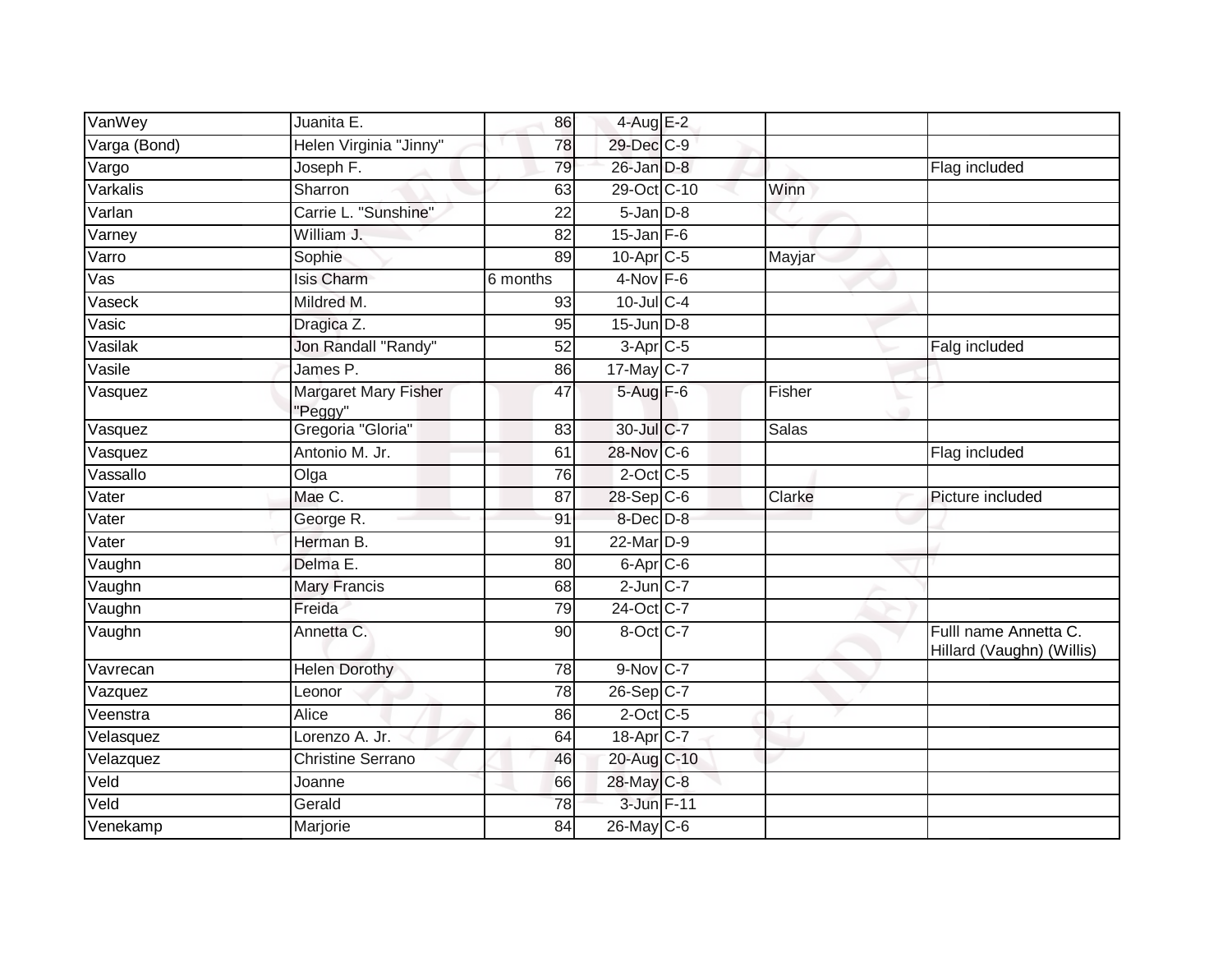| VanWey | Juanita E. | 86 | 4-Aug | E-2 | | |
|---|---|---|---|---|---|---|
| Varga (Bond) | Helen Virginia "Jinny" | 78 | 29-Dec | C-9 | | |
| Vargo | Joseph F. | 79 | 26-Jan | D-8 | | Flag included |
| Varkalis | Sharron | 63 | 29-Oct | C-10 | Winn | |
| Varlan | Carrie L. "Sunshine" | 22 | 5-Jan | D-8 | | |
| Varney | William J. | 82 | 15-Jan | F-6 | | |
| Varro | Sophie | 89 | 10-Apr | C-5 | Mayjar | |
| Vas | Isis Charm | 6 months | 4-Nov | F-6 | | |
| Vaseck | Mildred M. | 93 | 10-Jul | C-4 | | |
| Vasic | Dragica Z. | 95 | 15-Jun | D-8 | | |
| Vasilak | Jon Randall "Randy" | 52 | 3-Apr | C-5 | | Falg included |
| Vasile | James P. | 86 | 17-May | C-7 | | |
| Vasquez | Margaret Mary Fisher "Peggy" | 47 | 5-Aug | F-6 | Fisher | |
| Vasquez | Gregoria "Gloria" | 83 | 30-Jul | C-7 | Salas | |
| Vasquez | Antonio M. Jr. | 61 | 28-Nov | C-6 | | Flag included |
| Vassallo | Olga | 76 | 2-Oct | C-5 | | |
| Vater | Mae C. | 87 | 28-Sep | C-6 | Clarke | Picture included |
| Vater | George R. | 91 | 8-Dec | D-8 | | |
| Vater | Herman B. | 91 | 22-Mar | D-9 | | |
| Vaughn | Delma E. | 80 | 6-Apr | C-6 | | |
| Vaughn | Mary Francis | 68 | 2-Jun | C-7 | | |
| Vaughn | Freida | 79 | 24-Oct | C-7 | | |
| Vaughn | Annetta C. | 90 | 8-Oct | C-7 | | Fulll name Annetta C. Hillard (Vaughn) (Willis) |
| Vavrecan | Helen Dorothy | 78 | 9-Nov | C-7 | | |
| Vazquez | Leonor | 78 | 26-Sep | C-7 | | |
| Veenstra | Alice | 86 | 2-Oct | C-5 | | |
| Velasquez | Lorenzo A. Jr. | 64 | 18-Apr | C-7 | | |
| Velazquez | Christine Serrano | 46 | 20-Aug | C-10 | | |
| Veld | Joanne | 66 | 28-May | C-8 | | |
| Veld | Gerald | 78 | 3-Jun | F-11 | | |
| Venekamp | Marjorie | 84 | 26-May | C-6 | | |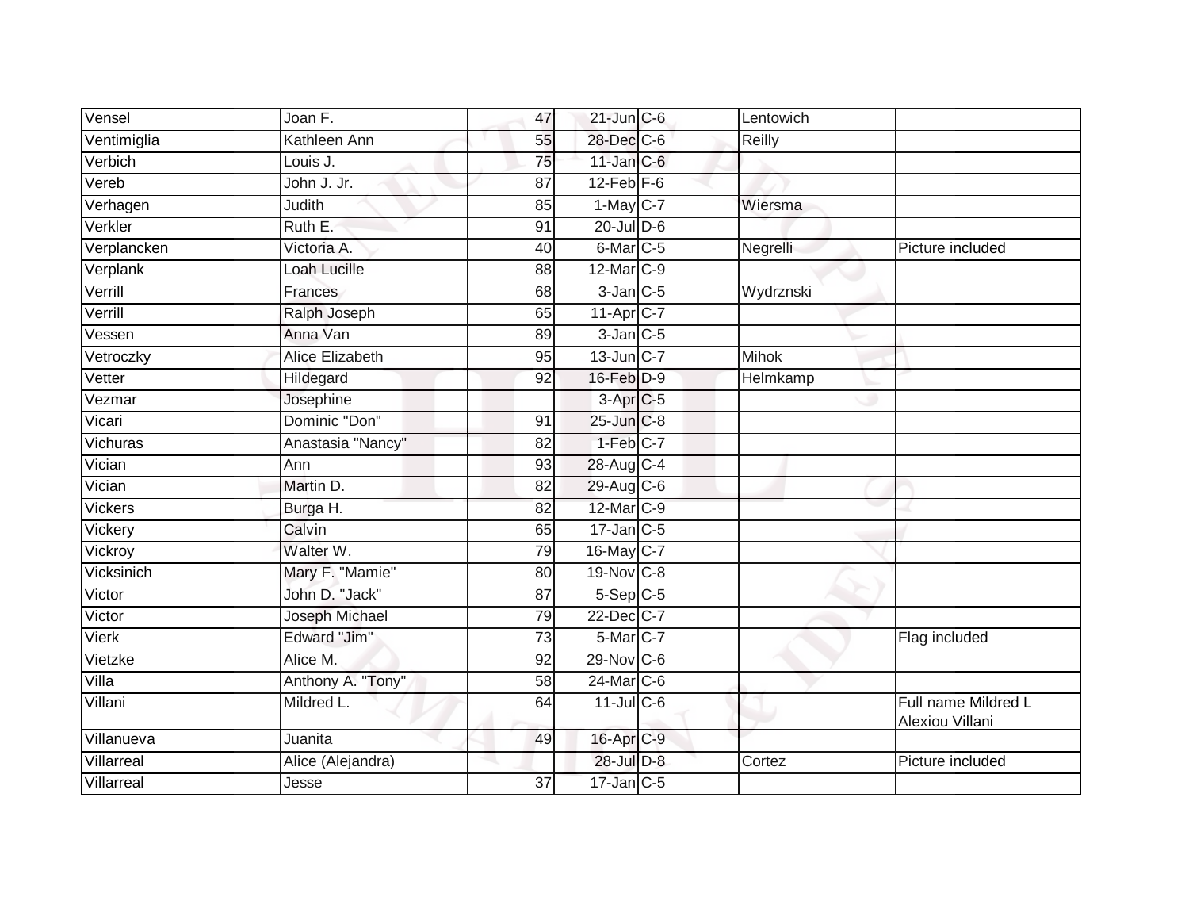| | | | | | | |
|---|---|---|---|---|---|---|
| Vensel | Joan F. | 47 | 21-Jun | C-6 | Lentowich | |
| Ventimiglia | Kathleen Ann | 55 | 28-Dec | C-6 | Reilly | |
| Verbich | Louis J. | 75 | 11-Jan | C-6 | | |
| Vereb | John J. Jr. | 87 | 12-Feb | F-6 | | |
| Verhagen | Judith | 85 | 1-May | C-7 | Wiersma | |
| Verkler | Ruth E. | 91 | 20-Jul | D-6 | | |
| Verplancken | Victoria A. | 40 | 6-Mar | C-5 | Negrelli | Picture included |
| Verplank | Loah Lucille | 88 | 12-Mar | C-9 | | |
| Verrill | Frances | 68 | 3-Jan | C-5 | Wydrznski | |
| Verrill | Ralph Joseph | 65 | 11-Apr | C-7 | | |
| Vessen | Anna Van | 89 | 3-Jan | C-5 | | |
| Vetroczky | Alice Elizabeth | 95 | 13-Jun | C-7 | Mihok | |
| Vetter | Hildegard | 92 | 16-Feb | D-9 | Helmkamp | |
| Vezmar | Josephine | | 3-Apr | C-5 | | |
| Vicari | Dominic "Don" | 91 | 25-Jun | C-8 | | |
| Vichuras | Anastasia "Nancy" | 82 | 1-Feb | C-7 | | |
| Vician | Ann | 93 | 28-Aug | C-4 | | |
| Vician | Martin D. | 82 | 29-Aug | C-6 | | |
| Vickers | Burga H. | 82 | 12-Mar | C-9 | | |
| Vickery | Calvin | 65 | 17-Jan | C-5 | | |
| Vickroy | Walter W. | 79 | 16-May | C-7 | | |
| Vicksinich | Mary F. "Mamie" | 80 | 19-Nov | C-8 | | |
| Victor | John D. "Jack" | 87 | 5-Sep | C-5 | | |
| Victor | Joseph Michael | 79 | 22-Dec | C-7 | | |
| Vierk | Edward "Jim" | 73 | 5-Mar | C-7 | | Flag included |
| Vietzke | Alice M. | 92 | 29-Nov | C-6 | | |
| Villa | Anthony A. "Tony" | 58 | 24-Mar | C-6 | | |
| Villani | Mildred L. | 64 | 11-Jul | C-6 | | Full name Mildred L Alexiou Villani |
| Villanueva | Juanita | 49 | 16-Apr | C-9 | | |
| Villarreal | Alice (Alejandra) | | 28-Jul | D-8 | Cortez | Picture included |
| Villarreal | Jesse | 37 | 17-Jan | C-5 | | |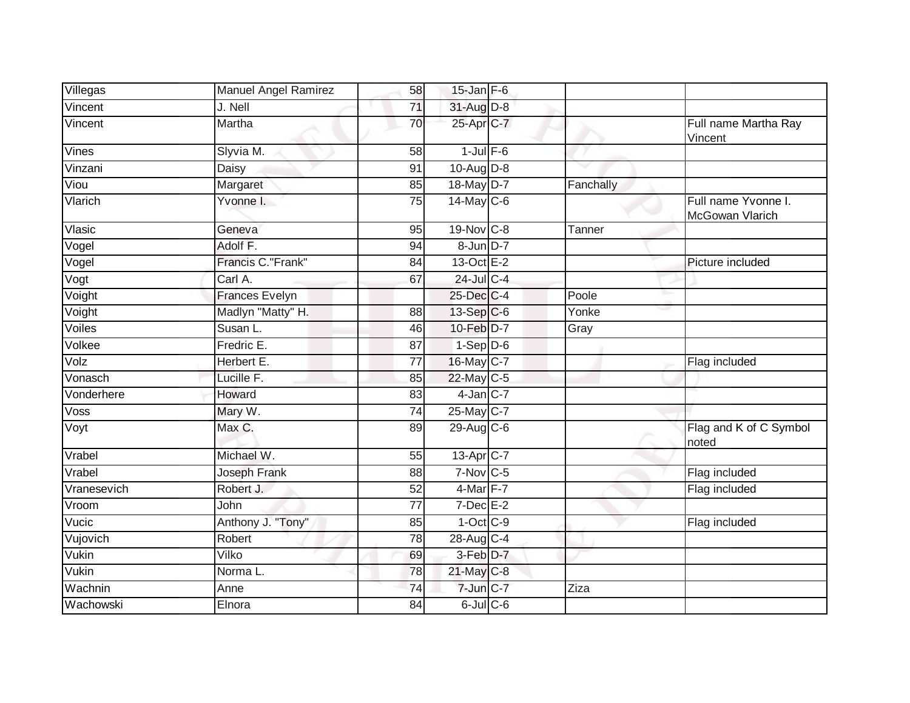| | | | | | | |
|---|---|---|---|---|---|---|
| Villegas | Manuel Angel Ramirez | 58 | 15-Jan | F-6 | | |
| Vincent | J. Nell | 71 | 31-Aug | D-8 | | |
| Vincent | Martha | 70 | 25-Apr | C-7 | | Full name Martha Ray Vincent |
| Vines | Slyvia M. | 58 | 1-Jul | F-6 | | |
| Vinzani | Daisy | 91 | 10-Aug | D-8 | | |
| Viou | Margaret | 85 | 18-May | D-7 | Fanchally | |
| Vlarich | Yvonne I. | 75 | 14-May | C-6 | | Full name Yvonne I. McGowan Vlarich |
| Vlasic | Geneva | 95 | 19-Nov | C-8 | Tanner | |
| Vogel | Adolf F. | 94 | 8-Jun | D-7 | | |
| Vogel | Francis C."Frank" | 84 | 13-Oct | E-2 | | Picture included |
| Vogt | Carl A. | 67 | 24-Jul | C-4 | | |
| Voight | Frances Evelyn | | 25-Dec | C-4 | Poole | |
| Voight | Madlyn "Matty" H. | 88 | 13-Sep | C-6 | Yonke | |
| Voiles | Susan L. | 46 | 10-Feb | D-7 | Gray | |
| Volkee | Fredric E. | 87 | 1-Sep | D-6 | | |
| Volz | Herbert E. | 77 | 16-May | C-7 | | Flag included |
| Vonasch | Lucille F. | 85 | 22-May | C-5 | | |
| Vonderhere | Howard | 83 | 4-Jan | C-7 | | |
| Voss | Mary W. | 74 | 25-May | C-7 | | |
| Voyt | Max C. | 89 | 29-Aug | C-6 | | Flag and K of C Symbol noted |
| Vrabel | Michael W. | 55 | 13-Apr | C-7 | | |
| Vrabel | Joseph Frank | 88 | 7-Nov | C-5 | | Flag included |
| Vranesevich | Robert J. | 52 | 4-Mar | F-7 | | Flag included |
| Vroom | John | 77 | 7-Dec | E-2 | | |
| Vucic | Anthony J. "Tony" | 85 | 1-Oct | C-9 | | Flag included |
| Vujovich | Robert | 78 | 28-Aug | C-4 | | |
| Vukin | Vilko | 69 | 3-Feb | D-7 | | |
| Vukin | Norma L. | 78 | 21-May | C-8 | | |
| Wachnin | Anne | 74 | 7-Jun | C-7 | Ziza | |
| Wachowski | Elnora | 84 | 6-Jul | C-6 | | |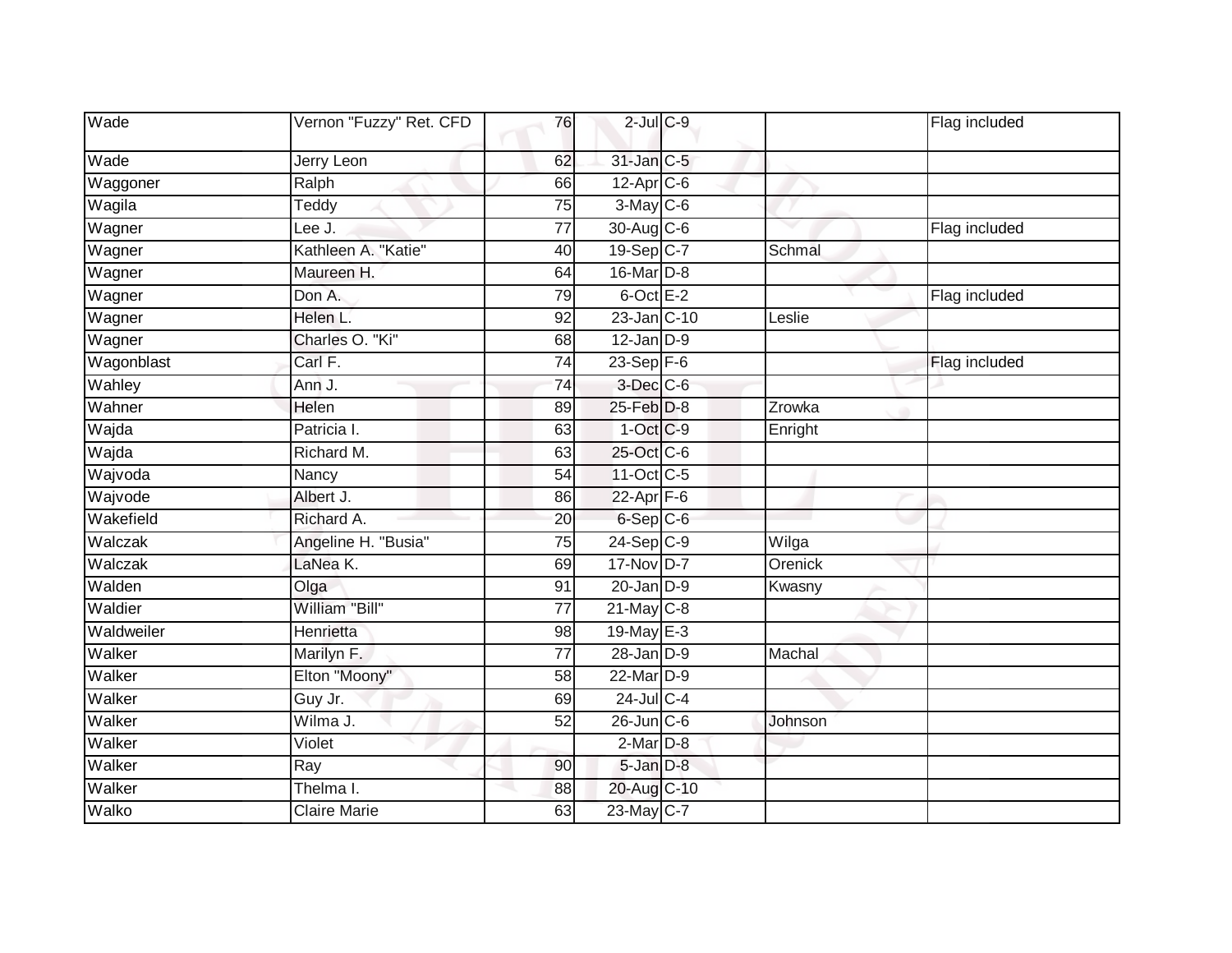| | | | | | | |
|---|---|---|---|---|---|---|
| Wade | Vernon "Fuzzy" Ret. CFD | 76 | 2-Jul | C-9 | | Flag included |
| Wade | Jerry Leon | 62 | 31-Jan | C-5 | | |
| Waggoner | Ralph | 66 | 12-Apr | C-6 | | |
| Wagila | Teddy | 75 | 3-May | C-6 | | |
| Wagner | Lee J. | 77 | 30-Aug | C-6 | | Flag included |
| Wagner | Kathleen A. "Katie" | 40 | 19-Sep | C-7 | Schmal | |
| Wagner | Maureen H. | 64 | 16-Mar | D-8 | | |
| Wagner | Don A. | 79 | 6-Oct | E-2 | | Flag included |
| Wagner | Helen L. | 92 | 23-Jan | C-10 | Leslie | |
| Wagner | Charles O. "Ki" | 68 | 12-Jan | D-9 | | |
| Wagonblast | Carl F. | 74 | 23-Sep | F-6 | | Flag included |
| Wahley | Ann J. | 74 | 3-Dec | C-6 | | |
| Wahner | Helen | 89 | 25-Feb | D-8 | Zrowka | |
| Wajda | Patricia I. | 63 | 1-Oct | C-9 | Enright | |
| Wajda | Richard M. | 63 | 25-Oct | C-6 | | |
| Wajvoda | Nancy | 54 | 11-Oct | C-5 | | |
| Wajvode | Albert J. | 86 | 22-Apr | F-6 | | |
| Wakefield | Richard A. | 20 | 6-Sep | C-6 | | |
| Walczak | Angeline H. "Busia" | 75 | 24-Sep | C-9 | Wilga | |
| Walczak | LaNea K. | 69 | 17-Nov | D-7 | Orenick | |
| Walden | Olga | 91 | 20-Jan | D-9 | Kwasny | |
| Waldier | William "Bill" | 77 | 21-May | C-8 | | |
| Waldweiler | Henrietta | 98 | 19-May | E-3 | | |
| Walker | Marilyn F. | 77 | 28-Jan | D-9 | Machal | |
| Walker | Elton "Moony" | 58 | 22-Mar | D-9 | | |
| Walker | Guy Jr. | 69 | 24-Jul | C-4 | | |
| Walker | Wilma J. | 52 | 26-Jun | C-6 | Johnson | |
| Walker | Violet | | 2-Mar | D-8 | | |
| Walker | Ray | 90 | 5-Jan | D-8 | | |
| Walker | Thelma I. | 88 | 20-Aug | C-10 | | |
| Walko | Claire Marie | 63 | 23-May | C-7 | | |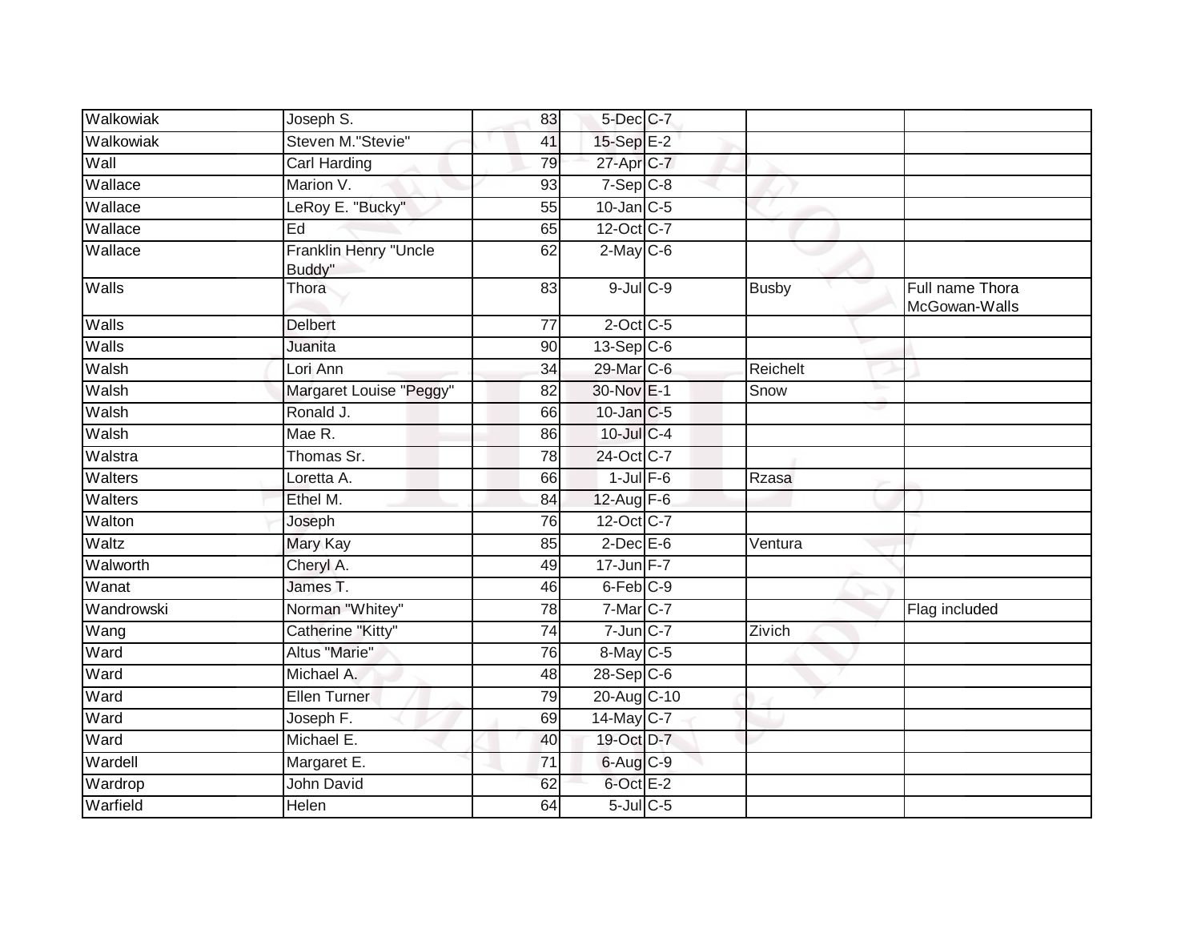| | | | | | | |
|---|---|---|---|---|---|---|
| Walkowiak | Joseph S. | 83 | 5-Dec | C-7 | | |
| Walkowiak | Steven M."Stevie" | 41 | 15-Sep | E-2 | | |
| Wall | Carl Harding | 79 | 27-Apr | C-7 | | |
| Wallace | Marion V. | 93 | 7-Sep | C-8 | | |
| Wallace | LeRoy E. "Bucky" | 55 | 10-Jan | C-5 | | |
| Wallace | Ed | 65 | 12-Oct | C-7 | | |
| Wallace | Franklin Henry "Uncle Buddy" | 62 | 2-May | C-6 | | |
| Walls | Thora | 83 | 9-Jul | C-9 | Busby | Full name Thora McGowan-Walls |
| Walls | Delbert | 77 | 2-Oct | C-5 | | |
| Walls | Juanita | 90 | 13-Sep | C-6 | | |
| Walsh | Lori Ann | 34 | 29-Mar | C-6 | Reichelt | |
| Walsh | Margaret Louise "Peggy" | 82 | 30-Nov | E-1 | Snow | |
| Walsh | Ronald J. | 66 | 10-Jan | C-5 | | |
| Walsh | Mae R. | 86 | 10-Jul | C-4 | | |
| Walstra | Thomas Sr. | 78 | 24-Oct | C-7 | | |
| Walters | Loretta A. | 66 | 1-Jul | F-6 | Rzasa | |
| Walters | Ethel M. | 84 | 12-Aug | F-6 | | |
| Walton | Joseph | 76 | 12-Oct | C-7 | | |
| Waltz | Mary Kay | 85 | 2-Dec | E-6 | Ventura | |
| Walworth | Cheryl A. | 49 | 17-Jun | F-7 | | |
| Wanat | James T. | 46 | 6-Feb | C-9 | | |
| Wandrowski | Norman "Whitey" | 78 | 7-Mar | C-7 | | Flag included |
| Wang | Catherine "Kitty" | 74 | 7-Jun | C-7 | Zivich | |
| Ward | Altus "Marie" | 76 | 8-May | C-5 | | |
| Ward | Michael A. | 48 | 28-Sep | C-6 | | |
| Ward | Ellen Turner | 79 | 20-Aug | C-10 | | |
| Ward | Joseph F. | 69 | 14-May | C-7 | | |
| Ward | Michael E. | 40 | 19-Oct | D-7 | | |
| Wardell | Margaret E. | 71 | 6-Aug | C-9 | | |
| Wardrop | John David | 62 | 6-Oct | E-2 | | |
| Warfield | Helen | 64 | 5-Jul | C-5 | | |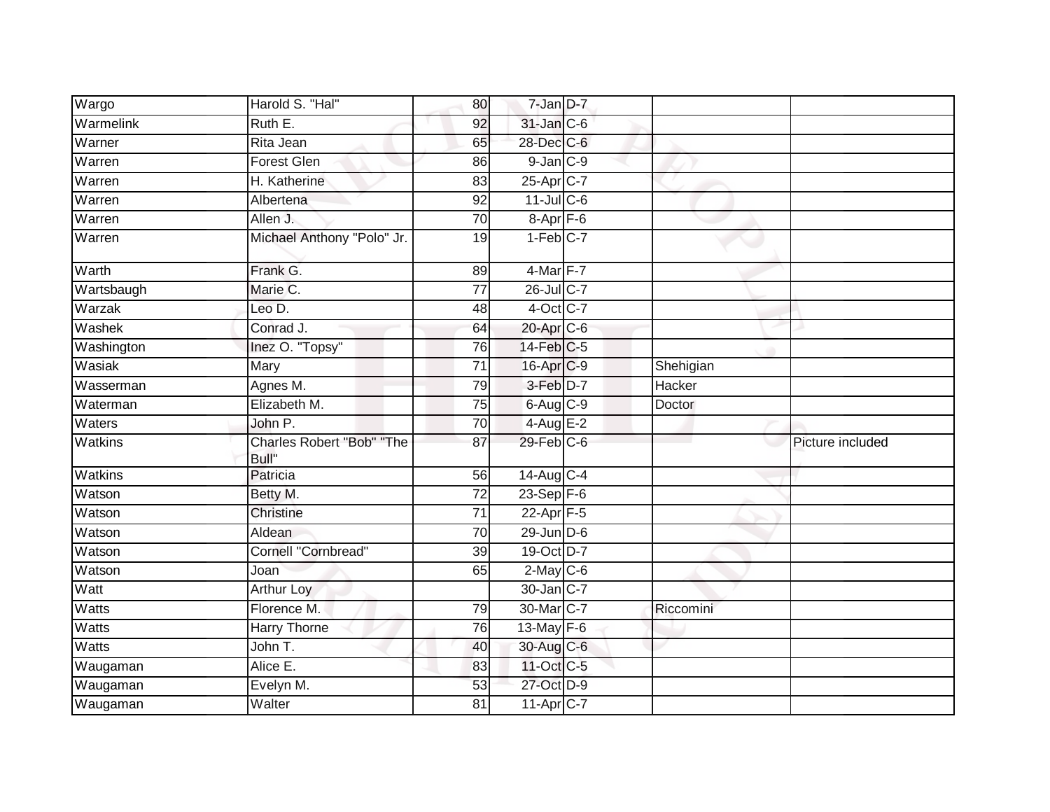| Wargo | Harold S. "Hal" | 80 | 7-Jan | D-7 | | |
|---|---|---|---|---|---|---|
| Warmelink | Ruth E. | 92 | 31-Jan | C-6 | | |
| Warner | Rita Jean | 65 | 28-Dec | C-6 | | |
| Warren | Forest Glen | 86 | 9-Jan | C-9 | | |
| Warren | H. Katherine | 83 | 25-Apr | C-7 | | |
| Warren | Albertena | 92 | 11-Jul | C-6 | | |
| Warren | Allen J. | 70 | 8-Apr | F-6 | | |
| Warren | Michael Anthony "Polo" Jr. | 19 | 1-Feb | C-7 | | |
| Warth | Frank G. | 89 | 4-Mar | F-7 | | |
| Wartsbaugh | Marie C. | 77 | 26-Jul | C-7 | | |
| Warzak | Leo D. | 48 | 4-Oct | C-7 | | |
| Washek | Conrad J. | 64 | 20-Apr | C-6 | | |
| Washington | Inez O. "Topsy" | 76 | 14-Feb | C-5 | | |
| Wasiak | Mary | 71 | 16-Apr | C-9 | Shehigian | |
| Wasserman | Agnes M. | 79 | 3-Feb | D-7 | Hacker | |
| Waterman | Elizabeth M. | 75 | 6-Aug | C-9 | Doctor | |
| Waters | John P. | 70 | 4-Aug | E-2 | | |
| Watkins | Charles Robert "Bob" "The Bull" | 87 | 29-Feb | C-6 | | Picture included |
| Watkins | Patricia | 56 | 14-Aug | C-4 | | |
| Watson | Betty M. | 72 | 23-Sep | F-6 | | |
| Watson | Christine | 71 | 22-Apr | F-5 | | |
| Watson | Aldean | 70 | 29-Jun | D-6 | | |
| Watson | Cornell "Cornbread" | 39 | 19-Oct | D-7 | | |
| Watson | Joan | 65 | 2-May | C-6 | | |
| Watt | Arthur Loy | | 30-Jan | C-7 | | |
| Watts | Florence M. | 79 | 30-Mar | C-7 | Riccomini | |
| Watts | Harry Thorne | 76 | 13-May | F-6 | | |
| Watts | John T. | 40 | 30-Aug | C-6 | | |
| Waugaman | Alice E. | 83 | 11-Oct | C-5 | | |
| Waugaman | Evelyn M. | 53 | 27-Oct | D-9 | | |
| Waugaman | Walter | 81 | 11-Apr | C-7 | | |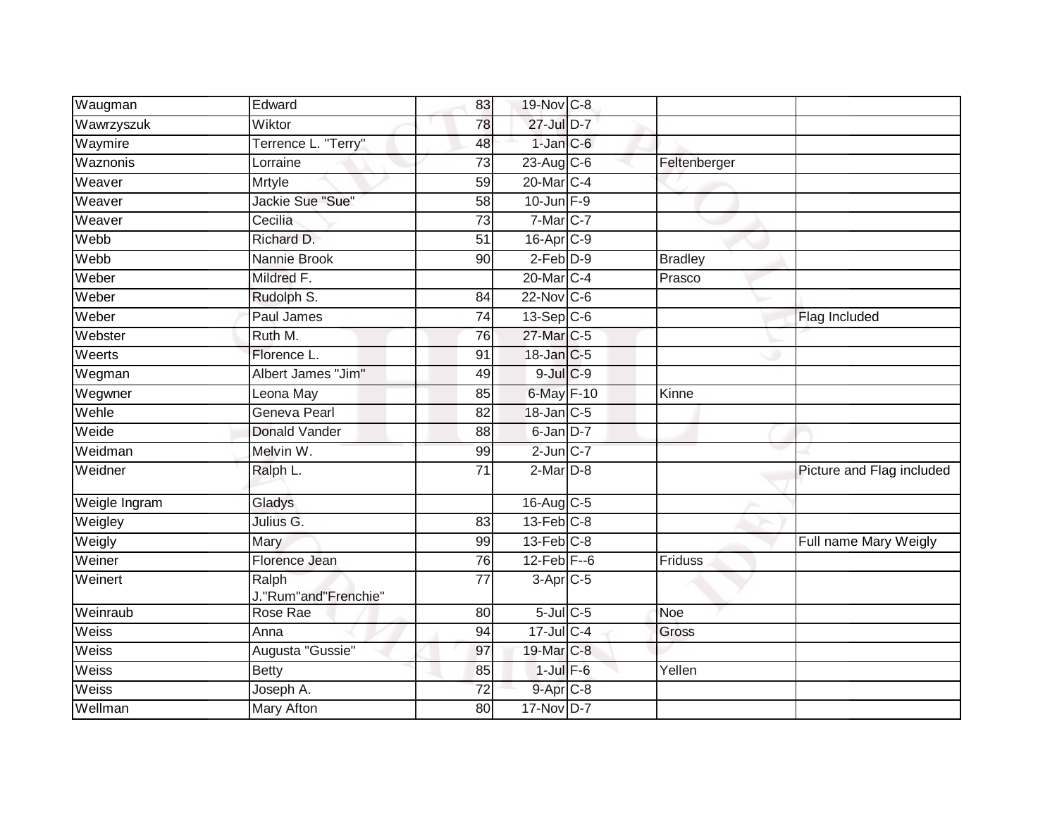| | | | | | | |
|---|---|---|---|---|---|---|
| Waugman | Edward | 83 | 19-Nov | C-8 | | |
| Wawrzyszuk | Wiktor | 78 | 27-Jul | D-7 | | |
| Waymire | Terrence L. "Terry" | 48 | 1-Jan | C-6 | | |
| Waznonis | Lorraine | 73 | 23-Aug | C-6 | Feltenberger | |
| Weaver | Mrtyle | 59 | 20-Mar | C-4 | | |
| Weaver | Jackie Sue "Sue" | 58 | 10-Jun | F-9 | | |
| Weaver | Cecilia | 73 | 7-Mar | C-7 | | |
| Webb | Richard D. | 51 | 16-Apr | C-9 | | |
| Webb | Nannie Brook | 90 | 2-Feb | D-9 | Bradley | |
| Weber | Mildred F. | | 20-Mar | C-4 | Prasco | |
| Weber | Rudolph S. | 84 | 22-Nov | C-6 | | |
| Weber | Paul James | 74 | 13-Sep | C-6 | | Flag Included |
| Webster | Ruth M. | 76 | 27-Mar | C-5 | | |
| Weerts | Florence L. | 91 | 18-Jan | C-5 | | |
| Wegman | Albert James "Jim" | 49 | 9-Jul | C-9 | | |
| Wegwner | Leona May | 85 | 6-May | F-10 | Kinne | |
| Wehle | Geneva Pearl | 82 | 18-Jan | C-5 | | |
| Weide | Donald Vander | 88 | 6-Jan | D-7 | | |
| Weidman | Melvin W. | 99 | 2-Jun | C-7 | | |
| Weidner | Ralph L. | 71 | 2-Mar | D-8 | | Picture and Flag included |
| Weigle Ingram | Gladys | | 16-Aug | C-5 | | |
| Weigley | Julius G. | 83 | 13-Feb | C-8 | | |
| Weigly | Mary | 99 | 13-Feb | C-8 | | Full name Mary Weigly |
| Weiner | Florence Jean | 76 | 12-Feb | F--6 | Friduss | |
| Weinert | Ralph J."Rum"and"Frenchie" | 77 | 3-Apr | C-5 | | |
| Weinraub | Rose Rae | 80 | 5-Jul | C-5 | Noe | |
| Weiss | Anna | 94 | 17-Jul | C-4 | Gross | |
| Weiss | Augusta "Gussie" | 97 | 19-Mar | C-8 | | |
| Weiss | Betty | 85 | 1-Jul | F-6 | Yellen | |
| Weiss | Joseph A. | 72 | 9-Apr | C-8 | | |
| Wellman | Mary Afton | 80 | 17-Nov | D-7 | | |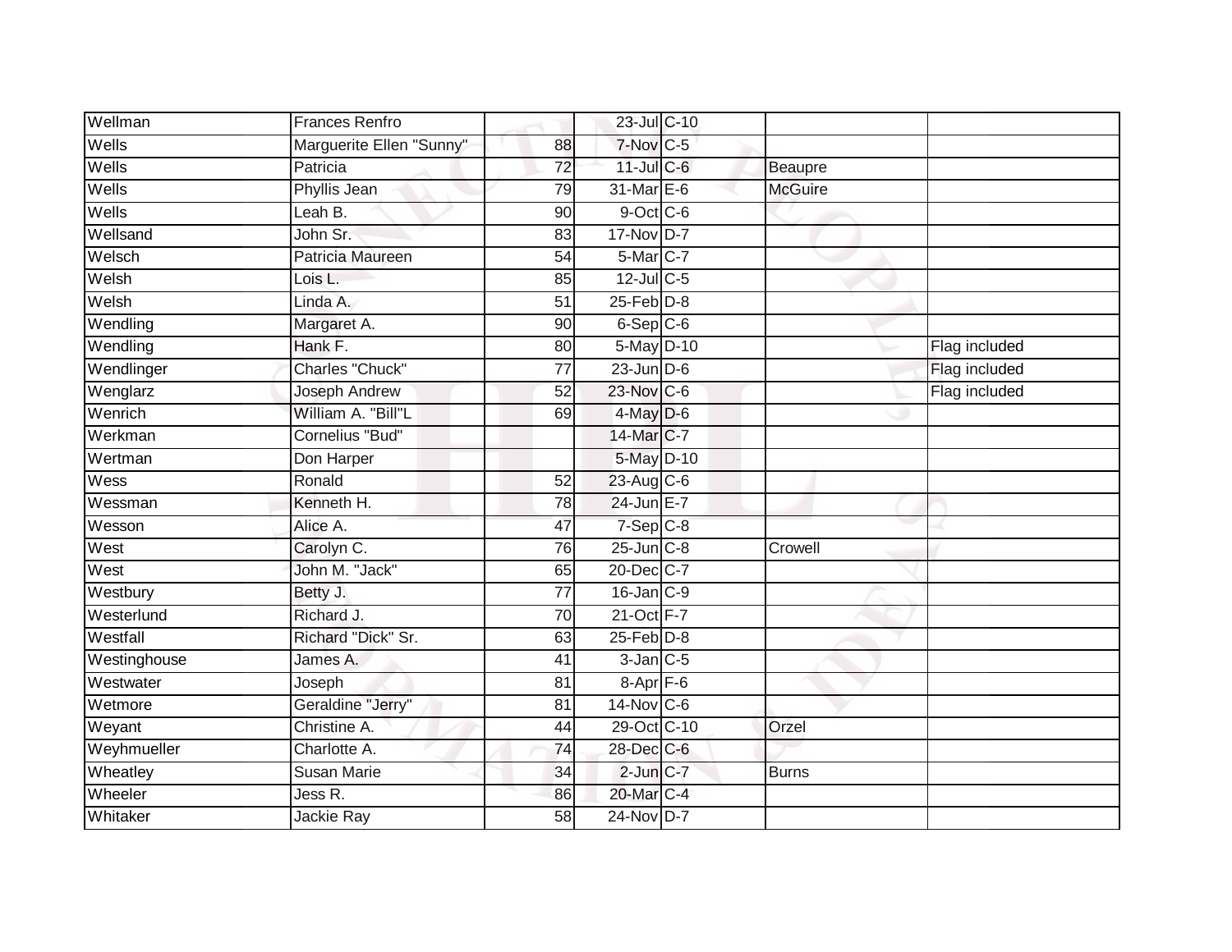| | | | | | | |
|---|---|---|---|---|---|---|
| Wellman | Frances Renfro | | 23-Jul | C-10 | | |
| Wells | Marguerite Ellen "Sunny" | 88 | 7-Nov | C-5 | | |
| Wells | Patricia | 72 | 11-Jul | C-6 | Beaupre | |
| Wells | Phyllis Jean | 79 | 31-Mar | E-6 | McGuire | |
| Wells | Leah B. | 90 | 9-Oct | C-6 | | |
| Wellsand | John Sr. | 83 | 17-Nov | D-7 | | |
| Welsch | Patricia Maureen | 54 | 5-Mar | C-7 | | |
| Welsh | Lois L. | 85 | 12-Jul | C-5 | | |
| Welsh | Linda A. | 51 | 25-Feb | D-8 | | |
| Wendling | Margaret A. | 90 | 6-Sep | C-6 | | |
| Wendling | Hank F. | 80 | 5-May | D-10 | | Flag included |
| Wendlinger | Charles "Chuck" | 77 | 23-Jun | D-6 | | Flag included |
| Wenglarz | Joseph Andrew | 52 | 23-Nov | C-6 | | Flag included |
| Wenrich | William A. "Bill"L | 69 | 4-May | D-6 | | |
| Werkman | Cornelius "Bud" | | 14-Mar | C-7 | | |
| Wertman | Don Harper | | 5-May | D-10 | | |
| Wess | Ronald | 52 | 23-Aug | C-6 | | |
| Wessman | Kenneth H. | 78 | 24-Jun | E-7 | | |
| Wesson | Alice A. | 47 | 7-Sep | C-8 | | |
| West | Carolyn C. | 76 | 25-Jun | C-8 | Crowell | |
| West | John M. "Jack" | 65 | 20-Dec | C-7 | | |
| Westbury | Betty J. | 77 | 16-Jan | C-9 | | |
| Westerlund | Richard J. | 70 | 21-Oct | F-7 | | |
| Westfall | Richard "Dick" Sr. | 63 | 25-Feb | D-8 | | |
| Westinghouse | James A. | 41 | 3-Jan | C-5 | | |
| Westwater | Joseph | 81 | 8-Apr | F-6 | | |
| Wetmore | Geraldine "Jerry" | 81 | 14-Nov | C-6 | | |
| Weyant | Christine A. | 44 | 29-Oct | C-10 | Orzel | |
| Weyhmueller | Charlotte A. | 74 | 28-Dec | C-6 | | |
| Wheatley | Susan Marie | 34 | 2-Jun | C-7 | Burns | |
| Wheeler | Jess R. | 86 | 20-Mar | C-4 | | |
| Whitaker | Jackie Ray | 58 | 24-Nov | D-7 | | |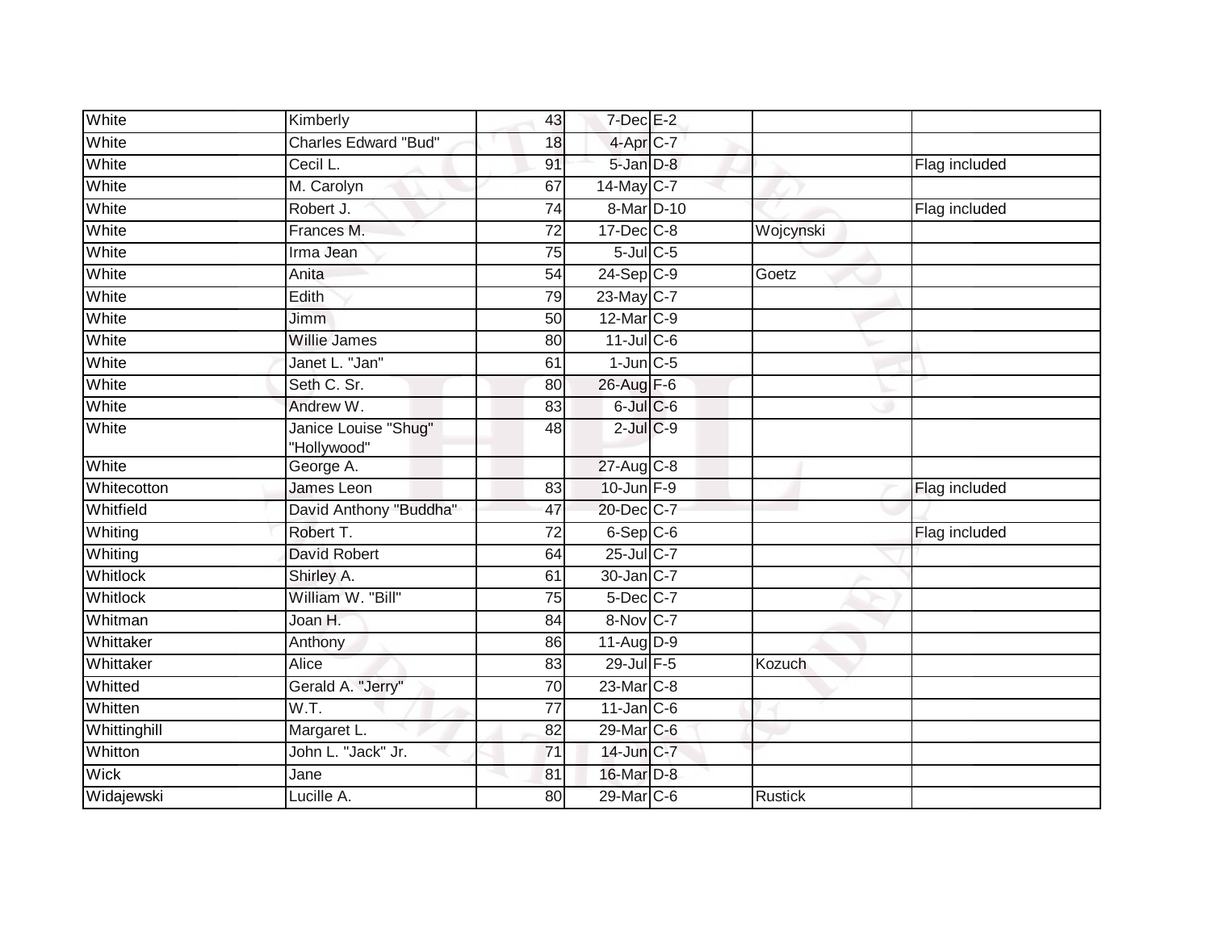| White | Kimberly | 43 | 7-Dec | E-2 | | |
|---|---|---|---|---|---|---|
| White | Charles Edward "Bud" | 18 | 4-Apr | C-7 | | |
| White | Cecil L. | 91 | 5-Jan | D-8 | | Flag included |
| White | M. Carolyn | 67 | 14-May | C-7 | | |
| White | Robert J. | 74 | 8-Mar | D-10 | | Flag included |
| White | Frances M. | 72 | 17-Dec | C-8 | Wojcynski | |
| White | Irma Jean | 75 | 5-Jul | C-5 | | |
| White | Anita | 54 | 24-Sep | C-9 | Goetz | |
| White | Edith | 79 | 23-May | C-7 | | |
| White | Jimm | 50 | 12-Mar | C-9 | | |
| White | Willie James | 80 | 11-Jul | C-6 | | |
| White | Janet L. "Jan" | 61 | 1-Jun | C-5 | | |
| White | Seth C. Sr. | 80 | 26-Aug | F-6 | | |
| White | Andrew W. | 83 | 6-Jul | C-6 | | |
| White | Janice Louise "Shug" "Hollywood" | 48 | 2-Jul | C-9 | | |
| White | George A. | | 27-Aug | C-8 | | |
| Whitecotton | James Leon | 83 | 10-Jun | F-9 | | Flag included |
| Whitfield | David Anthony "Buddha" | 47 | 20-Dec | C-7 | | |
| Whiting | Robert T. | 72 | 6-Sep | C-6 | | Flag included |
| Whiting | David Robert | 64 | 25-Jul | C-7 | | |
| Whitlock | Shirley A. | 61 | 30-Jan | C-7 | | |
| Whitlock | William W. "Bill" | 75 | 5-Dec | C-7 | | |
| Whitman | Joan H. | 84 | 8-Nov | C-7 | | |
| Whittaker | Anthony | 86 | 11-Aug | D-9 | | |
| Whittaker | Alice | 83 | 29-Jul | F-5 | Kozuch | |
| Whitted | Gerald A. "Jerry" | 70 | 23-Mar | C-8 | | |
| Whitten | W.T. | 77 | 11-Jan | C-6 | | |
| Whittinghill | Margaret L. | 82 | 29-Mar | C-6 | | |
| Whitton | John L. "Jack" Jr. | 71 | 14-Jun | C-7 | | |
| Wick | Jane | 81 | 16-Mar | D-8 | | |
| Widajewski | Lucille A. | 80 | 29-Mar | C-6 | Rustick | |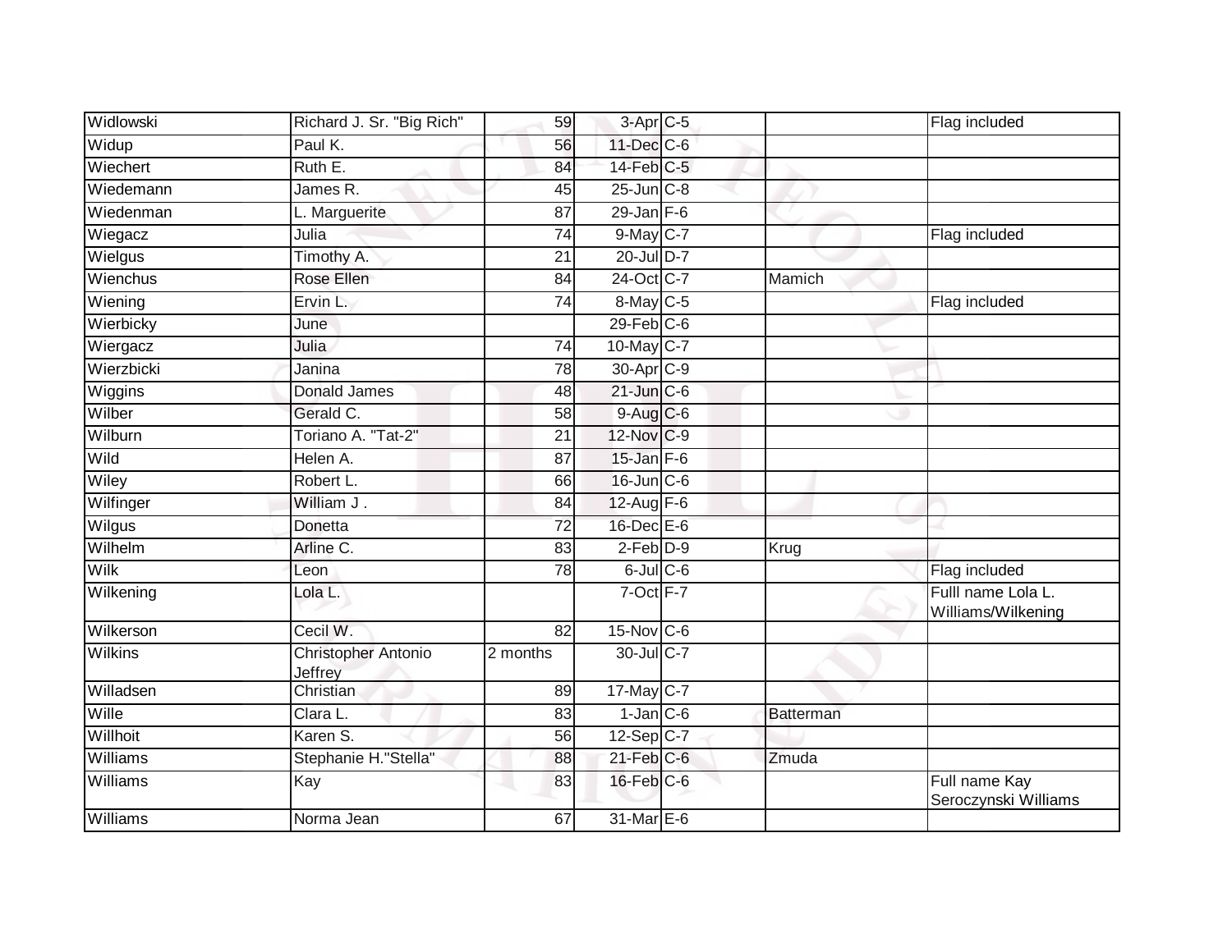| | | | | | | |
|---|---|---|---|---|---|---|
| Widlowski | Richard J. Sr. "Big Rich" | 59 | 3-Apr | C-5 | | Flag included |
| Widup | Paul K. | 56 | 11-Dec | C-6 | | |
| Wiechert | Ruth E. | 84 | 14-Feb | C-5 | | |
| Wiedemann | James R. | 45 | 25-Jun | C-8 | | |
| Wiedenman | L. Marguerite | 87 | 29-Jan | F-6 | | |
| Wiegacz | Julia | 74 | 9-May | C-7 | | Flag included |
| Wielgus | Timothy A. | 21 | 20-Jul | D-7 | | |
| Wienchus | Rose Ellen | 84 | 24-Oct | C-7 | Mamich | |
| Wiening | Ervin L. | 74 | 8-May | C-5 | | Flag included |
| Wierbicky | June | | 29-Feb | C-6 | | |
| Wiergacz | Julia | 74 | 10-May | C-7 | | |
| Wierzbicki | Janina | 78 | 30-Apr | C-9 | | |
| Wiggins | Donald James | 48 | 21-Jun | C-6 | | |
| Wilber | Gerald C. | 58 | 9-Aug | C-6 | | |
| Wilburn | Toriano A. "Tat-2" | 21 | 12-Nov | C-9 | | |
| Wild | Helen A. | 87 | 15-Jan | F-6 | | |
| Wiley | Robert L. | 66 | 16-Jun | C-6 | | |
| Wilfinger | William J . | 84 | 12-Aug | F-6 | | |
| Wilgus | Donetta | 72 | 16-Dec | E-6 | | |
| Wilhelm | Arline C. | 83 | 2-Feb | D-9 | Krug | |
| Wilk | Leon | 78 | 6-Jul | C-6 | | Flag included |
| Wilkening | Lola L. | | 7-Oct | F-7 | | Fulll name Lola L. Williams/Wilkening |
| Wilkerson | Cecil W. | 82 | 15-Nov | C-6 | | |
| Wilkins | Christopher Antonio Jeffrey | 2 months | 30-Jul | C-7 | | |
| Willadsen | Christian | 89 | 17-May | C-7 | | |
| Wille | Clara L. | 83 | 1-Jan | C-6 | Batterman | |
| Willhoit | Karen S. | 56 | 12-Sep | C-7 | | |
| Williams | Stephanie H."Stella" | 88 | 21-Feb | C-6 | Zmuda | |
| Williams | Kay | 83 | 16-Feb | C-6 | | Full name Kay Seroczynski Williams |
| Williams | Norma Jean | 67 | 31-Mar | E-6 | | |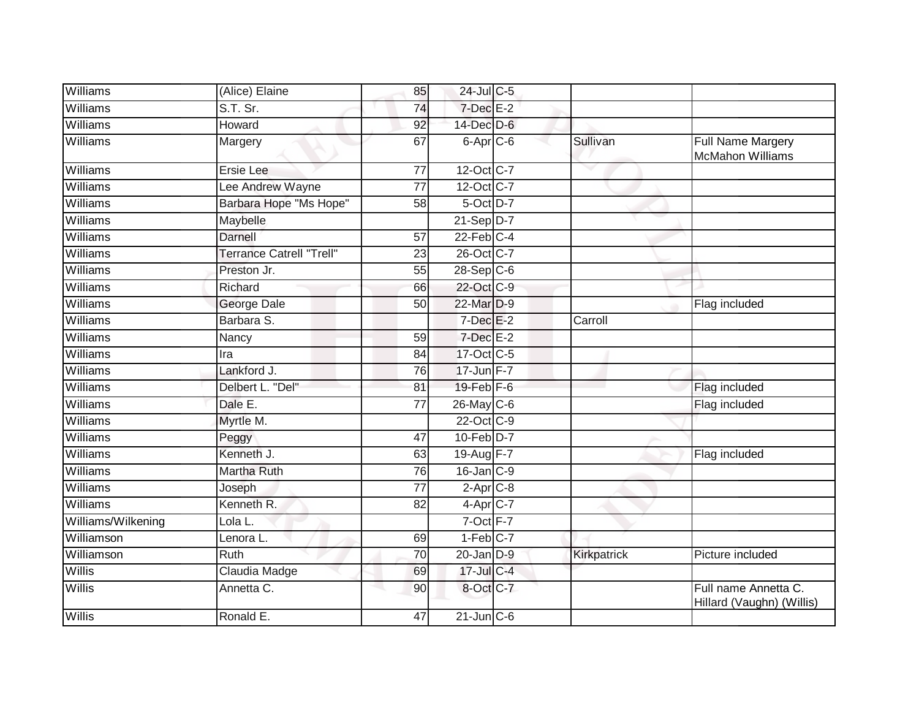| | | | | | | |
|---|---|---|---|---|---|---|
| Williams | (Alice) Elaine | 85 | 24-Jul | C-5 | | |
| Williams | S.T. Sr. | 74 | 7-Dec | E-2 | | |
| Williams | Howard | 92 | 14-Dec | D-6 | | |
| Williams | Margery | 67 | 6-Apr | C-6 | Sullivan | Full Name Margery McMahon Williams |
| Williams | Ersie Lee | 77 | 12-Oct | C-7 | | |
| Williams | Lee Andrew Wayne | 77 | 12-Oct | C-7 | | |
| Williams | Barbara Hope "Ms Hope" | 58 | 5-Oct | D-7 | | |
| Williams | Maybelle | | 21-Sep | D-7 | | |
| Williams | Darnell | 57 | 22-Feb | C-4 | | |
| Williams | Terrance Catrell "Trell" | 23 | 26-Oct | C-7 | | |
| Williams | Preston Jr. | 55 | 28-Sep | C-6 | | |
| Williams | Richard | 66 | 22-Oct | C-9 | | |
| Williams | George Dale | 50 | 22-Mar | D-9 | | Flag included |
| Williams | Barbara S. | | 7-Dec | E-2 | Carroll | |
| Williams | Nancy | 59 | 7-Dec | E-2 | | |
| Williams | Ira | 84 | 17-Oct | C-5 | | |
| Williams | Lankford J. | 76 | 17-Jun | F-7 | | |
| Williams | Delbert L. "Del" | 81 | 19-Feb | F-6 | | Flag included |
| Williams | Dale E. | 77 | 26-May | C-6 | | Flag included |
| Williams | Myrtle M. | | 22-Oct | C-9 | | |
| Williams | Peggy | 47 | 10-Feb | D-7 | | |
| Williams | Kenneth J. | 63 | 19-Aug | F-7 | | Flag included |
| Williams | Martha Ruth | 76 | 16-Jan | C-9 | | |
| Williams | Joseph | 77 | 2-Apr | C-8 | | |
| Williams | Kenneth R. | 82 | 4-Apr | C-7 | | |
| Williams/Wilkening | Lola L. | | 7-Oct | F-7 | | |
| Williamson | Lenora L. | 69 | 1-Feb | C-7 | | |
| Williamson | Ruth | 70 | 20-Jan | D-9 | Kirkpatrick | Picture included |
| Willis | Claudia Madge | 69 | 17-Jul | C-4 | | |
| Willis | Annetta C. | 90 | 8-Oct | C-7 | | Full name Annetta C. Hillard (Vaughn) (Willis) |
| Willis | Ronald E. | 47 | 21-Jun | C-6 | | |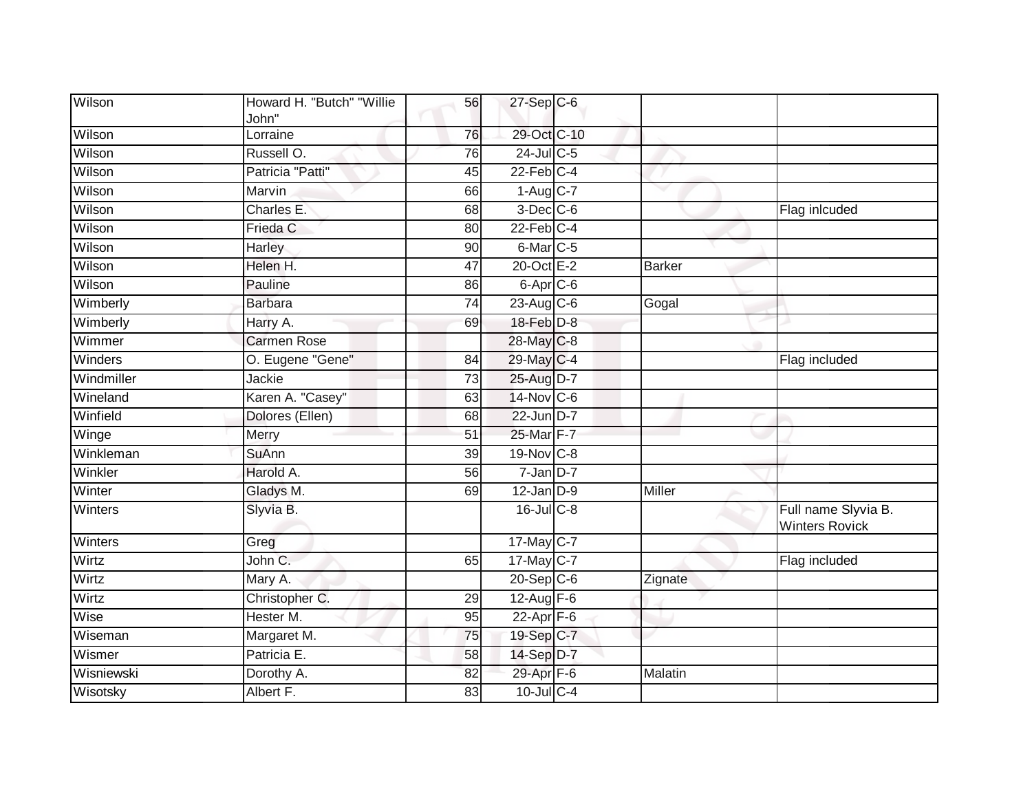| | | | | | | |
|---|---|---|---|---|---|---|
| Wilson | Howard H. "Butch" "Willie John" | 56 | 27-Sep | C-6 | | |
| Wilson | Lorraine | 76 | 29-Oct | C-10 | | |
| Wilson | Russell O. | 76 | 24-Jul | C-5 | | |
| Wilson | Patricia "Patti" | 45 | 22-Feb | C-4 | | |
| Wilson | Marvin | 66 | 1-Aug | C-7 | | |
| Wilson | Charles E. | 68 | 3-Dec | C-6 | | Flag inlcuded |
| Wilson | Frieda C | 80 | 22-Feb | C-4 | | |
| Wilson | Harley | 90 | 6-Mar | C-5 | | |
| Wilson | Helen H. | 47 | 20-Oct | E-2 | Barker | |
| Wilson | Pauline | 86 | 6-Apr | C-6 | | |
| Wimberly | Barbara | 74 | 23-Aug | C-6 | Gogal | |
| Wimberly | Harry A. | 69 | 18-Feb | D-8 | | |
| Wimmer | Carmen Rose | | 28-May | C-8 | | |
| Winders | O. Eugene "Gene" | 84 | 29-May | C-4 | | Flag included |
| Windmiller | Jackie | 73 | 25-Aug | D-7 | | |
| Wineland | Karen A. "Casey" | 63 | 14-Nov | C-6 | | |
| Winfield | Dolores (Ellen) | 68 | 22-Jun | D-7 | | |
| Winge | Merry | 51 | 25-Mar | F-7 | | |
| Winkleman | SuAnn | 39 | 19-Nov | C-8 | | |
| Winkler | Harold A. | 56 | 7-Jan | D-7 | | |
| Winter | Gladys M. | 69 | 12-Jan | D-9 | Miller | |
| Winters | Slyvia B. | | 16-Jul | C-8 | | Full name Slyvia B. Winters Rovick |
| Winters | Greg | | 17-May | C-7 | | |
| Wirtz | John C. | 65 | 17-May | C-7 | | Flag included |
| Wirtz | Mary A. | | 20-Sep | C-6 | Zignate | |
| Wirtz | Christopher C. | 29 | 12-Aug | F-6 | | |
| Wise | Hester M. | 95 | 22-Apr | F-6 | | |
| Wiseman | Margaret M. | 75 | 19-Sep | C-7 | | |
| Wismer | Patricia E. | 58 | 14-Sep | D-7 | | |
| Wisniewski | Dorothy A. | 82 | 29-Apr | F-6 | Malatin | |
| Wisotsky | Albert F. | 83 | 10-Jul | C-4 | | |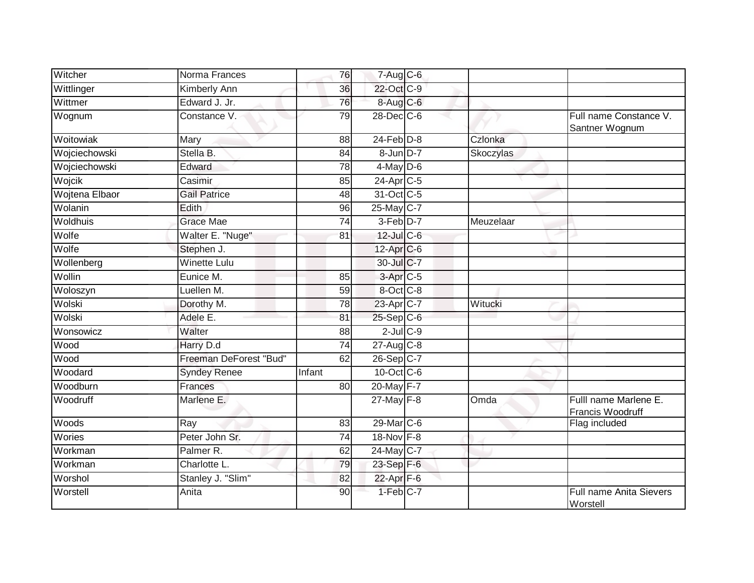| Witcher | Norma Frances | 76 | 7-Aug | C-6 | | |
|---|---|---|---|---|---|---|
| Wittlinger | Kimberly Ann | 36 | 22-Oct | C-9 | | |
| Wittmer | Edward J. Jr. | 76 | 8-Aug | C-6 | | |
| Wognum | Constance V. | 79 | 28-Dec | C-6 | | Full name Constance V. Santner Wognum |
| Woitowiak | Mary | 88 | 24-Feb | D-8 | Czlonka | |
| Wojciechowski | Stella B. | 84 | 8-Jun | D-7 | Skoczylas | |
| Wojciechowski | Edward | 78 | 4-May | D-6 | | |
| Wojcik | Casimir | 85 | 24-Apr | C-5 | | |
| Wojtena Elbaor | Gail Patrice | 48 | 31-Oct | C-5 | | |
| Wolanin | Edith | 96 | 25-May | C-7 | | |
| Woldhuis | Grace Mae | 74 | 3-Feb | D-7 | Meuzelaar | |
| Wolfe | Walter E. "Nuge" | 81 | 12-Jul | C-6 | | |
| Wolfe | Stephen J. | | 12-Apr | C-6 | | |
| Wollenberg | Winette Lulu | | 30-Jul | C-7 | | |
| Wollin | Eunice M. | 85 | 3-Apr | C-5 | | |
| Woloszyn | Luellen M. | 59 | 8-Oct | C-8 | | |
| Wolski | Dorothy M. | 78 | 23-Apr | C-7 | Witucki | |
| Wolski | Adele E. | 81 | 25-Sep | C-6 | | |
| Wonsowicz | Walter | 88 | 2-Jul | C-9 | | |
| Wood | Harry D.d | 74 | 27-Aug | C-8 | | |
| Wood | Freeman DeForest "Bud" | 62 | 26-Sep | C-7 | | |
| Woodard | Syndey Renee | Infant | 10-Oct | C-6 | | |
| Woodburn | Frances | 80 | 20-May | F-7 | | |
| Woodruff | Marlene E. | | 27-May | F-8 | Omda | Fulll name Marlene E. Francis Woodruff |
| Woods | Ray | 83 | 29-Mar | C-6 | | Flag included |
| Wories | Peter John Sr. | 74 | 18-Nov | F-8 | | |
| Workman | Palmer R. | 62 | 24-May | C-7 | | |
| Workman | Charlotte L. | 79 | 23-Sep | F-6 | | |
| Worshol | Stanley J. "Slim" | 82 | 22-Apr | F-6 | | |
| Worstell | Anita | 90 | 1-Feb | C-7 | | Full name Anita Sievers Worstell |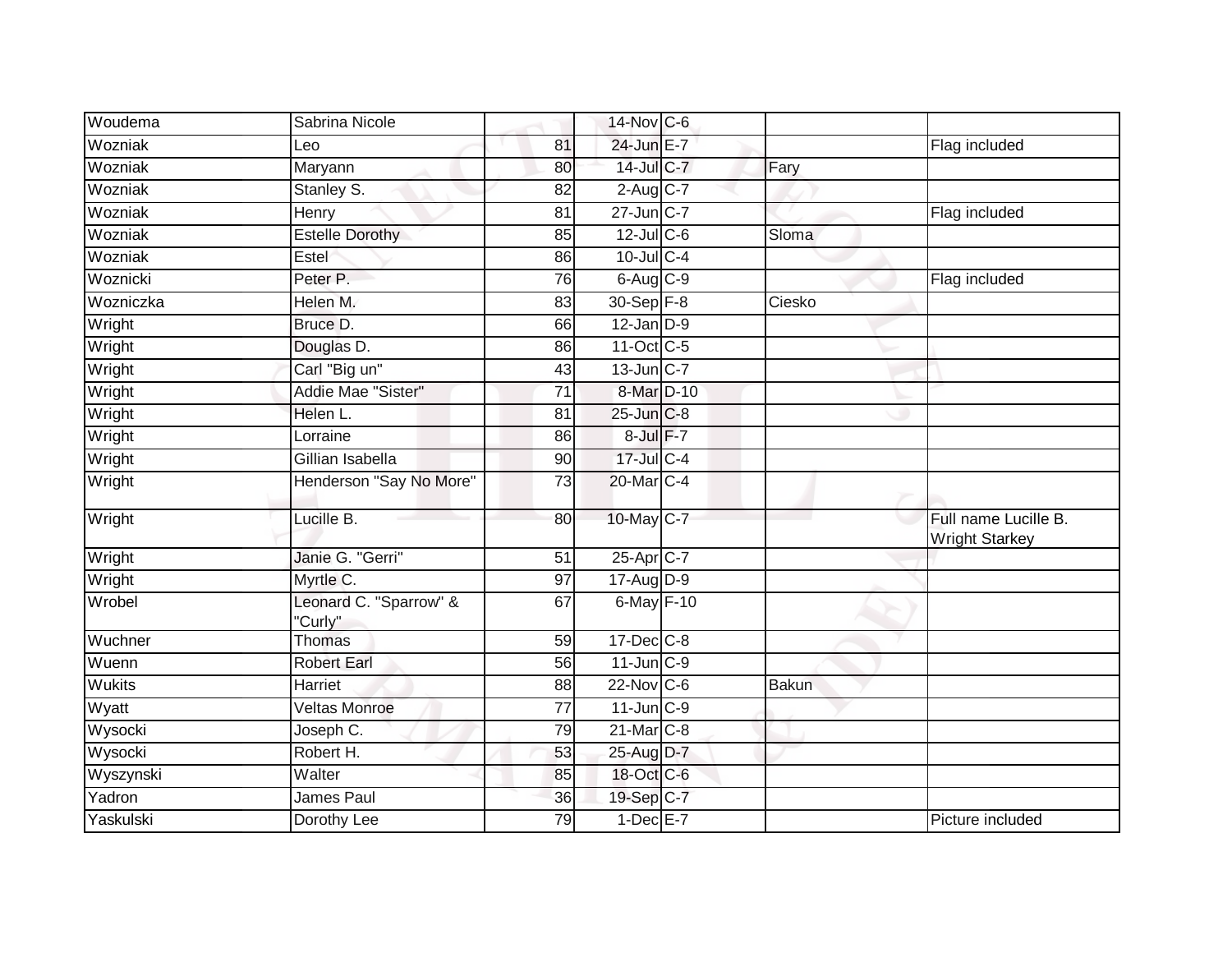| Woudema | Sabrina Nicole | | 14-Nov | C-6 | | |
|---|---|---|---|---|---|---|
| Wozniak | Leo | 81 | 24-Jun | E-7 | | Flag included |
| Wozniak | Maryann | 80 | 14-Jul | C-7 | Fary | |
| Wozniak | Stanley S. | 82 | 2-Aug | C-7 | | |
| Wozniak | Henry | 81 | 27-Jun | C-7 | | Flag included |
| Wozniak | Estelle Dorothy | 85 | 12-Jul | C-6 | Sloma | |
| Wozniak | Estel | 86 | 10-Jul | C-4 | | |
| Woznicki | Peter P. | 76 | 6-Aug | C-9 | | Flag included |
| Wozniczka | Helen M. | 83 | 30-Sep | F-8 | Ciesko | |
| Wright | Bruce D. | 66 | 12-Jan | D-9 | | |
| Wright | Douglas D. | 86 | 11-Oct | C-5 | | |
| Wright | Carl "Big un" | 43 | 13-Jun | C-7 | | |
| Wright | Addie Mae "Sister" | 71 | 8-Mar | D-10 | | |
| Wright | Helen L. | 81 | 25-Jun | C-8 | | |
| Wright | Lorraine | 86 | 8-Jul | F-7 | | |
| Wright | Gillian Isabella | 90 | 17-Jul | C-4 | | |
| Wright | Henderson "Say No More" | 73 | 20-Mar | C-4 | | |
| Wright | Lucille B. | 80 | 10-May | C-7 | | Full name Lucille B. Wright Starkey |
| Wright | Janie G. "Gerri" | 51 | 25-Apr | C-7 | | |
| Wright | Myrtle C. | 97 | 17-Aug | D-9 | | |
| Wrobel | Leonard C. "Sparrow" & "Curly" | 67 | 6-May | F-10 | | |
| Wuchner | Thomas | 59 | 17-Dec | C-8 | | |
| Wuenn | Robert Earl | 56 | 11-Jun | C-9 | | |
| Wukits | Harriet | 88 | 22-Nov | C-6 | Bakun | |
| Wyatt | Veltas Monroe | 77 | 11-Jun | C-9 | | |
| Wysocki | Joseph C. | 79 | 21-Mar | C-8 | | |
| Wysocki | Robert H. | 53 | 25-Aug | D-7 | | |
| Wyszynski | Walter | 85 | 18-Oct | C-6 | | |
| Yadron | James Paul | 36 | 19-Sep | C-7 | | |
| Yaskulski | Dorothy Lee | 79 | 1-Dec | E-7 | | Picture included |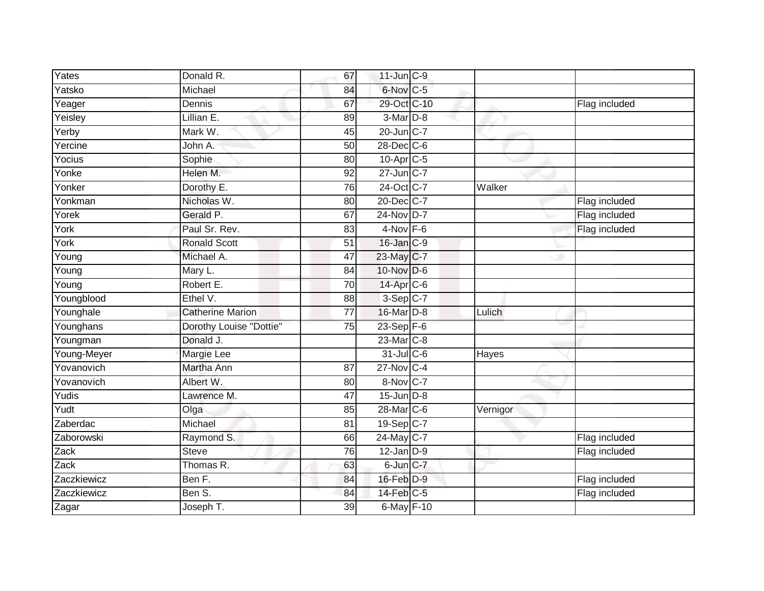| Yates | Donald R. | 67 | 11-Jun | C-9 | | |
|---|---|---|---|---|---|---|
| Yatsko | Michael | 84 | 6-Nov | C-5 | | |
| Yeager | Dennis | 67 | 29-Oct | C-10 | | Flag included |
| Yeisley | Lillian E. | 89 | 3-Mar | D-8 | | |
| Yerby | Mark W. | 45 | 20-Jun | C-7 | | |
| Yercine | John A. | 50 | 28-Dec | C-6 | | |
| Yocius | Sophie | 80 | 10-Apr | C-5 | | |
| Yonke | Helen M. | 92 | 27-Jun | C-7 | | |
| Yonker | Dorothy E. | 76 | 24-Oct | C-7 | Walker | |
| Yonkman | Nicholas W. | 80 | 20-Dec | C-7 | | Flag included |
| Yorek | Gerald P. | 67 | 24-Nov | D-7 | | Flag included |
| York | Paul Sr. Rev. | 83 | 4-Nov | F-6 | | Flag included |
| York | Ronald Scott | 51 | 16-Jan | C-9 | | |
| Young | Michael A. | 47 | 23-May | C-7 | | |
| Young | Mary L. | 84 | 10-Nov | D-6 | | |
| Young | Robert E. | 70 | 14-Apr | C-6 | | |
| Youngblood | Ethel V. | 88 | 3-Sep | C-7 | | |
| Younghale | Catherine Marion | 77 | 16-Mar | D-8 | Lulich | |
| Younghans | Dorothy Louise "Dottie" | 75 | 23-Sep | F-6 | | |
| Youngman | Donald J. | | 23-Mar | C-8 | | |
| Young-Meyer | Margie Lee | | 31-Jul | C-6 | Hayes | |
| Yovanovich | Martha Ann | 87 | 27-Nov | C-4 | | |
| Yovanovich | Albert W. | 80 | 8-Nov | C-7 | | |
| Yudis | Lawrence M. | 47 | 15-Jun | D-8 | | |
| Yudt | Olga | 85 | 28-Mar | C-6 | Vernigor | |
| Zaberdac | Michael | 81 | 19-Sep | C-7 | | |
| Zaborowski | Raymond S. | 66 | 24-May | C-7 | | Flag included |
| Zack | Steve | 76 | 12-Jan | D-9 | | Flag included |
| Zack | Thomas R. | 63 | 6-Jun | C-7 | | |
| Zaczkiewicz | Ben F. | 84 | 16-Feb | D-9 | | Flag included |
| Zaczkiewicz | Ben S. | 84 | 14-Feb | C-5 | | Flag included |
| Zagar | Joseph T. | 39 | 6-May | F-10 | | |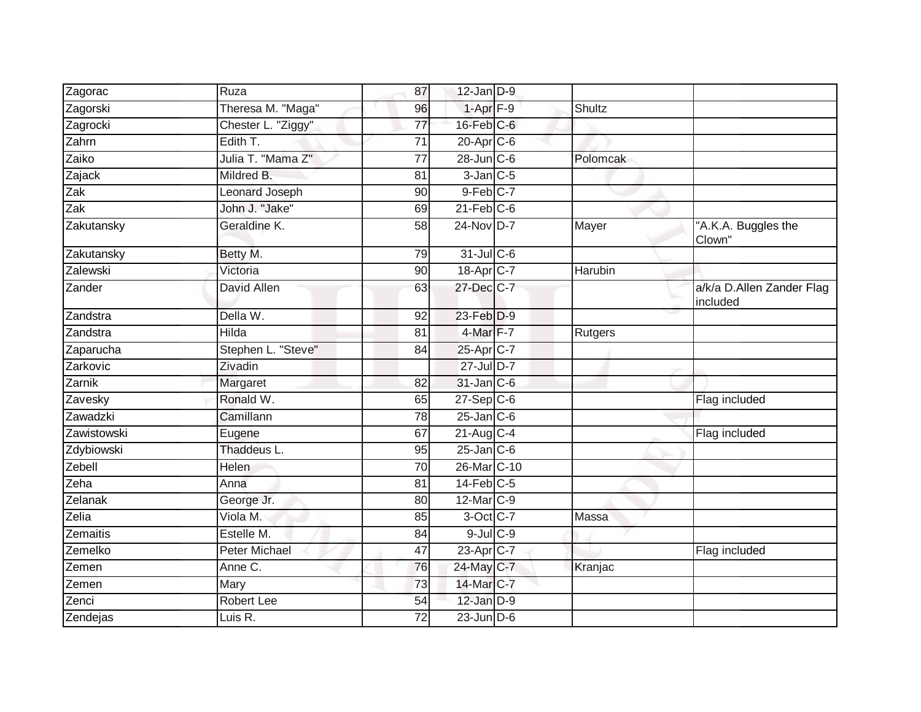| Zagorac | Ruza | 87 | 12-Jan | D-9 | | |
|---|---|---|---|---|---|---|
| Zagorski | Theresa M. "Maga" | 96 | 1-Apr | F-9 | Shultz | |
| Zagrocki | Chester L. "Ziggy" | 77 | 16-Feb | C-6 | | |
| Zahrn | Edith T. | 71 | 20-Apr | C-6 | | |
| Zaiko | Julia T. "Mama Z" | 77 | 28-Jun | C-6 | Polomcak | |
| Zajack | Mildred B. | 81 | 3-Jan | C-5 | | |
| Zak | Leonard Joseph | 90 | 9-Feb | C-7 | | |
| Zak | John J. "Jake" | 69 | 21-Feb | C-6 | | |
| Zakutansky | Geraldine K. | 58 | 24-Nov | D-7 | Mayer | "A.K.A. Buggles the Clown" |
| Zakutansky | Betty M. | 79 | 31-Jul | C-6 | | |
| Zalewski | Victoria | 90 | 18-Apr | C-7 | Harubin | |
| Zander | David Allen | 63 | 27-Dec | C-7 | | a/k/a D.Allen Zander Flag included |
| Zandstra | Della W. | 92 | 23-Feb | D-9 | | |
| Zandstra | Hilda | 81 | 4-Mar | F-7 | Rutgers | |
| Zaparucha | Stephen L. "Steve" | 84 | 25-Apr | C-7 | | |
| Zarkovic | Zivadin | | 27-Jul | D-7 | | |
| Zarnik | Margaret | 82 | 31-Jan | C-6 | | |
| Zavesky | Ronald W. | 65 | 27-Sep | C-6 | | Flag included |
| Zawadzki | Camillann | 78 | 25-Jan | C-6 | | |
| Zawistowski | Eugene | 67 | 21-Aug | C-4 | | Flag included |
| Zdybiowski | Thaddeus L. | 95 | 25-Jan | C-6 | | |
| Zebell | Helen | 70 | 26-Mar | C-10 | | |
| Zeha | Anna | 81 | 14-Feb | C-5 | | |
| Zelanak | George Jr. | 80 | 12-Mar | C-9 | | |
| Zelia | Viola M. | 85 | 3-Oct | C-7 | Massa | |
| Zemaitis | Estelle M. | 84 | 9-Jul | C-9 | | |
| Zemelko | Peter Michael | 47 | 23-Apr | C-7 | | Flag included |
| Zemen | Anne C. | 76 | 24-May | C-7 | Kranjac | |
| Zemen | Mary | 73 | 14-Mar | C-7 | | |
| Zenci | Robert Lee | 54 | 12-Jan | D-9 | | |
| Zendejas | Luis R. | 72 | 23-Jun | D-6 | | |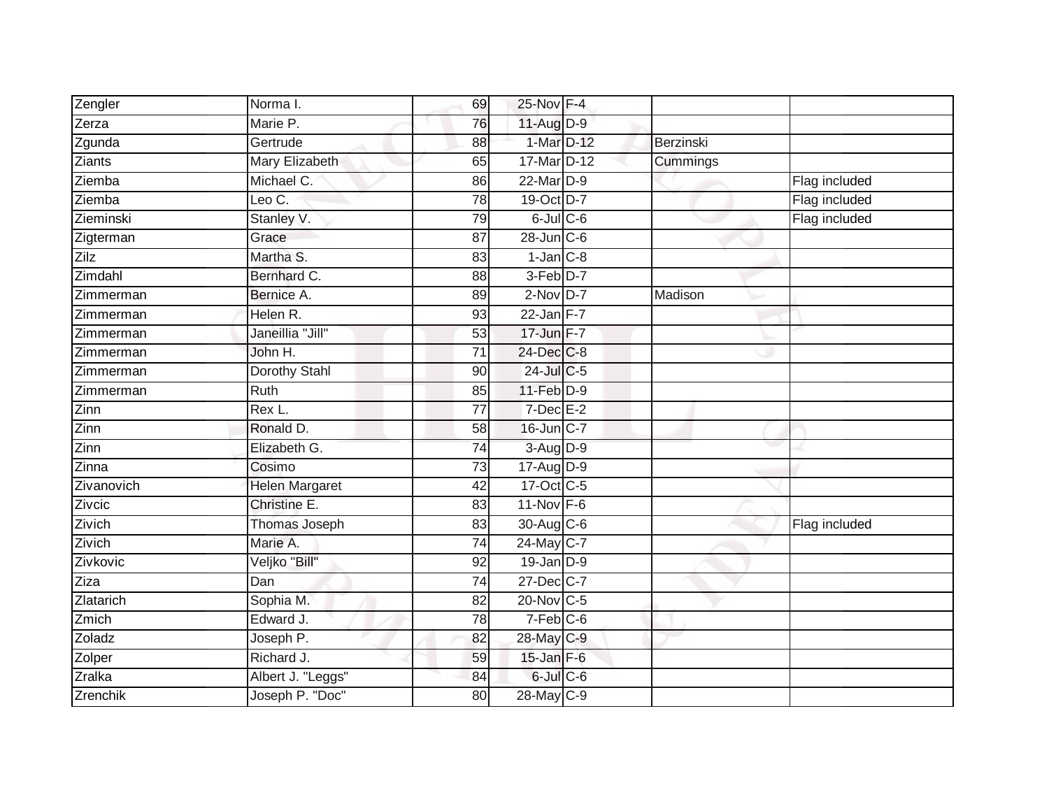| Zengler | Norma I. | 69 | 25-Nov | F-4 | | |
|---|---|---|---|---|---|---|
| Zerza | Marie P. | 76 | 11-Aug | D-9 | | |
| Zgunda | Gertrude | 88 | 1-Mar | D-12 | Berzinski | |
| Ziants | Mary Elizabeth | 65 | 17-Mar | D-12 | Cummings | |
| Ziemba | Michael C. | 86 | 22-Mar | D-9 | | Flag included |
| Ziemba | Leo C. | 78 | 19-Oct | D-7 | | Flag included |
| Zieminski | Stanley V. | 79 | 6-Jul | C-6 | | Flag included |
| Zigterman | Grace | 87 | 28-Jun | C-6 | | |
| Zilz | Martha S. | 83 | 1-Jan | C-8 | | |
| Zimdahl | Bernhard C. | 88 | 3-Feb | D-7 | | |
| Zimmerman | Bernice A. | 89 | 2-Nov | D-7 | Madison | |
| Zimmerman | Helen R. | 93 | 22-Jan | F-7 | | |
| Zimmerman | Janeillia "Jill" | 53 | 17-Jun | F-7 | | |
| Zimmerman | John H. | 71 | 24-Dec | C-8 | | |
| Zimmerman | Dorothy Stahl | 90 | 24-Jul | C-5 | | |
| Zimmerman | Ruth | 85 | 11-Feb | D-9 | | |
| Zinn | Rex L. | 77 | 7-Dec | E-2 | | |
| Zinn | Ronald D. | 58 | 16-Jun | C-7 | | |
| Zinn | Elizabeth G. | 74 | 3-Aug | D-9 | | |
| Zinna | Cosimo | 73 | 17-Aug | D-9 | | |
| Zivanovich | Helen Margaret | 42 | 17-Oct | C-5 | | |
| Zivcic | Christine E. | 83 | 11-Nov | F-6 | | |
| Zivich | Thomas Joseph | 83 | 30-Aug | C-6 | | Flag included |
| Zivich | Marie A. | 74 | 24-May | C-7 | | |
| Zivkovic | Veljko "Bill" | 92 | 19-Jan | D-9 | | |
| Ziza | Dan | 74 | 27-Dec | C-7 | | |
| Zlatarich | Sophia M. | 82 | 20-Nov | C-5 | | |
| Zmich | Edward J. | 78 | 7-Feb | C-6 | | |
| Zoladz | Joseph P. | 82 | 28-May | C-9 | | |
| Zolper | Richard J. | 59 | 15-Jan | F-6 | | |
| Zralka | Albert J. "Leggs" | 84 | 6-Jul | C-6 | | |
| Zrenchik | Joseph P. "Doc" | 80 | 28-May | C-9 | | |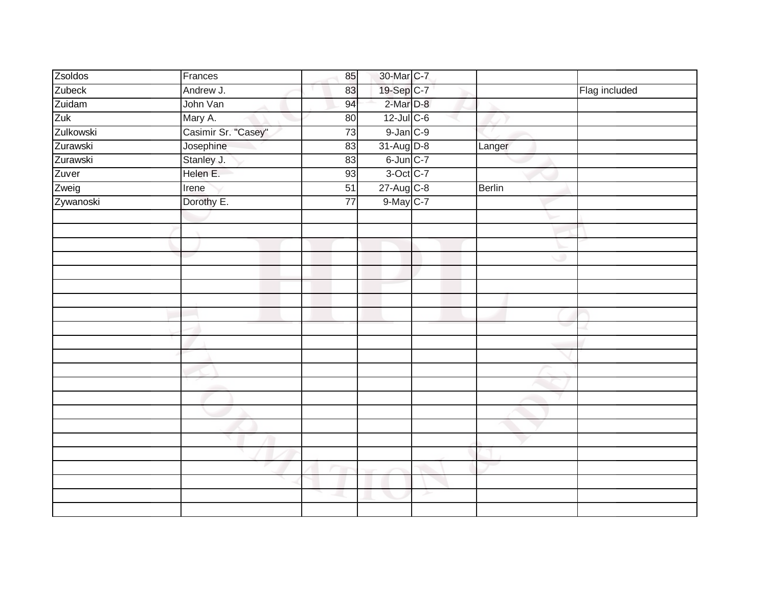| | | | | | | |
|---|---|---|---|---|---|---|
| Zsoldos | Frances | 85 | 30-Mar | C-7 | | |
| Zubeck | Andrew J. | 83 | 19-Sep | C-7 | | Flag included |
| Zuidam | John Van | 94 | 2-Mar | D-8 | | |
| Zuk | Mary A. | 80 | 12-Jul | C-6 | | |
| Zulkowski | Casimir Sr. "Casey" | 73 | 9-Jan | C-9 | | |
| Zurawski | Josephine | 83 | 31-Aug | D-8 | Langer | |
| Zurawski | Stanley J. | 83 | 6-Jun | C-7 | | |
| Zuver | Helen E. | 93 | 3-Oct | C-7 | | |
| Zweig | Irene | 51 | 27-Aug | C-8 | Berlin | |
| Zywanoski | Dorothy E. | 77 | 9-May | C-7 | | |